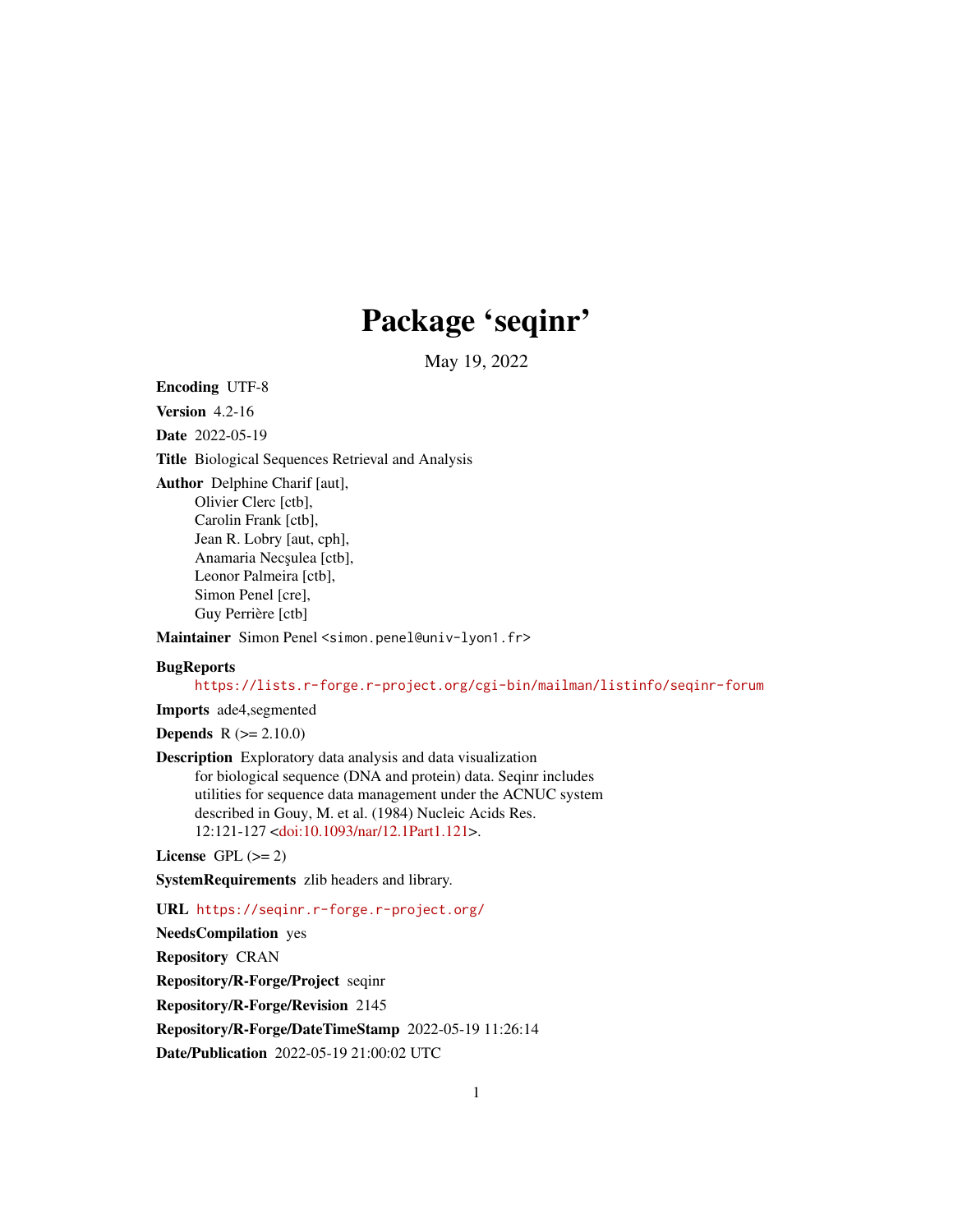# Package 'seqinr'

May 19, 2022

**Encoding** UTF-8

**Version** 4.2-16

**Date** 2022-05-19

**Title** Biological Sequences Retrieval and Analysis

**Author** Delphine Charif [aut],
Olivier Clerc [ctb],
Carolin Frank [ctb],
Jean R. Lobry [aut, cph],
Anamaria Necşulea [ctb],
Leonor Palmeira [ctb],
Simon Penel [cre],
Guy Perrière [ctb]

**Maintainer** Simon Penel <simon.penel@univ-lyon1.fr>

**BugReports**
https://lists.r-forge.r-project.org/cgi-bin/mailman/listinfo/seqinr-forum

**Imports** ade4,segmented

**Depends** R (>= 2.10.0)

**Description** Exploratory data analysis and data visualization for biological sequence (DNA and protein) data. Seqinr includes utilities for sequence data management under the ACNUC system described in Gouy, M. et al. (1984) Nucleic Acids Res. 12:121-127 <doi:10.1093/nar/12.1Part1.121>.

**License** GPL (>= 2)

**SystemRequirements** zlib headers and library.

**URL** https://seqinr.r-forge.r-project.org/

**NeedsCompilation** yes

**Repository** CRAN

**Repository/R-Forge/Project** seqinr

**Repository/R-Forge/Revision** 2145

**Repository/R-Forge/DateTimeStamp** 2022-05-19 11:26:14

**Date/Publication** 2022-05-19 21:00:02 UTC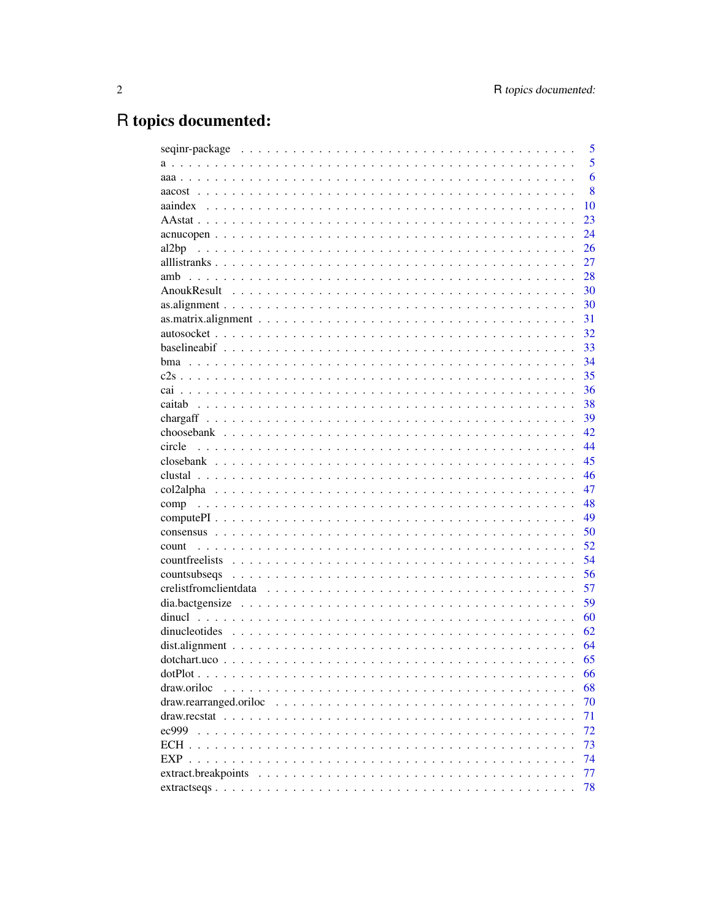# R topics documented:

| | |
|---|---|
| seqinr-package | 5 |
| a | 5 |
| aaa | 6 |
| aacost | 8 |
| aaindex | 10 |
| AAstat | 23 |
| acnucopen | 24 |
| al2bp | 26 |
| alllistranks | 27 |
| amb | 28 |
| AnoukResult | 30 |
| as.alignment | 30 |
| as.matrix.alignment | 31 |
| autosocket | 32 |
| baselineabif | 33 |
| bma | 34 |
| c2s | 35 |
| cai | 36 |
| caitab | 38 |
| chargaff | 39 |
| choosebank | 42 |
| circle | 44 |
| closebank | 45 |
| clustal | 46 |
| col2alpha | 47 |
| comp | 48 |
| computePI | 49 |
| consensus | 50 |
| count | 52 |
| countfreelists | 54 |
| countsubseqs | 56 |
| crelistfromclientdata | 57 |
| dia.bactgensize | 59 |
| dinucl | 60 |
| dinucleotides | 62 |
| dist.alignment | 64 |
| dotchart.uco | 65 |
| dotPlot | 66 |
| draw.oriloc | 68 |
| draw.rearranged.oriloc | 70 |
| draw.recstat | 71 |
| ec999 | 72 |
| ECH | 73 |
| EXP | 74 |
| extract.breakpoints | 77 |
| extractseqs | 78 |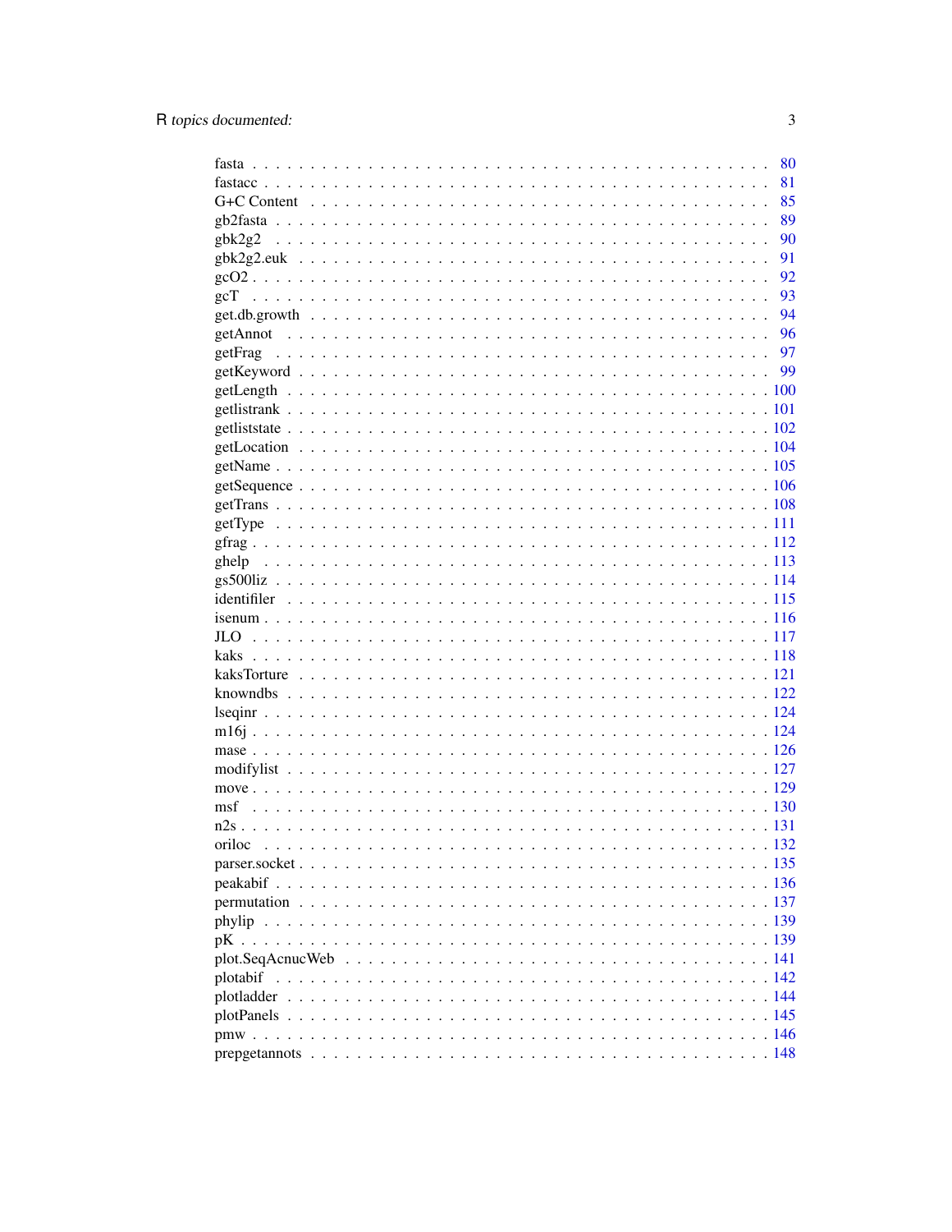fasta . . . . . . . . . . . . . . . . . . . . . . . . . . . . . . . . . . . . . . . . . . . 80
fastacc . . . . . . . . . . . . . . . . . . . . . . . . . . . . . . . . . . . . . . . . . . 81
G+C Content . . . . . . . . . . . . . . . . . . . . . . . . . . . . . . . . . . . . . . . 85
gb2fasta . . . . . . . . . . . . . . . . . . . . . . . . . . . . . . . . . . . . . . . . . 89
gbk2g2 . . . . . . . . . . . . . . . . . . . . . . . . . . . . . . . . . . . . . . . . . . 90
gbk2g2.euk . . . . . . . . . . . . . . . . . . . . . . . . . . . . . . . . . . . . . . . . 91
gcO2 . . . . . . . . . . . . . . . . . . . . . . . . . . . . . . . . . . . . . . . . . . . 92
gcT . . . . . . . . . . . . . . . . . . . . . . . . . . . . . . . . . . . . . . . . . . . . 93
get.db.growth . . . . . . . . . . . . . . . . . . . . . . . . . . . . . . . . . . . . . . 94
getAnnot . . . . . . . . . . . . . . . . . . . . . . . . . . . . . . . . . . . . . . . . . 96
getFrag . . . . . . . . . . . . . . . . . . . . . . . . . . . . . . . . . . . . . . . . . . 97
getKeyword . . . . . . . . . . . . . . . . . . . . . . . . . . . . . . . . . . . . . . . . 99
getLength . . . . . . . . . . . . . . . . . . . . . . . . . . . . . . . . . . . . . . . . 100
getlistrank . . . . . . . . . . . . . . . . . . . . . . . . . . . . . . . . . . . . . . . 101
getliststate . . . . . . . . . . . . . . . . . . . . . . . . . . . . . . . . . . . . . . . 102
getLocation . . . . . . . . . . . . . . . . . . . . . . . . . . . . . . . . . . . . . . . 104
getName . . . . . . . . . . . . . . . . . . . . . . . . . . . . . . . . . . . . . . . . . 105
getSequence . . . . . . . . . . . . . . . . . . . . . . . . . . . . . . . . . . . . . . . 106
getTrans . . . . . . . . . . . . . . . . . . . . . . . . . . . . . . . . . . . . . . . . . 108
getType . . . . . . . . . . . . . . . . . . . . . . . . . . . . . . . . . . . . . . . . . 111
gfrag . . . . . . . . . . . . . . . . . . . . . . . . . . . . . . . . . . . . . . . . . . . 112
ghelp . . . . . . . . . . . . . . . . . . . . . . . . . . . . . . . . . . . . . . . . . . . 113
gs500liz . . . . . . . . . . . . . . . . . . . . . . . . . . . . . . . . . . . . . . . . . 114
identifiler . . . . . . . . . . . . . . . . . . . . . . . . . . . . . . . . . . . . . . . . 115
isenum . . . . . . . . . . . . . . . . . . . . . . . . . . . . . . . . . . . . . . . . . . 116
JLO . . . . . . . . . . . . . . . . . . . . . . . . . . . . . . . . . . . . . . . . . . . . 117
kaks . . . . . . . . . . . . . . . . . . . . . . . . . . . . . . . . . . . . . . . . . . . . 118
kaksTorture . . . . . . . . . . . . . . . . . . . . . . . . . . . . . . . . . . . . . . . 121
knowndbs . . . . . . . . . . . . . . . . . . . . . . . . . . . . . . . . . . . . . . . . 122
lseqinr . . . . . . . . . . . . . . . . . . . . . . . . . . . . . . . . . . . . . . . . . . 124
m16j . . . . . . . . . . . . . . . . . . . . . . . . . . . . . . . . . . . . . . . . . . . 124
mase . . . . . . . . . . . . . . . . . . . . . . . . . . . . . . . . . . . . . . . . . . . 126
modifylist . . . . . . . . . . . . . . . . . . . . . . . . . . . . . . . . . . . . . . . . 127
move . . . . . . . . . . . . . . . . . . . . . . . . . . . . . . . . . . . . . . . . . . . 129
msf . . . . . . . . . . . . . . . . . . . . . . . . . . . . . . . . . . . . . . . . . . . . 130
n2s . . . . . . . . . . . . . . . . . . . . . . . . . . . . . . . . . . . . . . . . . . . . 131
oriloc . . . . . . . . . . . . . . . . . . . . . . . . . . . . . . . . . . . . . . . . . . 132
parser.socket . . . . . . . . . . . . . . . . . . . . . . . . . . . . . . . . . . . . . . 135
peakabif . . . . . . . . . . . . . . . . . . . . . . . . . . . . . . . . . . . . . . . . . 136
permutation . . . . . . . . . . . . . . . . . . . . . . . . . . . . . . . . . . . . . . . 137
phylip . . . . . . . . . . . . . . . . . . . . . . . . . . . . . . . . . . . . . . . . . . 139
pK . . . . . . . . . . . . . . . . . . . . . . . . . . . . . . . . . . . . . . . . . . . . . 139
plot.SeqAcnucWeb . . . . . . . . . . . . . . . . . . . . . . . . . . . . . . . . . . . 141
plotabif . . . . . . . . . . . . . . . . . . . . . . . . . . . . . . . . . . . . . . . . . 142
plotladder . . . . . . . . . . . . . . . . . . . . . . . . . . . . . . . . . . . . . . . . 144
plotPanels . . . . . . . . . . . . . . . . . . . . . . . . . . . . . . . . . . . . . . . . 145
pmw . . . . . . . . . . . . . . . . . . . . . . . . . . . . . . . . . . . . . . . . . . . . 146
prepgetannots . . . . . . . . . . . . . . . . . . . . . . . . . . . . . . . . . . . . . . 148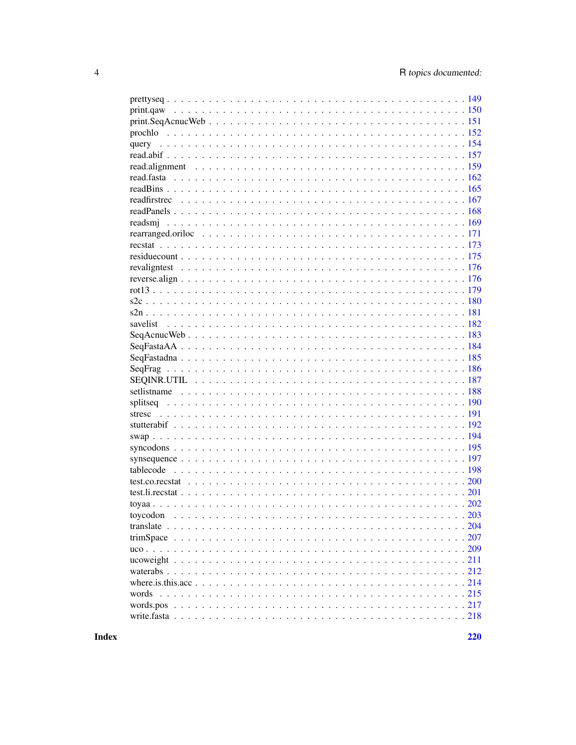| | |
|---|---|
| prettyseq | 149 |
| print.qaw | 150 |
| print.SeqAcnucWeb | 151 |
| prochlo | 152 |
| query | 154 |
| read.abif | 157 |
| read.alignment | 159 |
| read.fasta | 162 |
| readBins | 165 |
| readfirstrec | 167 |
| readPanels | 168 |
| readsmj | 169 |
| rearranged.oriloc | 171 |
| recstat | 173 |
| residuecount | 175 |
| revaligntest | 176 |
| reverse.align | 176 |
| rot13 | 179 |
| s2c | 180 |
| s2n | 181 |
| savelist | 182 |
| SeqAcnucWeb | 183 |
| SeqFastaAA | 184 |
| SeqFastadna | 185 |
| SeqFrag | 186 |
| SEQINR.UTIL | 187 |
| setlistname | 188 |
| splitseq | 190 |
| stresc | 191 |
| stutterabif | 192 |
| swap | 194 |
| syncodons | 195 |
| synsequence | 197 |
| tablecode | 198 |
| test.co.recstat | 200 |
| test.li.recstat | 201 |
| toyaa | 202 |
| toycodon | 203 |
| translate | 204 |
| trimSpace | 207 |
| uco | 209 |
| ucoweight | 211 |
| waterabs | 212 |
| where.is.this.acc | 214 |
| words | 215 |
| words.pos | 217 |
| write.fasta | 218 |

**Index** **220**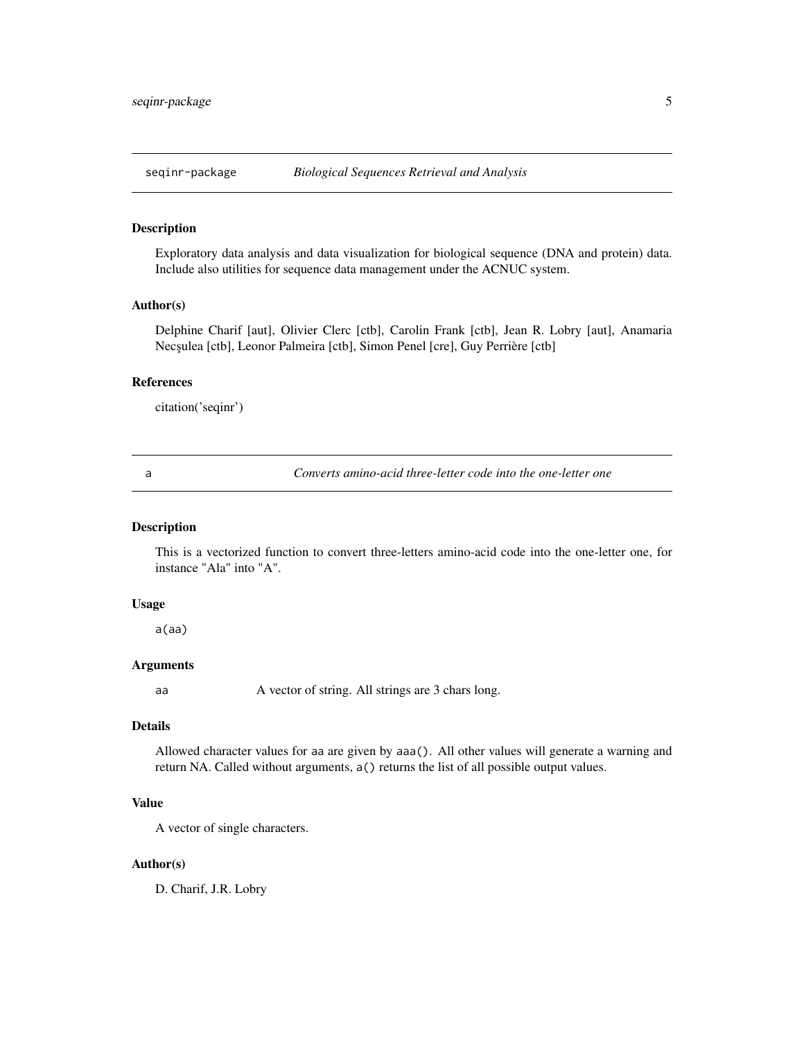## seqinr-package — *Biological Sequences Retrieval and Analysis*

### Description

Exploratory data analysis and data visualization for biological sequence (DNA and protein) data. Include also utilities for sequence data management under the ACNUC system.

### Author(s)

Delphine Charif [aut], Olivier Clerc [ctb], Carolin Frank [ctb], Jean R. Lobry [aut], Anamaria Necşulea [ctb], Leonor Palmeira [ctb], Simon Penel [cre], Guy Perrière [ctb]

### References

citation('seqinr')

## a — *Converts amino-acid three-letter code into the one-letter one*

### Description

This is a vectorized function to convert three-letters amino-acid code into the one-letter one, for instance "Ala" into "A".

### Usage

```
a(aa)
```

### Arguments

| | |
|---|---|
| aa | A vector of string. All strings are 3 chars long. |

### Details

Allowed character values for `aa` are given by `aaa()`. All other values will generate a warning and return NA. Called without arguments, `a()` returns the list of all possible output values.

### Value

A vector of single characters.

### Author(s)

D. Charif, J.R. Lobry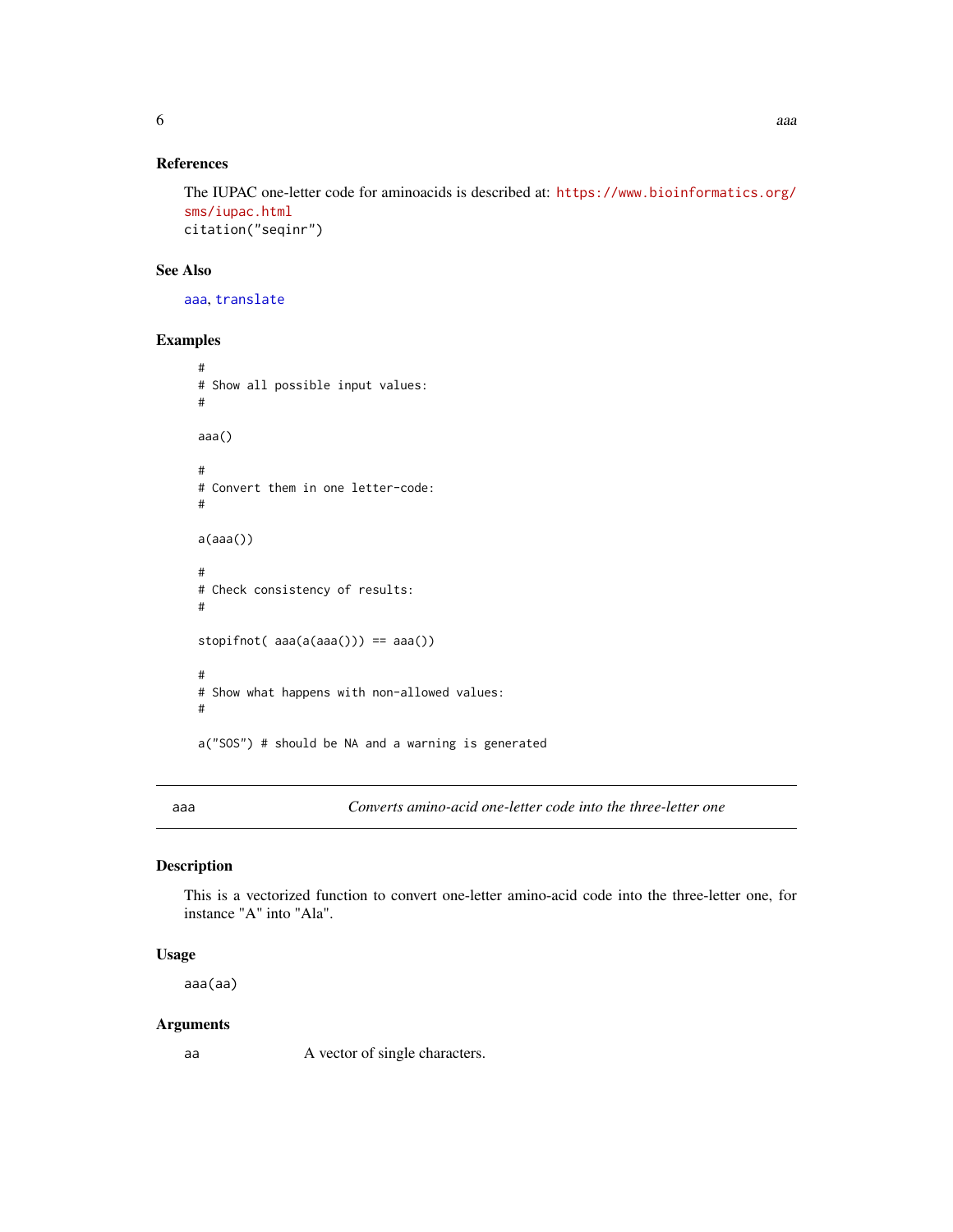### References

The IUPAC one-letter code for aminoacids is described at: https://www.bioinformatics.org/sms/iupac.html
citation("seqinr")

### See Also

aaa, translate

### Examples

```
#
# Show all possible input values:
#

aaa()

#
# Convert them in one letter-code:
#

a(aaa())

#
# Check consistency of results:
#

stopifnot( aaa(a(aaa())) == aaa())

#
# Show what happens with non-allowed values:
#

a("SOS") # should be NA and a warning is generated
```

---

## aaa — *Converts amino-acid one-letter code into the three-letter one*

### Description

This is a vectorized function to convert one-letter amino-acid code into the three-letter one, for instance "A" into "Ala".

### Usage

```
aaa(aa)
```

### Arguments

| | |
|---|---|
| aa | A vector of single characters. |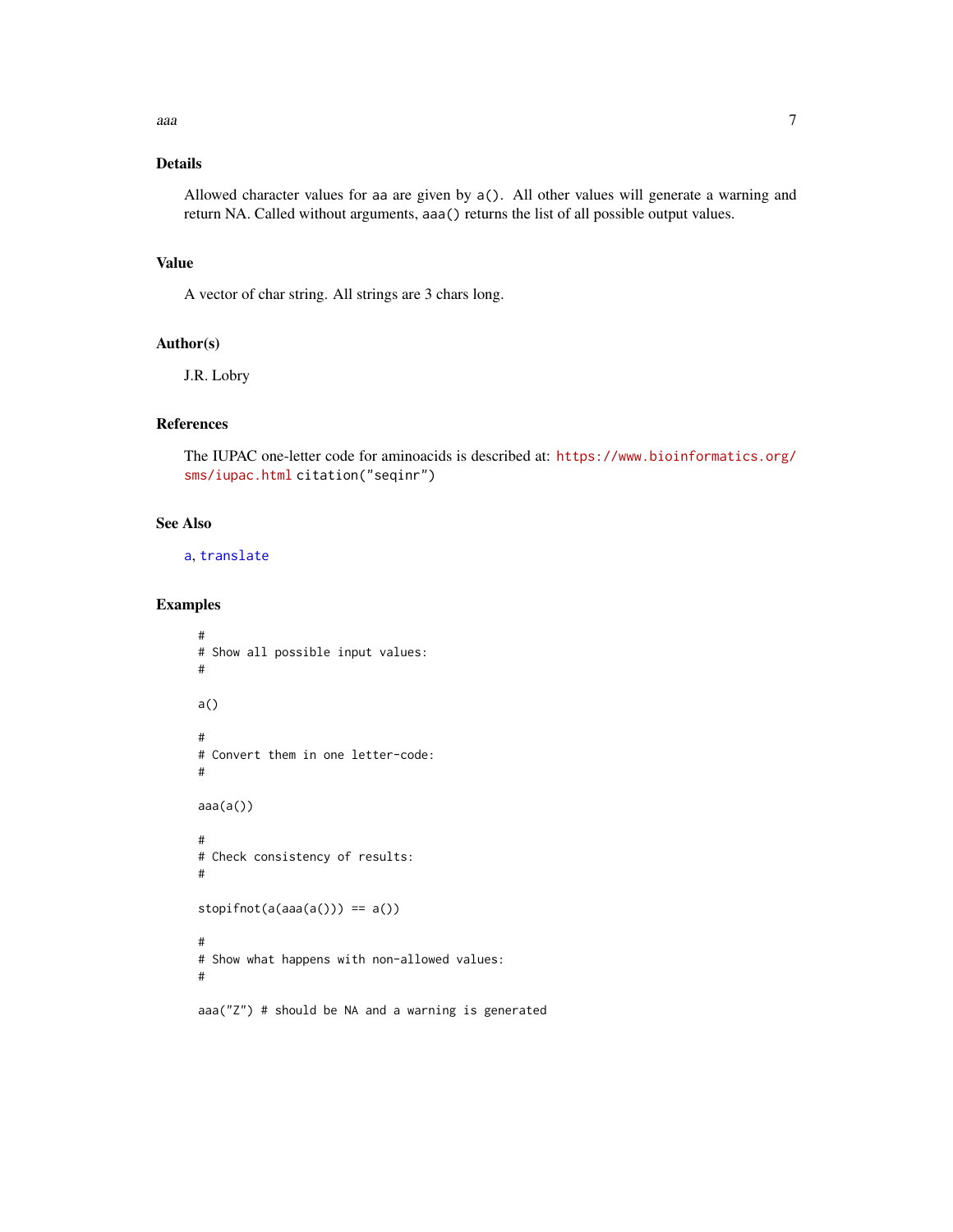## Details

Allowed character values for `aa` are given by `a()`. All other values will generate a warning and return NA. Called without arguments, `aaa()` returns the list of all possible output values.

## Value

A vector of char string. All strings are 3 chars long.

## Author(s)

J.R. Lobry

## References

The IUPAC one-letter code for aminoacids is described at: https://www.bioinformatics.org/sms/iupac.html `citation("seqinr")`

## See Also

`a`, `translate`

## Examples

```
#
# Show all possible input values:
#

a()

#
# Convert them in one letter-code:
#

aaa(a())

#
# Check consistency of results:
#

stopifnot(a(aaa(a())) == a())

#
# Show what happens with non-allowed values:
#

aaa("Z") # should be NA and a warning is generated
```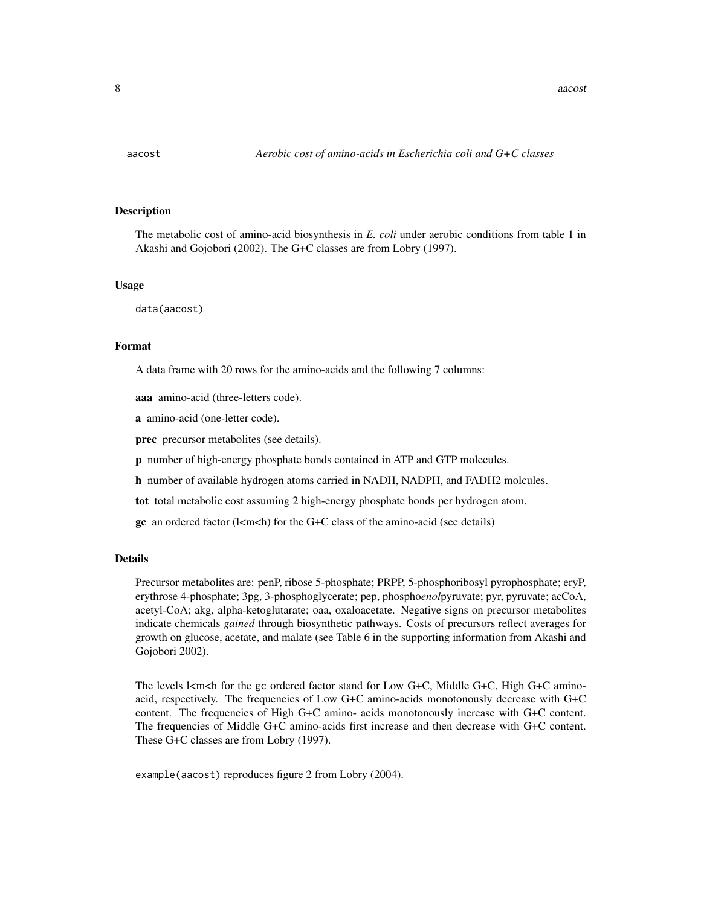aacost — *Aerobic cost of amino-acids in Escherichia coli and G+C classes*

## Description

The metabolic cost of amino-acid biosynthesis in *E. coli* under aerobic conditions from table 1 in Akashi and Gojobori (2002). The G+C classes are from Lobry (1997).

## Usage

```
data(aacost)
```

## Format

A data frame with 20 rows for the amino-acids and the following 7 columns:

**aaa** amino-acid (three-letters code).

**a** amino-acid (one-letter code).

**prec** precursor metabolites (see details).

**p** number of high-energy phosphate bonds contained in ATP and GTP molecules.

**h** number of available hydrogen atoms carried in NADH, NADPH, and FADH2 molcules.

**tot** total metabolic cost assuming 2 high-energy phosphate bonds per hydrogen atom.

**gc** an ordered factor (l<m<h) for the G+C class of the amino-acid (see details)

## Details

Precursor metabolites are: penP, ribose 5-phosphate; PRPP, 5-phosphoribosyl pyrophosphate; eryP, erythrose 4-phosphate; 3pg, 3-phosphoglycerate; pep, phospho*enol*pyruvate; pyr, pyruvate; acCoA, acetyl-CoA; akg, alpha-ketoglutarate; oaa, oxaloacetate. Negative signs on precursor metabolites indicate chemicals *gained* through biosynthetic pathways. Costs of precursors reflect averages for growth on glucose, acetate, and malate (see Table 6 in the supporting information from Akashi and Gojobori 2002).

The levels l<m<h for the gc ordered factor stand for Low G+C, Middle G+C, High G+C amino-acid, respectively. The frequencies of Low G+C amino-acids monotonously decrease with G+C content. The frequencies of High G+C amino- acids monotonously increase with G+C content. The frequencies of Middle G+C amino-acids first increase and then decrease with G+C content. These G+C classes are from Lobry (1997).

`example(aacost)` reproduces figure 2 from Lobry (2004).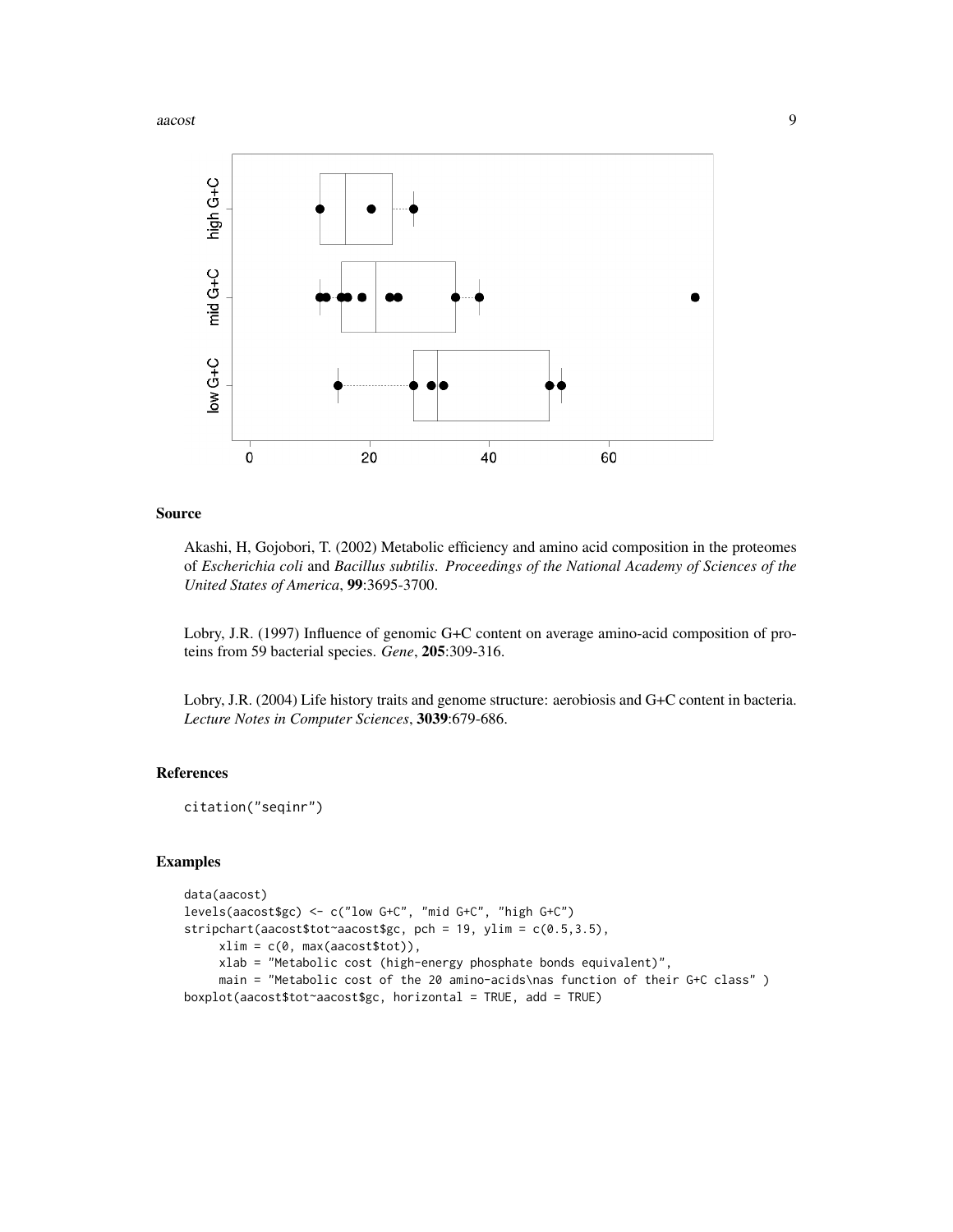## Source

Akashi, H, Gojobori, T. (2002) Metabolic efficiency and amino acid composition in the proteomes of *Escherichia coli* and *Bacillus subtilis*. *Proceedings of the National Academy of Sciences of the United States of America*, **99**:3695-3700.

Lobry, J.R. (1997) Influence of genomic G+C content on average amino-acid composition of proteins from 59 bacterial species. *Gene*, **205**:309-316.

Lobry, J.R. (2004) Life history traits and genome structure: aerobiosis and G+C content in bacteria. *Lecture Notes in Computer Sciences*, **3039**:679-686.

## References

citation("seqinr")

## Examples

```
data(aacost)
levels(aacost$gc) <- c("low G+C", "mid G+C", "high G+C")
stripchart(aacost$tot~aacost$gc, pch = 19, ylim = c(0.5,3.5),
     xlim = c(0, max(aacost$tot)),
     xlab = "Metabolic cost (high-energy phosphate bonds equivalent)",
     main = "Metabolic cost of the 20 amino-acids\nas function of their G+C class" )
boxplot(aacost$tot~aacost$gc, horizontal = TRUE, add = TRUE)
```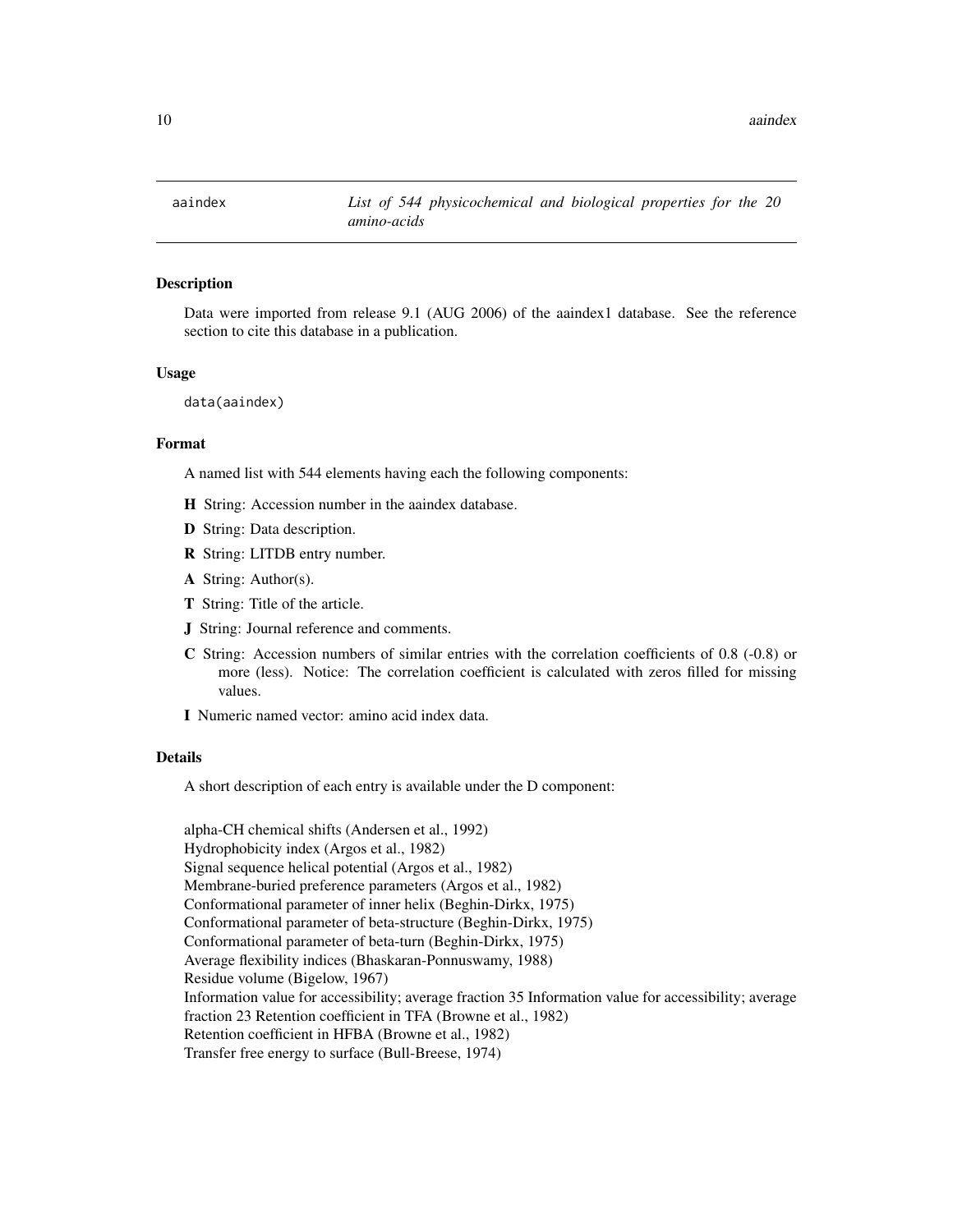`aaindex` *List of 544 physicochemical and biological properties for the 20 amino-acids*

## Description

Data were imported from release 9.1 (AUG 2006) of the aaindex1 database. See the reference section to cite this database in a publication.

## Usage

```
data(aaindex)
```

## Format

A named list with 544 elements having each the following components:

**H** String: Accession number in the aaindex database.

**D** String: Data description.

**R** String: LITDB entry number.

**A** String: Author(s).

**T** String: Title of the article.

**J** String: Journal reference and comments.

**C** String: Accession numbers of similar entries with the correlation coefficients of 0.8 (-0.8) or more (less). Notice: The correlation coefficient is calculated with zeros filled for missing values.

**I** Numeric named vector: amino acid index data.

## Details

A short description of each entry is available under the D component:

alpha-CH chemical shifts (Andersen et al., 1992)
Hydrophobicity index (Argos et al., 1982)
Signal sequence helical potential (Argos et al., 1982)
Membrane-buried preference parameters (Argos et al., 1982)
Conformational parameter of inner helix (Beghin-Dirkx, 1975)
Conformational parameter of beta-structure (Beghin-Dirkx, 1975)
Conformational parameter of beta-turn (Beghin-Dirkx, 1975)
Average flexibility indices (Bhaskaran-Ponnuswamy, 1988)
Residue volume (Bigelow, 1967)
Information value for accessibility; average fraction 35 Information value for accessibility; average fraction 23 Retention coefficient in TFA (Browne et al., 1982)
Retention coefficient in HFBA (Browne et al., 1982)
Transfer free energy to surface (Bull-Breese, 1974)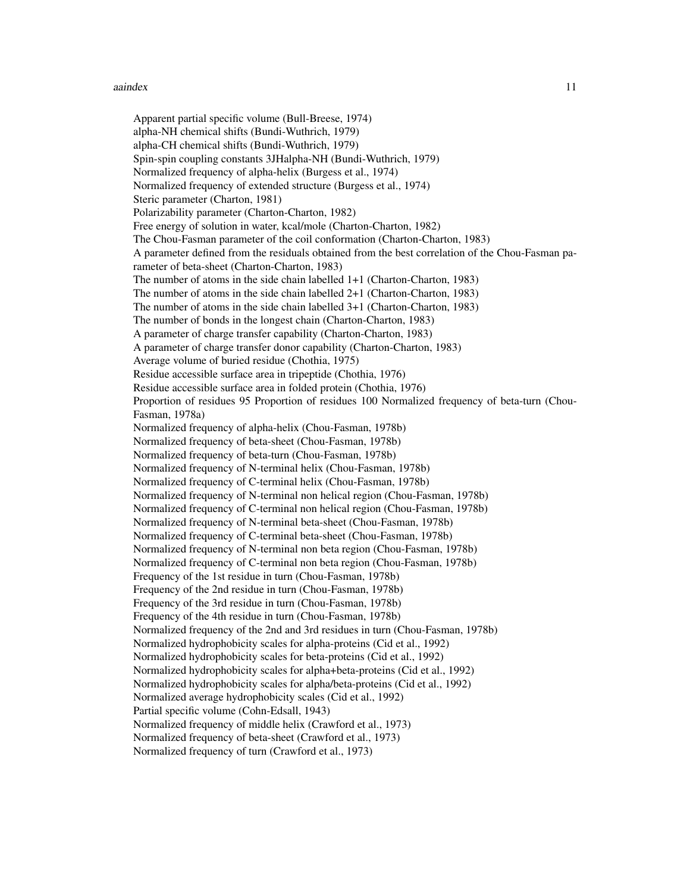Apparent partial specific volume (Bull-Breese, 1974)
alpha-NH chemical shifts (Bundi-Wuthrich, 1979)
alpha-CH chemical shifts (Bundi-Wuthrich, 1979)
Spin-spin coupling constants 3JHalpha-NH (Bundi-Wuthrich, 1979)
Normalized frequency of alpha-helix (Burgess et al., 1974)
Normalized frequency of extended structure (Burgess et al., 1974)
Steric parameter (Charton, 1981)
Polarizability parameter (Charton-Charton, 1982)
Free energy of solution in water, kcal/mole (Charton-Charton, 1982)
The Chou-Fasman parameter of the coil conformation (Charton-Charton, 1983)
A parameter defined from the residuals obtained from the best correlation of the Chou-Fasman parameter of beta-sheet (Charton-Charton, 1983)
The number of atoms in the side chain labelled 1+1 (Charton-Charton, 1983)
The number of atoms in the side chain labelled 2+1 (Charton-Charton, 1983)
The number of atoms in the side chain labelled 3+1 (Charton-Charton, 1983)
The number of bonds in the longest chain (Charton-Charton, 1983)
A parameter of charge transfer capability (Charton-Charton, 1983)
A parameter of charge transfer donor capability (Charton-Charton, 1983)
Average volume of buried residue (Chothia, 1975)
Residue accessible surface area in tripeptide (Chothia, 1976)
Residue accessible surface area in folded protein (Chothia, 1976)
Proportion of residues 95 Proportion of residues 100 Normalized frequency of beta-turn (Chou-Fasman, 1978a)
Normalized frequency of alpha-helix (Chou-Fasman, 1978b)
Normalized frequency of beta-sheet (Chou-Fasman, 1978b)
Normalized frequency of beta-turn (Chou-Fasman, 1978b)
Normalized frequency of N-terminal helix (Chou-Fasman, 1978b)
Normalized frequency of C-terminal helix (Chou-Fasman, 1978b)
Normalized frequency of N-terminal non helical region (Chou-Fasman, 1978b)
Normalized frequency of C-terminal non helical region (Chou-Fasman, 1978b)
Normalized frequency of N-terminal beta-sheet (Chou-Fasman, 1978b)
Normalized frequency of C-terminal beta-sheet (Chou-Fasman, 1978b)
Normalized frequency of N-terminal non beta region (Chou-Fasman, 1978b)
Normalized frequency of C-terminal non beta region (Chou-Fasman, 1978b)
Frequency of the 1st residue in turn (Chou-Fasman, 1978b)
Frequency of the 2nd residue in turn (Chou-Fasman, 1978b)
Frequency of the 3rd residue in turn (Chou-Fasman, 1978b)
Frequency of the 4th residue in turn (Chou-Fasman, 1978b)
Normalized frequency of the 2nd and 3rd residues in turn (Chou-Fasman, 1978b)
Normalized hydrophobicity scales for alpha-proteins (Cid et al., 1992)
Normalized hydrophobicity scales for beta-proteins (Cid et al., 1992)
Normalized hydrophobicity scales for alpha+beta-proteins (Cid et al., 1992)
Normalized hydrophobicity scales for alpha/beta-proteins (Cid et al., 1992)
Normalized average hydrophobicity scales (Cid et al., 1992)
Partial specific volume (Cohn-Edsall, 1943)
Normalized frequency of middle helix (Crawford et al., 1973)
Normalized frequency of beta-sheet (Crawford et al., 1973)
Normalized frequency of turn (Crawford et al., 1973)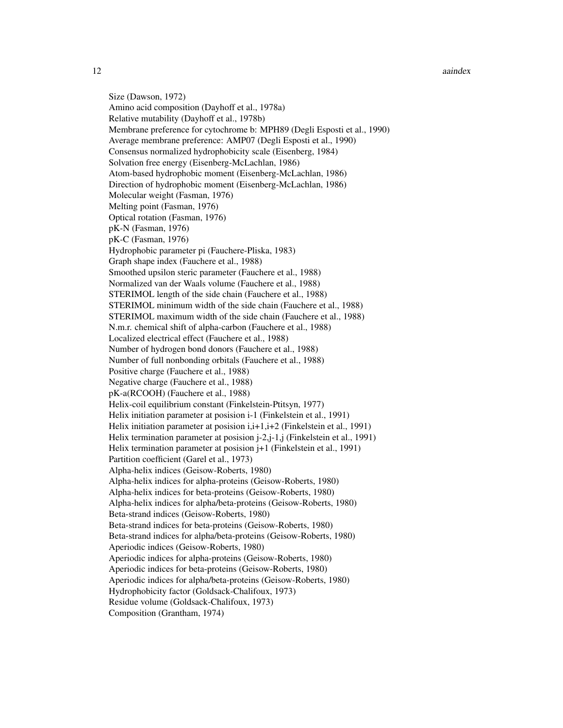Size (Dawson, 1972)
Amino acid composition (Dayhoff et al., 1978a)
Relative mutability (Dayhoff et al., 1978b)
Membrane preference for cytochrome b: MPH89 (Degli Esposti et al., 1990)
Average membrane preference: AMP07 (Degli Esposti et al., 1990)
Consensus normalized hydrophobicity scale (Eisenberg, 1984)
Solvation free energy (Eisenberg-McLachlan, 1986)
Atom-based hydrophobic moment (Eisenberg-McLachlan, 1986)
Direction of hydrophobic moment (Eisenberg-McLachlan, 1986)
Molecular weight (Fasman, 1976)
Melting point (Fasman, 1976)
Optical rotation (Fasman, 1976)
pK-N (Fasman, 1976)
pK-C (Fasman, 1976)
Hydrophobic parameter pi (Fauchere-Pliska, 1983)
Graph shape index (Fauchere et al., 1988)
Smoothed upsilon steric parameter (Fauchere et al., 1988)
Normalized van der Waals volume (Fauchere et al., 1988)
STERIMOL length of the side chain (Fauchere et al., 1988)
STERIMOL minimum width of the side chain (Fauchere et al., 1988)
STERIMOL maximum width of the side chain (Fauchere et al., 1988)
N.m.r. chemical shift of alpha-carbon (Fauchere et al., 1988)
Localized electrical effect (Fauchere et al., 1988)
Number of hydrogen bond donors (Fauchere et al., 1988)
Number of full nonbonding orbitals (Fauchere et al., 1988)
Positive charge (Fauchere et al., 1988)
Negative charge (Fauchere et al., 1988)
pK-a(RCOOH) (Fauchere et al., 1988)
Helix-coil equilibrium constant (Finkelstein-Ptitsyn, 1977)
Helix initiation parameter at posision i-1 (Finkelstein et al., 1991)
Helix initiation parameter at posision i,i+1,i+2 (Finkelstein et al., 1991)
Helix termination parameter at posision j-2,j-1,j (Finkelstein et al., 1991)
Helix termination parameter at posision j+1 (Finkelstein et al., 1991)
Partition coefficient (Garel et al., 1973)
Alpha-helix indices (Geisow-Roberts, 1980)
Alpha-helix indices for alpha-proteins (Geisow-Roberts, 1980)
Alpha-helix indices for beta-proteins (Geisow-Roberts, 1980)
Alpha-helix indices for alpha/beta-proteins (Geisow-Roberts, 1980)
Beta-strand indices (Geisow-Roberts, 1980)
Beta-strand indices for beta-proteins (Geisow-Roberts, 1980)
Beta-strand indices for alpha/beta-proteins (Geisow-Roberts, 1980)
Aperiodic indices (Geisow-Roberts, 1980)
Aperiodic indices for alpha-proteins (Geisow-Roberts, 1980)
Aperiodic indices for beta-proteins (Geisow-Roberts, 1980)
Aperiodic indices for alpha/beta-proteins (Geisow-Roberts, 1980)
Hydrophobicity factor (Goldsack-Chalifoux, 1973)
Residue volume (Goldsack-Chalifoux, 1973)
Composition (Grantham, 1974)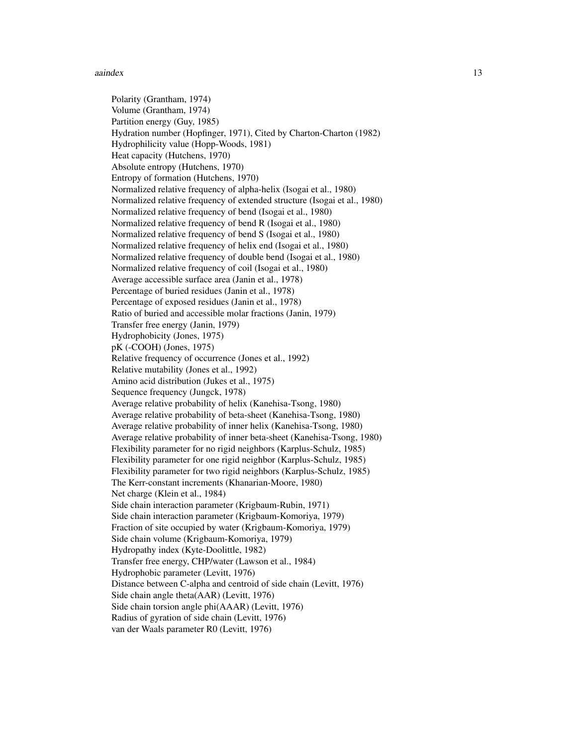Polarity (Grantham, 1974)
Volume (Grantham, 1974)
Partition energy (Guy, 1985)
Hydration number (Hopfinger, 1971), Cited by Charton-Charton (1982)
Hydrophilicity value (Hopp-Woods, 1981)
Heat capacity (Hutchens, 1970)
Absolute entropy (Hutchens, 1970)
Entropy of formation (Hutchens, 1970)
Normalized relative frequency of alpha-helix (Isogai et al., 1980)
Normalized relative frequency of extended structure (Isogai et al., 1980)
Normalized relative frequency of bend (Isogai et al., 1980)
Normalized relative frequency of bend R (Isogai et al., 1980)
Normalized relative frequency of bend S (Isogai et al., 1980)
Normalized relative frequency of helix end (Isogai et al., 1980)
Normalized relative frequency of double bend (Isogai et al., 1980)
Normalized relative frequency of coil (Isogai et al., 1980)
Average accessible surface area (Janin et al., 1978)
Percentage of buried residues (Janin et al., 1978)
Percentage of exposed residues (Janin et al., 1978)
Ratio of buried and accessible molar fractions (Janin, 1979)
Transfer free energy (Janin, 1979)
Hydrophobicity (Jones, 1975)
pK (-COOH) (Jones, 1975)
Relative frequency of occurrence (Jones et al., 1992)
Relative mutability (Jones et al., 1992)
Amino acid distribution (Jukes et al., 1975)
Sequence frequency (Jungck, 1978)
Average relative probability of helix (Kanehisa-Tsong, 1980)
Average relative probability of beta-sheet (Kanehisa-Tsong, 1980)
Average relative probability of inner helix (Kanehisa-Tsong, 1980)
Average relative probability of inner beta-sheet (Kanehisa-Tsong, 1980)
Flexibility parameter for no rigid neighbors (Karplus-Schulz, 1985)
Flexibility parameter for one rigid neighbor (Karplus-Schulz, 1985)
Flexibility parameter for two rigid neighbors (Karplus-Schulz, 1985)
The Kerr-constant increments (Khanarian-Moore, 1980)
Net charge (Klein et al., 1984)
Side chain interaction parameter (Krigbaum-Rubin, 1971)
Side chain interaction parameter (Krigbaum-Komoriya, 1979)
Fraction of site occupied by water (Krigbaum-Komoriya, 1979)
Side chain volume (Krigbaum-Komoriya, 1979)
Hydropathy index (Kyte-Doolittle, 1982)
Transfer free energy, CHP/water (Lawson et al., 1984)
Hydrophobic parameter (Levitt, 1976)
Distance between C-alpha and centroid of side chain (Levitt, 1976)
Side chain angle theta(AAR) (Levitt, 1976)
Side chain torsion angle phi(AAAR) (Levitt, 1976)
Radius of gyration of side chain (Levitt, 1976)
van der Waals parameter R0 (Levitt, 1976)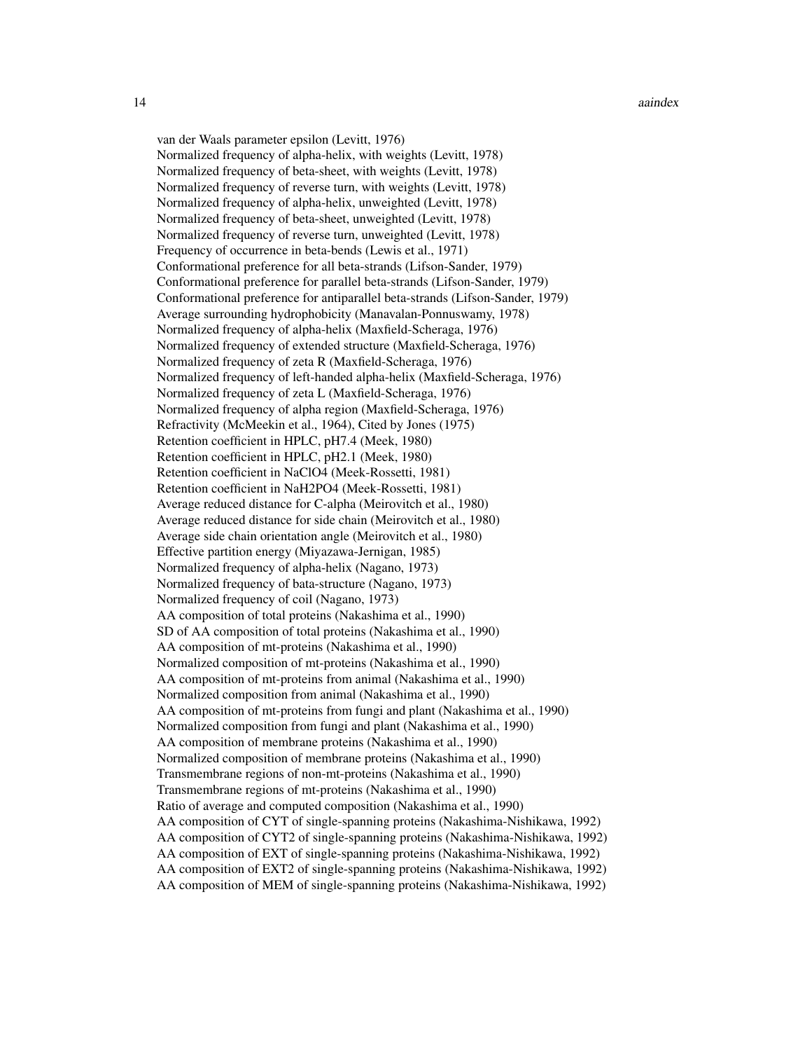van der Waals parameter epsilon (Levitt, 1976)
Normalized frequency of alpha-helix, with weights (Levitt, 1978)
Normalized frequency of beta-sheet, with weights (Levitt, 1978)
Normalized frequency of reverse turn, with weights (Levitt, 1978)
Normalized frequency of alpha-helix, unweighted (Levitt, 1978)
Normalized frequency of beta-sheet, unweighted (Levitt, 1978)
Normalized frequency of reverse turn, unweighted (Levitt, 1978)
Frequency of occurrence in beta-bends (Lewis et al., 1971)
Conformational preference for all beta-strands (Lifson-Sander, 1979)
Conformational preference for parallel beta-strands (Lifson-Sander, 1979)
Conformational preference for antiparallel beta-strands (Lifson-Sander, 1979)
Average surrounding hydrophobicity (Manavalan-Ponnuswamy, 1978)
Normalized frequency of alpha-helix (Maxfield-Scheraga, 1976)
Normalized frequency of extended structure (Maxfield-Scheraga, 1976)
Normalized frequency of zeta R (Maxfield-Scheraga, 1976)
Normalized frequency of left-handed alpha-helix (Maxfield-Scheraga, 1976)
Normalized frequency of zeta L (Maxfield-Scheraga, 1976)
Normalized frequency of alpha region (Maxfield-Scheraga, 1976)
Refractivity (McMeekin et al., 1964), Cited by Jones (1975)
Retention coefficient in HPLC, pH7.4 (Meek, 1980)
Retention coefficient in HPLC, pH2.1 (Meek, 1980)
Retention coefficient in NaClO4 (Meek-Rossetti, 1981)
Retention coefficient in NaH2PO4 (Meek-Rossetti, 1981)
Average reduced distance for C-alpha (Meirovitch et al., 1980)
Average reduced distance for side chain (Meirovitch et al., 1980)
Average side chain orientation angle (Meirovitch et al., 1980)
Effective partition energy (Miyazawa-Jernigan, 1985)
Normalized frequency of alpha-helix (Nagano, 1973)
Normalized frequency of bata-structure (Nagano, 1973)
Normalized frequency of coil (Nagano, 1973)
AA composition of total proteins (Nakashima et al., 1990)
SD of AA composition of total proteins (Nakashima et al., 1990)
AA composition of mt-proteins (Nakashima et al., 1990)
Normalized composition of mt-proteins (Nakashima et al., 1990)
AA composition of mt-proteins from animal (Nakashima et al., 1990)
Normalized composition from animal (Nakashima et al., 1990)
AA composition of mt-proteins from fungi and plant (Nakashima et al., 1990)
Normalized composition from fungi and plant (Nakashima et al., 1990)
AA composition of membrane proteins (Nakashima et al., 1990)
Normalized composition of membrane proteins (Nakashima et al., 1990)
Transmembrane regions of non-mt-proteins (Nakashima et al., 1990)
Transmembrane regions of mt-proteins (Nakashima et al., 1990)
Ratio of average and computed composition (Nakashima et al., 1990)
AA composition of CYT of single-spanning proteins (Nakashima-Nishikawa, 1992)
AA composition of CYT2 of single-spanning proteins (Nakashima-Nishikawa, 1992)
AA composition of EXT of single-spanning proteins (Nakashima-Nishikawa, 1992)
AA composition of EXT2 of single-spanning proteins (Nakashima-Nishikawa, 1992)
AA composition of MEM of single-spanning proteins (Nakashima-Nishikawa, 1992)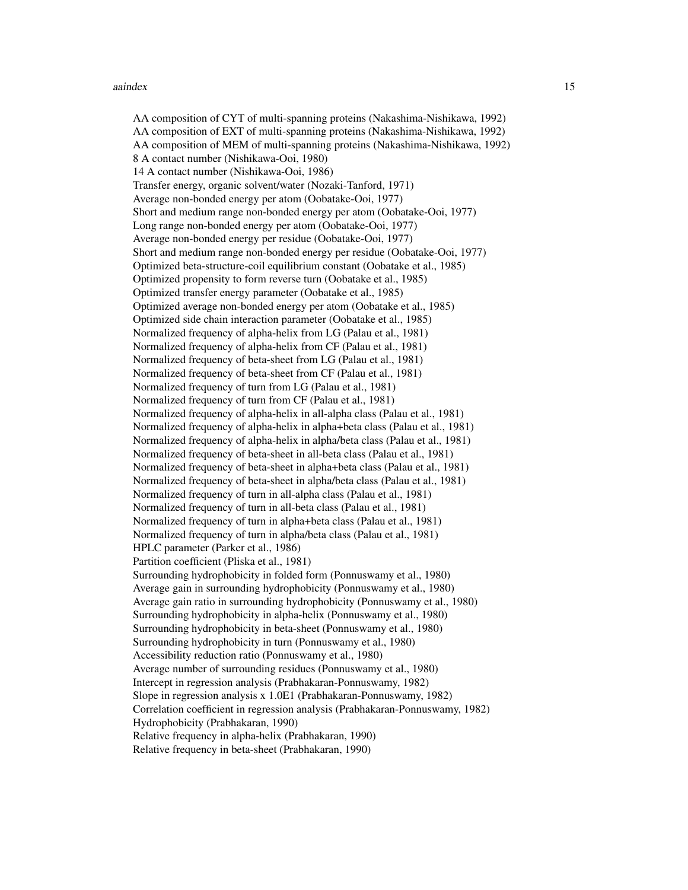AA composition of CYT of multi-spanning proteins (Nakashima-Nishikawa, 1992)
AA composition of EXT of multi-spanning proteins (Nakashima-Nishikawa, 1992)
AA composition of MEM of multi-spanning proteins (Nakashima-Nishikawa, 1992)
8 A contact number (Nishikawa-Ooi, 1980)
14 A contact number (Nishikawa-Ooi, 1986)
Transfer energy, organic solvent/water (Nozaki-Tanford, 1971)
Average non-bonded energy per atom (Oobatake-Ooi, 1977)
Short and medium range non-bonded energy per atom (Oobatake-Ooi, 1977)
Long range non-bonded energy per atom (Oobatake-Ooi, 1977)
Average non-bonded energy per residue (Oobatake-Ooi, 1977)
Short and medium range non-bonded energy per residue (Oobatake-Ooi, 1977)
Optimized beta-structure-coil equilibrium constant (Oobatake et al., 1985)
Optimized propensity to form reverse turn (Oobatake et al., 1985)
Optimized transfer energy parameter (Oobatake et al., 1985)
Optimized average non-bonded energy per atom (Oobatake et al., 1985)
Optimized side chain interaction parameter (Oobatake et al., 1985)
Normalized frequency of alpha-helix from LG (Palau et al., 1981)
Normalized frequency of alpha-helix from CF (Palau et al., 1981)
Normalized frequency of beta-sheet from LG (Palau et al., 1981)
Normalized frequency of beta-sheet from CF (Palau et al., 1981)
Normalized frequency of turn from LG (Palau et al., 1981)
Normalized frequency of turn from CF (Palau et al., 1981)
Normalized frequency of alpha-helix in all-alpha class (Palau et al., 1981)
Normalized frequency of alpha-helix in alpha+beta class (Palau et al., 1981)
Normalized frequency of alpha-helix in alpha/beta class (Palau et al., 1981)
Normalized frequency of beta-sheet in all-beta class (Palau et al., 1981)
Normalized frequency of beta-sheet in alpha+beta class (Palau et al., 1981)
Normalized frequency of beta-sheet in alpha/beta class (Palau et al., 1981)
Normalized frequency of turn in all-alpha class (Palau et al., 1981)
Normalized frequency of turn in all-beta class (Palau et al., 1981)
Normalized frequency of turn in alpha+beta class (Palau et al., 1981)
Normalized frequency of turn in alpha/beta class (Palau et al., 1981)
HPLC parameter (Parker et al., 1986)
Partition coefficient (Pliska et al., 1981)
Surrounding hydrophobicity in folded form (Ponnuswamy et al., 1980)
Average gain in surrounding hydrophobicity (Ponnuswamy et al., 1980)
Average gain ratio in surrounding hydrophobicity (Ponnuswamy et al., 1980)
Surrounding hydrophobicity in alpha-helix (Ponnuswamy et al., 1980)
Surrounding hydrophobicity in beta-sheet (Ponnuswamy et al., 1980)
Surrounding hydrophobicity in turn (Ponnuswamy et al., 1980)
Accessibility reduction ratio (Ponnuswamy et al., 1980)
Average number of surrounding residues (Ponnuswamy et al., 1980)
Intercept in regression analysis (Prabhakaran-Ponnuswamy, 1982)
Slope in regression analysis x 1.0E1 (Prabhakaran-Ponnuswamy, 1982)
Correlation coefficient in regression analysis (Prabhakaran-Ponnuswamy, 1982)
Hydrophobicity (Prabhakaran, 1990)
Relative frequency in alpha-helix (Prabhakaran, 1990)
Relative frequency in beta-sheet (Prabhakaran, 1990)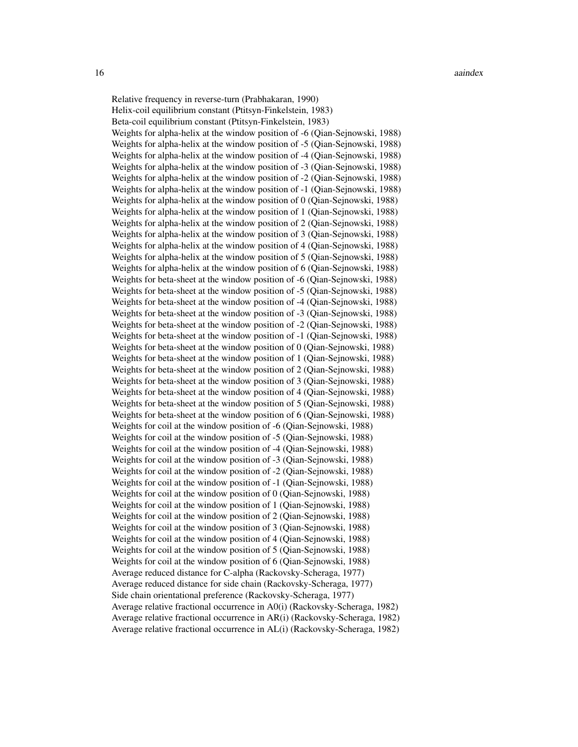Relative frequency in reverse-turn (Prabhakaran, 1990)
Helix-coil equilibrium constant (Ptitsyn-Finkelstein, 1983)
Beta-coil equilibrium constant (Ptitsyn-Finkelstein, 1983)
Weights for alpha-helix at the window position of -6 (Qian-Sejnowski, 1988)
Weights for alpha-helix at the window position of -5 (Qian-Sejnowski, 1988)
Weights for alpha-helix at the window position of -4 (Qian-Sejnowski, 1988)
Weights for alpha-helix at the window position of -3 (Qian-Sejnowski, 1988)
Weights for alpha-helix at the window position of -2 (Qian-Sejnowski, 1988)
Weights for alpha-helix at the window position of -1 (Qian-Sejnowski, 1988)
Weights for alpha-helix at the window position of 0 (Qian-Sejnowski, 1988)
Weights for alpha-helix at the window position of 1 (Qian-Sejnowski, 1988)
Weights for alpha-helix at the window position of 2 (Qian-Sejnowski, 1988)
Weights for alpha-helix at the window position of 3 (Qian-Sejnowski, 1988)
Weights for alpha-helix at the window position of 4 (Qian-Sejnowski, 1988)
Weights for alpha-helix at the window position of 5 (Qian-Sejnowski, 1988)
Weights for alpha-helix at the window position of 6 (Qian-Sejnowski, 1988)
Weights for beta-sheet at the window position of -6 (Qian-Sejnowski, 1988)
Weights for beta-sheet at the window position of -5 (Qian-Sejnowski, 1988)
Weights for beta-sheet at the window position of -4 (Qian-Sejnowski, 1988)
Weights for beta-sheet at the window position of -3 (Qian-Sejnowski, 1988)
Weights for beta-sheet at the window position of -2 (Qian-Sejnowski, 1988)
Weights for beta-sheet at the window position of -1 (Qian-Sejnowski, 1988)
Weights for beta-sheet at the window position of 0 (Qian-Sejnowski, 1988)
Weights for beta-sheet at the window position of 1 (Qian-Sejnowski, 1988)
Weights for beta-sheet at the window position of 2 (Qian-Sejnowski, 1988)
Weights for beta-sheet at the window position of 3 (Qian-Sejnowski, 1988)
Weights for beta-sheet at the window position of 4 (Qian-Sejnowski, 1988)
Weights for beta-sheet at the window position of 5 (Qian-Sejnowski, 1988)
Weights for beta-sheet at the window position of 6 (Qian-Sejnowski, 1988)
Weights for coil at the window position of -6 (Qian-Sejnowski, 1988)
Weights for coil at the window position of -5 (Qian-Sejnowski, 1988)
Weights for coil at the window position of -4 (Qian-Sejnowski, 1988)
Weights for coil at the window position of -3 (Qian-Sejnowski, 1988)
Weights for coil at the window position of -2 (Qian-Sejnowski, 1988)
Weights for coil at the window position of -1 (Qian-Sejnowski, 1988)
Weights for coil at the window position of 0 (Qian-Sejnowski, 1988)
Weights for coil at the window position of 1 (Qian-Sejnowski, 1988)
Weights for coil at the window position of 2 (Qian-Sejnowski, 1988)
Weights for coil at the window position of 3 (Qian-Sejnowski, 1988)
Weights for coil at the window position of 4 (Qian-Sejnowski, 1988)
Weights for coil at the window position of 5 (Qian-Sejnowski, 1988)
Weights for coil at the window position of 6 (Qian-Sejnowski, 1988)
Average reduced distance for C-alpha (Rackovsky-Scheraga, 1977)
Average reduced distance for side chain (Rackovsky-Scheraga, 1977)
Side chain orientational preference (Rackovsky-Scheraga, 1977)
Average relative fractional occurrence in A0(i) (Rackovsky-Scheraga, 1982)
Average relative fractional occurrence in AR(i) (Rackovsky-Scheraga, 1982)
Average relative fractional occurrence in AL(i) (Rackovsky-Scheraga, 1982)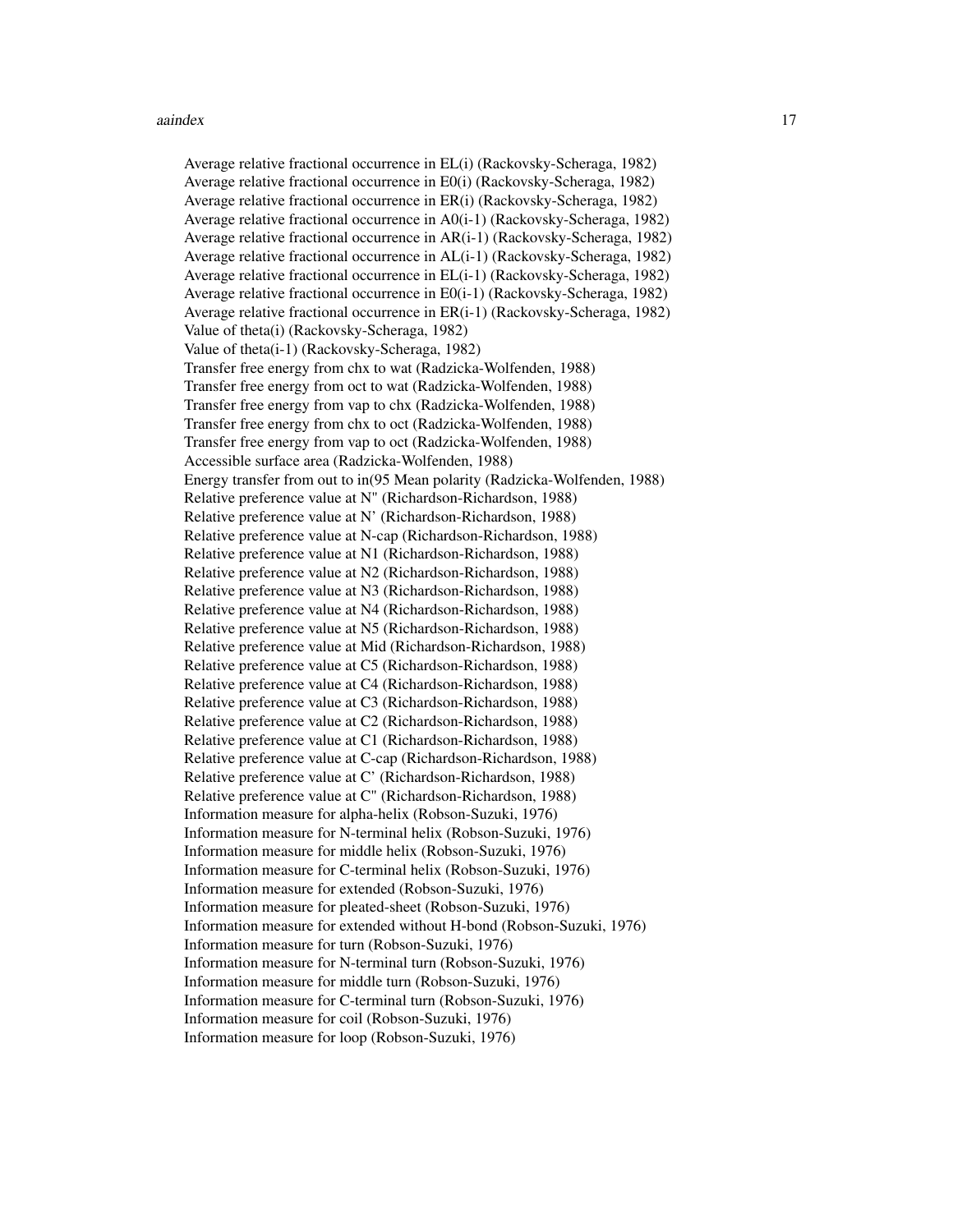Average relative fractional occurrence in EL(i) (Rackovsky-Scheraga, 1982)
Average relative fractional occurrence in E0(i) (Rackovsky-Scheraga, 1982)
Average relative fractional occurrence in ER(i) (Rackovsky-Scheraga, 1982)
Average relative fractional occurrence in A0(i-1) (Rackovsky-Scheraga, 1982)
Average relative fractional occurrence in AR(i-1) (Rackovsky-Scheraga, 1982)
Average relative fractional occurrence in AL(i-1) (Rackovsky-Scheraga, 1982)
Average relative fractional occurrence in EL(i-1) (Rackovsky-Scheraga, 1982)
Average relative fractional occurrence in E0(i-1) (Rackovsky-Scheraga, 1982)
Average relative fractional occurrence in ER(i-1) (Rackovsky-Scheraga, 1982)
Value of theta(i) (Rackovsky-Scheraga, 1982)
Value of theta(i-1) (Rackovsky-Scheraga, 1982)
Transfer free energy from chx to wat (Radzicka-Wolfenden, 1988)
Transfer free energy from oct to wat (Radzicka-Wolfenden, 1988)
Transfer free energy from vap to chx (Radzicka-Wolfenden, 1988)
Transfer free energy from chx to oct (Radzicka-Wolfenden, 1988)
Transfer free energy from vap to oct (Radzicka-Wolfenden, 1988)
Accessible surface area (Radzicka-Wolfenden, 1988)
Energy transfer from out to in(95 Mean polarity (Radzicka-Wolfenden, 1988)
Relative preference value at N" (Richardson-Richardson, 1988)
Relative preference value at N' (Richardson-Richardson, 1988)
Relative preference value at N-cap (Richardson-Richardson, 1988)
Relative preference value at N1 (Richardson-Richardson, 1988)
Relative preference value at N2 (Richardson-Richardson, 1988)
Relative preference value at N3 (Richardson-Richardson, 1988)
Relative preference value at N4 (Richardson-Richardson, 1988)
Relative preference value at N5 (Richardson-Richardson, 1988)
Relative preference value at Mid (Richardson-Richardson, 1988)
Relative preference value at C5 (Richardson-Richardson, 1988)
Relative preference value at C4 (Richardson-Richardson, 1988)
Relative preference value at C3 (Richardson-Richardson, 1988)
Relative preference value at C2 (Richardson-Richardson, 1988)
Relative preference value at C1 (Richardson-Richardson, 1988)
Relative preference value at C-cap (Richardson-Richardson, 1988)
Relative preference value at C' (Richardson-Richardson, 1988)
Relative preference value at C" (Richardson-Richardson, 1988)
Information measure for alpha-helix (Robson-Suzuki, 1976)
Information measure for N-terminal helix (Robson-Suzuki, 1976)
Information measure for middle helix (Robson-Suzuki, 1976)
Information measure for C-terminal helix (Robson-Suzuki, 1976)
Information measure for extended (Robson-Suzuki, 1976)
Information measure for pleated-sheet (Robson-Suzuki, 1976)
Information measure for extended without H-bond (Robson-Suzuki, 1976)
Information measure for turn (Robson-Suzuki, 1976)
Information measure for N-terminal turn (Robson-Suzuki, 1976)
Information measure for middle turn (Robson-Suzuki, 1976)
Information measure for C-terminal turn (Robson-Suzuki, 1976)
Information measure for coil (Robson-Suzuki, 1976)
Information measure for loop (Robson-Suzuki, 1976)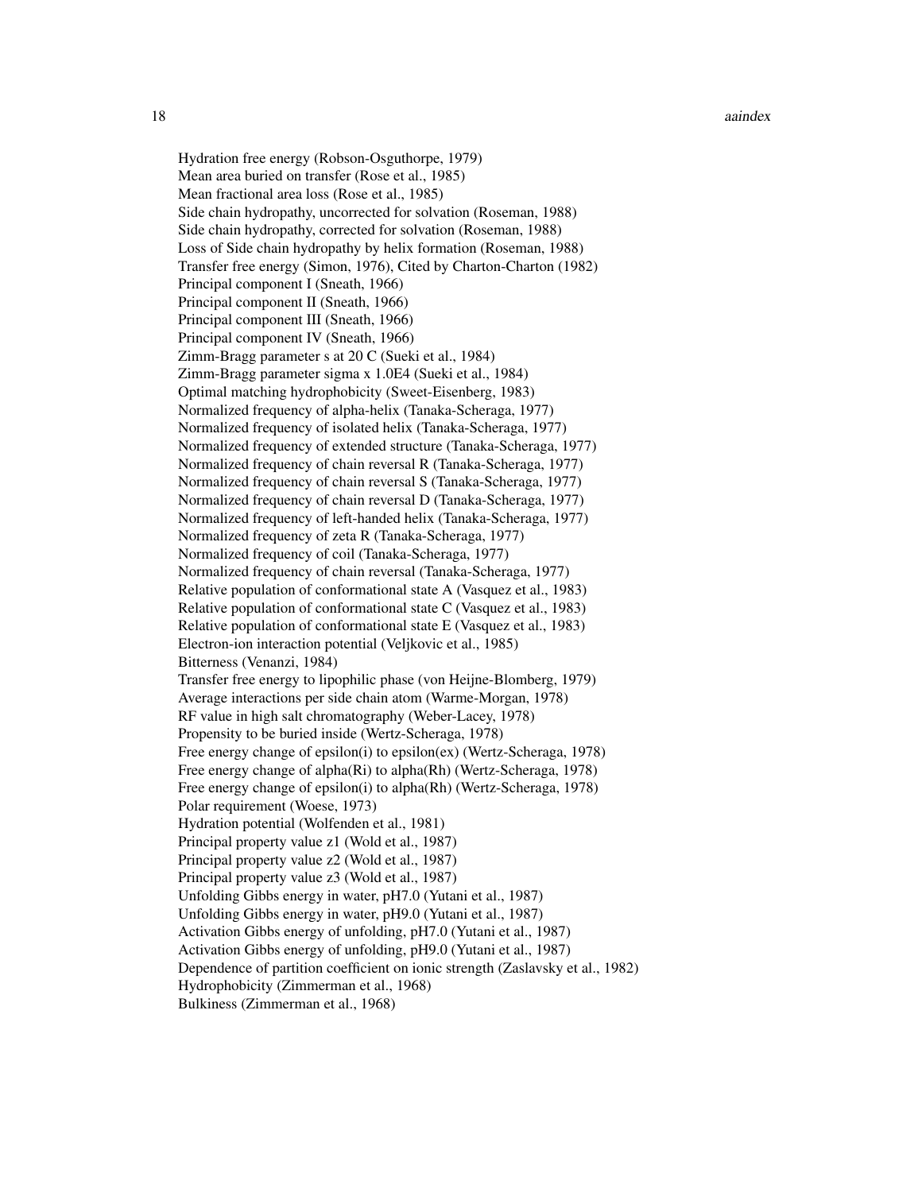Hydration free energy (Robson-Osguthorpe, 1979)
Mean area buried on transfer (Rose et al., 1985)
Mean fractional area loss (Rose et al., 1985)
Side chain hydropathy, uncorrected for solvation (Roseman, 1988)
Side chain hydropathy, corrected for solvation (Roseman, 1988)
Loss of Side chain hydropathy by helix formation (Roseman, 1988)
Transfer free energy (Simon, 1976), Cited by Charton-Charton (1982)
Principal component I (Sneath, 1966)
Principal component II (Sneath, 1966)
Principal component III (Sneath, 1966)
Principal component IV (Sneath, 1966)
Zimm-Bragg parameter s at 20 C (Sueki et al., 1984)
Zimm-Bragg parameter sigma x 1.0E4 (Sueki et al., 1984)
Optimal matching hydrophobicity (Sweet-Eisenberg, 1983)
Normalized frequency of alpha-helix (Tanaka-Scheraga, 1977)
Normalized frequency of isolated helix (Tanaka-Scheraga, 1977)
Normalized frequency of extended structure (Tanaka-Scheraga, 1977)
Normalized frequency of chain reversal R (Tanaka-Scheraga, 1977)
Normalized frequency of chain reversal S (Tanaka-Scheraga, 1977)
Normalized frequency of chain reversal D (Tanaka-Scheraga, 1977)
Normalized frequency of left-handed helix (Tanaka-Scheraga, 1977)
Normalized frequency of zeta R (Tanaka-Scheraga, 1977)
Normalized frequency of coil (Tanaka-Scheraga, 1977)
Normalized frequency of chain reversal (Tanaka-Scheraga, 1977)
Relative population of conformational state A (Vasquez et al., 1983)
Relative population of conformational state C (Vasquez et al., 1983)
Relative population of conformational state E (Vasquez et al., 1983)
Electron-ion interaction potential (Veljkovic et al., 1985)
Bitterness (Venanzi, 1984)
Transfer free energy to lipophilic phase (von Heijne-Blomberg, 1979)
Average interactions per side chain atom (Warme-Morgan, 1978)
RF value in high salt chromatography (Weber-Lacey, 1978)
Propensity to be buried inside (Wertz-Scheraga, 1978)
Free energy change of epsilon(i) to epsilon(ex) (Wertz-Scheraga, 1978)
Free energy change of alpha(Ri) to alpha(Rh) (Wertz-Scheraga, 1978)
Free energy change of epsilon(i) to alpha(Rh) (Wertz-Scheraga, 1978)
Polar requirement (Woese, 1973)
Hydration potential (Wolfenden et al., 1981)
Principal property value z1 (Wold et al., 1987)
Principal property value z2 (Wold et al., 1987)
Principal property value z3 (Wold et al., 1987)
Unfolding Gibbs energy in water, pH7.0 (Yutani et al., 1987)
Unfolding Gibbs energy in water, pH9.0 (Yutani et al., 1987)
Activation Gibbs energy of unfolding, pH7.0 (Yutani et al., 1987)
Activation Gibbs energy of unfolding, pH9.0 (Yutani et al., 1987)
Dependence of partition coefficient on ionic strength (Zaslavsky et al., 1982)
Hydrophobicity (Zimmerman et al., 1968)
Bulkiness (Zimmerman et al., 1968)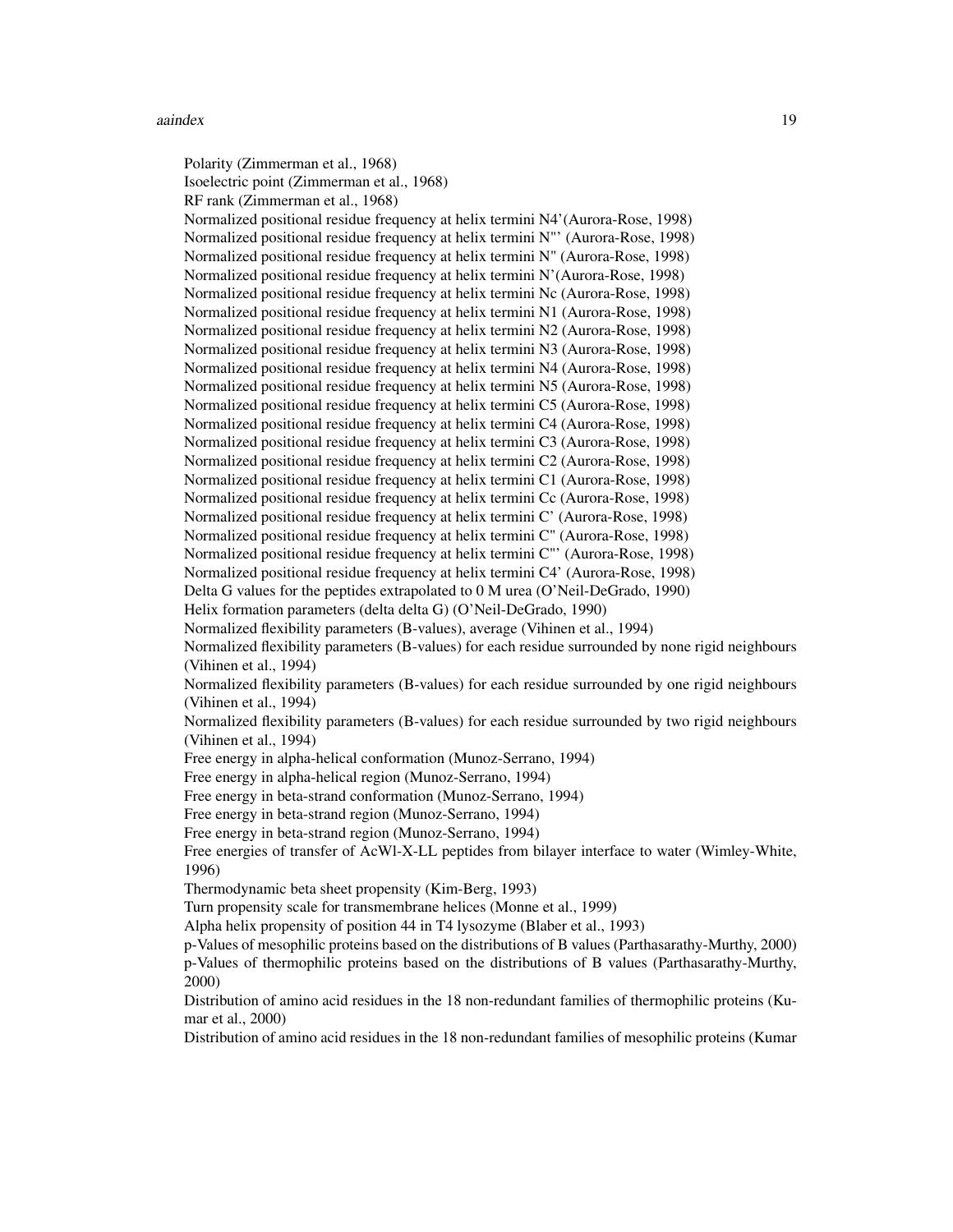Polarity (Zimmerman et al., 1968)  
Isoelectric point (Zimmerman et al., 1968)  
RF rank (Zimmerman et al., 1968)  
Normalized positional residue frequency at helix termini N4'(Aurora-Rose, 1998)  
Normalized positional residue frequency at helix termini N"' (Aurora-Rose, 1998)  
Normalized positional residue frequency at helix termini N" (Aurora-Rose, 1998)  
Normalized positional residue frequency at helix termini N'(Aurora-Rose, 1998)  
Normalized positional residue frequency at helix termini Nc (Aurora-Rose, 1998)  
Normalized positional residue frequency at helix termini N1 (Aurora-Rose, 1998)  
Normalized positional residue frequency at helix termini N2 (Aurora-Rose, 1998)  
Normalized positional residue frequency at helix termini N3 (Aurora-Rose, 1998)  
Normalized positional residue frequency at helix termini N4 (Aurora-Rose, 1998)  
Normalized positional residue frequency at helix termini N5 (Aurora-Rose, 1998)  
Normalized positional residue frequency at helix termini C5 (Aurora-Rose, 1998)  
Normalized positional residue frequency at helix termini C4 (Aurora-Rose, 1998)  
Normalized positional residue frequency at helix termini C3 (Aurora-Rose, 1998)  
Normalized positional residue frequency at helix termini C2 (Aurora-Rose, 1998)  
Normalized positional residue frequency at helix termini C1 (Aurora-Rose, 1998)  
Normalized positional residue frequency at helix termini Cc (Aurora-Rose, 1998)  
Normalized positional residue frequency at helix termini C' (Aurora-Rose, 1998)  
Normalized positional residue frequency at helix termini C" (Aurora-Rose, 1998)  
Normalized positional residue frequency at helix termini C"' (Aurora-Rose, 1998)  
Normalized positional residue frequency at helix termini C4' (Aurora-Rose, 1998)  
Delta G values for the peptides extrapolated to 0 M urea (O'Neil-DeGrado, 1990)  
Helix formation parameters (delta delta G) (O'Neil-DeGrado, 1990)  
Normalized flexibility parameters (B-values), average (Vihinen et al., 1994)  
Normalized flexibility parameters (B-values) for each residue surrounded by none rigid neighbours (Vihinen et al., 1994)  
Normalized flexibility parameters (B-values) for each residue surrounded by one rigid neighbours (Vihinen et al., 1994)  
Normalized flexibility parameters (B-values) for each residue surrounded by two rigid neighbours (Vihinen et al., 1994)  
Free energy in alpha-helical conformation (Munoz-Serrano, 1994)  
Free energy in alpha-helical region (Munoz-Serrano, 1994)  
Free energy in beta-strand conformation (Munoz-Serrano, 1994)  
Free energy in beta-strand region (Munoz-Serrano, 1994)  
Free energy in beta-strand region (Munoz-Serrano, 1994)  
Free energies of transfer of AcWl-X-LL peptides from bilayer interface to water (Wimley-White, 1996)  
Thermodynamic beta sheet propensity (Kim-Berg, 1993)  
Turn propensity scale for transmembrane helices (Monne et al., 1999)  
Alpha helix propensity of position 44 in T4 lysozyme (Blaber et al., 1993)  
p-Values of mesophilic proteins based on the distributions of B values (Parthasarathy-Murthy, 2000)  
p-Values of thermophilic proteins based on the distributions of B values (Parthasarathy-Murthy, 2000)  
Distribution of amino acid residues in the 18 non-redundant families of thermophilic proteins (Kumar et al., 2000)  
Distribution of amino acid residues in the 18 non-redundant families of mesophilic proteins (Kumar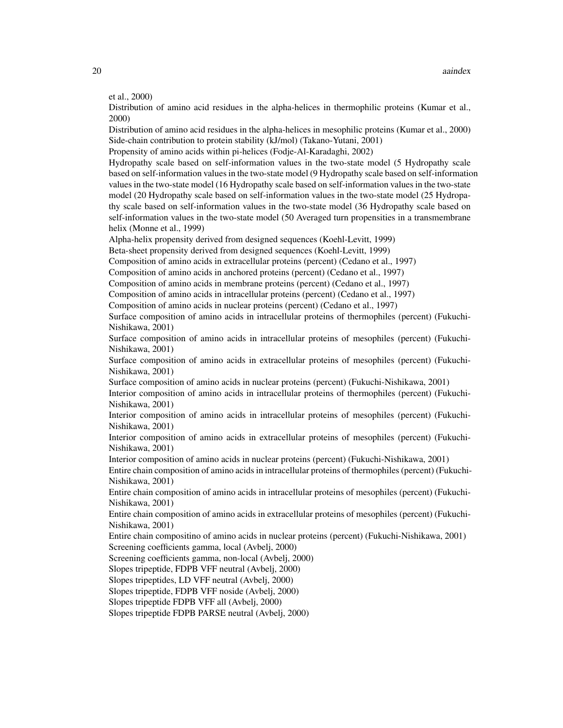et al., 2000)
Distribution of amino acid residues in the alpha-helices in thermophilic proteins (Kumar et al., 2000)
Distribution of amino acid residues in the alpha-helices in mesophilic proteins (Kumar et al., 2000)
Side-chain contribution to protein stability (kJ/mol) (Takano-Yutani, 2001)
Propensity of amino acids within pi-helices (Fodje-Al-Karadaghi, 2002)
Hydropathy scale based on self-information values in the two-state model (5 Hydropathy scale based on self-information values in the two-state model (9 Hydropathy scale based on self-information values in the two-state model (16 Hydropathy scale based on self-information values in the two-state model (20 Hydropathy scale based on self-information values in the two-state model (25 Hydropathy scale based on self-information values in the two-state model (36 Hydropathy scale based on self-information values in the two-state model (50 Averaged turn propensities in a transmembrane helix (Monne et al., 1999)
Alpha-helix propensity derived from designed sequences (Koehl-Levitt, 1999)
Beta-sheet propensity derived from designed sequences (Koehl-Levitt, 1999)
Composition of amino acids in extracellular proteins (percent) (Cedano et al., 1997)
Composition of amino acids in anchored proteins (percent) (Cedano et al., 1997)
Composition of amino acids in membrane proteins (percent) (Cedano et al., 1997)
Composition of amino acids in intracellular proteins (percent) (Cedano et al., 1997)
Composition of amino acids in nuclear proteins (percent) (Cedano et al., 1997)
Surface composition of amino acids in intracellular proteins of thermophiles (percent) (Fukuchi-Nishikawa, 2001)
Surface composition of amino acids in intracellular proteins of mesophiles (percent) (Fukuchi-Nishikawa, 2001)
Surface composition of amino acids in extracellular proteins of mesophiles (percent) (Fukuchi-Nishikawa, 2001)
Surface composition of amino acids in nuclear proteins (percent) (Fukuchi-Nishikawa, 2001)
Interior composition of amino acids in intracellular proteins of thermophiles (percent) (Fukuchi-Nishikawa, 2001)
Interior composition of amino acids in intracellular proteins of mesophiles (percent) (Fukuchi-Nishikawa, 2001)
Interior composition of amino acids in extracellular proteins of mesophiles (percent) (Fukuchi-Nishikawa, 2001)
Interior composition of amino acids in nuclear proteins (percent) (Fukuchi-Nishikawa, 2001)
Entire chain composition of amino acids in intracellular proteins of thermophiles (percent) (Fukuchi-Nishikawa, 2001)
Entire chain composition of amino acids in intracellular proteins of mesophiles (percent) (Fukuchi-Nishikawa, 2001)
Entire chain composition of amino acids in extracellular proteins of mesophiles (percent) (Fukuchi-Nishikawa, 2001)
Entire chain compositino of amino acids in nuclear proteins (percent) (Fukuchi-Nishikawa, 2001)
Screening coefficients gamma, local (Avbelj, 2000)
Screening coefficients gamma, non-local (Avbelj, 2000)
Slopes tripeptide, FDPB VFF neutral (Avbelj, 2000)
Slopes tripeptides, LD VFF neutral (Avbelj, 2000)
Slopes tripeptide, FDPB VFF noside (Avbelj, 2000)
Slopes tripeptide FDPB VFF all (Avbelj, 2000)
Slopes tripeptide FDPB PARSE neutral (Avbelj, 2000)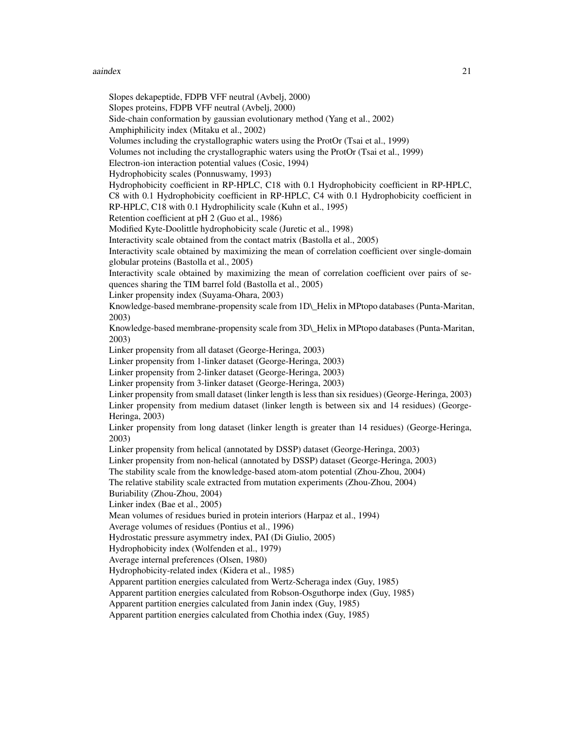Slopes dekapeptide, FDPB VFF neutral (Avbelj, 2000)
Slopes proteins, FDPB VFF neutral (Avbelj, 2000)
Side-chain conformation by gaussian evolutionary method (Yang et al., 2002)
Amphiphilicity index (Mitaku et al., 2002)
Volumes including the crystallographic waters using the ProtOr (Tsai et al., 1999)
Volumes not including the crystallographic waters using the ProtOr (Tsai et al., 1999)
Electron-ion interaction potential values (Cosic, 1994)
Hydrophobicity scales (Ponnuswamy, 1993)
Hydrophobicity coefficient in RP-HPLC, C18 with 0.1 Hydrophobicity coefficient in RP-HPLC, C8 with 0.1 Hydrophobicity coefficient in RP-HPLC, C4 with 0.1 Hydrophobicity coefficient in RP-HPLC, C18 with 0.1 Hydrophilicity scale (Kuhn et al., 1995)
Retention coefficient at pH 2 (Guo et al., 1986)
Modified Kyte-Doolittle hydrophobicity scale (Juretic et al., 1998)
Interactivity scale obtained from the contact matrix (Bastolla et al., 2005)
Interactivity scale obtained by maximizing the mean of correlation coefficient over single-domain globular proteins (Bastolla et al., 2005)
Interactivity scale obtained by maximizing the mean of correlation coefficient over pairs of sequences sharing the TIM barrel fold (Bastolla et al., 2005)
Linker propensity index (Suyama-Ohara, 2003)
Knowledge-based membrane-propensity scale from 1D\_Helix in MPtopo databases (Punta-Maritan, 2003)
Knowledge-based membrane-propensity scale from 3D\_Helix in MPtopo databases (Punta-Maritan, 2003)
Linker propensity from all dataset (George-Heringa, 2003)
Linker propensity from 1-linker dataset (George-Heringa, 2003)
Linker propensity from 2-linker dataset (George-Heringa, 2003)
Linker propensity from 3-linker dataset (George-Heringa, 2003)
Linker propensity from small dataset (linker length is less than six residues) (George-Heringa, 2003)
Linker propensity from medium dataset (linker length is between six and 14 residues) (George-Heringa, 2003)
Linker propensity from long dataset (linker length is greater than 14 residues) (George-Heringa, 2003)
Linker propensity from helical (annotated by DSSP) dataset (George-Heringa, 2003)
Linker propensity from non-helical (annotated by DSSP) dataset (George-Heringa, 2003)
The stability scale from the knowledge-based atom-atom potential (Zhou-Zhou, 2004)
The relative stability scale extracted from mutation experiments (Zhou-Zhou, 2004)
Buriability (Zhou-Zhou, 2004)
Linker index (Bae et al., 2005)
Mean volumes of residues buried in protein interiors (Harpaz et al., 1994)
Average volumes of residues (Pontius et al., 1996)
Hydrostatic pressure asymmetry index, PAI (Di Giulio, 2005)
Hydrophobicity index (Wolfenden et al., 1979)
Average internal preferences (Olsen, 1980)
Hydrophobicity-related index (Kidera et al., 1985)
Apparent partition energies calculated from Wertz-Scheraga index (Guy, 1985)
Apparent partition energies calculated from Robson-Osguthorpe index (Guy, 1985)
Apparent partition energies calculated from Janin index (Guy, 1985)
Apparent partition energies calculated from Chothia index (Guy, 1985)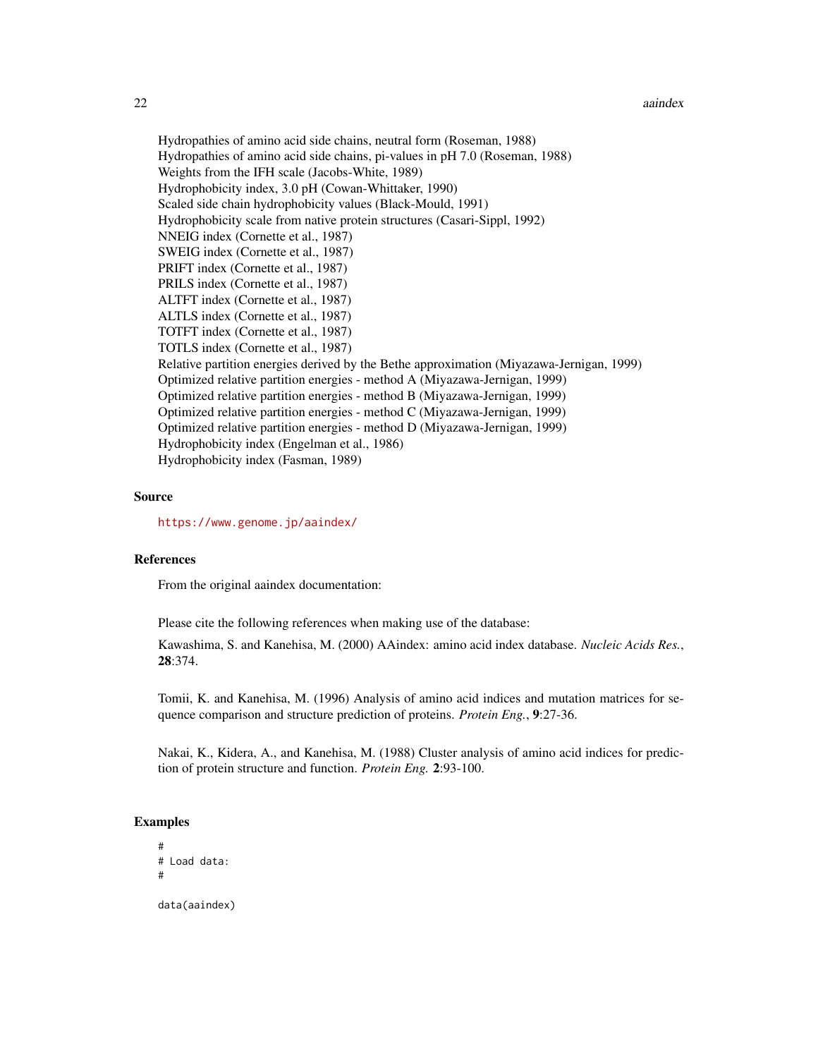Hydropathies of amino acid side chains, neutral form (Roseman, 1988)
Hydropathies of amino acid side chains, pi-values in pH 7.0 (Roseman, 1988)
Weights from the IFH scale (Jacobs-White, 1989)
Hydrophobicity index, 3.0 pH (Cowan-Whittaker, 1990)
Scaled side chain hydrophobicity values (Black-Mould, 1991)
Hydrophobicity scale from native protein structures (Casari-Sippl, 1992)
NNEIG index (Cornette et al., 1987)
SWEIG index (Cornette et al., 1987)
PRIFT index (Cornette et al., 1987)
PRILS index (Cornette et al., 1987)
ALTFT index (Cornette et al., 1987)
ALTLS index (Cornette et al., 1987)
TOTFT index (Cornette et al., 1987)
TOTLS index (Cornette et al., 1987)
Relative partition energies derived by the Bethe approximation (Miyazawa-Jernigan, 1999)
Optimized relative partition energies - method A (Miyazawa-Jernigan, 1999)
Optimized relative partition energies - method B (Miyazawa-Jernigan, 1999)
Optimized relative partition energies - method C (Miyazawa-Jernigan, 1999)
Optimized relative partition energies - method D (Miyazawa-Jernigan, 1999)
Hydrophobicity index (Engelman et al., 1986)
Hydrophobicity index (Fasman, 1989)

### Source

https://www.genome.jp/aaindex/

### References

From the original aaindex documentation:

Please cite the following references when making use of the database:

Kawashima, S. and Kanehisa, M. (2000) AAindex: amino acid index database. *Nucleic Acids Res.*, **28**:374.

Tomii, K. and Kanehisa, M. (1996) Analysis of amino acid indices and mutation matrices for sequence comparison and structure prediction of proteins. *Protein Eng.*, **9**:27-36.

Nakai, K., Kidera, A., and Kanehisa, M. (1988) Cluster analysis of amino acid indices for prediction of protein structure and function. *Protein Eng.* **2**:93-100.

### Examples

```
#
# Load data:
#

data(aaindex)
```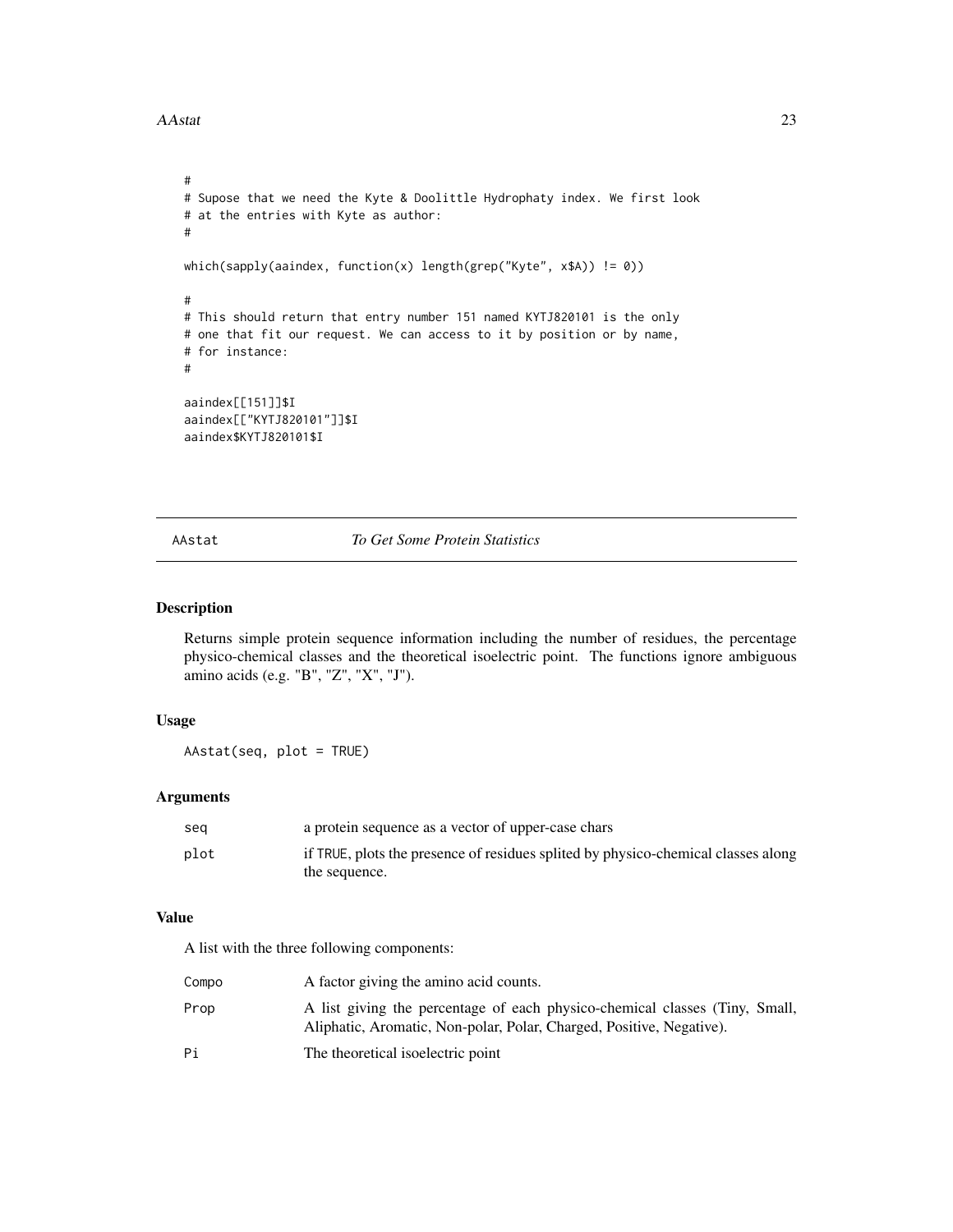```
#
# Supose that we need the Kyte & Doolittle Hydrophaty index. We first look
# at the entries with Kyte as author:
#

which(sapply(aaindex, function(x) length(grep("Kyte", x$A)) != 0))

#
# This should return that entry number 151 named KYTJ820101 is the only
# one that fit our request. We can access to it by position or by name,
# for instance:
#

aaindex[[151]]$I
aaindex[["KYTJ820101"]]$I
aaindex$KYTJ820101$I
```

---

AAstat *To Get Some Protein Statistics*

---

### Description

Returns simple protein sequence information including the number of residues, the percentage physico-chemical classes and the theoretical isoelectric point. The functions ignore ambiguous amino acids (e.g. "B", "Z", "X", "J").

### Usage

```
AAstat(seq, plot = TRUE)
```

### Arguments

| | |
|---|---|
| `seq` | a protein sequence as a vector of upper-case chars |
| `plot` | if `TRUE`, plots the presence of residues splited by physico-chemical classes along the sequence. |

### Value

A list with the three following components:

| | |
|---|---|
| `Compo` | A factor giving the amino acid counts. |
| `Prop` | A list giving the percentage of each physico-chemical classes (Tiny, Small, Aliphatic, Aromatic, Non-polar, Polar, Charged, Positive, Negative). |
| `Pi` | The theoretical isoelectric point |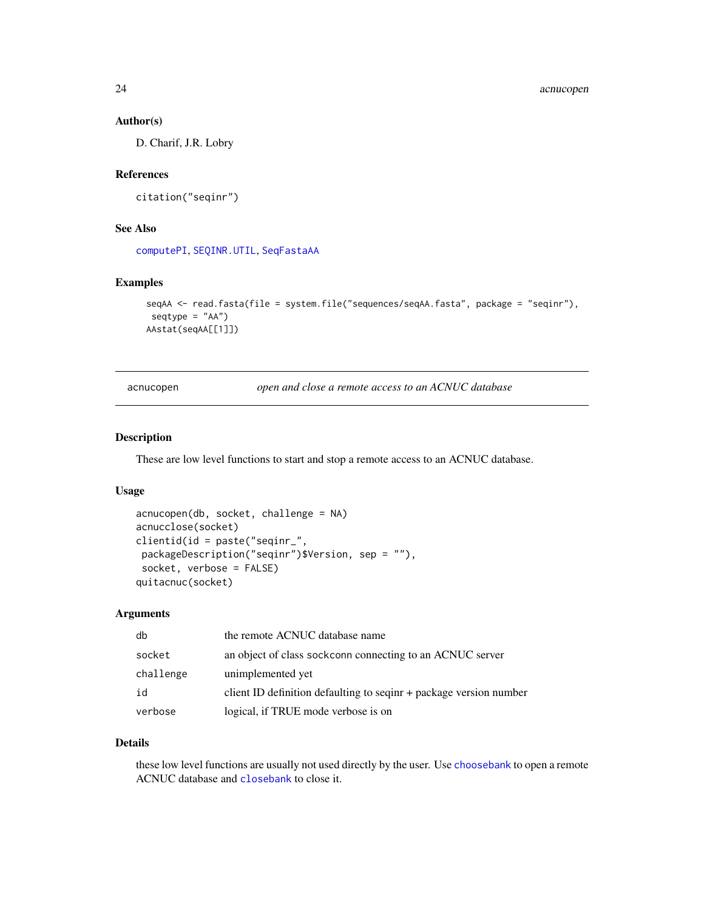### Author(s)

D. Charif, J.R. Lobry

### References

citation("seqinr")

### See Also

computePI, SEQINR.UTIL, SeqFastaAA

### Examples

```
seqAA <- read.fasta(file = system.file("sequences/seqAA.fasta", package = "seqinr"),
 seqtype = "AA")
AAstat(seqAA[[1]])
```

---

## acnucopen — *open and close a remote access to an ACNUC database*

### Description

These are low level functions to start and stop a remote access to an ACNUC database.

### Usage

```
acnucopen(db, socket, challenge = NA)
acnucclose(socket)
clientid(id = paste("seqinr_",
 packageDescription("seqinr")$Version, sep = ""),
 socket, verbose = FALSE)
quitacnuc(socket)
```

### Arguments

| | |
|---|---|
| db | the remote ACNUC database name |
| socket | an object of class sockconn connecting to an ACNUC server |
| challenge | unimplemented yet |
| id | client ID definition defaulting to seqinr + package version number |
| verbose | logical, if TRUE mode verbose is on |

### Details

these low level functions are usually not used directly by the user. Use choosebank to open a remote ACNUC database and closebank to close it.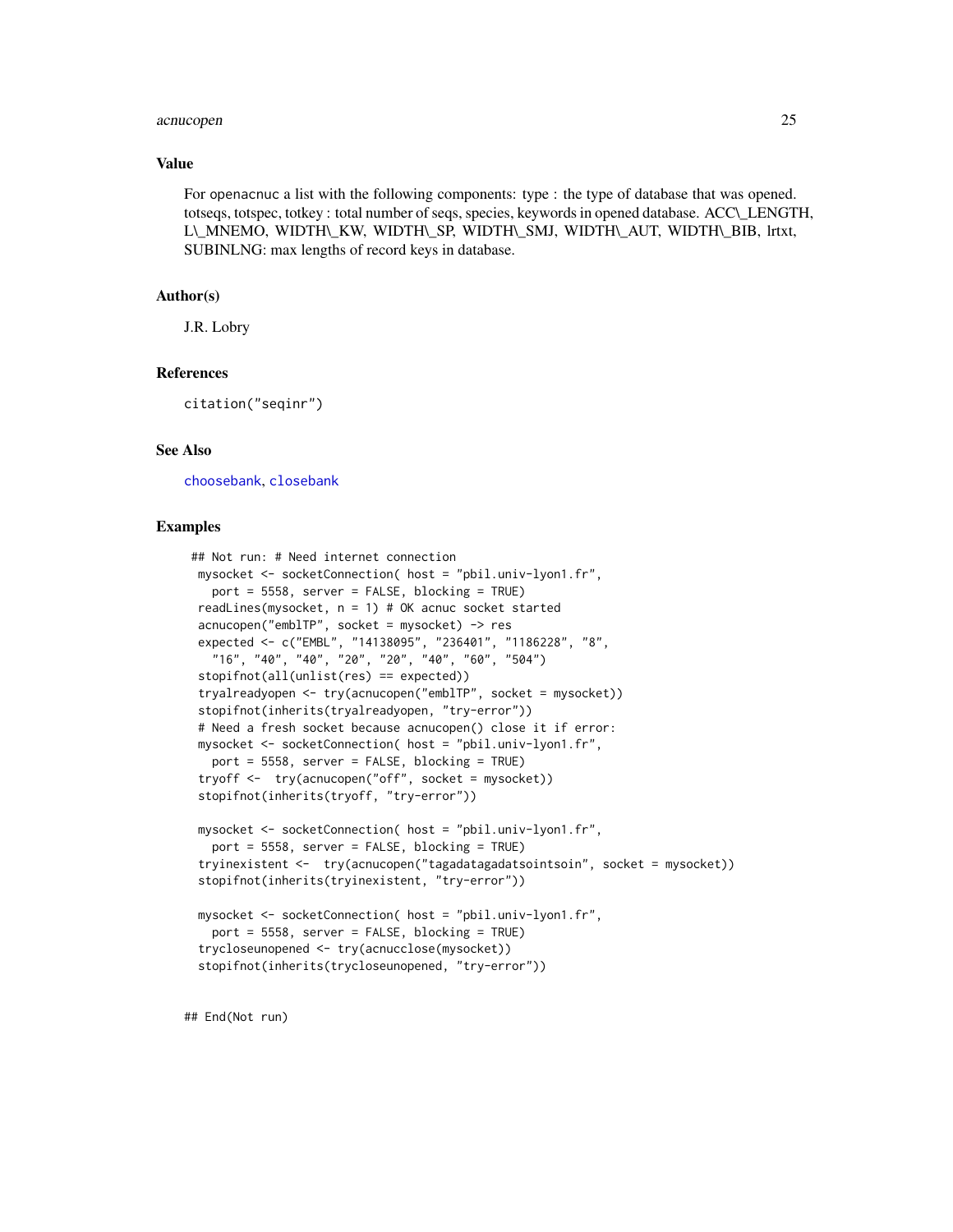## Value

For openacnuc a list with the following components: type : the type of database that was opened. totseqs, totspec, totkey : total number of seqs, species, keywords in opened database. ACC\_LENGTH, L\_MNEMO, WIDTH\_KW, WIDTH\_SP, WIDTH\_SMJ, WIDTH\_AUT, WIDTH\_BIB, lrtxt, SUBINLNG: max lengths of record keys in database.

## Author(s)

J.R. Lobry

## References

`citation("seqinr")`

## See Also

choosebank, closebank

## Examples

```
 ## Not run: # Need internet connection
  mysocket <- socketConnection( host = "pbil.univ-lyon1.fr",
    port = 5558, server = FALSE, blocking = TRUE)
  readLines(mysocket, n = 1) # OK acnuc socket started
  acnucopen("emblTP", socket = mysocket) -> res
  expected <- c("EMBL", "14138095", "236401", "1186228", "8",
    "16", "40", "40", "20", "20", "40", "60", "504")
  stopifnot(all(unlist(res) == expected))
  tryalreadyopen <- try(acnucopen("emblTP", socket = mysocket))
  stopifnot(inherits(tryalreadyopen, "try-error"))
  # Need a fresh socket because acnucopen() close it if error:
  mysocket <- socketConnection( host = "pbil.univ-lyon1.fr",
    port = 5558, server = FALSE, blocking = TRUE)
  tryoff <-  try(acnucopen("off", socket = mysocket))
  stopifnot(inherits(tryoff, "try-error"))

  mysocket <- socketConnection( host = "pbil.univ-lyon1.fr",
    port = 5558, server = FALSE, blocking = TRUE)
  tryinexistent <-  try(acnucopen("tagadatagadatsointsoin", socket = mysocket))
  stopifnot(inherits(tryinexistent, "try-error"))

  mysocket <- socketConnection( host = "pbil.univ-lyon1.fr",
    port = 5558, server = FALSE, blocking = TRUE)
  trycloseunopened <- try(acnucclose(mysocket))
  stopifnot(inherits(trycloseunopened, "try-error"))


## End(Not run)
```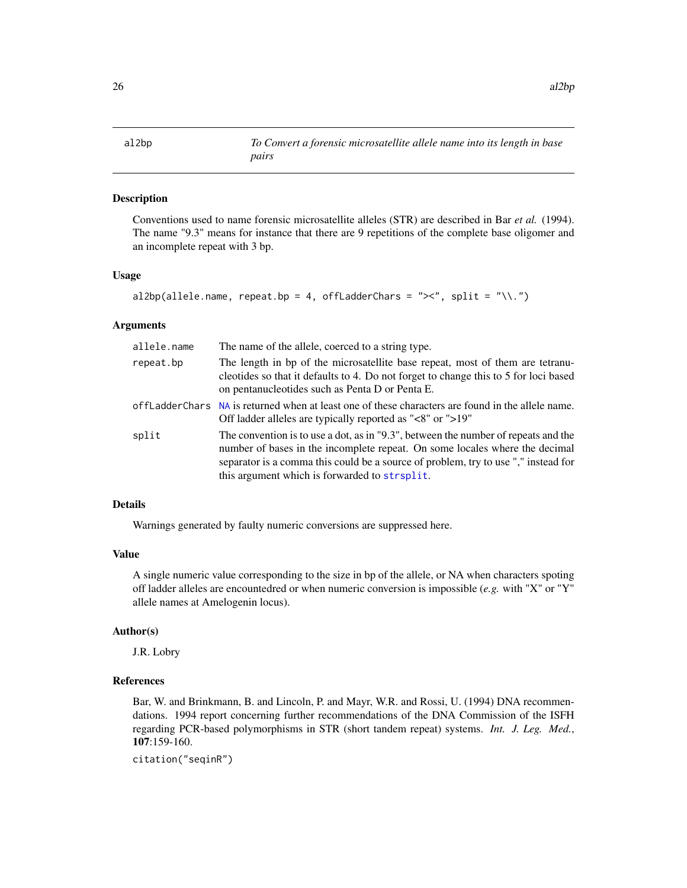# al2bp

*To Convert a forensic microsatellite allele name into its length in base pairs*

## Description

Conventions used to name forensic microsatellite alleles (STR) are described in Bar *et al.* (1994). The name "9.3" means for instance that there are 9 repetitions of the complete base oligomer and an incomplete repeat with 3 bp.

## Usage

```
al2bp(allele.name, repeat.bp = 4, offLadderChars = "><", split = "\\.")
```

## Arguments

| | |
|---|---|
| `allele.name` | The name of the allele, coerced to a string type. |
| `repeat.bp` | The length in bp of the microsatellite base repeat, most of them are tetranucleotides so that it defaults to 4. Do not forget to change this to 5 for loci based on pentanucleotides such as Penta D or Penta E. |
| `offLadderChars` | `NA` is returned when at least one of these characters are found in the allele name. Off ladder alleles are typically reported as "<8" or ">19" |
| `split` | The convention is to use a dot, as in "9.3", between the number of repeats and the number of bases in the incomplete repeat. On some locales where the decimal separator is a comma this could be a source of problem, try to use "," instead for this argument which is forwarded to `strsplit`. |

## Details

Warnings generated by faulty numeric conversions are suppressed here.

## Value

A single numeric value corresponding to the size in bp of the allele, or NA when characters spoting off ladder alleles are encountedred or when numeric conversion is impossible (*e.g.* with "X" or "Y" allele names at Amelogenin locus).

## Author(s)

J.R. Lobry

## References

Bar, W. and Brinkmann, B. and Lincoln, P. and Mayr, W.R. and Rossi, U. (1994) DNA recommendations. 1994 report concerning further recommendations of the DNA Commission of the ISFH regarding PCR-based polymorphisms in STR (short tandem repeat) systems. *Int. J. Leg. Med.*, **107**:159-160.

`citation("seqinR")`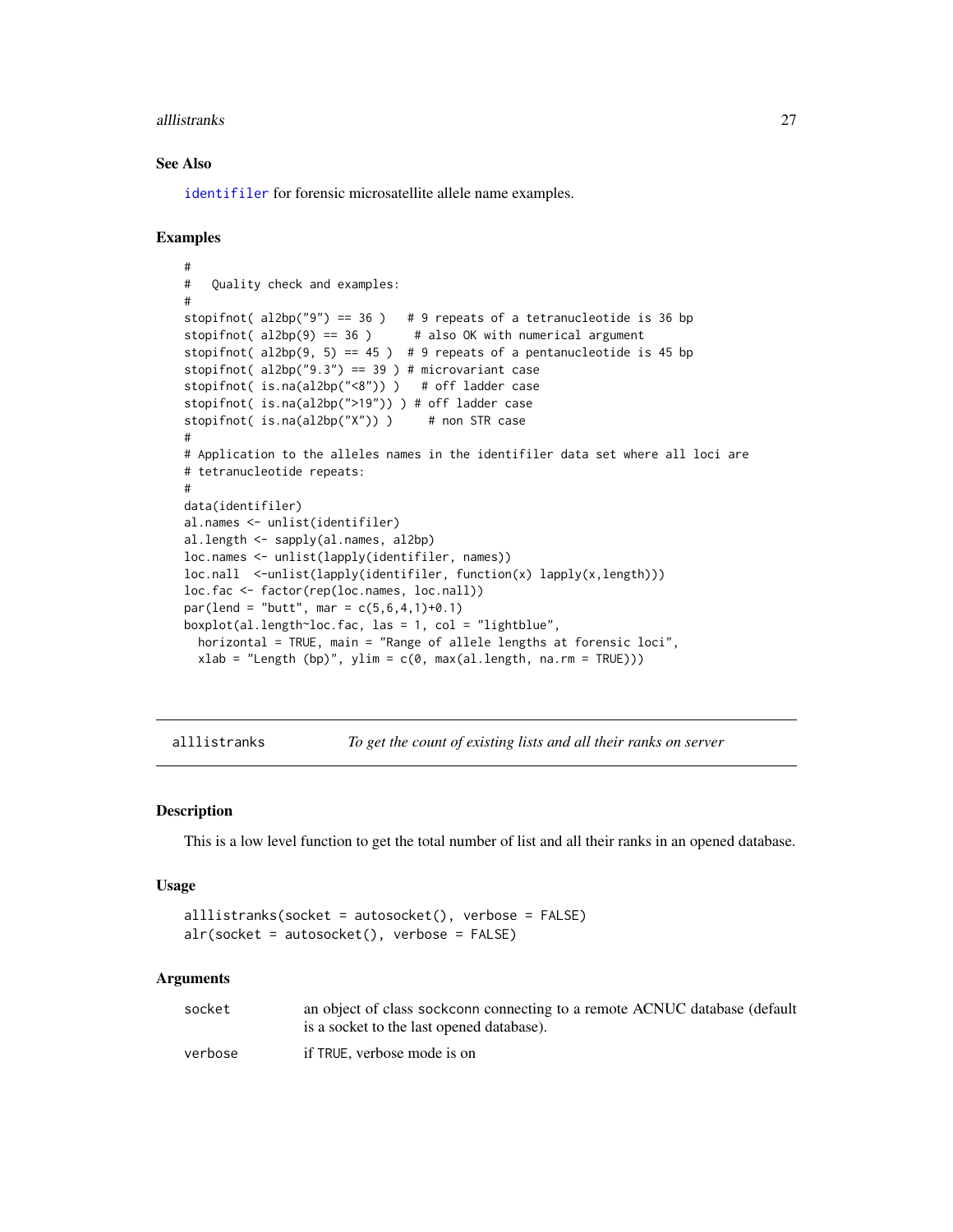## See Also

`identifiler` for forensic microsatellite allele name examples.

## Examples

```
#
#   Quality check and examples:
#
stopifnot( al2bp("9") == 36 )   # 9 repeats of a tetranucleotide is 36 bp
stopifnot( al2bp(9) == 36 )      # also OK with numerical argument
stopifnot( al2bp(9, 5) == 45 )  # 9 repeats of a pentanucleotide is 45 bp
stopifnot( al2bp("9.3") == 39 ) # microvariant case
stopifnot( is.na(al2bp("<8")) )   # off ladder case
stopifnot( is.na(al2bp(">19")) ) # off ladder case
stopifnot( is.na(al2bp("X")) )     # non STR case
#
# Application to the alleles names in the identifiler data set where all loci are
# tetranucleotide repeats:
#
data(identifiler)
al.names <- unlist(identifiler)
al.length <- sapply(al.names, al2bp)
loc.names <- unlist(lapply(identifiler, names))
loc.nall  <-unlist(lapply(identifiler, function(x) lapply(x,length)))
loc.fac <- factor(rep(loc.names, loc.nall))
par(lend = "butt", mar = c(5,6,4,1)+0.1)
boxplot(al.length~loc.fac, las = 1, col = "lightblue",
  horizontal = TRUE, main = "Range of allele lengths at forensic loci",
  xlab = "Length (bp)", ylim = c(0, max(al.length, na.rm = TRUE)))
```

---

# alllistranks — *To get the count of existing lists and all their ranks on server*

## Description

This is a low level function to get the total number of list and all their ranks in an opened database.

## Usage

```
alllistranks(socket = autosocket(), verbose = FALSE)
alr(socket = autosocket(), verbose = FALSE)
```

## Arguments

| | |
|---|---|
| socket | an object of class sockconn connecting to a remote ACNUC database (default is a socket to the last opened database). |
| verbose | if TRUE, verbose mode is on |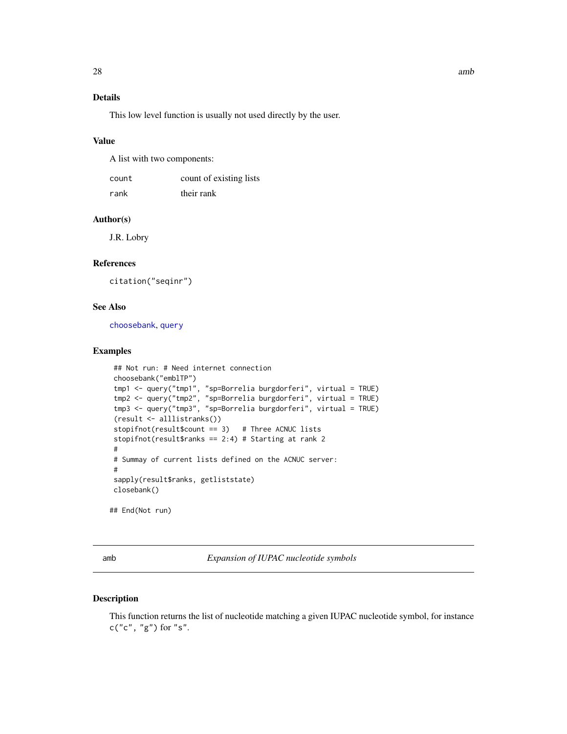## Details

This low level function is usually not used directly by the user.

## Value

A list with two components:

| | |
|---|---|
| `count` | count of existing lists |
| `rank` | their rank |

## Author(s)

J.R. Lobry

## References

`citation("seqinr")`

## See Also

`choosebank`, `query`

## Examples

```
 ## Not run: # Need internet connection
 choosebank("emblTP")
 tmp1 <- query("tmp1", "sp=Borrelia burgdorferi", virtual = TRUE)
 tmp2 <- query("tmp2", "sp=Borrelia burgdorferi", virtual = TRUE)
 tmp3 <- query("tmp3", "sp=Borrelia burgdorferi", virtual = TRUE)
 (result <- alllistranks())
 stopifnot(result$count == 3)   # Three ACNUC lists
 stopifnot(result$ranks == 2:4) # Starting at rank 2
 #
 # Summay of current lists defined on the ACNUC server:
 #
 sapply(result$ranks, getliststate)
 closebank()

## End(Not run)
```

---

# amb — *Expansion of IUPAC nucleotide symbols*

## Description

This function returns the list of nucleotide matching a given IUPAC nucleotide symbol, for instance `c("c", "g")` for `"s"`.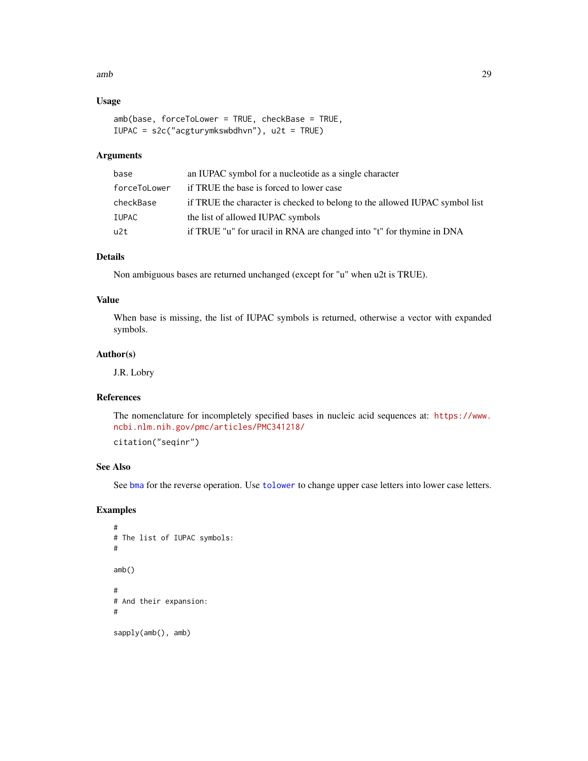## Usage

```
amb(base, forceToLower = TRUE, checkBase = TRUE,
IUPAC = s2c("acgturymkswbdhvn"), u2t = TRUE)
```

## Arguments

| | |
|---|---|
| base | an IUPAC symbol for a nucleotide as a single character |
| forceToLower | if TRUE the base is forced to lower case |
| checkBase | if TRUE the character is checked to belong to the allowed IUPAC symbol list |
| IUPAC | the list of allowed IUPAC symbols |
| u2t | if TRUE "u" for uracil in RNA are changed into "t" for thymine in DNA |

## Details

Non ambiguous bases are returned unchanged (except for "u" when u2t is TRUE).

## Value

When base is missing, the list of IUPAC symbols is returned, otherwise a vector with expanded symbols.

## Author(s)

J.R. Lobry

## References

The nomenclature for incompletely specified bases in nucleic acid sequences at: https://www.ncbi.nlm.nih.gov/pmc/articles/PMC341218/

citation("seqinr")

## See Also

See bma for the reverse operation. Use tolower to change upper case letters into lower case letters.

## Examples

```
#
# The list of IUPAC symbols:
#

amb()

#
# And their expansion:
#

sapply(amb(), amb)
```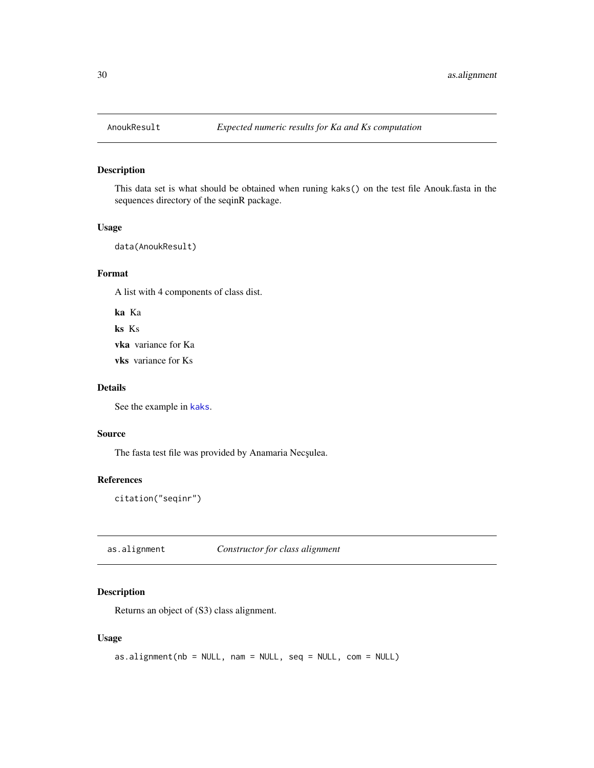## AnoukResult *Expected numeric results for Ka and Ks computation*

### Description

This data set is what should be obtained when runing kaks() on the test file Anouk.fasta in the sequences directory of the seqinR package.

### Usage

```
data(AnoukResult)
```

### Format

A list with 4 components of class dist.

**ka** Ka

**ks** Ks

**vka** variance for Ka

**vks** variance for Ks

### Details

See the example in kaks.

### Source

The fasta test file was provided by Anamaria Necşulea.

### References

```
citation("seqinr")
```

## as.alignment *Constructor for class alignment*

### Description

Returns an object of (S3) class alignment.

### Usage

```
as.alignment(nb = NULL, nam = NULL, seq = NULL, com = NULL)
```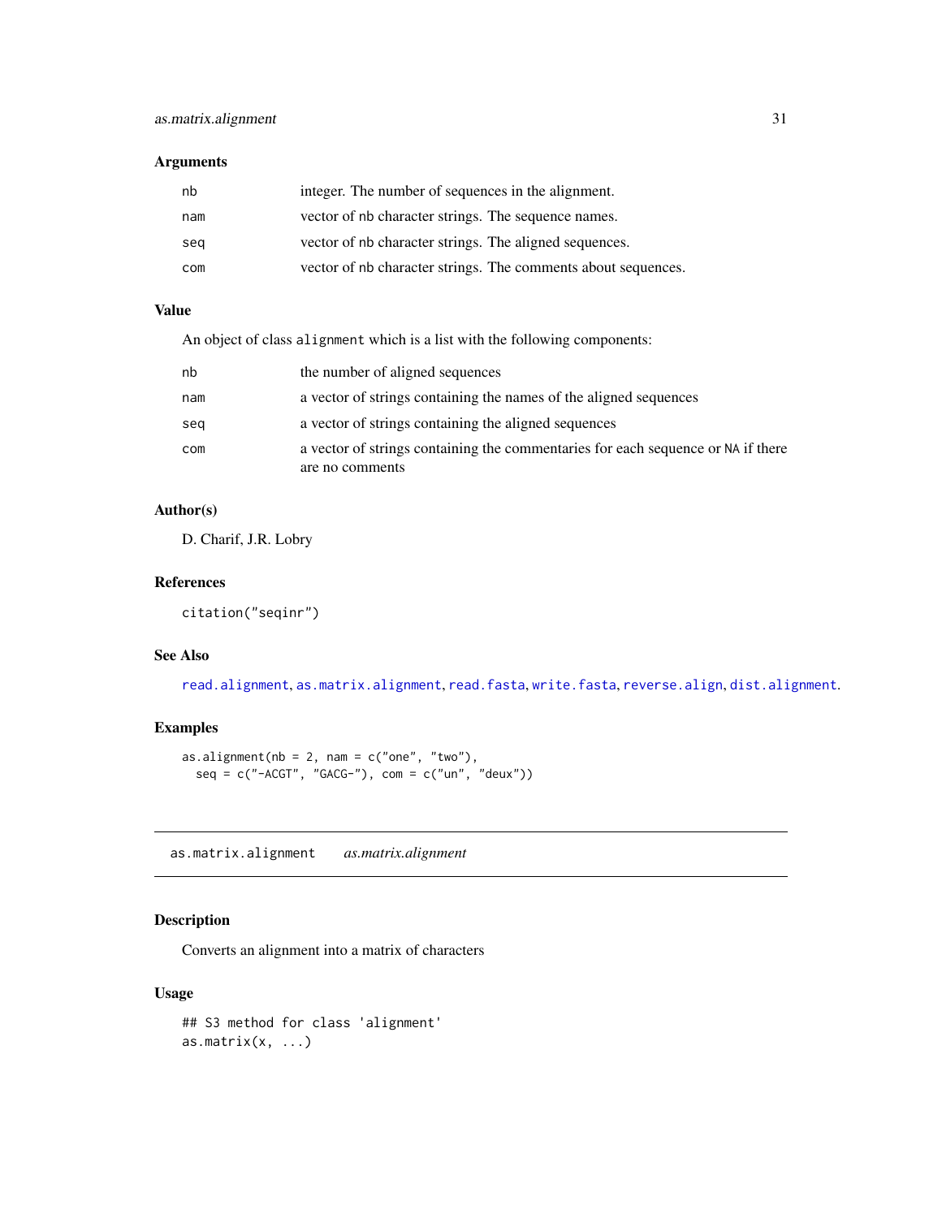### Arguments

| | |
|---|---|
| nb | integer. The number of sequences in the alignment. |
| nam | vector of nb character strings. The sequence names. |
| seq | vector of nb character strings. The aligned sequences. |
| com | vector of nb character strings. The comments about sequences. |

### Value

An object of class alignment which is a list with the following components:

| | |
|---|---|
| nb | the number of aligned sequences |
| nam | a vector of strings containing the names of the aligned sequences |
| seq | a vector of strings containing the aligned sequences |
| com | a vector of strings containing the commentaries for each sequence or NA if there are no comments |

### Author(s)

D. Charif, J.R. Lobry

### References

citation("seqinr")

### See Also

read.alignment, as.matrix.alignment, read.fasta, write.fasta, reverse.align, dist.alignment.

### Examples

```
as.alignment(nb = 2, nam = c("one", "two"),
  seq = c("-ACGT", "GACG-"), com = c("un", "deux"))
```

---

## as.matrix.alignment *as.matrix.alignment*

### Description

Converts an alignment into a matrix of characters

### Usage

```
## S3 method for class 'alignment'
as.matrix(x, ...)
```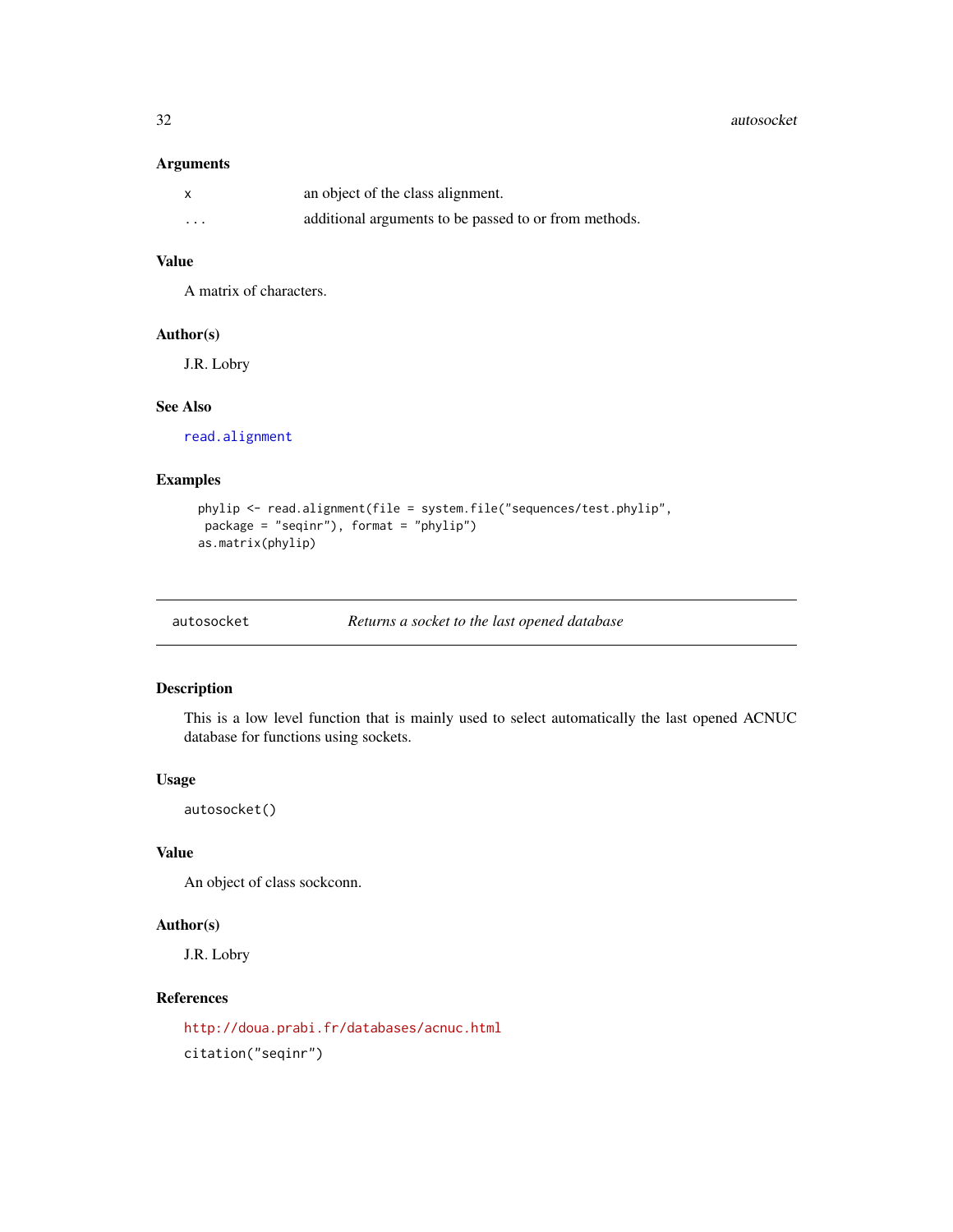### Arguments

| | |
|---|---|
| x | an object of the class alignment. |
| ... | additional arguments to be passed to or from methods. |

### Value

A matrix of characters.

### Author(s)

J.R. Lobry

### See Also

read.alignment

### Examples

```
phylip <- read.alignment(file = system.file("sequences/test.phylip",
 package = "seqinr"), format = "phylip")
as.matrix(phylip)
```

---

## autosocket    *Returns a socket to the last opened database*

---

### Description

This is a low level function that is mainly used to select automatically the last opened ACNUC database for functions using sockets.

### Usage

```
autosocket()
```

### Value

An object of class sockconn.

### Author(s)

J.R. Lobry

### References

http://doua.prabi.fr/databases/acnuc.html

citation("seqinr")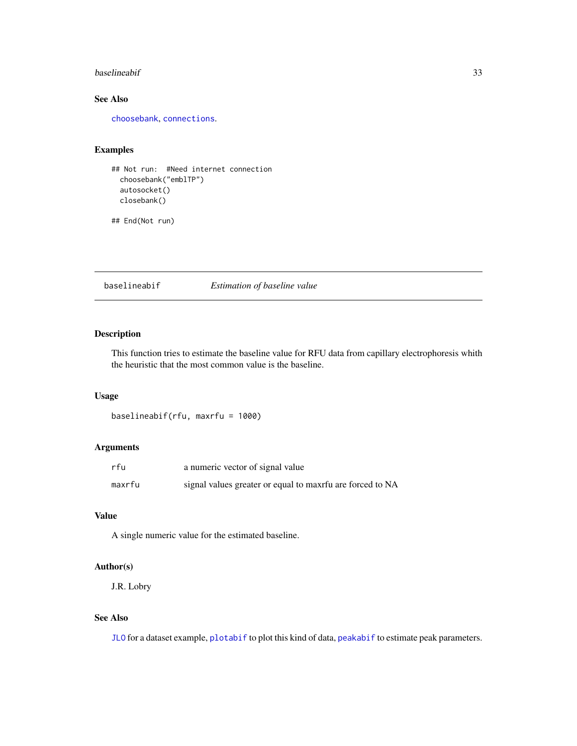### See Also

choosebank, connections.

### Examples

```
## Not run:  #Need internet connection
  choosebank("emblTP")
  autosocket()
  closebank()

## End(Not run)
```

---

## baselineabif *Estimation of baseline value*

---

### Description

This function tries to estimate the baseline value for RFU data from capillary electrophoresis whith the heuristic that the most common value is the baseline.

### Usage

```
baselineabif(rfu, maxrfu = 1000)
```

### Arguments

| | |
|---|---|
| rfu | a numeric vector of signal value |
| maxrfu | signal values greater or equal to maxrfu are forced to NA |

### Value

A single numeric value for the estimated baseline.

### Author(s)

J.R. Lobry

### See Also

JLO for a dataset example, plotabif to plot this kind of data, peakabif to estimate peak parameters.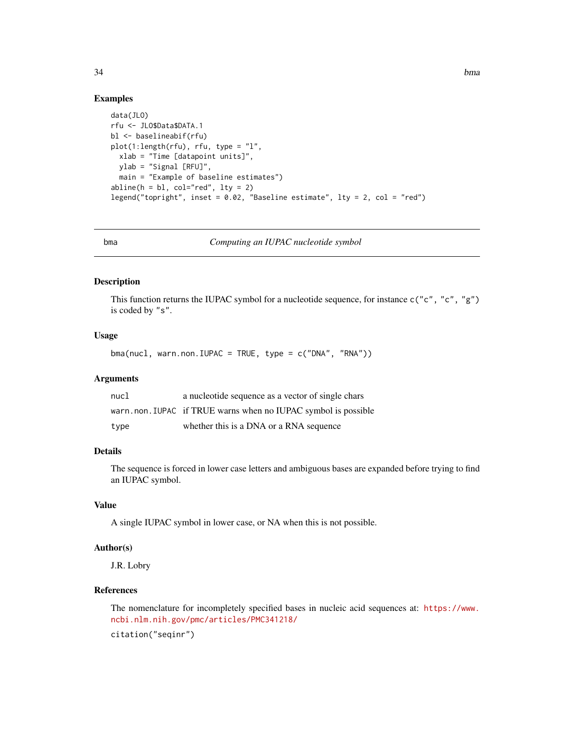## Examples

```
data(JLO)
rfu <- JLO$Data$DATA.1
bl <- baselineabif(rfu)
plot(1:length(rfu), rfu, type = "l",
  xlab = "Time [datapoint units]",
  ylab = "Signal [RFU]",
  main = "Example of baseline estimates")
abline(h = bl, col="red", lty = 2)
legend("topright", inset = 0.02, "Baseline estimate", lty = 2, col = "red")
```

---

# bma — *Computing an IUPAC nucleotide symbol*

## Description

This function returns the IUPAC symbol for a nucleotide sequence, for instance `c("c", "c", "g")` is coded by `"s"`.

## Usage

```
bma(nucl, warn.non.IUPAC = TRUE, type = c("DNA", "RNA"))
```

## Arguments

| | |
|---|---|
| `nucl` | a nucleotide sequence as a vector of single chars |
| `warn.non.IUPAC` | if TRUE warns when no IUPAC symbol is possible |
| `type` | whether this is a DNA or a RNA sequence |

## Details

The sequence is forced in lower case letters and ambiguous bases are expanded before trying to find an IUPAC symbol.

## Value

A single IUPAC symbol in lower case, or NA when this is not possible.

## Author(s)

J.R. Lobry

## References

The nomenclature for incompletely specified bases in nucleic acid sequences at: https://www.ncbi.nlm.nih.gov/pmc/articles/PMC341218/

`citation("seqinr")`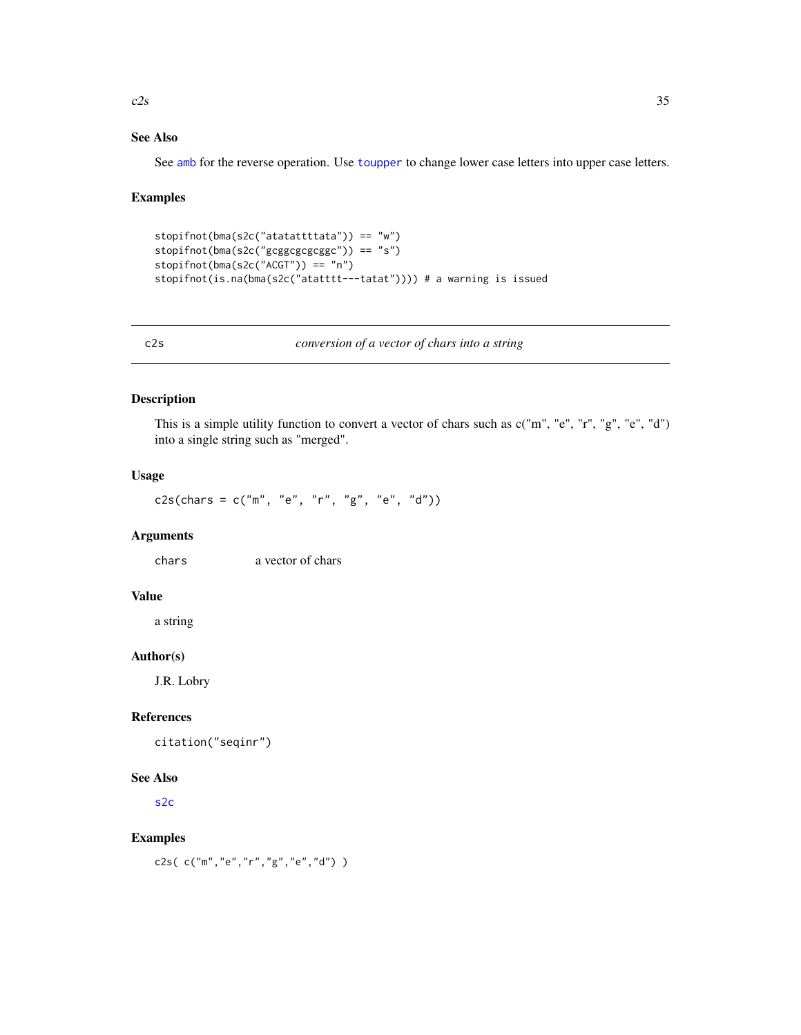### See Also

See `amb` for the reverse operation. Use `toupper` to change lower case letters into upper case letters.

### Examples

```
stopifnot(bma(s2c("atatattttata")) == "w")
stopifnot(bma(s2c("gcggcgcgcggc")) == "s")
stopifnot(bma(s2c("ACGT")) == "n")
stopifnot(is.na(bma(s2c("atatttt---tatat")))) # a warning is issued
```

---

## c2s — *conversion of a vector of chars into a string*

### Description

This is a simple utility function to convert a vector of chars such as c("m", "e", "r", "g", "e", "d") into a single string such as "merged".

### Usage

```
c2s(chars = c("m", "e", "r", "g", "e", "d"))
```

### Arguments

| | |
|---|---|
| `chars` | a vector of chars |

### Value

a string

### Author(s)

J.R. Lobry

### References

`citation("seqinr")`

### See Also

`s2c`

### Examples

```
c2s( c("m","e","r","g","e","d") )
```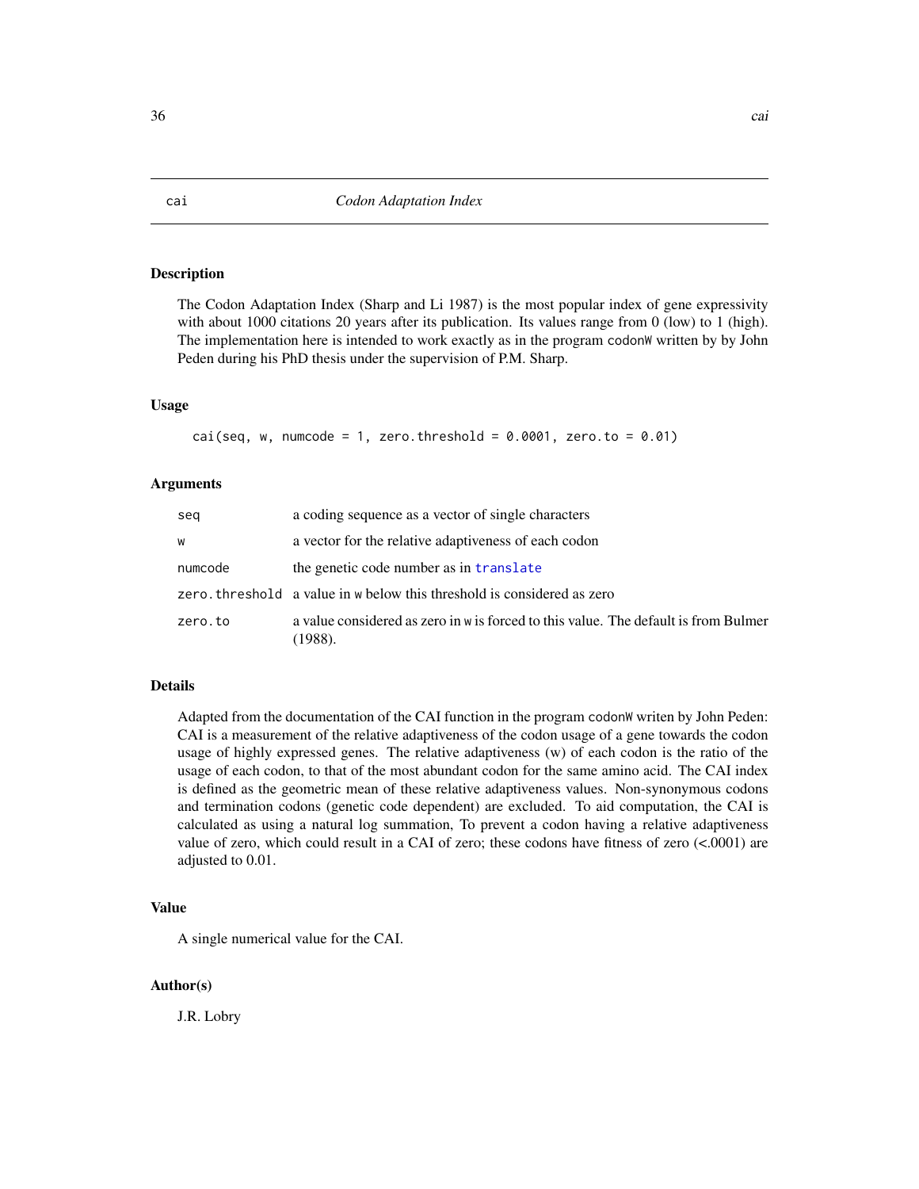# cai — *Codon Adaptation Index*

## Description

The Codon Adaptation Index (Sharp and Li 1987) is the most popular index of gene expressivity with about 1000 citations 20 years after its publication. Its values range from 0 (low) to 1 (high). The implementation here is intended to work exactly as in the program `codonW` written by by John Peden during his PhD thesis under the supervision of P.M. Sharp.

## Usage

```
cai(seq, w, numcode = 1, zero.threshold = 0.0001, zero.to = 0.01)
```

## Arguments

| | |
|---|---|
| `seq` | a coding sequence as a vector of single characters |
| `w` | a vector for the relative adaptiveness of each codon |
| `numcode` | the genetic code number as in `translate` |
| `zero.threshold` | a value in `w` below this threshold is considered as zero |
| `zero.to` | a value considered as zero in `w` is forced to this value. The default is from Bulmer (1988). |

## Details

Adapted from the documentation of the CAI function in the program `codonW` writen by John Peden: CAI is a measurement of the relative adaptiveness of the codon usage of a gene towards the codon usage of highly expressed genes. The relative adaptiveness (w) of each codon is the ratio of the usage of each codon, to that of the most abundant codon for the same amino acid. The CAI index is defined as the geometric mean of these relative adaptiveness values. Non-synonymous codons and termination codons (genetic code dependent) are excluded. To aid computation, the CAI is calculated as using a natural log summation, To prevent a codon having a relative adaptiveness value of zero, which could result in a CAI of zero; these codons have fitness of zero (<.0001) are adjusted to 0.01.

## Value

A single numerical value for the CAI.

## Author(s)

J.R. Lobry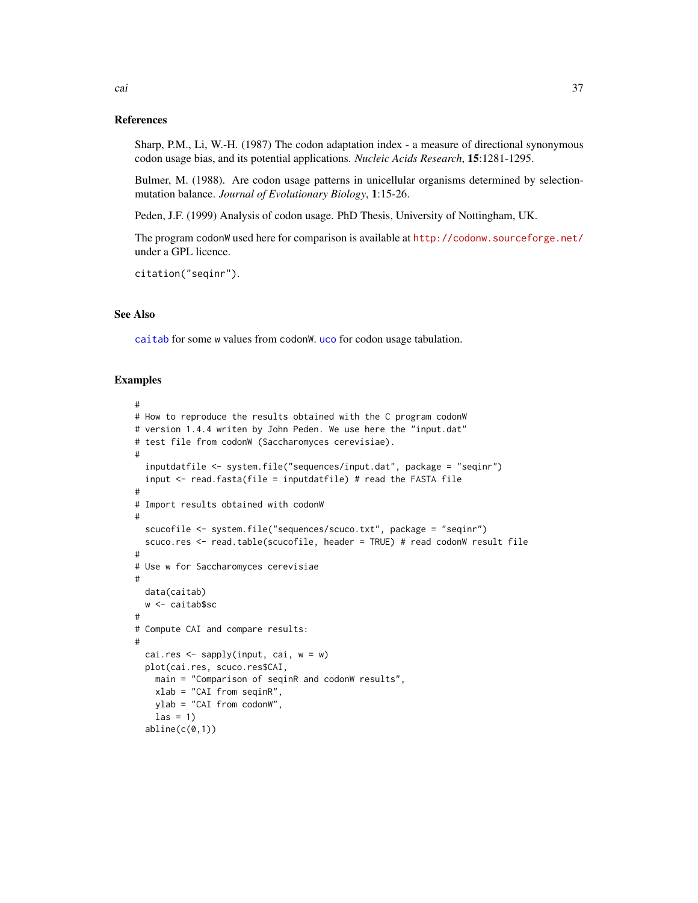## References

Sharp, P.M., Li, W.-H. (1987) The codon adaptation index - a measure of directional synonymous codon usage bias, and its potential applications. *Nucleic Acids Research*, **15**:1281-1295.

Bulmer, M. (1988). Are codon usage patterns in unicellular organisms determined by selection-mutation balance. *Journal of Evolutionary Biology*, **1**:15-26.

Peden, J.F. (1999) Analysis of codon usage. PhD Thesis, University of Nottingham, UK.

The program codonW used here for comparison is available at http://codonw.sourceforge.net/ under a GPL licence.

citation("seqinr").

## See Also

caitab for some w values from codonW. uco for codon usage tabulation.

## Examples

```
#
# How to reproduce the results obtained with the C program codonW
# version 1.4.4 writen by John Peden. We use here the "input.dat"
# test file from codonW (Saccharomyces cerevisiae).
#
  inputdatfile <- system.file("sequences/input.dat", package = "seqinr")
  input <- read.fasta(file = inputdatfile) # read the FASTA file
#
# Import results obtained with codonW
#
  scucofile <- system.file("sequences/scuco.txt", package = "seqinr")
  scuco.res <- read.table(scucofile, header = TRUE) # read codonW result file
#
# Use w for Saccharomyces cerevisiae
#
  data(caitab)
  w <- caitab$sc
#
# Compute CAI and compare results:
#
  cai.res <- sapply(input, cai, w = w)
  plot(cai.res, scuco.res$CAI,
    main = "Comparison of seqinR and codonW results",
    xlab = "CAI from seqinR",
    ylab = "CAI from codonW",
    las = 1)
  abline(c(0,1))
```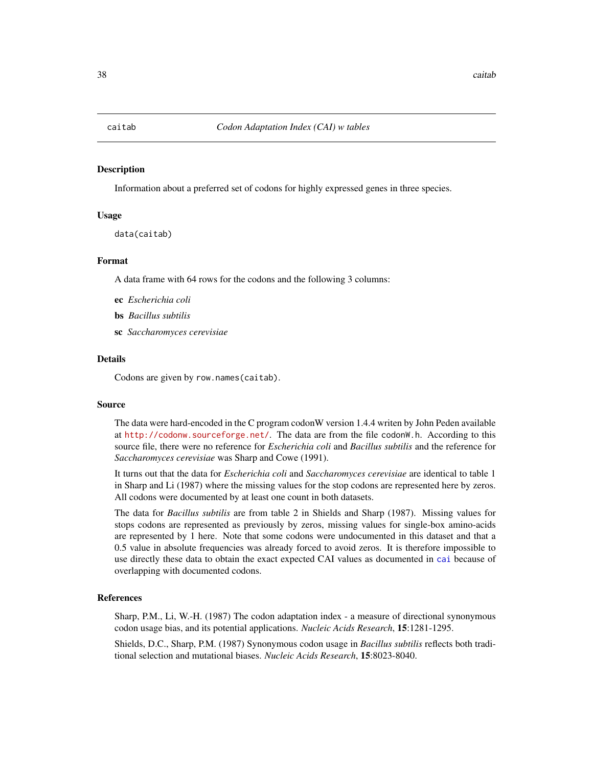caitab *Codon Adaptation Index (CAI) w tables*

## Description

Information about a preferred set of codons for highly expressed genes in three species.

## Usage

```
data(caitab)
```

## Format

A data frame with 64 rows for the codons and the following 3 columns:

**ec** *Escherichia coli*

**bs** *Bacillus subtilis*

**sc** *Saccharomyces cerevisiae*

## Details

Codons are given by `row.names(caitab)`.

## Source

The data were hard-encoded in the C program codonW version 1.4.4 writen by John Peden available at http://codonw.sourceforge.net/. The data are from the file `codonW.h`. According to this source file, there were no reference for *Escherichia coli* and *Bacillus subtilis* and the reference for *Saccharomyces cerevisiae* was Sharp and Cowe (1991).

It turns out that the data for *Escherichia coli* and *Saccharomyces cerevisiae* are identical to table 1 in Sharp and Li (1987) where the missing values for the stop codons are represented here by zeros. All codons were documented by at least one count in both datasets.

The data for *Bacillus subtilis* are from table 2 in Shields and Sharp (1987). Missing values for stops codons are represented as previously by zeros, missing values for single-box amino-acids are represented by 1 here. Note that some codons were undocumented in this dataset and that a 0.5 value in absolute frequencies was already forced to avoid zeros. It is therefore impossible to use directly these data to obtain the exact expected CAI values as documented in `cai` because of overlapping with documented codons.

## References

Sharp, P.M., Li, W.-H. (1987) The codon adaptation index - a measure of directional synonymous codon usage bias, and its potential applications. *Nucleic Acids Research*, **15**:1281-1295.

Shields, D.C., Sharp, P.M. (1987) Synonymous codon usage in *Bacillus subtilis* reflects both traditional selection and mutational biases. *Nucleic Acids Research*, **15**:8023-8040.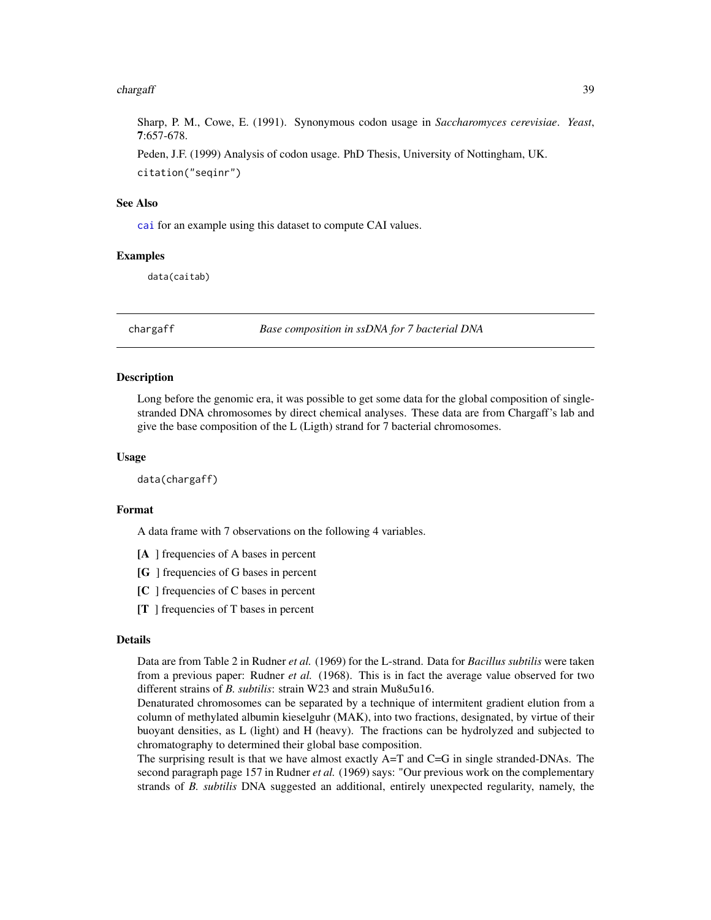Sharp, P. M., Cowe, E. (1991). Synonymous codon usage in *Saccharomyces cerevisiae*. *Yeast*, **7**:657-678.

Peden, J.F. (1999) Analysis of codon usage. PhD Thesis, University of Nottingham, UK.

`citation("seqinr")`

### See Also

`cai` for an example using this dataset to compute CAI values.

### Examples

```
data(caitab)
```

---

## chargaff — *Base composition in ssDNA for 7 bacterial DNA*

---

### Description

Long before the genomic era, it was possible to get some data for the global composition of single-stranded DNA chromosomes by direct chemical analyses. These data are from Chargaff's lab and give the base composition of the L (Ligth) strand for 7 bacterial chromosomes.

### Usage

```
data(chargaff)
```

### Format

A data frame with 7 observations on the following 4 variables.

- **[A ]** frequencies of A bases in percent
- **[G ]** frequencies of G bases in percent
- **[C ]** frequencies of C bases in percent
- **[T ]** frequencies of T bases in percent

### Details

Data are from Table 2 in Rudner *et al.* (1969) for the L-strand. Data for *Bacillus subtilis* were taken from a previous paper: Rudner *et al.* (1968). This is in fact the average value observed for two different strains of *B. subtilis*: strain W23 and strain Mu8u5u16.

Denaturated chromosomes can be separated by a technique of intermitent gradient elution from a column of methylated albumin kieselguhr (MAK), into two fractions, designated, by virtue of their buoyant densities, as L (light) and H (heavy). The fractions can be hydrolyzed and subjected to chromatography to determined their global base composition.

The surprising result is that we have almost exactly A=T and C=G in single stranded-DNAs. The second paragraph page 157 in Rudner *et al.* (1969) says: "Our previous work on the complementary strands of *B. subtilis* DNA suggested an additional, entirely unexpected regularity, namely, the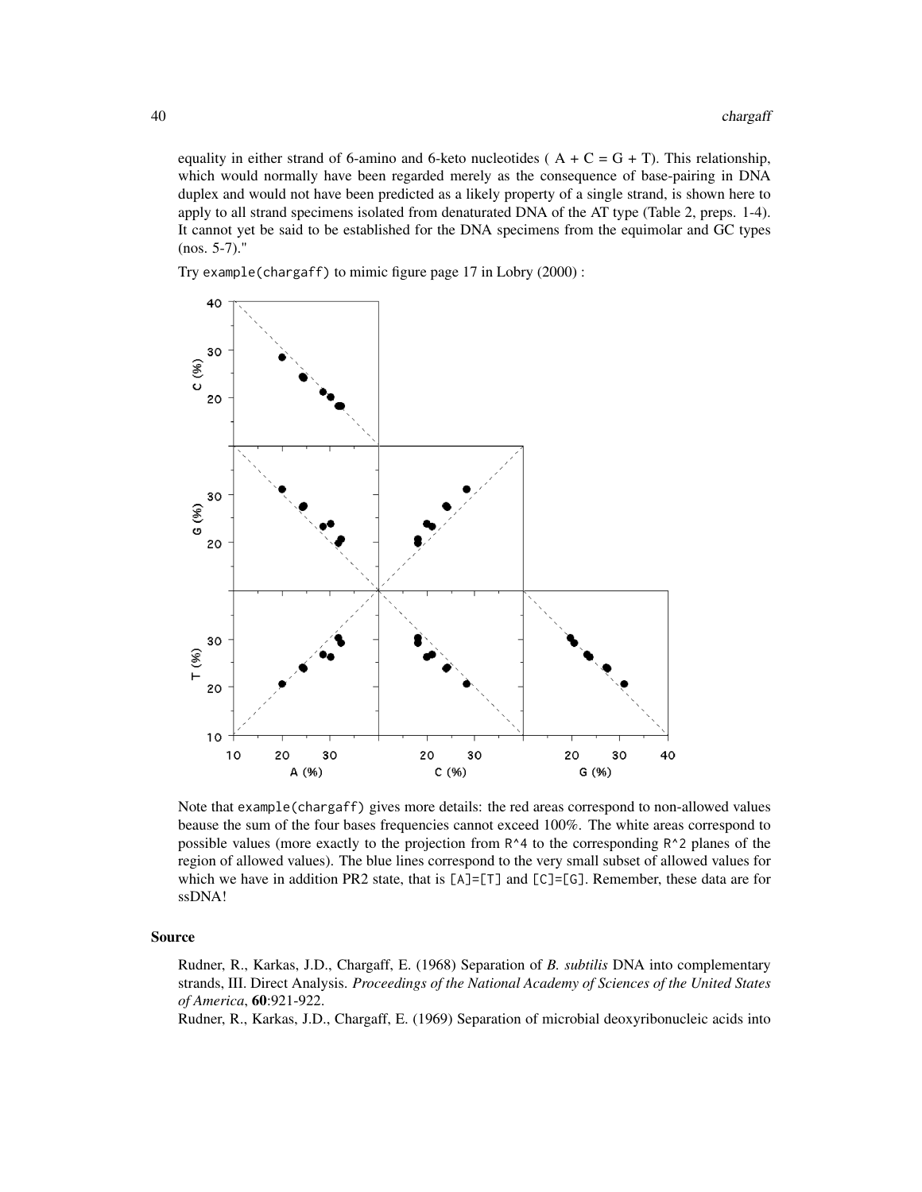equality in either strand of 6-amino and 6-keto nucleotides ( A + C = G + T). This relationship, which would normally have been regarded merely as the consequence of base-pairing in DNA duplex and would not have been predicted as a likely property of a single strand, is shown here to apply to all strand specimens isolated from denaturated DNA of the AT type (Table 2, preps. 1-4). It cannot yet be said to be established for the DNA specimens from the equimolar and GC types (nos. 5-7)."

Try `example(chargaff)` to mimic figure page 17 in Lobry (2000) :

Note that `example(chargaff)` gives more details: the red areas correspond to non-allowed values beause the sum of the four bases frequencies cannot exceed 100%. The white areas correspond to possible values (more exactly to the projection from `R^4` to the corresponding `R^2` planes of the region of allowed values). The blue lines correspond to the very small subset of allowed values for which we have in addition PR2 state, that is `[A]=[T]` and `[C]=[G]`. Remember, these data are for ssDNA!

## Source

Rudner, R., Karkas, J.D., Chargaff, E. (1968) Separation of *B. subtilis* DNA into complementary strands, III. Direct Analysis. *Proceedings of the National Academy of Sciences of the United States of America*, **60**:921-922.

Rudner, R., Karkas, J.D., Chargaff, E. (1969) Separation of microbial deoxyribonucleic acids into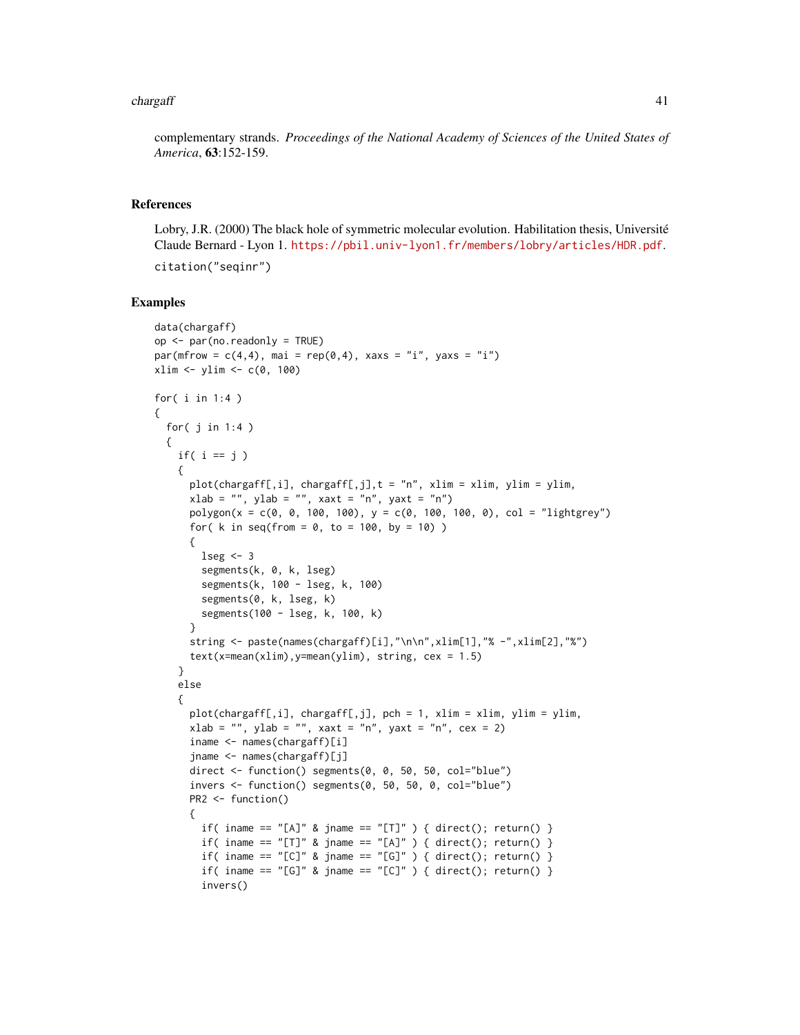complementary strands. *Proceedings of the National Academy of Sciences of the United States of America*, **63**:152-159.

## References

Lobry, J.R. (2000) The black hole of symmetric molecular evolution. Habilitation thesis, Université Claude Bernard - Lyon 1. https://pbil.univ-lyon1.fr/members/lobry/articles/HDR.pdf.

`citation("seqinr")`

## Examples

```
data(chargaff)
op <- par(no.readonly = TRUE)
par(mfrow = c(4,4), mai = rep(0,4), xaxs = "i", yaxs = "i")
xlim <- ylim <- c(0, 100)

for( i in 1:4 )
{
  for( j in 1:4 )
  {
    if( i == j )
    {
      plot(chargaff[,i], chargaff[,j],t = "n", xlim = xlim, ylim = ylim,
      xlab = "", ylab = "", xaxt = "n", yaxt = "n")
      polygon(x = c(0, 0, 100, 100), y = c(0, 100, 100, 0), col = "lightgrey")
      for( k in seq(from = 0, to = 100, by = 10) )
      {
        lseg <- 3
        segments(k, 0, k, lseg)
        segments(k, 100 - lseg, k, 100)
        segments(0, k, lseg, k)
        segments(100 - lseg, k, 100, k)
      }
      string <- paste(names(chargaff)[i],"\n\n",xlim[1],"% -",xlim[2],"%")
      text(x=mean(xlim),y=mean(ylim), string, cex = 1.5)
    }
    else
    {
      plot(chargaff[,i], chargaff[,j], pch = 1, xlim = xlim, ylim = ylim,
      xlab = "", ylab = "", xaxt = "n", yaxt = "n", cex = 2)
      iname <- names(chargaff)[i]
      jname <- names(chargaff)[j]
      direct <- function() segments(0, 0, 50, 50, col="blue")
      invers <- function() segments(0, 50, 50, 0, col="blue")
      PR2 <- function()
      {
        if( iname == "[A]" & jname == "[T]" ) { direct(); return() }
        if( iname == "[T]" & jname == "[A]" ) { direct(); return() }
        if( iname == "[C]" & jname == "[G]" ) { direct(); return() }
        if( iname == "[G]" & jname == "[C]" ) { direct(); return() }
        invers()
```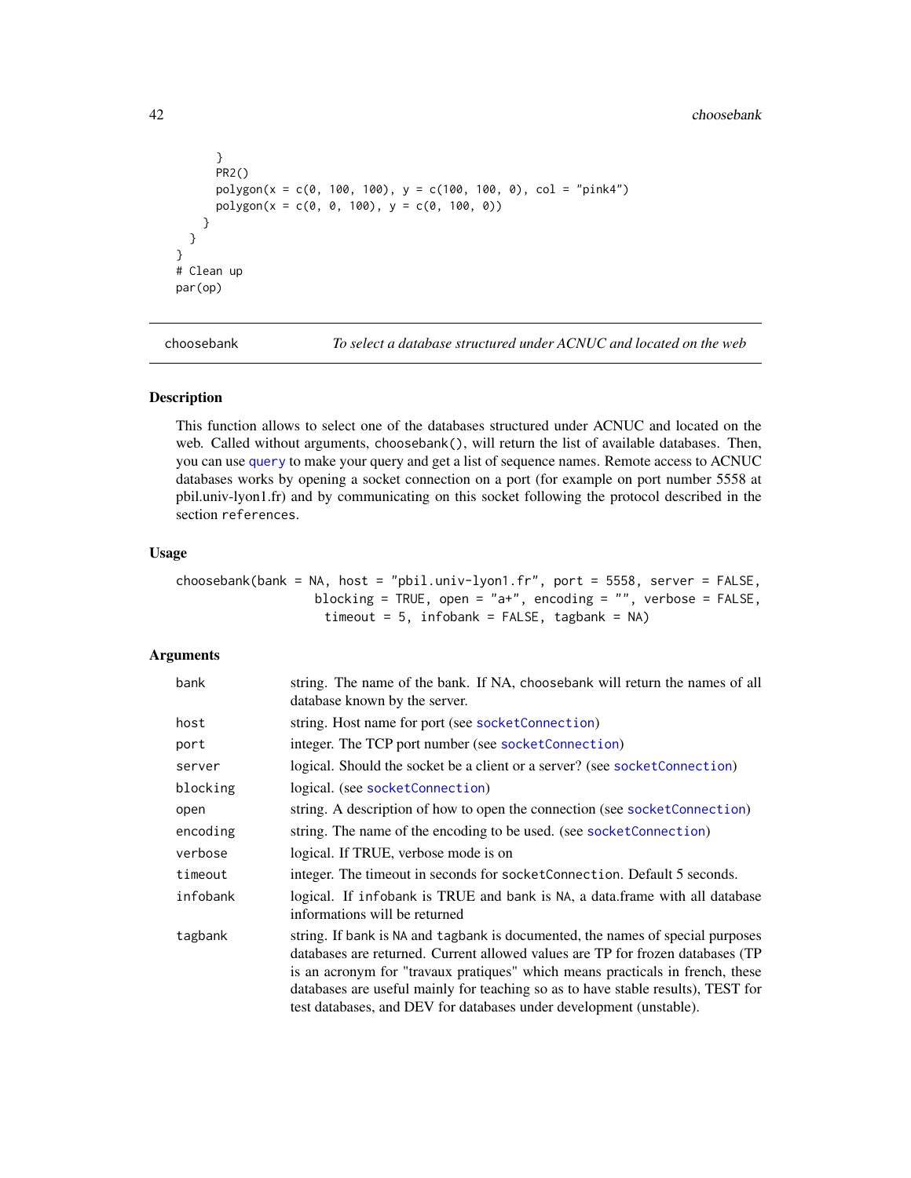```
      }
      PR2()
      polygon(x = c(0, 100, 100), y = c(100, 100, 0), col = "pink4")
      polygon(x = c(0, 0, 100), y = c(0, 100, 0))
    }
  }
}
# Clean up
par(op)
```

---

choosebank — *To select a database structured under ACNUC and located on the web*

---

### Description

This function allows to select one of the databases structured under ACNUC and located on the web. Called without arguments, `choosebank()`, will return the list of available databases. Then, you can use `query` to make your query and get a list of sequence names. Remote access to ACNUC databases works by opening a socket connection on a port (for example on port number 5558 at pbil.univ-lyon1.fr) and by communicating on this socket following the protocol described in the section `references`.

### Usage

```
choosebank(bank = NA, host = "pbil.univ-lyon1.fr", port = 5558, server = FALSE,
                    blocking = TRUE, open = "a+", encoding = "", verbose = FALSE,
                      timeout = 5, infobank = FALSE, tagbank = NA)
```

### Arguments

| | |
|---|---|
| `bank` | string. The name of the bank. If NA, choosebank will return the names of all database known by the server. |
| `host` | string. Host name for port (see `socketConnection`) |
| `port` | integer. The TCP port number (see `socketConnection`) |
| `server` | logical. Should the socket be a client or a server? (see `socketConnection`) |
| `blocking` | logical. (see `socketConnection`) |
| `open` | string. A description of how to open the connection (see `socketConnection`) |
| `encoding` | string. The name of the encoding to be used. (see `socketConnection`) |
| `verbose` | logical. If TRUE, verbose mode is on |
| `timeout` | integer. The timeout in seconds for `socketConnection`. Default 5 seconds. |
| `infobank` | logical. If `infobank` is TRUE and `bank` is `NA`, a data.frame with all database informations will be returned |
| `tagbank` | string. If `bank` is `NA` and `tagbank` is documented, the names of special purposes databases are returned. Current allowed values are TP for frozen databases (TP is an acronym for "travaux pratiques" which means practicals in french, these databases are useful mainly for teaching so as to have stable results), TEST for test databases, and DEV for databases under development (unstable). |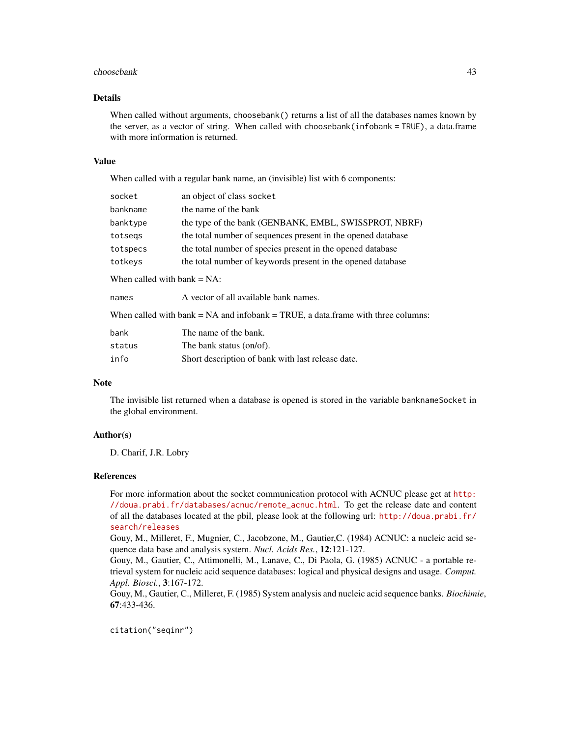## Details

When called without arguments, `choosebank()` returns a list of all the databases names known by the server, as a vector of string. When called with `choosebank(infobank = TRUE)`, a data.frame with more information is returned.

## Value

When called with a regular bank name, an (invisible) list with 6 components:

| | |
|---|---|
| `socket` | an object of class `socket` |
| `bankname` | the name of the bank |
| `banktype` | the type of the bank (GENBANK, EMBL, SWISSPROT, NBRF) |
| `totseqs` | the total number of sequences present in the opened database |
| `totspecs` | the total number of species present in the opened database |
| `totkeys` | the total number of keywords present in the opened database |

When called with bank = NA:

| | |
|---|---|
| `names` | A vector of all available bank names. |

When called with bank = NA and infobank = TRUE, a data.frame with three columns:

| | |
|---|---|
| `bank` | The name of the bank. |
| `status` | The bank status (on/of). |
| `info` | Short description of bank with last release date. |

## Note

The invisible list returned when a database is opened is stored in the variable `banknameSocket` in the global environment.

## Author(s)

D. Charif, J.R. Lobry

## References

For more information about the socket communication protocol with ACNUC please get at http://doua.prabi.fr/databases/acnuc/remote_acnuc.html. To get the release date and content of all the databases located at the pbil, please look at the following url: http://doua.prabi.fr/search/releases

Gouy, M., Milleret, F., Mugnier, C., Jacobzone, M., Gautier,C. (1984) ACNUC: a nucleic acid sequence data base and analysis system. *Nucl. Acids Res.*, **12**:121-127.

Gouy, M., Gautier, C., Attimonelli, M., Lanave, C., Di Paola, G. (1985) ACNUC - a portable retrieval system for nucleic acid sequence databases: logical and physical designs and usage. *Comput. Appl. Biosci.*, **3**:167-172.

Gouy, M., Gautier, C., Milleret, F. (1985) System analysis and nucleic acid sequence banks. *Biochimie*, **67**:433-436.

```
citation("seqinr")
```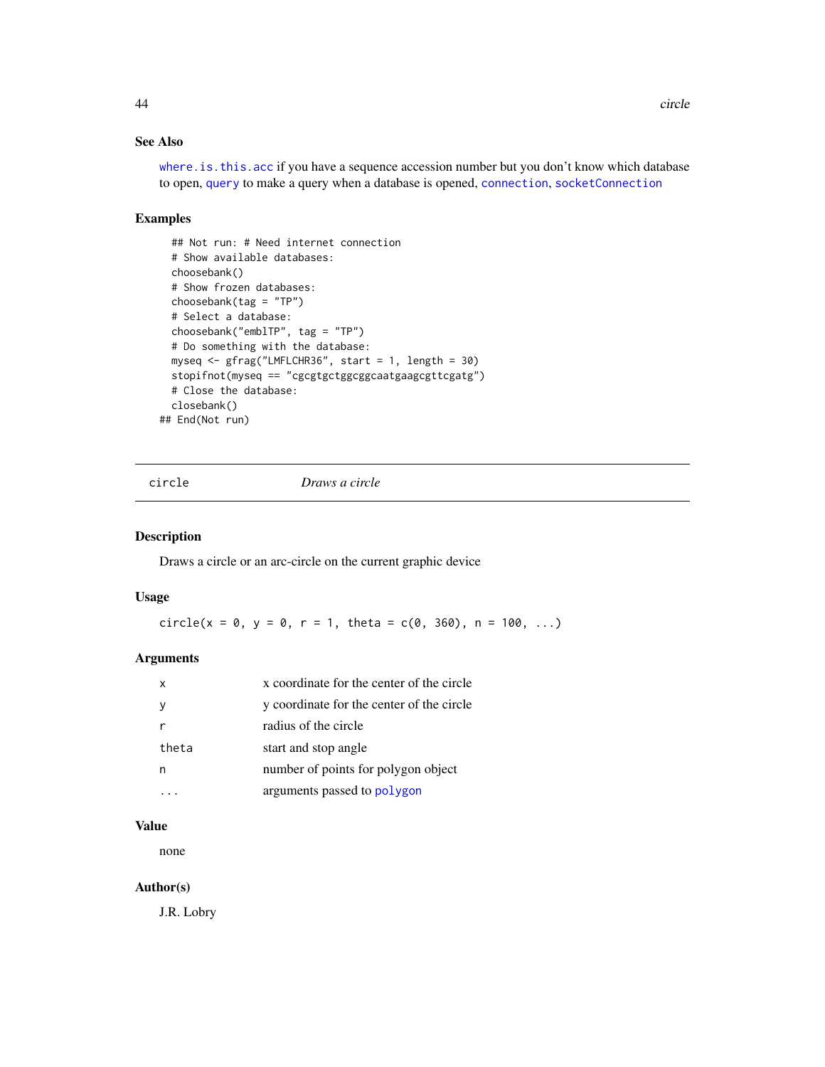### See Also

where.is.this.acc if you have a sequence accession number but you don't know which database to open, query to make a query when a database is opened, connection, socketConnection

### Examples

```
  ## Not run: # Need internet connection
  # Show available databases:
  choosebank()
  # Show frozen databases:
  choosebank(tag = "TP")
  # Select a database:
  choosebank("emblTP", tag = "TP")
  # Do something with the database:
  myseq <- gfrag("LMFLCHR36", start = 1, length = 30)
  stopifnot(myseq == "cgcgtgctggcggcaatgaagcgttcgatg")
  # Close the database:
  closebank()
## End(Not run)
```

---

## circle — *Draws a circle*

### Description

Draws a circle or an arc-circle on the current graphic device

### Usage

```
circle(x = 0, y = 0, r = 1, theta = c(0, 360), n = 100, ...)
```

### Arguments

| | |
|---|---|
| x | x coordinate for the center of the circle |
| y | y coordinate for the center of the circle |
| r | radius of the circle |
| theta | start and stop angle |
| n | number of points for polygon object |
| ... | arguments passed to polygon |

### Value

none

### Author(s)

J.R. Lobry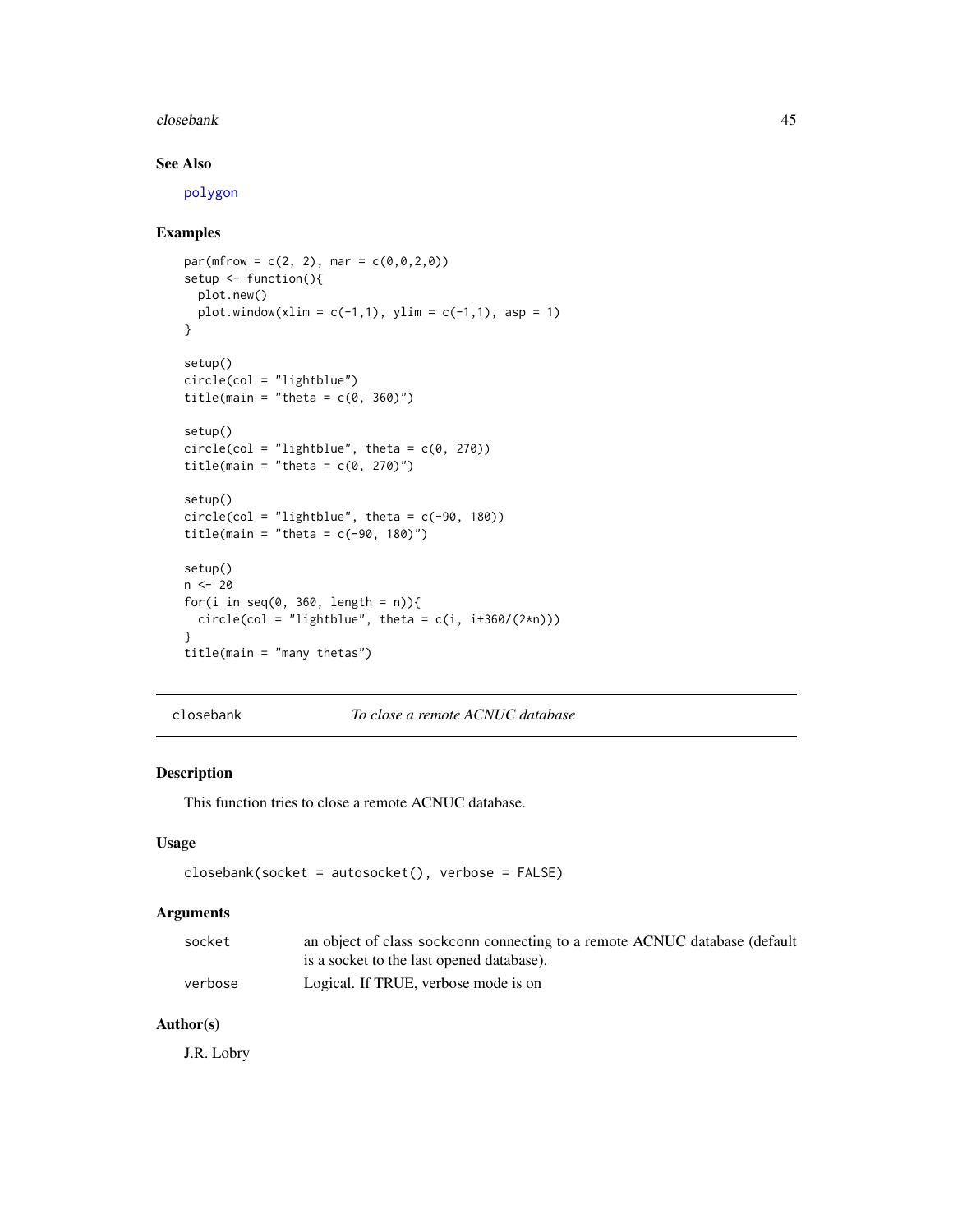## See Also

polygon

## Examples

```
par(mfrow = c(2, 2), mar = c(0,0,2,0))
setup <- function(){
  plot.new()
  plot.window(xlim = c(-1,1), ylim = c(-1,1), asp = 1)
}

setup()
circle(col = "lightblue")
title(main = "theta = c(0, 360)")

setup()
circle(col = "lightblue", theta = c(0, 270))
title(main = "theta = c(0, 270)")

setup()
circle(col = "lightblue", theta = c(-90, 180))
title(main = "theta = c(-90, 180)")

setup()
n <- 20
for(i in seq(0, 360, length = n)){
  circle(col = "lightblue", theta = c(i, i+360/(2*n)))
}
title(main = "many thetas")
```

---

# closebank — *To close a remote ACNUC database*

## Description

This function tries to close a remote ACNUC database.

## Usage

```
closebank(socket = autosocket(), verbose = FALSE)
```

## Arguments

| | |
|---|---|
| socket | an object of class sockconn connecting to a remote ACNUC database (default is a socket to the last opened database). |
| verbose | Logical. If TRUE, verbose mode is on |

## Author(s)

J.R. Lobry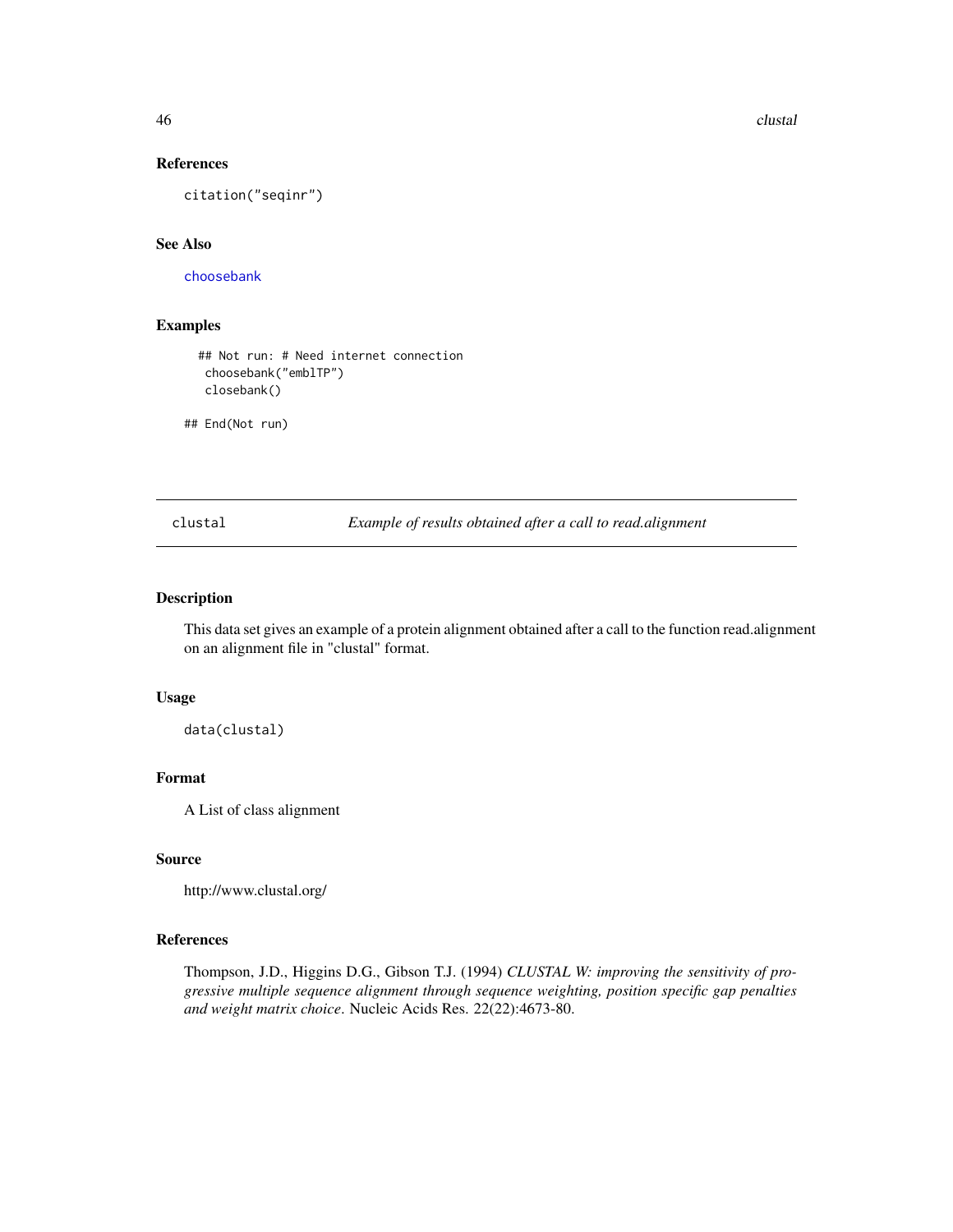### References

citation("seqinr")

### See Also

choosebank

### Examples

```
## Not run: # Need internet connection
 choosebank("emblTP")
 closebank()

## End(Not run)
```

---

## clustal — *Example of results obtained after a call to read.alignment*

### Description

This data set gives an example of a protein alignment obtained after a call to the function read.alignment on an alignment file in "clustal" format.

### Usage

```
data(clustal)
```

### Format

A List of class alignment

### Source

http://www.clustal.org/

### References

Thompson, J.D., Higgins D.G., Gibson T.J. (1994) *CLUSTAL W: improving the sensitivity of progressive multiple sequence alignment through sequence weighting, position specific gap penalties and weight matrix choice*. Nucleic Acids Res. 22(22):4673-80.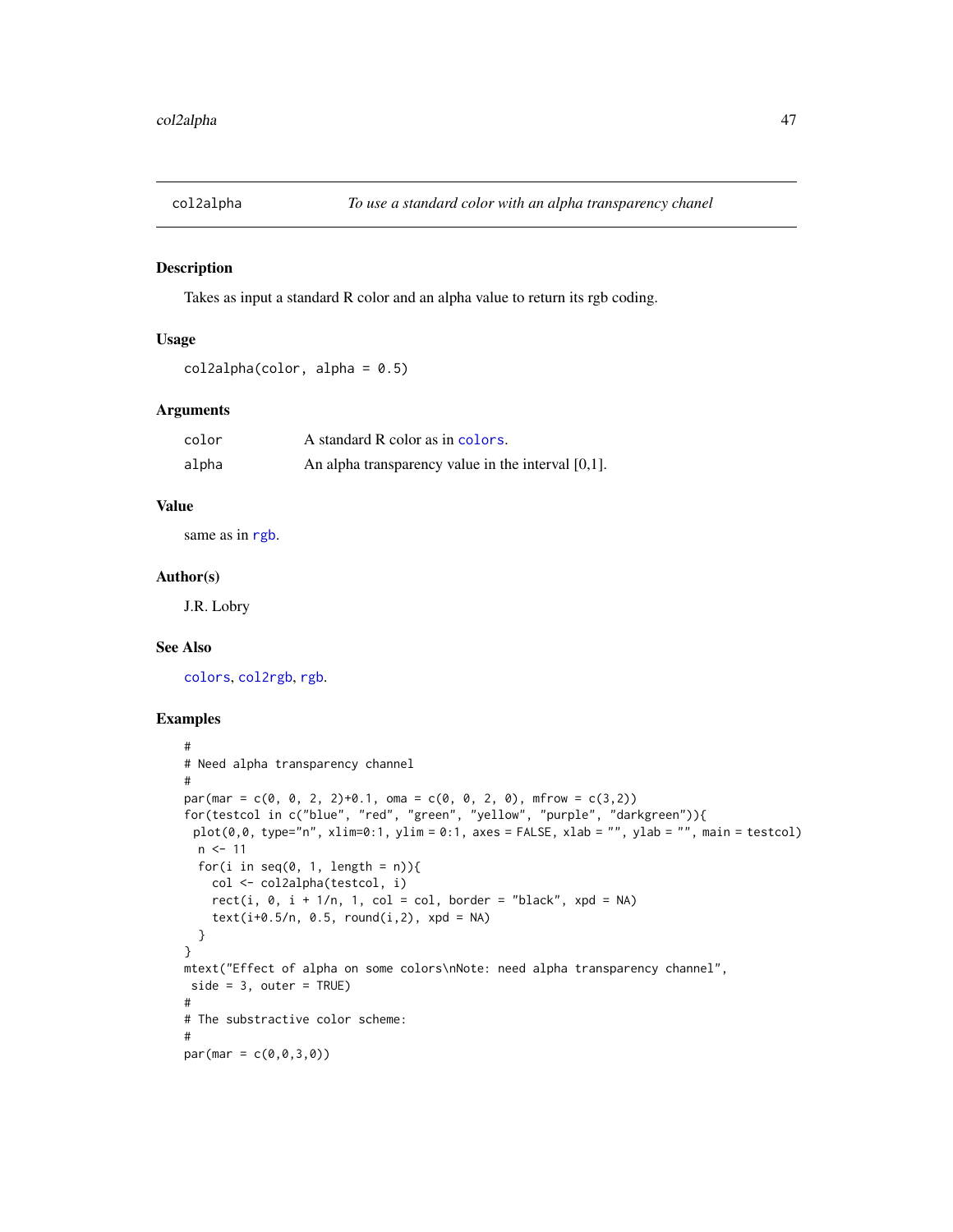col2alpha    *To use a standard color with an alpha transparency chanel*

## Description

Takes as input a standard R color and an alpha value to return its rgb coding.

## Usage

```
col2alpha(color, alpha = 0.5)
```

## Arguments

| | |
|---|---|
| color | A standard R color as in colors. |
| alpha | An alpha transparency value in the interval [0,1]. |

## Value

same as in rgb.

## Author(s)

J.R. Lobry

## See Also

colors, col2rgb, rgb.

## Examples

```
#
# Need alpha transparency channel
#
par(mar = c(0, 0, 2, 2)+0.1, oma = c(0, 0, 2, 0), mfrow = c(3,2))
for(testcol in c("blue", "red", "green", "yellow", "purple", "darkgreen")){
 plot(0,0, type="n", xlim=0:1, ylim = 0:1, axes = FALSE, xlab = "", ylab = "", main = testcol)
  n <- 11
  for(i in seq(0, 1, length = n)){
    col <- col2alpha(testcol, i)
    rect(i, 0, i + 1/n, 1, col = col, border = "black", xpd = NA)
    text(i+0.5/n, 0.5, round(i,2), xpd = NA)
  }
}
mtext("Effect of alpha on some colors\nNote: need alpha transparency channel",
 side = 3, outer = TRUE)
#
# The substractive color scheme:
#
par(mar = c(0,0,3,0))
```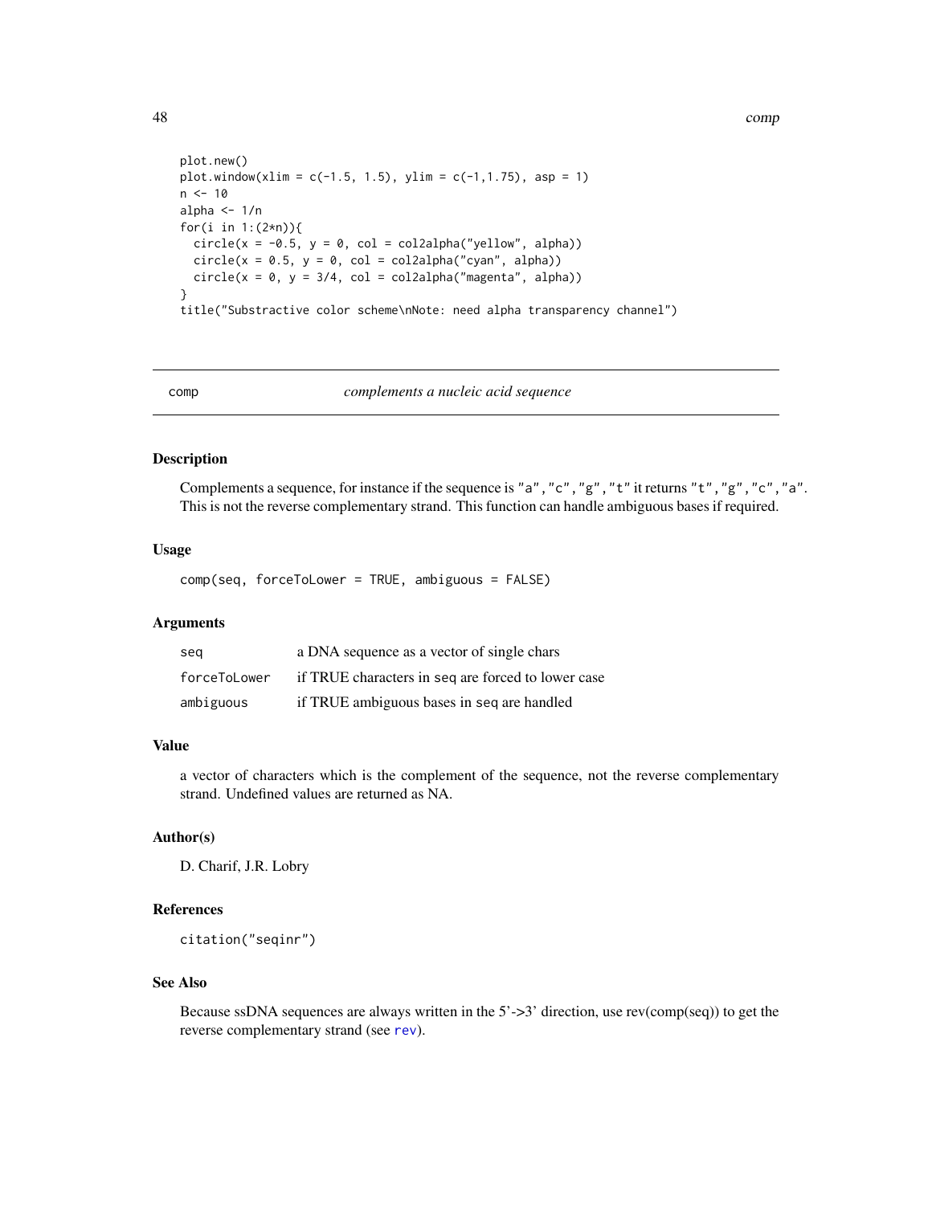```
plot.new()
plot.window(xlim = c(-1.5, 1.5), ylim = c(-1,1.75), asp = 1)
n <- 10
alpha <- 1/n
for(i in 1:(2*n)){
  circle(x = -0.5, y = 0, col = col2alpha("yellow", alpha))
  circle(x = 0.5, y = 0, col = col2alpha("cyan", alpha))
  circle(x = 0, y = 3/4, col = col2alpha("magenta", alpha))
}
title("Substractive color scheme\nNote: need alpha transparency channel")
```

---

## comp — *complements a nucleic acid sequence*

---

### Description

Complements a sequence, for instance if the sequence is `"a","c","g","t"` it returns `"t","g","c","a"`. This is not the reverse complementary strand. This function can handle ambiguous bases if required.

### Usage

```
comp(seq, forceToLower = TRUE, ambiguous = FALSE)
```

### Arguments

| | |
|---|---|
| `seq` | a DNA sequence as a vector of single chars |
| `forceToLower` | if TRUE characters in `seq` are forced to lower case |
| `ambiguous` | if TRUE ambiguous bases in `seq` are handled |

### Value

a vector of characters which is the complement of the sequence, not the reverse complementary strand. Undefined values are returned as NA.

### Author(s)

D. Charif, J.R. Lobry

### References

`citation("seqinr")`

### See Also

Because ssDNA sequences are always written in the 5'->3' direction, use rev(comp(seq)) to get the reverse complementary strand (see `rev`).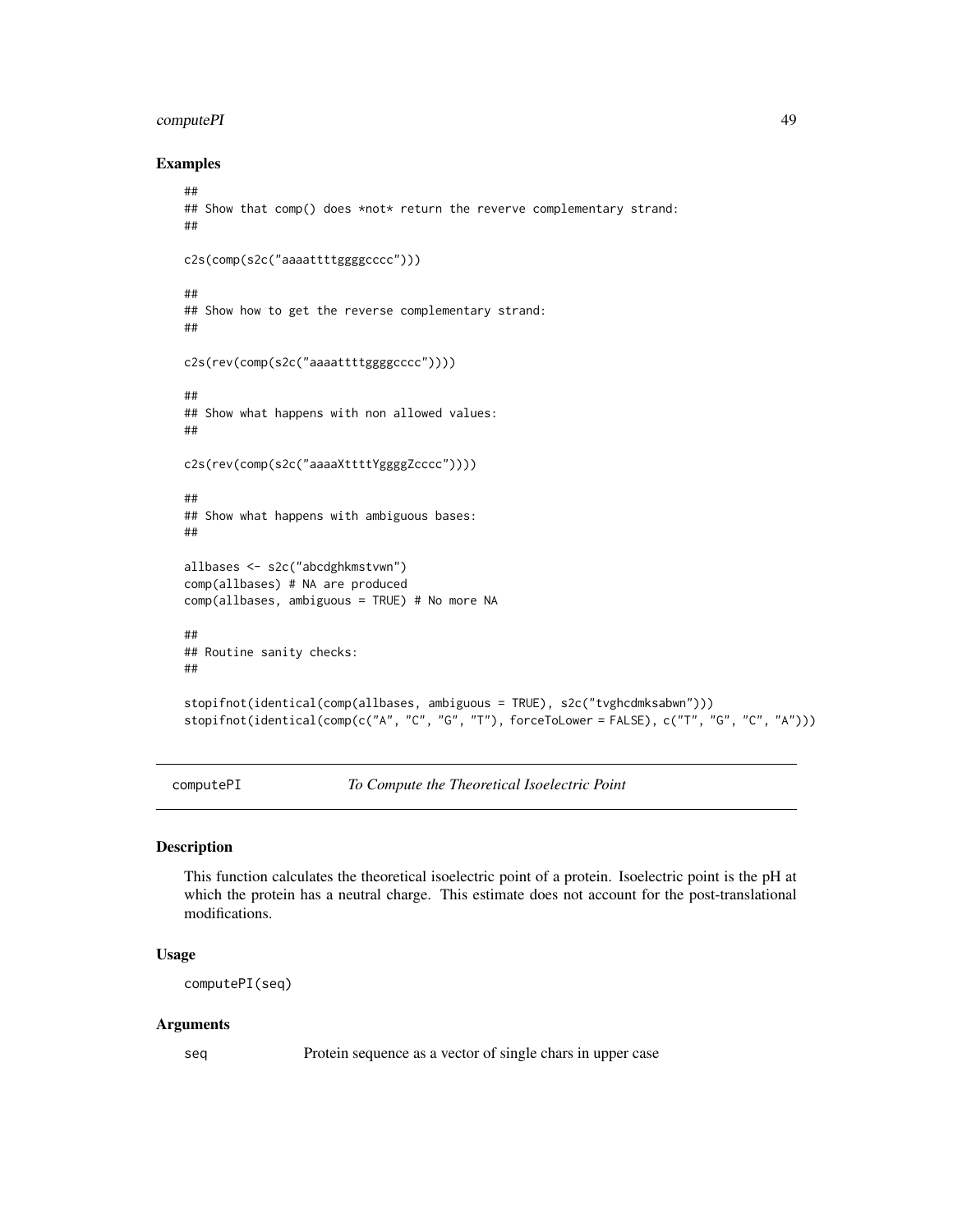### Examples

```
##
## Show that comp() does *not* return the reverve complementary strand:
##

c2s(comp(s2c("aaaattttggggcccc")))

##
## Show how to get the reverse complementary strand:
##

c2s(rev(comp(s2c("aaaattttggggcccc"))))

##
## Show what happens with non allowed values:
##

c2s(rev(comp(s2c("aaaaXttttYggggZcccc"))))

##
## Show what happens with ambiguous bases:
##

allbases <- s2c("abcdghkmstvwn")
comp(allbases) # NA are produced
comp(allbases, ambiguous = TRUE) # No more NA

##
## Routine sanity checks:
##

stopifnot(identical(comp(allbases, ambiguous = TRUE), s2c("tvghcdmksabwn")))
stopifnot(identical(comp(c("A", "C", "G", "T"), forceToLower = FALSE), c("T", "G", "C", "A")))
```

---

## computePI — *To Compute the Theoretical Isoelectric Point*

### Description

This function calculates the theoretical isoelectric point of a protein. Isoelectric point is the pH at which the protein has a neutral charge. This estimate does not account for the post-translational modifications.

### Usage

```
computePI(seq)
```

### Arguments

| | |
|---|---|
| seq | Protein sequence as a vector of single chars in upper case |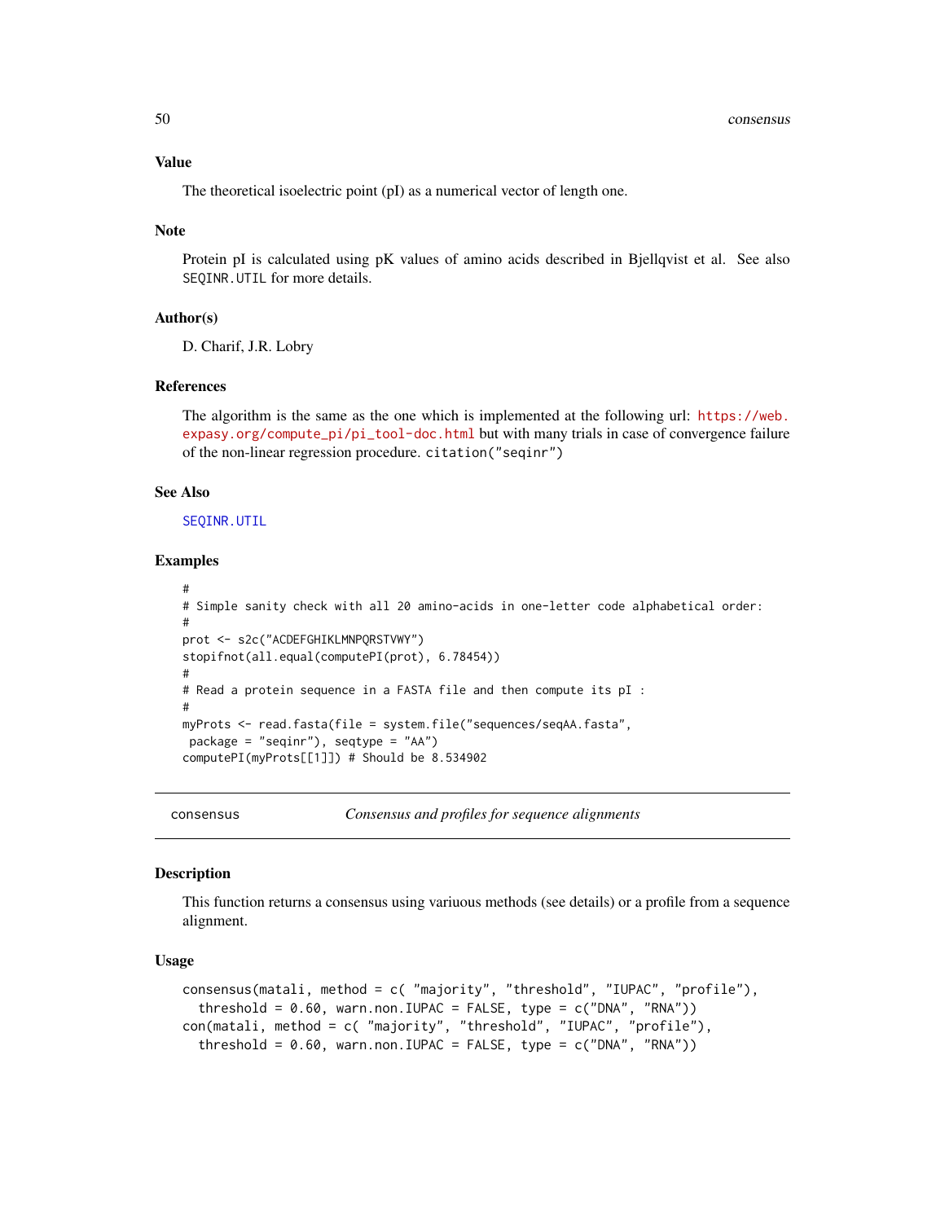### Value

The theoretical isoelectric point (pI) as a numerical vector of length one.

### Note

Protein pI is calculated using pK values of amino acids described in Bjellqvist et al. See also `SEQINR.UTIL` for more details.

### Author(s)

D. Charif, J.R. Lobry

### References

The algorithm is the same as the one which is implemented at the following url: https://web.expasy.org/compute_pi/pi_tool-doc.html but with many trials in case of convergence failure of the non-linear regression procedure. `citation("seqinr")`

### See Also

SEQINR.UTIL

### Examples

```
#
# Simple sanity check with all 20 amino-acids in one-letter code alphabetical order:
#
prot <- s2c("ACDEFGHIKLMNPQRSTVWY")
stopifnot(all.equal(computePI(prot), 6.78454))
#
# Read a protein sequence in a FASTA file and then compute its pI :
#
myProts <- read.fasta(file = system.file("sequences/seqAA.fasta",
 package = "seqinr"), seqtype = "AA")
computePI(myProts[[1]]) # Should be 8.534902
```

---

## consensus — *Consensus and profiles for sequence alignments*

### Description

This function returns a consensus using variuous methods (see details) or a profile from a sequence alignment.

### Usage

```
consensus(matali, method = c( "majority", "threshold", "IUPAC", "profile"),
  threshold = 0.60, warn.non.IUPAC = FALSE, type = c("DNA", "RNA"))
con(matali, method = c( "majority", "threshold", "IUPAC", "profile"),
  threshold = 0.60, warn.non.IUPAC = FALSE, type = c("DNA", "RNA"))
```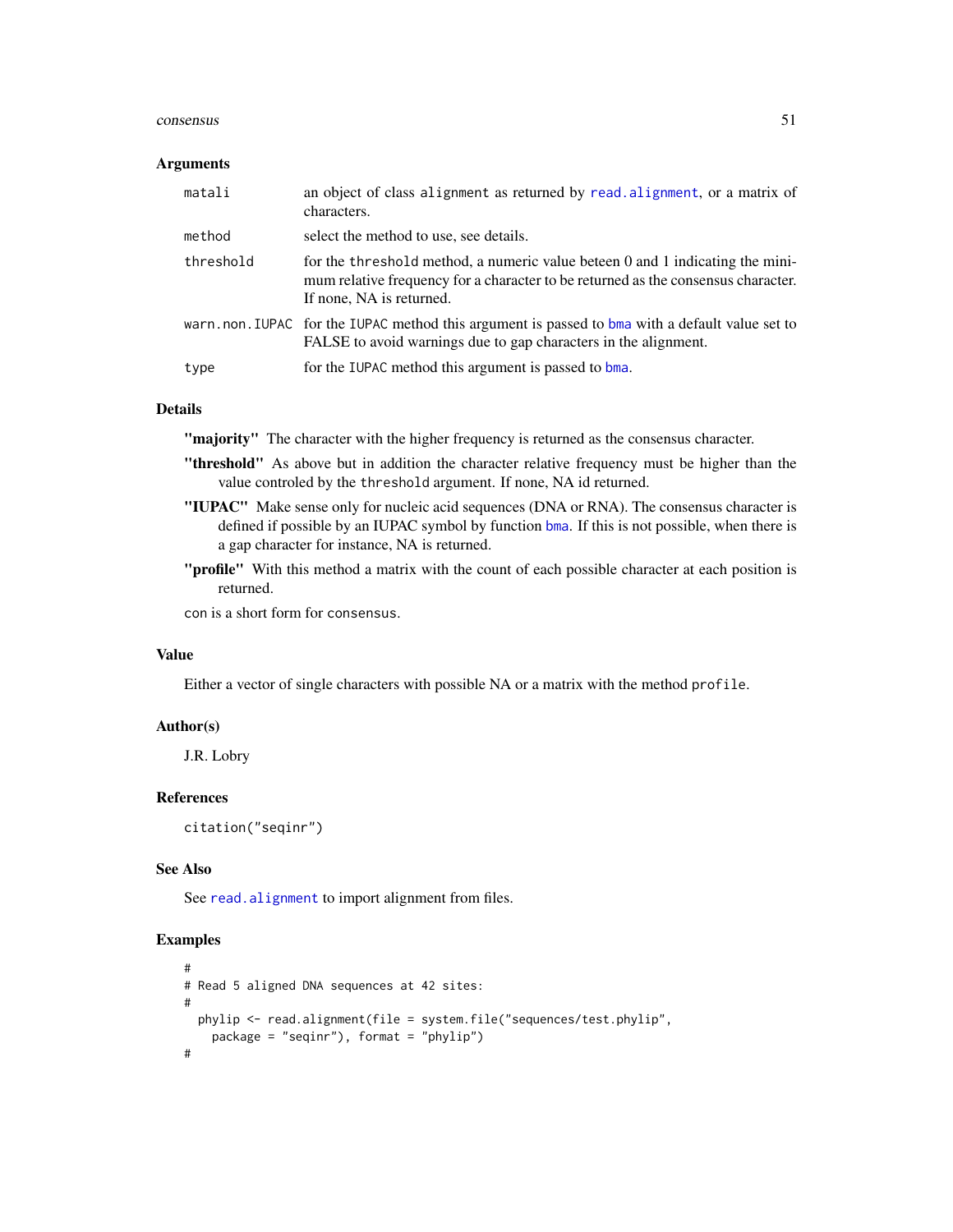### Arguments

| | |
|---|---|
| `matali` | an object of class `alignment` as returned by `read.alignment`, or a matrix of characters. |
| `method` | select the method to use, see details. |
| `threshold` | for the `threshold` method, a numeric value beteen 0 and 1 indicating the minimum relative frequency for a character to be returned as the consensus character. If none, NA is returned. |
| `warn.non.IUPAC` | for the `IUPAC` method this argument is passed to `bma` with a default value set to FALSE to avoid warnings due to gap characters in the alignment. |
| `type` | for the `IUPAC` method this argument is passed to `bma`. |

### Details

**"majority"** The character with the higher frequency is returned as the consensus character.

**"threshold"** As above but in addition the character relative frequency must be higher than the value controled by the `threshold` argument. If none, NA id returned.

**"IUPAC"** Make sense only for nucleic acid sequences (DNA or RNA). The consensus character is defined if possible by an IUPAC symbol by function `bma`. If this is not possible, when there is a gap character for instance, NA is returned.

**"profile"** With this method a matrix with the count of each possible character at each position is returned.

`con` is a short form for `consensus`.

### Value

Either a vector of single characters with possible NA or a matrix with the method `profile`.

### Author(s)

J.R. Lobry

### References

`citation("seqinr")`

### See Also

See `read.alignment` to import alignment from files.

### Examples

```
#
# Read 5 aligned DNA sequences at 42 sites:
#
  phylip <- read.alignment(file = system.file("sequences/test.phylip",
    package = "seqinr"), format = "phylip")
#
```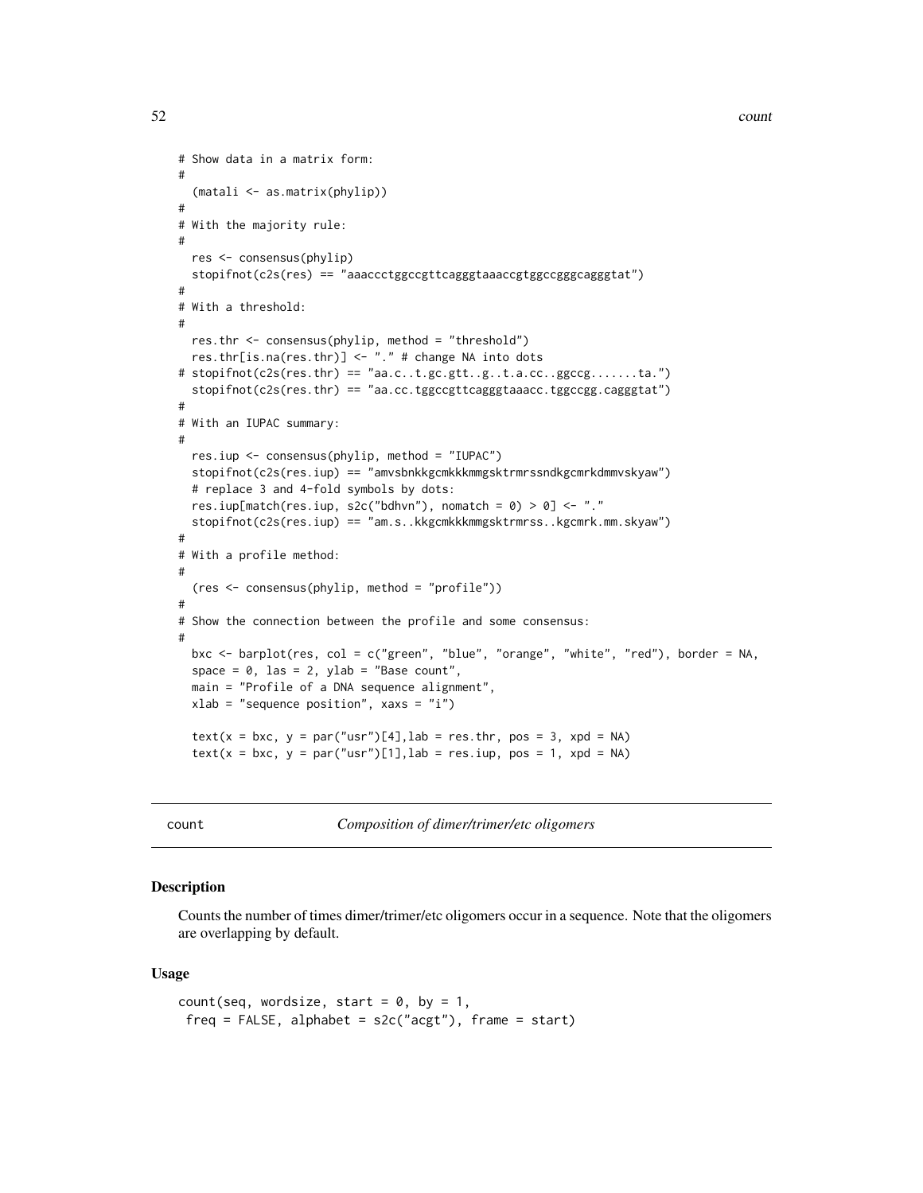```
# Show data in a matrix form:
#
  (matali <- as.matrix(phylip))
#
# With the majority rule:
#
  res <- consensus(phylip)
  stopifnot(c2s(res) == "aaaccctggccgttcagggtaaaccgtggccgggcagggtat")
#
# With a threshold:
#
  res.thr <- consensus(phylip, method = "threshold")
  res.thr[is.na(res.thr)] <- "." # change NA into dots
# stopifnot(c2s(res.thr) == "aa.c..t.gc.gtt..g..t.a.cc..ggccg.......ta.")
  stopifnot(c2s(res.thr) == "aa.cc.tggccgttcagggtaaacc.tggccgg.cagggtat")
#
# With an IUPAC summary:
#
  res.iup <- consensus(phylip, method = "IUPAC")
  stopifnot(c2s(res.iup) == "amvsbnkkgcmkkkmmgsktrmrssndkgcmrkdmmvskyaw")
  # replace 3 and 4-fold symbols by dots:
  res.iup[match(res.iup, s2c("bdhvn"), nomatch = 0) > 0] <- "."
  stopifnot(c2s(res.iup) == "am.s..kkgcmkkkmmgsktrmrss..kgcmrk.mm.skyaw")
#
# With a profile method:
#
  (res <- consensus(phylip, method = "profile"))
#
# Show the connection between the profile and some consensus:
#
  bxc <- barplot(res, col = c("green", "blue", "orange", "white", "red"), border = NA,
  space = 0, las = 2, ylab = "Base count",
  main = "Profile of a DNA sequence alignment",
  xlab = "sequence position", xaxs = "i")

  text(x = bxc, y = par("usr")[4],lab = res.thr, pos = 3, xpd = NA)
  text(x = bxc, y = par("usr")[1],lab = res.iup, pos = 1, xpd = NA)
```

---

count *Composition of dimer/trimer/etc oligomers*

---

### Description

Counts the number of times dimer/trimer/etc oligomers occur in a sequence. Note that the oligomers are overlapping by default.

### Usage

```
count(seq, wordsize, start = 0, by = 1,
 freq = FALSE, alphabet = s2c("acgt"), frame = start)
```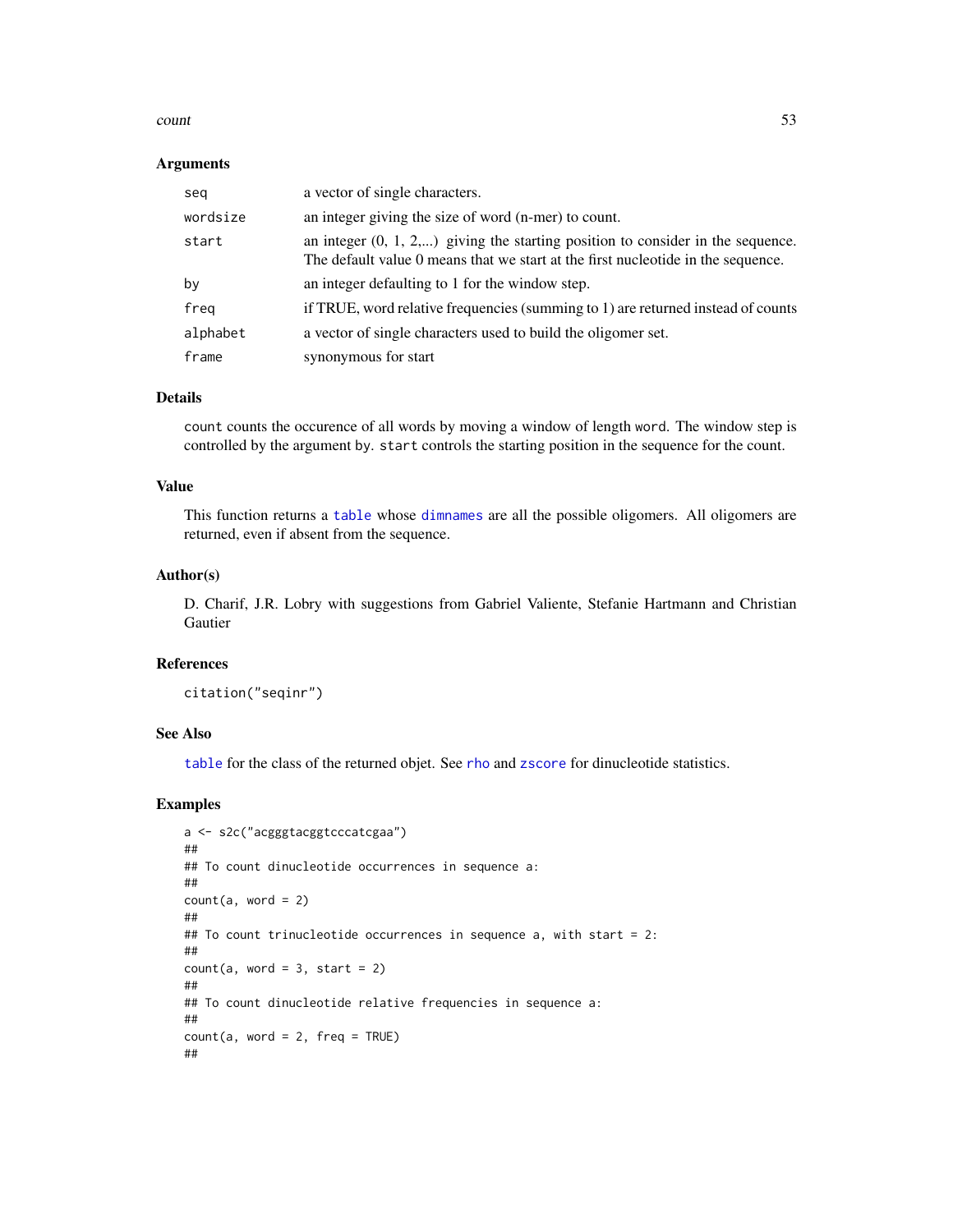## Arguments

| | |
|---|---|
| seq | a vector of single characters. |
| wordsize | an integer giving the size of word (n-mer) to count. |
| start | an integer (0, 1, 2,...) giving the starting position to consider in the sequence. The default value 0 means that we start at the first nucleotide in the sequence. |
| by | an integer defaulting to 1 for the window step. |
| freq | if TRUE, word relative frequencies (summing to 1) are returned instead of counts |
| alphabet | a vector of single characters used to build the oligomer set. |
| frame | synonymous for start |

## Details

count counts the occurence of all words by moving a window of length word. The window step is controlled by the argument by. start controls the starting position in the sequence for the count.

## Value

This function returns a table whose dimnames are all the possible oligomers. All oligomers are returned, even if absent from the sequence.

## Author(s)

D. Charif, J.R. Lobry with suggestions from Gabriel Valiente, Stefanie Hartmann and Christian Gautier

## References

citation("seqinr")

## See Also

table for the class of the returned objet. See rho and zscore for dinucleotide statistics.

## Examples

```
a <- s2c("acgggtacggtcccatcgaa")
##
## To count dinucleotide occurrences in sequence a:
##
count(a, word = 2)
##
## To count trinucleotide occurrences in sequence a, with start = 2:
##
count(a, word = 3, start = 2)
##
## To count dinucleotide relative frequencies in sequence a:
##
count(a, word = 2, freq = TRUE)
##
```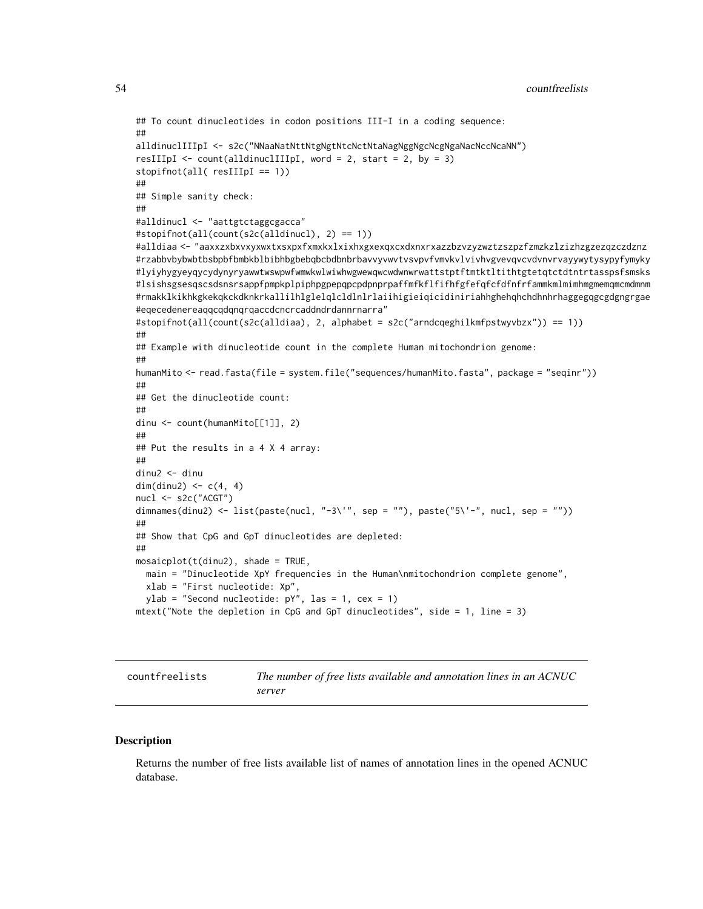```
## To count dinucleotides in codon positions III-I in a coding sequence:
##
alldinuclIIIpI <- s2c("NNaaNatNttNtgNgtNtcNctNtaNagNggNgcNcgNgaNacNccNcaNN")
resIIIpI <- count(alldinuclIIIpI, word = 2, start = 2, by = 3)
stopifnot(all( resIIIpI == 1))
##
## Simple sanity check:
##
#alldinucl <- "aattgtctaggcgacca"
#stopifnot(all(count(s2c(alldinucl), 2) == 1))
#alldiaa <- "aaxxzxbxvxyxwxtxsxpxfxmxkxlxixhxgxexqxcxdxnxrxazzbzvzyzwztzszpzfzmzkzlzizhzgzezqzczdznz
#rzabbvbybwbtbsbpbfbmbkblbibhbgbebqbcbdbnbrbavvyvwvtvsvpvfvmvkvlvivhvgvevqvcvdvnvrvayywytysypyfymyky
#lyiyhygyeyqycydynyryawwtwswpwfwmwkwlwiwhwgwewqwcwdwnwrwattstptftmtktltithtgtetqtctdtntrtasspsfsmsks
#lsishsgsesqscsdsnsrsappfpmpkplpiphpgpepqpcpdpnprpaffmfkflfifhfgfefqfcfdfnfrfammkmlmimhmgmemqmcmdmnm
#rmakklkikhkgkekqkckdknkrkallilhlglelqlcldlnlrlaiihigieiqicidiniriahhghehqhchdhnhrhaggegqgcgdgngrgae
#eqecedenereaqqcqdqnqrqaccdcncrcaddndrdannrnarra"
#stopifnot(all(count(s2c(alldiaa), 2, alphabet = s2c("arndcqeghilkmfpstwyvbzx")) == 1))
##
## Example with dinucleotide count in the complete Human mitochondrion genome:
##
humanMito <- read.fasta(file = system.file("sequences/humanMito.fasta", package = "seqinr"))
##
## Get the dinucleotide count:
##
dinu <- count(humanMito[[1]], 2)
##
## Put the results in a 4 X 4 array:
##
dinu2 <- dinu
dim(dinu2) <- c(4, 4)
nucl <- s2c("ACGT")
dimnames(dinu2) <- list(paste(nucl, "-3\'", sep = ""), paste("5\'-", nucl, sep = ""))
##
## Show that CpG and GpT dinucleotides are depleted:
##
mosaicplot(t(dinu2), shade = TRUE,
  main = "Dinucleotide XpY frequencies in the Human\nmitochondrion complete genome",
  xlab = "First nucleotide: Xp",
  ylab = "Second nucleotide: pY", las = 1, cex = 1)
mtext("Note the depletion in CpG and GpT dinucleotides", side = 1, line = 3)
```

---

countfreelists *The number of free lists available and annotation lines in an ACNUC server*

---

## Description

Returns the number of free lists available list of names of annotation lines in the opened ACNUC database.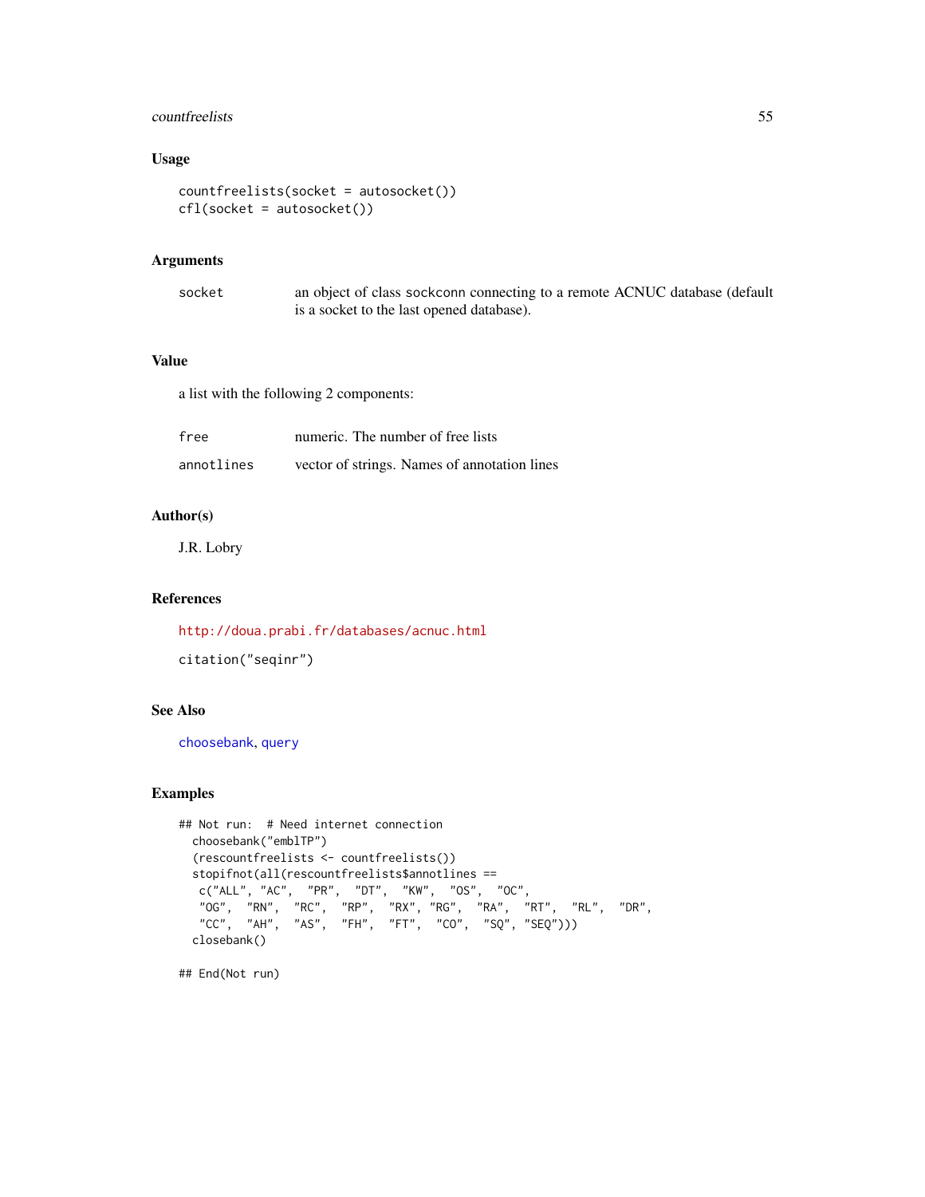## Usage

```
countfreelists(socket = autosocket())
cfl(socket = autosocket())
```

## Arguments

| | |
|---|---|
| socket | an object of class sockconn connecting to a remote ACNUC database (default is a socket to the last opened database). |

## Value

a list with the following 2 components:

| | |
|---|---|
| free | numeric. The number of free lists |
| annotlines | vector of strings. Names of annotation lines |

## Author(s)

J.R. Lobry

## References

http://doua.prabi.fr/databases/acnuc.html

citation("seqinr")

## See Also

choosebank, query

## Examples

```
## Not run:  # Need internet connection
  choosebank("emblTP")
  (rescountfreelists <- countfreelists())
  stopifnot(all(rescountfreelists$annotlines ==
   c("ALL", "AC",  "PR",  "DT",  "KW",  "OS",  "OC",
   "OG",  "RN",  "RC",  "RP",  "RX", "RG",  "RA",  "RT",  "RL",  "DR",
   "CC",  "AH",  "AS",  "FH",  "FT",  "CO",  "SQ", "SEQ")))
  closebank()

## End(Not run)
```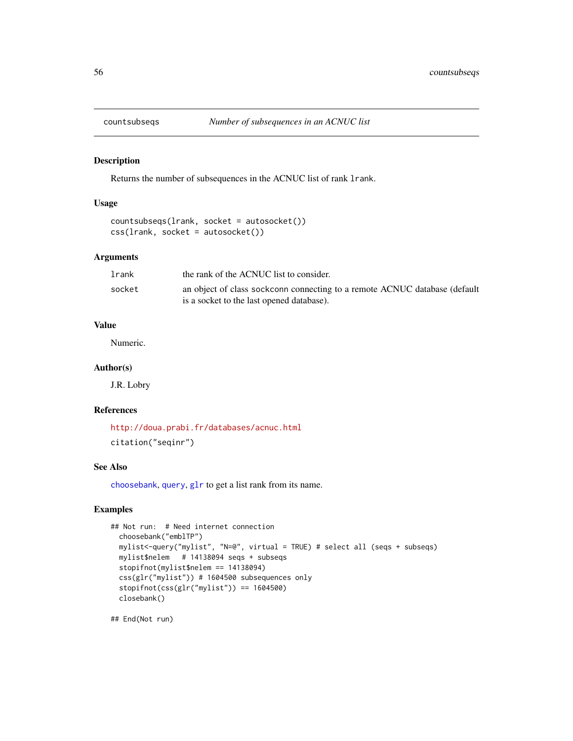countsubseqs *Number of subsequences in an ACNUC list*

## Description

Returns the number of subsequences in the ACNUC list of rank `lrank`.

## Usage

```
countsubseqs(lrank, socket = autosocket())
css(lrank, socket = autosocket())
```

## Arguments

| | |
|---|---|
| `lrank` | the rank of the ACNUC list to consider. |
| `socket` | an object of class `sockconn` connecting to a remote ACNUC database (default is a socket to the last opened database). |

## Value

Numeric.

## Author(s)

J.R. Lobry

## References

http://doua.prabi.fr/databases/acnuc.html

`citation("seqinr")`

## See Also

`choosebank`, `query`, `glr` to get a list rank from its name.

## Examples

```
## Not run:  # Need internet connection
  choosebank("emblTP")
  mylist<-query("mylist", "N=@", virtual = TRUE) # select all (seqs + subseqs)
  mylist$nelem   # 14138094 seqs + subseqs
  stopifnot(mylist$nelem == 14138094)
  css(glr("mylist")) # 1604500 subsequences only
  stopifnot(css(glr("mylist")) == 1604500)
  closebank()

## End(Not run)
```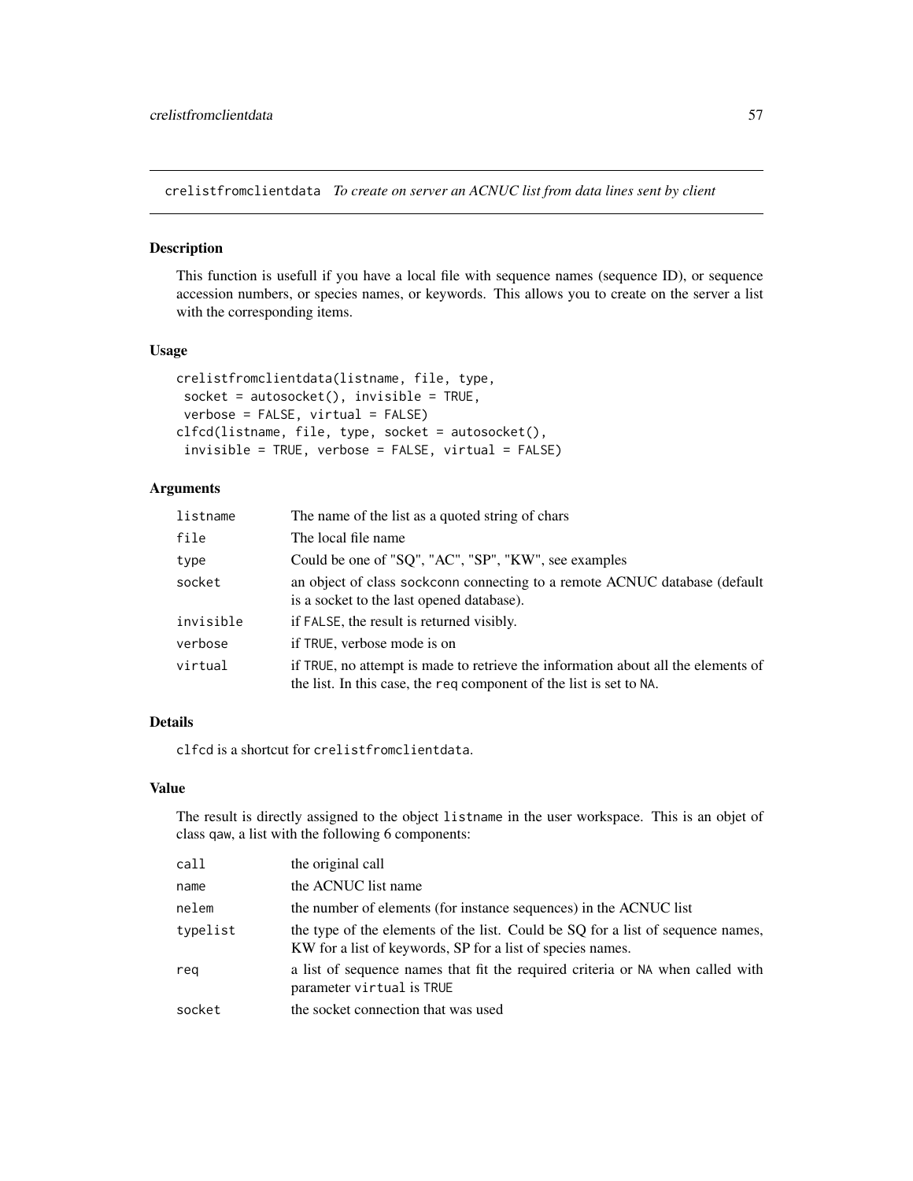## crelistfromclientdata *To create on server an ACNUC list from data lines sent by client*

### Description

This function is usefull if you have a local file with sequence names (sequence ID), or sequence accession numbers, or species names, or keywords. This allows you to create on the server a list with the corresponding items.

### Usage

```
crelistfromclientdata(listname, file, type,
 socket = autosocket(), invisible = TRUE,
 verbose = FALSE, virtual = FALSE)
clfcd(listname, file, type, socket = autosocket(),
 invisible = TRUE, verbose = FALSE, virtual = FALSE)
```

### Arguments

| | |
|---|---|
| `listname` | The name of the list as a quoted string of chars |
| `file` | The local file name |
| `type` | Could be one of "SQ", "AC", "SP", "KW", see examples |
| `socket` | an object of class `sockconn` connecting to a remote ACNUC database (default is a socket to the last opened database). |
| `invisible` | if `FALSE`, the result is returned visibly. |
| `verbose` | if `TRUE`, verbose mode is on |
| `virtual` | if `TRUE`, no attempt is made to retrieve the information about all the elements of the list. In this case, the `req` component of the list is set to `NA`. |

### Details

`clfcd` is a shortcut for `crelistfromclientdata`.

### Value

The result is directly assigned to the object `listname` in the user workspace. This is an objet of class `qaw`, a list with the following 6 components:

| | |
|---|---|
| `call` | the original call |
| `name` | the ACNUC list name |
| `nelem` | the number of elements (for instance sequences) in the ACNUC list |
| `typelist` | the type of the elements of the list. Could be SQ for a list of sequence names, KW for a list of keywords, SP for a list of species names. |
| `req` | a list of sequence names that fit the required criteria or `NA` when called with parameter `virtual` is `TRUE` |
| `socket` | the socket connection that was used |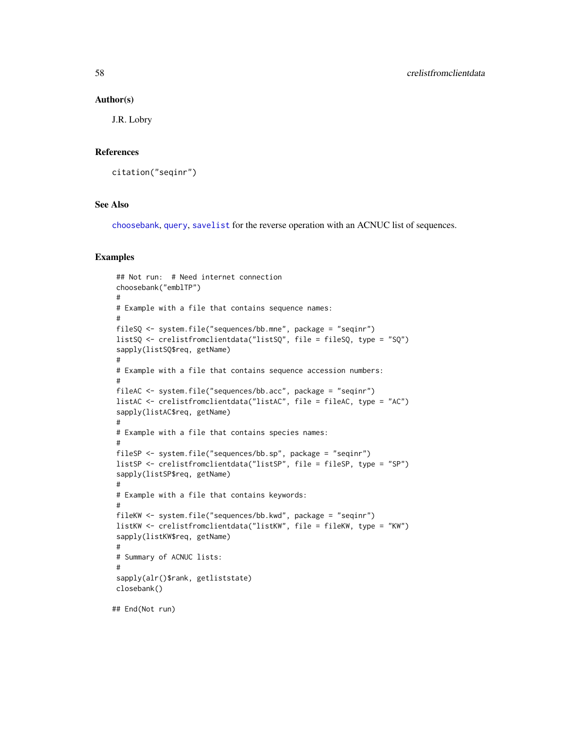## Author(s)

J.R. Lobry

## References

citation("seqinr")

## See Also

choosebank, query, savelist for the reverse operation with an ACNUC list of sequences.

## Examples

```
## Not run:  # Need internet connection
choosebank("emblTP")
#
# Example with a file that contains sequence names:
#
fileSQ <- system.file("sequences/bb.mne", package = "seqinr")
listSQ <- crelistfromclientdata("listSQ", file = fileSQ, type = "SQ")
sapply(listSQ$req, getName)
#
# Example with a file that contains sequence accession numbers:
#
fileAC <- system.file("sequences/bb.acc", package = "seqinr")
listAC <- crelistfromclientdata("listAC", file = fileAC, type = "AC")
sapply(listAC$req, getName)
#
# Example with a file that contains species names:
#
fileSP <- system.file("sequences/bb.sp", package = "seqinr")
listSP <- crelistfromclientdata("listSP", file = fileSP, type = "SP")
sapply(listSP$req, getName)
#
# Example with a file that contains keywords:
#
fileKW <- system.file("sequences/bb.kwd", package = "seqinr")
listKW <- crelistfromclientdata("listKW", file = fileKW, type = "KW")
sapply(listKW$req, getName)
#
# Summary of ACNUC lists:
#
sapply(alr()$rank, getliststate)
closebank()

## End(Not run)
```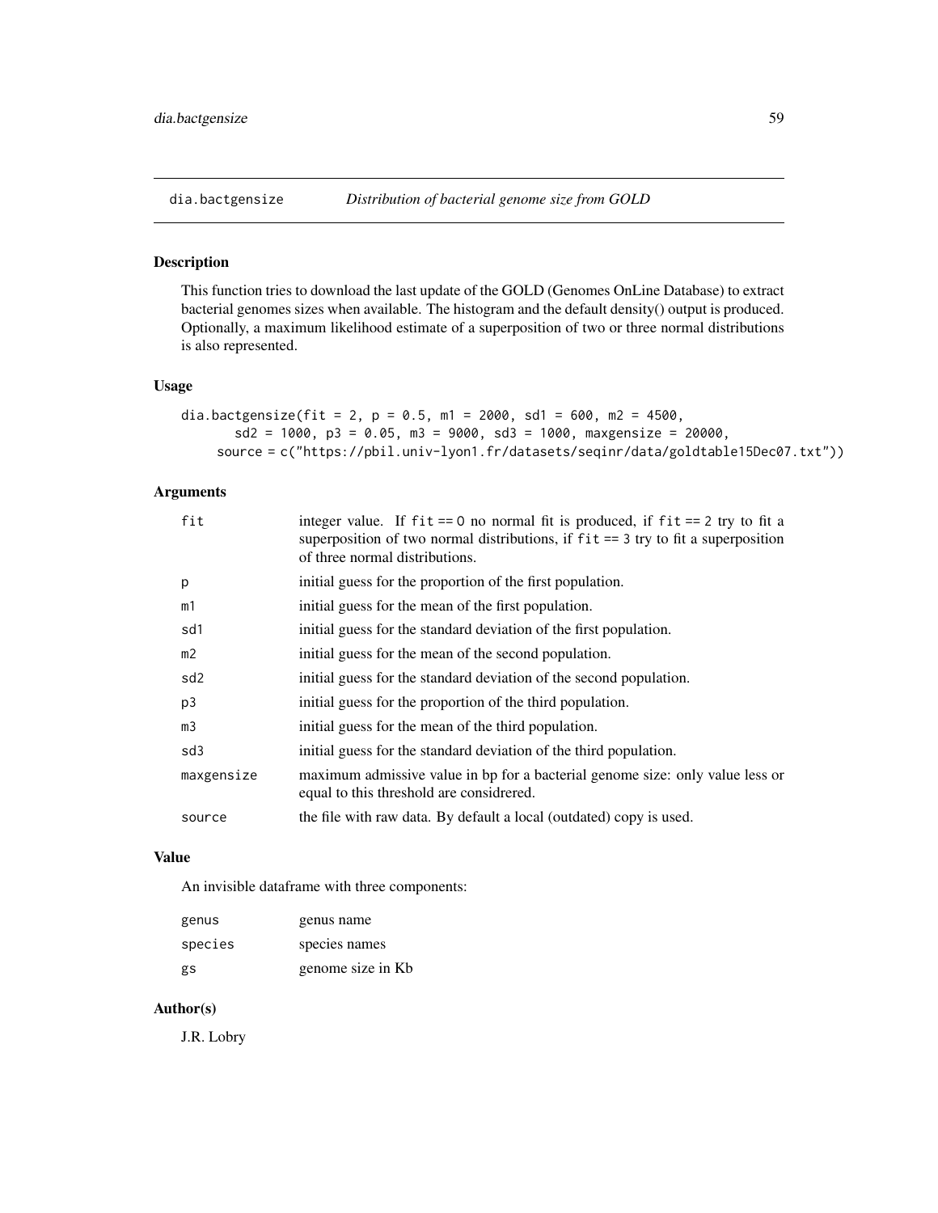dia.bactgensize *Distribution of bacterial genome size from GOLD*

## Description

This function tries to download the last update of the GOLD (Genomes OnLine Database) to extract bacterial genomes sizes when available. The histogram and the default density() output is produced. Optionally, a maximum likelihood estimate of a superposition of two or three normal distributions is also represented.

## Usage

```
dia.bactgensize(fit = 2, p = 0.5, m1 = 2000, sd1 = 600, m2 = 4500,
       sd2 = 1000, p3 = 0.05, m3 = 9000, sd3 = 1000, maxgensize = 20000,
     source = c("https://pbil.univ-lyon1.fr/datasets/seqinr/data/goldtable15Dec07.txt"))
```

## Arguments

| | |
|---|---|
| `fit` | integer value. If `fit == 0` no normal fit is produced, if `fit == 2` try to fit a superposition of two normal distributions, if `fit == 3` try to fit a superposition of three normal distributions. |
| `p` | initial guess for the proportion of the first population. |
| `m1` | initial guess for the mean of the first population. |
| `sd1` | initial guess for the standard deviation of the first population. |
| `m2` | initial guess for the mean of the second population. |
| `sd2` | initial guess for the standard deviation of the second population. |
| `p3` | initial guess for the proportion of the third population. |
| `m3` | initial guess for the mean of the third population. |
| `sd3` | initial guess for the standard deviation of the third population. |
| `maxgensize` | maximum admissive value in bp for a bacterial genome size: only value less or equal to this threshold are considrered. |
| `source` | the file with raw data. By default a local (outdated) copy is used. |

## Value

An invisible dataframe with three components:

| | |
|---|---|
| `genus` | genus name |
| `species` | species names |
| `gs` | genome size in Kb |

## Author(s)

J.R. Lobry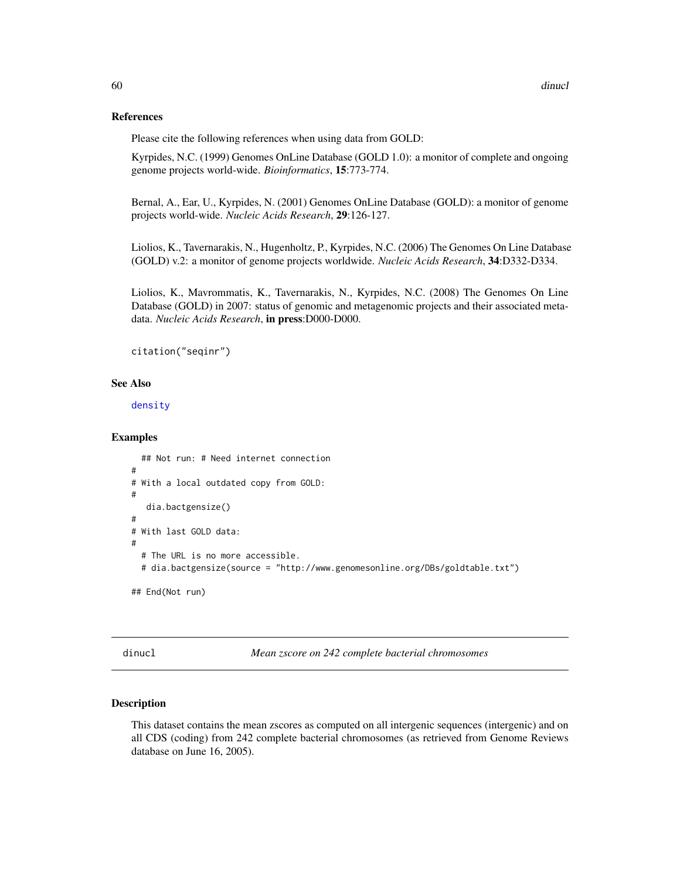### References

Please cite the following references when using data from GOLD:

Kyrpides, N.C. (1999) Genomes OnLine Database (GOLD 1.0): a monitor of complete and ongoing genome projects world-wide. *Bioinformatics*, **15**:773-774.

Bernal, A., Ear, U., Kyrpides, N. (2001) Genomes OnLine Database (GOLD): a monitor of genome projects world-wide. *Nucleic Acids Research*, **29**:126-127.

Liolios, K., Tavernarakis, N., Hugenholtz, P., Kyrpides, N.C. (2006) The Genomes On Line Database (GOLD) v.2: a monitor of genome projects worldwide. *Nucleic Acids Research*, **34**:D332-D334.

Liolios, K., Mavrommatis, K., Tavernarakis, N., Kyrpides, N.C. (2008) The Genomes On Line Database (GOLD) in 2007: status of genomic and metagenomic projects and their associated metadata. *Nucleic Acids Research*, **in press**:D000-D000.

```
citation("seqinr")
```

### See Also

density

### Examples

```
  ## Not run: # Need internet connection
#
# With a local outdated copy from GOLD:
#
   dia.bactgensize()
#
# With last GOLD data:
#
  # The URL is no more accessible.
  # dia.bactgensize(source = "http://www.genomesonline.org/DBs/goldtable.txt")

## End(Not run)
```

---

## dinucl — *Mean zscore on 242 complete bacterial chromosomes*

### Description

This dataset contains the mean zscores as computed on all intergenic sequences (intergenic) and on all CDS (coding) from 242 complete bacterial chromosomes (as retrieved from Genome Reviews database on June 16, 2005).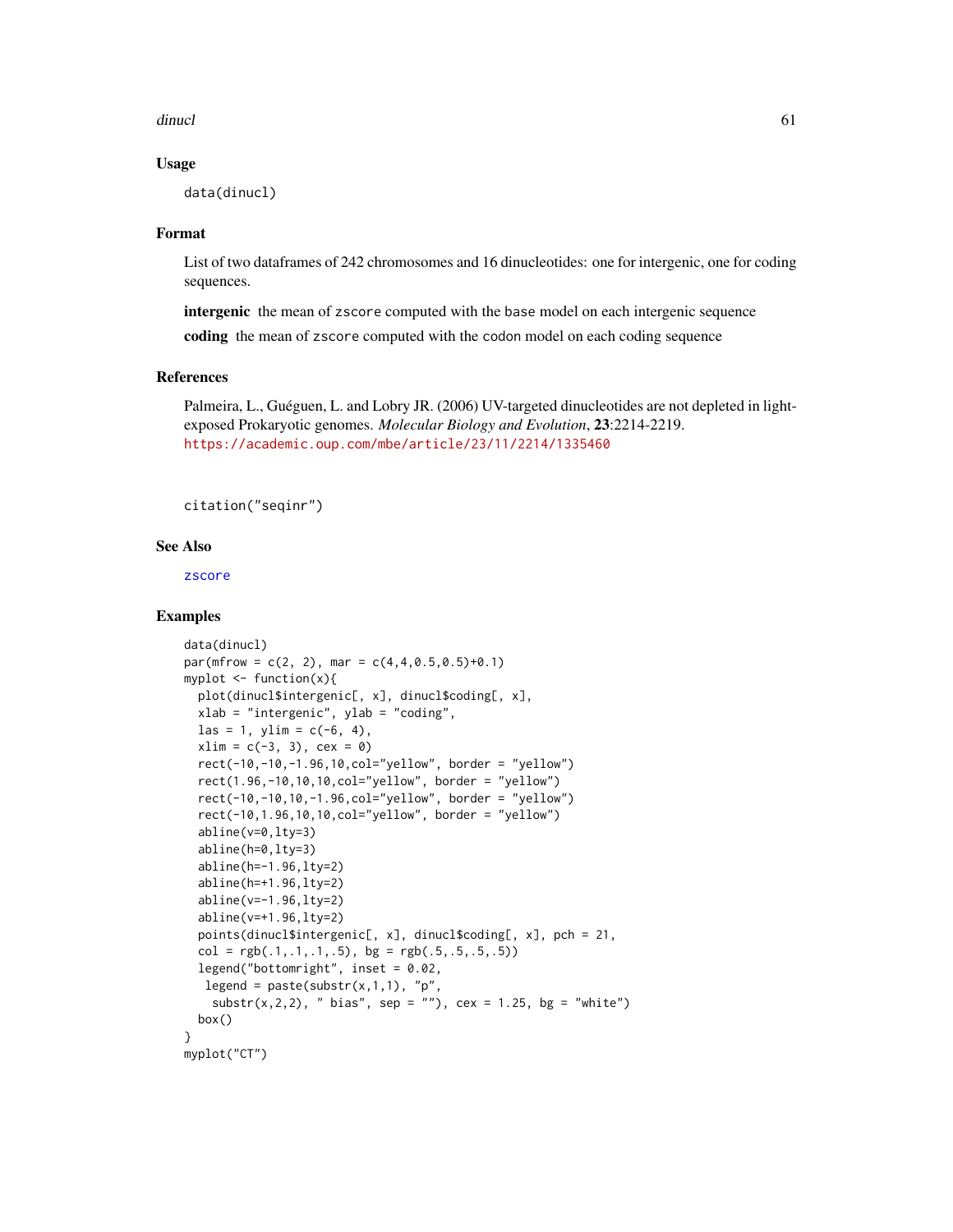## Usage

```
data(dinucl)
```

## Format

List of two dataframes of 242 chromosomes and 16 dinucleotides: one for intergenic, one for coding sequences.

**intergenic** the mean of `zscore` computed with the `base` model on each intergenic sequence

**coding** the mean of `zscore` computed with the `codon` model on each coding sequence

## References

Palmeira, L., Guéguen, L. and Lobry JR. (2006) UV-targeted dinucleotides are not depleted in light-exposed Prokaryotic genomes. *Molecular Biology and Evolution*, **23**:2214-2219. https://academic.oup.com/mbe/article/23/11/2214/1335460

```
citation("seqinr")
```

## See Also

`zscore`

## Examples

```
data(dinucl)
par(mfrow = c(2, 2), mar = c(4,4,0.5,0.5)+0.1)
myplot <- function(x){
  plot(dinucl$intergenic[, x], dinucl$coding[, x],
  xlab = "intergenic", ylab = "coding",
  las = 1, ylim = c(-6, 4),
  xlim = c(-3, 3), cex = 0)
  rect(-10,-10,-1.96,10,col="yellow", border = "yellow")
  rect(1.96,-10,10,10,col="yellow", border = "yellow")
  rect(-10,-10,10,-1.96,col="yellow", border = "yellow")
  rect(-10,1.96,10,10,col="yellow", border = "yellow")
  abline(v=0,lty=3)
  abline(h=0,lty=3)
  abline(h=-1.96,lty=2)
  abline(h=+1.96,lty=2)
  abline(v=-1.96,lty=2)
  abline(v=+1.96,lty=2)
  points(dinucl$intergenic[, x], dinucl$coding[, x], pch = 21,
  col = rgb(.1,.1,.1,.5), bg = rgb(.5,.5,.5,.5))
  legend("bottomright", inset = 0.02,
   legend = paste(substr(x,1,1), "p",
    substr(x,2,2), " bias", sep = ""), cex = 1.25, bg = "white")
  box()
}
myplot("CT")
```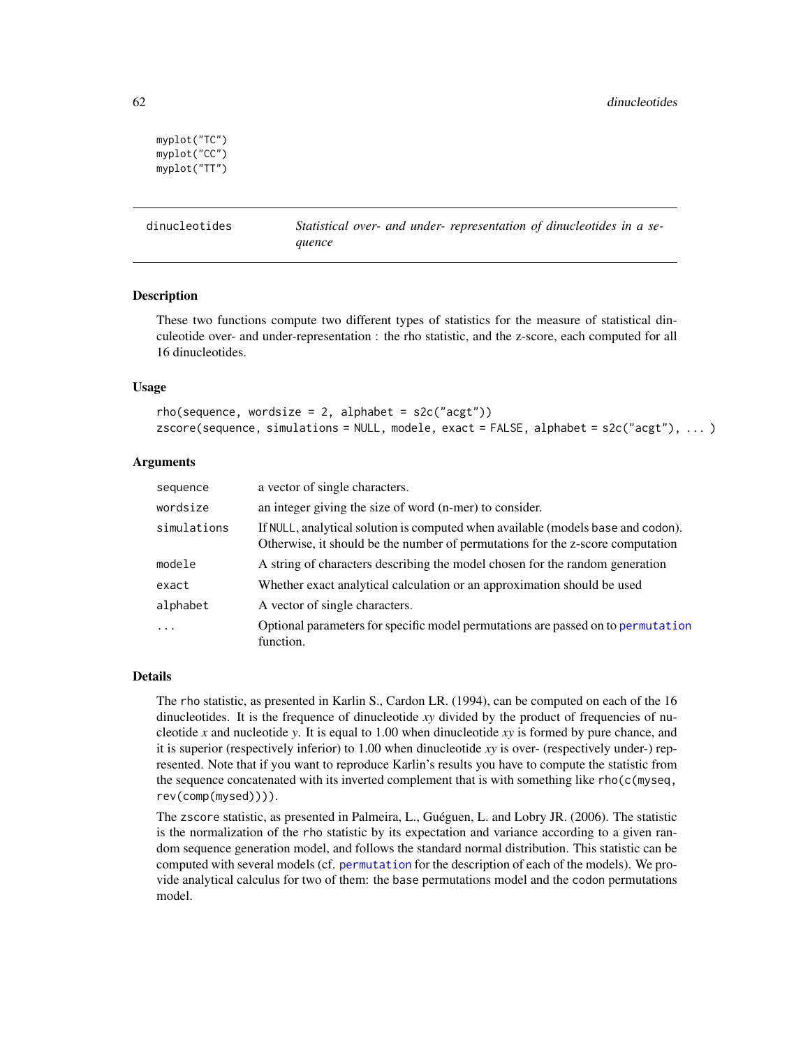```
myplot("TC")
myplot("CC")
myplot("TT")
```

---

## dinucleotides — *Statistical over- and under- representation of dinucleotides in a sequence*

---

### Description

These two functions compute two different types of statistics for the measure of statistical dinculeotide over- and under-representation : the rho statistic, and the z-score, each computed for all 16 dinucleotides.

### Usage

```
rho(sequence, wordsize = 2, alphabet = s2c("acgt"))
zscore(sequence, simulations = NULL, modele, exact = FALSE, alphabet = s2c("acgt"), ... )
```

### Arguments

| | |
|---|---|
| `sequence` | a vector of single characters. |
| `wordsize` | an integer giving the size of word (n-mer) to consider. |
| `simulations` | If `NULL`, analytical solution is computed when available (models base and codon). Otherwise, it should be the number of permutations for the z-score computation |
| `modele` | A string of characters describing the model chosen for the random generation |
| `exact` | Whether exact analytical calculation or an approximation should be used |
| `alphabet` | A vector of single characters. |
| `...` | Optional parameters for specific model permutations are passed on to `permutation` function. |

### Details

The `rho` statistic, as presented in Karlin S., Cardon LR. (1994), can be computed on each of the 16 dinucleotides. It is the frequence of dinucleotide *xy* divided by the product of frequencies of nucleotide *x* and nucleotide *y*. It is equal to 1.00 when dinucleotide *xy* is formed by pure chance, and it is superior (respectively inferior) to 1.00 when dinucleotide *xy* is over- (respectively under-) represented. Note that if you want to reproduce Karlin's results you have to compute the statistic from the sequence concatenated with its inverted complement that is with something like `rho(c(myseq, rev(comp(mysed))))`.

The `zscore` statistic, as presented in Palmeira, L., Guéguen, L. and Lobry JR. (2006). The statistic is the normalization of the `rho` statistic by its expectation and variance according to a given random sequence generation model, and follows the standard normal distribution. This statistic can be computed with several models (cf. `permutation` for the description of each of the models). We provide analytical calculus for two of them: the `base` permutations model and the `codon` permutations model.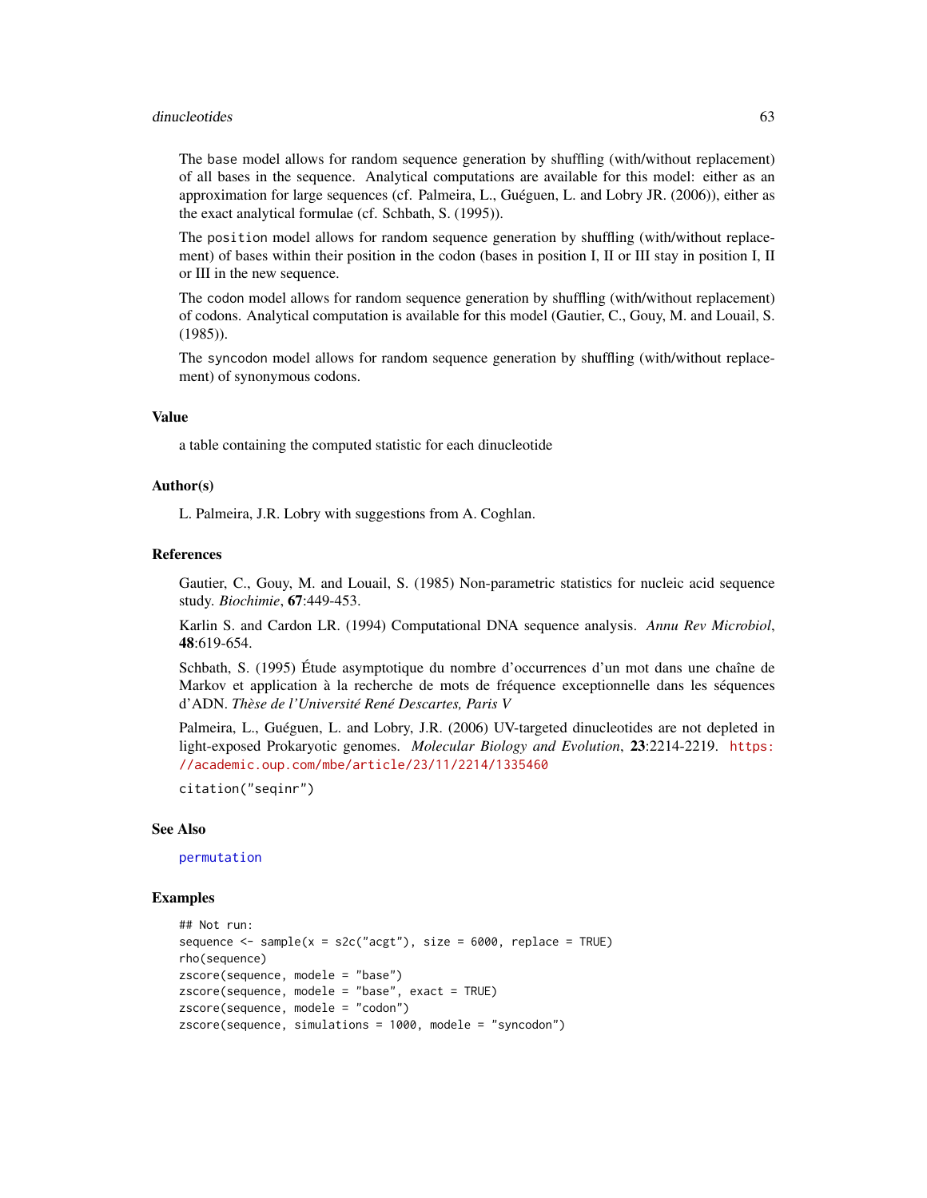The `base` model allows for random sequence generation by shuffling (with/without replacement) of all bases in the sequence. Analytical computations are available for this model: either as an approximation for large sequences (cf. Palmeira, L., Guéguen, L. and Lobry JR. (2006)), either as the exact analytical formulae (cf. Schbath, S. (1995)).

The `position` model allows for random sequence generation by shuffling (with/without replacement) of bases within their position in the codon (bases in position I, II or III stay in position I, II or III in the new sequence.

The `codon` model allows for random sequence generation by shuffling (with/without replacement) of codons. Analytical computation is available for this model (Gautier, C., Gouy, M. and Louail, S. (1985)).

The `syncodon` model allows for random sequence generation by shuffling (with/without replacement) of synonymous codons.

### Value

a table containing the computed statistic for each dinucleotide

### Author(s)

L. Palmeira, J.R. Lobry with suggestions from A. Coghlan.

### References

Gautier, C., Gouy, M. and Louail, S. (1985) Non-parametric statistics for nucleic acid sequence study. *Biochimie*, **67**:449-453.

Karlin S. and Cardon LR. (1994) Computational DNA sequence analysis. *Annu Rev Microbiol*, **48**:619-654.

Schbath, S. (1995) Étude asymptotique du nombre d'occurrences d'un mot dans une chaîne de Markov et application à la recherche de mots de fréquence exceptionnelle dans les séquences d'ADN. *Thèse de l'Université René Descartes, Paris V*

Palmeira, L., Guéguen, L. and Lobry, J.R. (2006) UV-targeted dinucleotides are not depleted in light-exposed Prokaryotic genomes. *Molecular Biology and Evolution*, **23**:2214-2219. https://academic.oup.com/mbe/article/23/11/2214/1335460

`citation("seqinr")`

### See Also

permutation

### Examples

```
## Not run:
sequence <- sample(x = s2c("acgt"), size = 6000, replace = TRUE)
rho(sequence)
zscore(sequence, modele = "base")
zscore(sequence, modele = "base", exact = TRUE)
zscore(sequence, modele = "codon")
zscore(sequence, simulations = 1000, modele = "syncodon")
```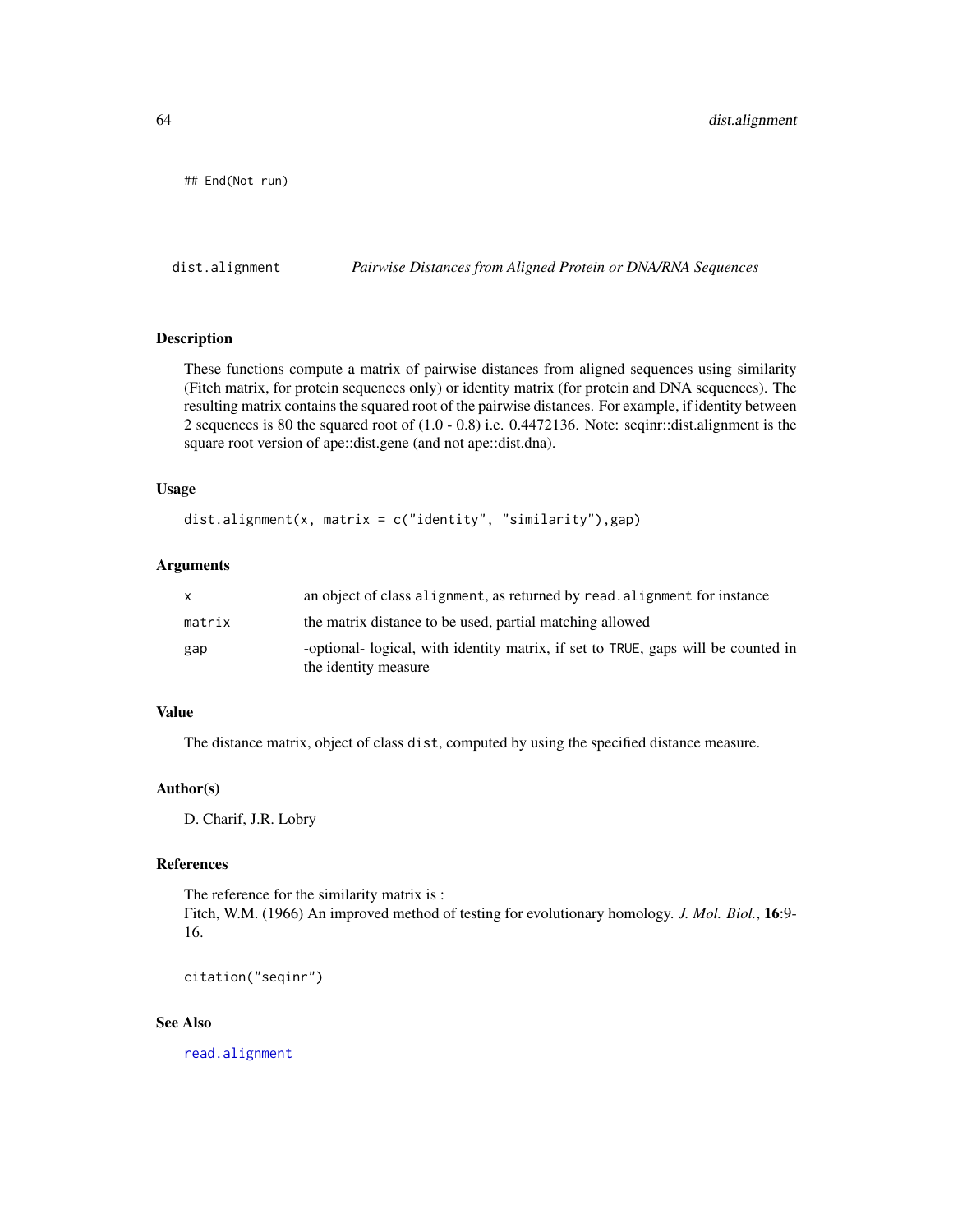```
## End(Not run)
```

---

## dist.alignment — *Pairwise Distances from Aligned Protein or DNA/RNA Sequences*

### Description

These functions compute a matrix of pairwise distances from aligned sequences using similarity (Fitch matrix, for protein sequences only) or identity matrix (for protein and DNA sequences). The resulting matrix contains the squared root of the pairwise distances. For example, if identity between 2 sequences is 80 the squared root of (1.0 - 0.8) i.e. 0.4472136. Note: seqinr::dist.alignment is the square root version of ape::dist.gene (and not ape::dist.dna).

### Usage

```
dist.alignment(x, matrix = c("identity", "similarity"),gap)
```

### Arguments

| | |
|---|---|
| `x` | an object of class `alignment`, as returned by `read.alignment` for instance |
| `matrix` | the matrix distance to be used, partial matching allowed |
| `gap` | -optional- logical, with identity matrix, if set to `TRUE`, gaps will be counted in the identity measure |

### Value

The distance matrix, object of class `dist`, computed by using the specified distance measure.

### Author(s)

D. Charif, J.R. Lobry

### References

The reference for the similarity matrix is :
Fitch, W.M. (1966) An improved method of testing for evolutionary homology. *J. Mol. Biol.*, **16**:9-16.

```
citation("seqinr")
```

### See Also

`read.alignment`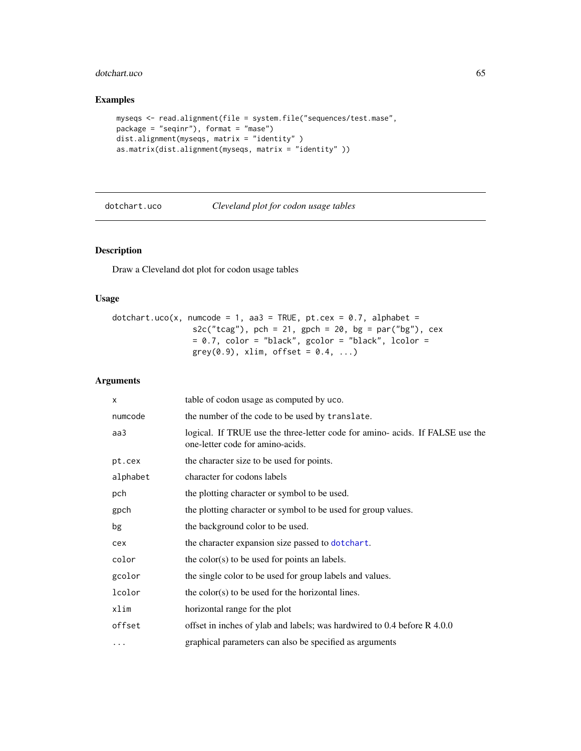## Examples

```
myseqs <- read.alignment(file = system.file("sequences/test.mase",
package = "seqinr"), format = "mase")
dist.alignment(myseqs, matrix = "identity" )
as.matrix(dist.alignment(myseqs, matrix = "identity" ))
```

---

# dotchart.uco — *Cleveland plot for codon usage tables*

## Description

Draw a Cleveland dot plot for codon usage tables

## Usage

```
dotchart.uco(x, numcode = 1, aa3 = TRUE, pt.cex = 0.7, alphabet =
                s2c("tcag"), pch = 21, gpch = 20, bg = par("bg"), cex
                = 0.7, color = "black", gcolor = "black", lcolor =
                grey(0.9), xlim, offset = 0.4, ...)
```

## Arguments

| | |
|---|---|
| `x` | table of codon usage as computed by uco. |
| `numcode` | the number of the code to be used by `translate`. |
| `aa3` | logical. If TRUE use the three-letter code for amino- acids. If FALSE use the one-letter code for amino-acids. |
| `pt.cex` | the character size to be used for points. |
| `alphabet` | character for codons labels |
| `pch` | the plotting character or symbol to be used. |
| `gpch` | the plotting character or symbol to be used for group values. |
| `bg` | the background color to be used. |
| `cex` | the character expansion size passed to `dotchart`. |
| `color` | the color(s) to be used for points an labels. |
| `gcolor` | the single color to be used for group labels and values. |
| `lcolor` | the color(s) to be used for the horizontal lines. |
| `xlim` | horizontal range for the plot |
| `offset` | offset in inches of ylab and labels; was hardwired to 0.4 before R 4.0.0 |
| `...` | graphical parameters can also be specified as arguments |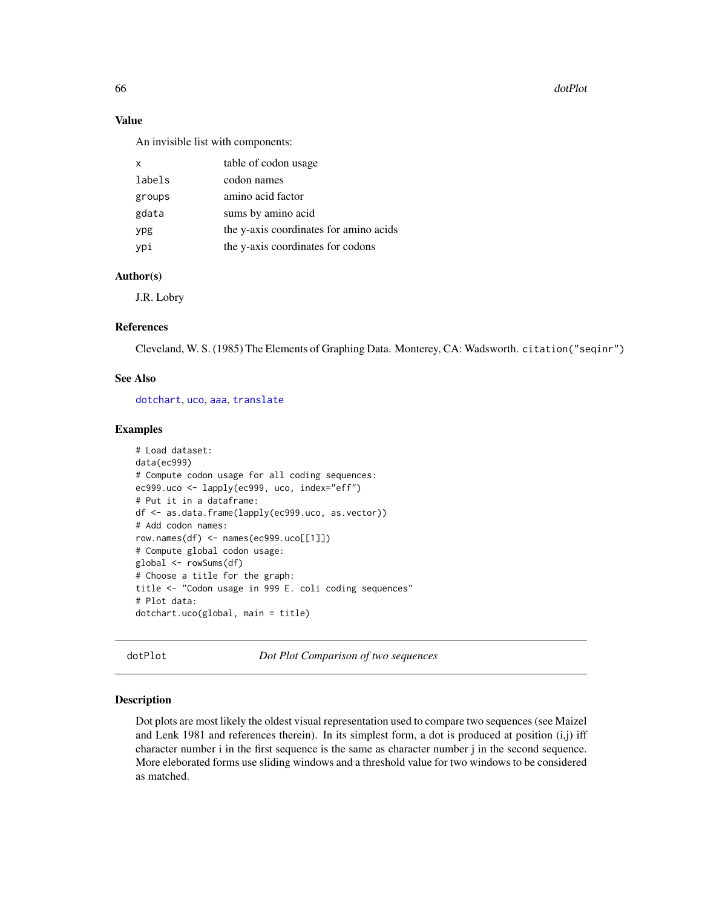## Value

An invisible list with components:

| | |
|---|---|
| x | table of codon usage |
| labels | codon names |
| groups | amino acid factor |
| gdata | sums by amino acid |
| ypg | the y-axis coordinates for amino acids |
| ypi | the y-axis coordinates for codons |

## Author(s)

J.R. Lobry

## References

Cleveland, W. S. (1985) The Elements of Graphing Data. Monterey, CA: Wadsworth. `citation("seqinr")`

## See Also

dotchart, uco, aaa, translate

## Examples

```
# Load dataset:
data(ec999)
# Compute codon usage for all coding sequences:
ec999.uco <- lapply(ec999, uco, index="eff")
# Put it in a dataframe:
df <- as.data.frame(lapply(ec999.uco, as.vector))
# Add codon names:
row.names(df) <- names(ec999.uco[[1]])
# Compute global codon usage:
global <- rowSums(df)
# Choose a title for the graph:
title <- "Codon usage in 999 E. coli coding sequences"
# Plot data:
dotchart.uco(global, main = title)
```

---

# dotPlot *Dot Plot Comparison of two sequences*

## Description

Dot plots are most likely the oldest visual representation used to compare two sequences (see Maizel and Lenk 1981 and references therein). In its simplest form, a dot is produced at position (i,j) iff character number i in the first sequence is the same as character number j in the second sequence. More eleborated forms use sliding windows and a threshold value for two windows to be considered as matched.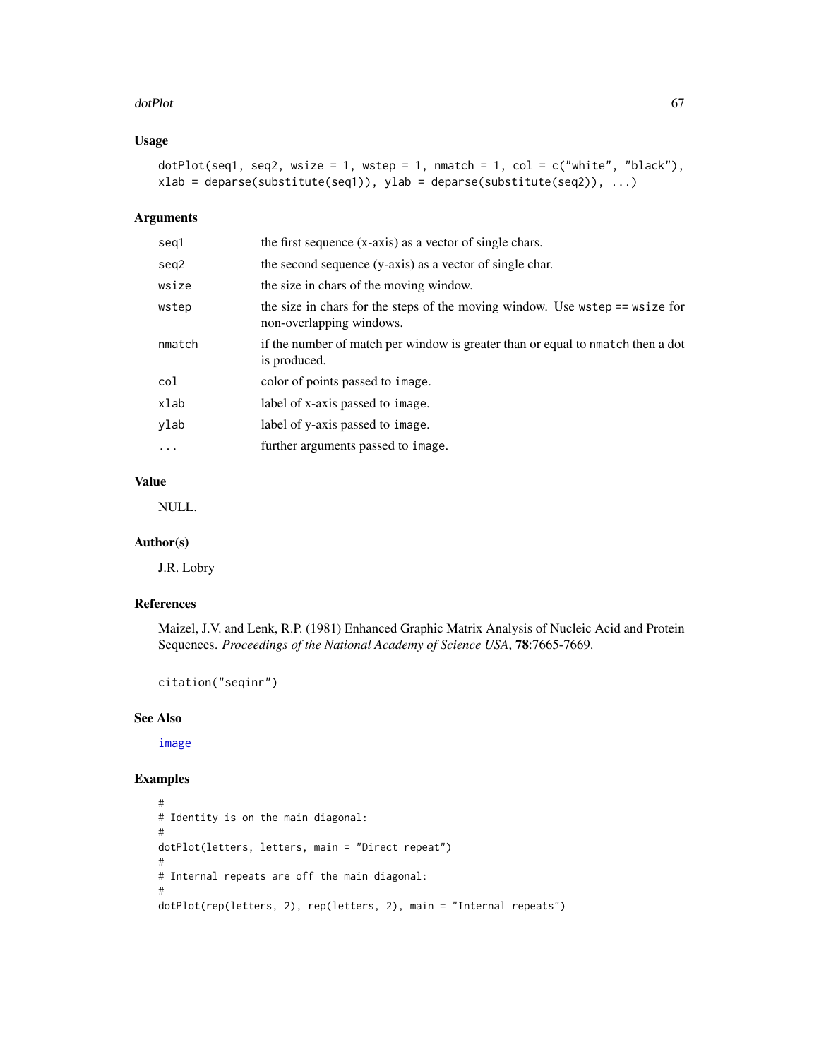## Usage

```
dotPlot(seq1, seq2, wsize = 1, wstep = 1, nmatch = 1, col = c("white", "black"),
xlab = deparse(substitute(seq1)), ylab = deparse(substitute(seq2)), ...)
```

## Arguments

| | |
|---|---|
| seq1 | the first sequence (x-axis) as a vector of single chars. |
| seq2 | the second sequence (y-axis) as a vector of single char. |
| wsize | the size in chars of the moving window. |
| wstep | the size in chars for the steps of the moving window. Use wstep == wsize for non-overlapping windows. |
| nmatch | if the number of match per window is greater than or equal to nmatch then a dot is produced. |
| col | color of points passed to image. |
| xlab | label of x-axis passed to image. |
| ylab | label of y-axis passed to image. |
| ... | further arguments passed to image. |

## Value

NULL.

## Author(s)

J.R. Lobry

## References

Maizel, J.V. and Lenk, R.P. (1981) Enhanced Graphic Matrix Analysis of Nucleic Acid and Protein Sequences. *Proceedings of the National Academy of Science USA*, **78**:7665-7669.

```
citation("seqinr")
```

## See Also

image

## Examples

```
#
# Identity is on the main diagonal:
#
dotPlot(letters, letters, main = "Direct repeat")
#
# Internal repeats are off the main diagonal:
#
dotPlot(rep(letters, 2), rep(letters, 2), main = "Internal repeats")
```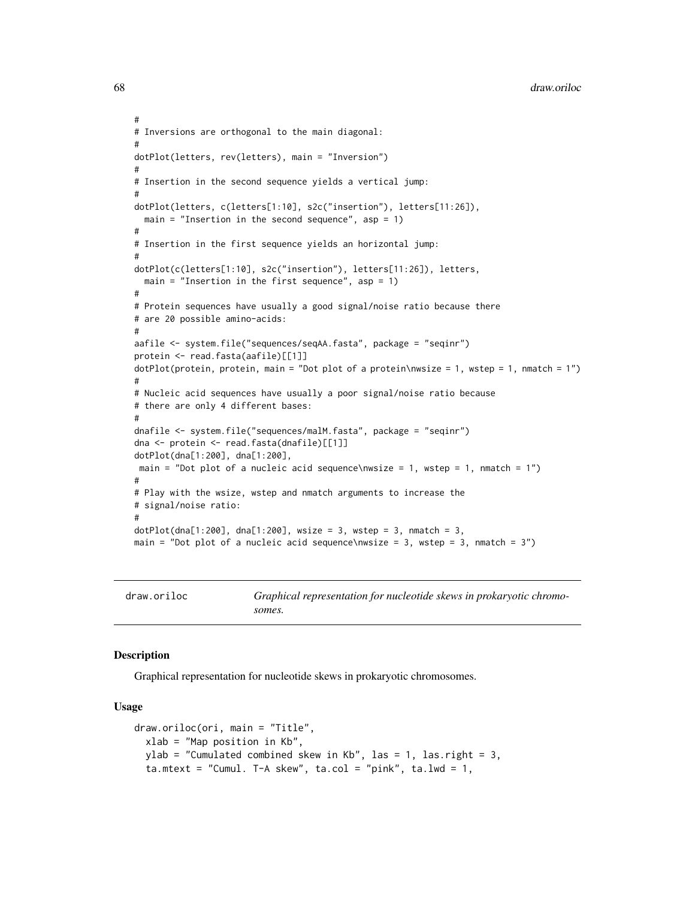```
#
# Inversions are orthogonal to the main diagonal:
#
dotPlot(letters, rev(letters), main = "Inversion")
#
# Insertion in the second sequence yields a vertical jump:
#
dotPlot(letters, c(letters[1:10], s2c("insertion"), letters[11:26]),
  main = "Insertion in the second sequence", asp = 1)
#
# Insertion in the first sequence yields an horizontal jump:
#
dotPlot(c(letters[1:10], s2c("insertion"), letters[11:26]), letters,
  main = "Insertion in the first sequence", asp = 1)
#
# Protein sequences have usually a good signal/noise ratio because there
# are 20 possible amino-acids:
#
aafile <- system.file("sequences/seqAA.fasta", package = "seqinr")
protein <- read.fasta(aafile)[[1]]
dotPlot(protein, protein, main = "Dot plot of a protein\nwsize = 1, wstep = 1, nmatch = 1")
#
# Nucleic acid sequences have usually a poor signal/noise ratio because
# there are only 4 different bases:
#
dnafile <- system.file("sequences/malM.fasta", package = "seqinr")
dna <- protein <- read.fasta(dnafile)[[1]]
dotPlot(dna[1:200], dna[1:200],
 main = "Dot plot of a nucleic acid sequence\nwsize = 1, wstep = 1, nmatch = 1")
#
# Play with the wsize, wstep and nmatch arguments to increase the
# signal/noise ratio:
#
dotPlot(dna[1:200], dna[1:200], wsize = 3, wstep = 3, nmatch = 3,
main = "Dot plot of a nucleic acid sequence\nwsize = 3, wstep = 3, nmatch = 3")
```

---

## draw.oriloc — *Graphical representation for nucleotide skews in prokaryotic chromosomes.*

### Description

Graphical representation for nucleotide skews in prokaryotic chromosomes.

### Usage

```
draw.oriloc(ori, main = "Title",
  xlab = "Map position in Kb",
  ylab = "Cumulated combined skew in Kb", las = 1, las.right = 3,
  ta.mtext = "Cumul. T-A skew", ta.col = "pink", ta.lwd = 1,
```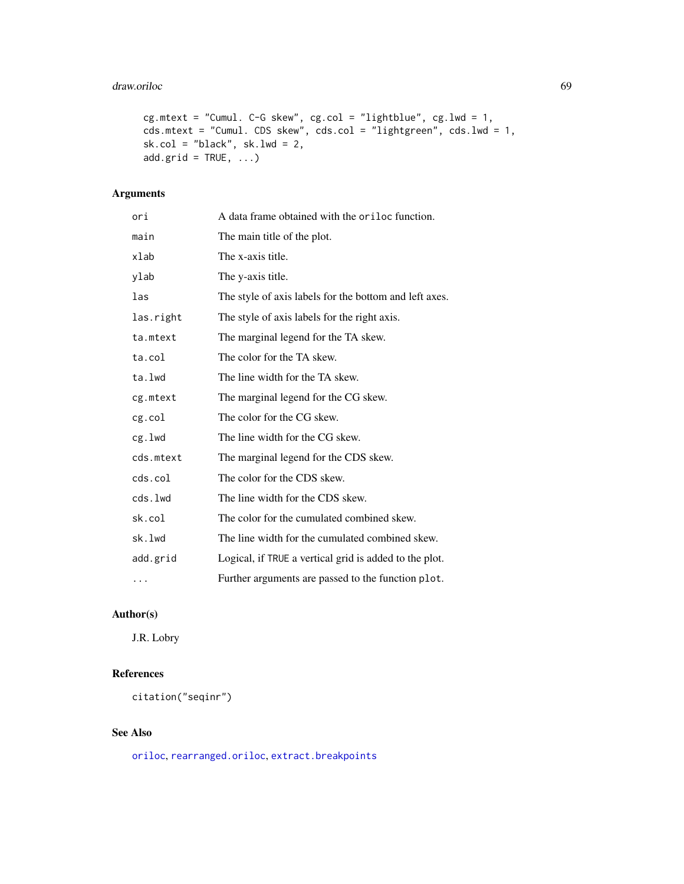```
cg.mtext = "Cumul. C-G skew", cg.col = "lightblue", cg.lwd = 1,
cds.mtext = "Cumul. CDS skew", cds.col = "lightgreen", cds.lwd = 1,
sk.col = "black", sk.lwd = 2,
add.grid = TRUE, ...)
```

## Arguments

| | |
|---|---|
| ori | A data frame obtained with the oriloc function. |
| main | The main title of the plot. |
| xlab | The x-axis title. |
| ylab | The y-axis title. |
| las | The style of axis labels for the bottom and left axes. |
| las.right | The style of axis labels for the right axis. |
| ta.mtext | The marginal legend for the TA skew. |
| ta.col | The color for the TA skew. |
| ta.lwd | The line width for the TA skew. |
| cg.mtext | The marginal legend for the CG skew. |
| cg.col | The color for the CG skew. |
| cg.lwd | The line width for the CG skew. |
| cds.mtext | The marginal legend for the CDS skew. |
| cds.col | The color for the CDS skew. |
| cds.lwd | The line width for the CDS skew. |
| sk.col | The color for the cumulated combined skew. |
| sk.lwd | The line width for the cumulated combined skew. |
| add.grid | Logical, if TRUE a vertical grid is added to the plot. |
| ... | Further arguments are passed to the function plot. |

## Author(s)

J.R. Lobry

## References

citation("seqinr")

## See Also

oriloc, rearranged.oriloc, extract.breakpoints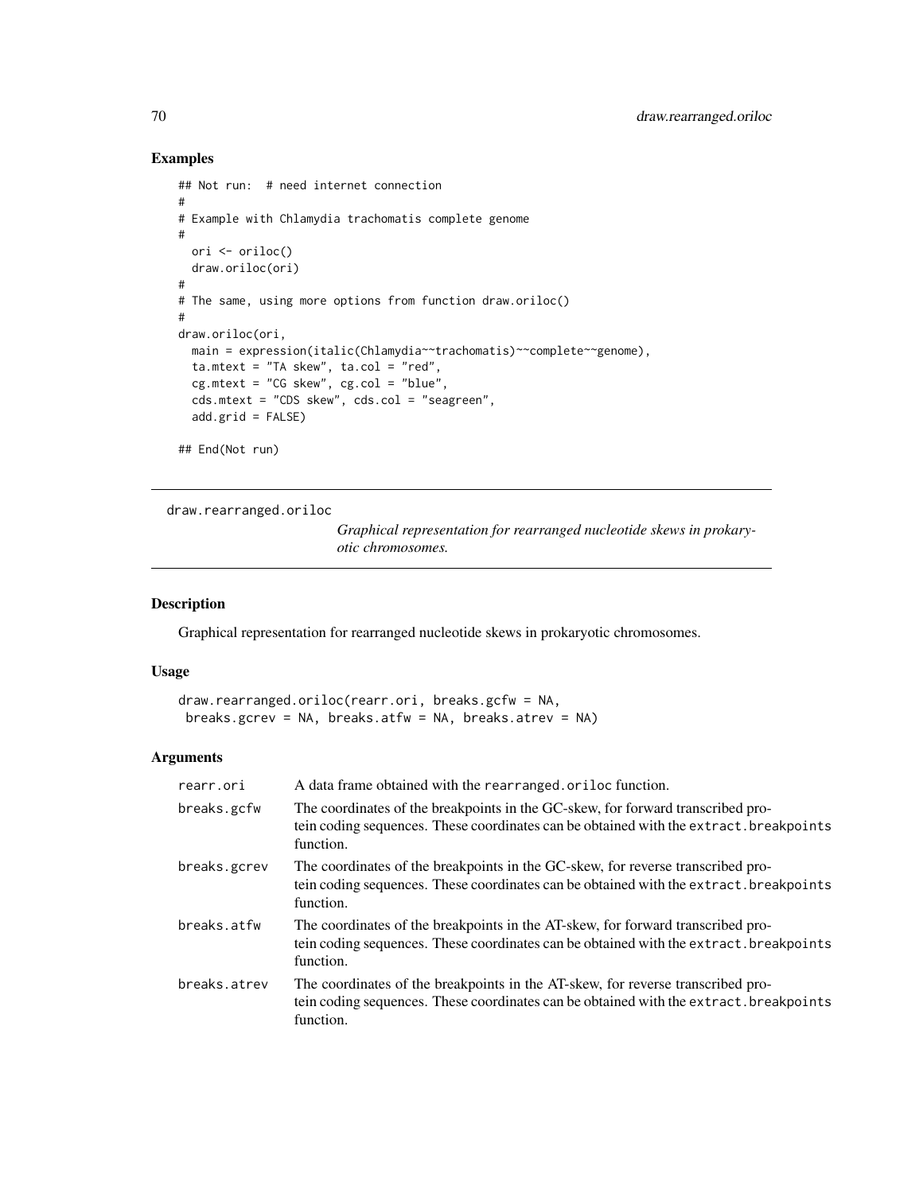## Examples

```
## Not run:  # need internet connection
#
# Example with Chlamydia trachomatis complete genome
#
  ori <- oriloc()
  draw.oriloc(ori)
#
# The same, using more options from function draw.oriloc()
#
draw.oriloc(ori,
  main = expression(italic(Chlamydia~~trachomatis)~~complete~~genome),
  ta.mtext = "TA skew", ta.col = "red",
  cg.mtext = "CG skew", cg.col = "blue",
  cds.mtext = "CDS skew", cds.col = "seagreen",
  add.grid = FALSE)

## End(Not run)
```

---

draw.rearranged.oriloc *Graphical representation for rearranged nucleotide skews in prokaryotic chromosomes.*

---

## Description

Graphical representation for rearranged nucleotide skews in prokaryotic chromosomes.

## Usage

```
draw.rearranged.oriloc(rearr.ori, breaks.gcfw = NA,
 breaks.gcrev = NA, breaks.atfw = NA, breaks.atrev = NA)
```

## Arguments

| | |
|---|---|
| rearr.ori | A data frame obtained with the `rearranged.oriloc` function. |
| breaks.gcfw | The coordinates of the breakpoints in the GC-skew, for forward transcribed protein coding sequences. These coordinates can be obtained with the `extract.breakpoints` function. |
| breaks.gcrev | The coordinates of the breakpoints in the GC-skew, for reverse transcribed protein coding sequences. These coordinates can be obtained with the `extract.breakpoints` function. |
| breaks.atfw | The coordinates of the breakpoints in the AT-skew, for forward transcribed protein coding sequences. These coordinates can be obtained with the `extract.breakpoints` function. |
| breaks.atrev | The coordinates of the breakpoints in the AT-skew, for reverse transcribed protein coding sequences. These coordinates can be obtained with the `extract.breakpoints` function. |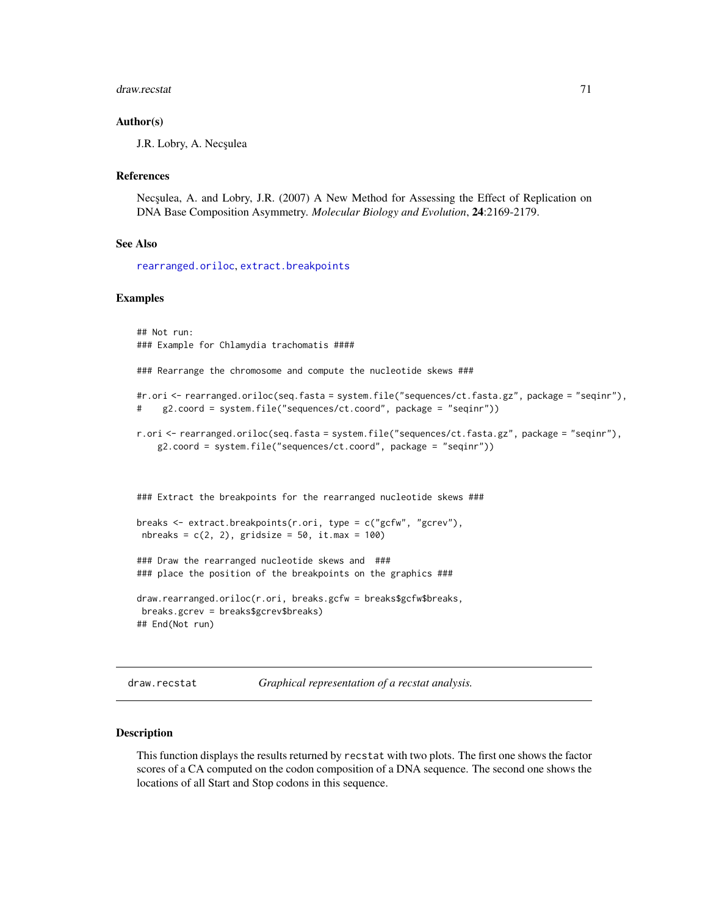## Author(s)

J.R. Lobry, A. Necşulea

## References

Necşulea, A. and Lobry, J.R. (2007) A New Method for Assessing the Effect of Replication on DNA Base Composition Asymmetry. *Molecular Biology and Evolution*, **24**:2169-2179.

## See Also

`rearranged.oriloc`, `extract.breakpoints`

## Examples

```
## Not run:
### Example for Chlamydia trachomatis ####

### Rearrange the chromosome and compute the nucleotide skews ###

#r.ori <- rearranged.oriloc(seq.fasta = system.file("sequences/ct.fasta.gz", package = "seqinr"),
#    g2.coord = system.file("sequences/ct.coord", package = "seqinr"))

r.ori <- rearranged.oriloc(seq.fasta = system.file("sequences/ct.fasta.gz", package = "seqinr"),
    g2.coord = system.file("sequences/ct.coord", package = "seqinr"))



### Extract the breakpoints for the rearranged nucleotide skews ###

breaks <- extract.breakpoints(r.ori, type = c("gcfw", "gcrev"),
 nbreaks = c(2, 2), gridsize = 50, it.max = 100)

### Draw the rearranged nucleotide skews and  ###
### place the position of the breakpoints on the graphics ###

draw.rearranged.oriloc(r.ori, breaks.gcfw = breaks$gcfw$breaks,
 breaks.gcrev = breaks$gcrev$breaks)
## End(Not run)
```

---

# draw.recstat — *Graphical representation of a recstat analysis.*

## Description

This function displays the results returned by `recstat` with two plots. The first one shows the factor scores of a CA computed on the codon composition of a DNA sequence. The second one shows the locations of all Start and Stop codons in this sequence.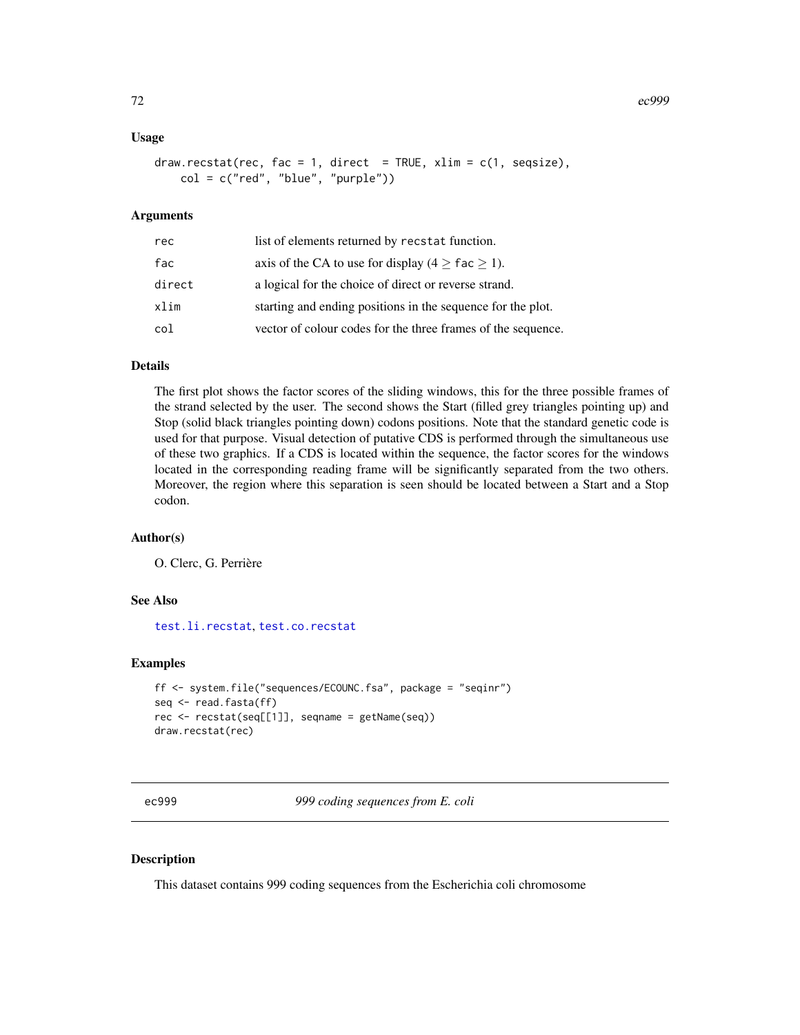### Usage

```
draw.recstat(rec, fac = 1, direct  = TRUE, xlim = c(1, seqsize),
    col = c("red", "blue", "purple"))
```

### Arguments

| | |
|---|---|
| rec | list of elements returned by `recstat` function. |
| fac | axis of the CA to use for display ($4 \geq$ `fac` $\geq 1$). |
| direct | a logical for the choice of direct or reverse strand. |
| xlim | starting and ending positions in the sequence for the plot. |
| col | vector of colour codes for the three frames of the sequence. |

### Details

The first plot shows the factor scores of the sliding windows, this for the three possible frames of the strand selected by the user. The second shows the Start (filled grey triangles pointing up) and Stop (solid black triangles pointing down) codons positions. Note that the standard genetic code is used for that purpose. Visual detection of putative CDS is performed through the simultaneous use of these two graphics. If a CDS is located within the sequence, the factor scores for the windows located in the corresponding reading frame will be significantly separated from the two others. Moreover, the region where this separation is seen should be located between a Start and a Stop codon.

### Author(s)

O. Clerc, G. Perrière

### See Also

test.li.recstat, test.co.recstat

### Examples

```
ff <- system.file("sequences/ECOUNC.fsa", package = "seqinr")
seq <- read.fasta(ff)
rec <- recstat(seq[[1]], seqname = getName(seq))
draw.recstat(rec)
```

---

## ec999 — *999 coding sequences from E. coli*

---

### Description

This dataset contains 999 coding sequences from the Escherichia coli chromosome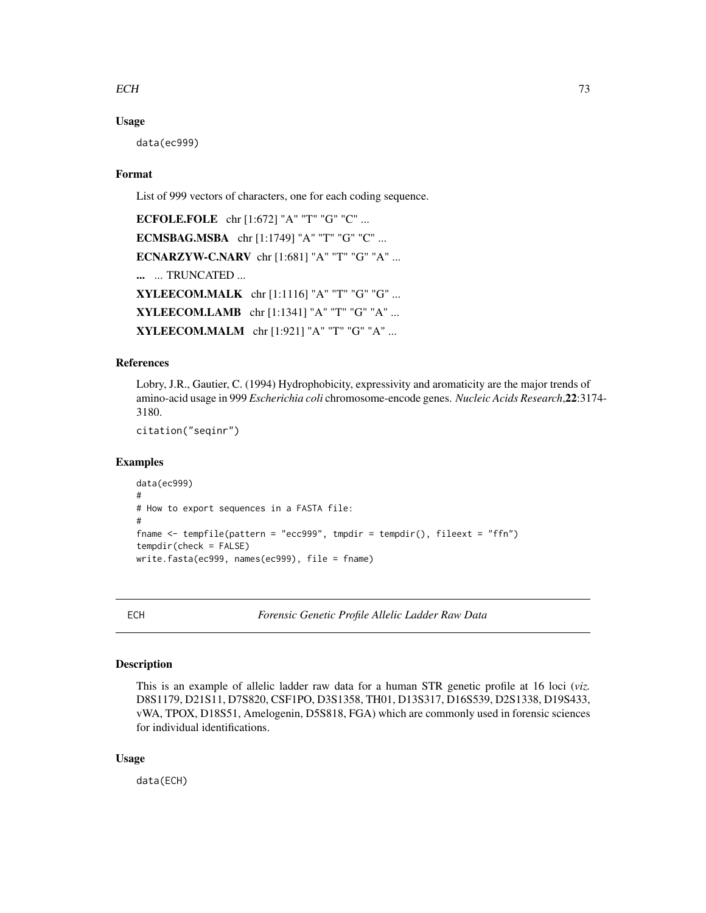### Usage

```
data(ec999)
```

### Format

List of 999 vectors of characters, one for each coding sequence.

**ECFOLE.FOLE** chr [1:672] "A" "T" "G" "C" ...

**ECMSBAG.MSBA** chr [1:1749] "A" "T" "G" "C" ...

**ECNARZYW-C.NARV** chr [1:681] "A" "T" "G" "A" ...

**...** ... TRUNCATED ...

**XYLEECOM.MALK** chr [1:1116] "A" "T" "G" "G" ...

**XYLEECOM.LAMB** chr [1:1341] "A" "T" "G" "A" ...

**XYLEECOM.MALM** chr [1:921] "A" "T" "G" "A" ...

### References

Lobry, J.R., Gautier, C. (1994) Hydrophobicity, expressivity and aromaticity are the major trends of amino-acid usage in 999 *Escherichia coli* chromosome-encode genes. *Nucleic Acids Research*,**22**:3174-3180.

```
citation("seqinr")
```

### Examples

```
data(ec999)
#
# How to export sequences in a FASTA file:
#
fname <- tempfile(pattern = "ecc999", tmpdir = tempdir(), fileext = "ffn")
tempdir(check = FALSE)
write.fasta(ec999, names(ec999), file = fname)
```

---

## ECH *Forensic Genetic Profile Allelic Ladder Raw Data*

### Description

This is an example of allelic ladder raw data for a human STR genetic profile at 16 loci (*viz.* D8S1179, D21S11, D7S820, CSF1PO, D3S1358, TH01, D13S317, D16S539, D2S1338, D19S433, vWA, TPOX, D18S51, Amelogenin, D5S818, FGA) which are commonly used in forensic sciences for individual identifications.

### Usage

```
data(ECH)
```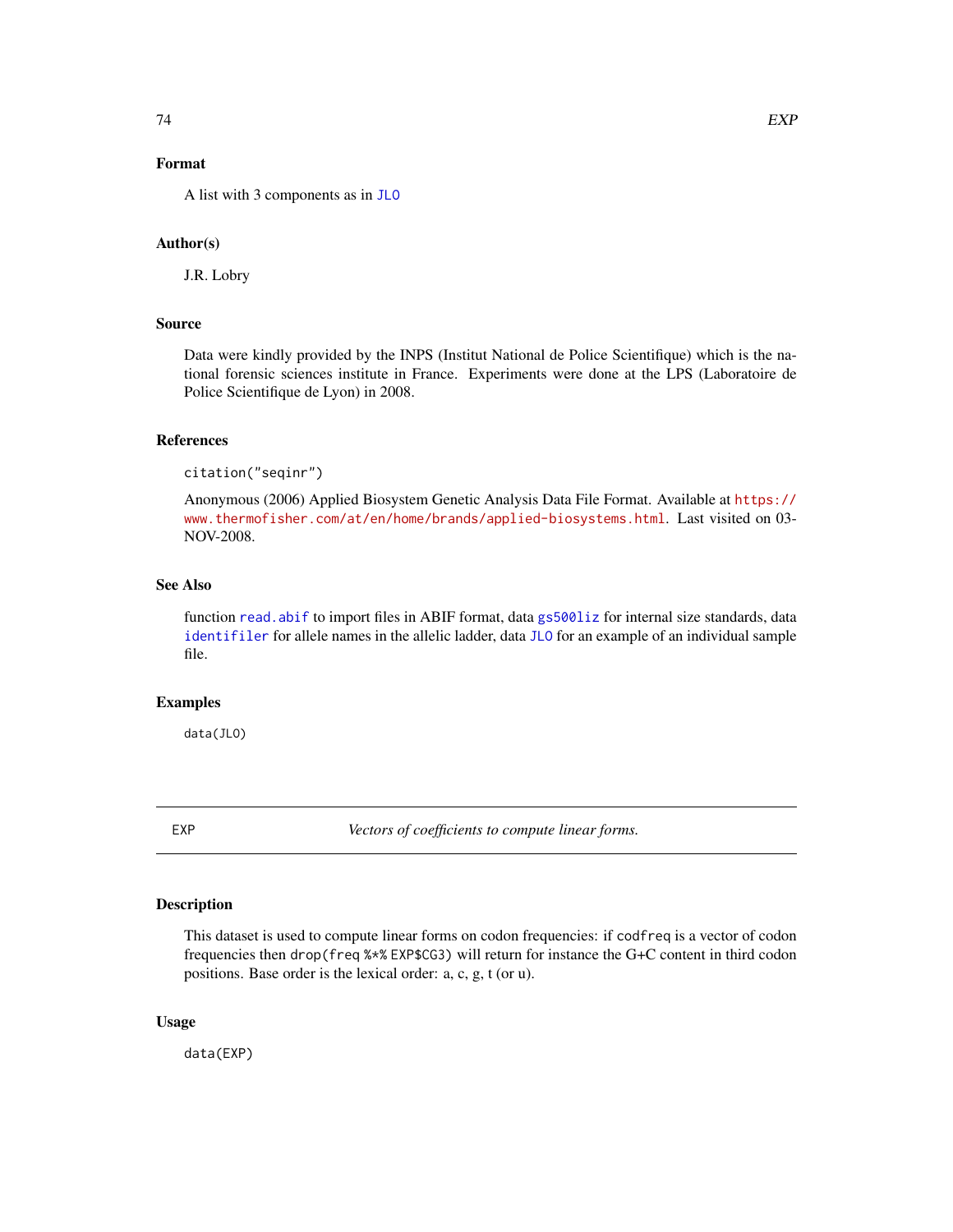## Format

A list with 3 components as in JLO

## Author(s)

J.R. Lobry

## Source

Data were kindly provided by the INPS (Institut National de Police Scientifique) which is the national forensic sciences institute in France. Experiments were done at the LPS (Laboratoire de Police Scientifique de Lyon) in 2008.

## References

citation("seqinr")

Anonymous (2006) Applied Biosystem Genetic Analysis Data File Format. Available at https://www.thermofisher.com/at/en/home/brands/applied-biosystems.html. Last visited on 03-NOV-2008.

## See Also

function read.abif to import files in ABIF format, data gs500liz for internal size standards, data identifiler for allele names in the allelic ladder, data JLO for an example of an individual sample file.

## Examples

```
data(JLO)
```

---

# EXP — *Vectors of coefficients to compute linear forms.*

## Description

This dataset is used to compute linear forms on codon frequencies: if codfreq is a vector of codon frequencies then drop(freq %*% EXP$CG3) will return for instance the G+C content in third codon positions. Base order is the lexical order: a, c, g, t (or u).

## Usage

```
data(EXP)
```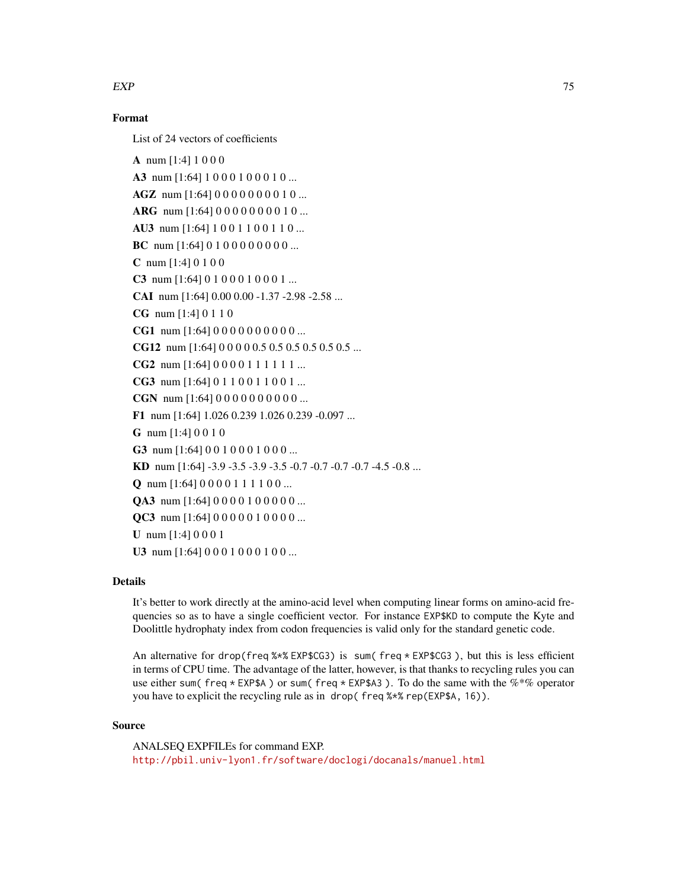## Format

List of 24 vectors of coefficients

**A** num [1:4] 1 0 0 0

**A3** num [1:64] 1 0 0 0 1 0 0 0 1 0 ...

**AGZ** num [1:64] 0 0 0 0 0 0 0 0 1 0 ...

**ARG** num [1:64] 0 0 0 0 0 0 0 0 1 0 ...

**AU3** num [1:64] 1 0 0 1 1 0 0 1 1 0 ...

**BC** num [1:64] 0 1 0 0 0 0 0 0 0 0 ...

**C** num [1:4] 0 1 0 0

**C3** num [1:64] 0 1 0 0 0 1 0 0 0 1 ...

**CAI** num [1:64] 0.00 0.00 -1.37 -2.98 -2.58 ...

**CG** num [1:4] 0 1 1 0

**CG1** num [1:64] 0 0 0 0 0 0 0 0 0 0 ...

**CG12** num [1:64] 0 0 0 0 0.5 0.5 0.5 0.5 0.5 0.5 ...

**CG2** num [1:64] 0 0 0 0 1 1 1 1 1 1 ...

**CG3** num [1:64] 0 1 1 0 0 1 1 0 0 1 ...

**CGN** num [1:64] 0 0 0 0 0 0 0 0 0 0 ...

**F1** num [1:64] 1.026 0.239 1.026 0.239 -0.097 ...

**G** num [1:4] 0 0 1 0

**G3** num [1:64] 0 0 1 0 0 0 1 0 0 0 ...

**KD** num [1:64] -3.9 -3.5 -3.9 -3.5 -0.7 -0.7 -0.7 -0.7 -4.5 -0.8 ...

**Q** num [1:64] 0 0 0 0 1 1 1 1 0 0 ...

**QA3** num [1:64] 0 0 0 0 1 0 0 0 0 0 ...

**QC3** num [1:64] 0 0 0 0 0 1 0 0 0 0 ...

**U** num [1:4] 0 0 0 1

**U3** num [1:64] 0 0 0 1 0 0 0 1 0 0 ...

## Details

It's better to work directly at the amino-acid level when computing linear forms on amino-acid frequencies so as to have a single coefficient vector. For instance `EXP$KD` to compute the Kyte and Doolittle hydrophaty index from codon frequencies is valid only for the standard genetic code.

An alternative for `drop(freq %*% EXP$CG3)` is `sum( freq * EXP$CG3 )`, but this is less efficient in terms of CPU time. The advantage of the latter, however, is that thanks to recycling rules you can use either `sum( freq * EXP$A )` or `sum( freq * EXP$A3 )`. To do the same with the %*% operator you have to explicit the recycling rule as in `drop( freq %*% rep(EXP$A, 16))`.

## Source

ANALSEQ EXPFILEs for command EXP.
http://pbil.univ-lyon1.fr/software/doclogi/docanals/manuel.html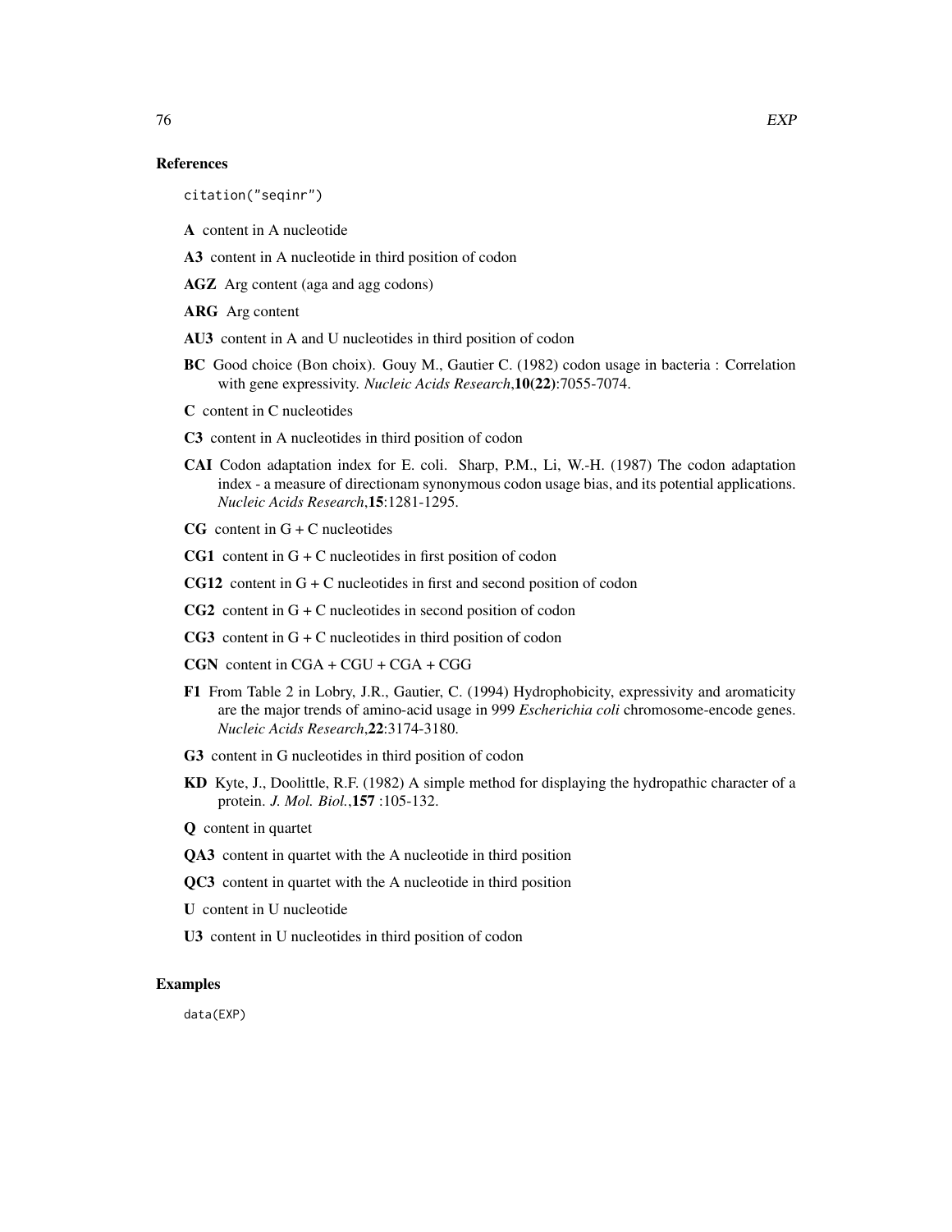## References

```
citation("seqinr")
```

**A** content in A nucleotide

**A3** content in A nucleotide in third position of codon

**AGZ** Arg content (aga and agg codons)

**ARG** Arg content

**AU3** content in A and U nucleotides in third position of codon

**BC** Good choice (Bon choix). Gouy M., Gautier C. (1982) codon usage in bacteria : Correlation with gene expressivity. *Nucleic Acids Research*,**10(22)**:7055-7074.

**C** content in C nucleotides

**C3** content in A nucleotides in third position of codon

**CAI** Codon adaptation index for E. coli. Sharp, P.M., Li, W.-H. (1987) The codon adaptation index - a measure of directionam synonymous codon usage bias, and its potential applications. *Nucleic Acids Research*,**15**:1281-1295.

**CG** content in G + C nucleotides

**CG1** content in G + C nucleotides in first position of codon

**CG12** content in G + C nucleotides in first and second position of codon

**CG2** content in G + C nucleotides in second position of codon

**CG3** content in G + C nucleotides in third position of codon

**CGN** content in CGA + CGU + CGA + CGG

**F1** From Table 2 in Lobry, J.R., Gautier, C. (1994) Hydrophobicity, expressivity and aromaticity are the major trends of amino-acid usage in 999 *Escherichia coli* chromosome-encode genes. *Nucleic Acids Research*,**22**:3174-3180.

**G3** content in G nucleotides in third position of codon

**KD** Kyte, J., Doolittle, R.F. (1982) A simple method for displaying the hydropathic character of a protein. *J. Mol. Biol.*,**157** :105-132.

**Q** content in quartet

**QA3** content in quartet with the A nucleotide in third position

**QC3** content in quartet with the A nucleotide in third position

**U** content in U nucleotide

**U3** content in U nucleotides in third position of codon

## Examples

```
data(EXP)
```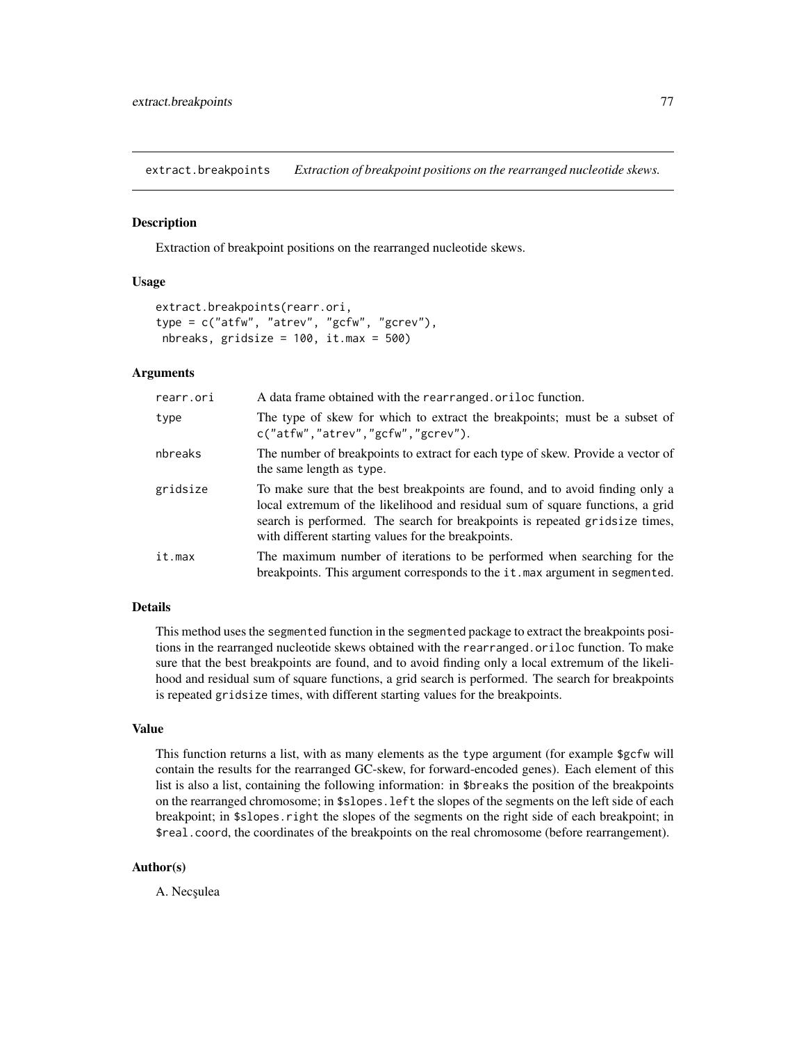extract.breakpoints *Extraction of breakpoint positions on the rearranged nucleotide skews.*

## Description

Extraction of breakpoint positions on the rearranged nucleotide skews.

## Usage

```
extract.breakpoints(rearr.ori,
type = c("atfw", "atrev", "gcfw", "gcrev"),
 nbreaks, gridsize = 100, it.max = 500)
```

## Arguments

| | |
|---|---|
| rearr.ori | A data frame obtained with the `rearranged.oriloc` function. |
| type | The type of skew for which to extract the breakpoints; must be a subset of `c("atfw","atrev","gcfw","gcrev")`. |
| nbreaks | The number of breakpoints to extract for each type of skew. Provide a vector of the same length as `type`. |
| gridsize | To make sure that the best breakpoints are found, and to avoid finding only a local extremum of the likelihood and residual sum of square functions, a grid search is performed. The search for breakpoints is repeated `gridsize` times, with different starting values for the breakpoints. |
| it.max | The maximum number of iterations to be performed when searching for the breakpoints. This argument corresponds to the `it.max` argument in `segmented`. |

## Details

This method uses the `segmented` function in the `segmented` package to extract the breakpoints positions in the rearranged nucleotide skews obtained with the `rearranged.oriloc` function. To make sure that the best breakpoints are found, and to avoid finding only a local extremum of the likelihood and residual sum of square functions, a grid search is performed. The search for breakpoints is repeated `gridsize` times, with different starting values for the breakpoints.

## Value

This function returns a list, with as many elements as the `type` argument (for example `$gcfw` will contain the results for the rearranged GC-skew, for forward-encoded genes). Each element of this list is also a list, containing the following information: in `$breaks` the position of the breakpoints on the rearranged chomosome; in `$slopes.left` the slopes of the segments on the left side of each breakpoint; in `$slopes.right` the slopes of the segments on the right side of each breakpoint; in `$real.coord`, the coordinates of the breakpoints on the real chromosome (before rearrangement).

## Author(s)

A. Necşulea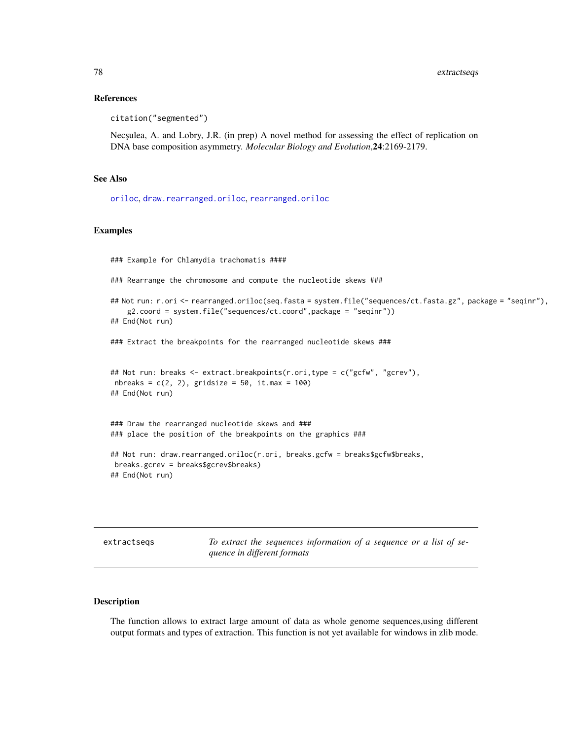### References

citation("segmented")

Necşulea, A. and Lobry, J.R. (in prep) A novel method for assessing the effect of replication on DNA base composition asymmetry. *Molecular Biology and Evolution*,**24**:2169-2179.

### See Also

oriloc, draw.rearranged.oriloc, rearranged.oriloc

### Examples

```
### Example for Chlamydia trachomatis ####

### Rearrange the chromosome and compute the nucleotide skews ###

## Not run: r.ori <- rearranged.oriloc(seq.fasta = system.file("sequences/ct.fasta.gz", package = "seqinr"),
    g2.coord = system.file("sequences/ct.coord",package = "seqinr"))
## End(Not run)

### Extract the breakpoints for the rearranged nucleotide skews ###


## Not run: breaks <- extract.breakpoints(r.ori,type = c("gcfw", "gcrev"),
 nbreaks = c(2, 2), gridsize = 50, it.max = 100)
## End(Not run)


### Draw the rearranged nucleotide skews and ###
### place the position of the breakpoints on the graphics ###

## Not run: draw.rearranged.oriloc(r.ori, breaks.gcfw = breaks$gcfw$breaks,
 breaks.gcrev = breaks$gcrev$breaks)
## End(Not run)
```

---

## extractseqs — *To extract the sequences information of a sequence or a list of sequence in different formats*

### Description

The function allows to extract large amount of data as whole genome sequences,using different output formats and types of extraction. This function is not yet available for windows in zlib mode.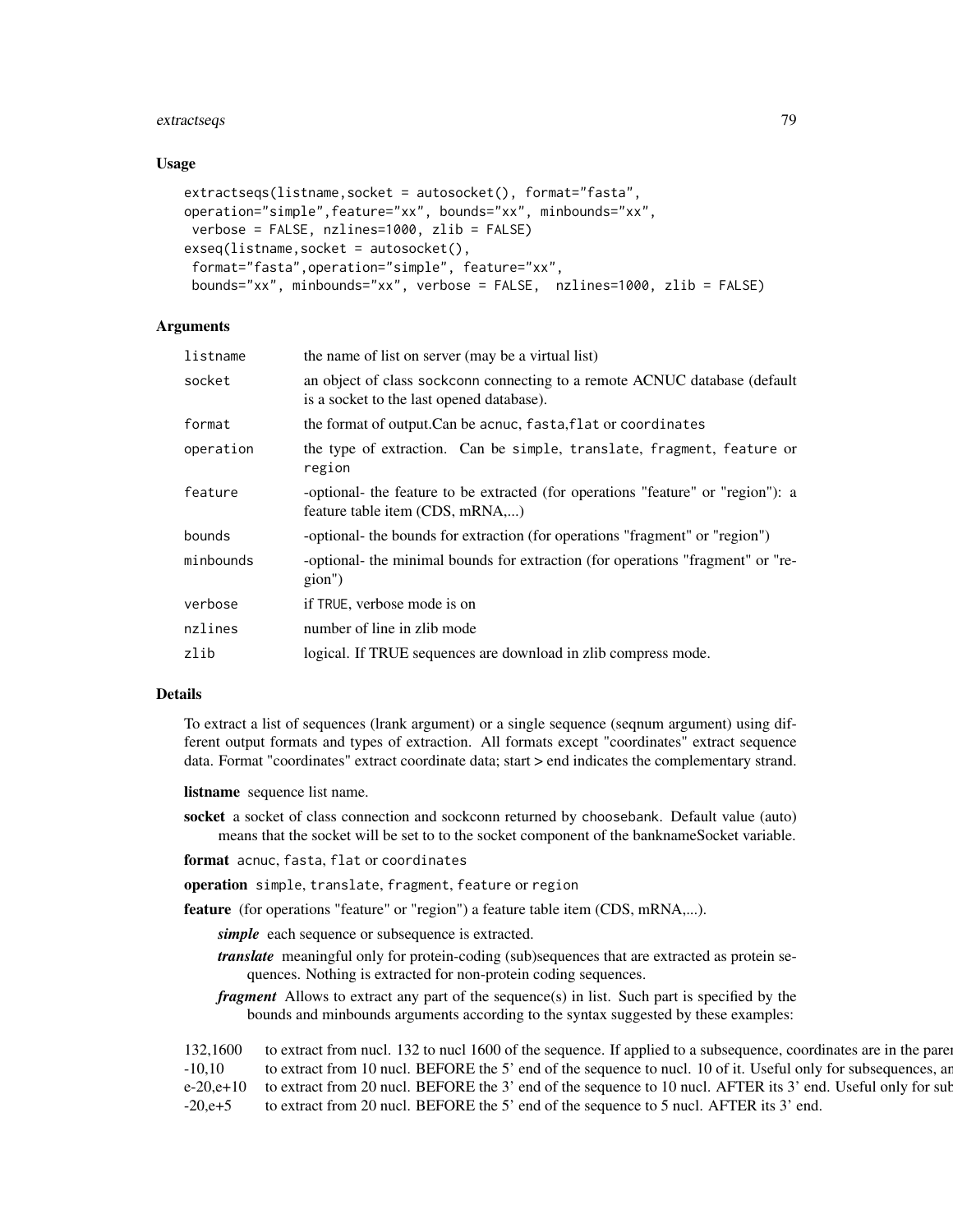### Usage

```
extractseqs(listname,socket = autosocket(), format="fasta",
operation="simple",feature="xx", bounds="xx", minbounds="xx",
 verbose = FALSE, nzlines=1000, zlib = FALSE)
exseq(listname,socket = autosocket(),
 format="fasta",operation="simple", feature="xx",
 bounds="xx", minbounds="xx", verbose = FALSE,  nzlines=1000, zlib = FALSE)
```

### Arguments

| | |
|---|---|
| listname | the name of list on server (may be a virtual list) |
| socket | an object of class sockconn connecting to a remote ACNUC database (default is a socket to the last opened database). |
| format | the format of output.Can be acnuc, fasta,flat or coordinates |
| operation | the type of extraction. Can be simple, translate, fragment, feature or region |
| feature | -optional- the feature to be extracted (for operations "feature" or "region"): a feature table item (CDS, mRNA,...) |
| bounds | -optional- the bounds for extraction (for operations "fragment" or "region") |
| minbounds | -optional- the minimal bounds for extraction (for operations "fragment" or "region") |
| verbose | if TRUE, verbose mode is on |
| nzlines | number of line in zlib mode |
| zlib | logical. If TRUE sequences are download in zlib compress mode. |

### Details

To extract a list of sequences (lrank argument) or a single sequence (seqnum argument) using different output formats and types of extraction. All formats except "coordinates" extract sequence data. Format "coordinates" extract coordinate data; start > end indicates the complementary strand.

**listname** sequence list name.

**socket** a socket of class connection and sockconn returned by choosebank. Default value (auto) means that the socket will be set to to the socket component of the banknameSocket variable.

**format** acnuc, fasta, flat or coordinates

**operation** simple, translate, fragment, feature or region

**feature** (for operations "feature" or "region") a feature table item (CDS, mRNA,...).

- ***simple*** each sequence or subsequence is extracted.
- ***translate*** meaningful only for protein-coding (sub)sequences that are extracted as protein sequences. Nothing is extracted for non-protein coding sequences.
- ***fragment*** Allows to extract any part of the sequence(s) in list. Such part is specified by the bounds and minbounds arguments according to the syntax suggested by these examples:

| | |
|---|---|
| 132,1600 | to extract from nucl. 132 to nucl 1600 of the sequence. If applied to a subsequence, coordinates are in the paren |
| -10,10 | to extract from 10 nucl. BEFORE the 5' end of the sequence to nucl. 10 of it. Useful only for subsequences, an |
| e-20,e+10 | to extract from 20 nucl. BEFORE the 3' end of the sequence to 10 nucl. AFTER its 3' end. Useful only for sub |
| -20,e+5 | to extract from 20 nucl. BEFORE the 5' end of the sequence to 5 nucl. AFTER its 3' end. |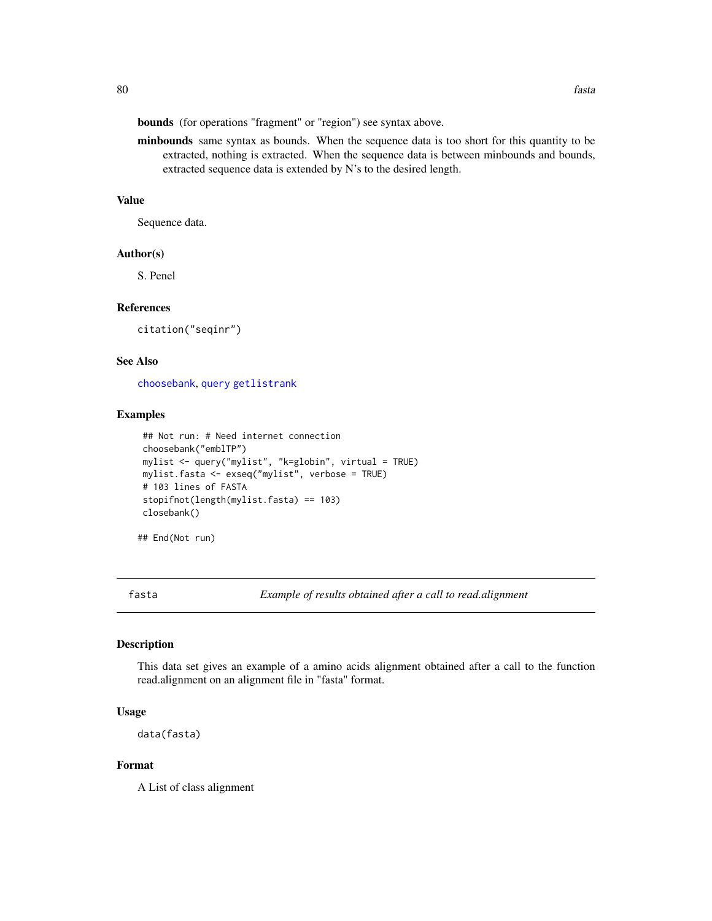**bounds** (for operations "fragment" or "region") see syntax above.

**minbounds** same syntax as bounds. When the sequence data is too short for this quantity to be extracted, nothing is extracted. When the sequence data is between minbounds and bounds, extracted sequence data is extended by N's to the desired length.

### Value

Sequence data.

### Author(s)

S. Penel

### References

citation("seqinr")

### See Also

choosebank, query getlistrank

### Examples

```
 ## Not run: # Need internet connection
 choosebank("emblTP")
 mylist <- query("mylist", "k=globin", virtual = TRUE)
 mylist.fasta <- exseq("mylist", verbose = TRUE)
 # 103 lines of FASTA
 stopifnot(length(mylist.fasta) == 103)
 closebank()

## End(Not run)
```

---

## fasta — *Example of results obtained after a call to read.alignment*

### Description

This data set gives an example of a amino acids alignment obtained after a call to the function read.alignment on an alignment file in "fasta" format.

### Usage

```
data(fasta)
```

### Format

A List of class alignment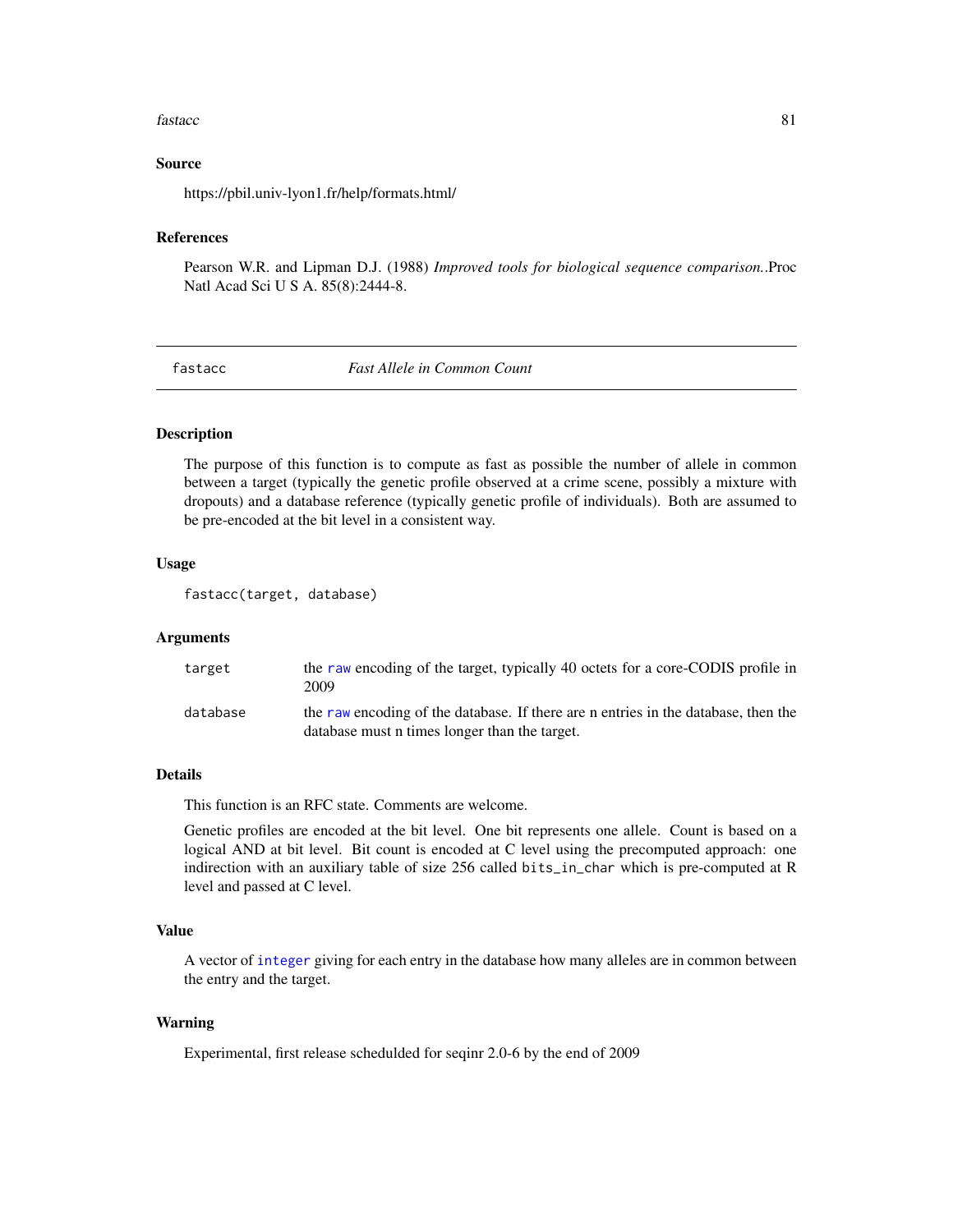### Source

https://pbil.univ-lyon1.fr/help/formats.html/

### References

Pearson W.R. and Lipman D.J. (1988) *Improved tools for biological sequence comparison.*.Proc Natl Acad Sci U S A. 85(8):2444-8.

---

## fastacc — *Fast Allele in Common Count*

### Description

The purpose of this function is to compute as fast as possible the number of allele in common between a target (typically the genetic profile observed at a crime scene, possibly a mixture with dropouts) and a database reference (typically genetic profile of individuals). Both are assumed to be pre-encoded at the bit level in a consistent way.

### Usage

```
fastacc(target, database)
```

### Arguments

| | |
|---|---|
| `target` | the `raw` encoding of the target, typically 40 octets for a core-CODIS profile in 2009 |
| `database` | the `raw` encoding of the database. If there are n entries in the database, then the database must n times longer than the target. |

### Details

This function is an RFC state. Comments are welcome.

Genetic profiles are encoded at the bit level. One bit represents one allele. Count is based on a logical AND at bit level. Bit count is encoded at C level using the precomputed approach: one indirection with an auxiliary table of size 256 called `bits_in_char` which is pre-computed at R level and passed at C level.

### Value

A vector of `integer` giving for each entry in the database how many alleles are in common between the entry and the target.

### Warning

Experimental, first release schedulded for seqinr 2.0-6 by the end of 2009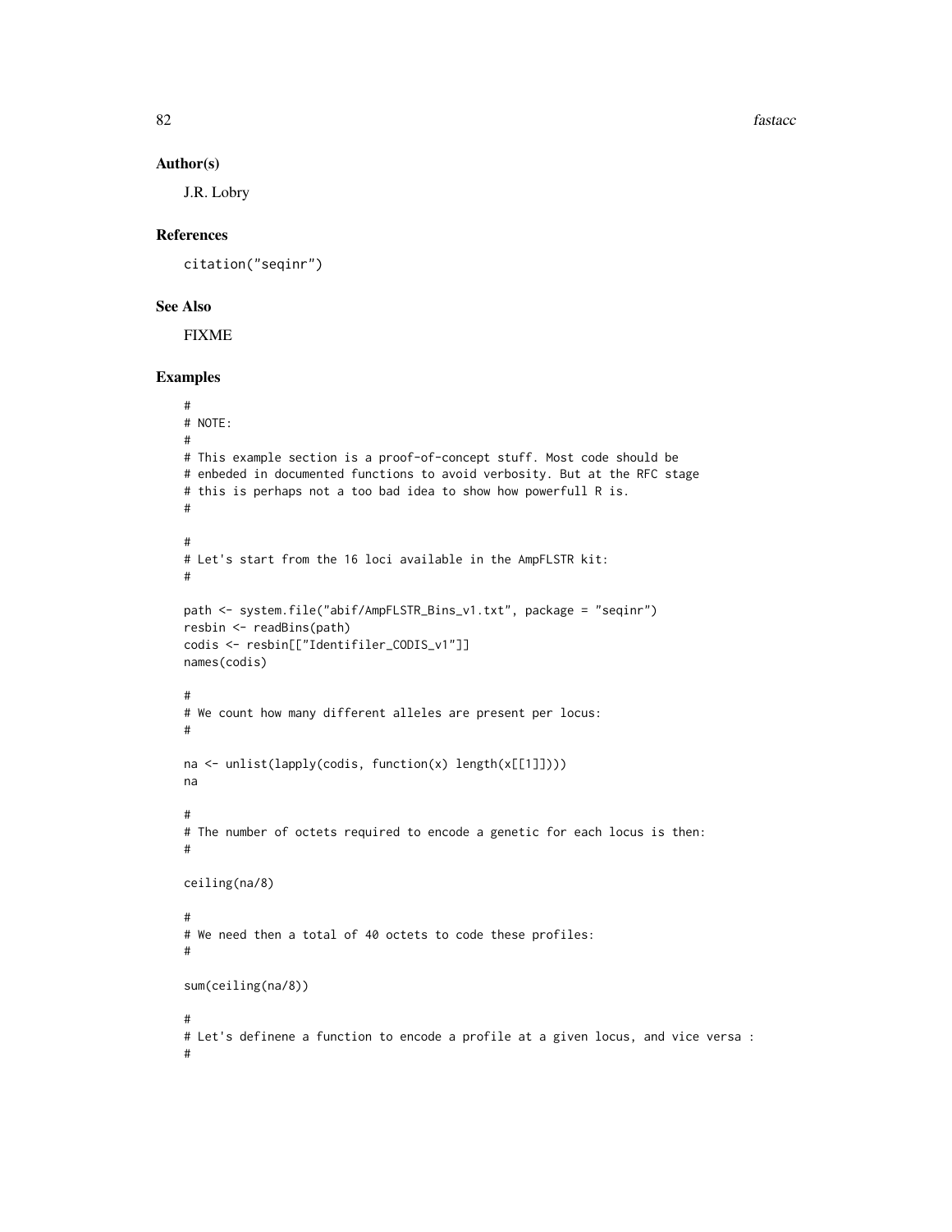### Author(s)

J.R. Lobry

### References

citation("seqinr")

### See Also

FIXME

### Examples

```
#
# NOTE:
#
# This example section is a proof-of-concept stuff. Most code should be
# enbeded in documented functions to avoid verbosity. But at the RFC stage
# this is perhaps not a too bad idea to show how powerfull R is.
#

#
# Let's start from the 16 loci available in the AmpFLSTR kit:
#

path <- system.file("abif/AmpFLSTR_Bins_v1.txt", package = "seqinr")
resbin <- readBins(path)
codis <- resbin[["Identifiler_CODIS_v1"]]
names(codis)

#
# We count how many different alleles are present per locus:
#

na <- unlist(lapply(codis, function(x) length(x[[1]])))
na

#
# The number of octets required to encode a genetic for each locus is then:
#

ceiling(na/8)

#
# We need then a total of 40 octets to code these profiles:
#

sum(ceiling(na/8))

#
# Let's definene a function to encode a profile at a given locus, and vice versa :
#
```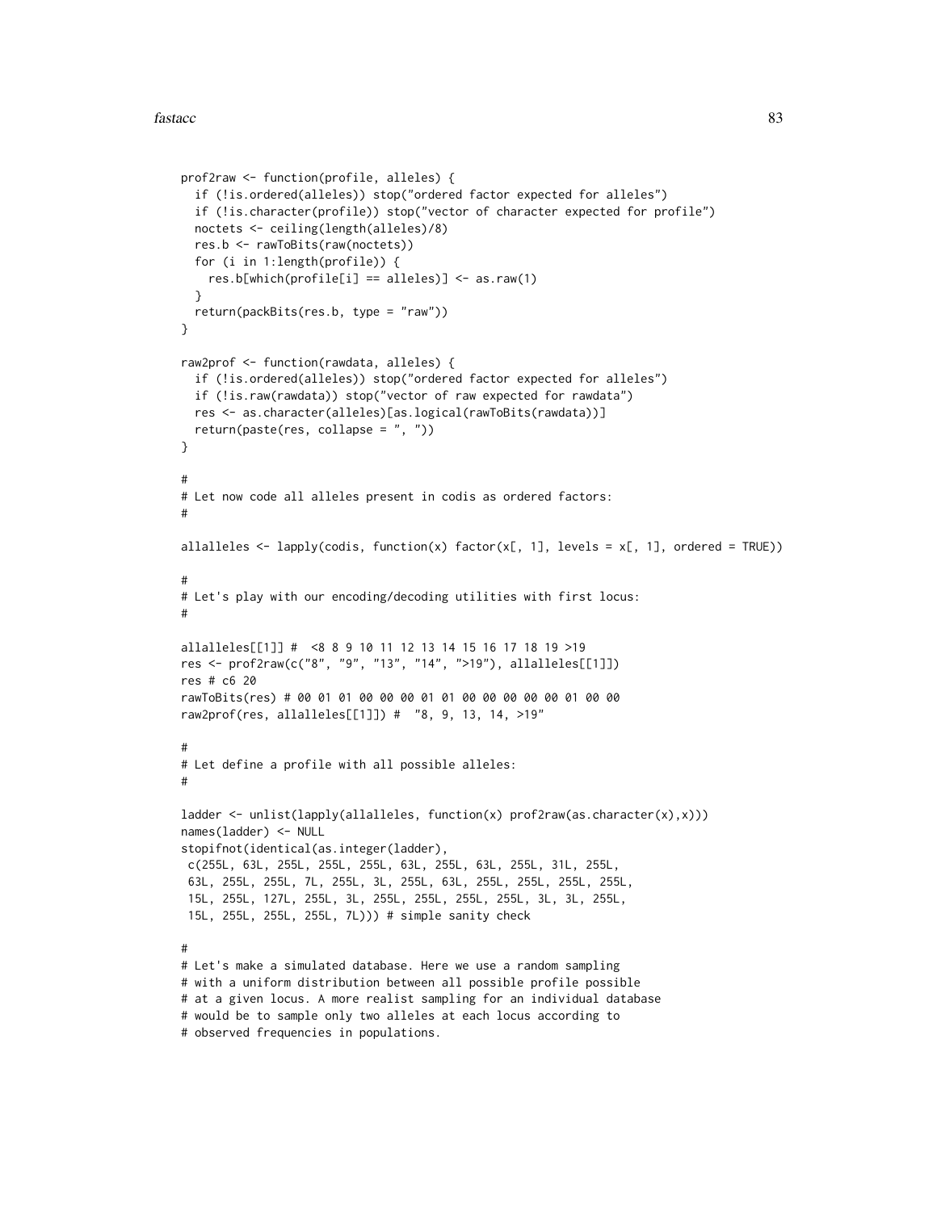```
prof2raw <- function(profile, alleles) {
  if (!is.ordered(alleles)) stop("ordered factor expected for alleles")
  if (!is.character(profile)) stop("vector of character expected for profile")
  noctets <- ceiling(length(alleles)/8)
  res.b <- rawToBits(raw(noctets))
  for (i in 1:length(profile)) {
    res.b[which(profile[i] == alleles)] <- as.raw(1)
  }
  return(packBits(res.b, type = "raw"))
}

raw2prof <- function(rawdata, alleles) {
  if (!is.ordered(alleles)) stop("ordered factor expected for alleles")
  if (!is.raw(rawdata)) stop("vector of raw expected for rawdata")
  res <- as.character(alleles)[as.logical(rawToBits(rawdata))]
  return(paste(res, collapse = ", "))
}

#
# Let now code all alleles present in codis as ordered factors:
#

allalleles <- lapply(codis, function(x) factor(x[, 1], levels = x[, 1], ordered = TRUE))

#
# Let's play with our encoding/decoding utilities with first locus:
#

allalleles[[1]] #  <8 8 9 10 11 12 13 14 15 16 17 18 19 >19
res <- prof2raw(c("8", "9", "13", "14", ">19"), allalleles[[1]])
res # c6 20
rawToBits(res) # 00 01 01 00 00 00 01 01 00 00 00 00 00 01 00 00
raw2prof(res, allalleles[[1]]) #  "8, 9, 13, 14, >19"

#
# Let define a profile with all possible alleles:
#

ladder <- unlist(lapply(allalleles, function(x) prof2raw(as.character(x),x)))
names(ladder) <- NULL
stopifnot(identical(as.integer(ladder),
 c(255L, 63L, 255L, 255L, 255L, 63L, 255L, 63L, 255L, 31L, 255L,
 63L, 255L, 255L, 7L, 255L, 3L, 255L, 63L, 255L, 255L, 255L, 255L,
 15L, 255L, 127L, 255L, 3L, 255L, 255L, 255L, 255L, 3L, 3L, 255L,
 15L, 255L, 255L, 255L, 7L))) # simple sanity check

#
# Let's make a simulated database. Here we use a random sampling
# with a uniform distribution between all possible profile possible
# at a given locus. A more realist sampling for an individual database
# would be to sample only two alleles at each locus according to
# observed frequencies in populations.
```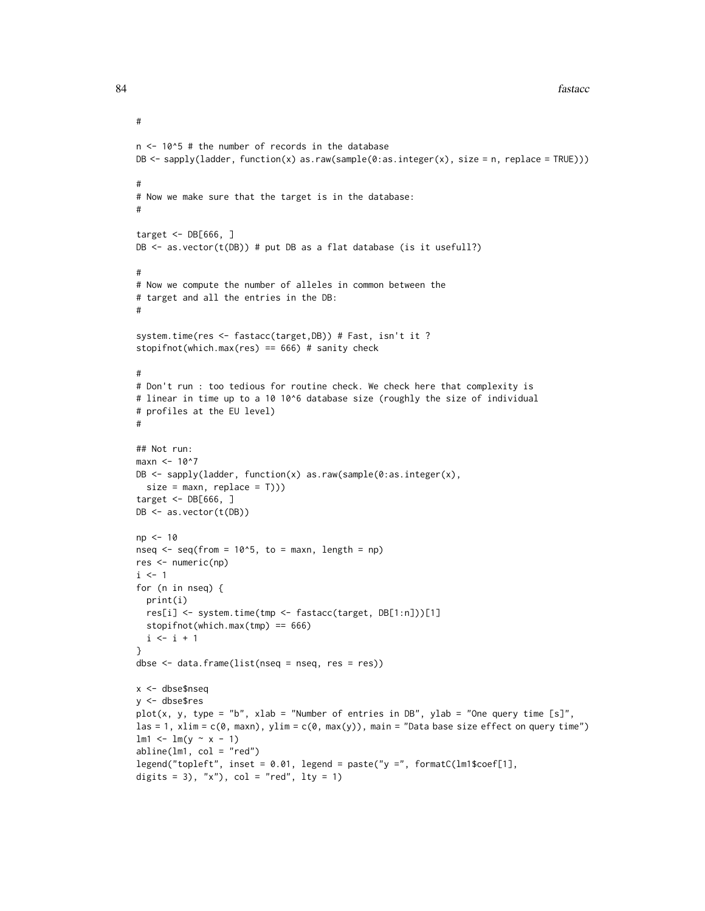```
#

n <- 10^5 # the number of records in the database
DB <- sapply(ladder, function(x) as.raw(sample(0:as.integer(x), size = n, replace = TRUE)))

#
# Now we make sure that the target is in the database:
#

target <- DB[666, ]
DB <- as.vector(t(DB)) # put DB as a flat database (is it usefull?)

#
# Now we compute the number of alleles in common between the
# target and all the entries in the DB:
#

system.time(res <- fastacc(target,DB)) # Fast, isn't it ?
stopifnot(which.max(res) == 666) # sanity check

#
# Don't run : too tedious for routine check. We check here that complexity is
# linear in time up to a 10 10^6 database size (roughly the size of individual
# profiles at the EU level)
#

## Not run:
maxn <- 10^7
DB <- sapply(ladder, function(x) as.raw(sample(0:as.integer(x),
  size = maxn, replace = T)))
target <- DB[666, ]
DB <- as.vector(t(DB))

np <- 10
nseq <- seq(from = 10^5, to = maxn, length = np)
res <- numeric(np)
i <- 1
for (n in nseq) {
  print(i)
  res[i] <- system.time(tmp <- fastacc(target, DB[1:n]))[1]
  stopifnot(which.max(tmp) == 666)
  i <- i + 1
}
dbse <- data.frame(list(nseq = nseq, res = res))

x <- dbse$nseq
y <- dbse$res
plot(x, y, type = "b", xlab = "Number of entries in DB", ylab = "One query time [s]",
las = 1, xlim = c(0, maxn), ylim = c(0, max(y)), main = "Data base size effect on query time")
lm1 <- lm(y ~ x - 1)
abline(lm1, col = "red")
legend("topleft", inset = 0.01, legend = paste("y =", formatC(lm1$coef[1],
digits = 3), "x"), col = "red", lty = 1)
```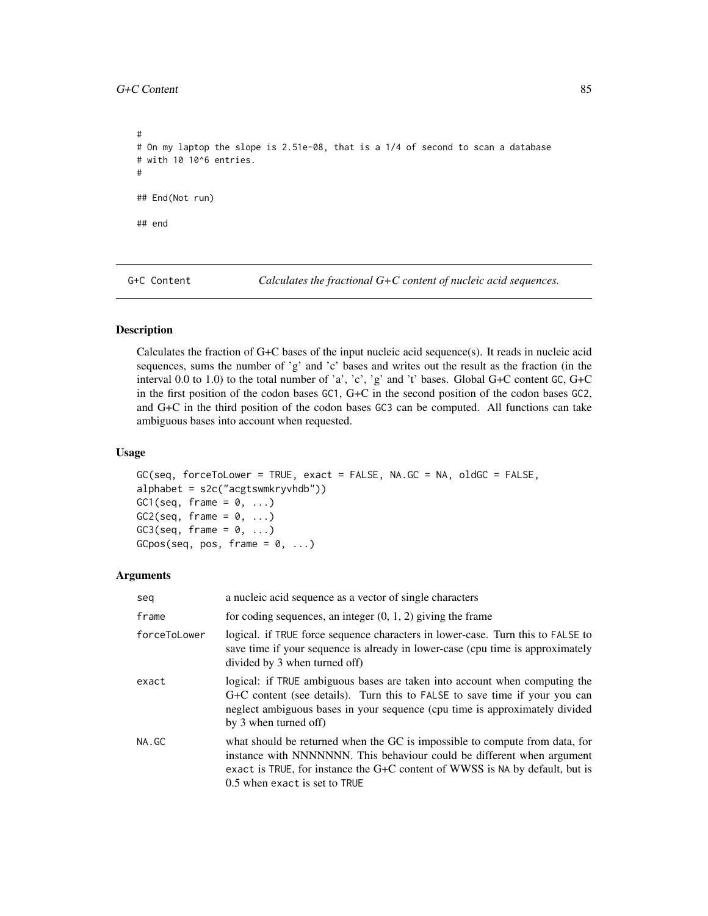```
#
# On my laptop the slope is 2.51e-08, that is a 1/4 of second to scan a database
# with 10 10^6 entries.
#

## End(Not run)

## end
```

---

## G+C Content — *Calculates the fractional G+C content of nucleic acid sequences.*

### Description

Calculates the fraction of G+C bases of the input nucleic acid sequence(s). It reads in nucleic acid sequences, sums the number of 'g' and 'c' bases and writes out the result as the fraction (in the interval 0.0 to 1.0) to the total number of 'a', 'c', 'g' and 't' bases. Global G+C content `GC`, G+C in the first position of the codon bases `GC1`, G+C in the second position of the codon bases `GC2`, and G+C in the third position of the codon bases `GC3` can be computed. All functions can take ambiguous bases into account when requested.

### Usage

```
GC(seq, forceToLower = TRUE, exact = FALSE, NA.GC = NA, oldGC = FALSE,
alphabet = s2c("acgtswmkryvhdb"))
GC1(seq, frame = 0, ...)
GC2(seq, frame = 0, ...)
GC3(seq, frame = 0, ...)
GCpos(seq, pos, frame = 0, ...)
```

### Arguments

| | |
|---|---|
| `seq` | a nucleic acid sequence as a vector of single characters |
| `frame` | for coding sequences, an integer (0, 1, 2) giving the frame |
| `forceToLower` | logical. if `TRUE` force sequence characters in lower-case. Turn this to `FALSE` to save time if your sequence is already in lower-case (cpu time is approximately divided by 3 when turned off) |
| `exact` | logical: if `TRUE` ambiguous bases are taken into account when computing the G+C content (see details). Turn this to `FALSE` to save time if your you can neglect ambiguous bases in your sequence (cpu time is approximately divided by 3 when turned off) |
| `NA.GC` | what should be returned when the GC is impossible to compute from data, for instance with NNNNNNN. This behaviour could be different when argument `exact` is `TRUE`, for instance the G+C content of WWSS is `NA` by default, but is 0.5 when `exact` is set to `TRUE` |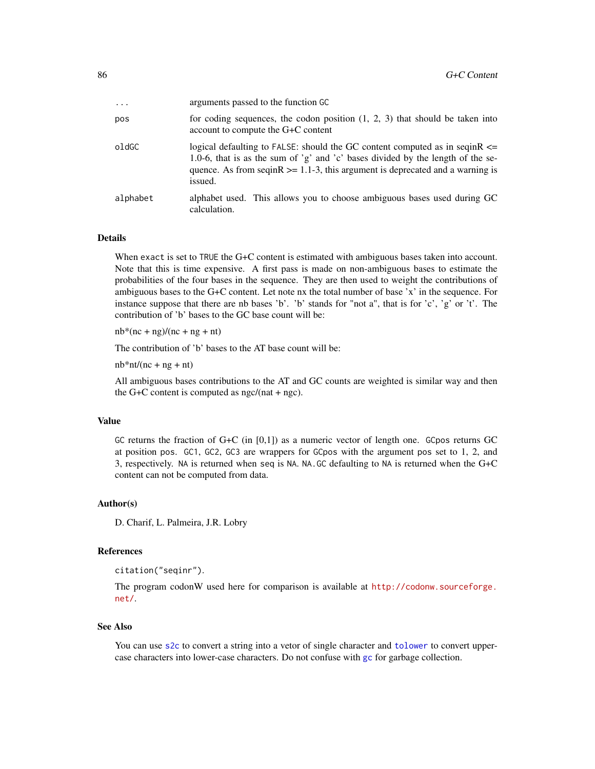| | |
|---|---|
| ... | arguments passed to the function GC |
| pos | for coding sequences, the codon position (1, 2, 3) that should be taken into account to compute the G+C content |
| oldGC | logical defaulting to FALSE: should the GC content computed as in seqinR <= 1.0-6, that is as the sum of 'g' and 'c' bases divided by the length of the sequence. As from seqinR >= 1.1-3, this argument is deprecated and a warning is issued. |
| alphabet | alphabet used. This allows you to choose ambiguous bases used during GC calculation. |

## Details

When exact is set to TRUE the G+C content is estimated with ambiguous bases taken into account. Note that this is time expensive. A first pass is made on non-ambiguous bases to estimate the probabilities of the four bases in the sequence. They are then used to weight the contributions of ambiguous bases to the G+C content. Let note nx the total number of base 'x' in the sequence. For instance suppose that there are nb bases 'b'. 'b' stands for "not a", that is for 'c', 'g' or 't'. The contribution of 'b' bases to the GC base count will be:

nb*(nc + ng)/(nc + ng + nt)

The contribution of 'b' bases to the AT base count will be:

nb*nt/(nc + ng + nt)

All ambiguous bases contributions to the AT and GC counts are weighted is similar way and then the G+C content is computed as ngc/(nat + ngc).

## Value

GC returns the fraction of G+C (in [0,1]) as a numeric vector of length one. GCpos returns GC at position pos. GC1, GC2, GC3 are wrappers for GCpos with the argument pos set to 1, 2, and 3, respectively. NA is returned when seq is NA. NA.GC defaulting to NA is returned when the G+C content can not be computed from data.

## Author(s)

D. Charif, L. Palmeira, J.R. Lobry

## References

citation("seqinr").

The program codonW used here for comparison is available at http://codonw.sourceforge.net/.

## See Also

You can use s2c to convert a string into a vetor of single character and tolower to convert upper-case characters into lower-case characters. Do not confuse with gc for garbage collection.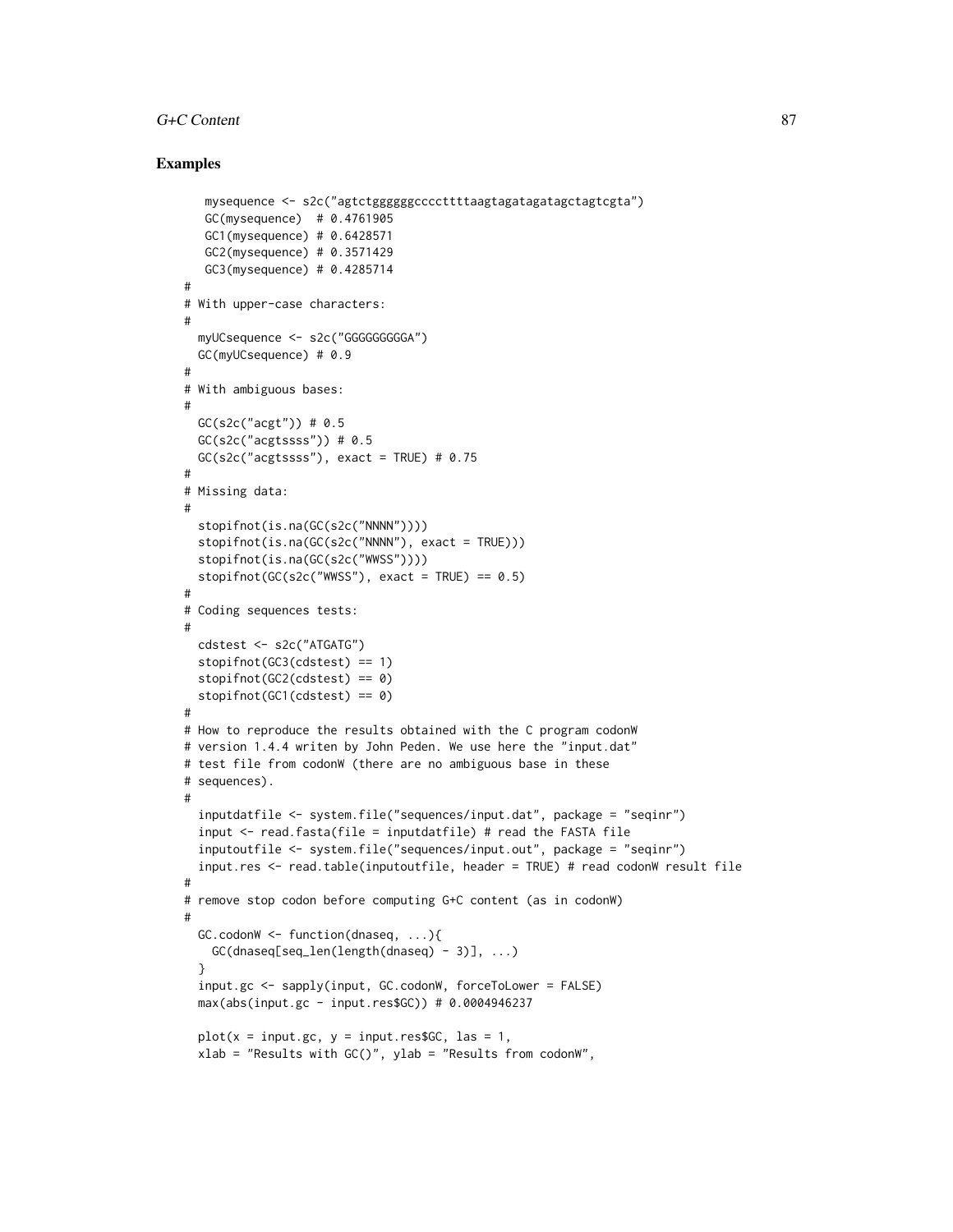## Examples

```
    mysequence <- s2c("agtctggggggccccttttaagtagatagatagctagtcgta")
    GC(mysequence)  # 0.4761905
    GC1(mysequence) # 0.6428571
    GC2(mysequence) # 0.3571429
    GC3(mysequence) # 0.4285714
#
# With upper-case characters:
#
  myUCsequence <- s2c("GGGGGGGGGA")
  GC(myUCsequence) # 0.9
#
# With ambiguous bases:
#
  GC(s2c("acgt")) # 0.5
  GC(s2c("acgtssss")) # 0.5
  GC(s2c("acgtssss"), exact = TRUE) # 0.75
#
# Missing data:
#
  stopifnot(is.na(GC(s2c("NNNN"))))
  stopifnot(is.na(GC(s2c("NNNN"), exact = TRUE)))
  stopifnot(is.na(GC(s2c("WWSS"))))
  stopifnot(GC(s2c("WWSS"), exact = TRUE) == 0.5)
#
# Coding sequences tests:
#
  cdstest <- s2c("ATGATG")
  stopifnot(GC3(cdstest) == 1)
  stopifnot(GC2(cdstest) == 0)
  stopifnot(GC1(cdstest) == 0)
#
# How to reproduce the results obtained with the C program codonW
# version 1.4.4 writen by John Peden. We use here the "input.dat"
# test file from codonW (there are no ambiguous base in these
# sequences).
#
  inputdatfile <- system.file("sequences/input.dat", package = "seqinr")
  input <- read.fasta(file = inputdatfile) # read the FASTA file
  inputoutfile <- system.file("sequences/input.out", package = "seqinr")
  input.res <- read.table(inputoutfile, header = TRUE) # read codonW result file
#
# remove stop codon before computing G+C content (as in codonW)
#
  GC.codonW <- function(dnaseq, ...){
    GC(dnaseq[seq_len(length(dnaseq) - 3)], ...)
  }
  input.gc <- sapply(input, GC.codonW, forceToLower = FALSE)
  max(abs(input.gc - input.res$GC)) # 0.0004946237

  plot(x = input.gc, y = input.res$GC, las = 1,
  xlab = "Results with GC()", ylab = "Results from codonW",
```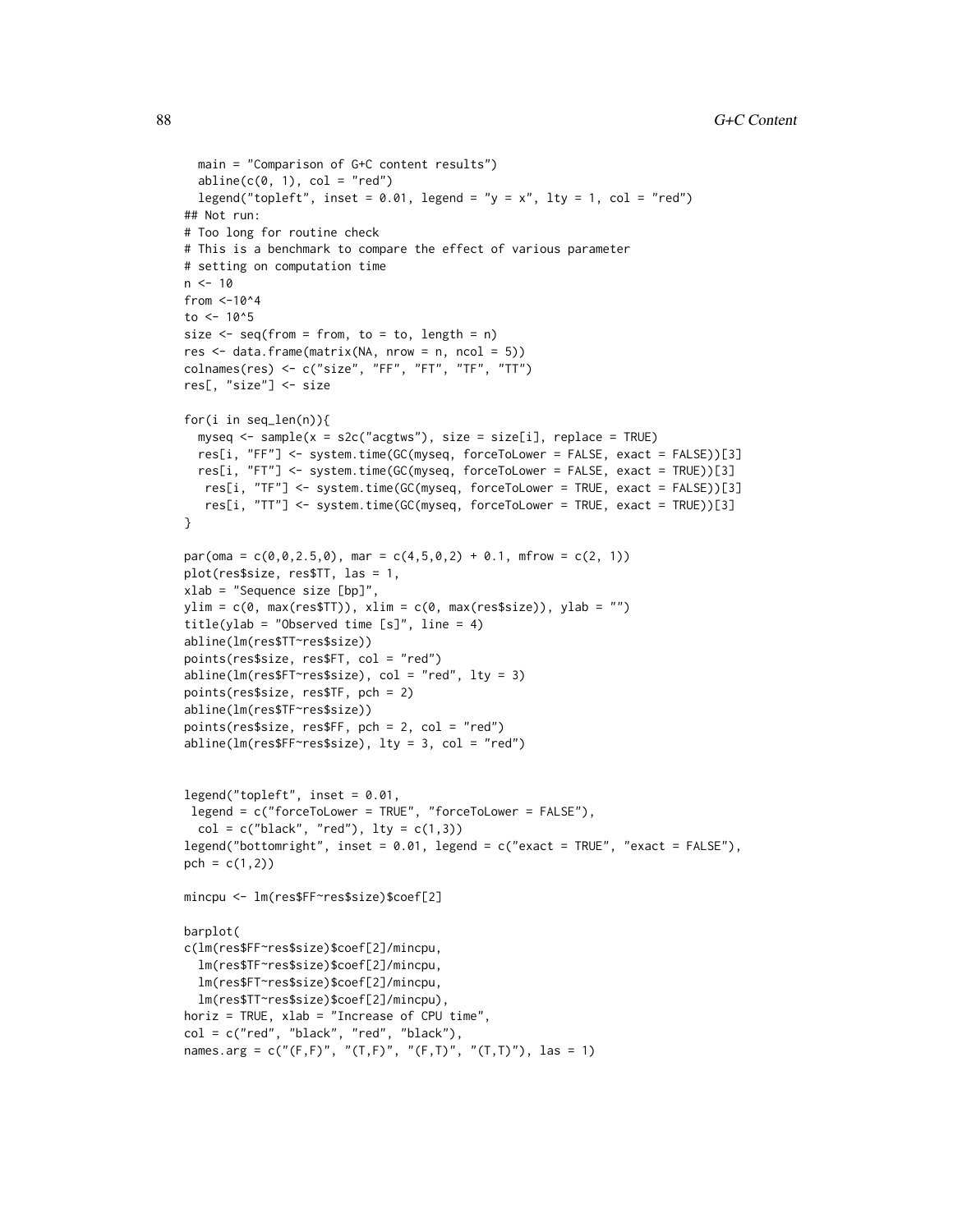```
  main = "Comparison of G+C content results")
  abline(c(0, 1), col = "red")
  legend("topleft", inset = 0.01, legend = "y = x", lty = 1, col = "red")
## Not run:
# Too long for routine check
# This is a benchmark to compare the effect of various parameter
# setting on computation time
n <- 10
from <-10^4
to <- 10^5
size <- seq(from = from, to = to, length = n)
res <- data.frame(matrix(NA, nrow = n, ncol = 5))
colnames(res) <- c("size", "FF", "FT", "TF", "TT")
res[, "size"] <- size

for(i in seq_len(n)){
  myseq <- sample(x = s2c("acgtws"), size = size[i], replace = TRUE)
  res[i, "FF"] <- system.time(GC(myseq, forceToLower = FALSE, exact = FALSE))[3]
  res[i, "FT"] <- system.time(GC(myseq, forceToLower = FALSE, exact = TRUE))[3]
   res[i, "TF"] <- system.time(GC(myseq, forceToLower = TRUE, exact = FALSE))[3]
   res[i, "TT"] <- system.time(GC(myseq, forceToLower = TRUE, exact = TRUE))[3]
}

par(oma = c(0,0,2.5,0), mar = c(4,5,0,2) + 0.1, mfrow = c(2, 1))
plot(res$size, res$TT, las = 1,
xlab = "Sequence size [bp]",
ylim = c(0, max(res$TT)), xlim = c(0, max(res$size)), ylab = "")
title(ylab = "Observed time [s]", line = 4)
abline(lm(res$TT~res$size))
points(res$size, res$FT, col = "red")
abline(lm(res$FT~res$size), col = "red", lty = 3)
points(res$size, res$TF, pch = 2)
abline(lm(res$TF~res$size))
points(res$size, res$FF, pch = 2, col = "red")
abline(lm(res$FF~res$size), lty = 3, col = "red")


legend("topleft", inset = 0.01,
 legend = c("forceToLower = TRUE", "forceToLower = FALSE"),
  col = c("black", "red"), lty = c(1,3))
legend("bottomright", inset = 0.01, legend = c("exact = TRUE", "exact = FALSE"),
pch = c(1,2))

mincpu <- lm(res$FF~res$size)$coef[2]

barplot(
c(lm(res$FF~res$size)$coef[2]/mincpu,
  lm(res$TF~res$size)$coef[2]/mincpu,
  lm(res$FT~res$size)$coef[2]/mincpu,
  lm(res$TT~res$size)$coef[2]/mincpu),
horiz = TRUE, xlab = "Increase of CPU time",
col = c("red", "black", "red", "black"),
names.arg = c("(F,F)", "(T,F)", "(F,T)", "(T,T)"), las = 1)
```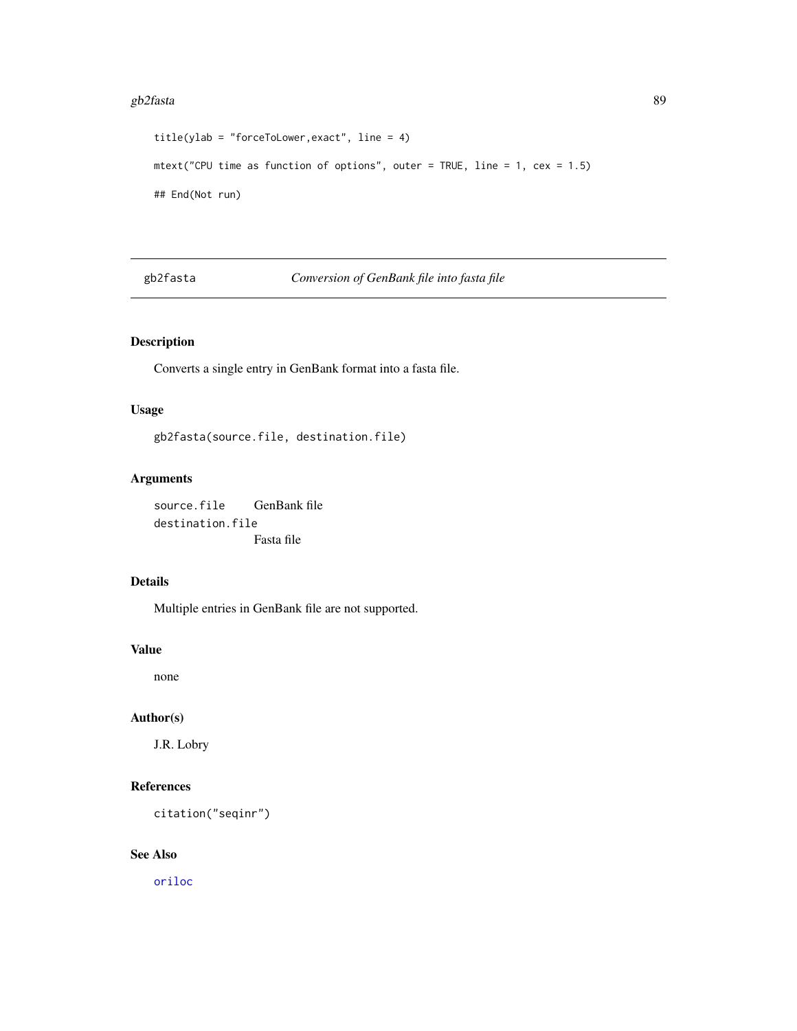```
title(ylab = "forceToLower,exact", line = 4)

mtext("CPU time as function of options", outer = TRUE, line = 1, cex = 1.5)

## End(Not run)
```

# gb2fasta *Conversion of GenBank file into fasta file*

## Description

Converts a single entry in GenBank format into a fasta file.

## Usage

```
gb2fasta(source.file, destination.file)
```

## Arguments

| | |
|---|---|
| `source.file` | GenBank file |
| `destination.file` | Fasta file |

## Details

Multiple entries in GenBank file are not supported.

## Value

none

## Author(s)

J.R. Lobry

## References

`citation("seqinr")`

## See Also

`oriloc`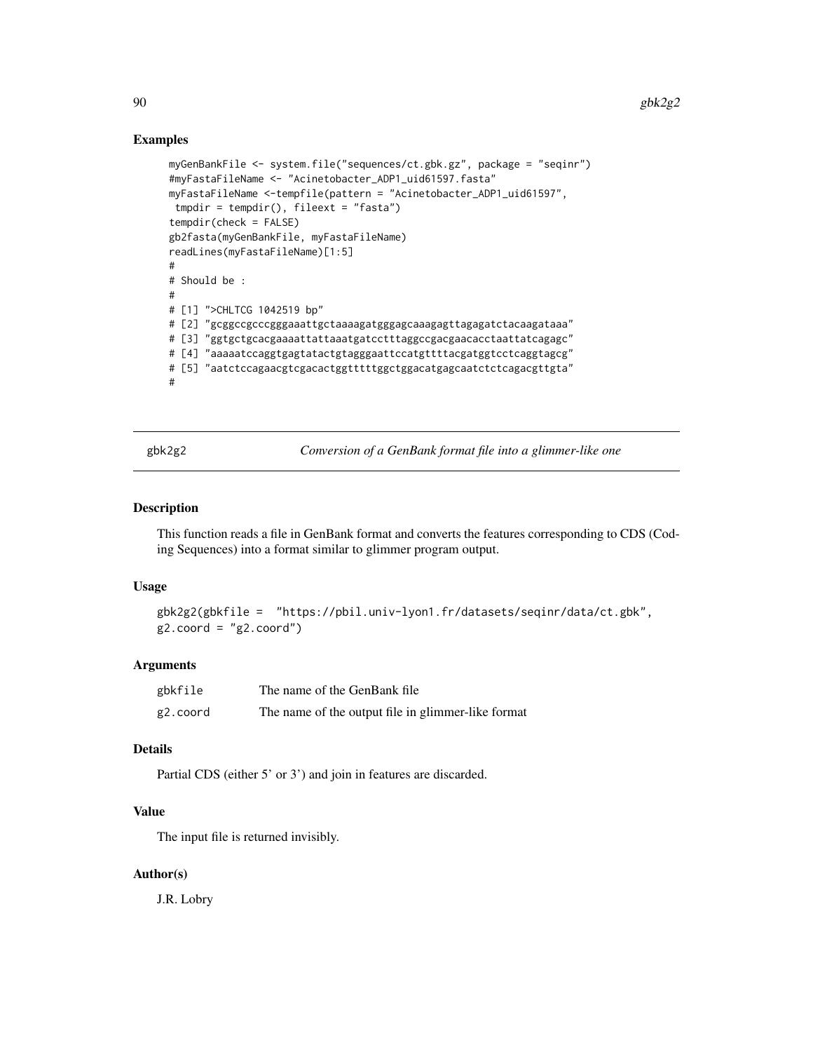### Examples

```
myGenBankFile <- system.file("sequences/ct.gbk.gz", package = "seqinr")
#myFastaFileName <- "Acinetobacter_ADP1_uid61597.fasta"
myFastaFileName <-tempfile(pattern = "Acinetobacter_ADP1_uid61597",
 tmpdir = tempdir(), fileext = "fasta")
tempdir(check = FALSE)
gb2fasta(myGenBankFile, myFastaFileName)
readLines(myFastaFileName)[1:5]
#
# Should be :
#
# [1] ">CHLTCG 1042519 bp"
# [2] "gcggccgcccgggaaattgctaaaagatgggagcaaagagttagagatctacaagataaa"
# [3] "ggtgctgcacgaaaattattaaatgatcctttaggccgacgaacacctaattatcagagc"
# [4] "aaaaatccaggtgagtatactgtagggaattccatgttttacgatggtcctcaggtagcg"
# [5] "aatctccagaacgtcgacactggtttttggctggacatgagcaatctctcagacgttgta"
#
```

---

## gbk2g2 — *Conversion of a GenBank format file into a glimmer-like one*

### Description

This function reads a file in GenBank format and converts the features corresponding to CDS (Coding Sequences) into a format similar to glimmer program output.

### Usage

```
gbk2g2(gbkfile =  "https://pbil.univ-lyon1.fr/datasets/seqinr/data/ct.gbk",
g2.coord = "g2.coord")
```

### Arguments

| | |
|---|---|
| gbkfile | The name of the GenBank file |
| g2.coord | The name of the output file in glimmer-like format |

### Details

Partial CDS (either 5' or 3') and join in features are discarded.

### Value

The input file is returned invisibly.

### Author(s)

J.R. Lobry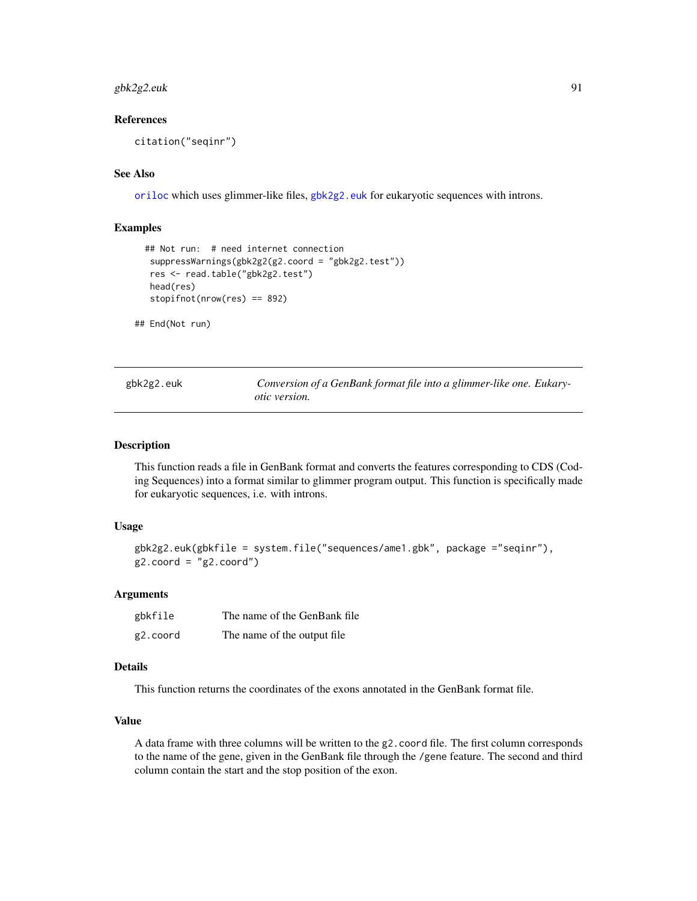### References

citation("seqinr")

### See Also

oriloc which uses glimmer-like files, gbk2g2.euk for eukaryotic sequences with introns.

### Examples

```
  ## Not run:  # need internet connection
   suppressWarnings(gbk2g2(g2.coord = "gbk2g2.test"))
   res <- read.table("gbk2g2.test")
   head(res)
   stopifnot(nrow(res) == 892)

## End(Not run)
```

---

## gbk2g2.euk — *Conversion of a GenBank format file into a glimmer-like one. Eukaryotic version.*

### Description

This function reads a file in GenBank format and converts the features corresponding to CDS (Coding Sequences) into a format similar to glimmer program output. This function is specifically made for eukaryotic sequences, i.e. with introns.

### Usage

```
gbk2g2.euk(gbkfile = system.file("sequences/ame1.gbk", package ="seqinr"),
g2.coord = "g2.coord")
```

### Arguments

| | |
|---|---|
| gbkfile | The name of the GenBank file |
| g2.coord | The name of the output file |

### Details

This function returns the coordinates of the exons annotated in the GenBank format file.

### Value

A data frame with three columns will be written to the g2.coord file. The first column corresponds to the name of the gene, given in the GenBank file through the /gene feature. The second and third column contain the start and the stop position of the exon.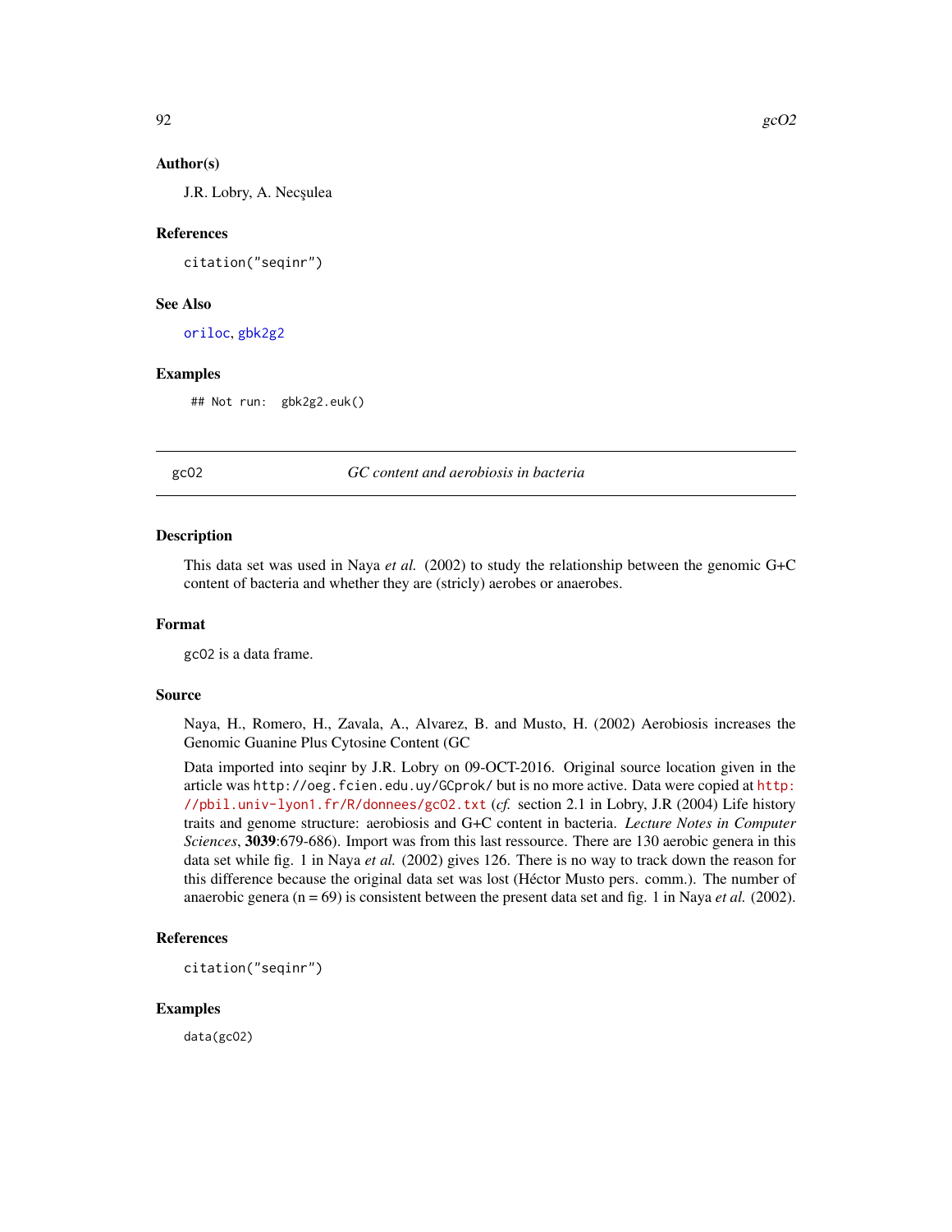### Author(s)

J.R. Lobry, A. Necşulea

### References

citation("seqinr")

### See Also

oriloc, gbk2g2

### Examples

```
## Not run:  gbk2g2.euk()
```

---

## gcO2 — *GC content and aerobiosis in bacteria*

### Description

This data set was used in Naya *et al.* (2002) to study the relationship between the genomic G+C content of bacteria and whether they are (stricly) aerobes or anaerobes.

### Format

gcO2 is a data frame.

### Source

Naya, H., Romero, H., Zavala, A., Alvarez, B. and Musto, H. (2002) Aerobiosis increases the Genomic Guanine Plus Cytosine Content (GC

Data imported into seqinr by J.R. Lobry on 09-OCT-2016. Original source location given in the article was http://oeg.fcien.edu.uy/GCprok/ but is no more active. Data were copied at http://pbil.univ-lyon1.fr/R/donnees/gcO2.txt (*cf.* section 2.1 in Lobry, J.R (2004) Life history traits and genome structure: aerobiosis and G+C content in bacteria. *Lecture Notes in Computer Sciences*, **3039**:679-686). Import was from this last ressource. There are 130 aerobic genera in this data set while fig. 1 in Naya *et al.* (2002) gives 126. There is no way to track down the reason for this difference because the original data set was lost (Héctor Musto pers. comm.). The number of anaerobic genera (n = 69) is consistent between the present data set and fig. 1 in Naya *et al.* (2002).

### References

citation("seqinr")

### Examples

```
data(gcO2)
```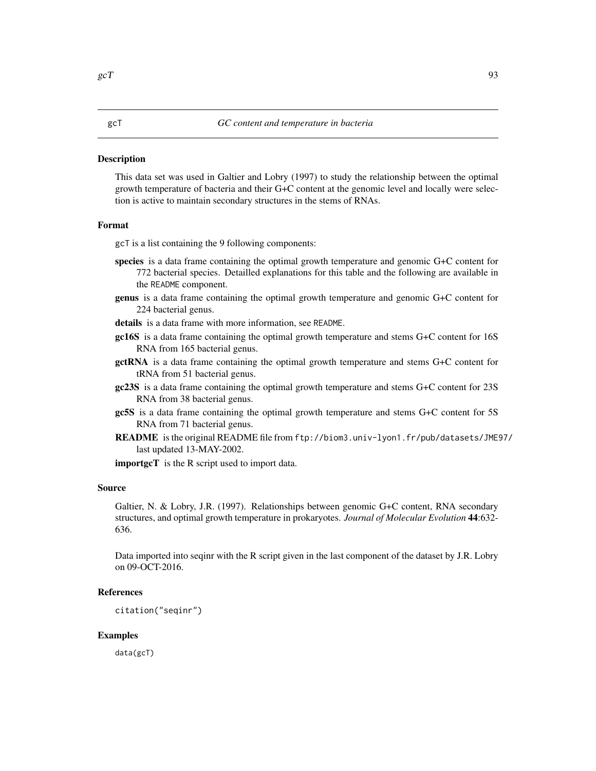# gcT — *GC content and temperature in bacteria*

## Description

This data set was used in Galtier and Lobry (1997) to study the relationship between the optimal growth temperature of bacteria and their G+C content at the genomic level and locally were selection is active to maintain secondary structures in the stems of RNAs.

## Format

gcT is a list containing the 9 following components:

**species** is a data frame containing the optimal growth temperature and genomic G+C content for 772 bacterial species. Detailled explanations for this table and the following are available in the README component.

**genus** is a data frame containing the optimal growth temperature and genomic G+C content for 224 bacterial genus.

**details** is a data frame with more information, see README.

**gc16S** is a data frame containing the optimal growth temperature and stems G+C content for 16S RNA from 165 bacterial genus.

**gctRNA** is a data frame containing the optimal growth temperature and stems G+C content for tRNA from 51 bacterial genus.

**gc23S** is a data frame containing the optimal growth temperature and stems G+C content for 23S RNA from 38 bacterial genus.

**gc5S** is a data frame containing the optimal growth temperature and stems G+C content for 5S RNA from 71 bacterial genus.

**README** is the original README file from `ftp://biom3.univ-lyon1.fr/pub/datasets/JME97/` last updated 13-MAY-2002.

**importgcT** is the R script used to import data.

## Source

Galtier, N. & Lobry, J.R. (1997). Relationships between genomic G+C content, RNA secondary structures, and optimal growth temperature in prokaryotes. *Journal of Molecular Evolution* **44**:632-636.

Data imported into seqinr with the R script given in the last component of the dataset by J.R. Lobry on 09-OCT-2016.

## References

```
citation("seqinr")
```

## Examples

```
data(gcT)
```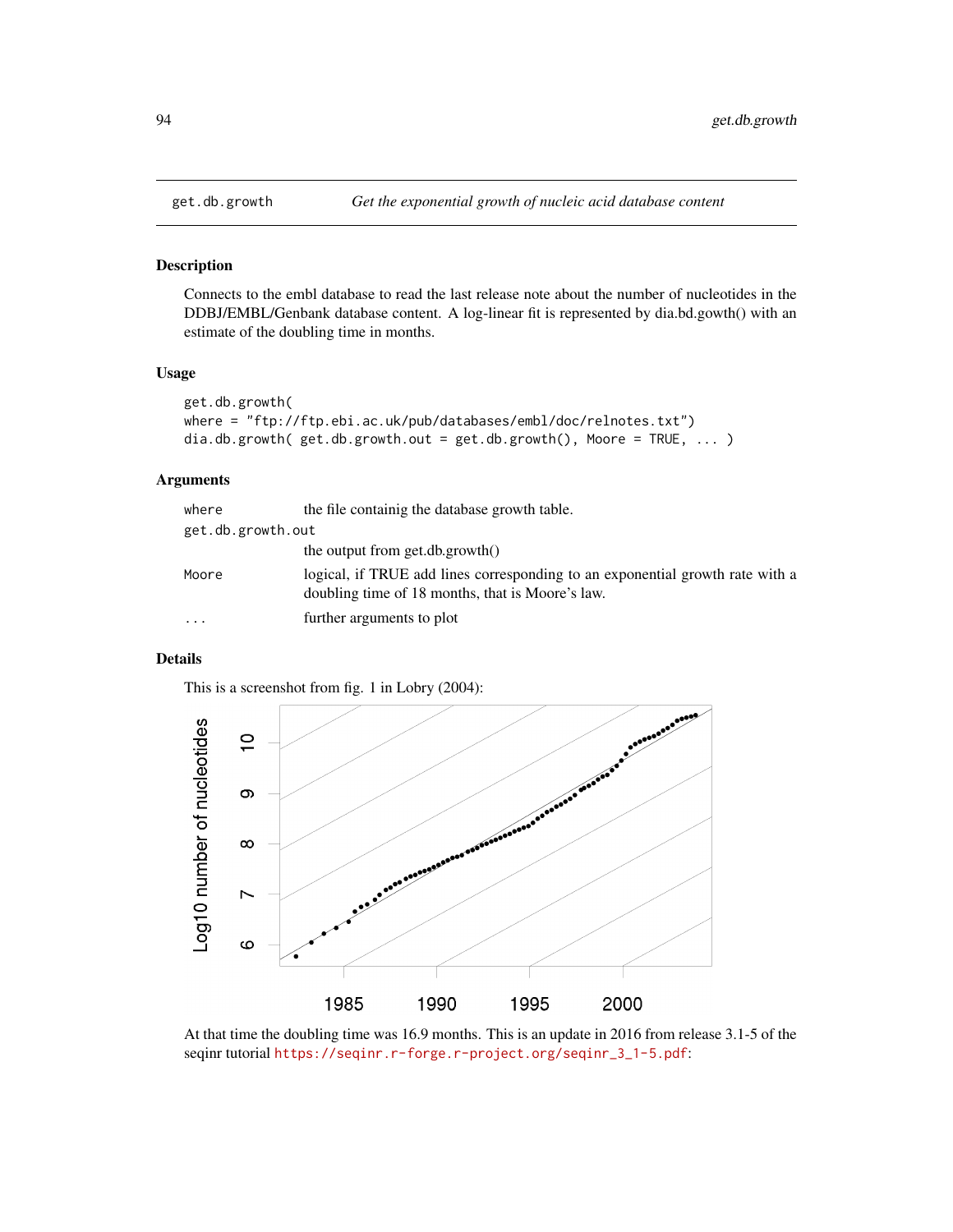get.db.growth — *Get the exponential growth of nucleic acid database content*

## Description

Connects to the embl database to read the last release note about the number of nucleotides in the DDBJ/EMBL/Genbank database content. A log-linear fit is represented by dia.bd.gowth() with an estimate of the doubling time in months.

## Usage

```
get.db.growth(
where = "ftp://ftp.ebi.ac.uk/pub/databases/embl/doc/relnotes.txt")
dia.db.growth( get.db.growth.out = get.db.growth(), Moore = TRUE, ... )
```

## Arguments

| | |
|---|---|
| `where` | the file containig the database growth table. |
| `get.db.growth.out` | the output from get.db.growth() |
| `Moore` | logical, if TRUE add lines corresponding to an exponential growth rate with a doubling time of 18 months, that is Moore's law. |
| `...` | further arguments to plot |

## Details

This is a screenshot from fig. 1 in Lobry (2004):

At that time the doubling time was 16.9 months. This is an update in 2016 from release 3.1-5 of the seqinr tutorial https://seqinr.r-forge.r-project.org/seqinr_3_1-5.pdf: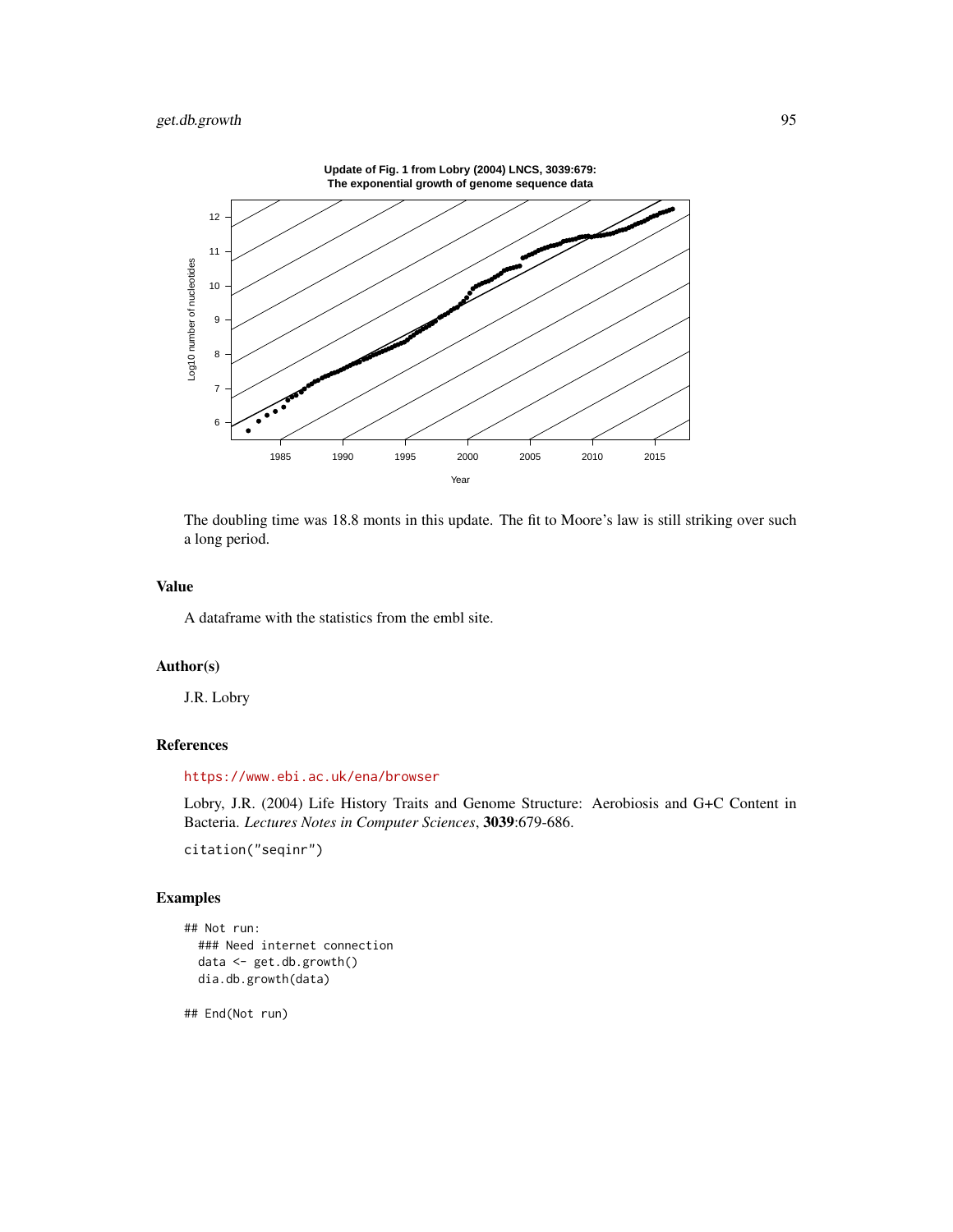The doubling time was 18.8 monts in this update. The fit to Moore's law is still striking over such a long period.

## Value

A dataframe with the statistics from the embl site.

## Author(s)

J.R. Lobry

## References

https://www.ebi.ac.uk/ena/browser

Lobry, J.R. (2004) Life History Traits and Genome Structure: Aerobiosis and G+C Content in Bacteria. *Lectures Notes in Computer Sciences*, **3039**:679-686.

citation("seqinr")

## Examples

```
## Not run:
  ### Need internet connection
  data <- get.db.growth()
  dia.db.growth(data)

## End(Not run)
```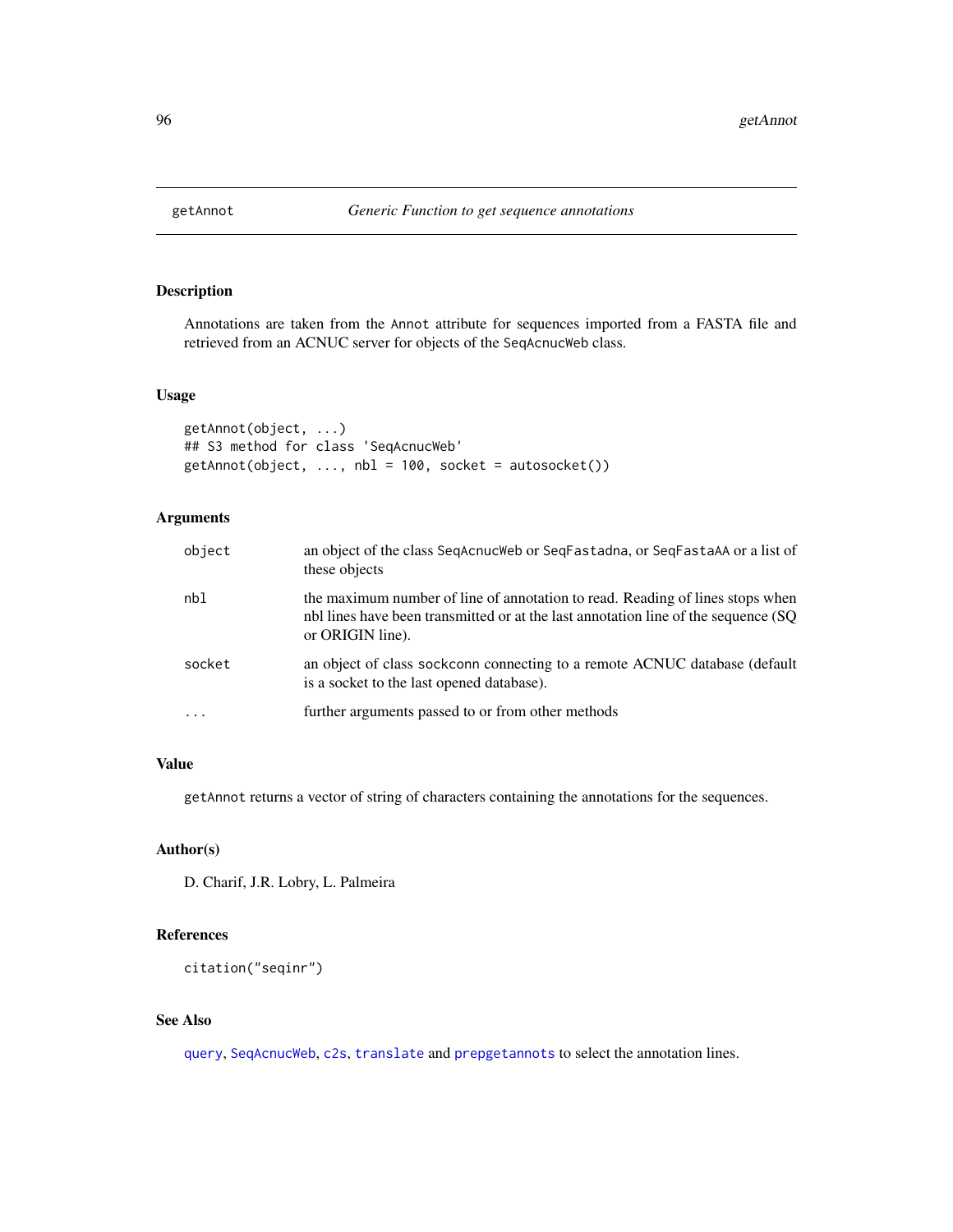# getAnnot — *Generic Function to get sequence annotations*

## Description

Annotations are taken from the `Annot` attribute for sequences imported from a FASTA file and retrieved from an ACNUC server for objects of the `SeqAcnucWeb` class.

## Usage

```
getAnnot(object, ...)
## S3 method for class 'SeqAcnucWeb'
getAnnot(object, ..., nbl = 100, socket = autosocket())
```

## Arguments

| | |
|---|---|
| `object` | an object of the class `SeqAcnucWeb` or `SeqFastadna`, or `SeqFastaAA` or a list of these objects |
| `nbl` | the maximum number of line of annotation to read. Reading of lines stops when nbl lines have been transmitted or at the last annotation line of the sequence (SQ or ORIGIN line). |
| `socket` | an object of class `sockconn` connecting to a remote ACNUC database (default is a socket to the last opened database). |
| `...` | further arguments passed to or from other methods |

## Value

`getAnnot` returns a vector of string of characters containing the annotations for the sequences.

## Author(s)

D. Charif, J.R. Lobry, L. Palmeira

## References

`citation("seqinr")`

## See Also

`query`, `SeqAcnucWeb`, `c2s`, `translate` and `prepgetannots` to select the annotation lines.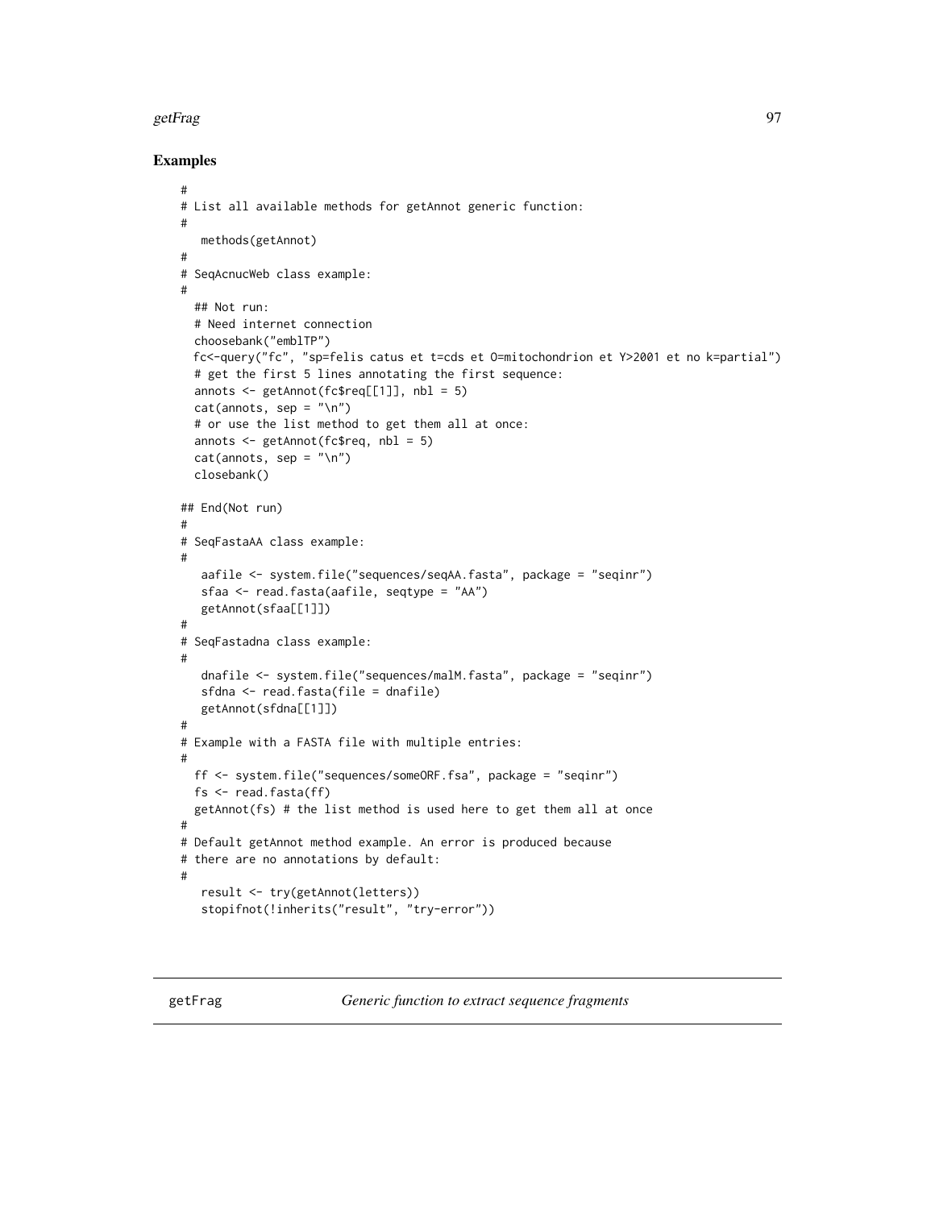## Examples

```
#
# List all available methods for getAnnot generic function:
#
   methods(getAnnot)
#
# SeqAcnucWeb class example:
#
  ## Not run:
  # Need internet connection
  choosebank("emblTP")
  fc<-query("fc", "sp=felis catus et t=cds et O=mitochondrion et Y>2001 et no k=partial")
  # get the first 5 lines annotating the first sequence:
  annots <- getAnnot(fc$req[[1]], nbl = 5)
  cat(annots, sep = "\n")
  # or use the list method to get them all at once:
  annots <- getAnnot(fc$req, nbl = 5)
  cat(annots, sep = "\n")
  closebank()

## End(Not run)
#
# SeqFastaAA class example:
#
   aafile <- system.file("sequences/seqAA.fasta", package = "seqinr")
   sfaa <- read.fasta(aafile, seqtype = "AA")
   getAnnot(sfaa[[1]])
#
# SeqFastadna class example:
#
   dnafile <- system.file("sequences/malM.fasta", package = "seqinr")
   sfdna <- read.fasta(file = dnafile)
   getAnnot(sfdna[[1]])
#
# Example with a FASTA file with multiple entries:
#
  ff <- system.file("sequences/someORF.fsa", package = "seqinr")
  fs <- read.fasta(ff)
  getAnnot(fs) # the list method is used here to get them all at once
#
# Default getAnnot method example. An error is produced because
# there are no annotations by default:
#
   result <- try(getAnnot(letters))
   stopifnot(!inherits("result", "try-error"))
```

---

getFrag &nbsp;&nbsp;&nbsp;&nbsp;&nbsp;&nbsp;&nbsp;&nbsp; *Generic function to extract sequence fragments*

---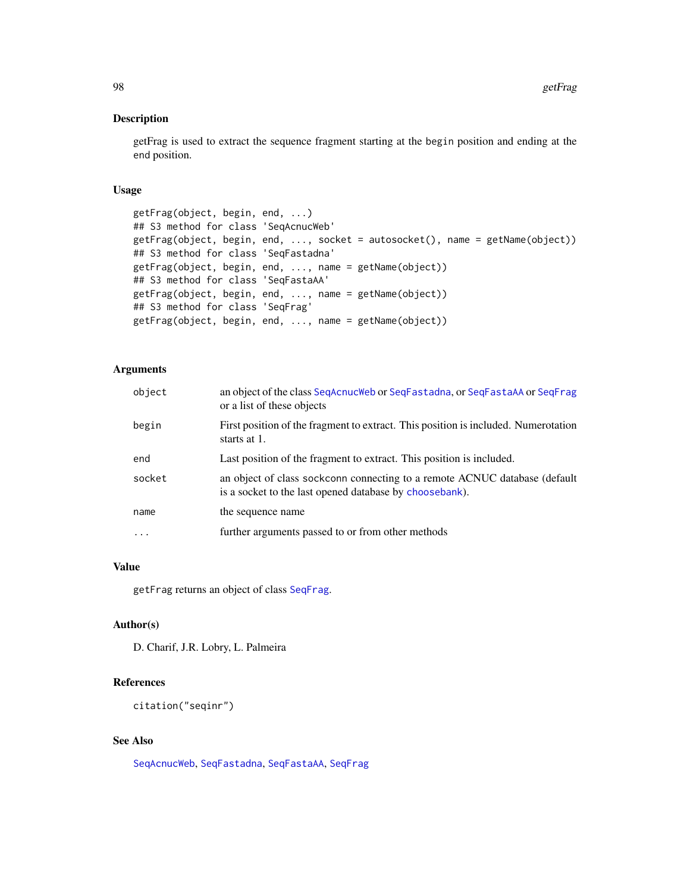## Description

getFrag is used to extract the sequence fragment starting at the `begin` position and ending at the `end` position.

## Usage

```
getFrag(object, begin, end, ...)
## S3 method for class 'SeqAcnucWeb'
getFrag(object, begin, end, ..., socket = autosocket(), name = getName(object))
## S3 method for class 'SeqFastadna'
getFrag(object, begin, end, ..., name = getName(object))
## S3 method for class 'SeqFastaAA'
getFrag(object, begin, end, ..., name = getName(object))
## S3 method for class 'SeqFrag'
getFrag(object, begin, end, ..., name = getName(object))
```

## Arguments

| | |
|---|---|
| `object` | an object of the class `SeqAcnucWeb` or `SeqFastadna`, or `SeqFastaAA` or `SeqFrag` or a list of these objects |
| `begin` | First position of the fragment to extract. This position is included. Numerotation starts at 1. |
| `end` | Last position of the fragment to extract. This position is included. |
| `socket` | an object of class `sockconn` connecting to a remote ACNUC database (default is a socket to the last opened database by `choosebank`). |
| `name` | the sequence name |
| `...` | further arguments passed to or from other methods |

## Value

`getFrag` returns an object of class `SeqFrag`.

## Author(s)

D. Charif, J.R. Lobry, L. Palmeira

## References

`citation("seqinr")`

## See Also

`SeqAcnucWeb`, `SeqFastadna`, `SeqFastaAA`, `SeqFrag`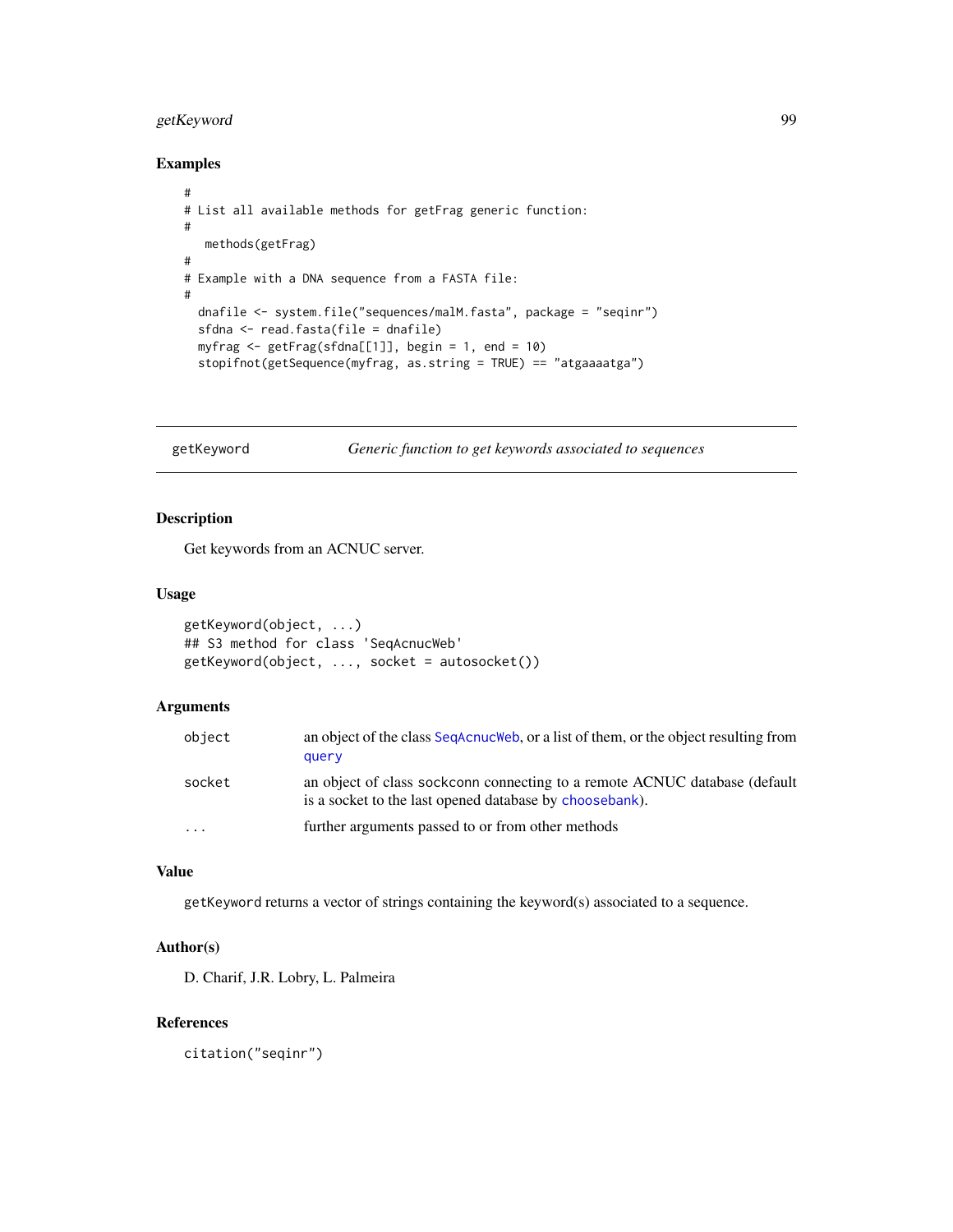### Examples

```
#
# List all available methods for getFrag generic function:
#
   methods(getFrag)
#
# Example with a DNA sequence from a FASTA file:
#
  dnafile <- system.file("sequences/malM.fasta", package = "seqinr")
  sfdna <- read.fasta(file = dnafile)
  myfrag <- getFrag(sfdna[[1]], begin = 1, end = 10)
  stopifnot(getSequence(myfrag, as.string = TRUE) == "atgaaaatga")
```

---

## getKeyword — *Generic function to get keywords associated to sequences*

---

### Description

Get keywords from an ACNUC server.

### Usage

```
getKeyword(object, ...)
## S3 method for class 'SeqAcnucWeb'
getKeyword(object, ..., socket = autosocket())
```

### Arguments

| | |
|---|---|
| object | an object of the class SeqAcnucWeb, or a list of them, or the object resulting from query |
| socket | an object of class sockconn connecting to a remote ACNUC database (default is a socket to the last opened database by choosebank). |
| ... | further arguments passed to or from other methods |

### Value

getKeyword returns a vector of strings containing the keyword(s) associated to a sequence.

### Author(s)

D. Charif, J.R. Lobry, L. Palmeira

### References

citation("seqinr")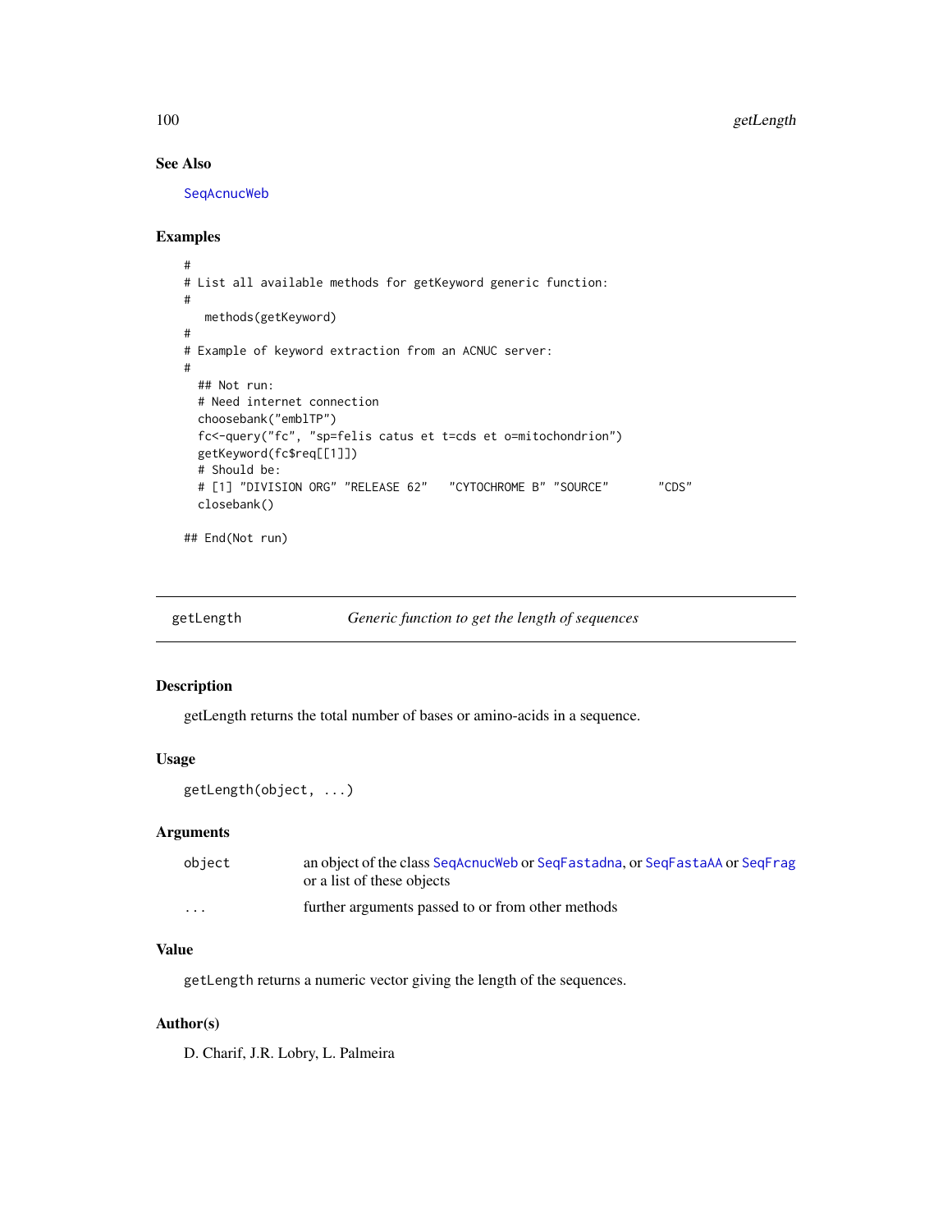### See Also

SeqAcnucWeb

### Examples

```
#
# List all available methods for getKeyword generic function:
#
   methods(getKeyword)
#
# Example of keyword extraction from an ACNUC server:
#
  ## Not run:
  # Need internet connection
  choosebank("emblTP")
  fc<-query("fc", "sp=felis catus et t=cds et o=mitochondrion")
  getKeyword(fc$req[[1]])
  # Should be:
  # [1] "DIVISION ORG" "RELEASE 62"   "CYTOCHROME B" "SOURCE"       "CDS"
  closebank()

## End(Not run)
```

---

## getLength — *Generic function to get the length of sequences*

### Description

getLength returns the total number of bases or amino-acids in a sequence.

### Usage

```
getLength(object, ...)
```

### Arguments

| | |
|---|---|
| `object` | an object of the class SeqAcnucWeb or SeqFastadna, or SeqFastaAA or SeqFrag or a list of these objects |
| `...` | further arguments passed to or from other methods |

### Value

`getLength` returns a numeric vector giving the length of the sequences.

### Author(s)

D. Charif, J.R. Lobry, L. Palmeira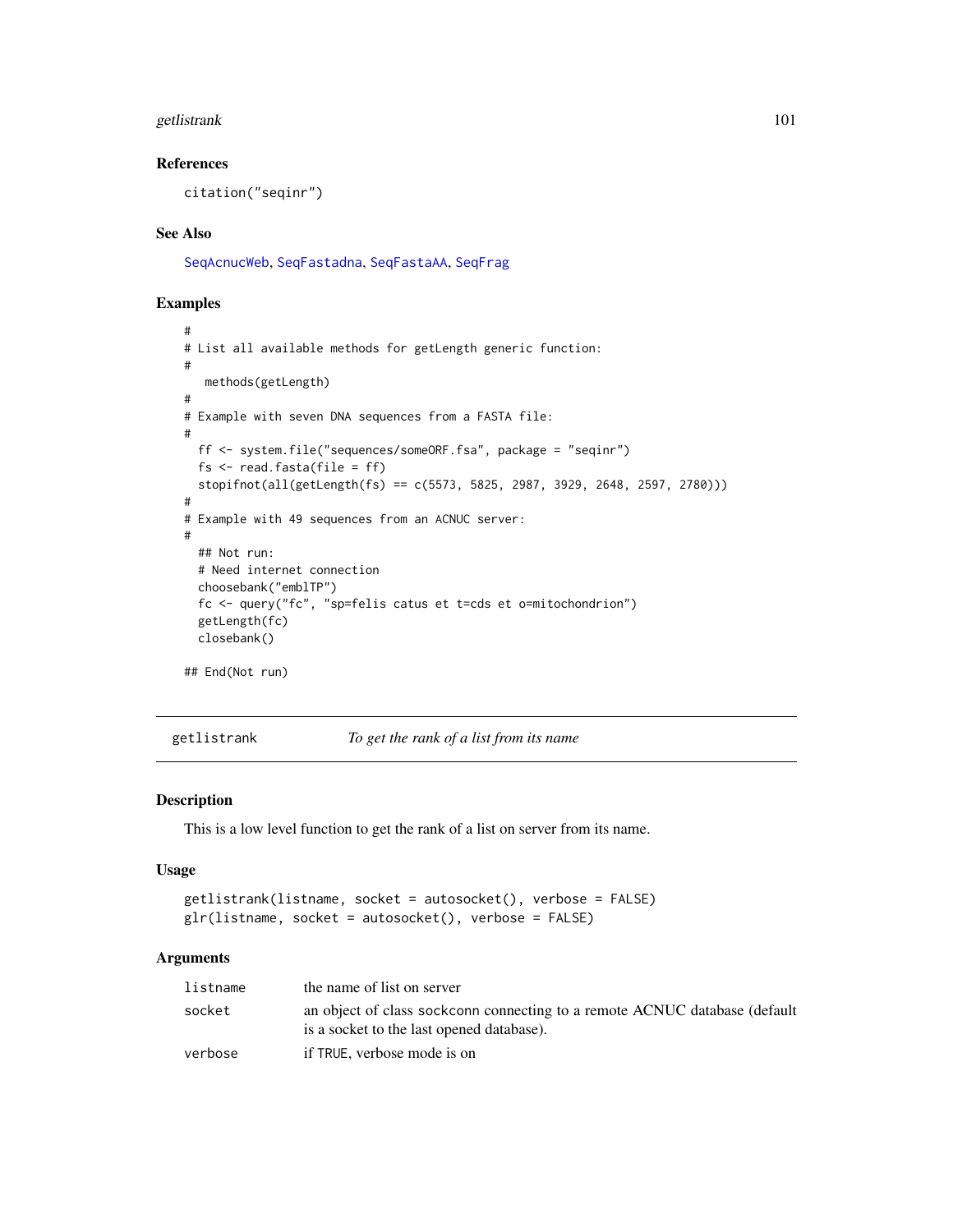## References

citation("seqinr")

## See Also

SeqAcnucWeb, SeqFastadna, SeqFastaAA, SeqFrag

## Examples

```
#
# List all available methods for getLength generic function:
#
   methods(getLength)
#
# Example with seven DNA sequences from a FASTA file:
#
  ff <- system.file("sequences/someORF.fsa", package = "seqinr")
  fs <- read.fasta(file = ff)
  stopifnot(all(getLength(fs) == c(5573, 5825, 2987, 3929, 2648, 2597, 2780)))
#
# Example with 49 sequences from an ACNUC server:
#
  ## Not run:
  # Need internet connection
  choosebank("emblTP")
  fc <- query("fc", "sp=felis catus et t=cds et o=mitochondrion")
  getLength(fc)
  closebank()

## End(Not run)
```

---

getlistrank — *To get the rank of a list from its name*

---

## Description

This is a low level function to get the rank of a list on server from its name.

## Usage

```
getlistrank(listname, socket = autosocket(), verbose = FALSE)
glr(listname, socket = autosocket(), verbose = FALSE)
```

## Arguments

| | |
|---|---|
| listname | the name of list on server |
| socket | an object of class sockconn connecting to a remote ACNUC database (default is a socket to the last opened database). |
| verbose | if TRUE, verbose mode is on |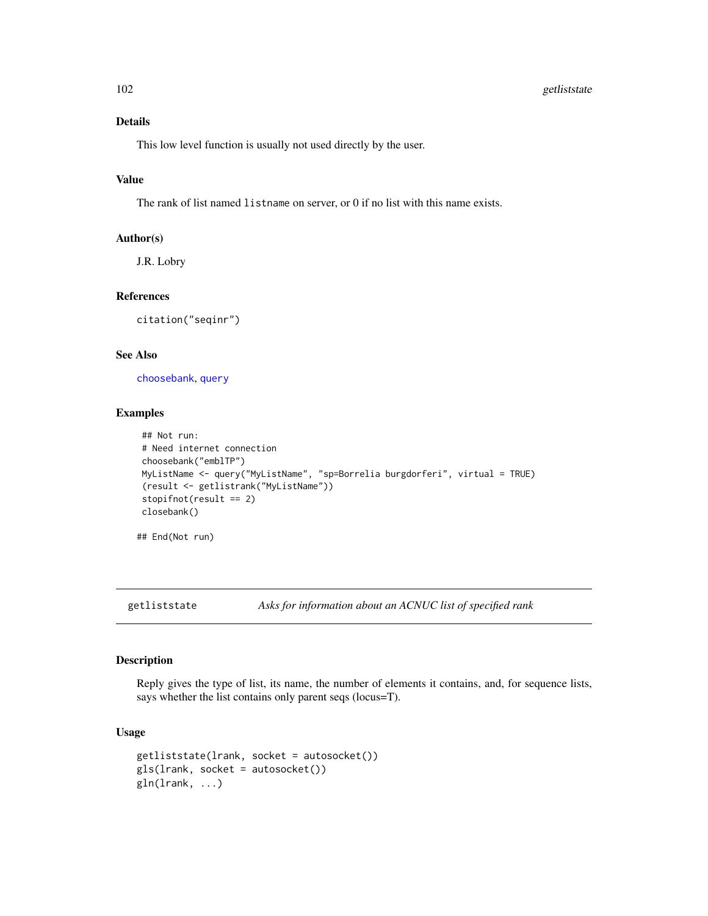## Details

This low level function is usually not used directly by the user.

## Value

The rank of list named `listname` on server, or 0 if no list with this name exists.

## Author(s)

J.R. Lobry

## References

`citation("seqinr")`

## See Also

`choosebank`, `query`

## Examples

```
## Not run:
# Need internet connection
choosebank("emblTP")
MyListName <- query("MyListName", "sp=Borrelia burgdorferi", virtual = TRUE)
(result <- getlistrank("MyListName"))
stopifnot(result == 2)
closebank()

## End(Not run)
```

---

# getliststate — *Asks for information about an ACNUC list of specified rank*

## Description

Reply gives the type of list, its name, the number of elements it contains, and, for sequence lists, says whether the list contains only parent seqs (locus=T).

## Usage

```
getliststate(lrank, socket = autosocket())
gls(lrank, socket = autosocket())
gln(lrank, ...)
```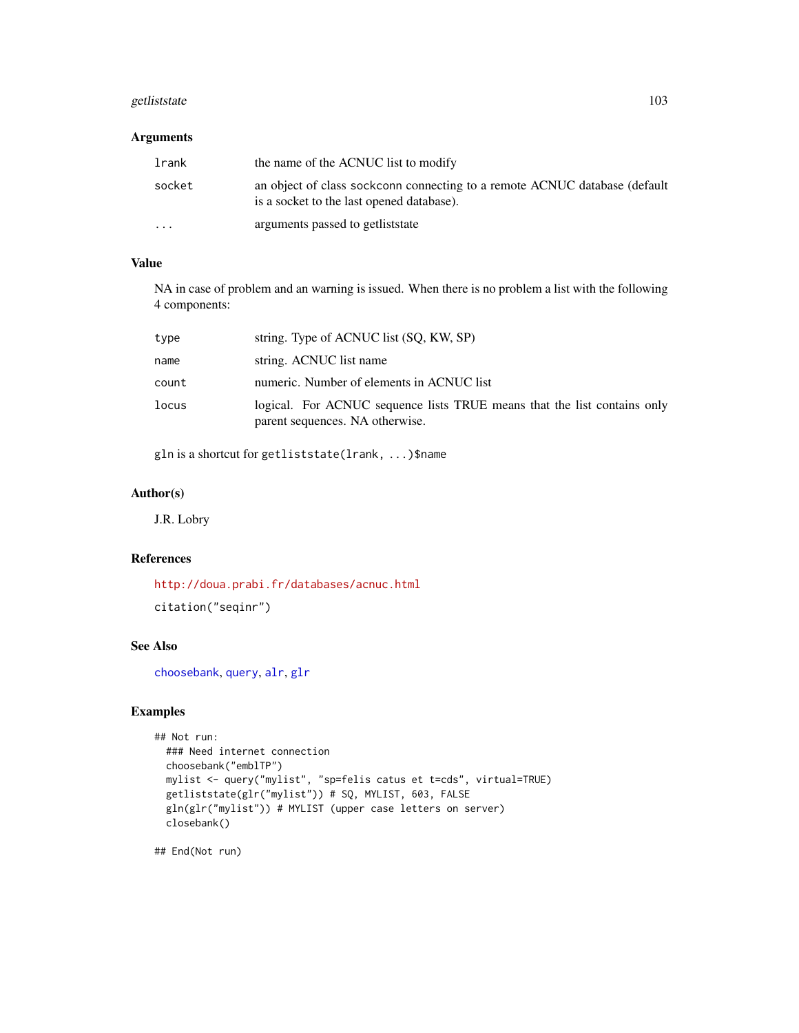## Arguments

| | |
|---|---|
| lrank | the name of the ACNUC list to modify |
| socket | an object of class sockconn connecting to a remote ACNUC database (default is a socket to the last opened database). |
| ... | arguments passed to getliststate |

## Value

NA in case of problem and an warning is issued. When there is no problem a list with the following 4 components:

| | |
|---|---|
| type | string. Type of ACNUC list (SQ, KW, SP) |
| name | string. ACNUC list name |
| count | numeric. Number of elements in ACNUC list |
| locus | logical. For ACNUC sequence lists TRUE means that the list contains only parent sequences. NA otherwise. |

gln is a shortcut for getliststate(lrank, ...)$name

## Author(s)

J.R. Lobry

## References

http://doua.prabi.fr/databases/acnuc.html

citation("seqinr")

## See Also

choosebank, query, alr, glr

## Examples

```
## Not run:
  ### Need internet connection
  choosebank("emblTP")
  mylist <- query("mylist", "sp=felis catus et t=cds", virtual=TRUE)
  getliststate(glr("mylist")) # SQ, MYLIST, 603, FALSE
  gln(glr("mylist")) # MYLIST (upper case letters on server)
  closebank()

## End(Not run)
```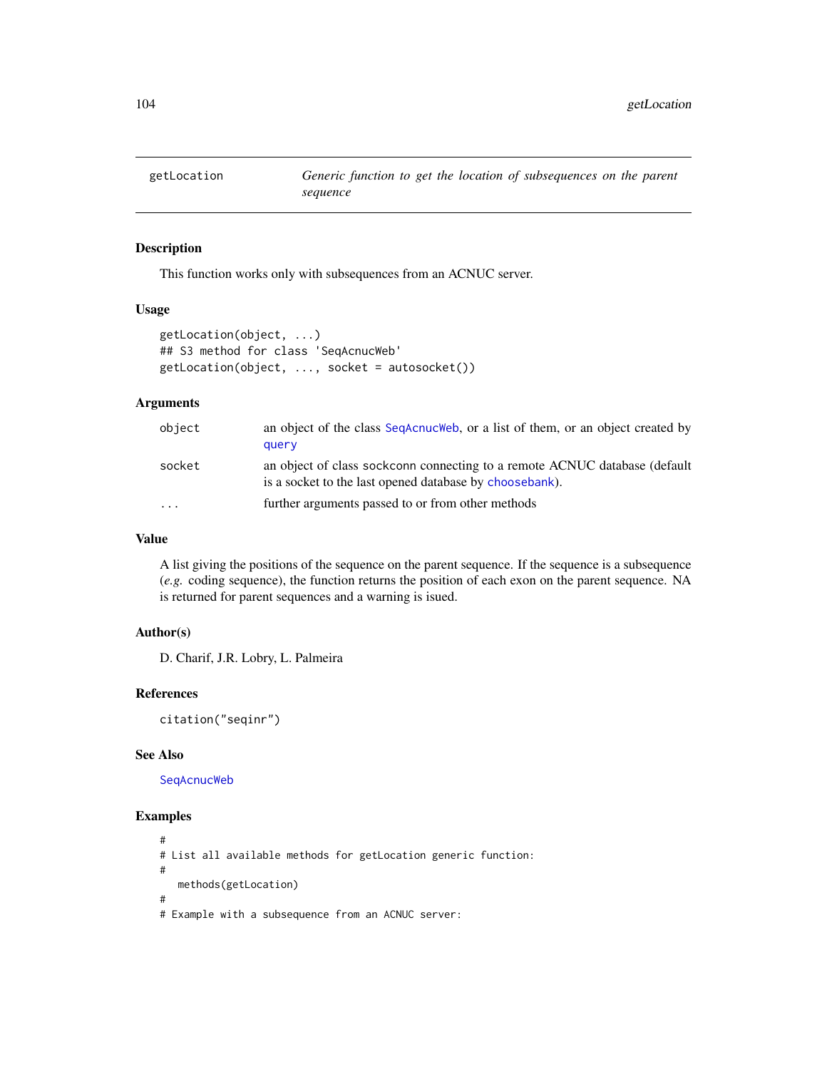getLocation — *Generic function to get the location of subsequences on the parent sequence*

## Description

This function works only with subsequences from an ACNUC server.

## Usage

```
getLocation(object, ...)
## S3 method for class 'SeqAcnucWeb'
getLocation(object, ..., socket = autosocket())
```

## Arguments

| | |
|---|---|
| `object` | an object of the class `SeqAcnucWeb`, or a list of them, or an object created by `query` |
| `socket` | an object of class sockconn connecting to a remote ACNUC database (default is a socket to the last opened database by `choosebank`). |
| `...` | further arguments passed to or from other methods |

## Value

A list giving the positions of the sequence on the parent sequence. If the sequence is a subsequence (*e.g.* coding sequence), the function returns the position of each exon on the parent sequence. NA is returned for parent sequences and a warning is isued.

## Author(s)

D. Charif, J.R. Lobry, L. Palmeira

## References

`citation("seqinr")`

## See Also

`SeqAcnucWeb`

## Examples

```
#
# List all available methods for getLocation generic function:
#
   methods(getLocation)
#
# Example with a subsequence from an ACNUC server:
```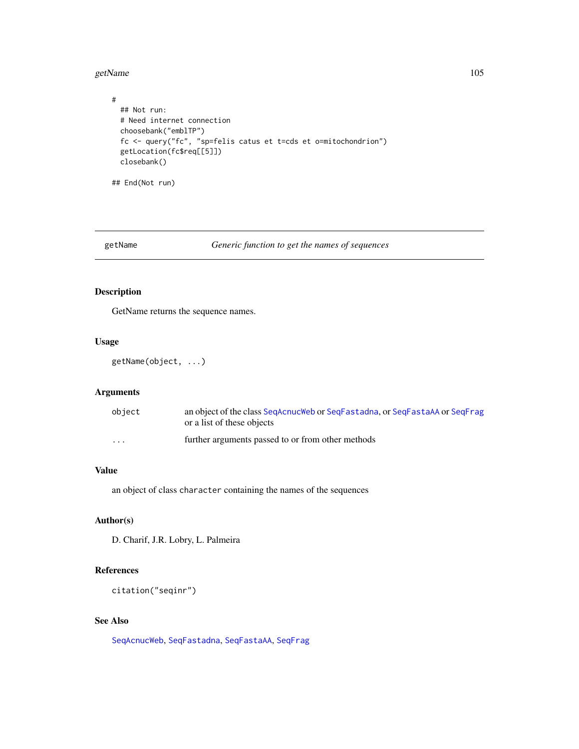```
#
  ## Not run:
  # Need internet connection
  choosebank("emblTP")
  fc <- query("fc", "sp=felis catus et t=cds et o=mitochondrion")
  getLocation(fc$req[[5]])
  closebank()

## End(Not run)
```

---

## getName — *Generic function to get the names of sequences*

---

### Description

GetName returns the sequence names.

### Usage

```
getName(object, ...)
```

### Arguments

| | |
|---|---|
| `object` | an object of the class `SeqAcnucWeb` or `SeqFastadna`, or `SeqFastaAA` or `SeqFrag` or a list of these objects |
| `...` | further arguments passed to or from other methods |

### Value

an object of class `character` containing the names of the sequences

### Author(s)

D. Charif, J.R. Lobry, L. Palmeira

### References

`citation("seqinr")`

### See Also

`SeqAcnucWeb`, `SeqFastadna`, `SeqFastaAA`, `SeqFrag`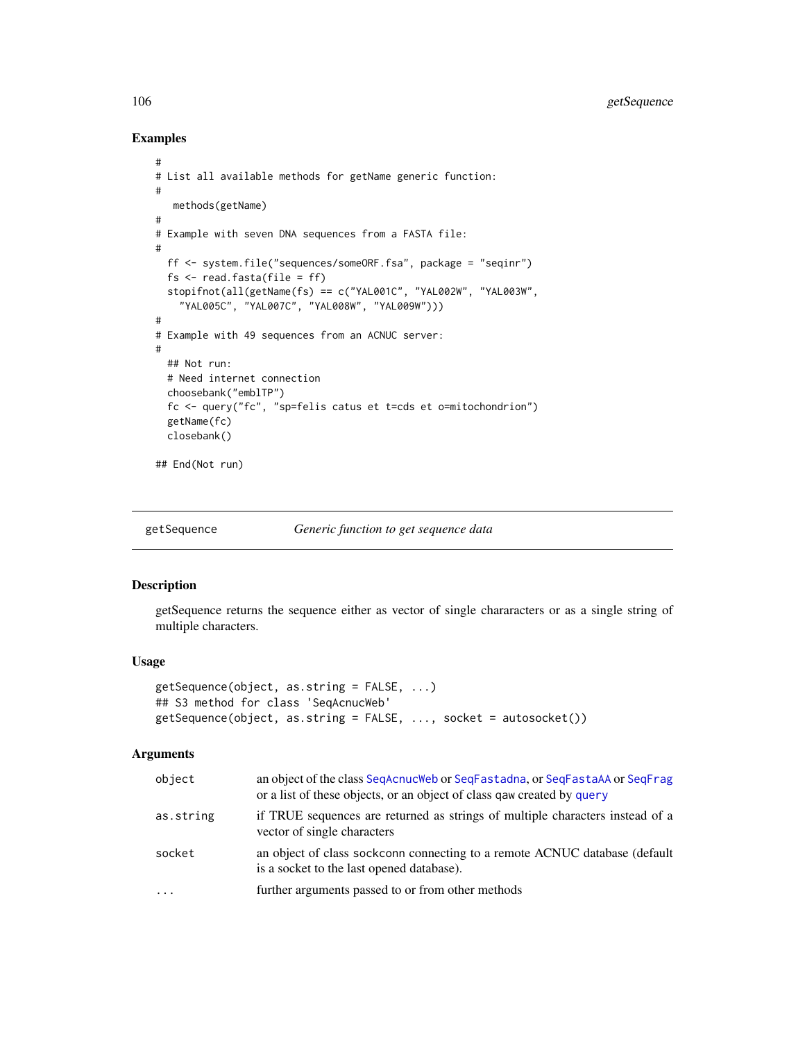## Examples

```
#
# List all available methods for getName generic function:
#
   methods(getName)
#
# Example with seven DNA sequences from a FASTA file:
#
  ff <- system.file("sequences/someORF.fsa", package = "seqinr")
  fs <- read.fasta(file = ff)
  stopifnot(all(getName(fs) == c("YAL001C", "YAL002W", "YAL003W",
    "YAL005C", "YAL007C", "YAL008W", "YAL009W")))
#
# Example with 49 sequences from an ACNUC server:
#
  ## Not run:
  # Need internet connection
  choosebank("emblTP")
  fc <- query("fc", "sp=felis catus et t=cds et o=mitochondrion")
  getName(fc)
  closebank()

## End(Not run)
```

---

getSequence *Generic function to get sequence data*

---

## Description

getSequence returns the sequence either as vector of single chararacters or as a single string of multiple characters.

## Usage

```
getSequence(object, as.string = FALSE, ...)
## S3 method for class 'SeqAcnucWeb'
getSequence(object, as.string = FALSE, ..., socket = autosocket())
```

## Arguments

| | |
|---|---|
| object | an object of the class SeqAcnucWeb or SeqFastadna, or SeqFastaAA or SeqFrag or a list of these objects, or an object of class qaw created by query |
| as.string | if TRUE sequences are returned as strings of multiple characters instead of a vector of single characters |
| socket | an object of class sockconn connecting to a remote ACNUC database (default is a socket to the last opened database). |
| ... | further arguments passed to or from other methods |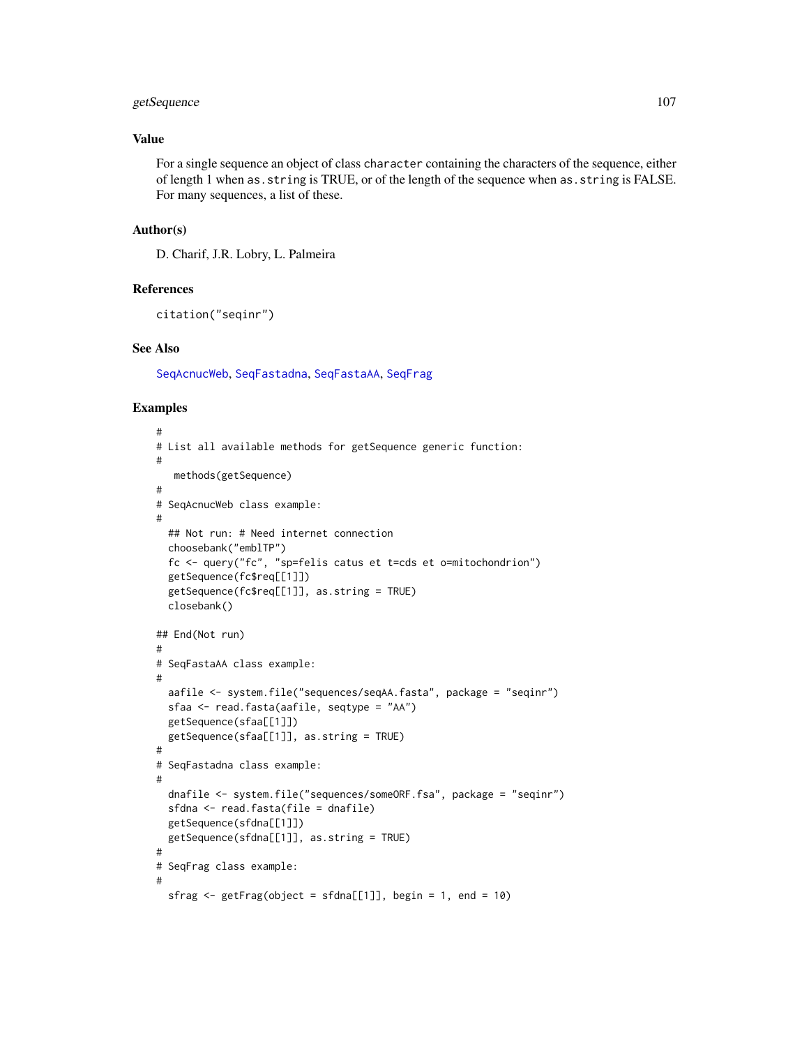### Value

For a single sequence an object of class `character` containing the characters of the sequence, either of length 1 when `as.string` is TRUE, or of the length of the sequence when `as.string` is FALSE. For many sequences, a list of these.

### Author(s)

D. Charif, J.R. Lobry, L. Palmeira

### References

`citation("seqinr")`

### See Also

SeqAcnucWeb, SeqFastadna, SeqFastaAA, SeqFrag

### Examples

```
#
# List all available methods for getSequence generic function:
#
   methods(getSequence)
#
# SeqAcnucWeb class example:
#
  ## Not run: # Need internet connection
  choosebank("emblTP")
  fc <- query("fc", "sp=felis catus et t=cds et o=mitochondrion")
  getSequence(fc$req[[1]])
  getSequence(fc$req[[1]], as.string = TRUE)
  closebank()

## End(Not run)
#
# SeqFastaAA class example:
#
  aafile <- system.file("sequences/seqAA.fasta", package = "seqinr")
  sfaa <- read.fasta(aafile, seqtype = "AA")
  getSequence(sfaa[[1]])
  getSequence(sfaa[[1]], as.string = TRUE)
#
# SeqFastadna class example:
#
  dnafile <- system.file("sequences/someORF.fsa", package = "seqinr")
  sfdna <- read.fasta(file = dnafile)
  getSequence(sfdna[[1]])
  getSequence(sfdna[[1]], as.string = TRUE)
#
# SeqFrag class example:
#
  sfrag <- getFrag(object = sfdna[[1]], begin = 1, end = 10)
```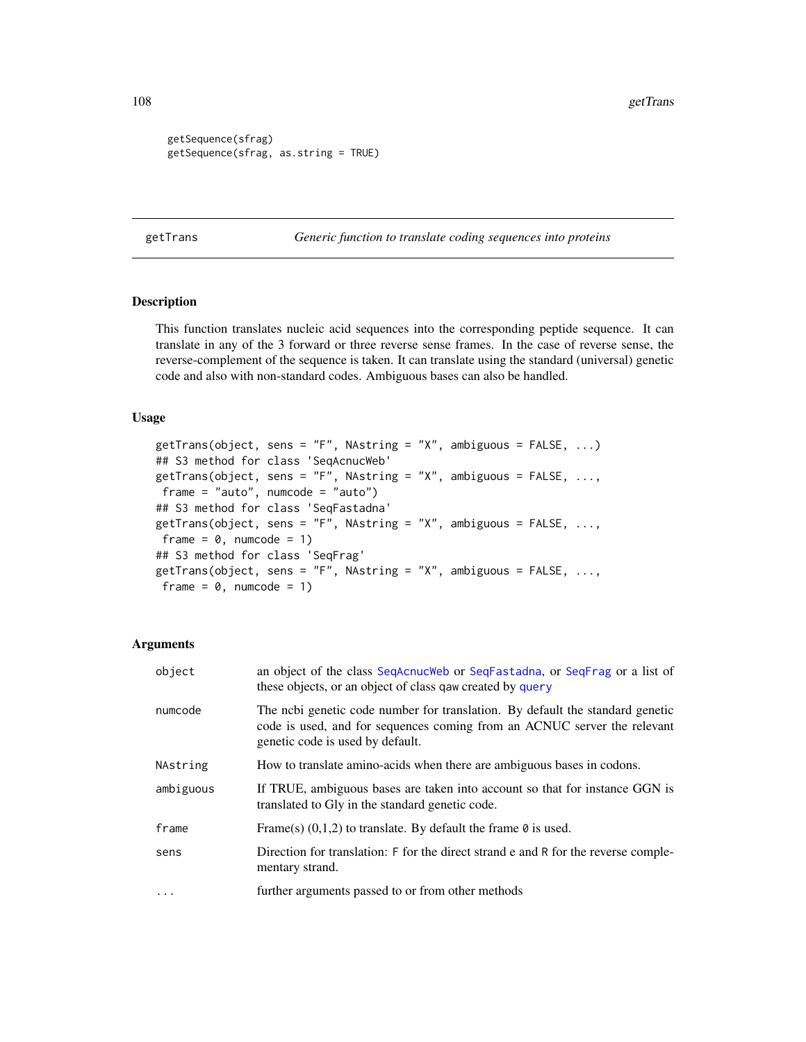```
getSequence(sfrag)
getSequence(sfrag, as.string = TRUE)
```

---

getTrans *Generic function to translate coding sequences into proteins*

---

## Description

This function translates nucleic acid sequences into the corresponding peptide sequence. It can translate in any of the 3 forward or three reverse sense frames. In the case of reverse sense, the reverse-complement of the sequence is taken. It can translate using the standard (universal) genetic code and also with non-standard codes. Ambiguous bases can also be handled.

## Usage

```
getTrans(object, sens = "F", NAstring = "X", ambiguous = FALSE, ...)
## S3 method for class 'SeqAcnucWeb'
getTrans(object, sens = "F", NAstring = "X", ambiguous = FALSE, ...,
 frame = "auto", numcode = "auto")
## S3 method for class 'SeqFastadna'
getTrans(object, sens = "F", NAstring = "X", ambiguous = FALSE, ...,
 frame = 0, numcode = 1)
## S3 method for class 'SeqFrag'
getTrans(object, sens = "F", NAstring = "X", ambiguous = FALSE, ...,
 frame = 0, numcode = 1)
```

## Arguments

| | |
|---|---|
| object | an object of the class SeqAcnucWeb or SeqFastadna, or SeqFrag or a list of these objects, or an object of class qaw created by query |
| numcode | The ncbi genetic code number for translation. By default the standard genetic code is used, and for sequences coming from an ACNUC server the relevant genetic code is used by default. |
| NAstring | How to translate amino-acids when there are ambiguous bases in codons. |
| ambiguous | If TRUE, ambiguous bases are taken into account so that for instance GGN is translated to Gly in the standard genetic code. |
| frame | Frame(s) (0,1,2) to translate. By default the frame 0 is used. |
| sens | Direction for translation: F for the direct strand e and R for the reverse complementary strand. |
| ... | further arguments passed to or from other methods |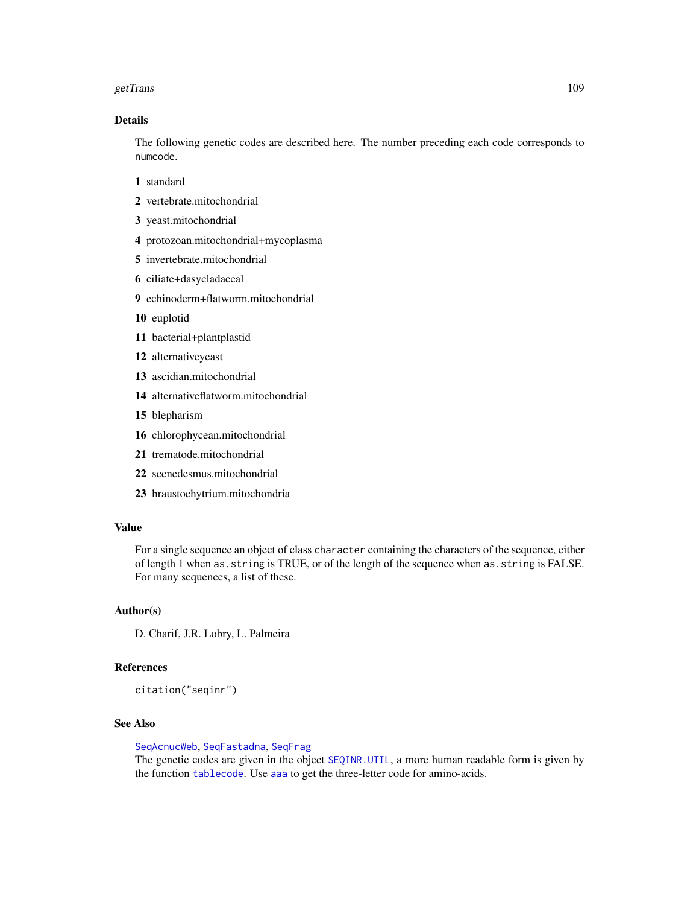## Details

The following genetic codes are described here. The number preceding each code corresponds to `numcode`.

**1** standard

**2** vertebrate.mitochondrial

**3** yeast.mitochondrial

**4** protozoan.mitochondrial+mycoplasma

**5** invertebrate.mitochondrial

**6** ciliate+dasycladaceal

**9** echinoderm+flatworm.mitochondrial

**10** euplotid

**11** bacterial+plantplastid

**12** alternativeyeast

**13** ascidian.mitochondrial

**14** alternativeflatworm.mitochondrial

**15** blepharism

**16** chlorophycean.mitochondrial

**21** trematode.mitochondrial

**22** scenedesmus.mitochondrial

**23** hraustochytrium.mitochondria

## Value

For a single sequence an object of class `character` containing the characters of the sequence, either of length 1 when `as.string` is TRUE, or of the length of the sequence when `as.string` is FALSE. For many sequences, a list of these.

## Author(s)

D. Charif, J.R. Lobry, L. Palmeira

## References

`citation("seqinr")`

## See Also

`SeqAcnucWeb`, `SeqFastadna`, `SeqFrag`
The genetic codes are given in the object `SEQINR.UTIL`, a more human readable form is given by the function `tablecode`. Use `aaa` to get the three-letter code for amino-acids.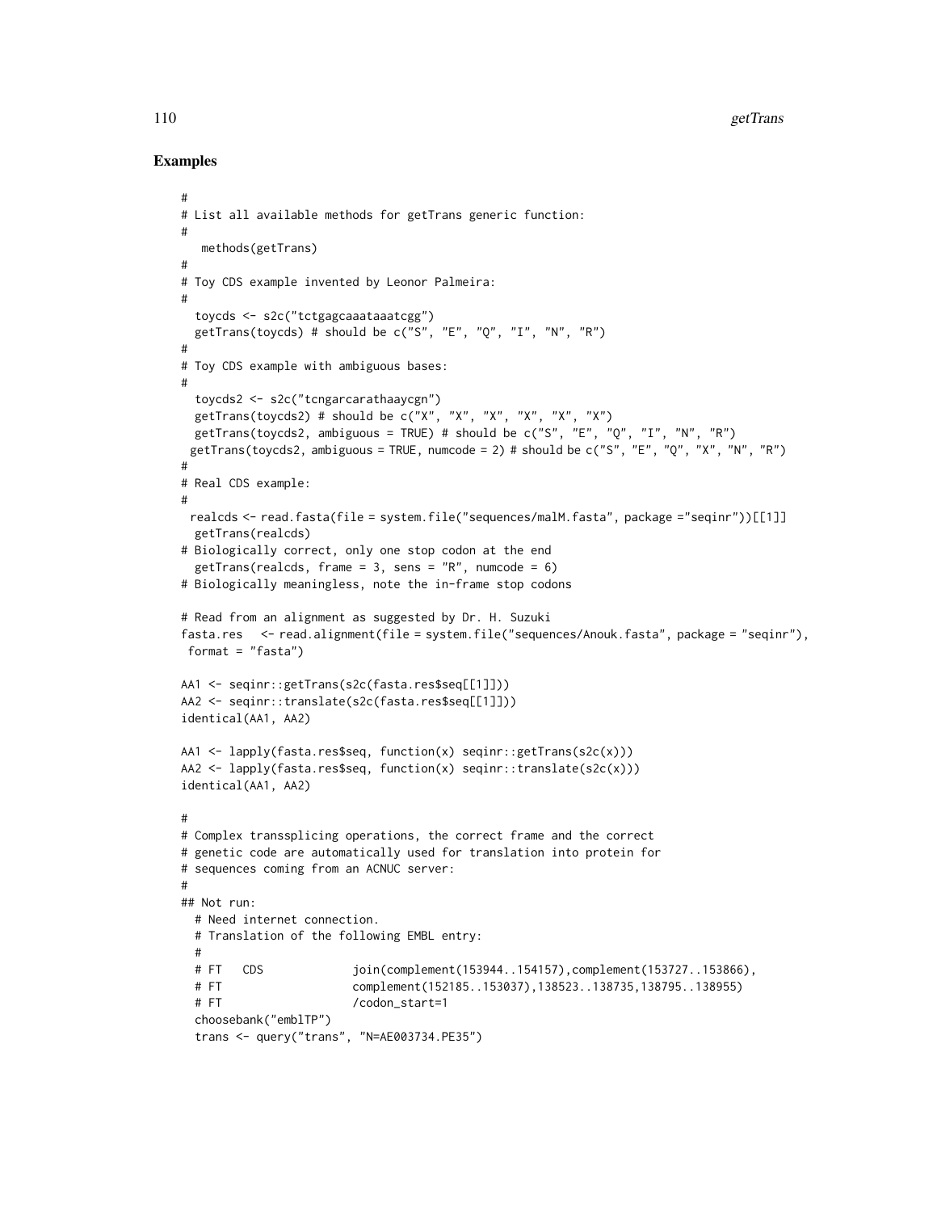## Examples

```
#
# List all available methods for getTrans generic function:
#
   methods(getTrans)
#
# Toy CDS example invented by Leonor Palmeira:
#
  toycds <- s2c("tctgagcaaataaatcgg")
  getTrans(toycds) # should be c("S", "E", "Q", "I", "N", "R")
#
# Toy CDS example with ambiguous bases:
#
  toycds2 <- s2c("tcngarcarathaaycgn")
  getTrans(toycds2) # should be c("X", "X", "X", "X", "X", "X")
  getTrans(toycds2, ambiguous = TRUE) # should be c("S", "E", "Q", "I", "N", "R")
 getTrans(toycds2, ambiguous = TRUE, numcode = 2) # should be c("S", "E", "Q", "X", "N", "R")
#
# Real CDS example:
#
 realcds <- read.fasta(file = system.file("sequences/malM.fasta", package ="seqinr"))[[1]]
  getTrans(realcds)
# Biologically correct, only one stop codon at the end
  getTrans(realcds, frame = 3, sens = "R", numcode = 6)
# Biologically meaningless, note the in-frame stop codons

# Read from an alignment as suggested by Dr. H. Suzuki
fasta.res   <- read.alignment(file = system.file("sequences/Anouk.fasta", package = "seqinr"),
 format = "fasta")

AA1 <- seqinr::getTrans(s2c(fasta.res$seq[[1]]))
AA2 <- seqinr::translate(s2c(fasta.res$seq[[1]]))
identical(AA1, AA2)

AA1 <- lapply(fasta.res$seq, function(x) seqinr::getTrans(s2c(x)))
AA2 <- lapply(fasta.res$seq, function(x) seqinr::translate(s2c(x)))
identical(AA1, AA2)

#
# Complex transsplicing operations, the correct frame and the correct
# genetic code are automatically used for translation into protein for
# sequences coming from an ACNUC server:
#
## Not run:
  # Need internet connection.
  # Translation of the following EMBL entry:
  #
  # FT   CDS             join(complement(153944..154157),complement(153727..153866),
  # FT                   complement(152185..153037),138523..138735,138795..138955)
  # FT                   /codon_start=1
  choosebank("emblTP")
  trans <- query("trans", "N=AE003734.PE35")
```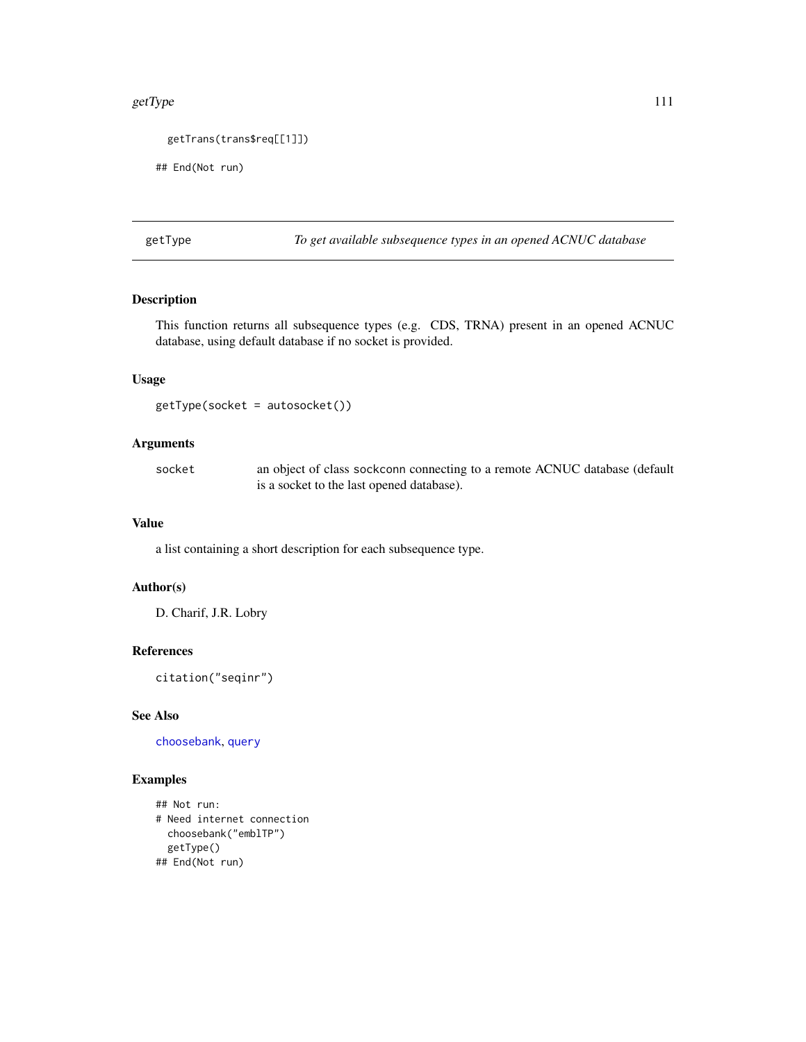```
  getTrans(trans$req[[1]])

## End(Not run)
```

---

## getType — *To get available subsequence types in an opened ACNUC database*

---

### Description

This function returns all subsequence types (e.g. CDS, TRNA) present in an opened ACNUC database, using default database if no socket is provided.

### Usage

```
getType(socket = autosocket())
```

### Arguments

| | |
|---|---|
| socket | an object of class sockconn connecting to a remote ACNUC database (default is a socket to the last opened database). |

### Value

a list containing a short description for each subsequence type.

### Author(s)

D. Charif, J.R. Lobry

### References

```
citation("seqinr")
```

### See Also

choosebank, query

### Examples

```
## Not run:
# Need internet connection
  choosebank("emblTP")
  getType()
## End(Not run)
```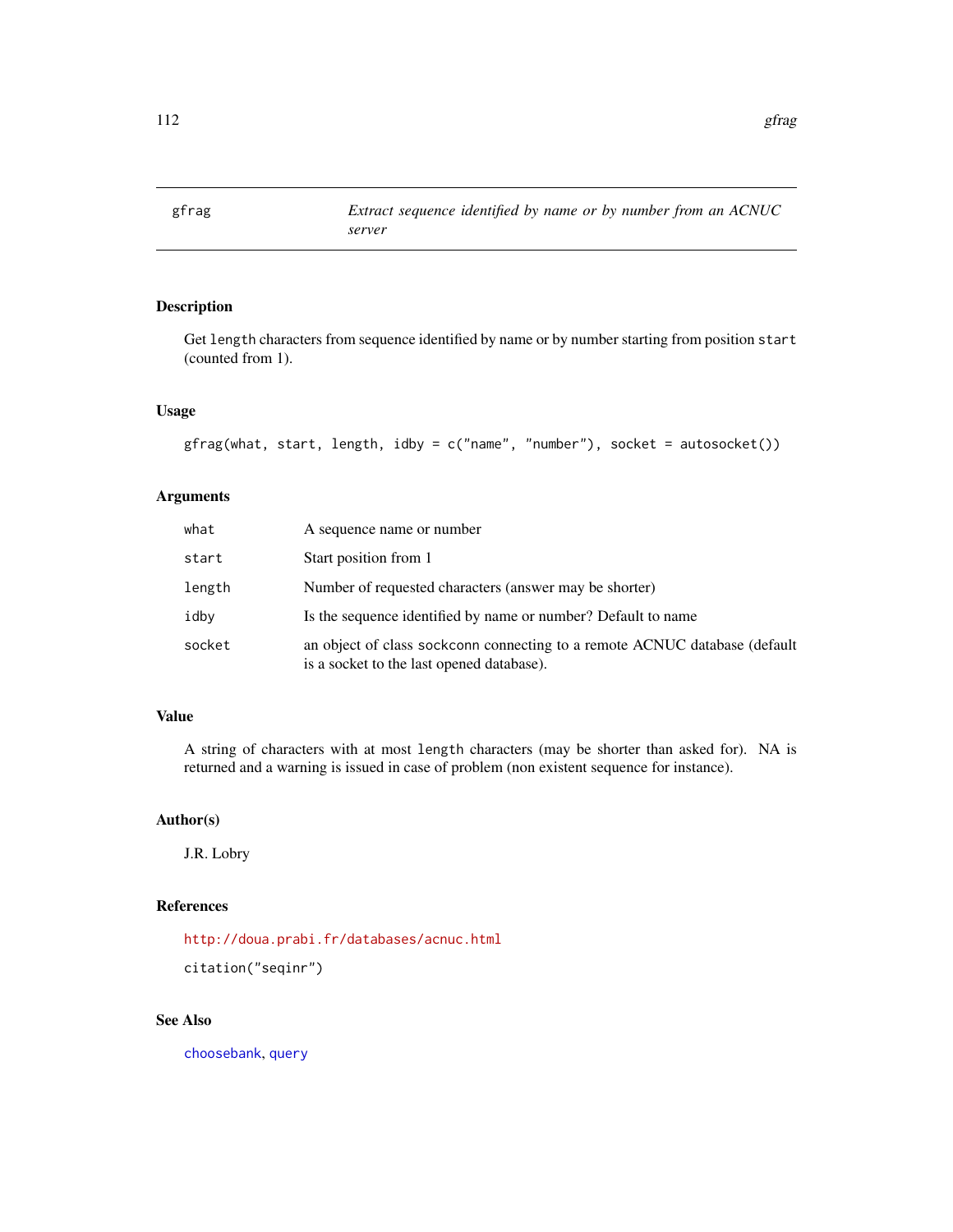# gfrag

*Extract sequence identified by name or by number from an ACNUC server*

## Description

Get `length` characters from sequence identified by name or by number starting from position `start` (counted from 1).

## Usage

```
gfrag(what, start, length, idby = c("name", "number"), socket = autosocket())
```

## Arguments

| | |
|---|---|
| `what` | A sequence name or number |
| `start` | Start position from 1 |
| `length` | Number of requested characters (answer may be shorter) |
| `idby` | Is the sequence identified by name or number? Default to name |
| `socket` | an object of class `sockconn` connecting to a remote ACNUC database (default is a socket to the last opened database). |

## Value

A string of characters with at most `length` characters (may be shorter than asked for). NA is returned and a warning is issued in case of problem (non existent sequence for instance).

## Author(s)

J.R. Lobry

## References

http://doua.prabi.fr/databases/acnuc.html

`citation("seqinr")`

## See Also

`choosebank`, `query`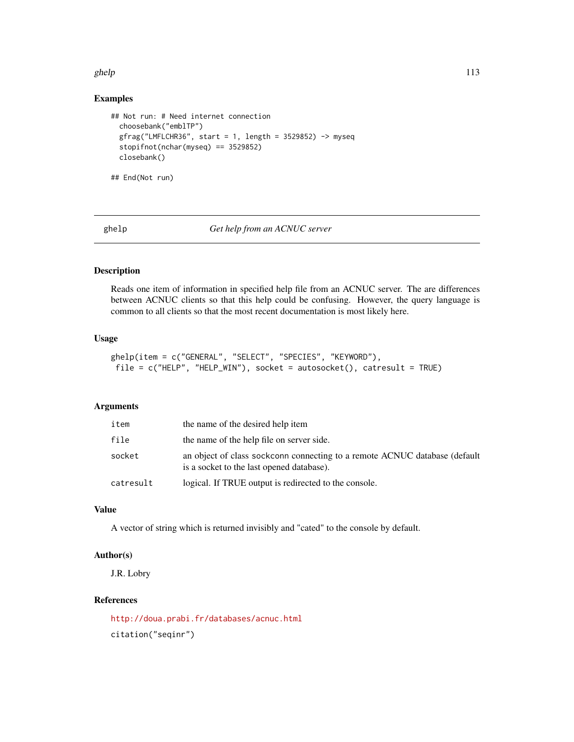### Examples

```
## Not run: # Need internet connection
  choosebank("emblTP")
  gfrag("LMFLCHR36", start = 1, length = 3529852) -> myseq
  stopifnot(nchar(myseq) == 3529852)
  closebank()

## End(Not run)
```

---

## ghelp *Get help from an ACNUC server*

---

### Description

Reads one item of information in specified help file from an ACNUC server. The are differences between ACNUC clients so that this help could be confusing. However, the query language is common to all clients so that the most recent documentation is most likely here.

### Usage

```
ghelp(item = c("GENERAL", "SELECT", "SPECIES", "KEYWORD"),
 file = c("HELP", "HELP_WIN"), socket = autosocket(), catresult = TRUE)
```

### Arguments

| | |
|---|---|
| item | the name of the desired help item |
| file | the name of the help file on server side. |
| socket | an object of class sockconn connecting to a remote ACNUC database (default is a socket to the last opened database). |
| catresult | logical. If TRUE output is redirected to the console. |

### Value

A vector of string which is returned invisibly and "cated" to the console by default.

### Author(s)

J.R. Lobry

### References

http://doua.prabi.fr/databases/acnuc.html

citation("seqinr")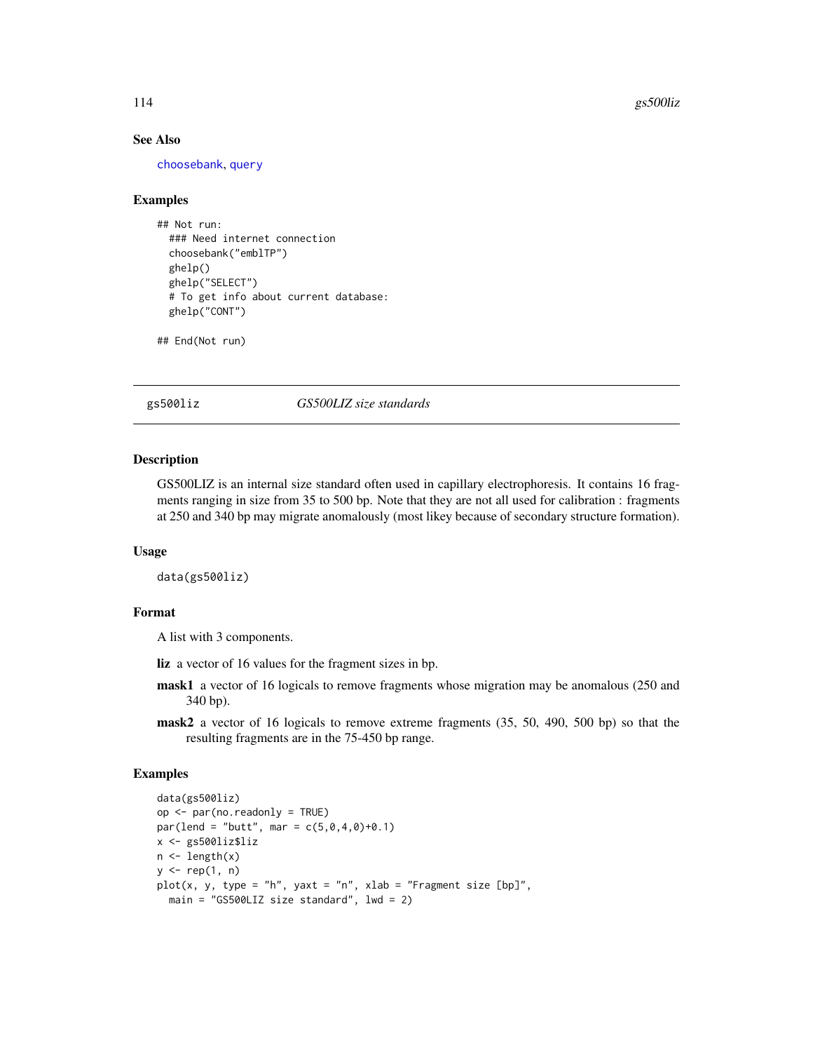### See Also

choosebank, query

### Examples

```
## Not run:
  ### Need internet connection
  choosebank("emblTP")
  ghelp()
  ghelp("SELECT")
  # To get info about current database:
  ghelp("CONT")

## End(Not run)
```

---

## gs500liz — *GS500LIZ size standards*

### Description

GS500LIZ is an internal size standard often used in capillary electrophoresis. It contains 16 fragments ranging in size from 35 to 500 bp. Note that they are not all used for calibration : fragments at 250 and 340 bp may migrate anomalously (most likey because of secondary structure formation).

### Usage

```
data(gs500liz)
```

### Format

A list with 3 components.

**liz** a vector of 16 values for the fragment sizes in bp.

**mask1** a vector of 16 logicals to remove fragments whose migration may be anomalous (250 and 340 bp).

**mask2** a vector of 16 logicals to remove extreme fragments (35, 50, 490, 500 bp) so that the resulting fragments are in the 75-450 bp range.

### Examples

```
data(gs500liz)
op <- par(no.readonly = TRUE)
par(lend = "butt", mar = c(5,0,4,0)+0.1)
x <- gs500liz$liz
n <- length(x)
y <- rep(1, n)
plot(x, y, type = "h", yaxt = "n", xlab = "Fragment size [bp]",
  main = "GS500LIZ size standard", lwd = 2)
```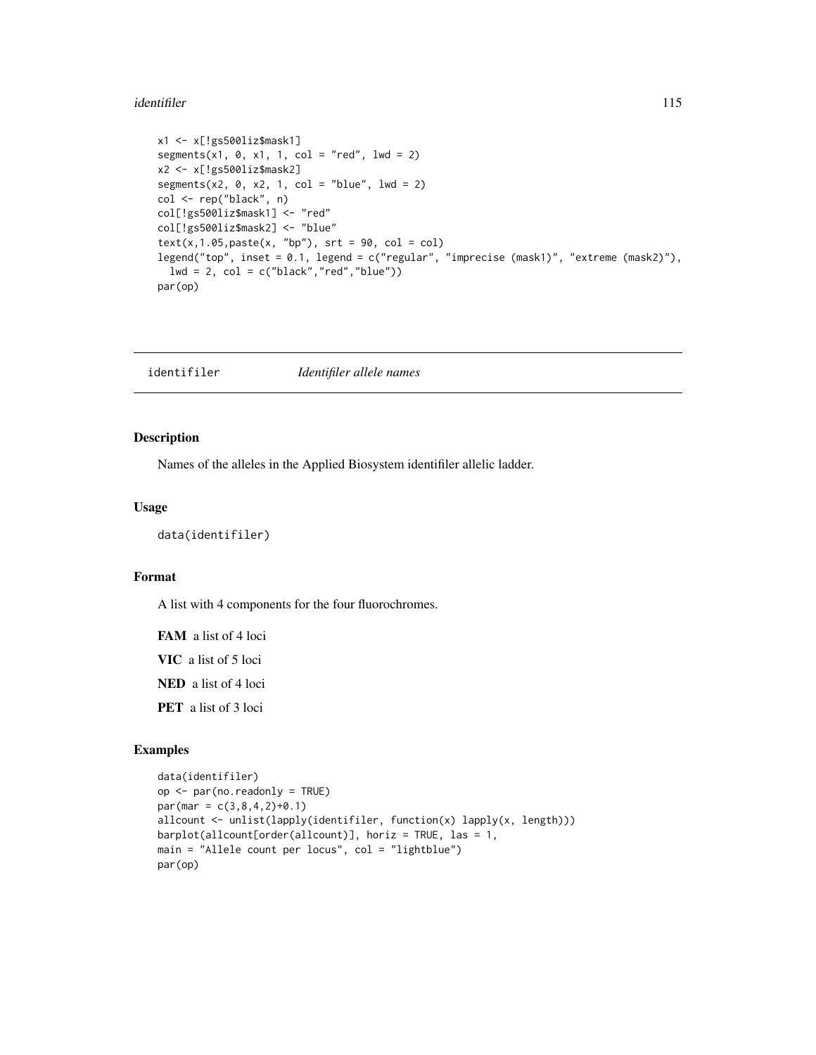```
x1 <- x[!gs500liz$mask1]
segments(x1, 0, x1, 1, col = "red", lwd = 2)
x2 <- x[!gs500liz$mask2]
segments(x2, 0, x2, 1, col = "blue", lwd = 2)
col <- rep("black", n)
col[!gs500liz$mask1] <- "red"
col[!gs500liz$mask2] <- "blue"
text(x,1.05,paste(x, "bp"), srt = 90, col = col)
legend("top", inset = 0.1, legend = c("regular", "imprecise (mask1)", "extreme (mask2)"),
  lwd = 2, col = c("black","red","blue"))
par(op)
```

## identifiler — *Identifiler allele names*

### Description

Names of the alleles in the Applied Biosystem identifiler allelic ladder.

### Usage

```
data(identifiler)
```

### Format

A list with 4 components for the four fluorochromes.

**FAM** a list of 4 loci

**VIC** a list of 5 loci

**NED** a list of 4 loci

**PET** a list of 3 loci

### Examples

```
data(identifiler)
op <- par(no.readonly = TRUE)
par(mar = c(3,8,4,2)+0.1)
allcount <- unlist(lapply(identifiler, function(x) lapply(x, length)))
barplot(allcount[order(allcount)], horiz = TRUE, las = 1,
main = "Allele count per locus", col = "lightblue")
par(op)
```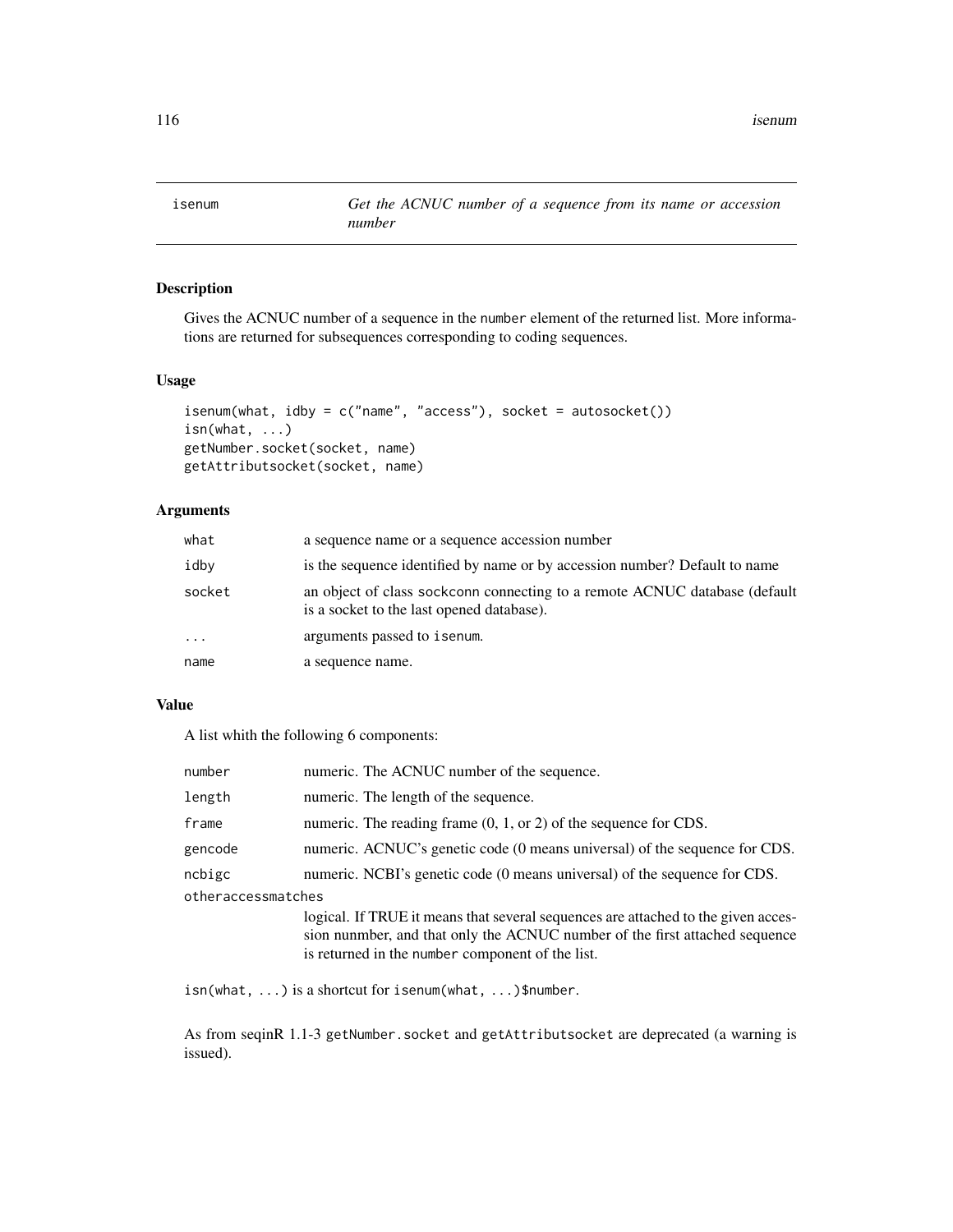# isenum — *Get the ACNUC number of a sequence from its name or accession number*

## Description

Gives the ACNUC number of a sequence in the `number` element of the returned list. More informations are returned for subsequences corresponding to coding sequences.

## Usage

```
isenum(what, idby = c("name", "access"), socket = autosocket())
isn(what, ...)
getNumber.socket(socket, name)
getAttributsocket(socket, name)
```

## Arguments

| | |
|---|---|
| `what` | a sequence name or a sequence accession number |
| `idby` | is the sequence identified by name or by accession number? Default to name |
| `socket` | an object of class `sockconn` connecting to a remote ACNUC database (default is a socket to the last opened database). |
| `...` | arguments passed to `isenum`. |
| `name` | a sequence name. |

## Value

A list whith the following 6 components:

| | |
|---|---|
| `number` | numeric. The ACNUC number of the sequence. |
| `length` | numeric. The length of the sequence. |
| `frame` | numeric. The reading frame (0, 1, or 2) of the sequence for CDS. |
| `gencode` | numeric. ACNUC's genetic code (0 means universal) of the sequence for CDS. |
| `ncbigc` | numeric. NCBI's genetic code (0 means universal) of the sequence for CDS. |
| `otheraccessmatches` | logical. If TRUE it means that several sequences are attached to the given accession nunmber, and that only the ACNUC number of the first attached sequence is returned in the `number` component of the list. |

`isn(what, ...)` is a shortcut for `isenum(what, ...)$number`.

As from seqinR 1.1-3 `getNumber.socket` and `getAttributsocket` are deprecated (a warning is issued).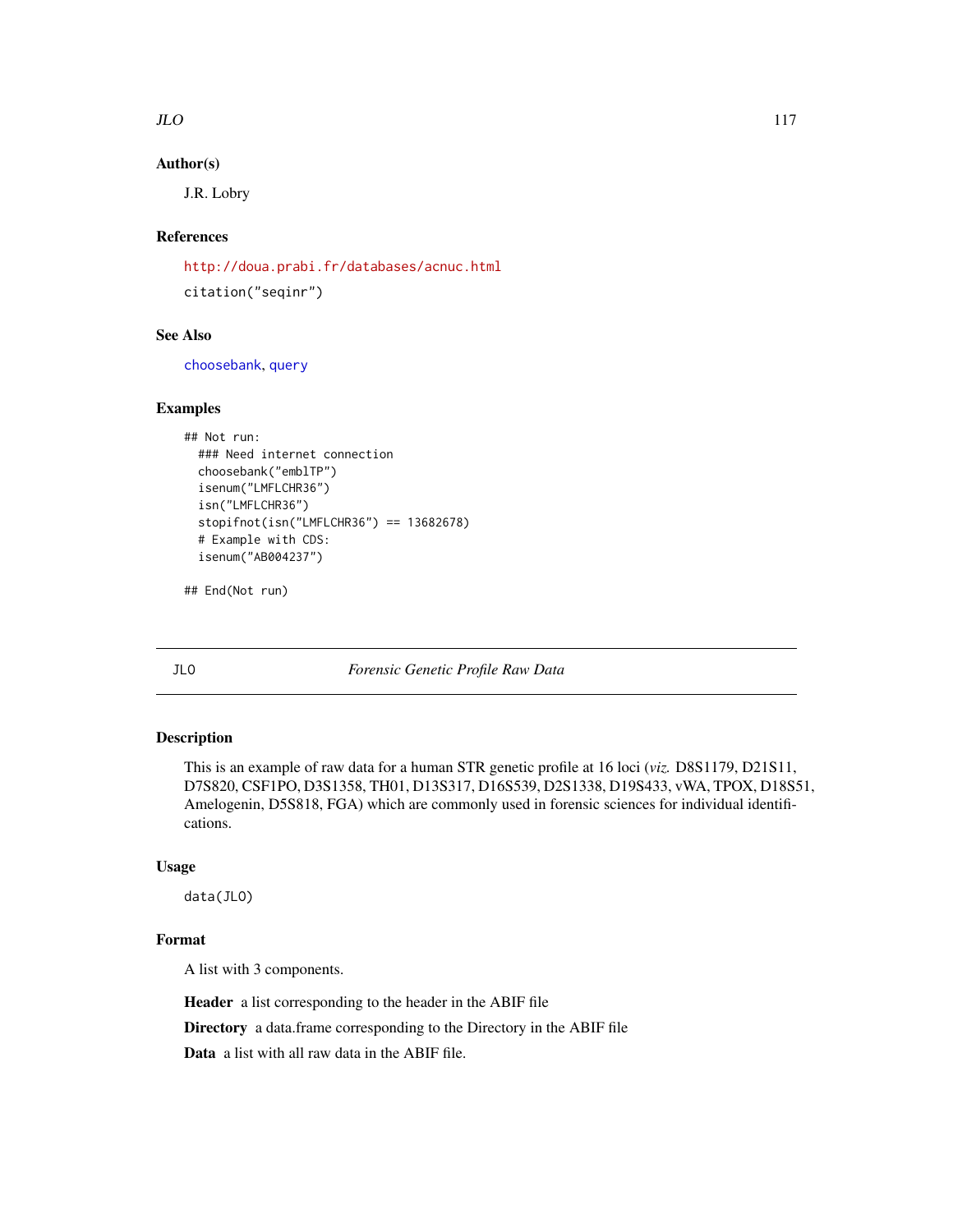## Author(s)

J.R. Lobry

## References

http://doua.prabi.fr/databases/acnuc.html

citation("seqinr")

## See Also

choosebank, query

## Examples

```
## Not run:
  ### Need internet connection
  choosebank("emblTP")
  isenum("LMFLCHR36")
  isn("LMFLCHR36")
  stopifnot(isn("LMFLCHR36") == 13682678)
  # Example with CDS:
  isenum("AB004237")

## End(Not run)
```

---

# JLO — *Forensic Genetic Profile Raw Data*

## Description

This is an example of raw data for a human STR genetic profile at 16 loci (*viz.* D8S1179, D21S11, D7S820, CSF1PO, D3S1358, TH01, D13S317, D16S539, D2S1338, D19S433, vWA, TPOX, D18S51, Amelogenin, D5S818, FGA) which are commonly used in forensic sciences for individual identifications.

## Usage

```
data(JLO)
```

## Format

A list with 3 components.

**Header** a list corresponding to the header in the ABIF file

**Directory** a data.frame corresponding to the Directory in the ABIF file

**Data** a list with all raw data in the ABIF file.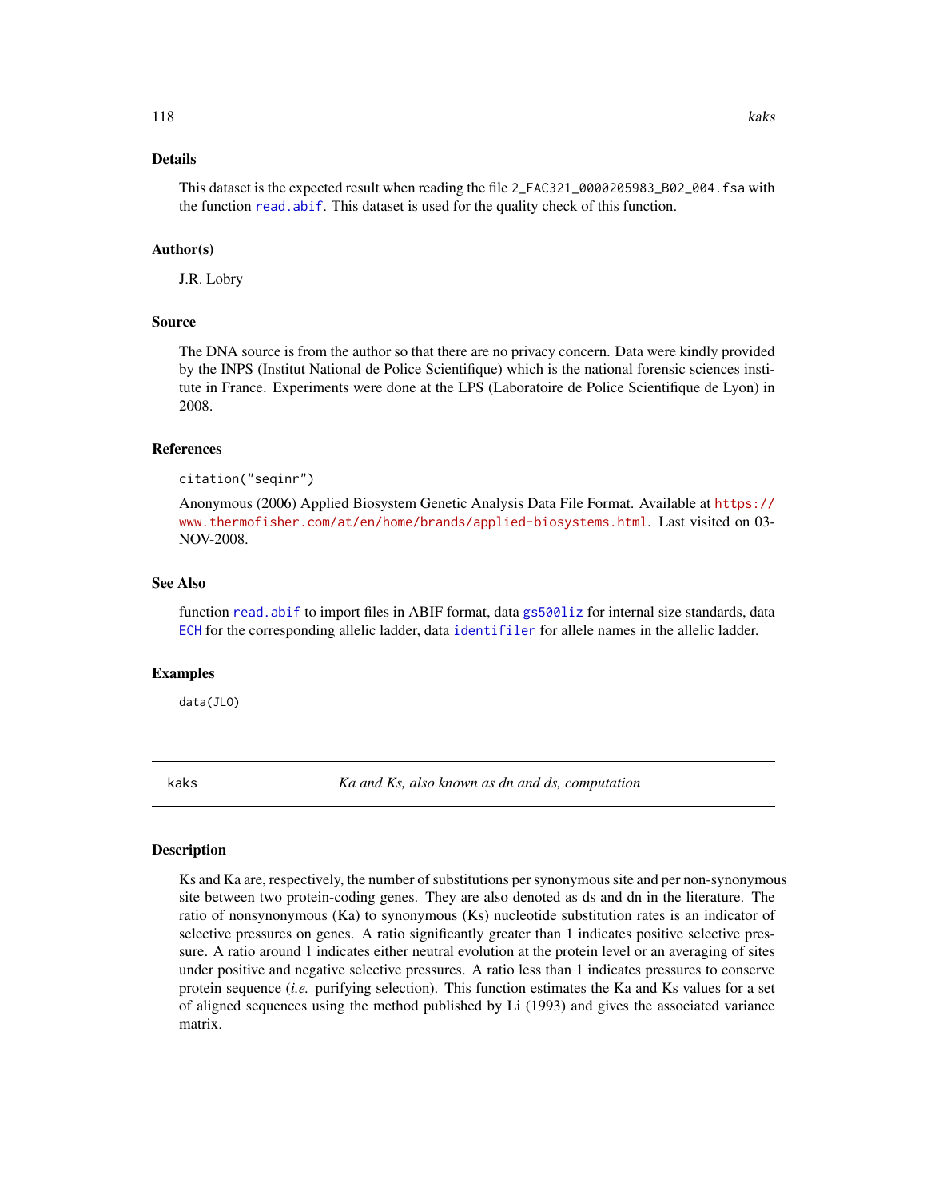### Details

This dataset is the expected result when reading the file `2_FAC321_0000205983_B02_004.fsa` with the function `read.abif`. This dataset is used for the quality check of this function.

### Author(s)

J.R. Lobry

### Source

The DNA source is from the author so that there are no privacy concern. Data were kindly provided by the INPS (Institut National de Police Scientifique) which is the national forensic sciences institute in France. Experiments were done at the LPS (Laboratoire de Police Scientifique de Lyon) in 2008.

### References

citation("seqinr")

Anonymous (2006) Applied Biosystem Genetic Analysis Data File Format. Available at https://www.thermofisher.com/at/en/home/brands/applied-biosystems.html. Last visited on 03-NOV-2008.

### See Also

function `read.abif` to import files in ABIF format, data `gs500liz` for internal size standards, data `ECH` for the corresponding allelic ladder, data `identifiler` for allele names in the allelic ladder.

### Examples

```
data(JLO)
```

---

## kaks — *Ka and Ks, also known as dn and ds, computation*

### Description

Ks and Ka are, respectively, the number of substitutions per synonymous site and per non-synonymous site between two protein-coding genes. They are also denoted as ds and dn in the literature. The ratio of nonsynonymous (Ka) to synonymous (Ks) nucleotide substitution rates is an indicator of selective pressures on genes. A ratio significantly greater than 1 indicates positive selective pressure. A ratio around 1 indicates either neutral evolution at the protein level or an averaging of sites under positive and negative selective pressures. A ratio less than 1 indicates pressures to conserve protein sequence (*i.e.* purifying selection). This function estimates the Ka and Ks values for a set of aligned sequences using the method published by Li (1993) and gives the associated variance matrix.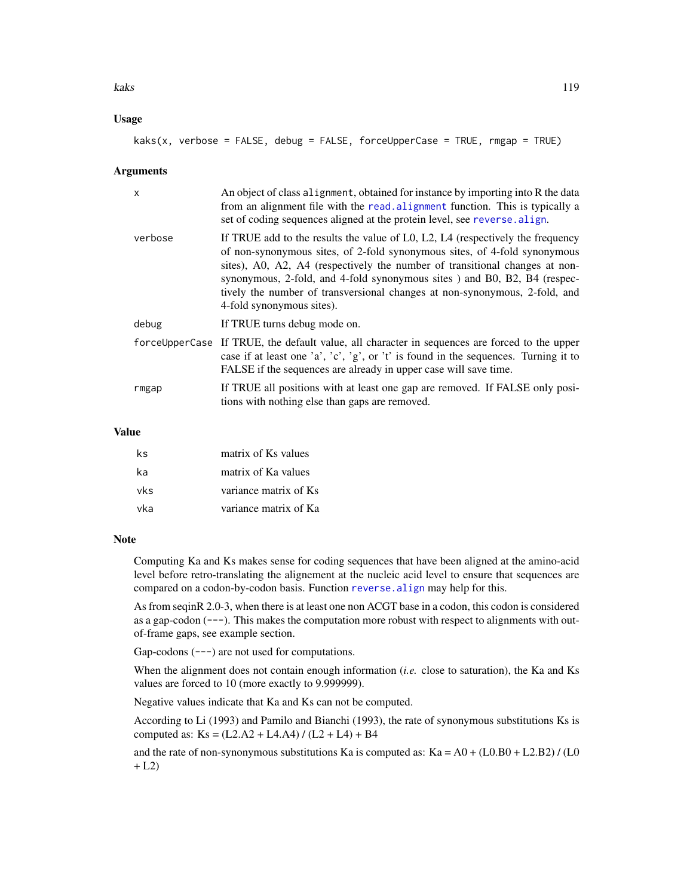## Usage

```
kaks(x, verbose = FALSE, debug = FALSE, forceUpperCase = TRUE, rmgap = TRUE)
```

## Arguments

| | |
|---|---|
| `x` | An object of class `alignment`, obtained for instance by importing into R the data from an alignment file with the `read.alignment` function. This is typically a set of coding sequences aligned at the protein level, see `reverse.align`. |
| `verbose` | If TRUE add to the results the value of L0, L2, L4 (respectively the frequency of non-synonymous sites, of 2-fold synonymous sites, of 4-fold synonymous sites), A0, A2, A4 (respectively the number of transitional changes at non-synonymous, 2-fold, and 4-fold synonymous sites ) and B0, B2, B4 (respectively the number of transversional changes at non-synonymous, 2-fold, and 4-fold synonymous sites). |
| `debug` | If TRUE turns debug mode on. |
| `forceUpperCase` | If TRUE, the default value, all character in sequences are forced to the upper case if at least one 'a', 'c', 'g', or 't' is found in the sequences. Turning it to FALSE if the sequences are already in upper case will save time. |
| `rmgap` | If TRUE all positions with at least one gap are removed. If FALSE only positions with nothing else than gaps are removed. |

## Value

| | |
|---|---|
| `ks` | matrix of Ks values |
| `ka` | matrix of Ka values |
| `vks` | variance matrix of Ks |
| `vka` | variance matrix of Ka |

## Note

Computing Ka and Ks makes sense for coding sequences that have been aligned at the amino-acid level before retro-translating the alignement at the nucleic acid level to ensure that sequences are compared on a codon-by-codon basis. Function `reverse.align` may help for this.

As from seqinR 2.0-3, when there is at least one non ACGT base in a codon, this codon is considered as a gap-codon (`---`). This makes the computation more robust with respect to alignments with out-of-frame gaps, see example section.

Gap-codons (`---`) are not used for computations.

When the alignment does not contain enough information (*i.e.* close to saturation), the Ka and Ks values are forced to 10 (more exactly to 9.999999).

Negative values indicate that Ka and Ks can not be computed.

According to Li (1993) and Pamilo and Bianchi (1993), the rate of synonymous substitutions Ks is computed as: Ks = (L2.A2 + L4.A4) / (L2 + L4) + B4

and the rate of non-synonymous substitutions Ka is computed as: Ka = A0 + (L0.B0 + L2.B2) / (L0 + L2)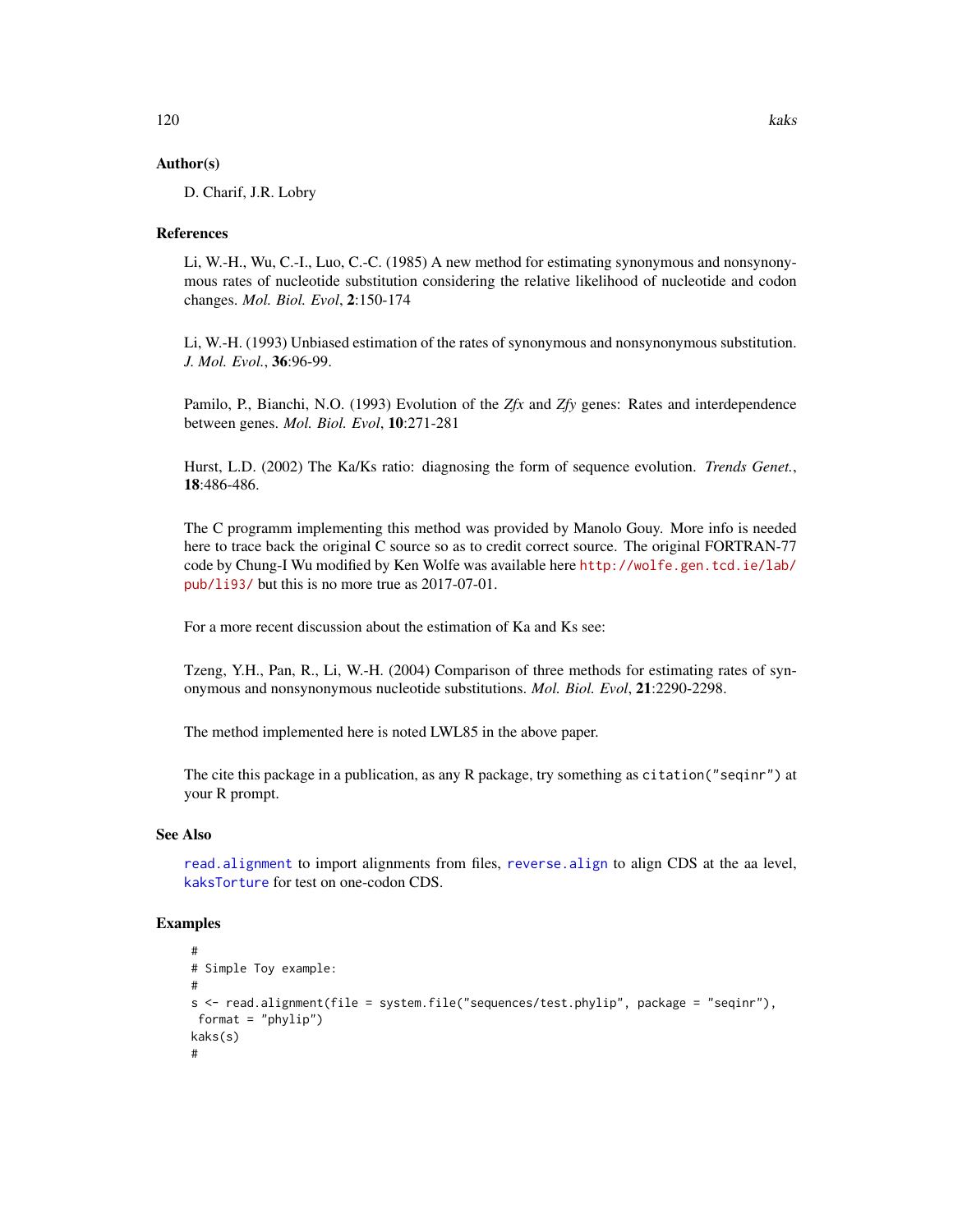### Author(s)

D. Charif, J.R. Lobry

### References

Li, W.-H., Wu, C.-I., Luo, C.-C. (1985) A new method for estimating synonymous and nonsynonymous rates of nucleotide substitution considering the relative likelihood of nucleotide and codon changes. *Mol. Biol. Evol*, **2**:150-174

Li, W.-H. (1993) Unbiased estimation of the rates of synonymous and nonsynonymous substitution. *J. Mol. Evol.*, **36**:96-99.

Pamilo, P., Bianchi, N.O. (1993) Evolution of the *Zfx* and *Zfy* genes: Rates and interdependence between genes. *Mol. Biol. Evol*, **10**:271-281

Hurst, L.D. (2002) The Ka/Ks ratio: diagnosing the form of sequence evolution. *Trends Genet.*, **18**:486-486.

The C programm implementing this method was provided by Manolo Gouy. More info is needed here to trace back the original C source so as to credit correct source. The original FORTRAN-77 code by Chung-I Wu modified by Ken Wolfe was available here http://wolfe.gen.tcd.ie/lab/pub/li93/ but this is no more true as 2017-07-01.

For a more recent discussion about the estimation of Ka and Ks see:

Tzeng, Y.H., Pan, R., Li, W.-H. (2004) Comparison of three methods for estimating rates of synonymous and nonsynonymous nucleotide substitutions. *Mol. Biol. Evol*, **21**:2290-2298.

The method implemented here is noted LWL85 in the above paper.

The cite this package in a publication, as any R package, try something as `citation("seqinr")` at your R prompt.

### See Also

`read.alignment` to import alignments from files, `reverse.align` to align CDS at the aa level, `kaksTorture` for test on one-codon CDS.

### Examples

```
#
# Simple Toy example:
#
s <- read.alignment(file = system.file("sequences/test.phylip", package = "seqinr"),
 format = "phylip")
kaks(s)
#
```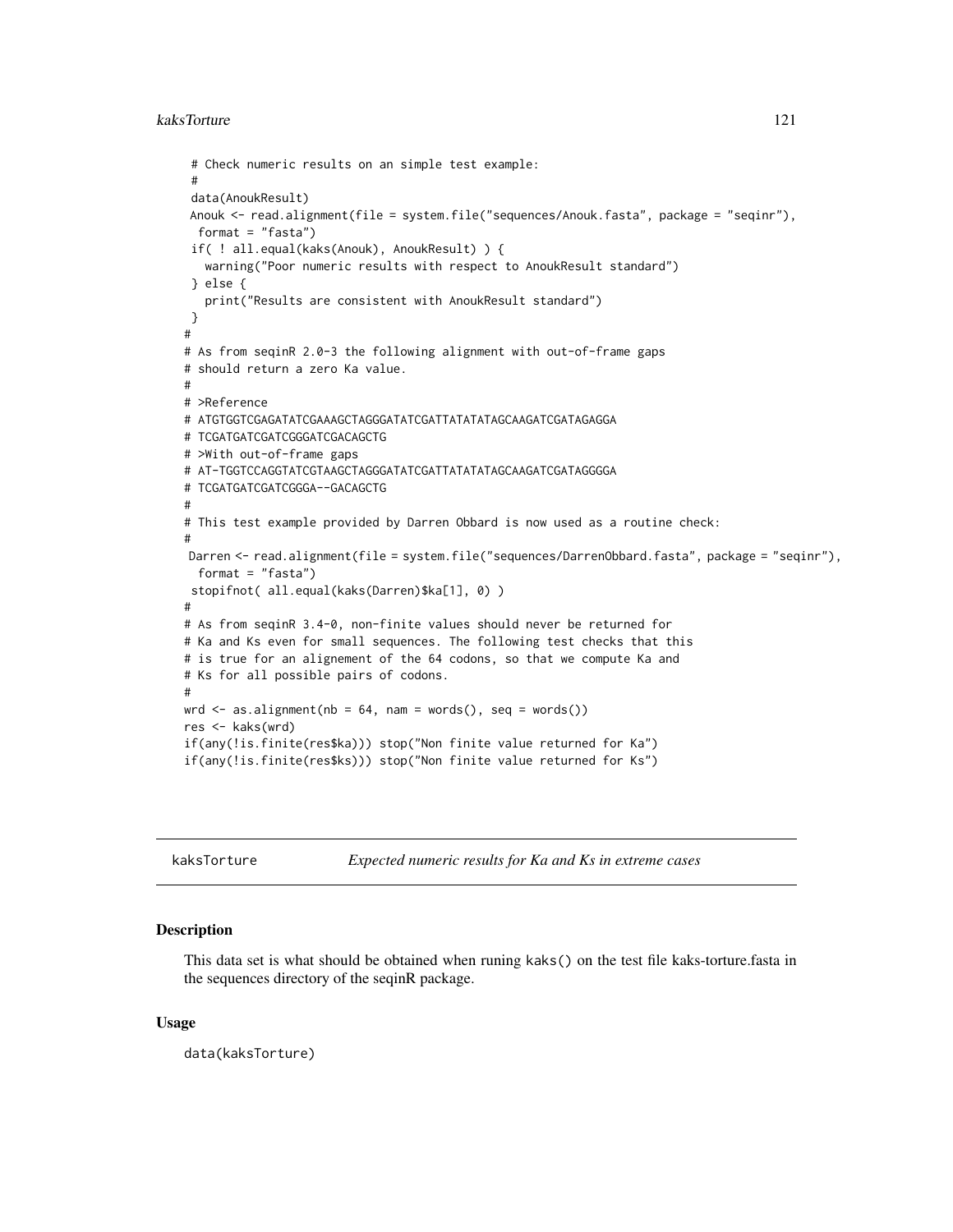```
 # Check numeric results on an simple test example:
 #
 data(AnoukResult)
 Anouk <- read.alignment(file = system.file("sequences/Anouk.fasta", package = "seqinr"),
  format = "fasta")
 if( ! all.equal(kaks(Anouk), AnoukResult) ) {
   warning("Poor numeric results with respect to AnoukResult standard")
 } else {
   print("Results are consistent with AnoukResult standard")
 }
#
# As from seqinR 2.0-3 the following alignment with out-of-frame gaps
# should return a zero Ka value.
#
# >Reference
# ATGTGGTCGAGATATCGAAAGCTAGGGATATCGATTATATATAGCAAGATCGATAGAGGA
# TCGATGATCGATCGGGATCGACAGCTG
# >With out-of-frame gaps
# AT-TGGTCCAGGTATCGTAAGCTAGGGATATCGATTATATATAGCAAGATCGATAGGGGA
# TCGATGATCGATCGGGA--GACAGCTG
#
# This test example provided by Darren Obbard is now used as a routine check:
#
 Darren <- read.alignment(file = system.file("sequences/DarrenObbard.fasta", package = "seqinr"),
  format = "fasta")
 stopifnot( all.equal(kaks(Darren)$ka[1], 0) )
#
# As from seqinR 3.4-0, non-finite values should never be returned for
# Ka and Ks even for small sequences. The following test checks that this
# is true for an alignement of the 64 codons, so that we compute Ka and
# Ks for all possible pairs of codons.
#
wrd <- as.alignment(nb = 64, nam = words(), seq = words())
res <- kaks(wrd)
if(any(!is.finite(res$ka))) stop("Non finite value returned for Ka")
if(any(!is.finite(res$ks))) stop("Non finite value returned for Ks")
```

## kaksTorture *Expected numeric results for Ka and Ks in extreme cases*

### Description

This data set is what should be obtained when runing `kaks()` on the test file kaks-torture.fasta in the sequences directory of the seqinR package.

### Usage

```
data(kaksTorture)
```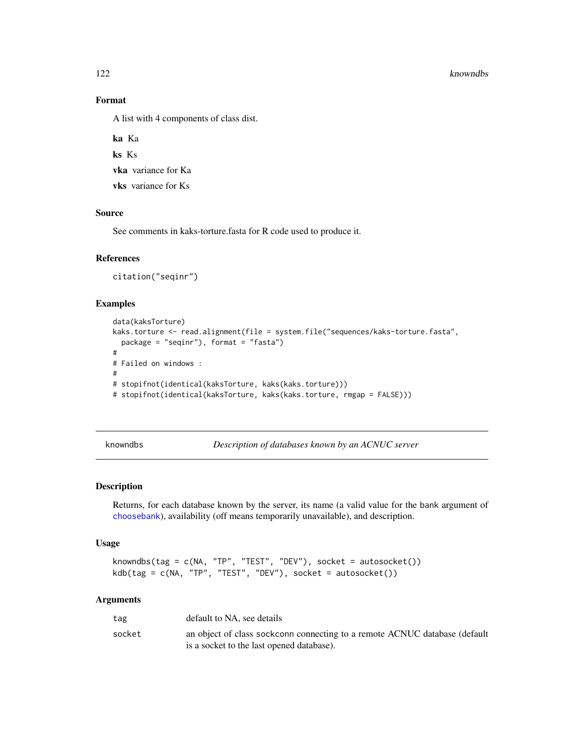## Format

A list with 4 components of class dist.

**ka** Ka

**ks** Ks

**vka** variance for Ka

**vks** variance for Ks

## Source

See comments in kaks-torture.fasta for R code used to produce it.

## References

```
citation("seqinr")
```

## Examples

```
data(kaksTorture)
kaks.torture <- read.alignment(file = system.file("sequences/kaks-torture.fasta",
  package = "seqinr"), format = "fasta")
#
# Failed on windows :
#
# stopifnot(identical(kaksTorture, kaks(kaks.torture)))
# stopifnot(identical(kaksTorture, kaks(kaks.torture, rmgap = FALSE)))
```

---

# knowndbs — *Description of databases known by an ACNUC server*

## Description

Returns, for each database known by the server, its name (a valid value for the bank argument of choosebank), availability (off means temporarily unavailable), and description.

## Usage

```
knowndbs(tag = c(NA, "TP", "TEST", "DEV"), socket = autosocket())
kdb(tag = c(NA, "TP", "TEST", "DEV"), socket = autosocket())
```

## Arguments

| | |
|---|---|
| tag | default to NA, see details |
| socket | an object of class sockconn connecting to a remote ACNUC database (default is a socket to the last opened database). |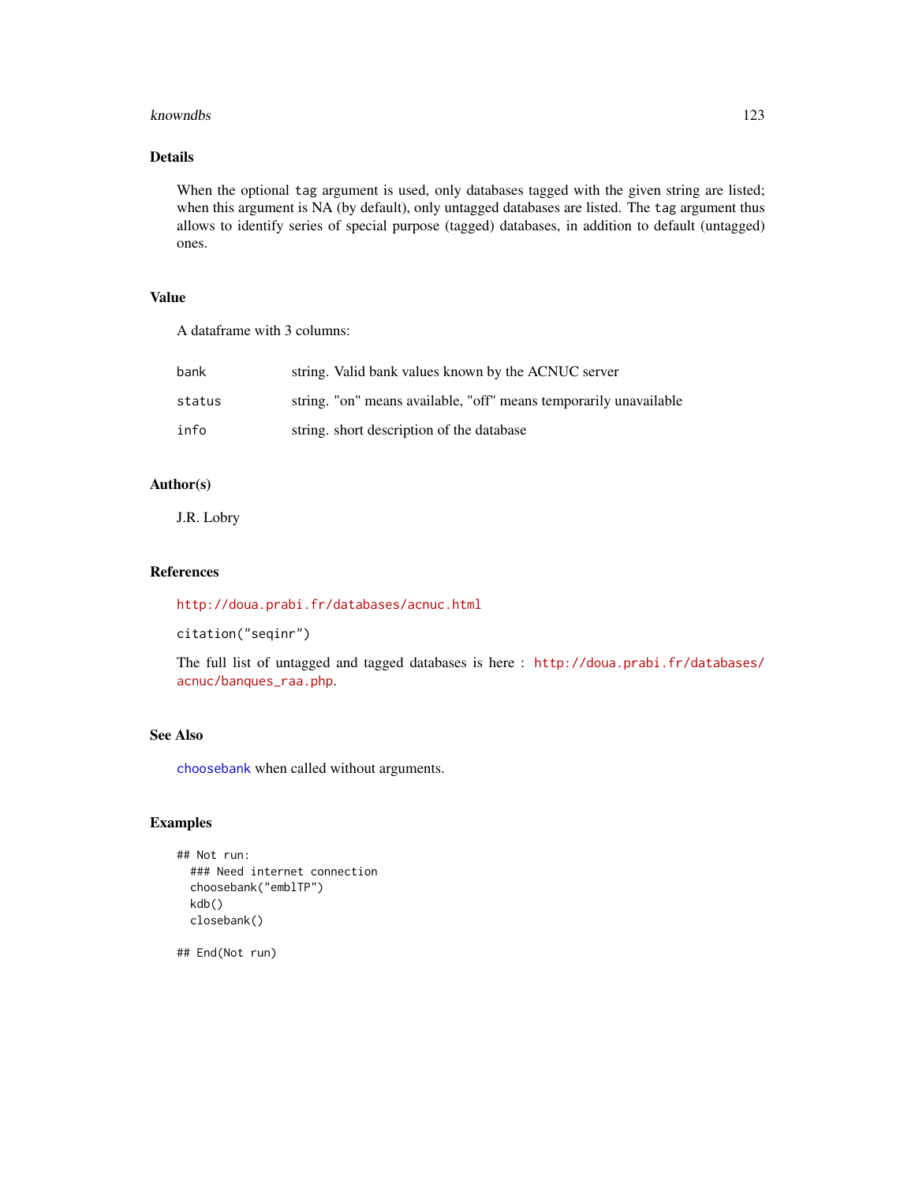## Details

When the optional `tag` argument is used, only databases tagged with the given string are listed; when this argument is NA (by default), only untagged databases are listed. The `tag` argument thus allows to identify series of special purpose (tagged) databases, in addition to default (untagged) ones.

## Value

A dataframe with 3 columns:

| | |
|---|---|
| `bank` | string. Valid bank values known by the ACNUC server |
| `status` | string. "on" means available, "off" means temporarily unavailable |
| `info` | string. short description of the database |

## Author(s)

J.R. Lobry

## References

http://doua.prabi.fr/databases/acnuc.html

`citation("seqinr")`

The full list of untagged and tagged databases is here : http://doua.prabi.fr/databases/acnuc/banques_raa.php.

## See Also

`choosebank` when called without arguments.

## Examples

```
## Not run:
  ### Need internet connection
  choosebank("emblTP")
  kdb()
  closebank()

## End(Not run)
```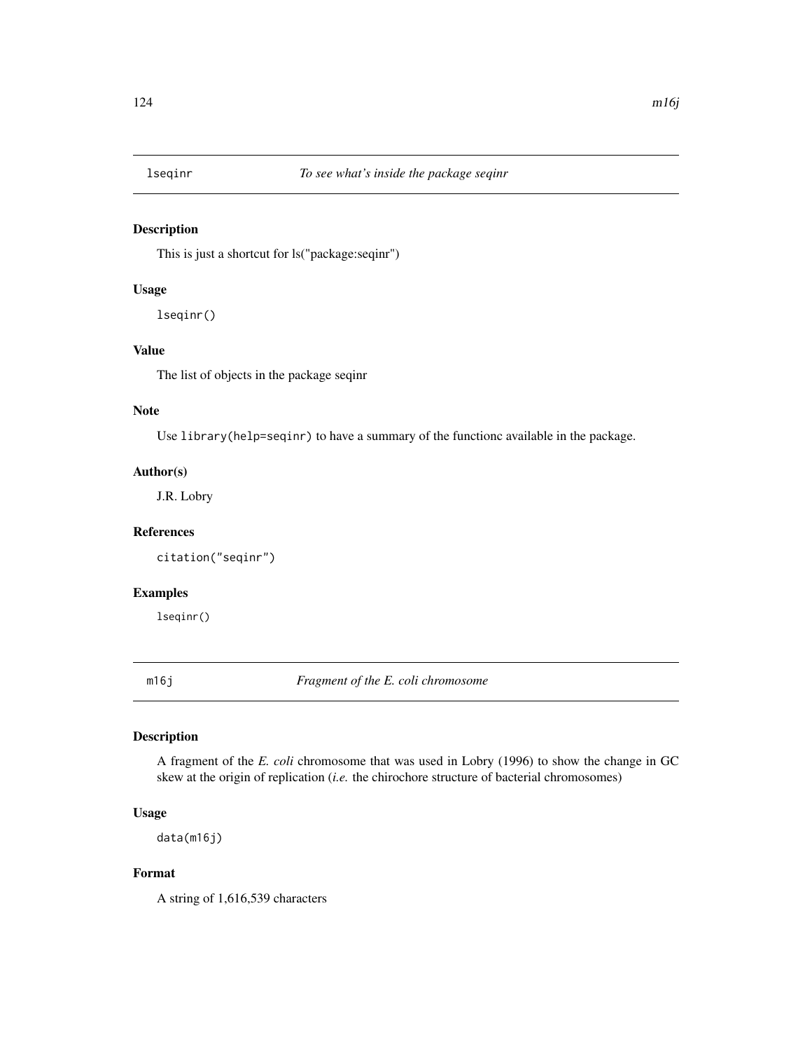## lseqinr — *To see what's inside the package seqinr*

### Description

This is just a shortcut for ls("package:seqinr")

### Usage

```
lseqinr()
```

### Value

The list of objects in the package seqinr

### Note

Use `library(help=seqinr)` to have a summary of the functionc available in the package.

### Author(s)

J.R. Lobry

### References

```
citation("seqinr")
```

### Examples

```
lseqinr()
```

## m16j — *Fragment of the E. coli chromosome*

### Description

A fragment of the *E. coli* chromosome that was used in Lobry (1996) to show the change in GC skew at the origin of replication (*i.e.* the chirochore structure of bacterial chromosomes)

### Usage

```
data(m16j)
```

### Format

A string of 1,616,539 characters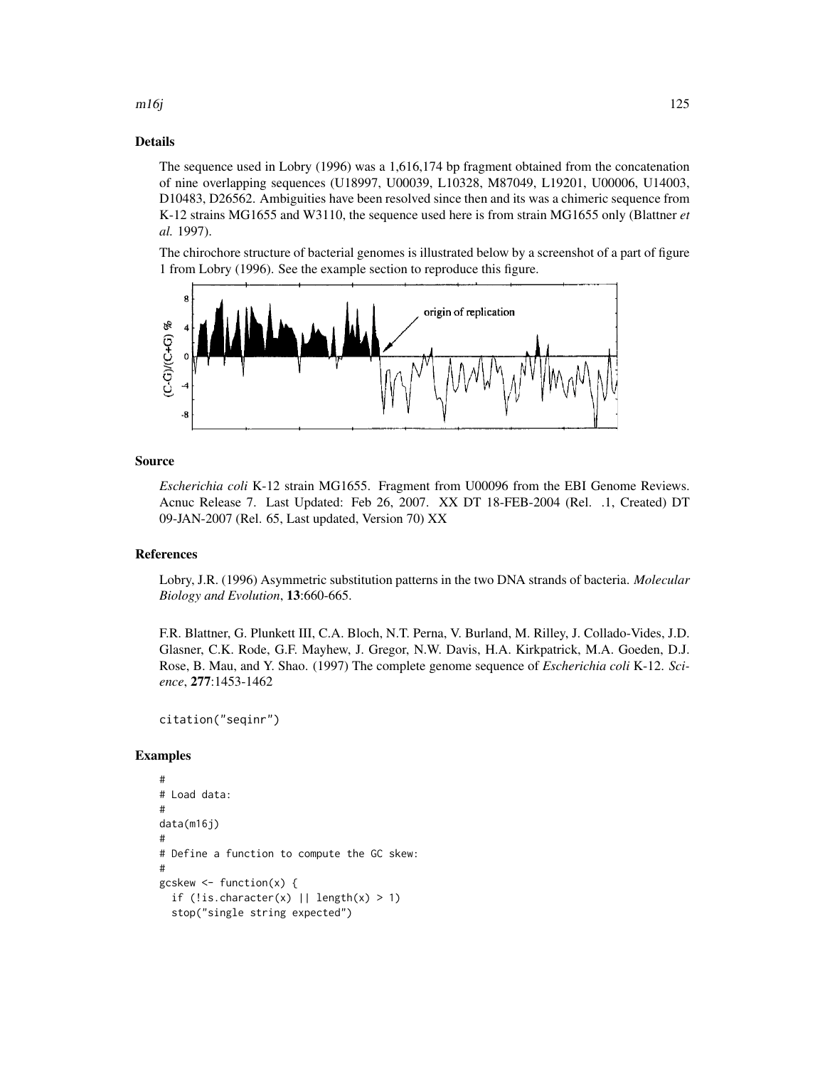## Details

The sequence used in Lobry (1996) was a 1,616,174 bp fragment obtained from the concatenation of nine overlapping sequences (U18997, U00039, L10328, M87049, L19201, U00006, U14003, D10483, D26562. Ambiguities have been resolved since then and its was a chimeric sequence from K-12 strains MG1655 and W3110, the sequence used here is from strain MG1655 only (Blattner *et al.* 1997).

The chirochore structure of bacterial genomes is illustrated below by a screenshot of a part of figure 1 from Lobry (1996). See the example section to reproduce this figure.

## Source

*Escherichia coli* K-12 strain MG1655. Fragment from U00096 from the EBI Genome Reviews. Acnuc Release 7. Last Updated: Feb 26, 2007. XX DT 18-FEB-2004 (Rel. .1, Created) DT 09-JAN-2007 (Rel. 65, Last updated, Version 70) XX

## References

Lobry, J.R. (1996) Asymmetric substitution patterns in the two DNA strands of bacteria. *Molecular Biology and Evolution*, **13**:660-665.

F.R. Blattner, G. Plunkett III, C.A. Bloch, N.T. Perna, V. Burland, M. Rilley, J. Collado-Vides, J.D. Glasner, C.K. Rode, G.F. Mayhew, J. Gregor, N.W. Davis, H.A. Kirkpatrick, M.A. Goeden, D.J. Rose, B. Mau, and Y. Shao. (1997) The complete genome sequence of *Escherichia coli* K-12. *Science*, **277**:1453-1462

```
citation("seqinr")
```

## Examples

```
#
# Load data:
#
data(m16j)
#
# Define a function to compute the GC skew:
#
gcskew <- function(x) {
  if (!is.character(x) || length(x) > 1)
  stop("single string expected")
```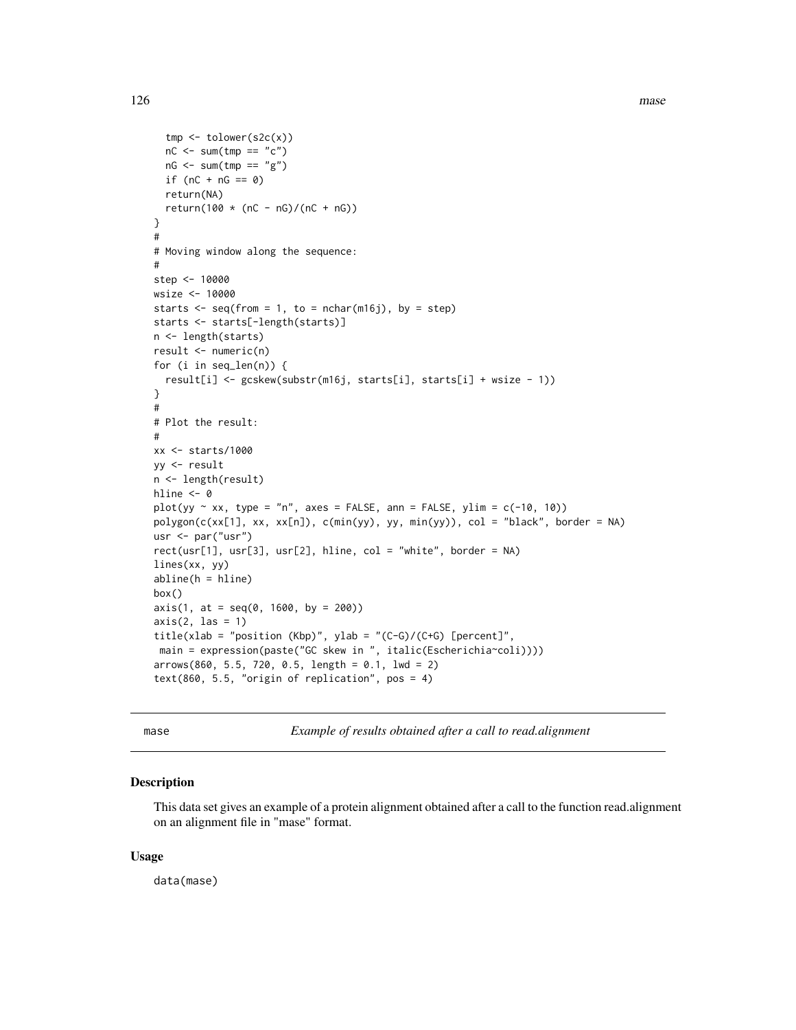```
  tmp <- tolower(s2c(x))
  nC <- sum(tmp == "c")
  nG <- sum(tmp == "g")
  if (nC + nG == 0)
  return(NA)
  return(100 * (nC - nG)/(nC + nG))
}
#
# Moving window along the sequence:
#
step <- 10000
wsize <- 10000
starts <- seq(from = 1, to = nchar(m16j), by = step)
starts <- starts[-length(starts)]
n <- length(starts)
result <- numeric(n)
for (i in seq_len(n)) {
  result[i] <- gcskew(substr(m16j, starts[i], starts[i] + wsize - 1))
}
#
# Plot the result:
#
xx <- starts/1000
yy <- result
n <- length(result)
hline <- 0
plot(yy ~ xx, type = "n", axes = FALSE, ann = FALSE, ylim = c(-10, 10))
polygon(c(xx[1], xx, xx[n]), c(min(yy), yy, min(yy)), col = "black", border = NA)
usr <- par("usr")
rect(usr[1], usr[3], usr[2], hline, col = "white", border = NA)
lines(xx, yy)
abline(h = hline)
box()
axis(1, at = seq(0, 1600, by = 200))
axis(2, las = 1)
title(xlab = "position (Kbp)", ylab = "(C-G)/(C+G) [percent]",
 main = expression(paste("GC skew in ", italic(Escherichia~coli))))
arrows(860, 5.5, 720, 0.5, length = 0.1, lwd = 2)
text(860, 5.5, "origin of replication", pos = 4)
```

---

## mase — *Example of results obtained after a call to read.alignment*

### Description

This data set gives an example of a protein alignment obtained after a call to the function read.alignment on an alignment file in "mase" format.

### Usage

data(mase)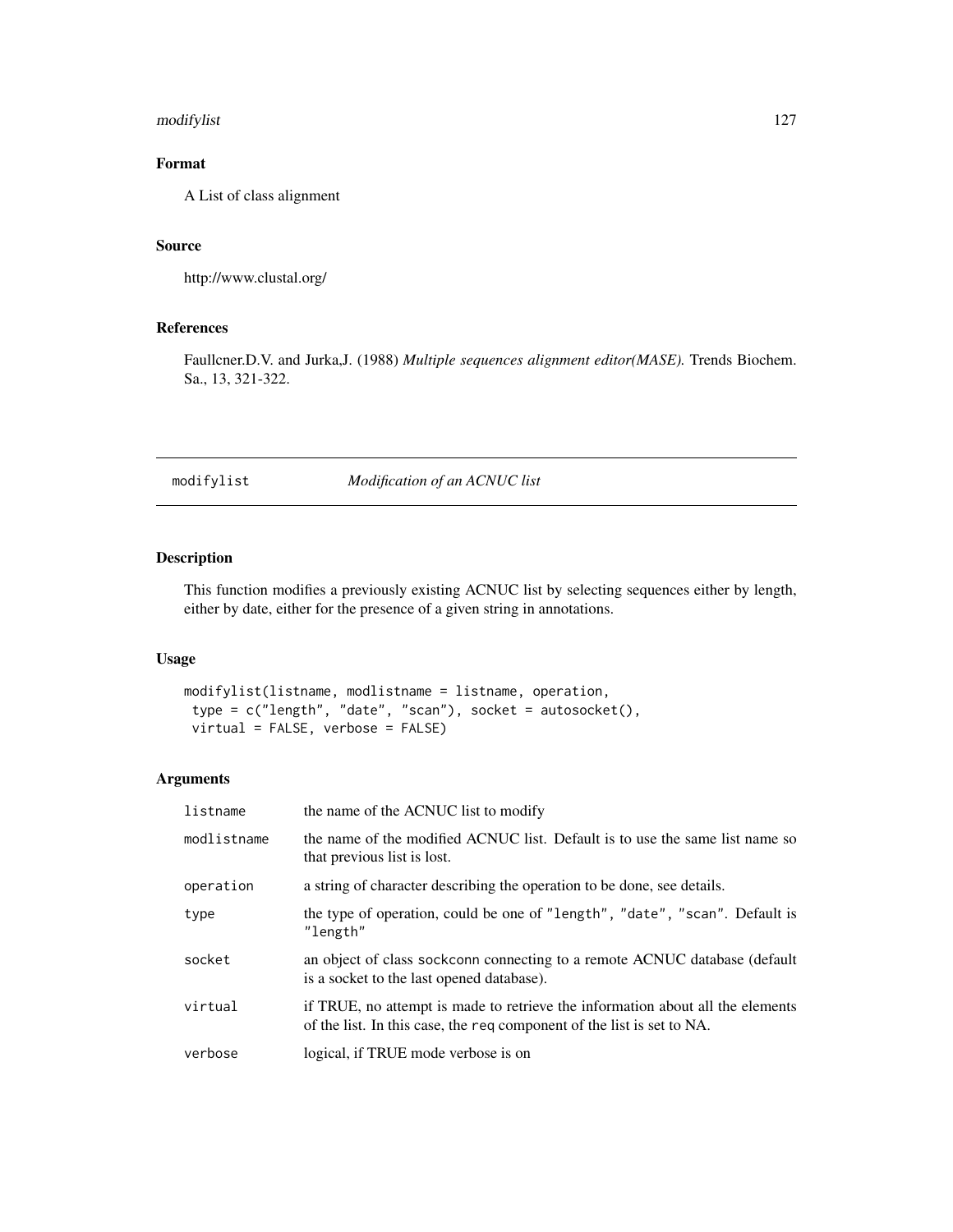## Format

A List of class alignment

## Source

http://www.clustal.org/

## References

Faullcner.D.V. and Jurka,J. (1988) *Multiple sequences alignment editor(MASE).* Trends Biochem. Sa., 13, 321-322.

---

# modifylist — *Modification of an ACNUC list*

---

## Description

This function modifies a previously existing ACNUC list by selecting sequences either by length, either by date, either for the presence of a given string in annotations.

## Usage

```
modifylist(listname, modlistname = listname, operation,
 type = c("length", "date", "scan"), socket = autosocket(),
 virtual = FALSE, verbose = FALSE)
```

## Arguments

| | |
|---|---|
| `listname` | the name of the ACNUC list to modify |
| `modlistname` | the name of the modified ACNUC list. Default is to use the same list name so that previous list is lost. |
| `operation` | a string of character describing the operation to be done, see details. |
| `type` | the type of operation, could be one of "length", "date", "scan". Default is "length" |
| `socket` | an object of class `sockconn` connecting to a remote ACNUC database (default is a socket to the last opened database). |
| `virtual` | if TRUE, no attempt is made to retrieve the information about all the elements of the list. In this case, the `req` component of the list is set to NA. |
| `verbose` | logical, if TRUE mode verbose is on |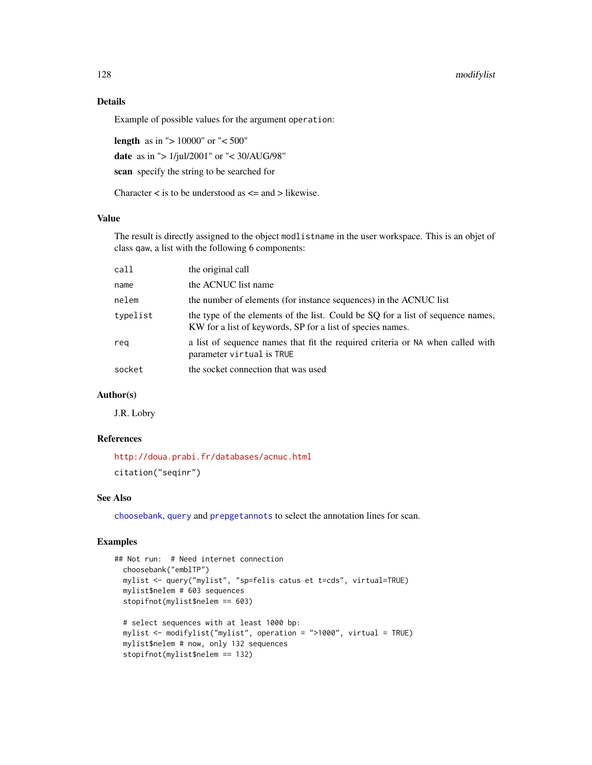## Details

Example of possible values for the argument `operation`:

**length** as in "> 10000" or "< 500"

**date** as in "> 1/jul/2001" or "< 30/AUG/98"

**scan** specify the string to be searched for

Character < is to be understood as <= and > likewise.

## Value

The result is directly assigned to the object `modlistname` in the user workspace. This is an objet of class `qaw`, a list with the following 6 components:

| | |
|---|---|
| `call` | the original call |
| `name` | the ACNUC list name |
| `nelem` | the number of elements (for instance sequences) in the ACNUC list |
| `typelist` | the type of the elements of the list. Could be SQ for a list of sequence names, KW for a list of keywords, SP for a list of species names. |
| `req` | a list of sequence names that fit the required criteria or `NA` when called with parameter `virtual` is `TRUE` |
| `socket` | the socket connection that was used |

## Author(s)

J.R. Lobry

## References

http://doua.prabi.fr/databases/acnuc.html

`citation("seqinr")`

## See Also

`choosebank`, `query` and `prepgetannots` to select the annotation lines for scan.

## Examples

```
## Not run:  # Need internet connection
  choosebank("emblTP")
  mylist <- query("mylist", "sp=felis catus et t=cds", virtual=TRUE)
  mylist$nelem # 603 sequences
  stopifnot(mylist$nelem == 603)

  # select sequences with at least 1000 bp:
  mylist <- modifylist("mylist", operation = ">1000", virtual = TRUE)
  mylist$nelem # now, only 132 sequences
  stopifnot(mylist$nelem == 132)
```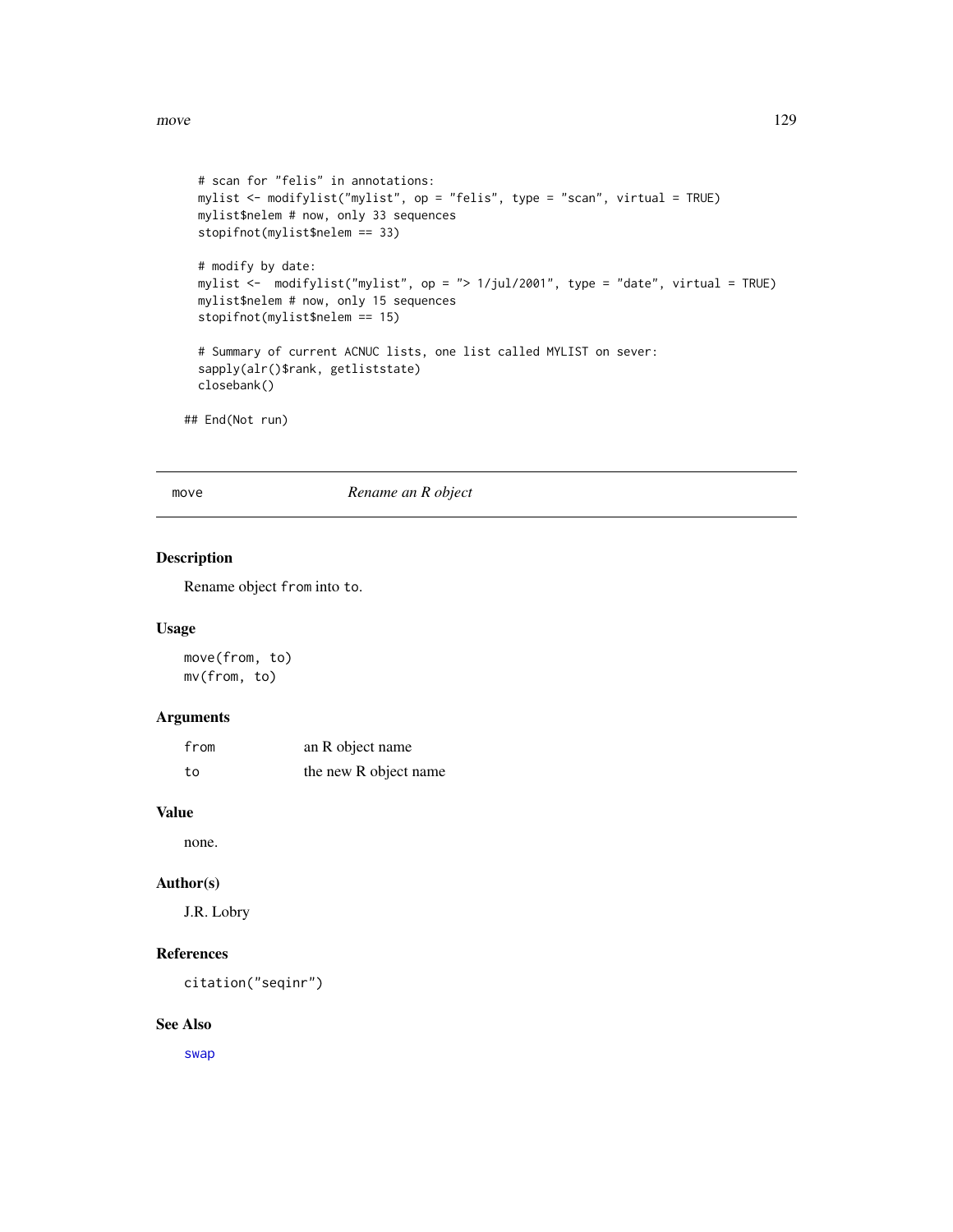```
  # scan for "felis" in annotations:
  mylist <- modifylist("mylist", op = "felis", type = "scan", virtual = TRUE)
  mylist$nelem # now, only 33 sequences
  stopifnot(mylist$nelem == 33)

  # modify by date:
  mylist <-  modifylist("mylist", op = "> 1/jul/2001", type = "date", virtual = TRUE)
  mylist$nelem # now, only 15 sequences
  stopifnot(mylist$nelem == 15)

  # Summary of current ACNUC lists, one list called MYLIST on sever:
  sapply(alr()$rank, getliststate)
  closebank()

## End(Not run)
```

---

## move &nbsp;&nbsp;&nbsp;&nbsp;&nbsp;&nbsp;&nbsp;&nbsp; *Rename an R object*

---

### Description

Rename object `from` into `to`.

### Usage

```
move(from, to)
mv(from, to)
```

### Arguments

| | |
|---|---|
| `from` | an R object name |
| `to` | the new R object name |

### Value

none.

### Author(s)

J.R. Lobry

### References

`citation("seqinr")`

### See Also

`swap`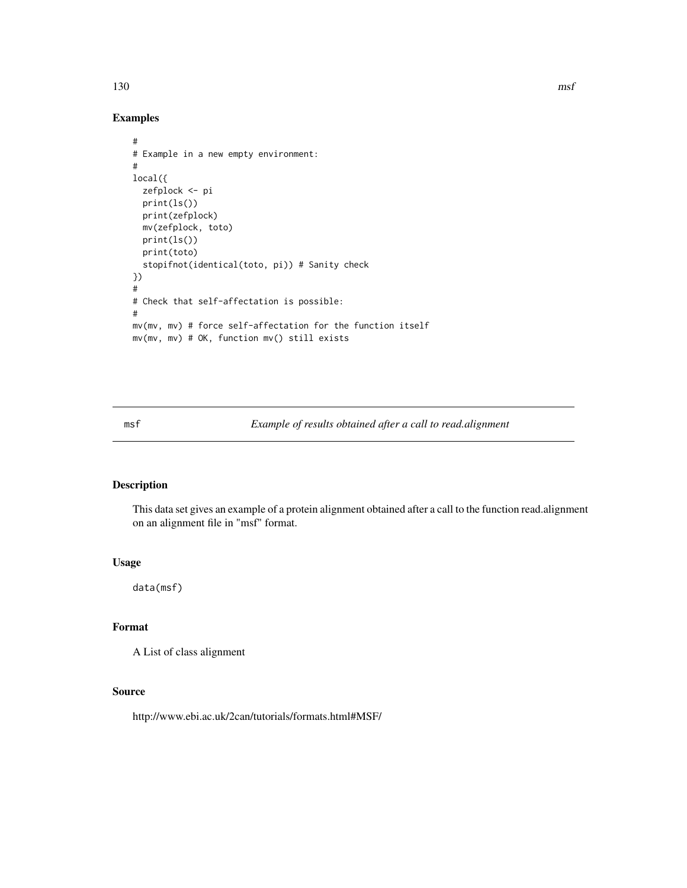## Examples

```
#
# Example in a new empty environment:
#
local({
  zefplock <- pi
  print(ls())
  print(zefplock)
  mv(zefplock, toto)
  print(ls())
  print(toto)
  stopifnot(identical(toto, pi)) # Sanity check
})
#
# Check that self-affectation is possible:
#
mv(mv, mv) # force self-affectation for the function itself
mv(mv, mv) # OK, function mv() still exists
```

---

# msf — *Example of results obtained after a call to read.alignment*

## Description

This data set gives an example of a protein alignment obtained after a call to the function read.alignment on an alignment file in "msf" format.

## Usage

```
data(msf)
```

## Format

A List of class alignment

## Source

http://www.ebi.ac.uk/2can/tutorials/formats.html#MSF/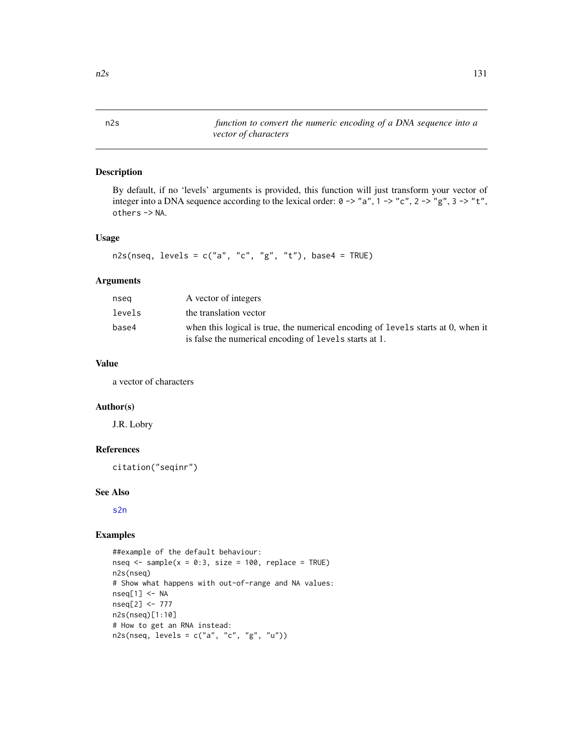n2s *function to convert the numeric encoding of a DNA sequence into a vector of characters*

## Description

By default, if no 'levels' arguments is provided, this function will just transform your vector of integer into a DNA sequence according to the lexical order: `0 -> "a"`, `1 -> "c"`, `2 -> "g"`, `3 -> "t"`, `others -> NA`.

## Usage

```
n2s(nseq, levels = c("a", "c", "g", "t"), base4 = TRUE)
```

## Arguments

| | |
|---|---|
| nseq | A vector of integers |
| levels | the translation vector |
| base4 | when this logical is true, the numerical encoding of levels starts at 0, when it is false the numerical encoding of levels starts at 1. |

## Value

a vector of characters

## Author(s)

J.R. Lobry

## References

citation("seqinr")

## See Also

s2n

## Examples

```
##example of the default behaviour:
nseq <- sample(x = 0:3, size = 100, replace = TRUE)
n2s(nseq)
# Show what happens with out-of-range and NA values:
nseq[1] <- NA
nseq[2] <- 777
n2s(nseq)[1:10]
# How to get an RNA instead:
n2s(nseq, levels = c("a", "c", "g", "u"))
```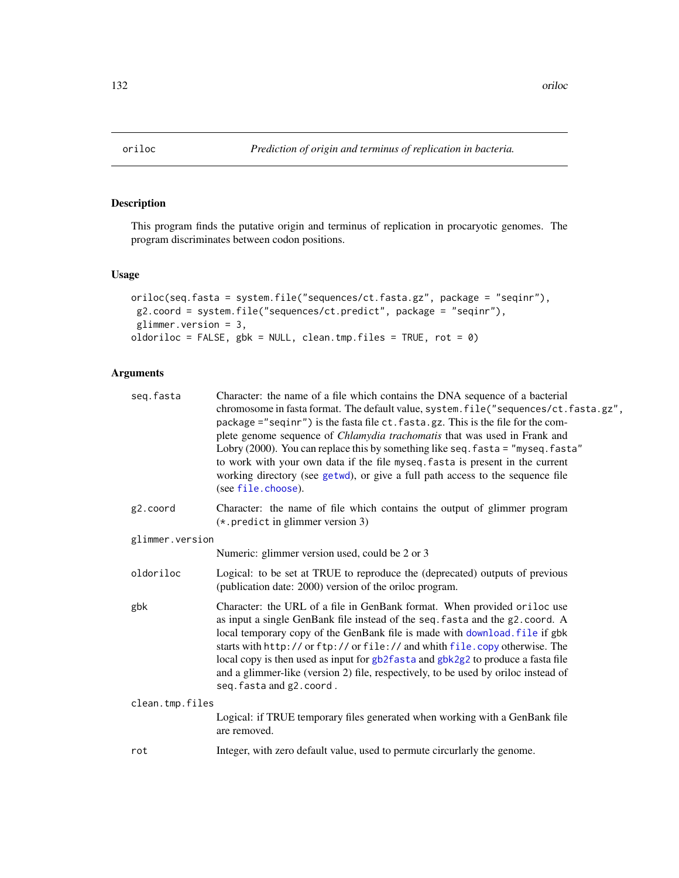# oriloc — *Prediction of origin and terminus of replication in bacteria.*

## Description

This program finds the putative origin and terminus of replication in procaryotic genomes. The program discriminates between codon positions.

## Usage

```
oriloc(seq.fasta = system.file("sequences/ct.fasta.gz", package = "seqinr"),
 g2.coord = system.file("sequences/ct.predict", package = "seqinr"),
 glimmer.version = 3,
oldoriloc = FALSE, gbk = NULL, clean.tmp.files = TRUE, rot = 0)
```

## Arguments

- **seq.fasta**: Character: the name of a file which contains the DNA sequence of a bacterial chromosome in fasta format. The default value, `system.file("sequences/ct.fasta.gz", package ="seqinr")` is the fasta file `ct.fasta.gz`. This is the file for the complete genome sequence of *Chlamydia trachomatis* that was used in Frank and Lobry (2000). You can replace this by something like `seq.fasta = "myseq.fasta"` to work with your own data if the file `myseq.fasta` is present in the current working directory (see `getwd`), or give a full path access to the sequence file (see `file.choose`).
- **g2.coord**: Character: the name of file which contains the output of glimmer program (`*.predict` in glimmer version 3)
- **glimmer.version**: Numeric: glimmer version used, could be 2 or 3
- **oldoriloc**: Logical: to be set at TRUE to reproduce the (deprecated) outputs of previous (publication date: 2000) version of the oriloc program.
- **gbk**: Character: the URL of a file in GenBank format. When provided `oriloc` use as input a single GenBank file instead of the `seq.fasta` and the `g2.coord`. A local temporary copy of the GenBank file is made with `download.file` if gbk starts with `http://` or `ftp://` or `file://` and whith `file.copy` otherwise. The local copy is then used as input for `gb2fasta` and `gbk2g2` to produce a fasta file and a glimmer-like (version 2) file, respectively, to be used by oriloc instead of `seq.fasta` and `g2.coord` .
- **clean.tmp.files**: Logical: if TRUE temporary files generated when working with a GenBank file are removed.
- **rot**: Integer, with zero default value, used to permute circularly the genome.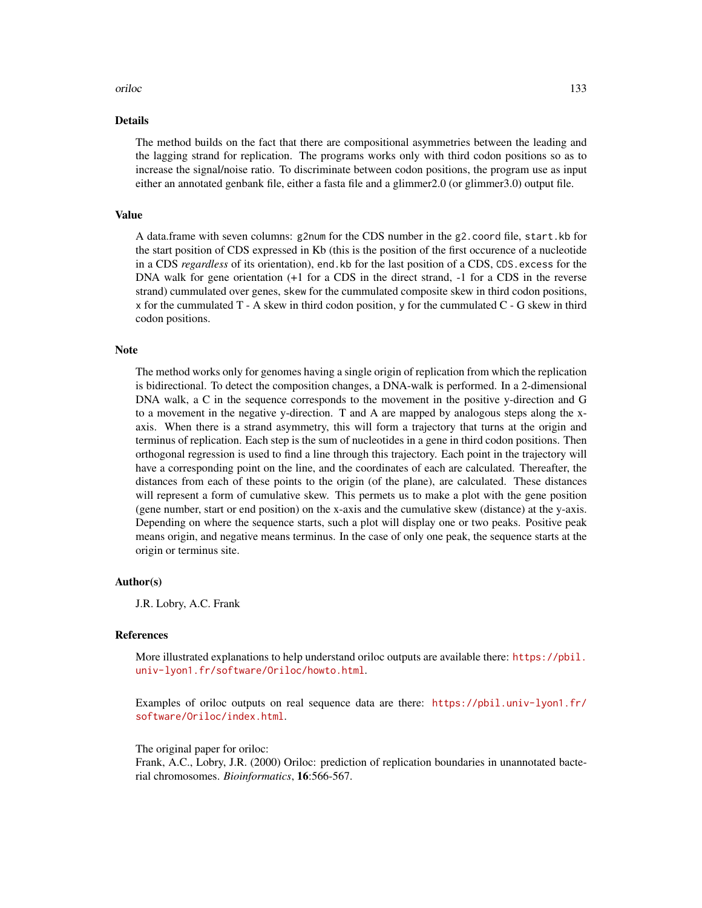## Details

The method builds on the fact that there are compositional asymmetries between the leading and the lagging strand for replication. The programs works only with third codon positions so as to increase the signal/noise ratio. To discriminate between codon positions, the program use as input either an annotated genbank file, either a fasta file and a glimmer2.0 (or glimmer3.0) output file.

## Value

A data.frame with seven columns: `g2num` for the CDS number in the `g2.coord` file, `start.kb` for the start position of CDS expressed in Kb (this is the position of the first occurence of a nucleotide in a CDS *regardless* of its orientation), `end.kb` for the last position of a CDS, `CDS.excess` for the DNA walk for gene orientation (+1 for a CDS in the direct strand, -1 for a CDS in the reverse strand) cummulated over genes, `skew` for the cummulated composite skew in third codon positions, `x` for the cummulated T - A skew in third codon position, `y` for the cummulated C - G skew in third codon positions.

## Note

The method works only for genomes having a single origin of replication from which the replication is bidirectional. To detect the composition changes, a DNA-walk is performed. In a 2-dimensional DNA walk, a C in the sequence corresponds to the movement in the positive y-direction and G to a movement in the negative y-direction. T and A are mapped by analogous steps along the x-axis. When there is a strand asymmetry, this will form a trajectory that turns at the origin and terminus of replication. Each step is the sum of nucleotides in a gene in third codon positions. Then orthogonal regression is used to find a line through this trajectory. Each point in the trajectory will have a corresponding point on the line, and the coordinates of each are calculated. Thereafter, the distances from each of these points to the origin (of the plane), are calculated. These distances will represent a form of cumulative skew. This permets us to make a plot with the gene position (gene number, start or end position) on the x-axis and the cumulative skew (distance) at the y-axis. Depending on where the sequence starts, such a plot will display one or two peaks. Positive peak means origin, and negative means terminus. In the case of only one peak, the sequence starts at the origin or terminus site.

## Author(s)

J.R. Lobry, A.C. Frank

## References

More illustrated explanations to help understand oriloc outputs are available there: https://pbil.univ-lyon1.fr/software/Oriloc/howto.html.

Examples of oriloc outputs on real sequence data are there: https://pbil.univ-lyon1.fr/software/Oriloc/index.html.

The original paper for oriloc:
Frank, A.C., Lobry, J.R. (2000) Oriloc: prediction of replication boundaries in unannotated bacterial chromosomes. *Bioinformatics*, **16**:566-567.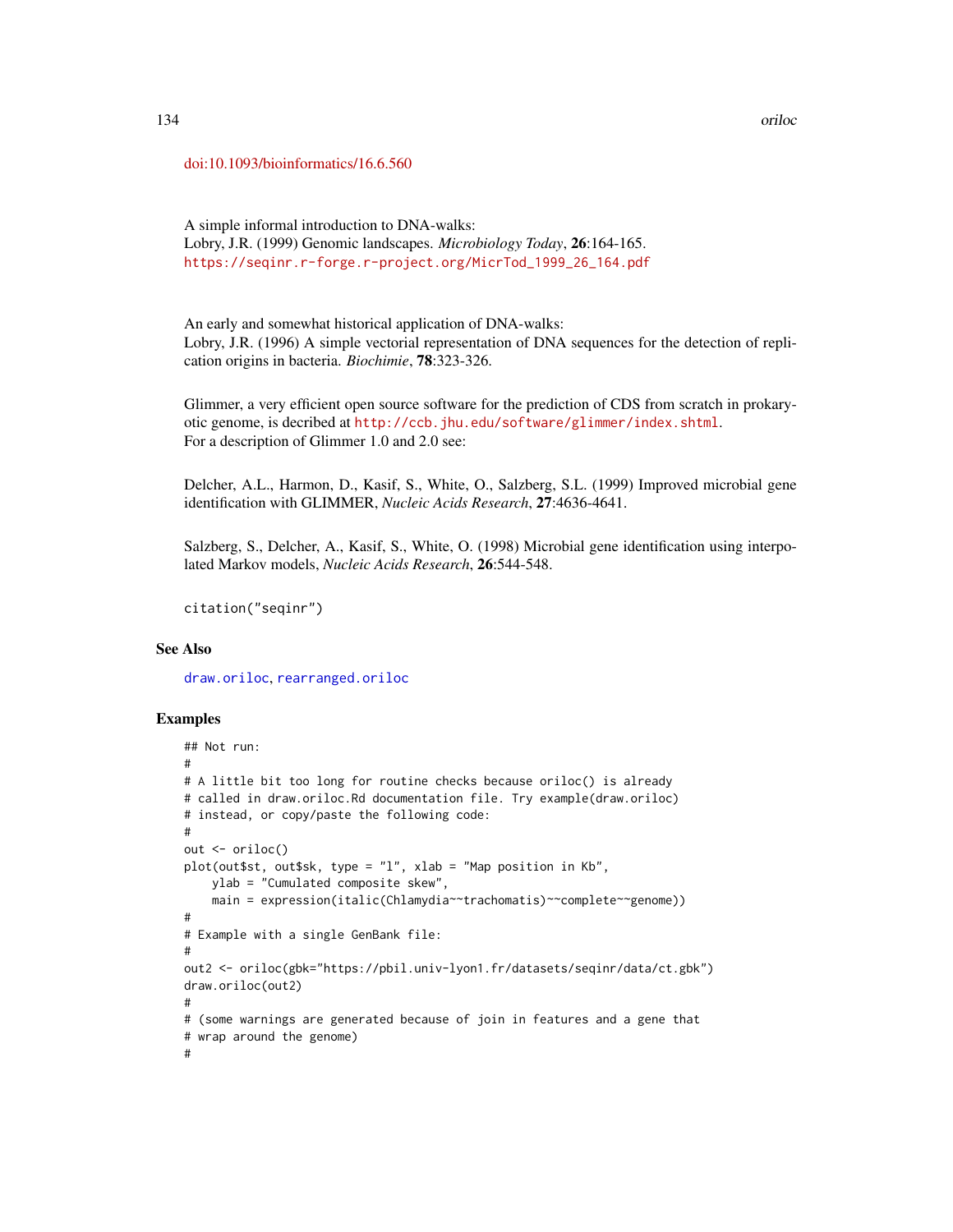doi:10.1093/bioinformatics/16.6.560

A simple informal introduction to DNA-walks:
Lobry, J.R. (1999) Genomic landscapes. *Microbiology Today*, **26**:164-165.
https://seqinr.r-forge.r-project.org/MicrTod_1999_26_164.pdf

An early and somewhat historical application of DNA-walks:
Lobry, J.R. (1996) A simple vectorial representation of DNA sequences for the detection of replication origins in bacteria. *Biochimie*, **78**:323-326.

Glimmer, a very efficient open source software for the prediction of CDS from scratch in prokaryotic genome, is decribed at http://ccb.jhu.edu/software/glimmer/index.shtml.
For a description of Glimmer 1.0 and 2.0 see:

Delcher, A.L., Harmon, D., Kasif, S., White, O., Salzberg, S.L. (1999) Improved microbial gene identification with GLIMMER, *Nucleic Acids Research*, **27**:4636-4641.

Salzberg, S., Delcher, A., Kasif, S., White, O. (1998) Microbial gene identification using interpolated Markov models, *Nucleic Acids Research*, **26**:544-548.

citation("seqinr")

## See Also

draw.oriloc, rearranged.oriloc

## Examples

```
## Not run:
#
# A little bit too long for routine checks because oriloc() is already
# called in draw.oriloc.Rd documentation file. Try example(draw.oriloc)
# instead, or copy/paste the following code:
#
out <- oriloc()
plot(out$st, out$sk, type = "l", xlab = "Map position in Kb",
    ylab = "Cumulated composite skew",
    main = expression(italic(Chlamydia~~trachomatis)~~complete~~genome))
#
# Example with a single GenBank file:
#
out2 <- oriloc(gbk="https://pbil.univ-lyon1.fr/datasets/seqinr/data/ct.gbk")
draw.oriloc(out2)
#
# (some warnings are generated because of join in features and a gene that
# wrap around the genome)
#
```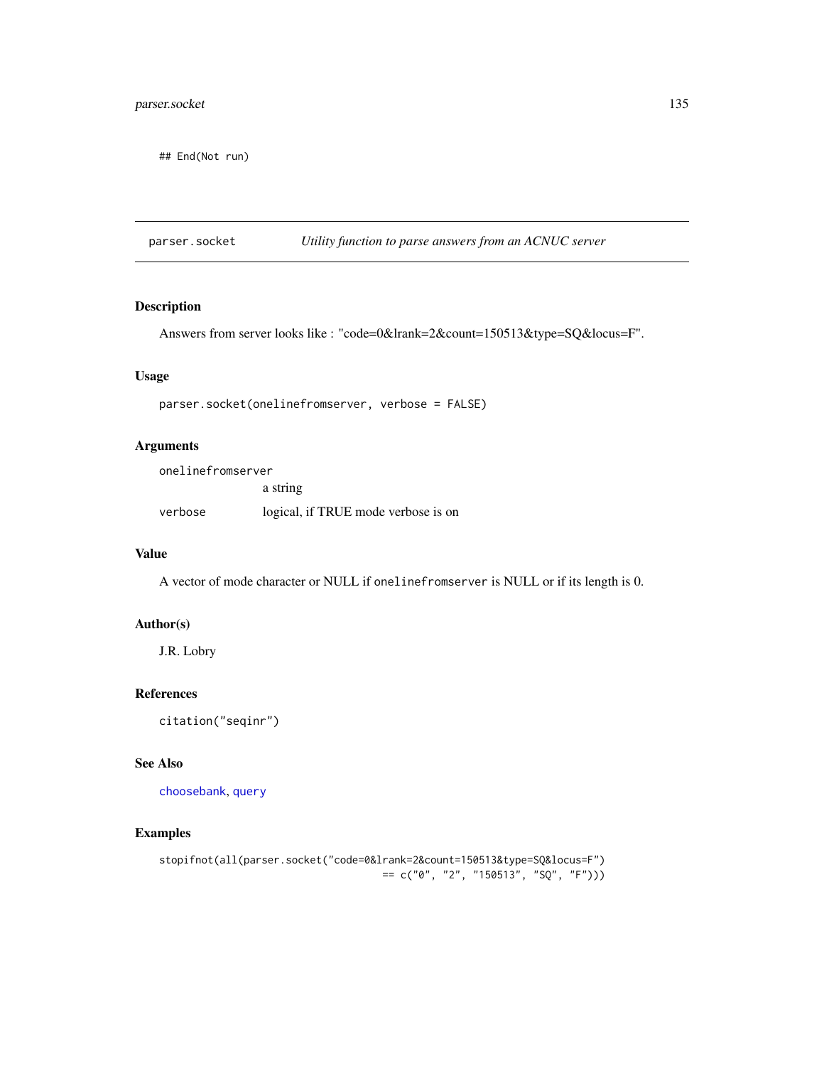```
## End(Not run)
```

---

parser.socket *Utility function to parse answers from an ACNUC server*

---

## Description

Answers from server looks like : "code=0&lrank=2&count=150513&type=SQ&locus=F".

## Usage

```
parser.socket(onelinefromserver, verbose = FALSE)
```

## Arguments

| | |
|---|---|
| `onelinefromserver` | a string |
| `verbose` | logical, if TRUE mode verbose is on |

## Value

A vector of mode character or NULL if `onelinefromserver` is NULL or if its length is 0.

## Author(s)

J.R. Lobry

## References

`citation("seqinr")`

## See Also

`choosebank`, `query`

## Examples

```
stopifnot(all(parser.socket("code=0&lrank=2&count=150513&type=SQ&locus=F")
                                    == c("0", "2", "150513", "SQ", "F")))
```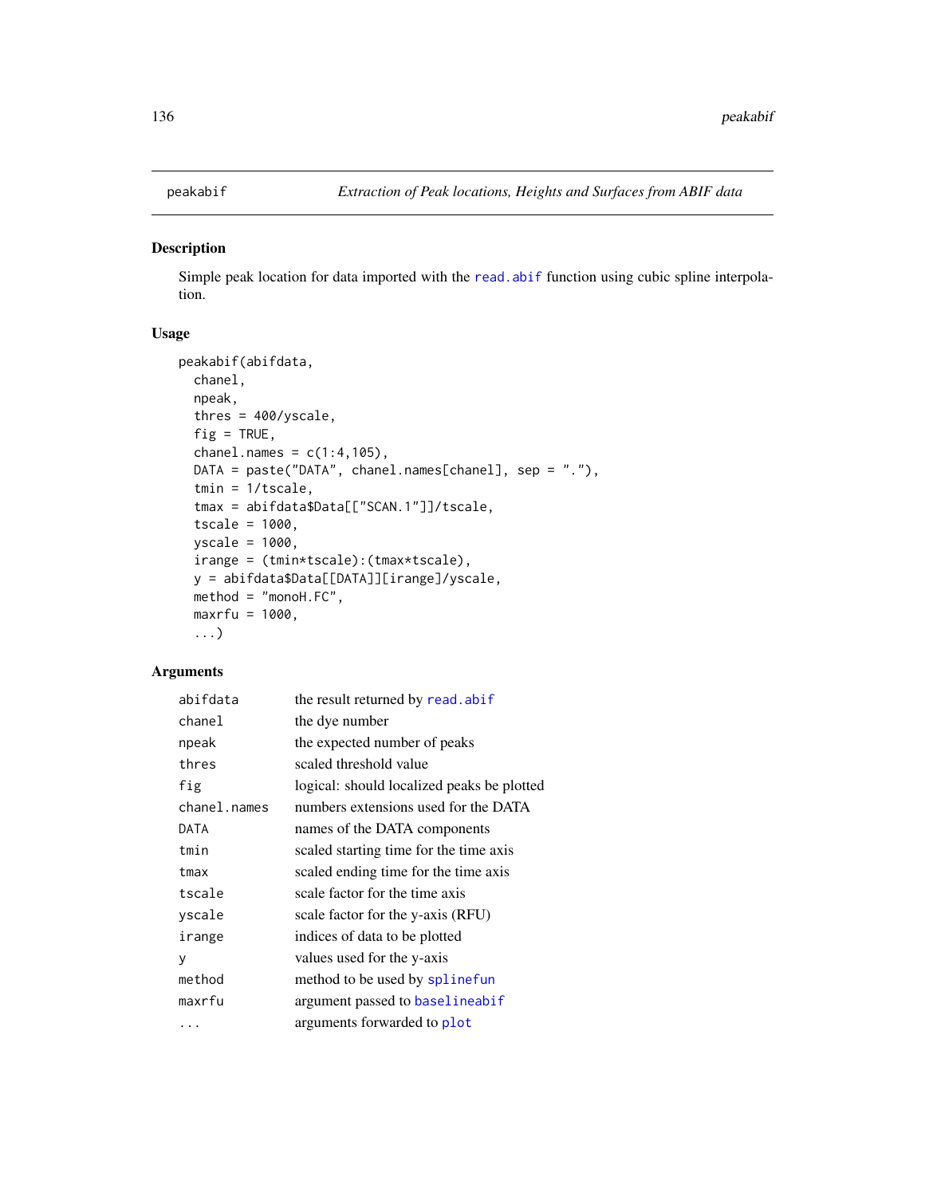# peakabif — Extraction of Peak locations, Heights and Surfaces from ABIF data

## Description

Simple peak location for data imported with the read.abif function using cubic spline interpolation.

## Usage

```
peakabif(abifdata,
  chanel,
  npeak,
  thres = 400/yscale,
  fig = TRUE,
  chanel.names = c(1:4,105),
  DATA = paste("DATA", chanel.names[chanel], sep = "."),
  tmin = 1/tscale,
  tmax = abifdata$Data[["SCAN.1"]]/tscale,
  tscale = 1000,
  yscale = 1000,
  irange = (tmin*tscale):(tmax*tscale),
  y = abifdata$Data[[DATA]][irange]/yscale,
  method = "monoH.FC",
  maxrfu = 1000,
  ...)
```

## Arguments

| | |
|---|---|
| abifdata | the result returned by read.abif |
| chanel | the dye number |
| npeak | the expected number of peaks |
| thres | scaled threshold value |
| fig | logical: should localized peaks be plotted |
| chanel.names | numbers extensions used for the DATA |
| DATA | names of the DATA components |
| tmin | scaled starting time for the time axis |
| tmax | scaled ending time for the time axis |
| tscale | scale factor for the time axis |
| yscale | scale factor for the y-axis (RFU) |
| irange | indices of data to be plotted |
| y | values used for the y-axis |
| method | method to be used by splinefun |
| maxrfu | argument passed to baselineabif |
| ... | arguments forwarded to plot |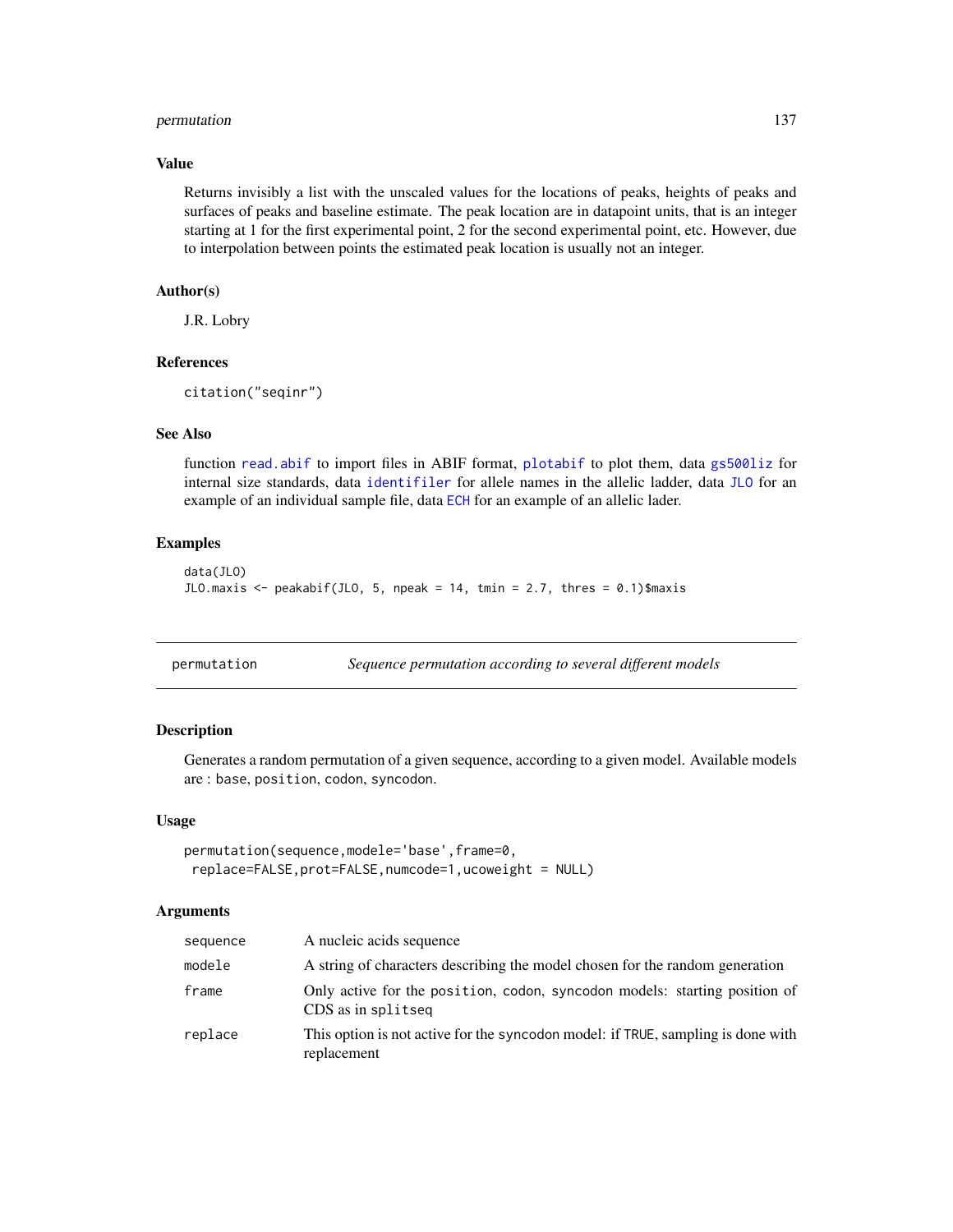### Value

Returns invisibly a list with the unscaled values for the locations of peaks, heights of peaks and surfaces of peaks and baseline estimate. The peak location are in datapoint units, that is an integer starting at 1 for the first experimental point, 2 for the second experimental point, etc. However, due to interpolation between points the estimated peak location is usually not an integer.

### Author(s)

J.R. Lobry

### References

```
citation("seqinr")
```

### See Also

function `read.abif` to import files in ABIF format, `plotabif` to plot them, data `gs500liz` for internal size standards, data `identifiler` for allele names in the allelic ladder, data `JLO` for an example of an individual sample file, data `ECH` for an example of an allelic lader.

### Examples

```
data(JLO)
JLO.maxis <- peakabif(JLO, 5, npeak = 14, tmin = 2.7, thres = 0.1)$maxis
```

---

## permutation — *Sequence permutation according to several different models*

### Description

Generates a random permutation of a given sequence, according to a given model. Available models are : `base`, `position`, `codon`, `syncodon`.

### Usage

```
permutation(sequence,modele='base',frame=0,
 replace=FALSE,prot=FALSE,numcode=1,ucoweight = NULL)
```

### Arguments

| | |
|---|---|
| `sequence` | A nucleic acids sequence |
| `modele` | A string of characters describing the model chosen for the random generation |
| `frame` | Only active for the `position`, `codon`, `syncodon` models: starting position of CDS as in `splitseq` |
| `replace` | This option is not active for the `syncodon` model: if `TRUE`, sampling is done with replacement |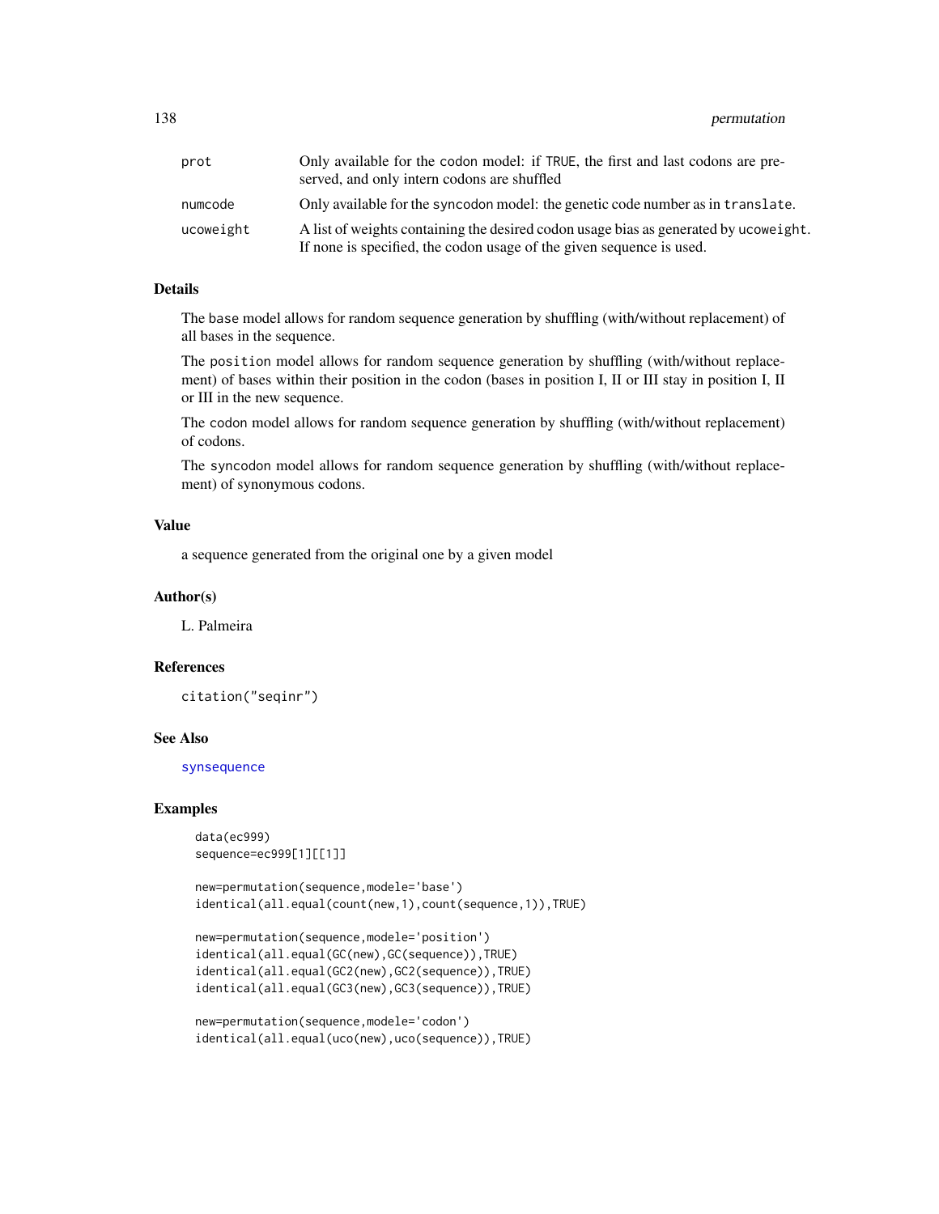| | |
|---|---|
| prot | Only available for the codon model: if TRUE, the first and last codons are preserved, and only intern codons are shuffled |
| numcode | Only available for the syncodon model: the genetic code number as in translate. |
| ucoweight | A list of weights containing the desired codon usage bias as generated by ucoweight. If none is specified, the codon usage of the given sequence is used. |

## Details

The base model allows for random sequence generation by shuffling (with/without replacement) of all bases in the sequence.

The position model allows for random sequence generation by shuffling (with/without replacement) of bases within their position in the codon (bases in position I, II or III stay in position I, II or III in the new sequence.

The codon model allows for random sequence generation by shuffling (with/without replacement) of codons.

The syncodon model allows for random sequence generation by shuffling (with/without replacement) of synonymous codons.

## Value

a sequence generated from the original one by a given model

## Author(s)

L. Palmeira

## References

citation("seqinr")

## See Also

synsequence

## Examples

```
data(ec999)
sequence=ec999[1][[1]]

new=permutation(sequence,modele='base')
identical(all.equal(count(new,1),count(sequence,1)),TRUE)

new=permutation(sequence,modele='position')
identical(all.equal(GC(new),GC(sequence)),TRUE)
identical(all.equal(GC2(new),GC2(sequence)),TRUE)
identical(all.equal(GC3(new),GC3(sequence)),TRUE)

new=permutation(sequence,modele='codon')
identical(all.equal(uco(new),uco(sequence)),TRUE)
```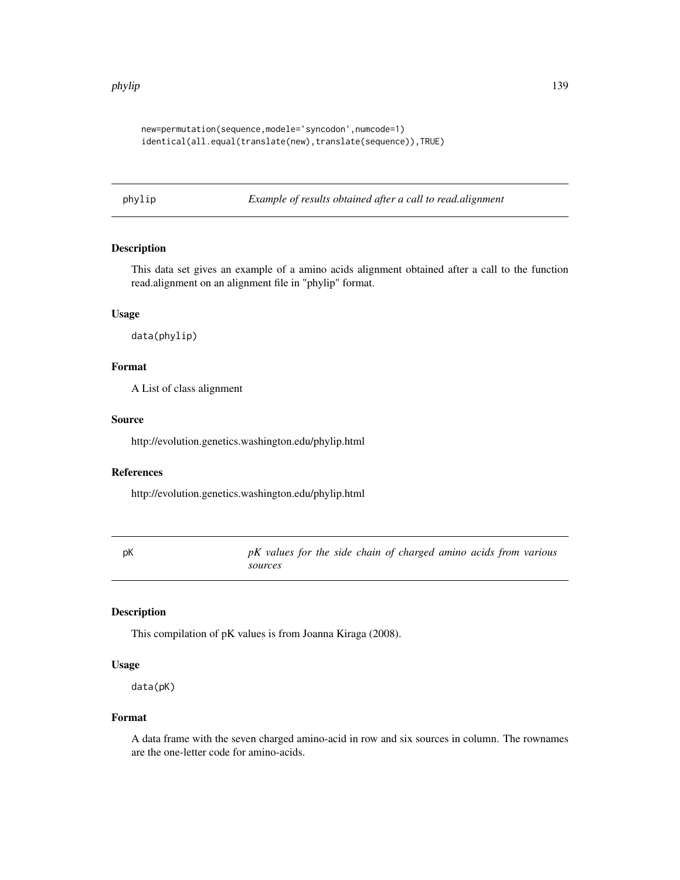```
new=permutation(sequence,modele='syncodon',numcode=1)
identical(all.equal(translate(new),translate(sequence)),TRUE)
```

## phylip — *Example of results obtained after a call to read.alignment*

### Description

This data set gives an example of a amino acids alignment obtained after a call to the function read.alignment on an alignment file in "phylip" format.

### Usage

```
data(phylip)
```

### Format

A List of class alignment

### Source

http://evolution.genetics.washington.edu/phylip.html

### References

http://evolution.genetics.washington.edu/phylip.html

## pK — *pK values for the side chain of charged amino acids from various sources*

### Description

This compilation of pK values is from Joanna Kiraga (2008).

### Usage

```
data(pK)
```

### Format

A data frame with the seven charged amino-acid in row and six sources in column. The rownames are the one-letter code for amino-acids.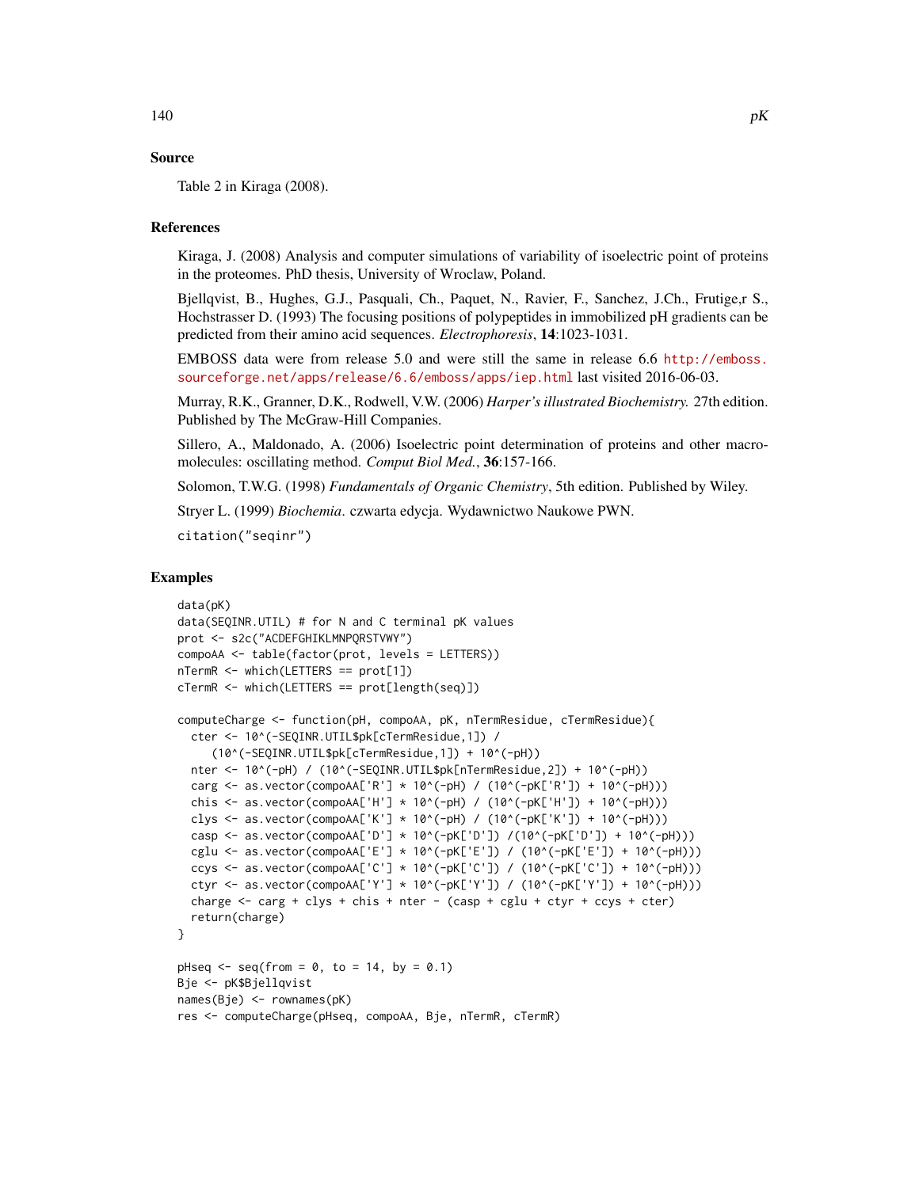## Source

Table 2 in Kiraga (2008).

## References

Kiraga, J. (2008) Analysis and computer simulations of variability of isoelectric point of proteins in the proteomes. PhD thesis, University of Wroclaw, Poland.

Bjellqvist, B., Hughes, G.J., Pasquali, Ch., Paquet, N., Ravier, F., Sanchez, J.Ch., Frutige,r S., Hochstrasser D. (1993) The focusing positions of polypeptides in immobilized pH gradients can be predicted from their amino acid sequences. *Electrophoresis*, **14**:1023-1031.

EMBOSS data were from release 5.0 and were still the same in release 6.6 http://emboss.sourceforge.net/apps/release/6.6/emboss/apps/iep.html last visited 2016-06-03.

Murray, R.K., Granner, D.K., Rodwell, V.W. (2006) *Harper's illustrated Biochemistry.* 27th edition. Published by The McGraw-Hill Companies.

Sillero, A., Maldonado, A. (2006) Isoelectric point determination of proteins and other macromolecules: oscillating method. *Comput Biol Med.*, **36**:157-166.

Solomon, T.W.G. (1998) *Fundamentals of Organic Chemistry*, 5th edition. Published by Wiley.

Stryer L. (1999) *Biochemia.* czwarta edycja. Wydawnictwo Naukowe PWN.

citation("seqinr")

## Examples

```
data(pK)
data(SEQINR.UTIL) # for N and C terminal pK values
prot <- s2c("ACDEFGHIKLMNPQRSTVWY")
compoAA <- table(factor(prot, levels = LETTERS))
nTermR <- which(LETTERS == prot[1])
cTermR <- which(LETTERS == prot[length(seq)])

computeCharge <- function(pH, compoAA, pK, nTermResidue, cTermResidue){
  cter <- 10^(-SEQINR.UTIL$pk[cTermResidue,1]) /
     (10^(-SEQINR.UTIL$pk[cTermResidue,1]) + 10^(-pH))
  nter <- 10^(-pH) / (10^(-SEQINR.UTIL$pk[nTermResidue,2]) + 10^(-pH))
  carg <- as.vector(compoAA['R'] * 10^(-pH) / (10^(-pK['R']) + 10^(-pH)))
  chis <- as.vector(compoAA['H'] * 10^(-pH) / (10^(-pK['H']) + 10^(-pH)))
  clys <- as.vector(compoAA['K'] * 10^(-pH) / (10^(-pK['K']) + 10^(-pH)))
  casp <- as.vector(compoAA['D'] * 10^(-pK['D']) /(10^(-pK['D']) + 10^(-pH)))
  cglu <- as.vector(compoAA['E'] * 10^(-pK['E']) / (10^(-pK['E']) + 10^(-pH)))
  ccys <- as.vector(compoAA['C'] * 10^(-pK['C']) / (10^(-pK['C']) + 10^(-pH)))
  ctyr <- as.vector(compoAA['Y'] * 10^(-pK['Y']) / (10^(-pK['Y']) + 10^(-pH)))
  charge <- carg + clys + chis + nter - (casp + cglu + ctyr + ccys + cter)
  return(charge)
}

pHseq <- seq(from = 0, to = 14, by = 0.1)
Bje <- pK$Bjellqvist
names(Bje) <- rownames(pK)
res <- computeCharge(pHseq, compoAA, Bje, nTermR, cTermR)
```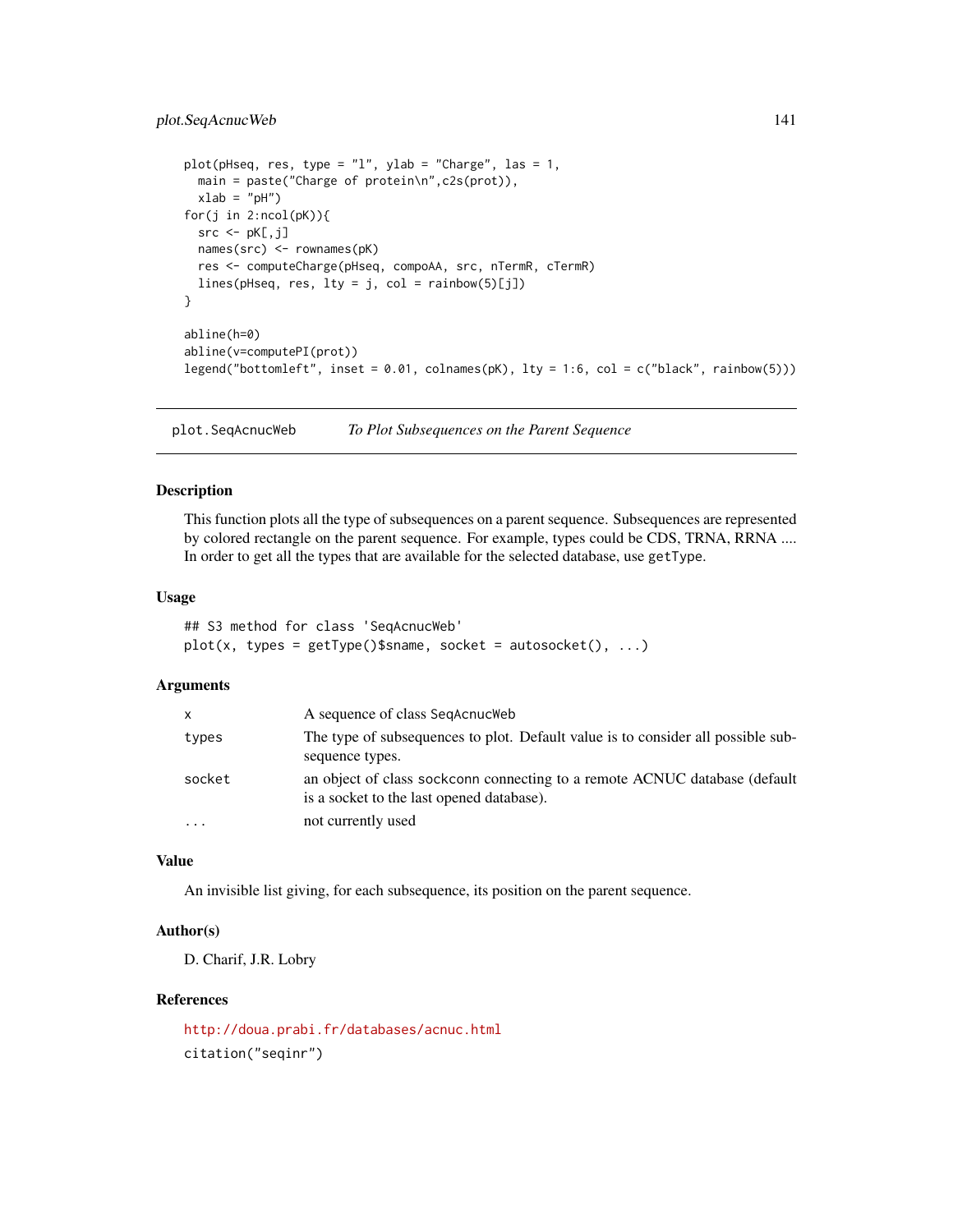```
plot(pHseq, res, type = "l", ylab = "Charge", las = 1,
  main = paste("Charge of protein\n",c2s(prot)),
  xlab = "pH")
for(j in 2:ncol(pK)){
  src <- pK[,j]
  names(src) <- rownames(pK)
  res <- computeCharge(pHseq, compoAA, src, nTermR, cTermR)
  lines(pHseq, res, lty = j, col = rainbow(5)[j])
}

abline(h=0)
abline(v=computePI(prot))
legend("bottomleft", inset = 0.01, colnames(pK), lty = 1:6, col = c("black", rainbow(5)))
```

---

## plot.SeqAcnucWeb — *To Plot Subsequences on the Parent Sequence*

---

### Description

This function plots all the type of subsequences on a parent sequence. Subsequences are represented by colored rectangle on the parent sequence. For example, types could be CDS, TRNA, RRNA .... In order to get all the types that are available for the selected database, use `getType`.

### Usage

```
## S3 method for class 'SeqAcnucWeb'
plot(x, types = getType()$sname, socket = autosocket(), ...)
```

### Arguments

| | |
|---|---|
| `x` | A sequence of class `SeqAcnucWeb` |
| `types` | The type of subsequences to plot. Default value is to consider all possible subsequence types. |
| `socket` | an object of class `sockconn` connecting to a remote ACNUC database (default is a socket to the last opened database). |
| `...` | not currently used |

### Value

An invisible list giving, for each subsequence, its position on the parent sequence.

### Author(s)

D. Charif, J.R. Lobry

### References

http://doua.prabi.fr/databases/acnuc.html

`citation("seqinr")`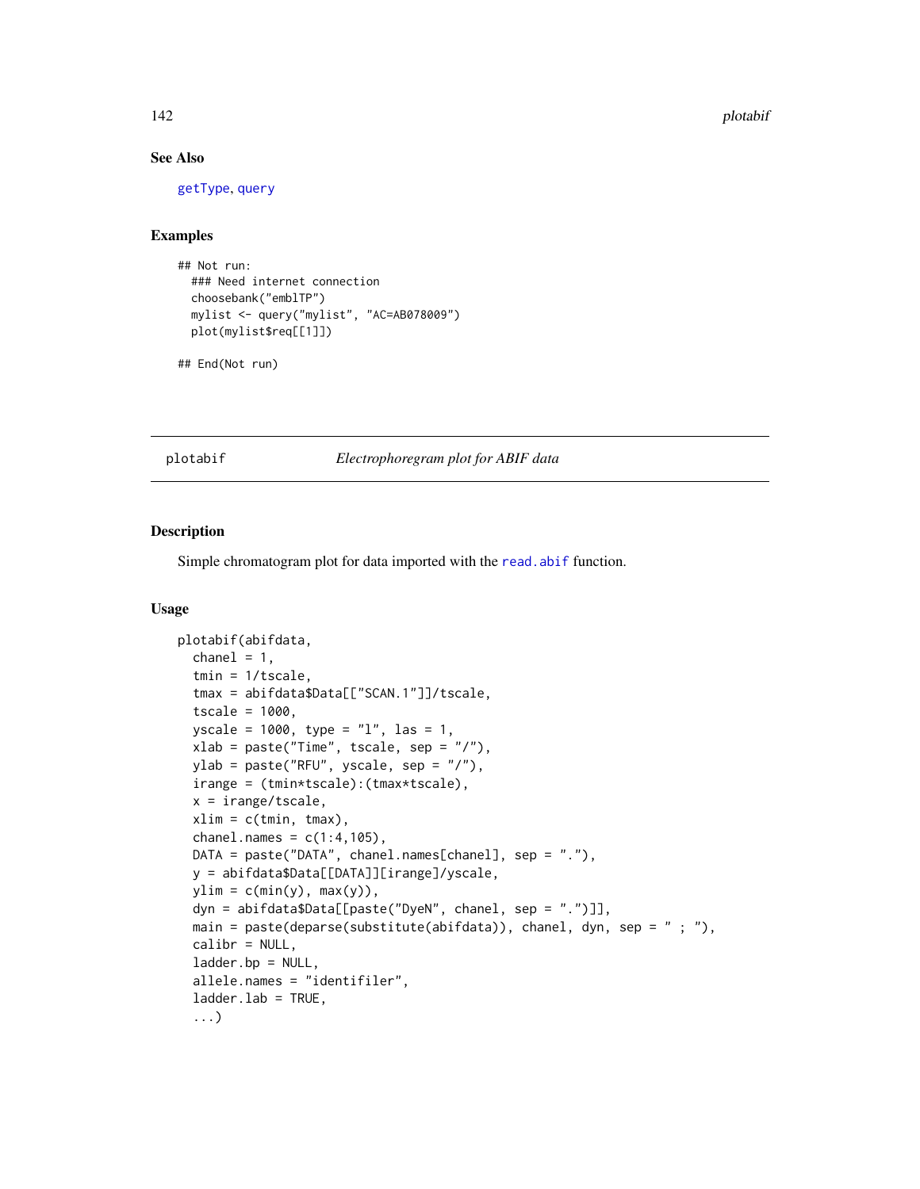### See Also

getType, query

### Examples

```
## Not run:
  ### Need internet connection
  choosebank("emblTP")
  mylist <- query("mylist", "AC=AB078009")
  plot(mylist$req[[1]])

## End(Not run)
```

---

## plotabif *Electrophoregram plot for ABIF data*

---

### Description

Simple chromatogram plot for data imported with the read.abif function.

### Usage

```
plotabif(abifdata,
  chanel = 1,
  tmin = 1/tscale,
  tmax = abifdata$Data[["SCAN.1"]]/tscale,
  tscale = 1000,
  yscale = 1000, type = "l", las = 1,
  xlab = paste("Time", tscale, sep = "/"),
  ylab = paste("RFU", yscale, sep = "/"),
  irange = (tmin*tscale):(tmax*tscale),
  x = irange/tscale,
  xlim = c(tmin, tmax),
  chanel.names = c(1:4,105),
  DATA = paste("DATA", chanel.names[chanel], sep = "."),
  y = abifdata$Data[[DATA]][irange]/yscale,
  ylim = c(min(y), max(y)),
  dyn = abifdata$Data[[paste("DyeN", chanel, sep = ".")]],
  main = paste(deparse(substitute(abifdata)), chanel, dyn, sep = " ; "),
  calibr = NULL,
  ladder.bp = NULL,
  allele.names = "identifiler",
  ladder.lab = TRUE,
  ...)
```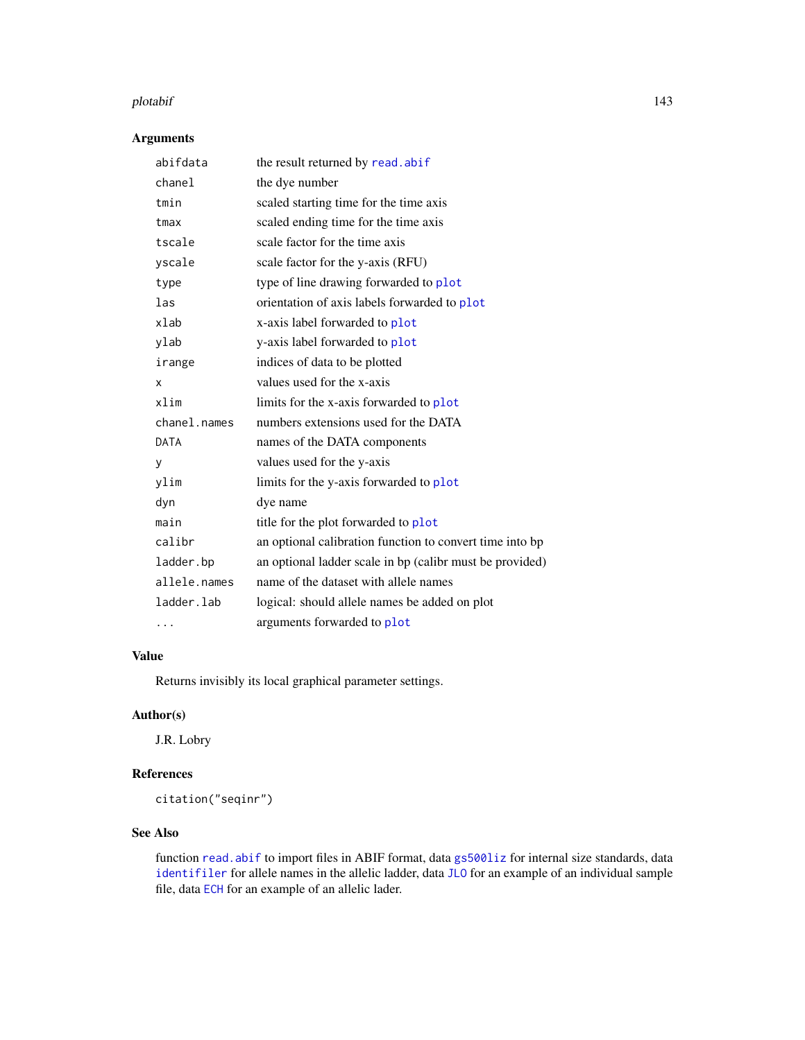## Arguments

| | |
|---|---|
| `abifdata` | the result returned by `read.abif` |
| `chanel` | the dye number |
| `tmin` | scaled starting time for the time axis |
| `tmax` | scaled ending time for the time axis |
| `tscale` | scale factor for the time axis |
| `yscale` | scale factor for the y-axis (RFU) |
| `type` | type of line drawing forwarded to `plot` |
| `las` | orientation of axis labels forwarded to `plot` |
| `xlab` | x-axis label forwarded to `plot` |
| `ylab` | y-axis label forwarded to `plot` |
| `irange` | indices of data to be plotted |
| `x` | values used for the x-axis |
| `xlim` | limits for the x-axis forwarded to `plot` |
| `chanel.names` | numbers extensions used for the DATA |
| `DATA` | names of the DATA components |
| `y` | values used for the y-axis |
| `ylim` | limits for the y-axis forwarded to `plot` |
| `dyn` | dye name |
| `main` | title for the plot forwarded to `plot` |
| `calibr` | an optional calibration function to convert time into bp |
| `ladder.bp` | an optional ladder scale in bp (calibr must be provided) |
| `allele.names` | name of the dataset with allele names |
| `ladder.lab` | logical: should allele names be added on plot |
| `...` | arguments forwarded to `plot` |

## Value

Returns invisibly its local graphical parameter settings.

## Author(s)

J.R. Lobry

## References

`citation("seqinr")`

## See Also

function `read.abif` to import files in ABIF format, data `gs500liz` for internal size standards, data `identifiler` for allele names in the allelic ladder, data `JLO` for an example of an individual sample file, data `ECH` for an example of an allelic lader.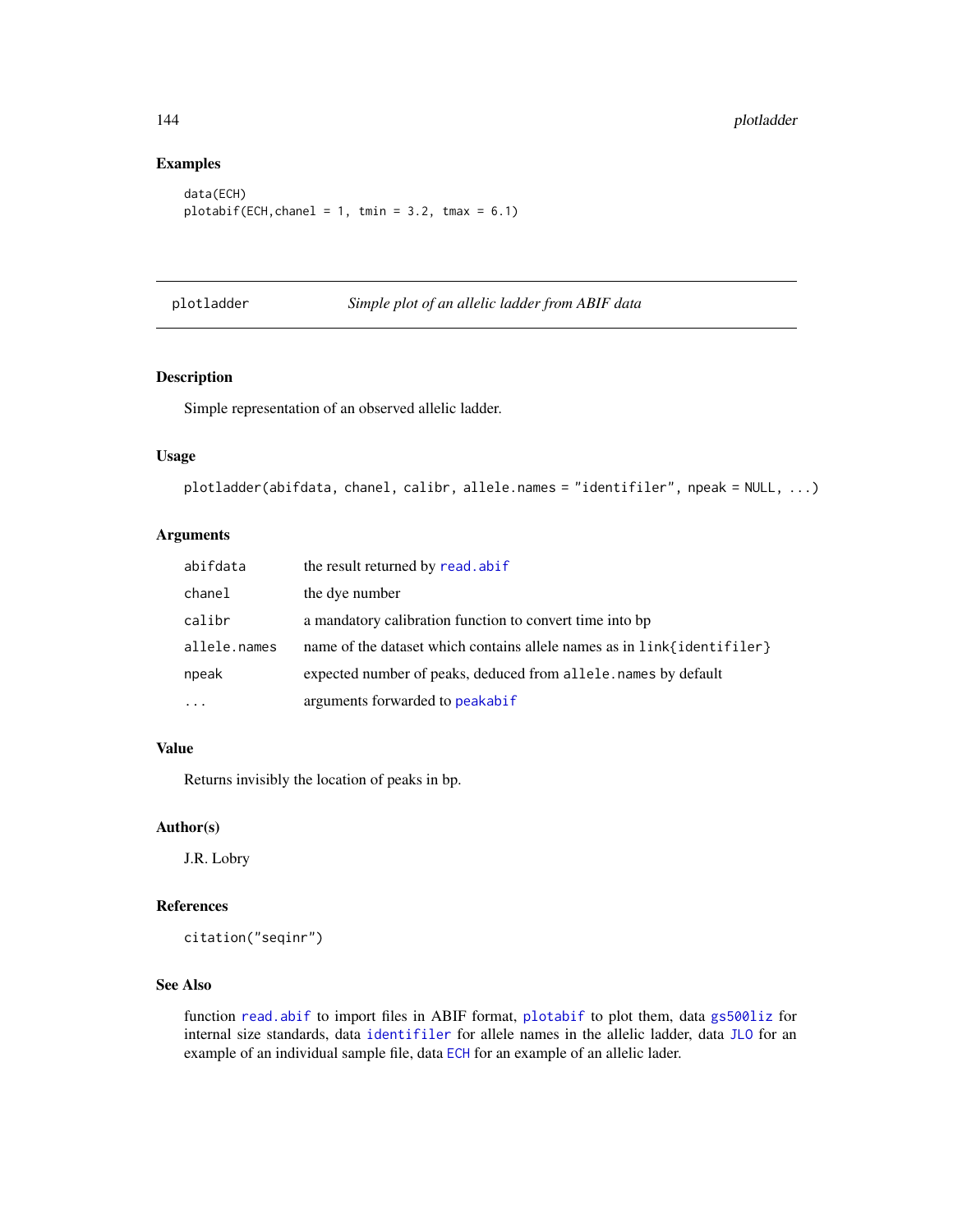## Examples

```
data(ECH)
plotabif(ECH,chanel = 1, tmin = 3.2, tmax = 6.1)
```

---

# plotladder — *Simple plot of an allelic ladder from ABIF data*

## Description

Simple representation of an observed allelic ladder.

## Usage

```
plotladder(abifdata, chanel, calibr, allele.names = "identifiler", npeak = NULL, ...)
```

## Arguments

| | |
|---|---|
| `abifdata` | the result returned by `read.abif` |
| `chanel` | the dye number |
| `calibr` | a mandatory calibration function to convert time into bp |
| `allele.names` | name of the dataset which contains allele names as in `link{identifiler}` |
| `npeak` | expected number of peaks, deduced from `allele.names` by default |
| `...` | arguments forwarded to `peakabif` |

## Value

Returns invisibly the location of peaks in bp.

## Author(s)

J.R. Lobry

## References

citation("seqinr")

## See Also

function `read.abif` to import files in ABIF format, `plotabif` to plot them, data `gs500liz` for internal size standards, data `identifiler` for allele names in the allelic ladder, data `JLO` for an example of an individual sample file, data `ECH` for an example of an allelic lader.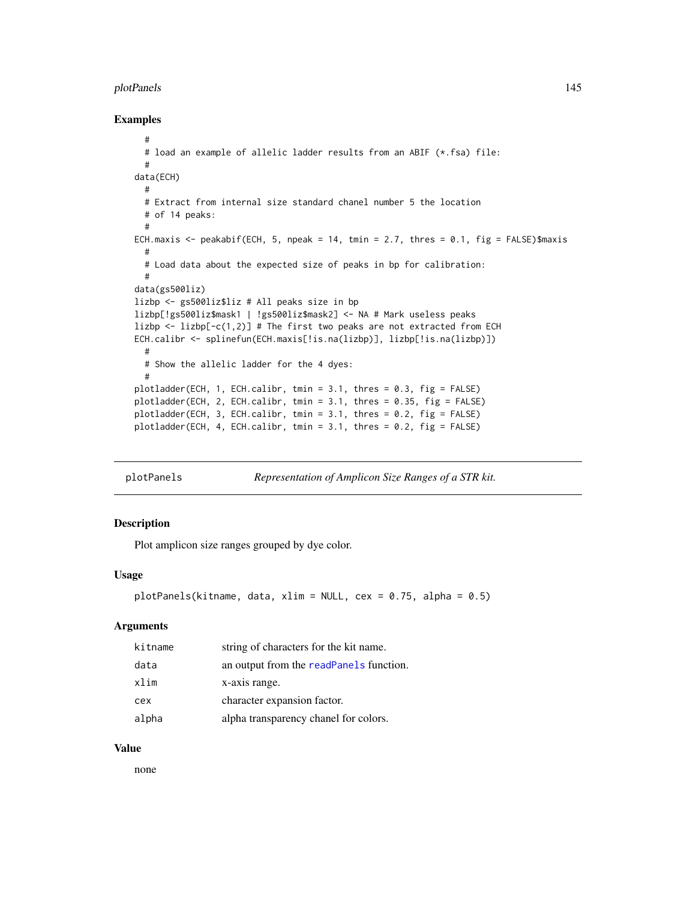## Examples

```
  #
  # load an example of allelic ladder results from an ABIF (*.fsa) file:
  #
data(ECH)
  #
  # Extract from internal size standard chanel number 5 the location
  # of 14 peaks:
  #
ECH.maxis <- peakabif(ECH, 5, npeak = 14, tmin = 2.7, thres = 0.1, fig = FALSE)$maxis
  #
  # Load data about the expected size of peaks in bp for calibration:
  #
data(gs500liz)
lizbp <- gs500liz$liz # All peaks size in bp
lizbp[!gs500liz$mask1 | !gs500liz$mask2] <- NA # Mark useless peaks
lizbp <- lizbp[-c(1,2)] # The first two peaks are not extracted from ECH
ECH.calibr <- splinefun(ECH.maxis[!is.na(lizbp)], lizbp[!is.na(lizbp)])
  #
  # Show the allelic ladder for the 4 dyes:
  #
plotladder(ECH, 1, ECH.calibr, tmin = 3.1, thres = 0.3, fig = FALSE)
plotladder(ECH, 2, ECH.calibr, tmin = 3.1, thres = 0.35, fig = FALSE)
plotladder(ECH, 3, ECH.calibr, tmin = 3.1, thres = 0.2, fig = FALSE)
plotladder(ECH, 4, ECH.calibr, tmin = 3.1, thres = 0.2, fig = FALSE)
```

---

# plotPanels *Representation of Amplicon Size Ranges of a STR kit.*

---

## Description

Plot amplicon size ranges grouped by dye color.

## Usage

```
plotPanels(kitname, data, xlim = NULL, cex = 0.75, alpha = 0.5)
```

## Arguments

| | |
|---|---|
| kitname | string of characters for the kit name. |
| data | an output from the readPanels function. |
| xlim | x-axis range. |
| cex | character expansion factor. |
| alpha | alpha transparency chanel for colors. |

## Value

none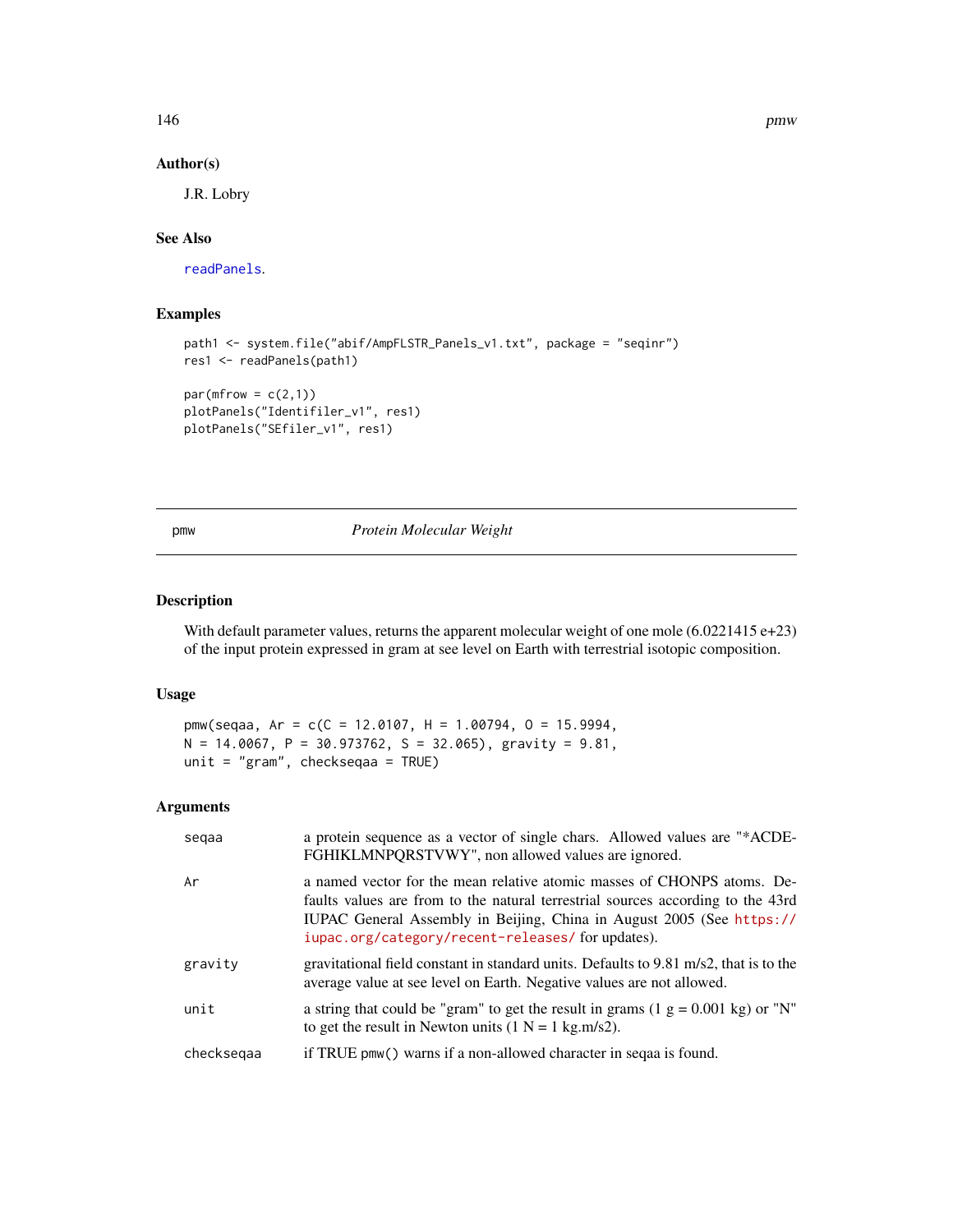### Author(s)

J.R. Lobry

### See Also

readPanels.

### Examples

```
path1 <- system.file("abif/AmpFLSTR_Panels_v1.txt", package = "seqinr")
res1 <- readPanels(path1)

par(mfrow = c(2,1))
plotPanels("Identifiler_v1", res1)
plotPanels("SEfiler_v1", res1)
```

---

## pmw — *Protein Molecular Weight*

---

### Description

With default parameter values, returns the apparent molecular weight of one mole (6.0221415 e+23) of the input protein expressed in gram at see level on Earth with terrestrial isotopic composition.

### Usage

```
pmw(seqaa, Ar = c(C = 12.0107, H = 1.00794, O = 15.9994,
N = 14.0067, P = 30.973762, S = 32.065), gravity = 9.81,
unit = "gram", checkseqaa = TRUE)
```

### Arguments

| | |
|---|---|
| seqaa | a protein sequence as a vector of single chars. Allowed values are "*ACDEFGHIKLMNPQRSTVWY", non allowed values are ignored. |
| Ar | a named vector for the mean relative atomic masses of CHONPS atoms. Defaults values are from to the natural terrestrial sources according to the 43rd IUPAC General Assembly in Beijing, China in August 2005 (See https://iupac.org/category/recent-releases/ for updates). |
| gravity | gravitational field constant in standard units. Defaults to 9.81 m/s2, that is to the average value at see level on Earth. Negative values are not allowed. |
| unit | a string that could be "gram" to get the result in grams (1 g = 0.001 kg) or "N" to get the result in Newton units (1 N = 1 kg.m/s2). |
| checkseqaa | if TRUE pmw() warns if a non-allowed character in seqaa is found. |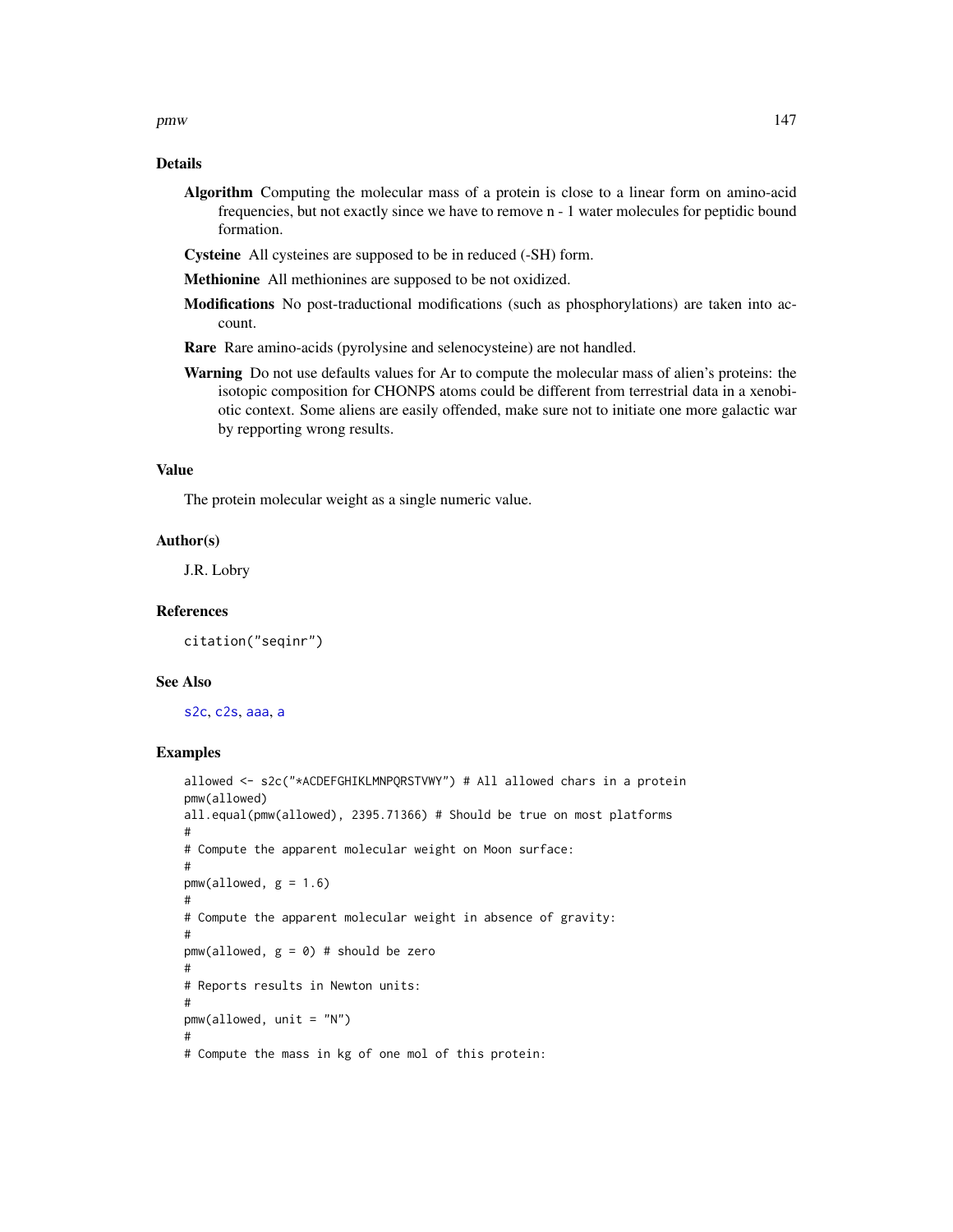## Details

**Algorithm** Computing the molecular mass of a protein is close to a linear form on amino-acid frequencies, but not exactly since we have to remove n - 1 water molecules for peptidic bound formation.

**Cysteine** All cysteines are supposed to be in reduced (-SH) form.

**Methionine** All methionines are supposed to be not oxidized.

**Modifications** No post-traductional modifications (such as phosphorylations) are taken into account.

**Rare** Rare amino-acids (pyrolysine and selenocysteine) are not handled.

**Warning** Do not use defaults values for Ar to compute the molecular mass of alien's proteins: the isotopic composition for CHONPS atoms could be different from terrestrial data in a xenobiotic context. Some aliens are easily offended, make sure not to initiate one more galactic war by repporting wrong results.

## Value

The protein molecular weight as a single numeric value.

## Author(s)

J.R. Lobry

## References

citation("seqinr")

## See Also

s2c, c2s, aaa, a

## Examples

```
allowed <- s2c("*ACDEFGHIKLMNPQRSTVWY") # All allowed chars in a protein
pmw(allowed)
all.equal(pmw(allowed), 2395.71366) # Should be true on most platforms
#
# Compute the apparent molecular weight on Moon surface:
#
pmw(allowed, g = 1.6)
#
# Compute the apparent molecular weight in absence of gravity:
#
pmw(allowed, g = 0) # should be zero
#
# Reports results in Newton units:
#
pmw(allowed, unit = "N")
#
# Compute the mass in kg of one mol of this protein:
```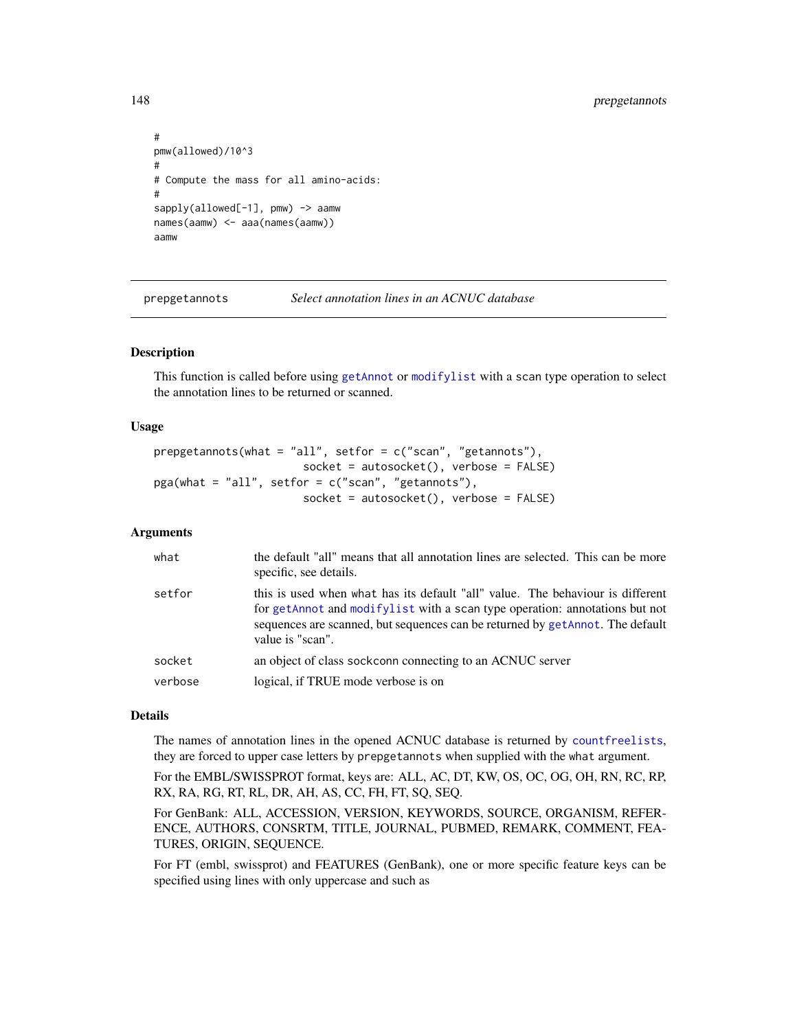```
#
pmw(allowed)/10^3
#
# Compute the mass for all amino-acids:
#
sapply(allowed[-1], pmw) -> aamw
names(aamw) <- aaa(names(aamw))
aamw
```

---

prepgetannots *Select annotation lines in an ACNUC database*

---

## Description

This function is called before using getAnnot or modifylist with a scan type operation to select the annotation lines to be returned or scanned.

## Usage

```
prepgetannots(what = "all", setfor = c("scan", "getannots"),
                          socket = autosocket(), verbose = FALSE)
pga(what = "all", setfor = c("scan", "getannots"),
                          socket = autosocket(), verbose = FALSE)
```

## Arguments

| | |
|---|---|
| what | the default "all" means that all annotation lines are selected. This can be more specific, see details. |
| setfor | this is used when what has its default "all" value. The behaviour is different for getAnnot and modifylist with a scan type operation: annotations but not sequences are scanned, but sequences can be returned by getAnnot. The default value is "scan". |
| socket | an object of class sockconn connecting to an ACNUC server |
| verbose | logical, if TRUE mode verbose is on |

## Details

The names of annotation lines in the opened ACNUC database is returned by countfreelists, they are forced to upper case letters by prepgetannots when supplied with the what argument.

For the EMBL/SWISSPROT format, keys are: ALL, AC, DT, KW, OS, OC, OG, OH, RN, RC, RP, RX, RA, RG, RT, RL, DR, AH, AS, CC, FH, FT, SQ, SEQ.

For GenBank: ALL, ACCESSION, VERSION, KEYWORDS, SOURCE, ORGANISM, REFERENCE, AUTHORS, CONSRTM, TITLE, JOURNAL, PUBMED, REMARK, COMMENT, FEATURES, ORIGIN, SEQUENCE.

For FT (embl, swissprot) and FEATURES (GenBank), one or more specific feature keys can be specified using lines with only uppercase and such as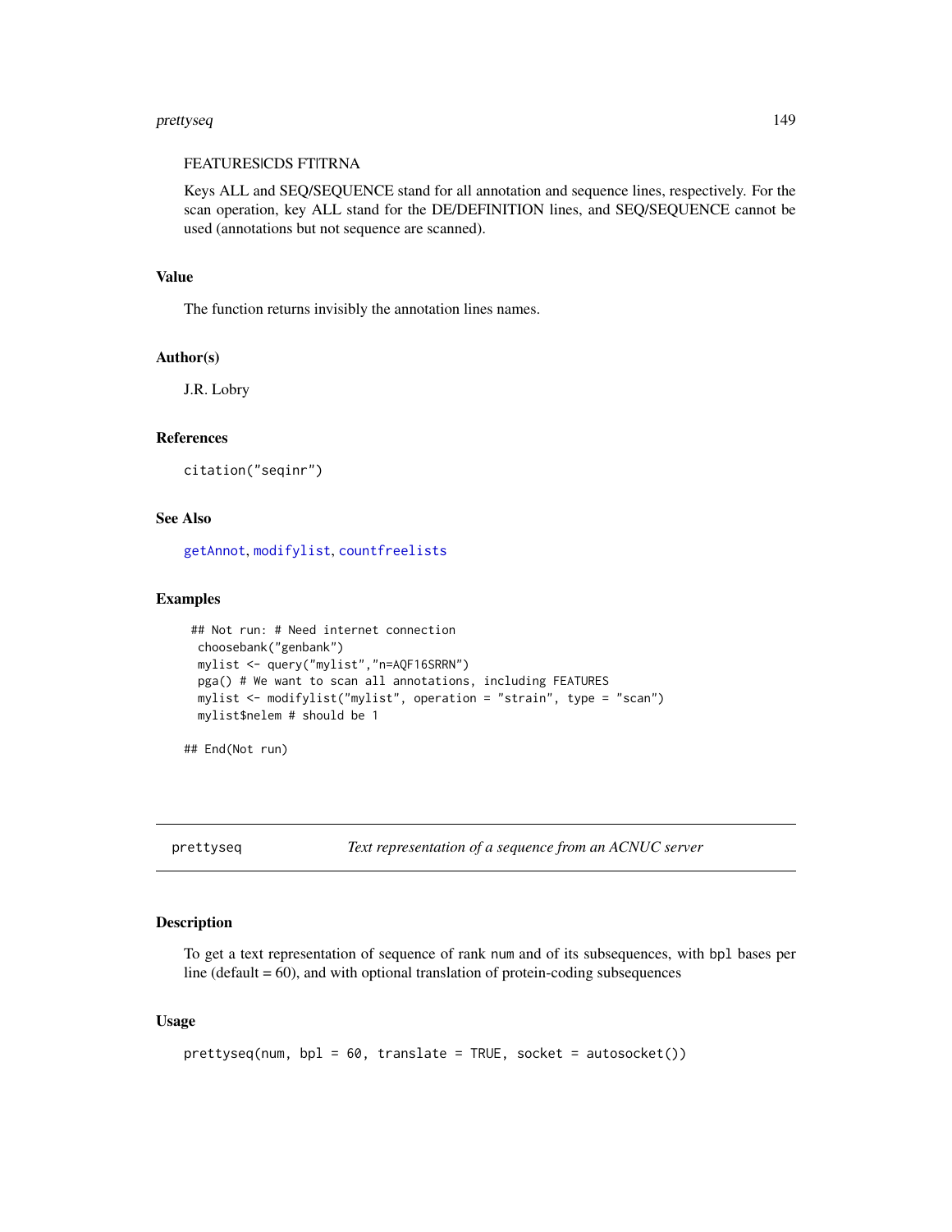FEATURES|CDS FT|TRNA

Keys ALL and SEQ/SEQUENCE stand for all annotation and sequence lines, respectively. For the scan operation, key ALL stand for the DE/DEFINITION lines, and SEQ/SEQUENCE cannot be used (annotations but not sequence are scanned).

### Value

The function returns invisibly the annotation lines names.

### Author(s)

J.R. Lobry

### References

```
citation("seqinr")
```

### See Also

getAnnot, modifylist, countfreelists

### Examples

```
 ## Not run: # Need internet connection
  choosebank("genbank")
  mylist <- query("mylist","n=AQF16SRRN")
  pga() # We want to scan all annotations, including FEATURES
  mylist <- modifylist("mylist", operation = "strain", type = "scan")
  mylist$nelem # should be 1

## End(Not run)
```

---

## prettyseq — *Text representation of a sequence from an ACNUC server*

### Description

To get a text representation of sequence of rank `num` and of its subsequences, with `bpl` bases per line (default = 60), and with optional translation of protein-coding subsequences

### Usage

```
prettyseq(num, bpl = 60, translate = TRUE, socket = autosocket())
```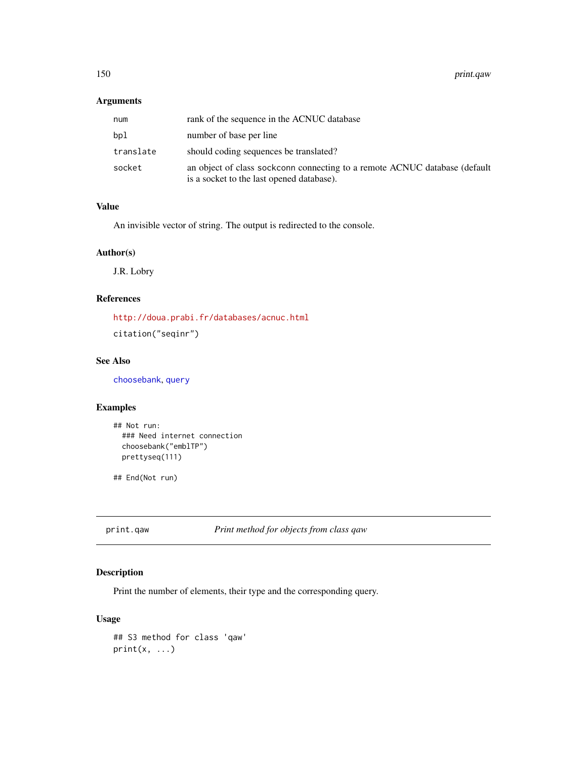### Arguments

| | |
|---|---|
| num | rank of the sequence in the ACNUC database |
| bpl | number of base per line |
| translate | should coding sequences be translated? |
| socket | an object of class sockconn connecting to a remote ACNUC database (default is a socket to the last opened database). |

### Value

An invisible vector of string. The output is redirected to the console.

### Author(s)

J.R. Lobry

### References

http://doua.prabi.fr/databases/acnuc.html

citation("seqinr")

### See Also

choosebank, query

### Examples

```
## Not run:
  ### Need internet connection
  choosebank("emblTP")
  prettyseq(111)

## End(Not run)
```

---

## print.qaw — *Print method for objects from class qaw*

---

### Description

Print the number of elements, their type and the corresponding query.

### Usage

```
## S3 method for class 'qaw'
print(x, ...)
```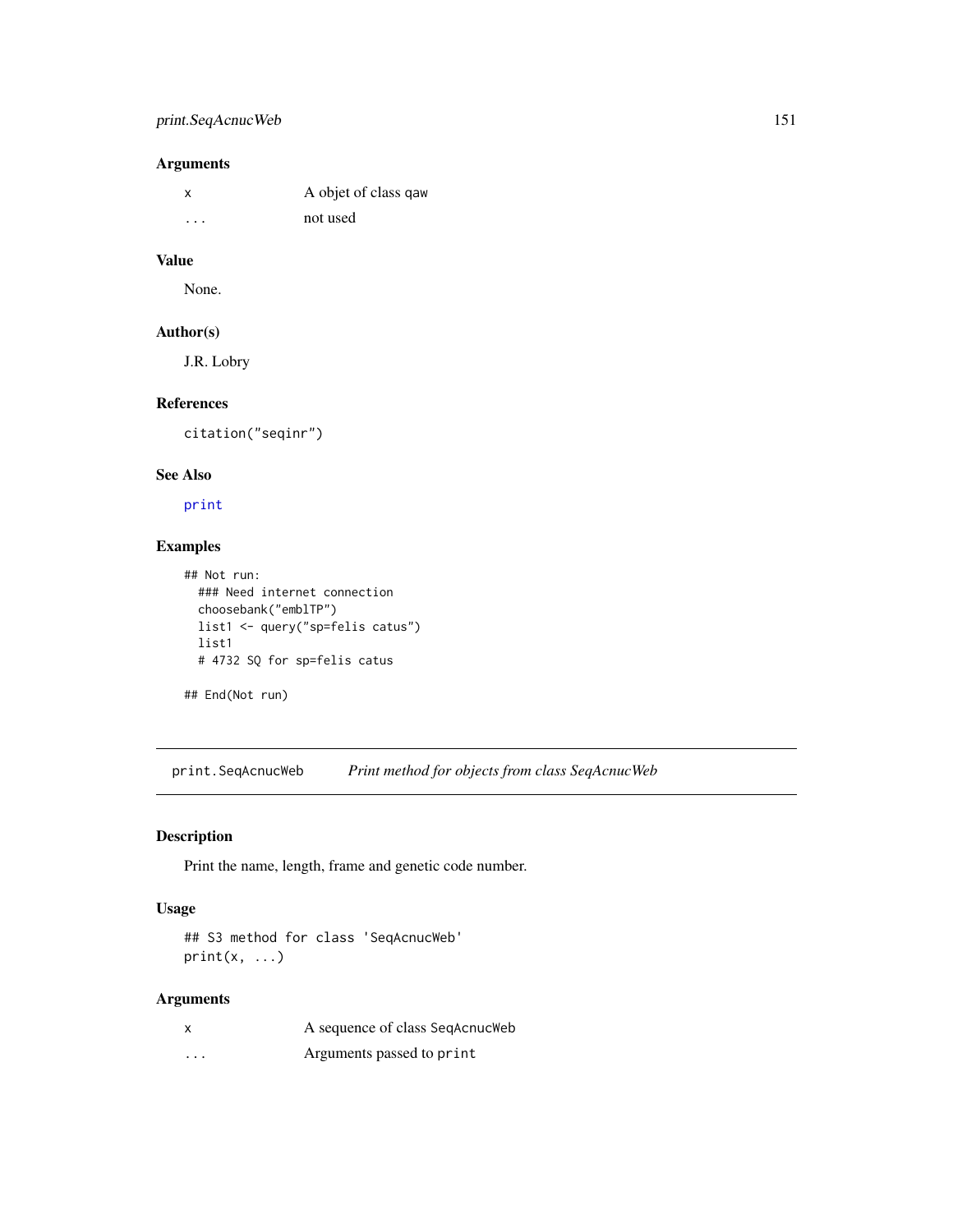### Arguments

| | |
|---|---|
| x | A objet of class qaw |
| ... | not used |

### Value

None.

### Author(s)

J.R. Lobry

### References

`citation("seqinr")`

### See Also

`print`

### Examples

```
## Not run:
  ### Need internet connection
  choosebank("emblTP")
  list1 <- query("sp=felis catus")
  list1
  # 4732 SQ for sp=felis catus

## End(Not run)
```

---

## print.SeqAcnucWeb *Print method for objects from class SeqAcnucWeb*

### Description

Print the name, length, frame and genetic code number.

### Usage

```
## S3 method for class 'SeqAcnucWeb'
print(x, ...)
```

### Arguments

| | |
|---|---|
| x | A sequence of class SeqAcnucWeb |
| ... | Arguments passed to print |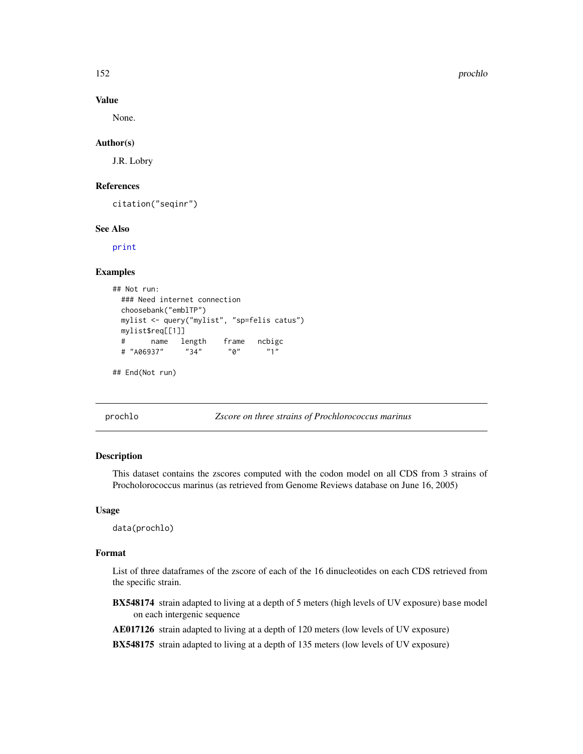### Value

None.

### Author(s)

J.R. Lobry

### References

citation("seqinr")

### See Also

print

### Examples

```
## Not run:
  ### Need internet connection
  choosebank("emblTP")
  mylist <- query("mylist", "sp=felis catus")
  mylist$req[[1]]
  #      name   length    frame   ncbigc
  # "A06937"     "34"      "0"      "1"

## End(Not run)
```

---

## prochlo — *Zscore on three strains of Prochlorococcus marinus*

### Description

This dataset contains the zscores computed with the codon model on all CDS from 3 strains of Procholorococcus marinus (as retrieved from Genome Reviews database on June 16, 2005)

### Usage

```
data(prochlo)
```

### Format

List of three dataframes of the zscore of each of the 16 dinucleotides on each CDS retrieved from the specific strain.

**BX548174** strain adapted to living at a depth of 5 meters (high levels of UV exposure) base model on each intergenic sequence

**AE017126** strain adapted to living at a depth of 120 meters (low levels of UV exposure)

**BX548175** strain adapted to living at a depth of 135 meters (low levels of UV exposure)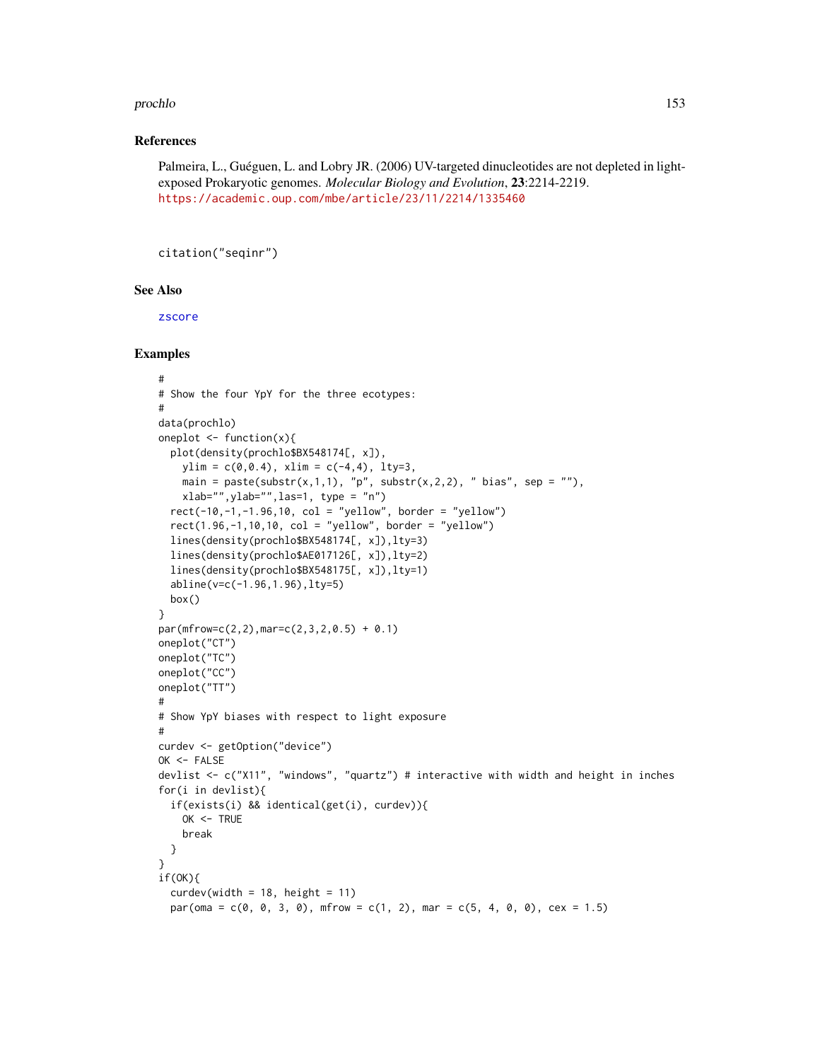## References

Palmeira, L., Guéguen, L. and Lobry JR. (2006) UV-targeted dinucleotides are not depleted in light-exposed Prokaryotic genomes. *Molecular Biology and Evolution*, **23**:2214-2219. https://academic.oup.com/mbe/article/23/11/2214/1335460

```
citation("seqinr")
```

## See Also

zscore

## Examples

```
#
# Show the four YpY for the three ecotypes:
#
data(prochlo)
oneplot <- function(x){
  plot(density(prochlo$BX548174[, x]),
    ylim = c(0,0.4), xlim = c(-4,4), lty=3,
    main = paste(substr(x,1,1), "p", substr(x,2,2), " bias", sep = ""),
    xlab="",ylab="",las=1, type = "n")
  rect(-10,-1,-1.96,10, col = "yellow", border = "yellow")
  rect(1.96,-1,10,10, col = "yellow", border = "yellow")
  lines(density(prochlo$BX548174[, x]),lty=3)
  lines(density(prochlo$AE017126[, x]),lty=2)
  lines(density(prochlo$BX548175[, x]),lty=1)
  abline(v=c(-1.96,1.96),lty=5)
  box()
}
par(mfrow=c(2,2),mar=c(2,3,2,0.5) + 0.1)
oneplot("CT")
oneplot("TC")
oneplot("CC")
oneplot("TT")
#
# Show YpY biases with respect to light exposure
#
curdev <- getOption("device")
OK <- FALSE
devlist <- c("X11", "windows", "quartz") # interactive with width and height in inches
for(i in devlist){
  if(exists(i) && identical(get(i), curdev)){
    OK <- TRUE
    break
  }
}
if(OK){
  curdev(width = 18, height = 11)
  par(oma = c(0, 0, 3, 0), mfrow = c(1, 2), mar = c(5, 4, 0, 0), cex = 1.5)
```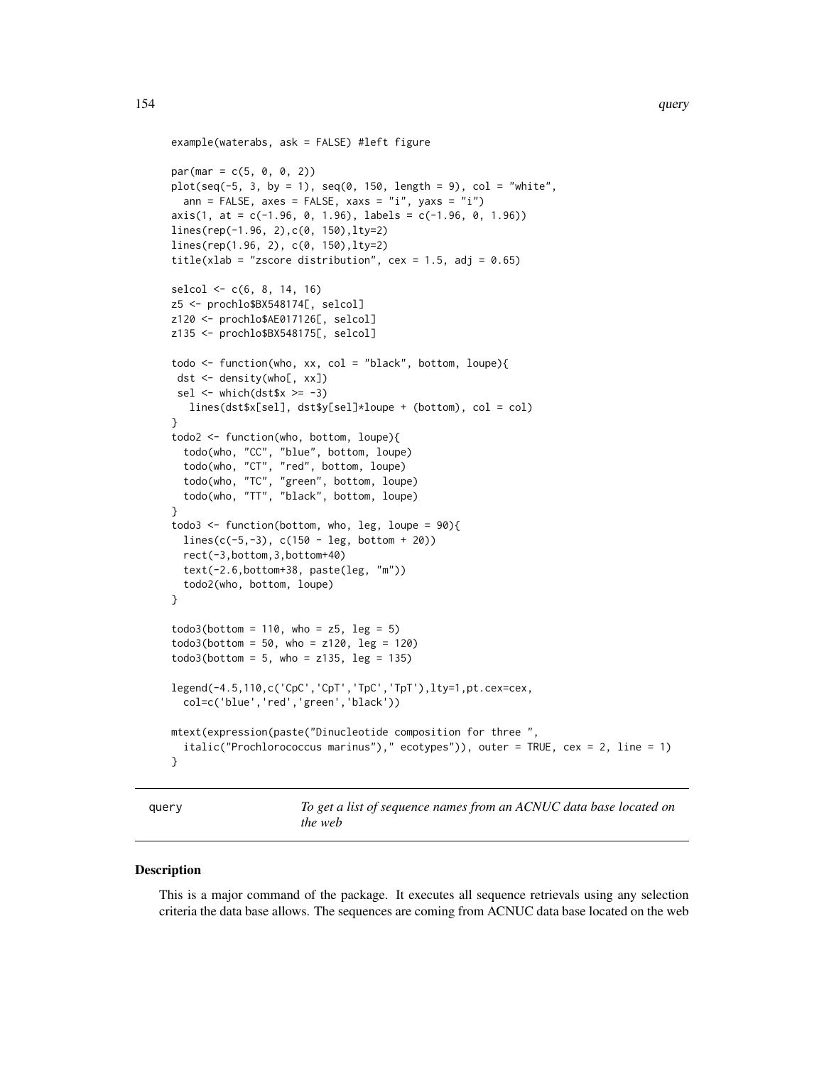```
example(waterabs, ask = FALSE) #left figure

par(mar = c(5, 0, 0, 2))
plot(seq(-5, 3, by = 1), seq(0, 150, length = 9), col = "white",
  ann = FALSE, axes = FALSE, xaxs = "i", yaxs = "i")
axis(1, at = c(-1.96, 0, 1.96), labels = c(-1.96, 0, 1.96))
lines(rep(-1.96, 2),c(0, 150),lty=2)
lines(rep(1.96, 2), c(0, 150),lty=2)
title(xlab = "zscore distribution", cex = 1.5, adj = 0.65)

selcol <- c(6, 8, 14, 16)
z5 <- prochlo$BX548174[, selcol]
z120 <- prochlo$AE017126[, selcol]
z135 <- prochlo$BX548175[, selcol]

todo <- function(who, xx, col = "black", bottom, loupe){
 dst <- density(who[, xx])
 sel <- which(dst$x >= -3)
   lines(dst$x[sel], dst$y[sel]*loupe + (bottom), col = col)
}
todo2 <- function(who, bottom, loupe){
  todo(who, "CC", "blue", bottom, loupe)
  todo(who, "CT", "red", bottom, loupe)
  todo(who, "TC", "green", bottom, loupe)
  todo(who, "TT", "black", bottom, loupe)
}
todo3 <- function(bottom, who, leg, loupe = 90){
  lines(c(-5,-3), c(150 - leg, bottom + 20))
  rect(-3,bottom,3,bottom+40)
  text(-2.6,bottom+38, paste(leg, "m"))
  todo2(who, bottom, loupe)
}

todo3(bottom = 110, who = z5, leg = 5)
todo3(bottom = 50, who = z120, leg = 120)
todo3(bottom = 5, who = z135, leg = 135)

legend(-4.5,110,c('CpC','CpT','TpC','TpT'),lty=1,pt.cex=cex,
  col=c('blue','red','green','black'))

mtext(expression(paste("Dinucleotide composition for three ",
  italic("Prochlorococcus marinus")," ecotypes")), outer = TRUE, cex = 2, line = 1)
}
```

---

`query` — *To get a list of sequence names from an ACNUC data base located on the web*

---

## Description

This is a major command of the package. It executes all sequence retrievals using any selection criteria the data base allows. The sequences are coming from ACNUC data base located on the web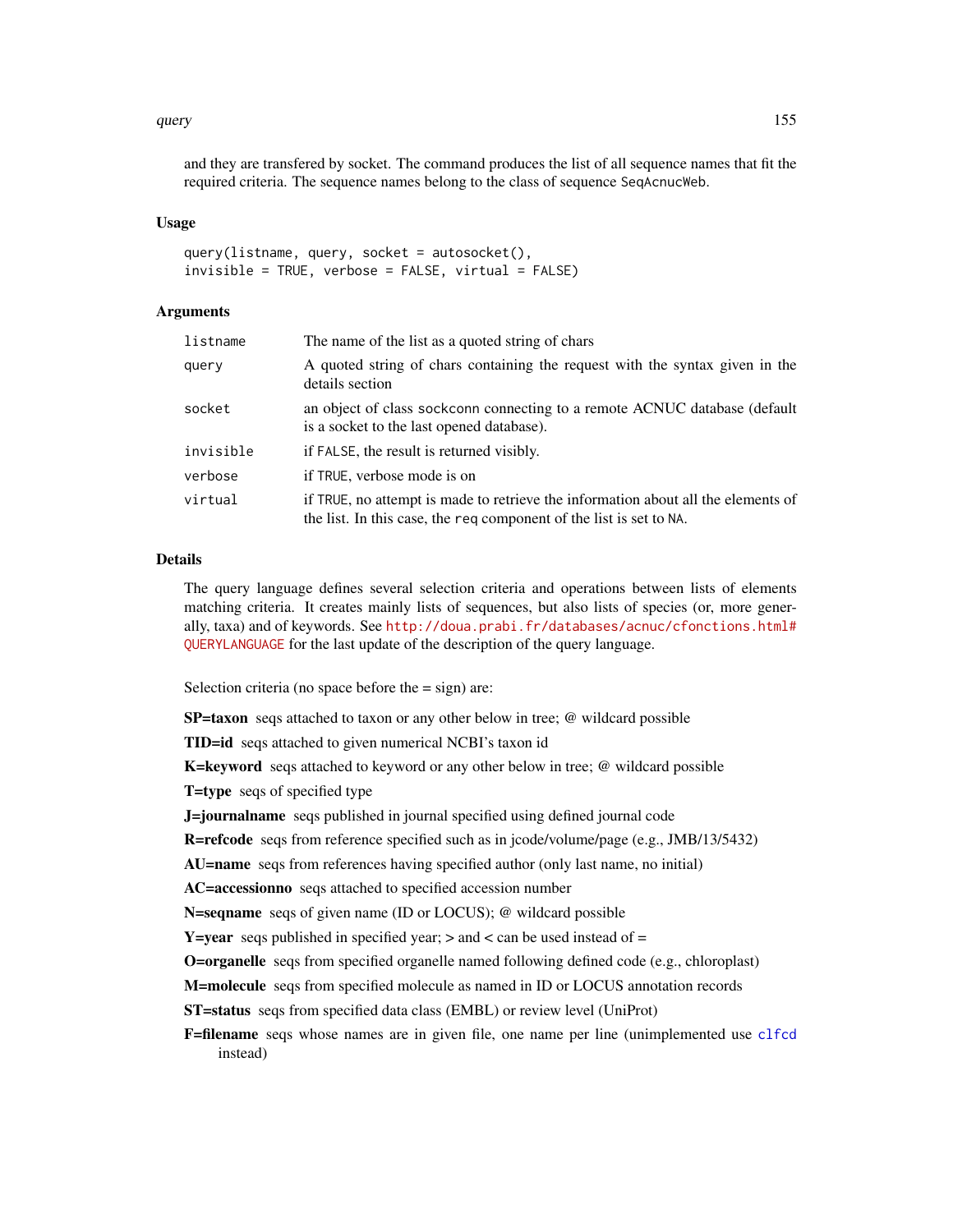and they are transfered by socket. The command produces the list of all sequence names that fit the required criteria. The sequence names belong to the class of sequence `SeqAcnucWeb`.

### Usage

```
query(listname, query, socket = autosocket(),
invisible = TRUE, verbose = FALSE, virtual = FALSE)
```

### Arguments

| | |
|---|---|
| `listname` | The name of the list as a quoted string of chars |
| `query` | A quoted string of chars containing the request with the syntax given in the details section |
| `socket` | an object of class `sockconn` connecting to a remote ACNUC database (default is a socket to the last opened database). |
| `invisible` | if `FALSE`, the result is returned visibly. |
| `verbose` | if `TRUE`, verbose mode is on |
| `virtual` | if `TRUE`, no attempt is made to retrieve the information about all the elements of the list. In this case, the `req` component of the list is set to `NA`. |

### Details

The query language defines several selection criteria and operations between lists of elements matching criteria. It creates mainly lists of sequences, but also lists of species (or, more generally, taxa) and of keywords. See http://doua.prabi.fr/databases/acnuc/cfonctions.html#QUERYLANGUAGE for the last update of the description of the query language.

Selection criteria (no space before the = sign) are:

**SP=taxon** seqs attached to taxon or any other below in tree; @ wildcard possible

**TID=id** seqs attached to given numerical NCBI's taxon id

**K=keyword** seqs attached to keyword or any other below in tree; @ wildcard possible

**T=type** seqs of specified type

**J=journalname** seqs published in journal specified using defined journal code

**R=refcode** seqs from reference specified such as in jcode/volume/page (e.g., JMB/13/5432)

**AU=name** seqs from references having specified author (only last name, no initial)

**AC=accessionno** seqs attached to specified accession number

**N=seqname** seqs of given name (ID or LOCUS); @ wildcard possible

**Y=year** seqs published in specified year; > and < can be used instead of =

**O=organelle** seqs from specified organelle named following defined code (e.g., chloroplast)

**M=molecule** seqs from specified molecule as named in ID or LOCUS annotation records

**ST=status** seqs from specified data class (EMBL) or review level (UniProt)

**F=filename** seqs whose names are in given file, one name per line (unimplemented use `clfcd` instead)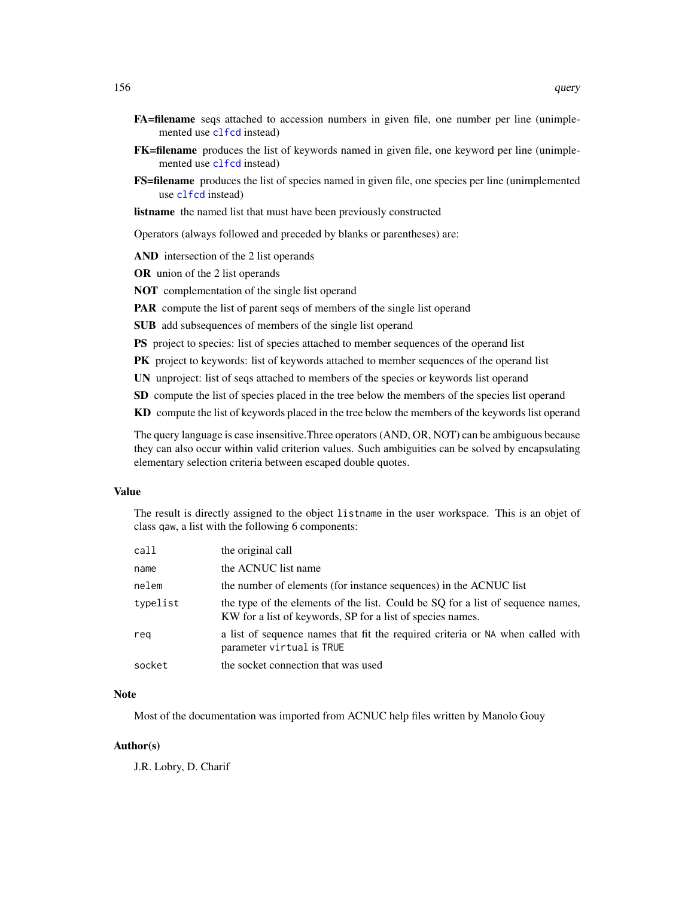**FA=filename** seqs attached to accession numbers in given file, one number per line (unimplemented use `clfcd` instead)

**FK=filename** produces the list of keywords named in given file, one keyword per line (unimplemented use `clfcd` instead)

**FS=filename** produces the list of species named in given file, one species per line (unimplemented use `clfcd` instead)

**listname** the named list that must have been previously constructed

Operators (always followed and preceded by blanks or parentheses) are:

**AND** intersection of the 2 list operands

**OR** union of the 2 list operands

**NOT** complementation of the single list operand

**PAR** compute the list of parent seqs of members of the single list operand

**SUB** add subsequences of members of the single list operand

**PS** project to species: list of species attached to member sequences of the operand list

**PK** project to keywords: list of keywords attached to member sequences of the operand list

**UN** unproject: list of seqs attached to members of the species or keywords list operand

**SD** compute the list of species placed in the tree below the members of the species list operand

**KD** compute the list of keywords placed in the tree below the members of the keywords list operand

The query language is case insensitive.Three operators (AND, OR, NOT) can be ambiguous because they can also occur within valid criterion values. Such ambiguities can be solved by encapsulating elementary selection criteria between escaped double quotes.

## Value

The result is directly assigned to the object `listname` in the user workspace. This is an objet of class `qaw`, a list with the following 6 components:

| | |
|---|---|
| `call` | the original call |
| `name` | the ACNUC list name |
| `nelem` | the number of elements (for instance sequences) in the ACNUC list |
| `typelist` | the type of the elements of the list. Could be SQ for a list of sequence names, KW for a list of keywords, SP for a list of species names. |
| `req` | a list of sequence names that fit the required criteria or `NA` when called with parameter `virtual` is `TRUE` |
| `socket` | the socket connection that was used |

## Note

Most of the documentation was imported from ACNUC help files written by Manolo Gouy

## Author(s)

J.R. Lobry, D. Charif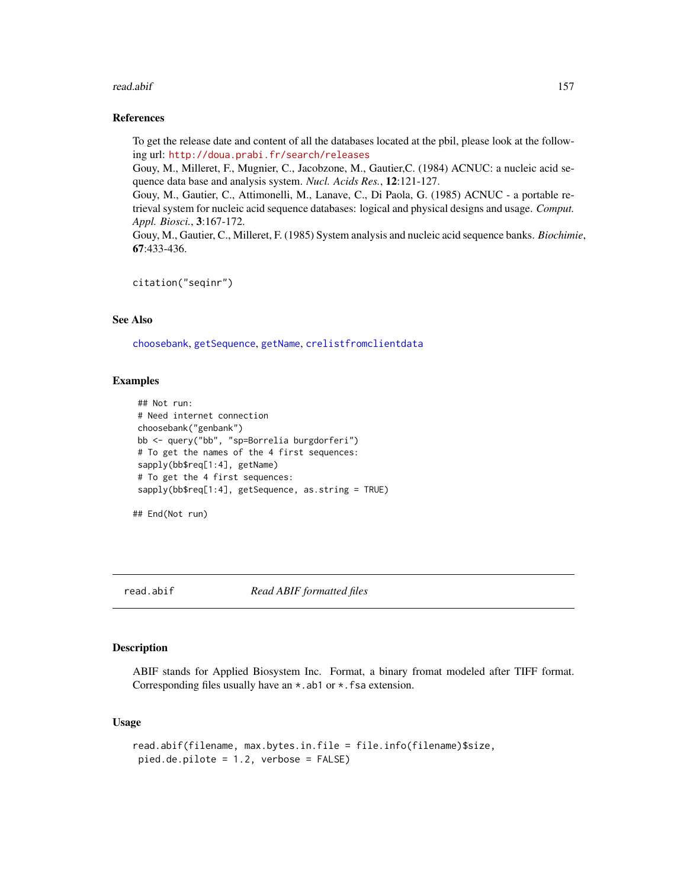## References

To get the release date and content of all the databases located at the pbil, please look at the following url: http://doua.prabi.fr/search/releases

Gouy, M., Milleret, F., Mugnier, C., Jacobzone, M., Gautier,C. (1984) ACNUC: a nucleic acid sequence data base and analysis system. *Nucl. Acids Res.*, **12**:121-127.

Gouy, M., Gautier, C., Attimonelli, M., Lanave, C., Di Paola, G. (1985) ACNUC - a portable retrieval system for nucleic acid sequence databases: logical and physical designs and usage. *Comput. Appl. Biosci.*, **3**:167-172.

Gouy, M., Gautier, C., Milleret, F. (1985) System analysis and nucleic acid sequence banks. *Biochimie*, **67**:433-436.

```
citation("seqinr")
```

## See Also

choosebank, getSequence, getName, crelistfromclientdata

## Examples

```
## Not run:
# Need internet connection
choosebank("genbank")
bb <- query("bb", "sp=Borrelia burgdorferi")
# To get the names of the 4 first sequences:
sapply(bb$req[1:4], getName)
# To get the 4 first sequences:
sapply(bb$req[1:4], getSequence, as.string = TRUE)

## End(Not run)
```

---

# read.abif *Read ABIF formatted files*

## Description

ABIF stands for Applied Biosystem Inc. Format, a binary fromat modeled after TIFF format. Corresponding files usually have an *.ab1 or *.fsa extension.

## Usage

```
read.abif(filename, max.bytes.in.file = file.info(filename)$size,
 pied.de.pilote = 1.2, verbose = FALSE)
```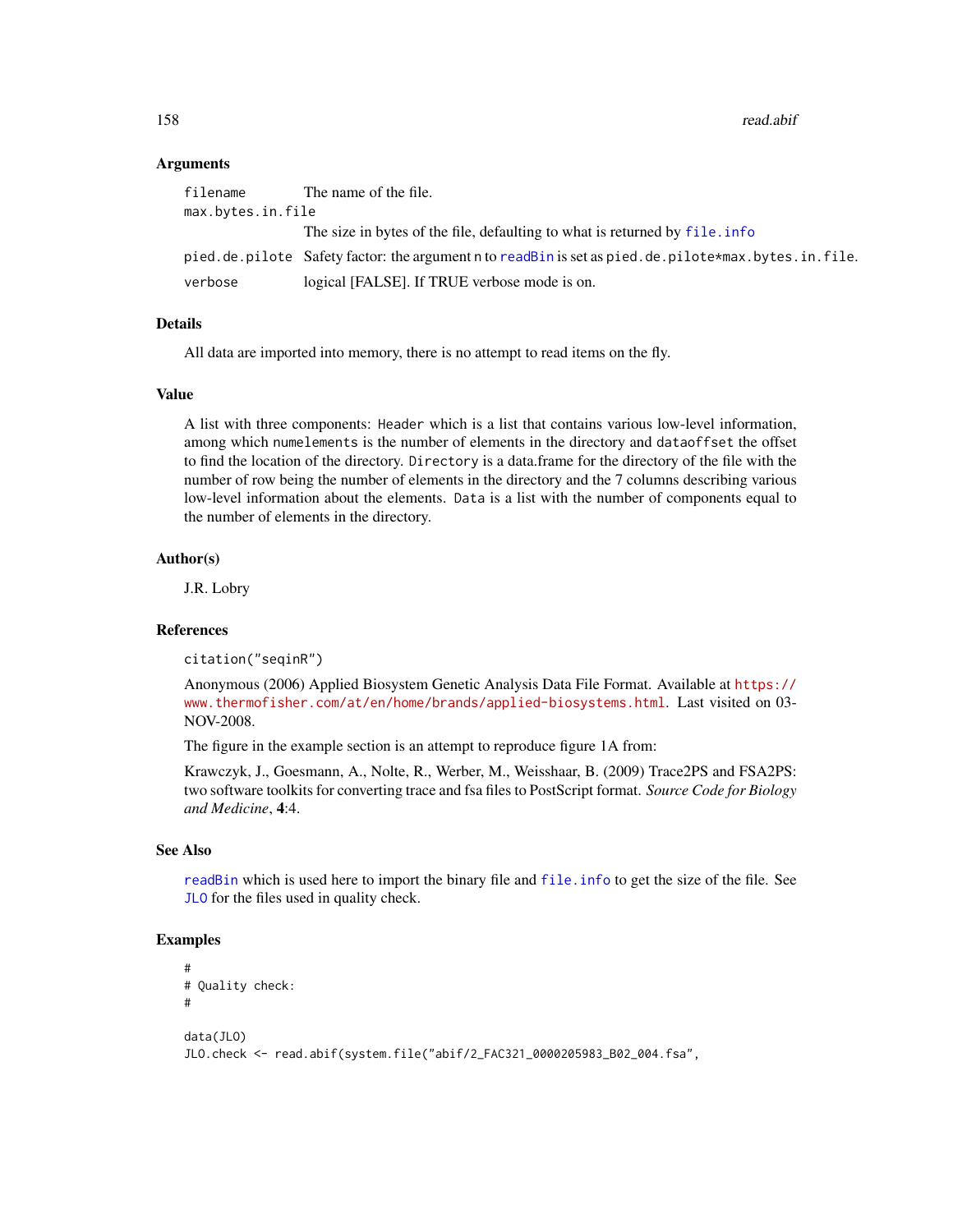### Arguments

| | |
|---|---|
| `filename` | The name of the file. |
| `max.bytes.in.file` | The size in bytes of the file, defaulting to what is returned by `file.info` |
| `pied.de.pilote` | Safety factor: the argument `n` to `readBin` is set as `pied.de.pilote*max.bytes.in.file`. |
| `verbose` | logical [FALSE]. If TRUE verbose mode is on. |

### Details

All data are imported into memory, there is no attempt to read items on the fly.

### Value

A list with three components: `Header` which is a list that contains various low-level information, among which `numelements` is the number of elements in the directory and `dataoffset` the offset to find the location of the directory. `Directory` is a data.frame for the directory of the file with the number of row being the number of elements in the directory and the 7 columns describing various low-level information about the elements. `Data` is a list with the number of components equal to the number of elements in the directory.

### Author(s)

J.R. Lobry

### References

`citation("seqinR")`

Anonymous (2006) Applied Biosystem Genetic Analysis Data File Format. Available at https://www.thermofisher.com/at/en/home/brands/applied-biosystems.html. Last visited on 03-NOV-2008.

The figure in the example section is an attempt to reproduce figure 1A from:

Krawczyk, J., Goesmann, A., Nolte, R., Werber, M., Weisshaar, B. (2009) Trace2PS and FSA2PS: two software toolkits for converting trace and fsa files to PostScript format. *Source Code for Biology and Medicine*, **4**:4.

### See Also

`readBin` which is used here to import the binary file and `file.info` to get the size of the file. See `JLO` for the files used in quality check.

### Examples

```
#
# Quality check:
#

data(JLO)
JLO.check <- read.abif(system.file("abif/2_FAC321_0000205983_B02_004.fsa",
```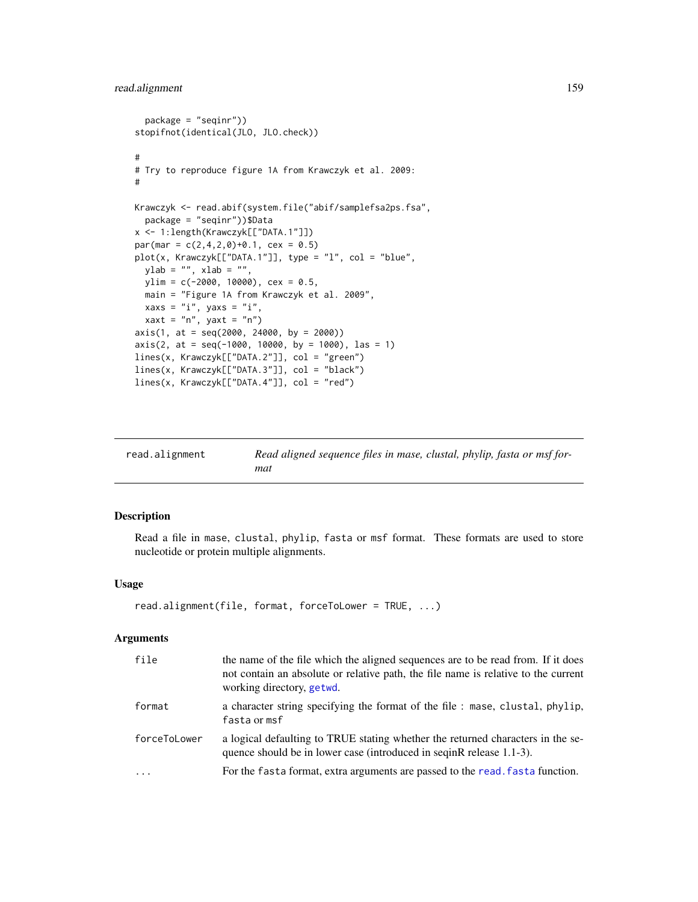```
  package = "seqinr"))
stopifnot(identical(JLO, JLO.check))

#
# Try to reproduce figure 1A from Krawczyk et al. 2009:
#

Krawczyk <- read.abif(system.file("abif/samplefsa2ps.fsa",
  package = "seqinr"))$Data
x <- 1:length(Krawczyk[["DATA.1"]])
par(mar = c(2,4,2,0)+0.1, cex = 0.5)
plot(x, Krawczyk[["DATA.1"]], type = "l", col = "blue",
  ylab = "", xlab = "",
  ylim = c(-2000, 10000), cex = 0.5,
  main = "Figure 1A from Krawczyk et al. 2009",
  xaxs = "i", yaxs = "i",
  xaxt = "n", yaxt = "n")
axis(1, at = seq(2000, 24000, by = 2000))
axis(2, at = seq(-1000, 10000, by = 1000), las = 1)
lines(x, Krawczyk[["DATA.2"]], col = "green")
lines(x, Krawczyk[["DATA.3"]], col = "black")
lines(x, Krawczyk[["DATA.4"]], col = "red")
```

---

`read.alignment` — *Read aligned sequence files in mase, clustal, phylip, fasta or msf format*

---

## Description

Read a file in `mase`, `clustal`, `phylip`, `fasta` or `msf` format. These formats are used to store nucleotide or protein multiple alignments.

## Usage

```
read.alignment(file, format, forceToLower = TRUE, ...)
```

## Arguments

| | |
|---|---|
| `file` | the name of the file which the aligned sequences are to be read from. If it does not contain an absolute or relative path, the file name is relative to the current working directory, `getwd`. |
| `format` | a character string specifying the format of the file : `mase`, `clustal`, `phylip`, `fasta` or `msf` |
| `forceToLower` | a logical defaulting to TRUE stating whether the returned characters in the sequence should be in lower case (introduced in seqinR release 1.1-3). |
| `...` | For the `fasta` format, extra arguments are passed to the `read.fasta` function. |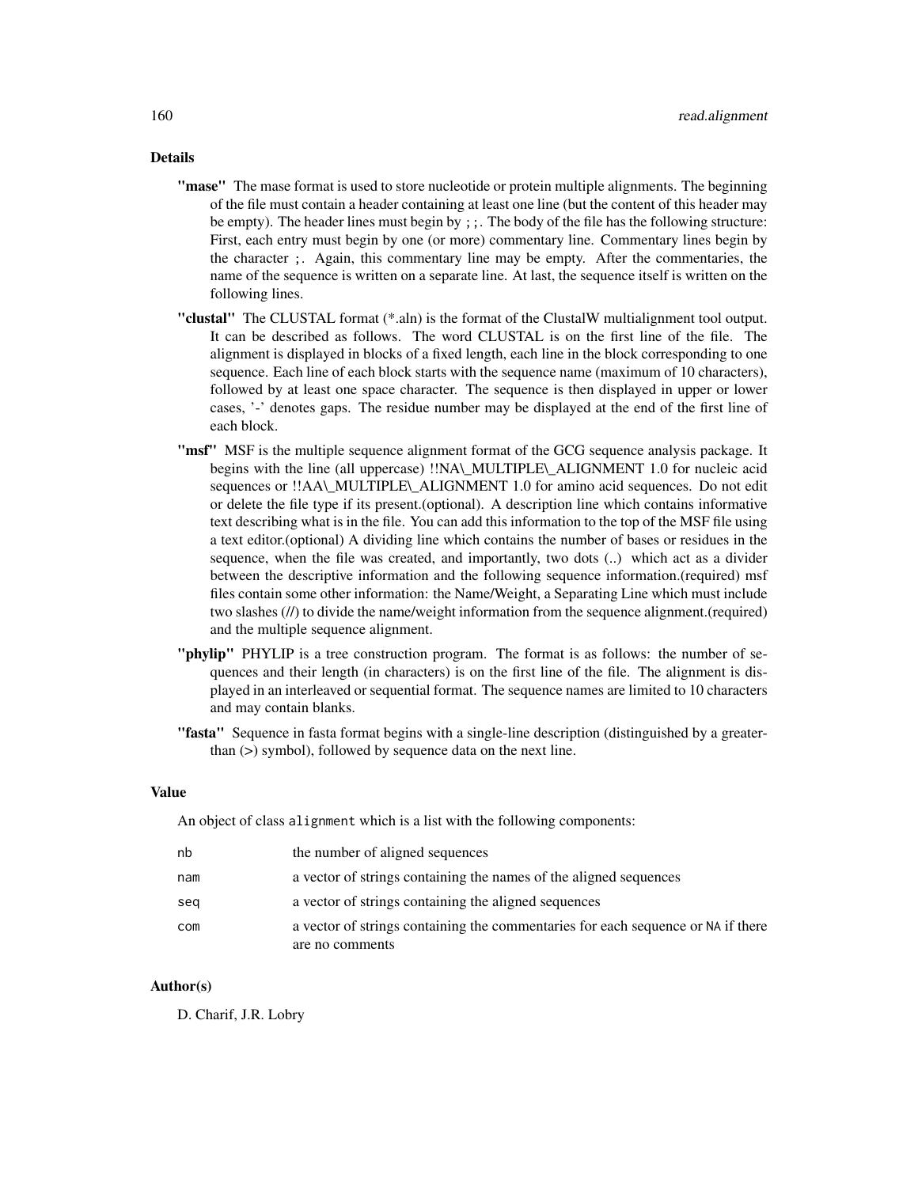## Details

**"mase"** The mase format is used to store nucleotide or protein multiple alignments. The beginning of the file must contain a header containing at least one line (but the content of this header may be empty). The header lines must begin by `;;`. The body of the file has the following structure: First, each entry must begin by one (or more) commentary line. Commentary lines begin by the character `;`. Again, this commentary line may be empty. After the commentaries, the name of the sequence is written on a separate line. At last, the sequence itself is written on the following lines.

**"clustal"** The CLUSTAL format (*.aln) is the format of the ClustalW multialignment tool output. It can be described as follows. The word CLUSTAL is on the first line of the file. The alignment is displayed in blocks of a fixed length, each line in the block corresponding to one sequence. Each line of each block starts with the sequence name (maximum of 10 characters), followed by at least one space character. The sequence is then displayed in upper or lower cases, '-' denotes gaps. The residue number may be displayed at the end of the first line of each block.

**"msf"** MSF is the multiple sequence alignment format of the GCG sequence analysis package. It begins with the line (all uppercase) !!NA\_MULTIPLE\_ALIGNMENT 1.0 for nucleic acid sequences or !!AA\_MULTIPLE\_ALIGNMENT 1.0 for amino acid sequences. Do not edit or delete the file type if its present.(optional). A description line which contains informative text describing what is in the file. You can add this information to the top of the MSF file using a text editor.(optional) A dividing line which contains the number of bases or residues in the sequence, when the file was created, and importantly, two dots (..) which act as a divider between the descriptive information and the following sequence information.(required) msf files contain some other information: the Name/Weight, a Separating Line which must include two slashes (//) to divide the name/weight information from the sequence alignment.(required) and the multiple sequence alignment.

**"phylip"** PHYLIP is a tree construction program. The format is as follows: the number of sequences and their length (in characters) is on the first line of the file. The alignment is displayed in an interleaved or sequential format. The sequence names are limited to 10 characters and may contain blanks.

**"fasta"** Sequence in fasta format begins with a single-line description (distinguished by a greater-than (>) symbol), followed by sequence data on the next line.

## Value

An object of class `alignment` which is a list with the following components:

| | |
|---|---|
| `nb` | the number of aligned sequences |
| `nam` | a vector of strings containing the names of the aligned sequences |
| `seq` | a vector of strings containing the aligned sequences |
| `com` | a vector of strings containing the commentaries for each sequence or `NA` if there are no comments |

## Author(s)

D. Charif, J.R. Lobry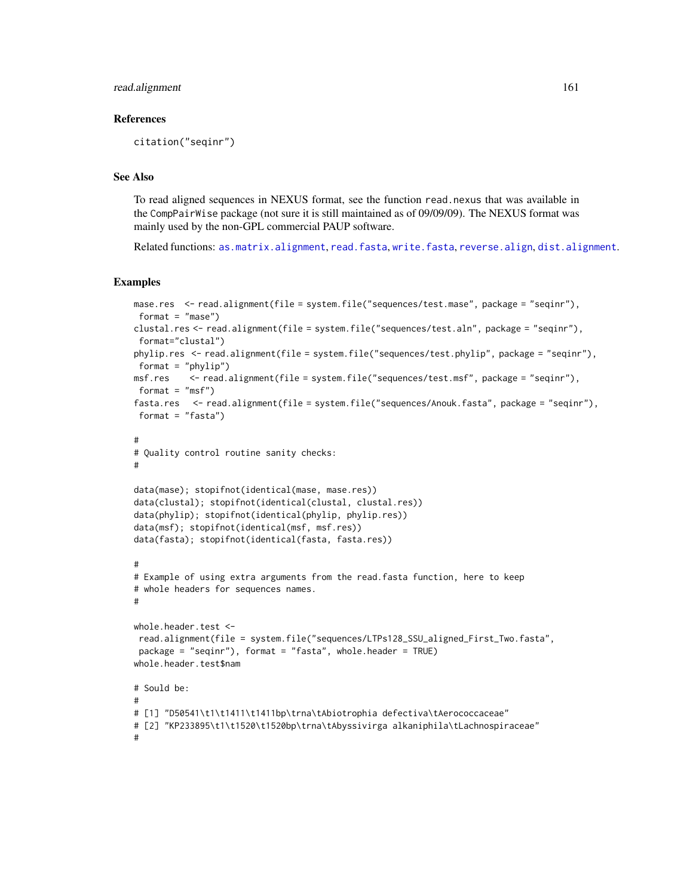## References

```
citation("seqinr")
```

## See Also

To read aligned sequences in NEXUS format, see the function `read.nexus` that was available in the `CompPairWise` package (not sure it is still maintained as of 09/09/09). The NEXUS format was mainly used by the non-GPL commercial PAUP software.

Related functions: `as.matrix.alignment`, `read.fasta`, `write.fasta`, `reverse.align`, `dist.alignment`.

## Examples

```
mase.res  <- read.alignment(file = system.file("sequences/test.mase", package = "seqinr"),
 format = "mase")
clustal.res <- read.alignment(file = system.file("sequences/test.aln", package = "seqinr"),
 format="clustal")
phylip.res  <- read.alignment(file = system.file("sequences/test.phylip", package = "seqinr"),
 format = "phylip")
msf.res    <- read.alignment(file = system.file("sequences/test.msf", package = "seqinr"),
 format = "msf")
fasta.res   <- read.alignment(file = system.file("sequences/Anouk.fasta", package = "seqinr"),
 format = "fasta")

#
# Quality control routine sanity checks:
#

data(mase); stopifnot(identical(mase, mase.res))
data(clustal); stopifnot(identical(clustal, clustal.res))
data(phylip); stopifnot(identical(phylip, phylip.res))
data(msf); stopifnot(identical(msf, msf.res))
data(fasta); stopifnot(identical(fasta, fasta.res))

#
# Example of using extra arguments from the read.fasta function, here to keep
# whole headers for sequences names.
#

whole.header.test <-
 read.alignment(file = system.file("sequences/LTPs128_SSU_aligned_First_Two.fasta",
 package = "seqinr"), format = "fasta", whole.header = TRUE)
whole.header.test$nam

# Sould be:
#
# [1] "D50541\t1\t1411\t1411bp\trna\tAbiotrophia defectiva\tAerococcaceae"
# [2] "KP233895\t1\t1520\t1520bp\trna\tAbyssivirga alkaniphila\tLachnospiraceae"
#
```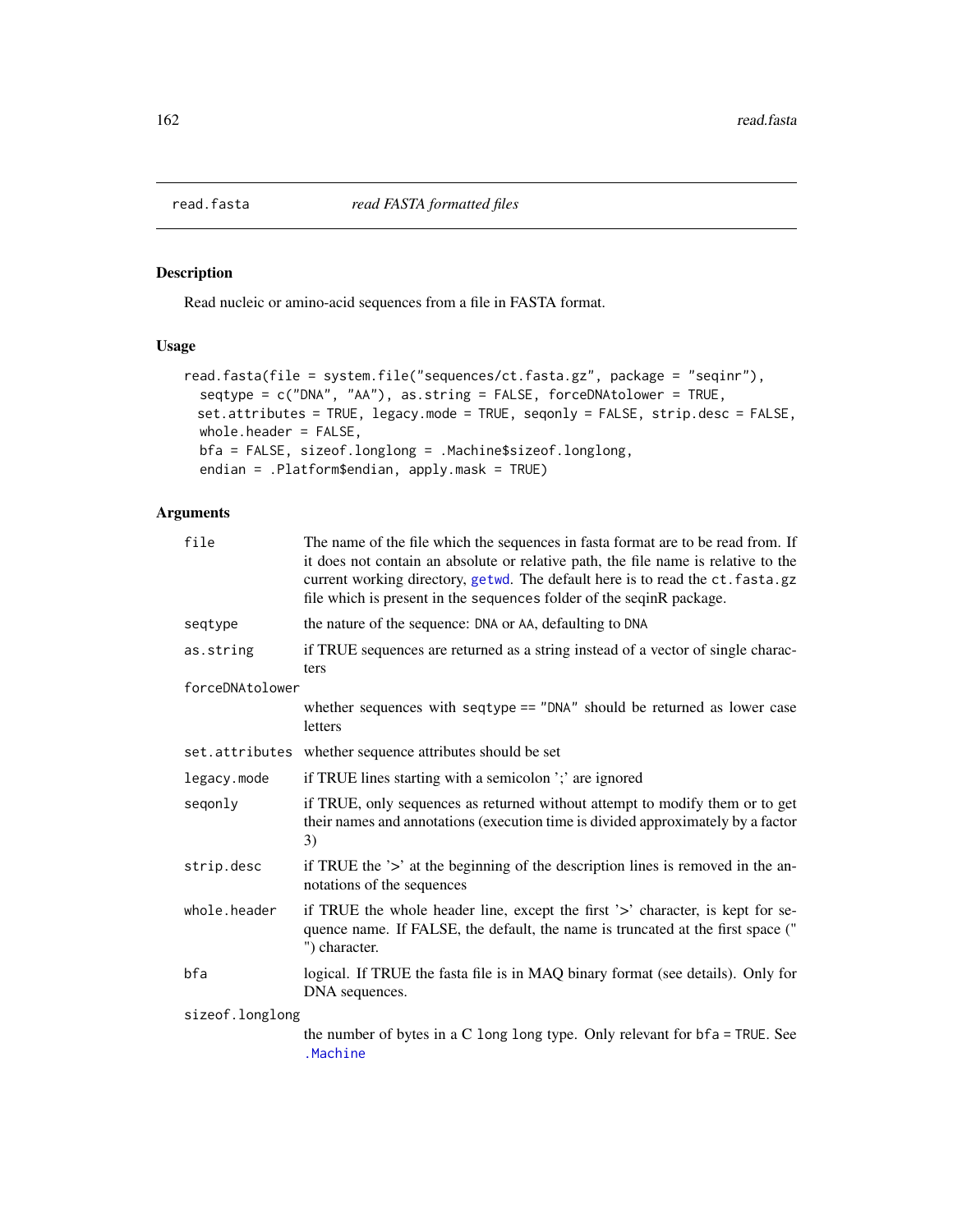# read.fasta *read FASTA formatted files*

## Description

Read nucleic or amino-acid sequences from a file in FASTA format.

## Usage

```
read.fasta(file = system.file("sequences/ct.fasta.gz", package = "seqinr"),
  seqtype = c("DNA", "AA"), as.string = FALSE, forceDNAtolower = TRUE,
  set.attributes = TRUE, legacy.mode = TRUE, seqonly = FALSE, strip.desc = FALSE,
  whole.header = FALSE,
  bfa = FALSE, sizeof.longlong = .Machine$sizeof.longlong,
  endian = .Platform$endian, apply.mask = TRUE)
```

## Arguments

| | |
|---|---|
| `file` | The name of the file which the sequences in fasta format are to be read from. If it does not contain an absolute or relative path, the file name is relative to the current working directory, `getwd`. The default here is to read the `ct.fasta.gz` file which is present in the `sequences` folder of the seqinR package. |
| `seqtype` | the nature of the sequence: `DNA` or `AA`, defaulting to `DNA` |
| `as.string` | if TRUE sequences are returned as a string instead of a vector of single characters |
| `forceDNAtolower` | whether sequences with `seqtype == "DNA"` should be returned as lower case letters |
| `set.attributes` | whether sequence attributes should be set |
| `legacy.mode` | if TRUE lines starting with a semicolon ';' are ignored |
| `seqonly` | if TRUE, only sequences as returned without attempt to modify them or to get their names and annotations (execution time is divided approximately by a factor 3) |
| `strip.desc` | if TRUE the '>' at the beginning of the description lines is removed in the annotations of the sequences |
| `whole.header` | if TRUE the whole header line, except the first '>' character, is kept for sequence name. If FALSE, the default, the name is truncated at the first space (" ") character. |
| `bfa` | logical. If TRUE the fasta file is in MAQ binary format (see details). Only for DNA sequences. |
| `sizeof.longlong` | the number of bytes in a C `long long` type. Only relevant for `bfa = TRUE`. See `.Machine` |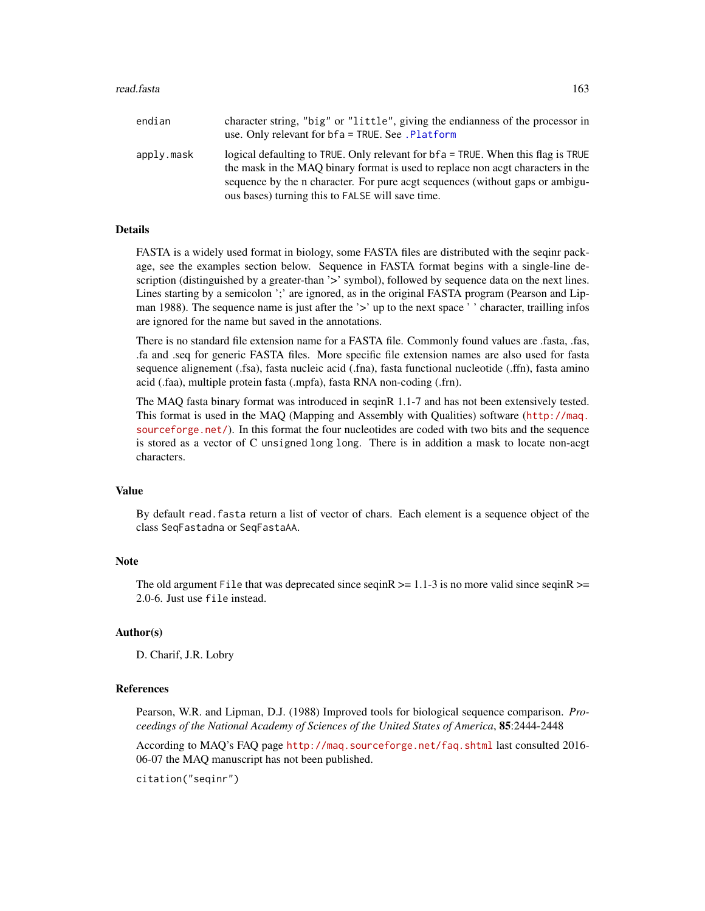endian
: character string, "big" or "little", giving the endianness of the processor in use. Only relevant for bfa = TRUE. See .Platform

apply.mask
: logical defaulting to TRUE. Only relevant for bfa = TRUE. When this flag is TRUE the mask in the MAQ binary format is used to replace non acgt characters in the sequence by the n character. For pure acgt sequences (without gaps or ambiguous bases) turning this to FALSE will save time.

## Details

FASTA is a widely used format in biology, some FASTA files are distributed with the seqinr package, see the examples section below. Sequence in FASTA format begins with a single-line description (distinguished by a greater-than '>' symbol), followed by sequence data on the next lines. Lines starting by a semicolon ';' are ignored, as in the original FASTA program (Pearson and Lipman 1988). The sequence name is just after the '>' up to the next space ' ' character, trailling infos are ignored for the name but saved in the annotations.

There is no standard file extension name for a FASTA file. Commonly found values are .fasta, .fas, .fa and .seq for generic FASTA files. More specific file extension names are also used for fasta sequence alignement (.fsa), fasta nucleic acid (.fna), fasta functional nucleotide (.ffn), fasta amino acid (.faa), multiple protein fasta (.mpfa), fasta RNA non-coding (.frn).

The MAQ fasta binary format was introduced in seqinR 1.1-7 and has not been extensively tested. This format is used in the MAQ (Mapping and Assembly with Qualities) software (http://maq.sourceforge.net/). In this format the four nucleotides are coded with two bits and the sequence is stored as a vector of C unsigned long long. There is in addition a mask to locate non-acgt characters.

## Value

By default read.fasta return a list of vector of chars. Each element is a sequence object of the class SeqFastadna or SeqFastaAA.

## Note

The old argument File that was deprecated since seqinR >= 1.1-3 is no more valid since seqinR >= 2.0-6. Just use file instead.

## Author(s)

D. Charif, J.R. Lobry

## References

Pearson, W.R. and Lipman, D.J. (1988) Improved tools for biological sequence comparison. *Proceedings of the National Academy of Sciences of the United States of America*, **85**:2444-2448

According to MAQ's FAQ page http://maq.sourceforge.net/faq.shtml last consulted 2016-06-07 the MAQ manuscript has not been published.

citation("seqinr")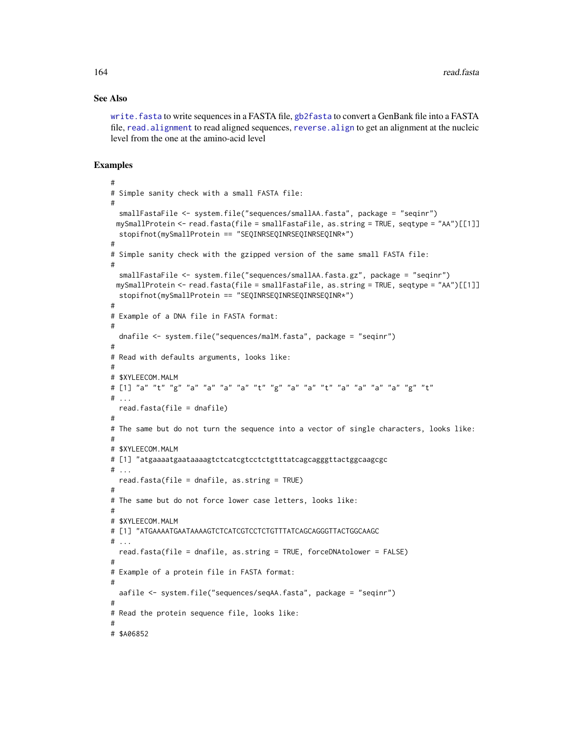## See Also

`write.fasta` to write sequences in a FASTA file, `gb2fasta` to convert a GenBank file into a FASTA file, `read.alignment` to read aligned sequences, `reverse.align` to get an alignment at the nucleic level from the one at the amino-acid level

## Examples

```
#
# Simple sanity check with a small FASTA file:
#
  smallFastaFile <- system.file("sequences/smallAA.fasta", package = "seqinr")
 mySmallProtein <- read.fasta(file = smallFastaFile, as.string = TRUE, seqtype = "AA")[[1]]
  stopifnot(mySmallProtein == "SEQINRSEQINRSEQINRSEQINR*")
#
# Simple sanity check with the gzipped version of the same small FASTA file:
#
  smallFastaFile <- system.file("sequences/smallAA.fasta.gz", package = "seqinr")
 mySmallProtein <- read.fasta(file = smallFastaFile, as.string = TRUE, seqtype = "AA")[[1]]
  stopifnot(mySmallProtein == "SEQINRSEQINRSEQINRSEQINR*")
#
# Example of a DNA file in FASTA format:
#
  dnafile <- system.file("sequences/malM.fasta", package = "seqinr")
#
# Read with defaults arguments, looks like:
#
# $XYLEECOM.MALM
# [1] "a" "t" "g" "a" "a" "a" "a" "t" "g" "a" "a" "t" "a" "a" "a" "a" "g" "t"
# ...
  read.fasta(file = dnafile)
#
# The same but do not turn the sequence into a vector of single characters, looks like:
#
# $XYLEECOM.MALM
# [1] "atgaaaatgaataaaagtctcatcgtcctctgtttatcagcagggttactggcaagcgc
# ...
  read.fasta(file = dnafile, as.string = TRUE)
#
# The same but do not force lower case letters, looks like:
#
# $XYLEECOM.MALM
# [1] "ATGAAAATGAATAAAAGTCTCATCGTCCTCTGTTTATCAGCAGGGTTACTGGCAAGC
# ...
  read.fasta(file = dnafile, as.string = TRUE, forceDNAtolower = FALSE)
#
# Example of a protein file in FASTA format:
#
  aafile <- system.file("sequences/seqAA.fasta", package = "seqinr")
#
# Read the protein sequence file, looks like:
#
# $A06852
```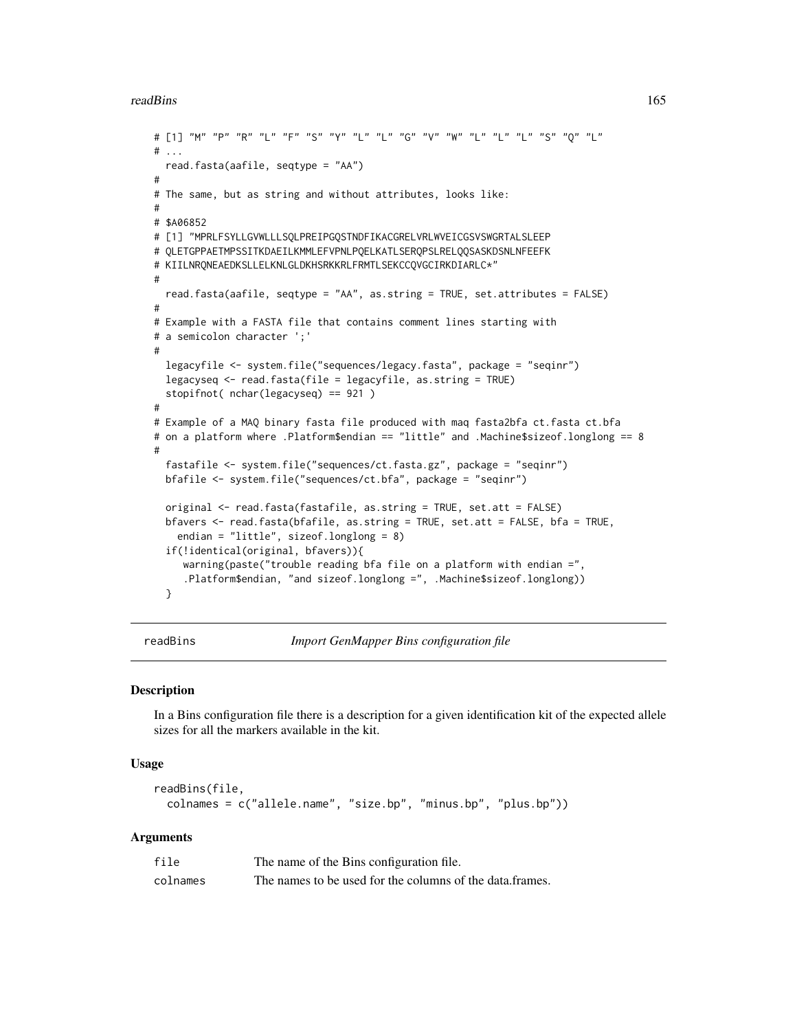```
# [1] "M" "P" "R" "L" "F" "S" "Y" "L" "L" "G" "V" "W" "L" "L" "L" "S" "Q" "L"
# ...
  read.fasta(aafile, seqtype = "AA")
#
# The same, but as string and without attributes, looks like:
#
# $A06852
# [1] "MPRLFSYLLGVWLLLSQLPREIPGQSTNDFIKACGRELVRLWVEICGSVSWGRTALSLEEP
# QLETGPPAETMPSSITKDAEILKMMLEFVPNLPQELKATLSERQPSLRELQQSASKDSNLNFEEFK
# KIILNRQNEAEDKSLLELKNLGLDKHSRKKRLFRMTLSEKCCQVGCIRKDIARLC*"
#
  read.fasta(aafile, seqtype = "AA", as.string = TRUE, set.attributes = FALSE)
#
# Example with a FASTA file that contains comment lines starting with
# a semicolon character ';'
#
  legacyfile <- system.file("sequences/legacy.fasta", package = "seqinr")
  legacyseq <- read.fasta(file = legacyfile, as.string = TRUE)
  stopifnot( nchar(legacyseq) == 921 )
#
# Example of a MAQ binary fasta file produced with maq fasta2bfa ct.fasta ct.bfa
# on a platform where .Platform$endian == "little" and .Machine$sizeof.longlong == 8
#
  fastafile <- system.file("sequences/ct.fasta.gz", package = "seqinr")
  bfafile <- system.file("sequences/ct.bfa", package = "seqinr")

  original <- read.fasta(fastafile, as.string = TRUE, set.att = FALSE)
  bfavers <- read.fasta(bfafile, as.string = TRUE, set.att = FALSE, bfa = TRUE,
    endian = "little", sizeof.longlong = 8)
  if(!identical(original, bfavers)){
     warning(paste("trouble reading bfa file on a platform with endian =",
     .Platform$endian, "and sizeof.longlong =", .Machine$sizeof.longlong))
  }
```

## readBins — *Import GenMapper Bins configuration file*

### Description

In a Bins configuration file there is a description for a given identification kit of the expected allele sizes for all the markers available in the kit.

### Usage

```
readBins(file,
  colnames = c("allele.name", "size.bp", "minus.bp", "plus.bp"))
```

### Arguments

| | |
|---|---|
| file | The name of the Bins configuration file. |
| colnames | The names to be used for the columns of the data.frames. |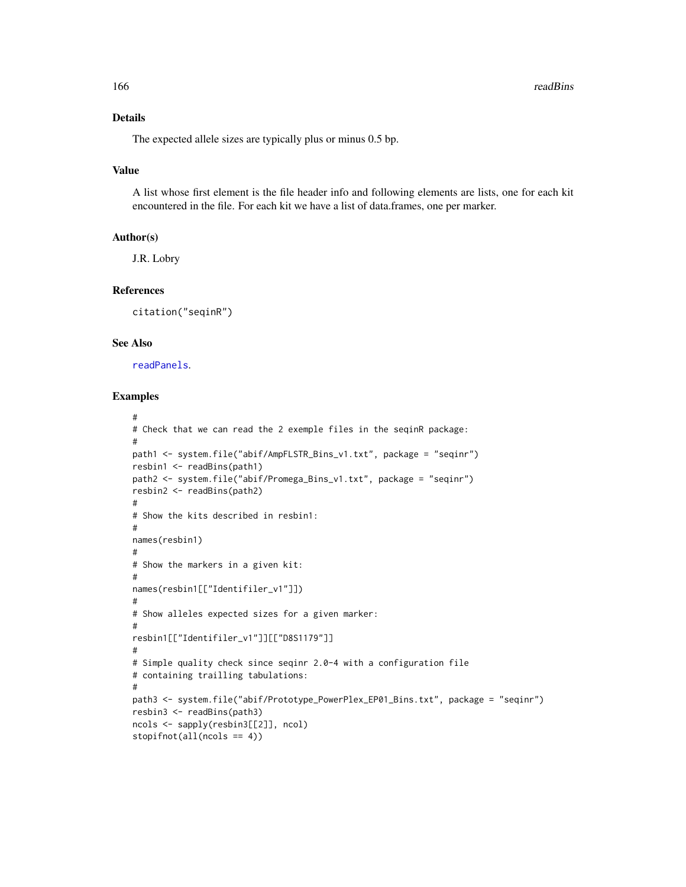## Details

The expected allele sizes are typically plus or minus 0.5 bp.

## Value

A list whose first element is the file header info and following elements are lists, one for each kit encountered in the file. For each kit we have a list of data.frames, one per marker.

## Author(s)

J.R. Lobry

## References

citation("seqinR")

## See Also

readPanels.

## Examples

```
#
# Check that we can read the 2 exemple files in the seqinR package:
#
path1 <- system.file("abif/AmpFLSTR_Bins_v1.txt", package = "seqinr")
resbin1 <- readBins(path1)
path2 <- system.file("abif/Promega_Bins_v1.txt", package = "seqinr")
resbin2 <- readBins(path2)
#
# Show the kits described in resbin1:
#
names(resbin1)
#
# Show the markers in a given kit:
#
names(resbin1[["Identifiler_v1"]])
#
# Show alleles expected sizes for a given marker:
#
resbin1[["Identifiler_v1"]][["D8S1179"]]
#
# Simple quality check since seqinr 2.0-4 with a configuration file
# containing trailling tabulations:
#
path3 <- system.file("abif/Prototype_PowerPlex_EP01_Bins.txt", package = "seqinr")
resbin3 <- readBins(path3)
ncols <- sapply(resbin3[[2]], ncol)
stopifnot(all(ncols == 4))
```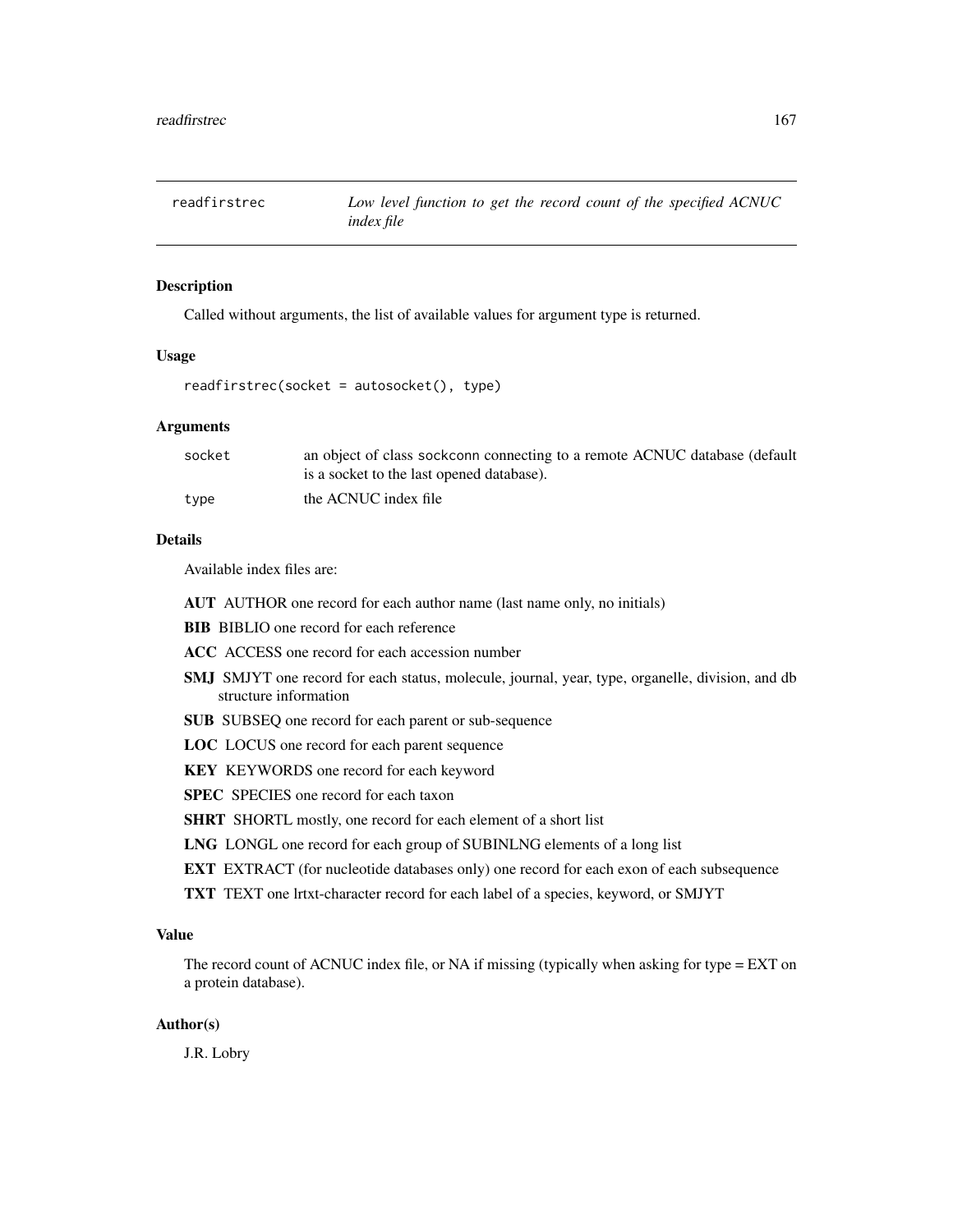# readfirstrec

*Low level function to get the record count of the specified ACNUC index file*

## Description

Called without arguments, the list of available values for argument type is returned.

## Usage

```
readfirstrec(socket = autosocket(), type)
```

## Arguments

| | |
|---|---|
| socket | an object of class sockconn connecting to a remote ACNUC database (default is a socket to the last opened database). |
| type | the ACNUC index file |

## Details

Available index files are:

- **AUT** AUTHOR one record for each author name (last name only, no initials)
- **BIB** BIBLIO one record for each reference
- **ACC** ACCESS one record for each accession number
- **SMJ** SMJYT one record for each status, molecule, journal, year, type, organelle, division, and db structure information
- **SUB** SUBSEQ one record for each parent or sub-sequence
- **LOC** LOCUS one record for each parent sequence
- **KEY** KEYWORDS one record for each keyword
- **SPEC** SPECIES one record for each taxon
- **SHRT** SHORTL mostly, one record for each element of a short list
- **LNG** LONGL one record for each group of SUBINLNG elements of a long list
- **EXT** EXTRACT (for nucleotide databases only) one record for each exon of each subsequence
- **TXT** TEXT one lrtxt-character record for each label of a species, keyword, or SMJYT

## Value

The record count of ACNUC index file, or NA if missing (typically when asking for type = EXT on a protein database).

## Author(s)

J.R. Lobry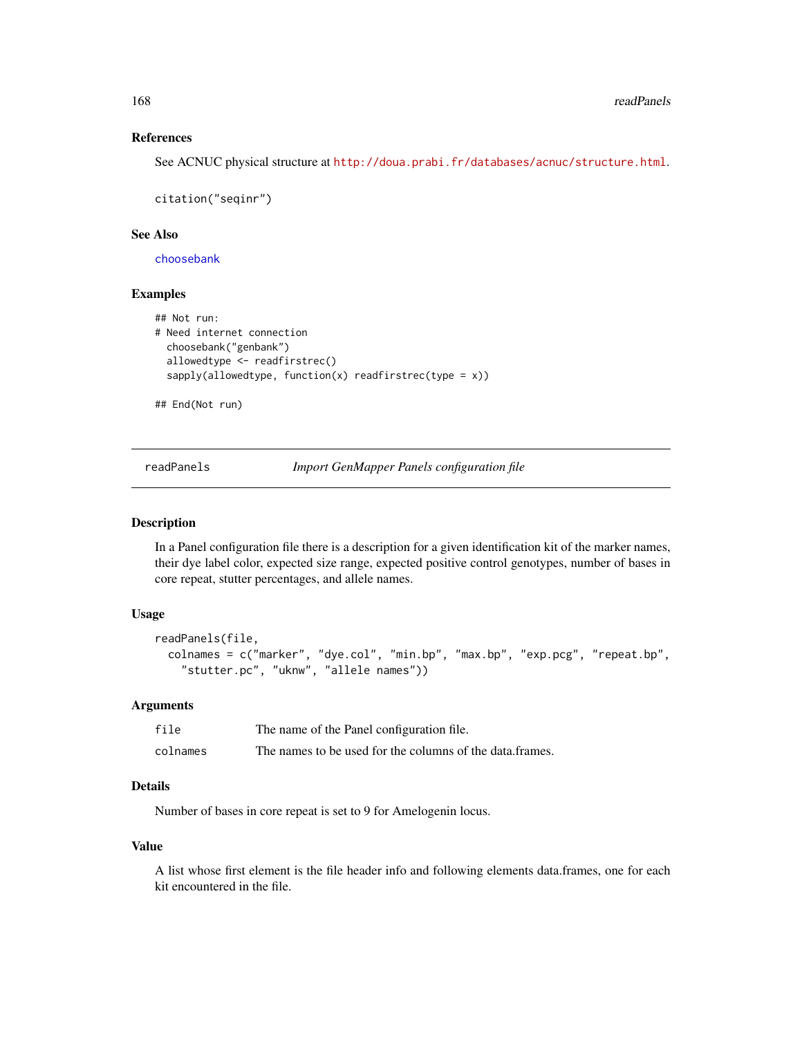### References

See ACNUC physical structure at http://doua.prabi.fr/databases/acnuc/structure.html.

```
citation("seqinr")
```

### See Also

choosebank

### Examples

```
## Not run:
# Need internet connection
  choosebank("genbank")
  allowedtype <- readfirstrec()
  sapply(allowedtype, function(x) readfirstrec(type = x))

## End(Not run)
```

---

## readPanels *Import GenMapper Panels configuration file*

### Description

In a Panel configuration file there is a description for a given identification kit of the marker names, their dye label color, expected size range, expected positive control genotypes, number of bases in core repeat, stutter percentages, and allele names.

### Usage

```
readPanels(file,
  colnames = c("marker", "dye.col", "min.bp", "max.bp", "exp.pcg", "repeat.bp",
    "stutter.pc", "uknw", "allele names"))
```

### Arguments

| | |
|---|---|
| `file` | The name of the Panel configuration file. |
| `colnames` | The names to be used for the columns of the data.frames. |

### Details

Number of bases in core repeat is set to 9 for Amelogenin locus.

### Value

A list whose first element is the file header info and following elements data.frames, one for each kit encountered in the file.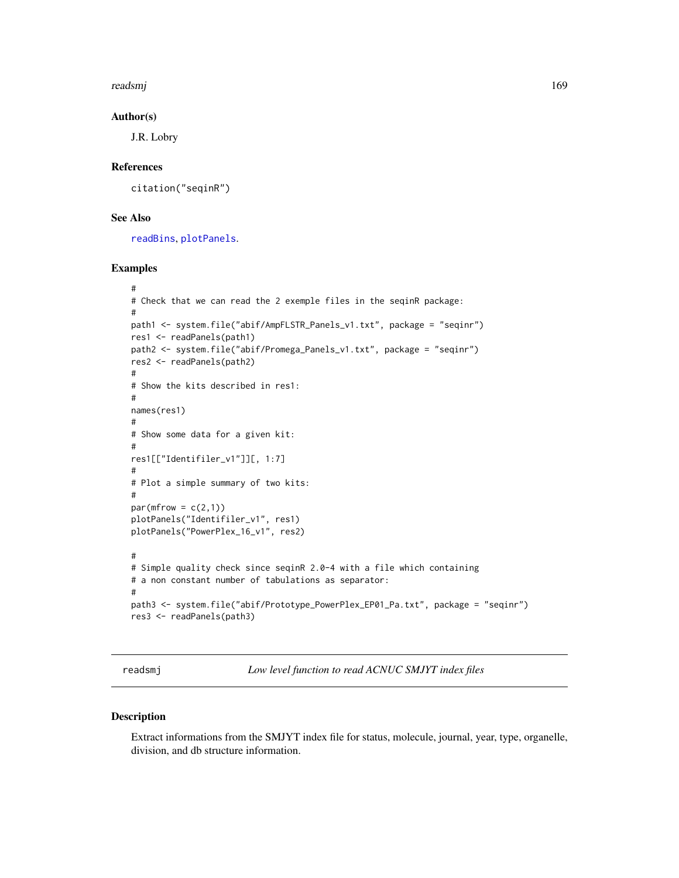### Author(s)

J.R. Lobry

### References

citation("seqinR")

### See Also

readBins, plotPanels.

### Examples

```
#
# Check that we can read the 2 exemple files in the seqinR package:
#
path1 <- system.file("abif/AmpFLSTR_Panels_v1.txt", package = "seqinr")
res1 <- readPanels(path1)
path2 <- system.file("abif/Promega_Panels_v1.txt", package = "seqinr")
res2 <- readPanels(path2)
#
# Show the kits described in res1:
#
names(res1)
#
# Show some data for a given kit:
#
res1[["Identifiler_v1"]][, 1:7]
#
# Plot a simple summary of two kits:
#
par(mfrow = c(2,1))
plotPanels("Identifiler_v1", res1)
plotPanels("PowerPlex_16_v1", res2)

#
# Simple quality check since seqinR 2.0-4 with a file which containing
# a non constant number of tabulations as separator:
#
path3 <- system.file("abif/Prototype_PowerPlex_EP01_Pa.txt", package = "seqinr")
res3 <- readPanels(path3)
```

## readsmj *Low level function to read ACNUC SMJYT index files*

### Description

Extract informations from the SMJYT index file for status, molecule, journal, year, type, organelle, division, and db structure information.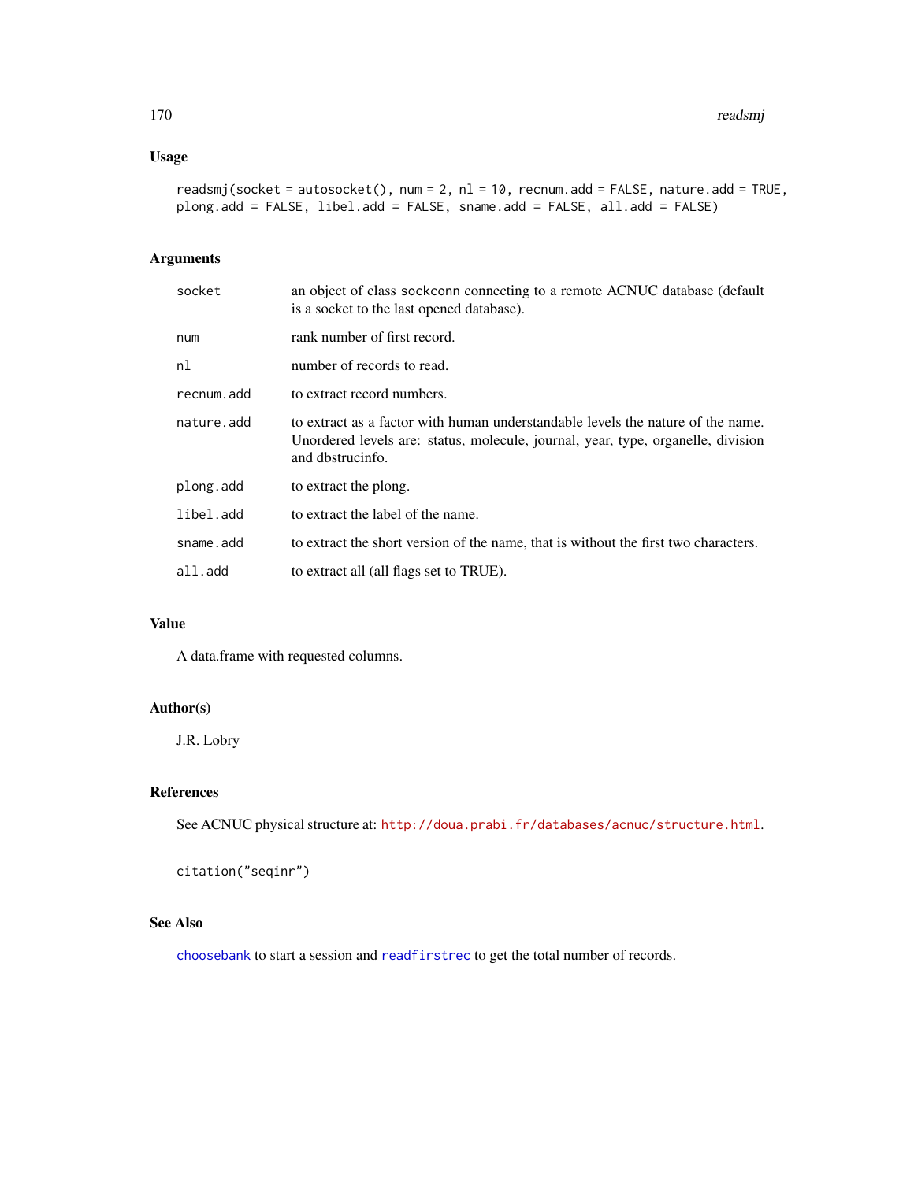### Usage

```
readsmj(socket = autosocket(), num = 2, nl = 10, recnum.add = FALSE, nature.add = TRUE,
plong.add = FALSE, libel.add = FALSE, sname.add = FALSE, all.add = FALSE)
```

### Arguments

| | |
|---|---|
| socket | an object of class sockconn connecting to a remote ACNUC database (default is a socket to the last opened database). |
| num | rank number of first record. |
| nl | number of records to read. |
| recnum.add | to extract record numbers. |
| nature.add | to extract as a factor with human understandable levels the nature of the name. Unordered levels are: status, molecule, journal, year, type, organelle, division and dbstrucinfo. |
| plong.add | to extract the plong. |
| libel.add | to extract the label of the name. |
| sname.add | to extract the short version of the name, that is without the first two characters. |
| all.add | to extract all (all flags set to TRUE). |

### Value

A data.frame with requested columns.

### Author(s)

J.R. Lobry

### References

See ACNUC physical structure at: http://doua.prabi.fr/databases/acnuc/structure.html.

```
citation("seqinr")
```

### See Also

choosebank to start a session and readfirstrec to get the total number of records.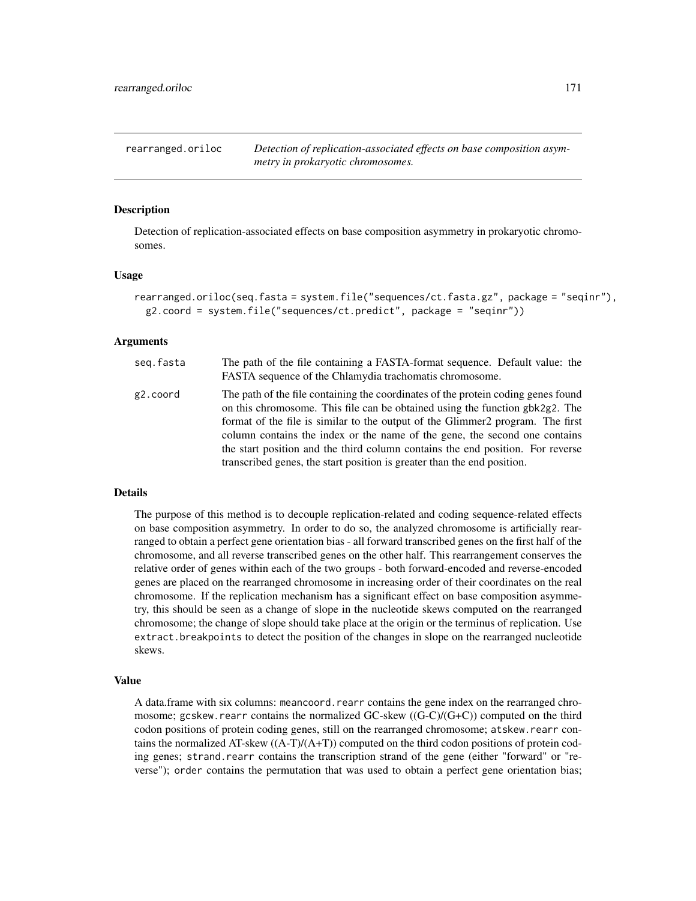rearranged.oriloc — *Detection of replication-associated effects on base composition asymmetry in prokaryotic chromosomes.*

### Description

Detection of replication-associated effects on base composition asymmetry in prokaryotic chromosomes.

### Usage

```
rearranged.oriloc(seq.fasta = system.file("sequences/ct.fasta.gz", package = "seqinr"),
  g2.coord = system.file("sequences/ct.predict", package = "seqinr"))
```

### Arguments

| | |
|---|---|
| seq.fasta | The path of the file containing a FASTA-format sequence. Default value: the FASTA sequence of the Chlamydia trachomatis chromosome. |
| g2.coord | The path of the file containing the coordinates of the protein coding genes found on this chromosome. This file can be obtained using the function gbk2g2. The format of the file is similar to the output of the Glimmer2 program. The first column contains the index or the name of the gene, the second one contains the start position and the third column contains the end position. For reverse transcribed genes, the start position is greater than the end position. |

### Details

The purpose of this method is to decouple replication-related and coding sequence-related effects on base composition asymmetry. In order to do so, the analyzed chromosome is artificially rearranged to obtain a perfect gene orientation bias - all forward transcribed genes on the first half of the chromosome, and all reverse transcribed genes on the other half. This rearrangement conserves the relative order of genes within each of the two groups - both forward-encoded and reverse-encoded genes are placed on the rearranged chromosome in increasing order of their coordinates on the real chromosome. If the replication mechanism has a significant effect on base composition asymmetry, this should be seen as a change of slope in the nucleotide skews computed on the rearranged chromosome; the change of slope should take place at the origin or the terminus of replication. Use extract.breakpoints to detect the position of the changes in slope on the rearranged nucleotide skews.

### Value

A data.frame with six columns: meancoord.rearr contains the gene index on the rearranged chromosome; gcskew.rearr contains the normalized GC-skew ((G-C)/(G+C)) computed on the third codon positions of protein coding genes, still on the rearranged chromosome; atskew.rearr contains the normalized AT-skew ((A-T)/(A+T)) computed on the third codon positions of protein coding genes; strand.rearr contains the transcription strand of the gene (either "forward" or "reverse"); order contains the permutation that was used to obtain a perfect gene orientation bias;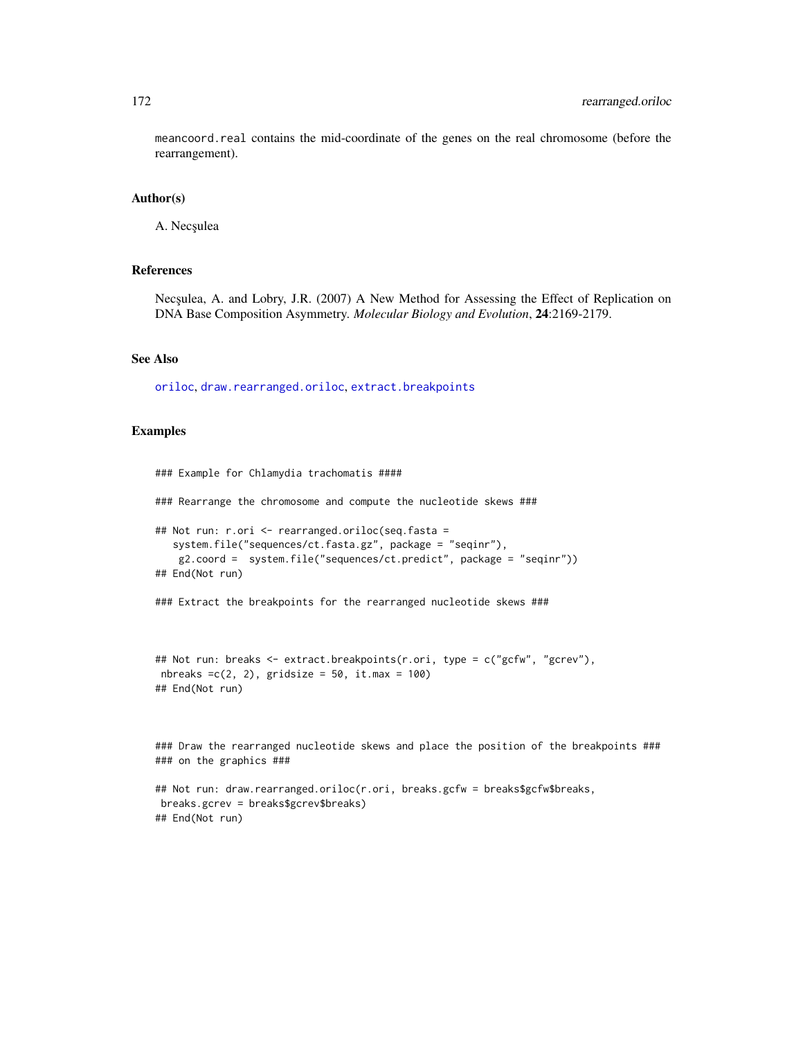meancoord.real contains the mid-coordinate of the genes on the real chromosome (before the rearrangement).

## Author(s)

A. Necşulea

## References

Necşulea, A. and Lobry, J.R. (2007) A New Method for Assessing the Effect of Replication on DNA Base Composition Asymmetry. *Molecular Biology and Evolution*, **24**:2169-2179.

## See Also

oriloc, draw.rearranged.oriloc, extract.breakpoints

## Examples

```
### Example for Chlamydia trachomatis ####

### Rearrange the chromosome and compute the nucleotide skews ###

## Not run: r.ori <- rearranged.oriloc(seq.fasta =
   system.file("sequences/ct.fasta.gz", package = "seqinr"),
    g2.coord =  system.file("sequences/ct.predict", package = "seqinr"))
## End(Not run)

### Extract the breakpoints for the rearranged nucleotide skews ###



## Not run: breaks <- extract.breakpoints(r.ori, type = c("gcfw", "gcrev"),
 nbreaks =c(2, 2), gridsize = 50, it.max = 100)
## End(Not run)



### Draw the rearranged nucleotide skews and place the position of the breakpoints ###
### on the graphics ###

## Not run: draw.rearranged.oriloc(r.ori, breaks.gcfw = breaks$gcfw$breaks,
 breaks.gcrev = breaks$gcrev$breaks)
## End(Not run)
```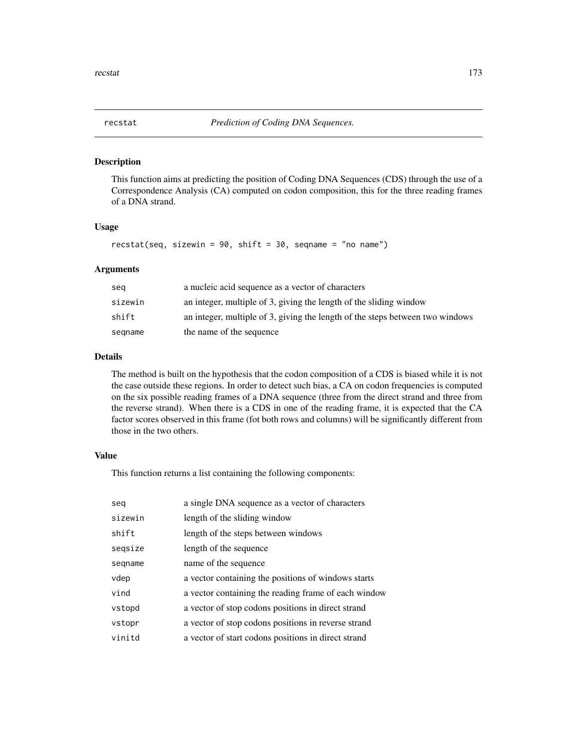## recstat — *Prediction of Coding DNA Sequences.*

### Description

This function aims at predicting the position of Coding DNA Sequences (CDS) through the use of a Correspondence Analysis (CA) computed on codon composition, this for the three reading frames of a DNA strand.

### Usage

```
recstat(seq, sizewin = 90, shift = 30, seqname = "no name")
```

### Arguments

| | |
|---|---|
| seq | a nucleic acid sequence as a vector of characters |
| sizewin | an integer, multiple of 3, giving the length of the sliding window |
| shift | an integer, multiple of 3, giving the length of the steps between two windows |
| seqname | the name of the sequence |

### Details

The method is built on the hypothesis that the codon composition of a CDS is biased while it is not the case outside these regions. In order to detect such bias, a CA on codon frequencies is computed on the six possible reading frames of a DNA sequence (three from the direct strand and three from the reverse strand). When there is a CDS in one of the reading frame, it is expected that the CA factor scores observed in this frame (fot both rows and columns) will be significantly different from those in the two others.

### Value

This function returns a list containing the following components:

| | |
|---|---|
| seq | a single DNA sequence as a vector of characters |
| sizewin | length of the sliding window |
| shift | length of the steps between windows |
| seqsize | length of the sequence |
| seqname | name of the sequence |
| vdep | a vector containing the positions of windows starts |
| vind | a vector containing the reading frame of each window |
| vstopd | a vector of stop codons positions in direct strand |
| vstopr | a vector of stop codons positions in reverse strand |
| vinitd | a vector of start codons positions in direct strand |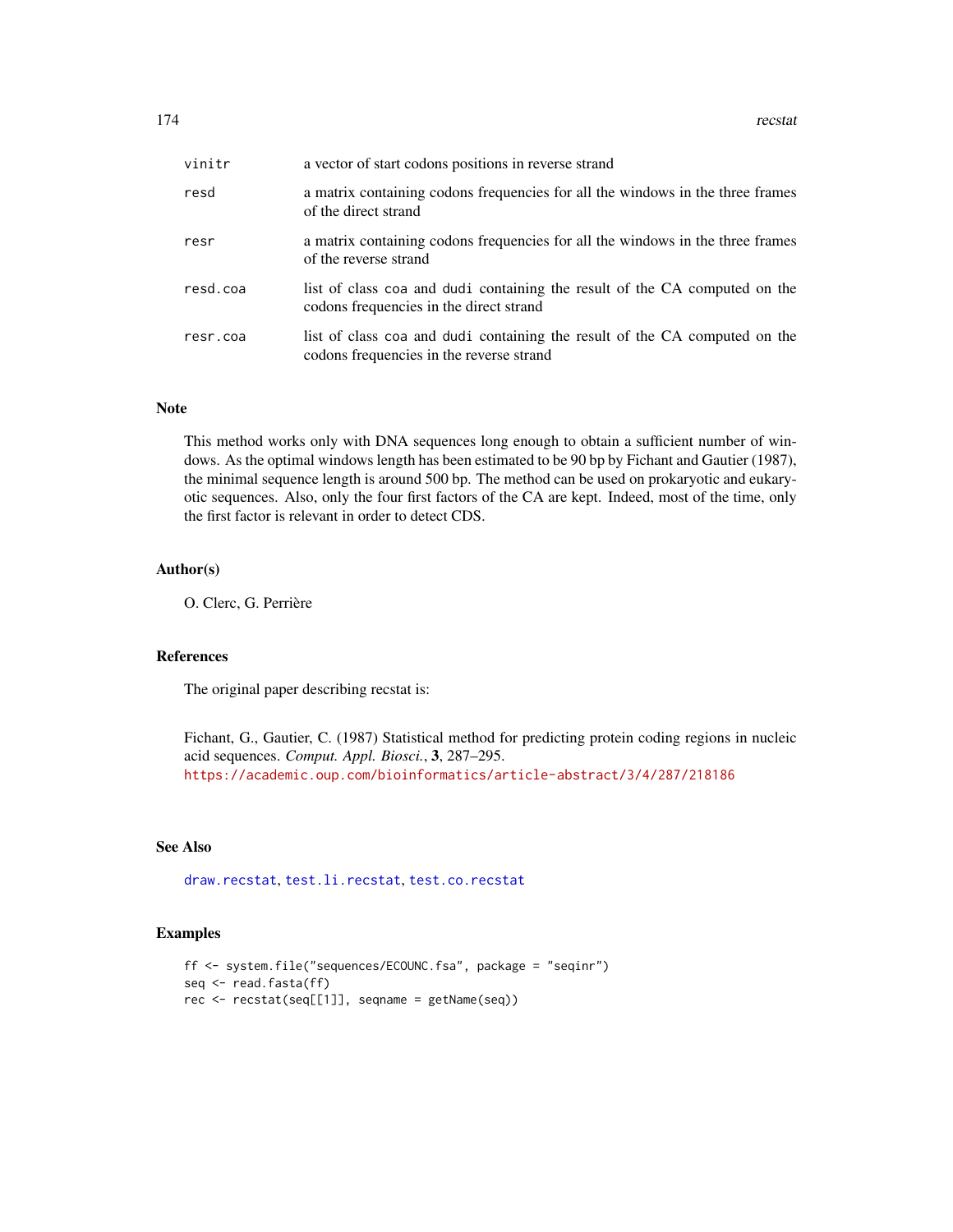| | |
|---|---|
| vinitr | a vector of start codons positions in reverse strand |
| resd | a matrix containing codons frequencies for all the windows in the three frames of the direct strand |
| resr | a matrix containing codons frequencies for all the windows in the three frames of the reverse strand |
| resd.coa | list of class coa and dudi containing the result of the CA computed on the codons frequencies in the direct strand |
| resr.coa | list of class coa and dudi containing the result of the CA computed on the codons frequencies in the reverse strand |

## Note

This method works only with DNA sequences long enough to obtain a sufficient number of windows. As the optimal windows length has been estimated to be 90 bp by Fichant and Gautier (1987), the minimal sequence length is around 500 bp. The method can be used on prokaryotic and eukaryotic sequences. Also, only the four first factors of the CA are kept. Indeed, most of the time, only the first factor is relevant in order to detect CDS.

## Author(s)

O. Clerc, G. Perrière

## References

The original paper describing recstat is:

Fichant, G., Gautier, C. (1987) Statistical method for predicting protein coding regions in nucleic acid sequences. *Comput. Appl. Biosci.*, **3**, 287–295.
https://academic.oup.com/bioinformatics/article-abstract/3/4/287/218186

## See Also

draw.recstat, test.li.recstat, test.co.recstat

## Examples

```
ff <- system.file("sequences/ECOUNC.fsa", package = "seqinr")
seq <- read.fasta(ff)
rec <- recstat(seq[[1]], seqname = getName(seq))
```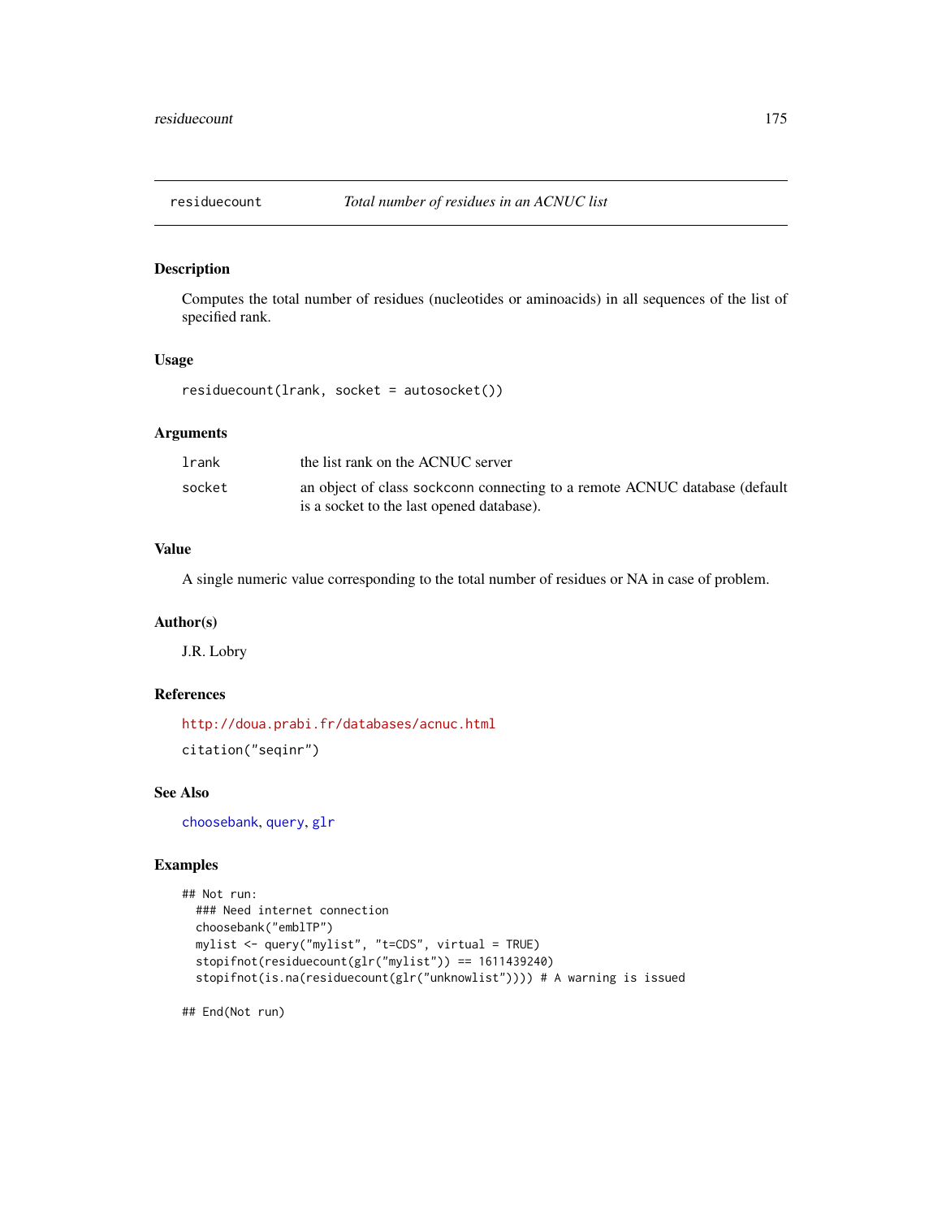# residuecount — *Total number of residues in an ACNUC list*

## Description

Computes the total number of residues (nucleotides or aminoacids) in all sequences of the list of specified rank.

## Usage

```
residuecount(lrank, socket = autosocket())
```

## Arguments

| | |
|---|---|
| `lrank` | the list rank on the ACNUC server |
| `socket` | an object of class sockconn connecting to a remote ACNUC database (default is a socket to the last opened database). |

## Value

A single numeric value corresponding to the total number of residues or NA in case of problem.

## Author(s)

J.R. Lobry

## References

http://doua.prabi.fr/databases/acnuc.html

`citation("seqinr")`

## See Also

`choosebank`, `query`, `glr`

## Examples

```
## Not run:
  ### Need internet connection
  choosebank("emblTP")
  mylist <- query("mylist", "t=CDS", virtual = TRUE)
  stopifnot(residuecount(glr("mylist")) == 1611439240)
  stopifnot(is.na(residuecount(glr("unknowlist")))) # A warning is issued

## End(Not run)
```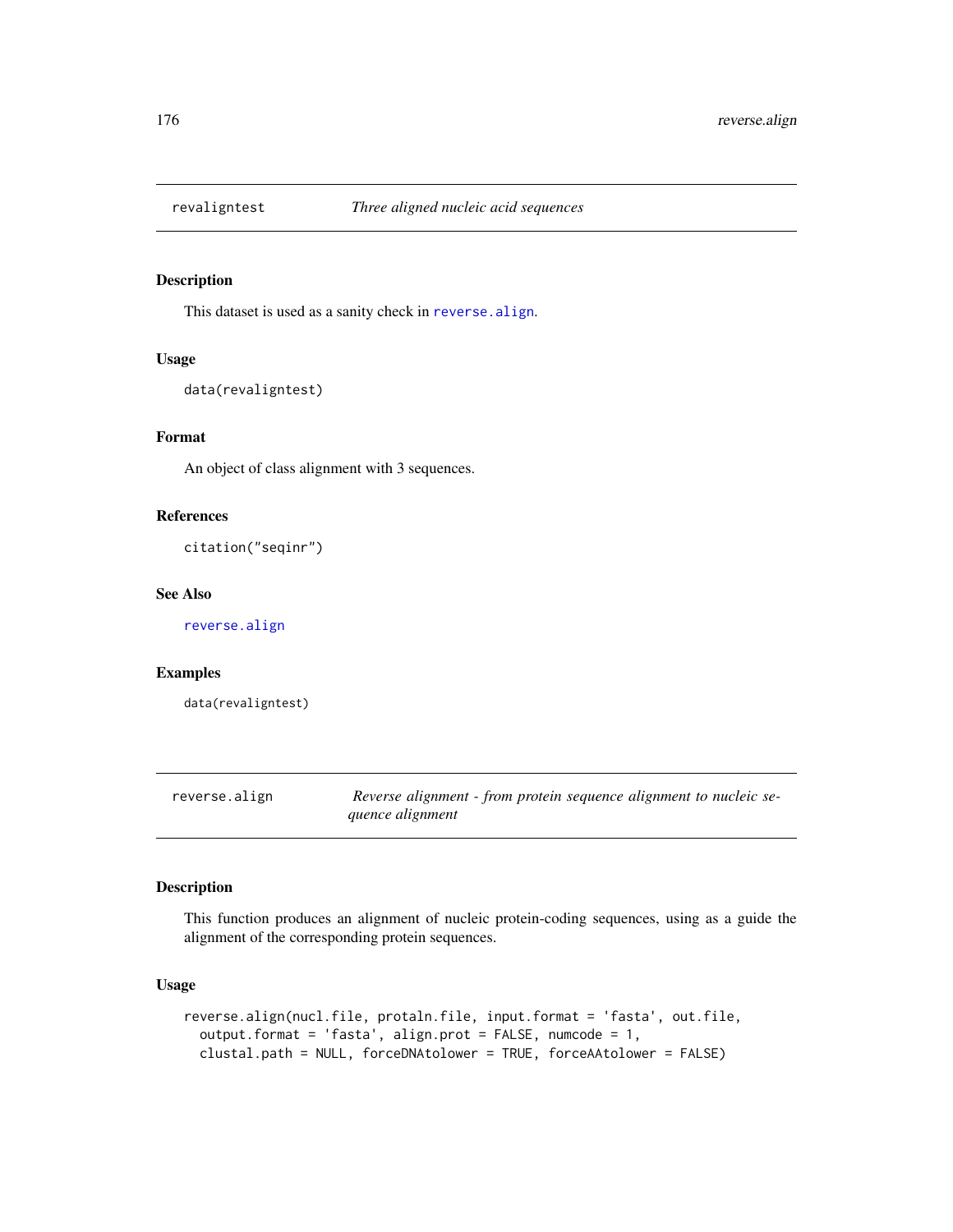## revaligntest *Three aligned nucleic acid sequences*

### Description

This dataset is used as a sanity check in reverse.align.

### Usage

```
data(revaligntest)
```

### Format

An object of class alignment with 3 sequences.

### References

```
citation("seqinr")
```

### See Also

reverse.align

### Examples

```
data(revaligntest)
```

## reverse.align *Reverse alignment - from protein sequence alignment to nucleic sequence alignment*

### Description

This function produces an alignment of nucleic protein-coding sequences, using as a guide the alignment of the corresponding protein sequences.

### Usage

```
reverse.align(nucl.file, protaln.file, input.format = 'fasta', out.file,
  output.format = 'fasta', align.prot = FALSE, numcode = 1,
  clustal.path = NULL, forceDNAtolower = TRUE, forceAAtolower = FALSE)
```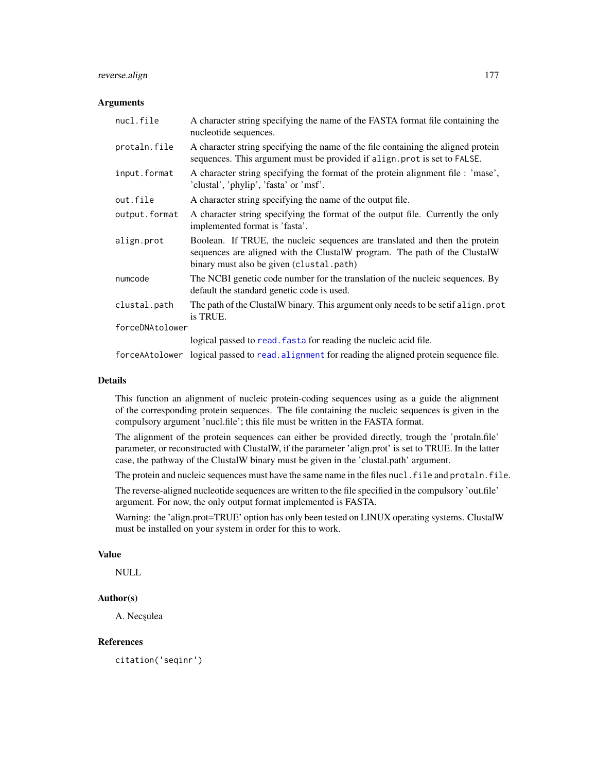### Arguments

| | |
|---|---|
| `nucl.file` | A character string specifying the name of the FASTA format file containing the nucleotide sequences. |
| `protaln.file` | A character string specifying the name of the file containing the aligned protein sequences. This argument must be provided if `align.prot` is set to `FALSE`. |
| `input.format` | A character string specifying the format of the protein alignment file : 'mase', 'clustal', 'phylip', 'fasta' or 'msf'. |
| `out.file` | A character string specifying the name of the output file. |
| `output.format` | A character string specifying the format of the output file. Currently the only implemented format is 'fasta'. |
| `align.prot` | Boolean. If TRUE, the nucleic sequences are translated and then the protein sequences are aligned with the ClustalW program. The path of the ClustalW binary must also be given (`clustal.path`) |
| `numcode` | The NCBI genetic code number for the translation of the nucleic sequences. By default the standard genetic code is used. |
| `clustal.path` | The path of the ClustalW binary. This argument only needs to be setif `align.prot` is TRUE. |
| `forceDNAtolower` | logical passed to `read.fasta` for reading the nucleic acid file. |
| `forceAAtolower` | logical passed to `read.alignment` for reading the aligned protein sequence file. |

### Details

This function an alignment of nucleic protein-coding sequences using as a guide the alignment of the corresponding protein sequences. The file containing the nucleic sequences is given in the compulsory argument 'nucl.file'; this file must be written in the FASTA format.

The alignment of the protein sequences can either be provided directly, trough the 'protaln.file' parameter, or reconstructed with ClustalW, if the parameter 'align.prot' is set to TRUE. In the latter case, the pathway of the ClustalW binary must be given in the 'clustal.path' argument.

The protein and nucleic sequences must have the same name in the files `nucl.file` and `protaln.file`.

The reverse-aligned nucleotide sequences are written to the file specified in the compulsory 'out.file' argument. For now, the only output format implemented is FASTA.

Warning: the 'align.prot=TRUE' option has only been tested on LINUX operating systems. ClustalW must be installed on your system in order for this to work.

### Value

NULL

### Author(s)

A. Necşulea

### References

`citation('seqinr')`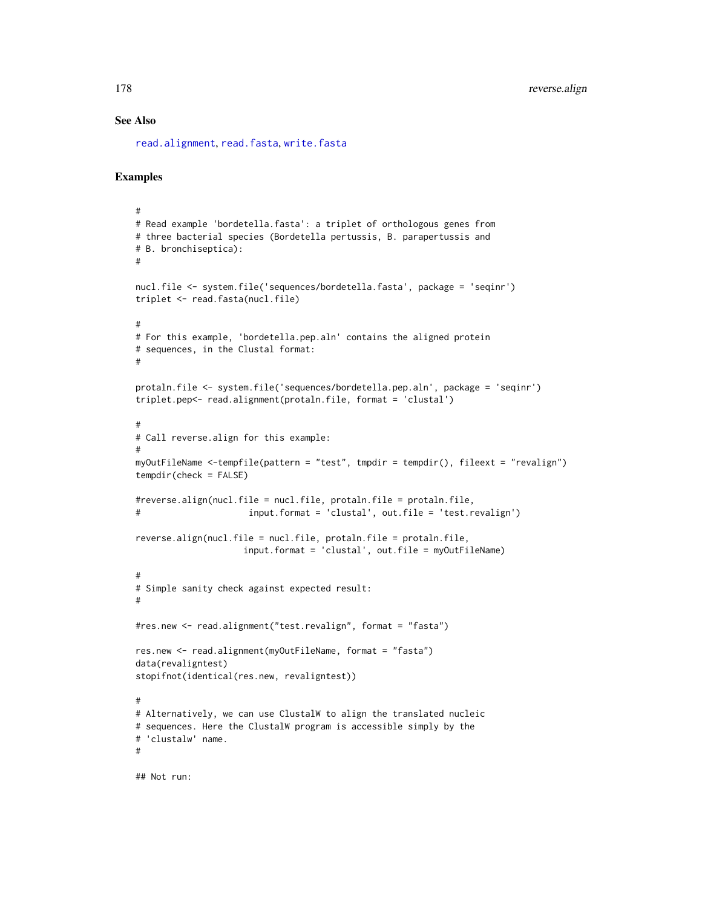### See Also

read.alignment, read.fasta, write.fasta

### Examples

```
#
# Read example 'bordetella.fasta': a triplet of orthologous genes from
# three bacterial species (Bordetella pertussis, B. parapertussis and
# B. bronchiseptica):
#

nucl.file <- system.file('sequences/bordetella.fasta', package = 'seqinr')
triplet <- read.fasta(nucl.file)

#
# For this example, 'bordetella.pep.aln' contains the aligned protein
# sequences, in the Clustal format:
#

protaln.file <- system.file('sequences/bordetella.pep.aln', package = 'seqinr')
triplet.pep<- read.alignment(protaln.file, format = 'clustal')

#
# Call reverse.align for this example:
#
myOutFileName <-tempfile(pattern = "test", tmpdir = tempdir(), fileext = "revalign")
tempdir(check = FALSE)

#reverse.align(nucl.file = nucl.file, protaln.file = protaln.file,
#                     input.format = 'clustal', out.file = 'test.revalign')

reverse.align(nucl.file = nucl.file, protaln.file = protaln.file,
                    input.format = 'clustal', out.file = myOutFileName)

#
# Simple sanity check against expected result:
#

#res.new <- read.alignment("test.revalign", format = "fasta")

res.new <- read.alignment(myOutFileName, format = "fasta")
data(revaligntest)
stopifnot(identical(res.new, revaligntest))

#
# Alternatively, we can use ClustalW to align the translated nucleic
# sequences. Here the ClustalW program is accessible simply by the
# 'clustalw' name.
#

## Not run:
```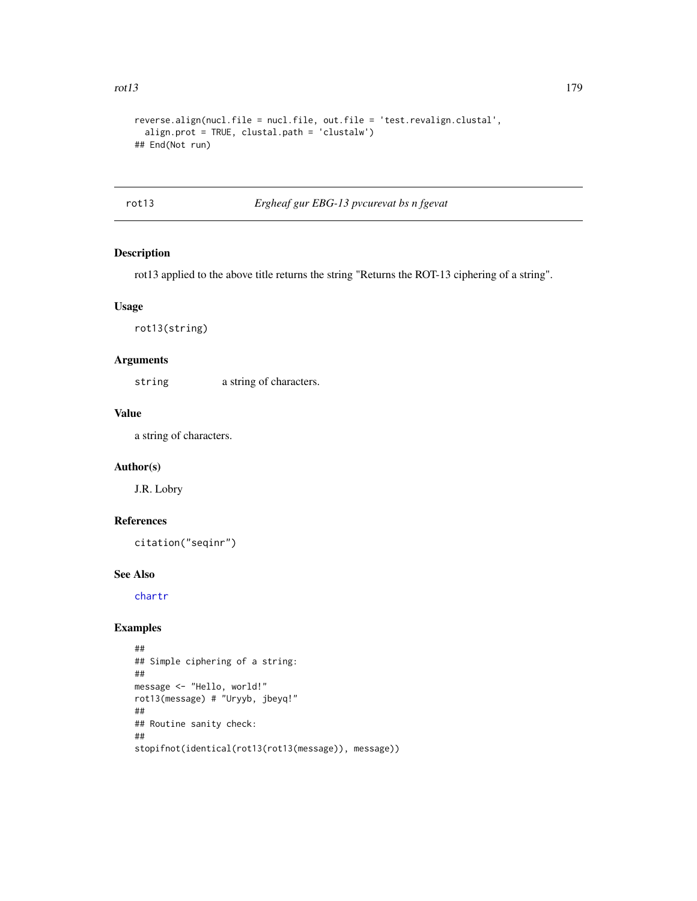```
reverse.align(nucl.file = nucl.file, out.file = 'test.revalign.clustal',
  align.prot = TRUE, clustal.path = 'clustalw')
## End(Not run)
```

## rot13 — *Ergheaf gur EBG-13 pvcurevat bs n fgevat*

### Description

rot13 applied to the above title returns the string "Returns the ROT-13 ciphering of a string".

### Usage

```
rot13(string)
```

### Arguments

| | |
|---|---|
| `string` | a string of characters. |

### Value

a string of characters.

### Author(s)

J.R. Lobry

### References

`citation("seqinr")`

### See Also

`chartr`

### Examples

```
##
## Simple ciphering of a string:
##
message <- "Hello, world!"
rot13(message) # "Uryyb, jbeyq!"
##
## Routine sanity check:
##
stopifnot(identical(rot13(rot13(message)), message))
```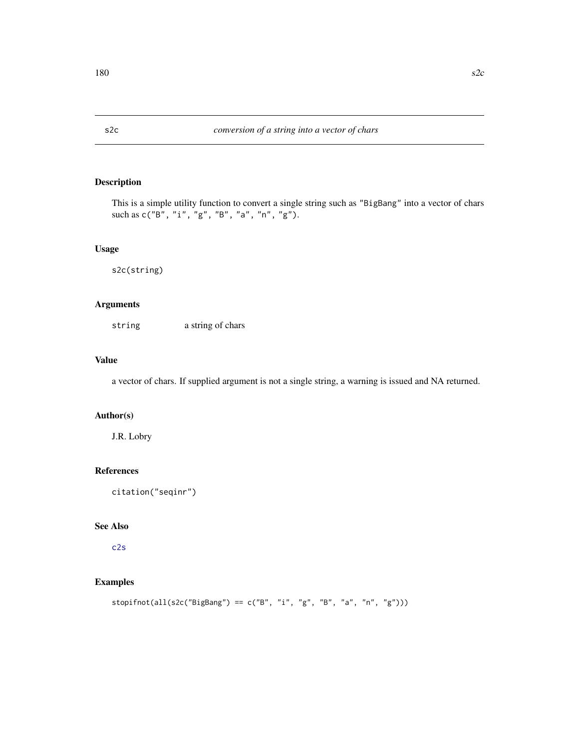## s2c — *conversion of a string into a vector of chars*

### Description

This is a simple utility function to convert a single string such as `"BigBang"` into a vector of chars such as `c("B", "i", "g", "B", "a", "n", "g")`.

### Usage

```
s2c(string)
```

### Arguments

| | |
|---|---|
| `string` | a string of chars |

### Value

a vector of chars. If supplied argument is not a single string, a warning is issued and NA returned.

### Author(s)

J.R. Lobry

### References

`citation("seqinr")`

### See Also

`c2s`

### Examples

```
stopifnot(all(s2c("BigBang") == c("B", "i", "g", "B", "a", "n", "g")))
```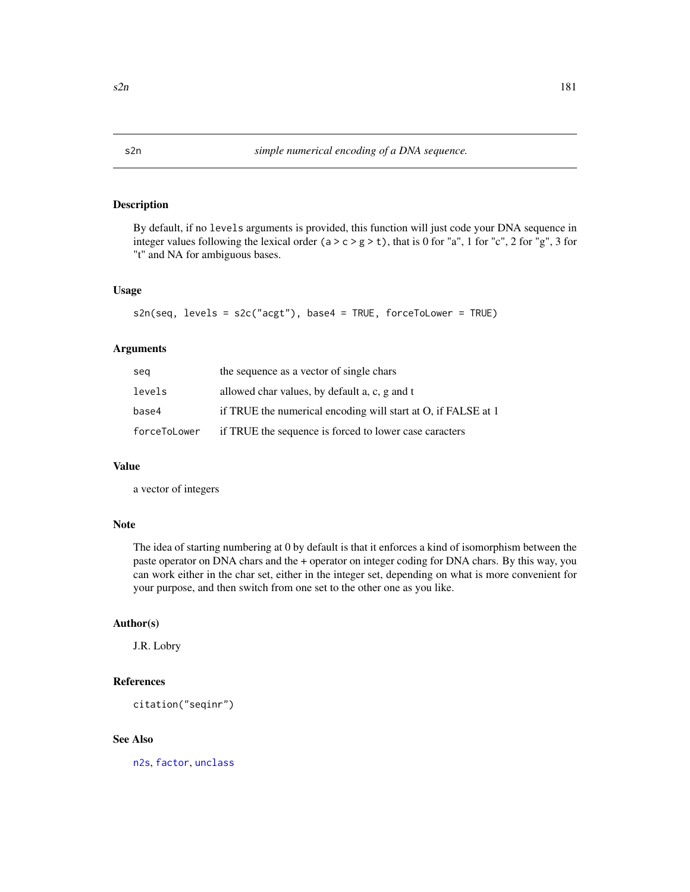# s2n    *simple numerical encoding of a DNA sequence.*

## Description

By default, if no `levels` arguments is provided, this function will just code your DNA sequence in integer values following the lexical order (`a > c > g > t`), that is 0 for "a", 1 for "c", 2 for "g", 3 for "t" and NA for ambiguous bases.

## Usage

```
s2n(seq, levels = s2c("acgt"), base4 = TRUE, forceToLower = TRUE)
```

## Arguments

| | |
|---|---|
| `seq` | the sequence as a vector of single chars |
| `levels` | allowed char values, by default a, c, g and t |
| `base4` | if TRUE the numerical encoding will start at O, if FALSE at 1 |
| `forceToLower` | if TRUE the sequence is forced to lower case caracters |

## Value

a vector of integers

## Note

The idea of starting numbering at 0 by default is that it enforces a kind of isomorphism between the paste operator on DNA chars and the + operator on integer coding for DNA chars. By this way, you can work either in the char set, either in the integer set, depending on what is more convenient for your purpose, and then switch from one set to the other one as you like.

## Author(s)

J.R. Lobry

## References

`citation("seqinr")`

## See Also

`n2s`, `factor`, `unclass`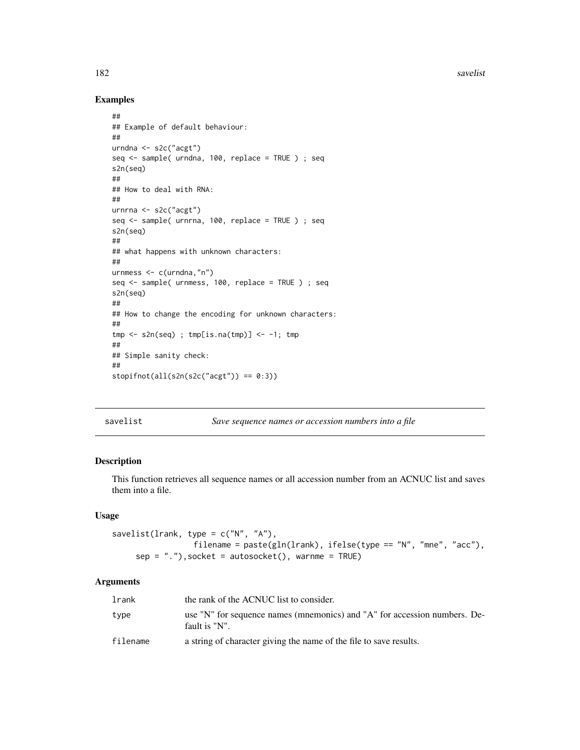## Examples

```
##
## Example of default behaviour:
##
urndna <- s2c("acgt")
seq <- sample( urndna, 100, replace = TRUE ) ; seq
s2n(seq)
##
## How to deal with RNA:
##
urnrna <- s2c("acgt")
seq <- sample( urnrna, 100, replace = TRUE ) ; seq
s2n(seq)
##
## what happens with unknown characters:
##
urnmess <- c(urndna,"n")
seq <- sample( urnmess, 100, replace = TRUE ) ; seq
s2n(seq)
##
## How to change the encoding for unknown characters:
##
tmp <- s2n(seq) ; tmp[is.na(tmp)] <- -1; tmp
##
## Simple sanity check:
##
stopifnot(all(s2n(s2c("acgt")) == 0:3))
```

---

# savelist — *Save sequence names or accession numbers into a file*

---

## Description

This function retrieves all sequence names or all accession number from an ACNUC list and saves them into a file.

## Usage

```
savelist(lrank, type = c("N", "A"),
                 filename = paste(gln(lrank), ifelse(type == "N", "mne", "acc"),
     sep = "."),socket = autosocket(), warnme = TRUE)
```

## Arguments

| | |
|---|---|
| `lrank` | the rank of the ACNUC list to consider. |
| `type` | use "N" for sequence names (mnemonics) and "A" for accession numbers. Default is "N". |
| `filename` | a string of character giving the name of the file to save results. |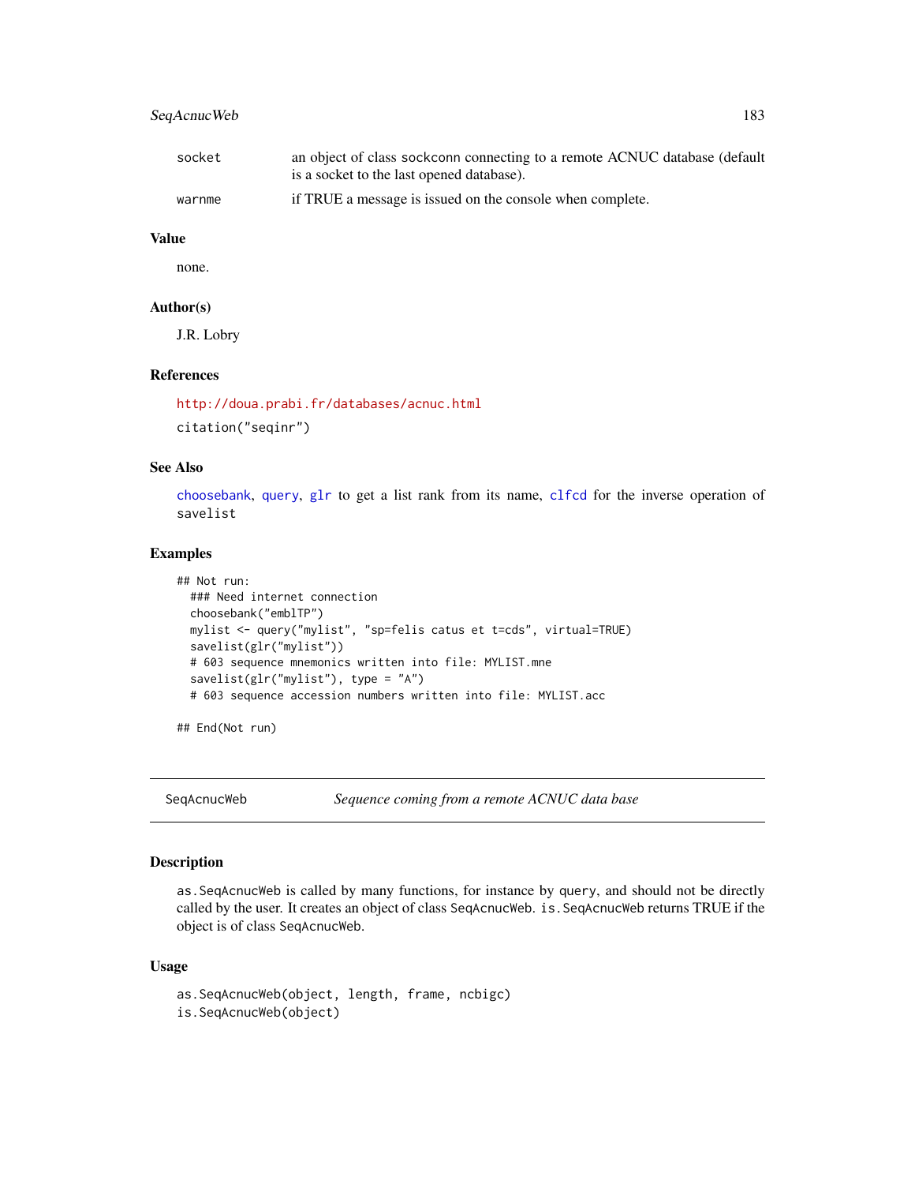| | |
|---|---|
| socket | an object of class sockconn connecting to a remote ACNUC database (default is a socket to the last opened database). |
| warnme | if TRUE a message is issued on the console when complete. |

### Value

none.

### Author(s)

J.R. Lobry

### References

http://doua.prabi.fr/databases/acnuc.html

citation("seqinr")

### See Also

choosebank, query, glr to get a list rank from its name, clfcd for the inverse operation of savelist

### Examples

```
## Not run:
  ### Need internet connection
  choosebank("emblTP")
  mylist <- query("mylist", "sp=felis catus et t=cds", virtual=TRUE)
  savelist(glr("mylist"))
  # 603 sequence mnemonics written into file: MYLIST.mne
  savelist(glr("mylist"), type = "A")
  # 603 sequence accession numbers written into file: MYLIST.acc

## End(Not run)
```

---

## SeqAcnucWeb — *Sequence coming from a remote ACNUC data base*

### Description

as.SeqAcnucWeb is called by many functions, for instance by query, and should not be directly called by the user. It creates an object of class SeqAcnucWeb. is.SeqAcnucWeb returns TRUE if the object is of class SeqAcnucWeb.

### Usage

```
as.SeqAcnucWeb(object, length, frame, ncbigc)
is.SeqAcnucWeb(object)
```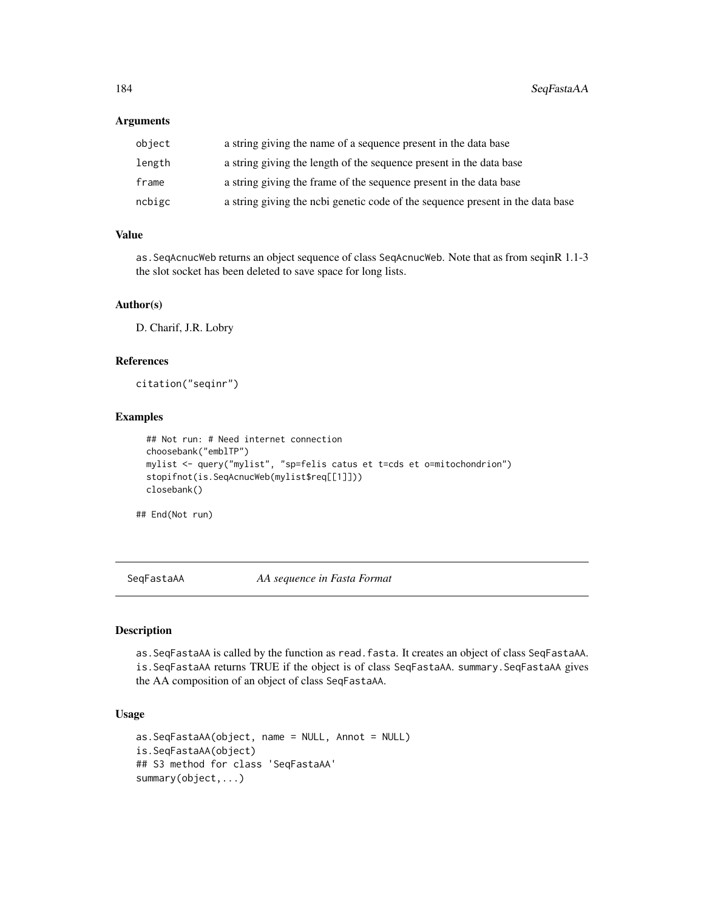### Arguments

| | |
|---|---|
| `object` | a string giving the name of a sequence present in the data base |
| `length` | a string giving the length of the sequence present in the data base |
| `frame` | a string giving the frame of the sequence present in the data base |
| `ncbigc` | a string giving the ncbi genetic code of the sequence present in the data base |

### Value

`as.SeqAcnucWeb` returns an object sequence of class `SeqAcnucWeb`. Note that as from seqinR 1.1-3 the slot socket has been deleted to save space for long lists.

### Author(s)

D. Charif, J.R. Lobry

### References

`citation("seqinr")`

### Examples

```
  ## Not run: # Need internet connection
  choosebank("emblTP")
  mylist <- query("mylist", "sp=felis catus et t=cds et o=mitochondrion")
  stopifnot(is.SeqAcnucWeb(mylist$req[[1]]))
  closebank()

## End(Not run)
```

---

## SeqFastaAA — *AA sequence in Fasta Format*

---

### Description

`as.SeqFastaAA` is called by the function as `read.fasta`. It creates an object of class `SeqFastaAA`. `is.SeqFastaAA` returns TRUE if the object is of class `SeqFastaAA`. `summary.SeqFastaAA` gives the AA composition of an object of class `SeqFastaAA`.

### Usage

```
as.SeqFastaAA(object, name = NULL, Annot = NULL)
is.SeqFastaAA(object)
## S3 method for class 'SeqFastaAA'
summary(object,...)
```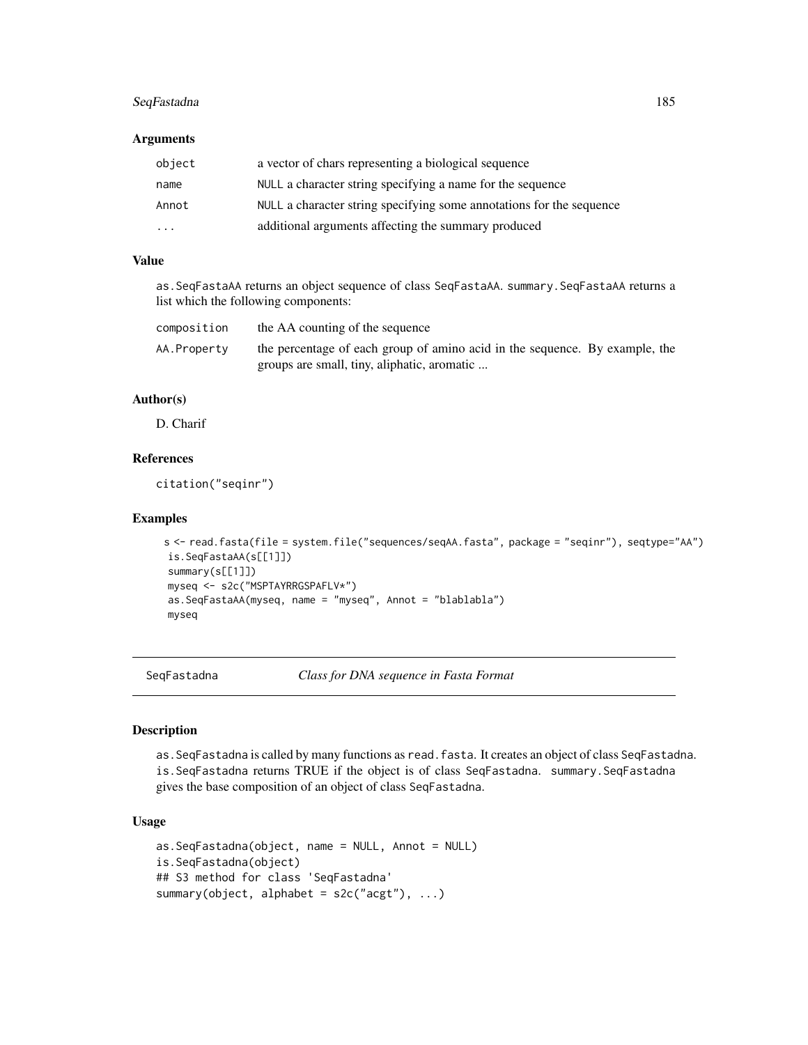## Arguments

| | |
|---|---|
| object | a vector of chars representing a biological sequence |
| name | NULL a character string specifying a name for the sequence |
| Annot | NULL a character string specifying some annotations for the sequence |
| ... | additional arguments affecting the summary produced |

## Value

as.SeqFastaAA returns an object sequence of class SeqFastaAA. summary.SeqFastaAA returns a list which the following components:

| | |
|---|---|
| composition | the AA counting of the sequence |
| AA.Property | the percentage of each group of amino acid in the sequence. By example, the groups are small, tiny, aliphatic, aromatic ... |

## Author(s)

D. Charif

## References

citation("seqinr")

## Examples

```
s <- read.fasta(file = system.file("sequences/seqAA.fasta", package = "seqinr"), seqtype="AA")
is.SeqFastaAA(s[[1]])
summary(s[[1]])
myseq <- s2c("MSPTAYRRGSPAFLV*")
as.SeqFastaAA(myseq, name = "myseq", Annot = "blablabla")
myseq
```

---

# SeqFastadna *Class for DNA sequence in Fasta Format*

## Description

as.SeqFastadna is called by many functions as read.fasta. It creates an object of class SeqFastadna. is.SeqFastadna returns TRUE if the object is of class SeqFastadna. summary.SeqFastadna gives the base composition of an object of class SeqFastadna.

## Usage

```
as.SeqFastadna(object, name = NULL, Annot = NULL)
is.SeqFastadna(object)
## S3 method for class 'SeqFastadna'
summary(object, alphabet = s2c("acgt"), ...)
```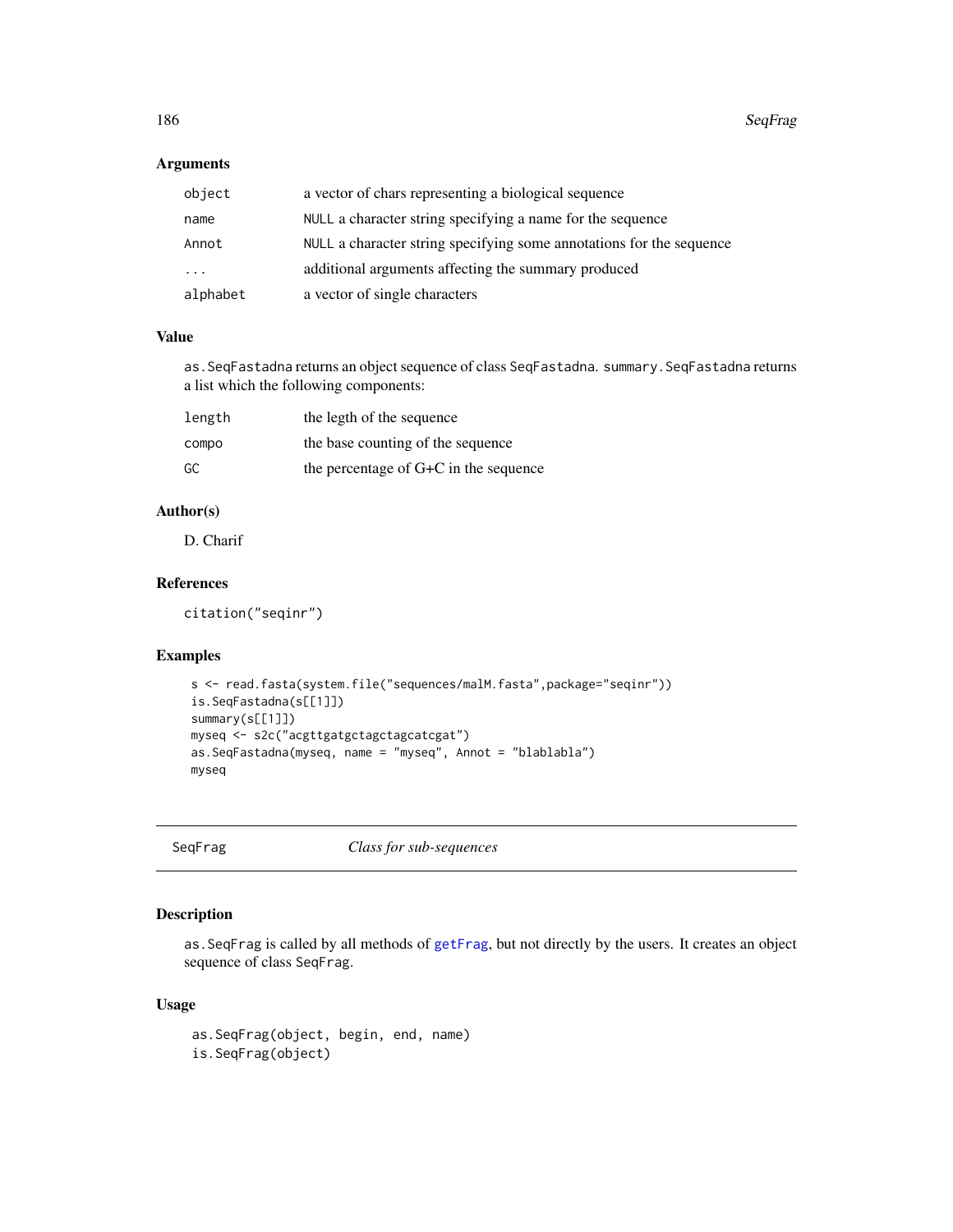### Arguments

| | |
|---|---|
| object | a vector of chars representing a biological sequence |
| name | NULL a character string specifying a name for the sequence |
| Annot | NULL a character string specifying some annotations for the sequence |
| ... | additional arguments affecting the summary produced |
| alphabet | a vector of single characters |

### Value

as.SeqFastadna returns an object sequence of class SeqFastadna. summary.SeqFastadna returns a list which the following components:

| | |
|---|---|
| length | the legth of the sequence |
| compo | the base counting of the sequence |
| GC | the percentage of G+C in the sequence |

### Author(s)

D. Charif

### References

citation("seqinr")

### Examples

```
s <- read.fasta(system.file("sequences/malM.fasta",package="seqinr"))
is.SeqFastadna(s[[1]])
summary(s[[1]])
myseq <- s2c("acgttgatgctagctagcatcgat")
as.SeqFastadna(myseq, name = "myseq", Annot = "blablabla")
myseq
```

---

## SeqFrag — *Class for sub-sequences*

---

### Description

as.SeqFrag is called by all methods of getFrag, but not directly by the users. It creates an object sequence of class SeqFrag.

### Usage

```
as.SeqFrag(object, begin, end, name)
is.SeqFrag(object)
```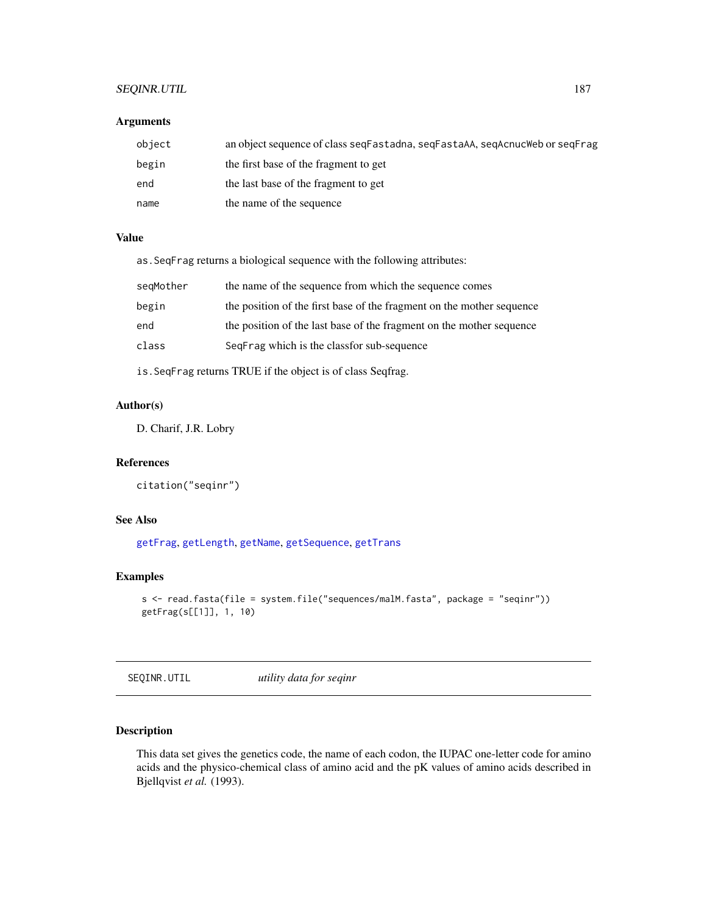### Arguments

| | |
|---|---|
| `object` | an object sequence of class `seqFastadna`, `seqFastaAA`, `seqAcnucWeb` or `seqFrag` |
| `begin` | the first base of the fragment to get |
| `end` | the last base of the fragment to get |
| `name` | the name of the sequence |

### Value

`as.SeqFrag` returns a biological sequence with the following attributes:

| | |
|---|---|
| `seqMother` | the name of the sequence from which the sequence comes |
| `begin` | the position of the first base of the fragment on the mother sequence |
| `end` | the position of the last base of the fragment on the mother sequence |
| `class` | `SeqFrag` which is the classfor sub-sequence |

`is.SeqFrag` returns TRUE if the object is of class Seqfrag.

### Author(s)

D. Charif, J.R. Lobry

### References

`citation("seqinr")`

### See Also

`getFrag`, `getLength`, `getName`, `getSequence`, `getTrans`

### Examples

```
s <- read.fasta(file = system.file("sequences/malM.fasta", package = "seqinr"))
getFrag(s[[1]], 1, 10)
```

---

## SEQINR.UTIL *utility data for seqinr*

---

### Description

This data set gives the genetics code, the name of each codon, the IUPAC one-letter code for amino acids and the physico-chemical class of amino acid and the pK values of amino acids described in Bjellqvist *et al.* (1993).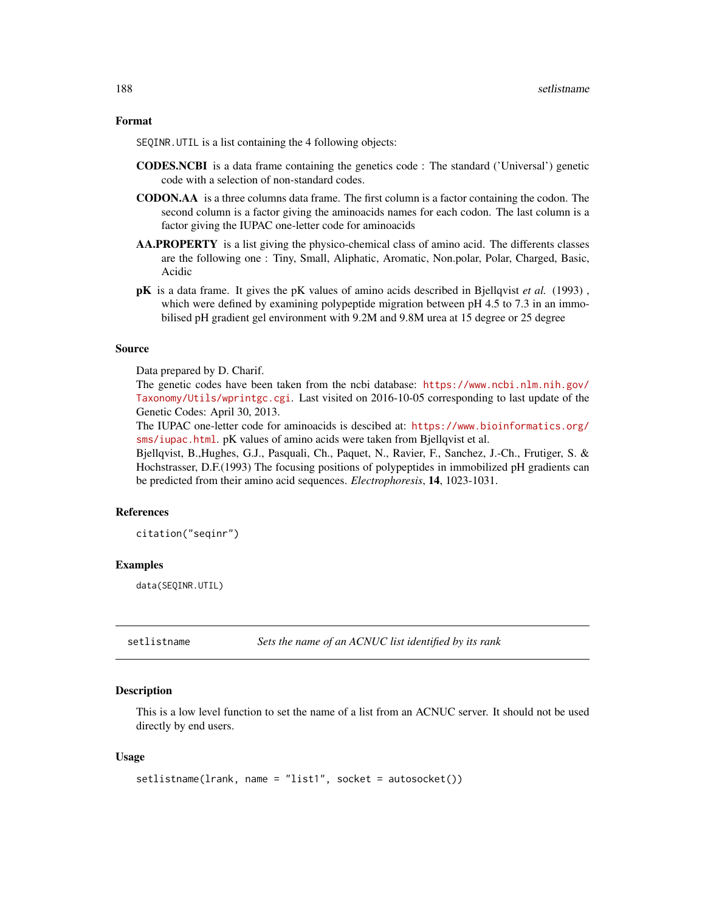### Format

SEQINR.UTIL is a list containing the 4 following objects:

**CODES.NCBI** is a data frame containing the genetics code : The standard ('Universal') genetic code with a selection of non-standard codes.

**CODON.AA** is a three columns data frame. The first column is a factor containing the codon. The second column is a factor giving the aminoacids names for each codon. The last column is a factor giving the IUPAC one-letter code for aminoacids

**AA.PROPERTY** is a list giving the physico-chemical class of amino acid. The differents classes are the following one : Tiny, Small, Aliphatic, Aromatic, Non.polar, Polar, Charged, Basic, Acidic

**pK** is a data frame. It gives the pK values of amino acids described in Bjellqvist *et al.* (1993) , which were defined by examining polypeptide migration between pH 4.5 to 7.3 in an immobilised pH gradient gel environment with 9.2M and 9.8M urea at 15 degree or 25 degree

### Source

Data prepared by D. Charif.
The genetic codes have been taken from the ncbi database: https://www.ncbi.nlm.nih.gov/Taxonomy/Utils/wprintgc.cgi. Last visited on 2016-10-05 corresponding to last update of the Genetic Codes: April 30, 2013.
The IUPAC one-letter code for aminoacids is descibed at: https://www.bioinformatics.org/sms/iupac.html. pK values of amino acids were taken from Bjellqvist et al.
Bjellqvist, B.,Hughes, G.J., Pasquali, Ch., Paquet, N., Ravier, F., Sanchez, J.-Ch., Frutiger, S. & Hochstrasser, D.F.(1993) The focusing positions of polypeptides in immobilized pH gradients can be predicted from their amino acid sequences. *Electrophoresis*, **14**, 1023-1031.

### References

```
citation("seqinr")
```

### Examples

```
data(SEQINR.UTIL)
```

---

## setlistname — *Sets the name of an ACNUC list identified by its rank*

### Description

This is a low level function to set the name of a list from an ACNUC server. It should not be used directly by end users.

### Usage

```
setlistname(lrank, name = "list1", socket = autosocket())
```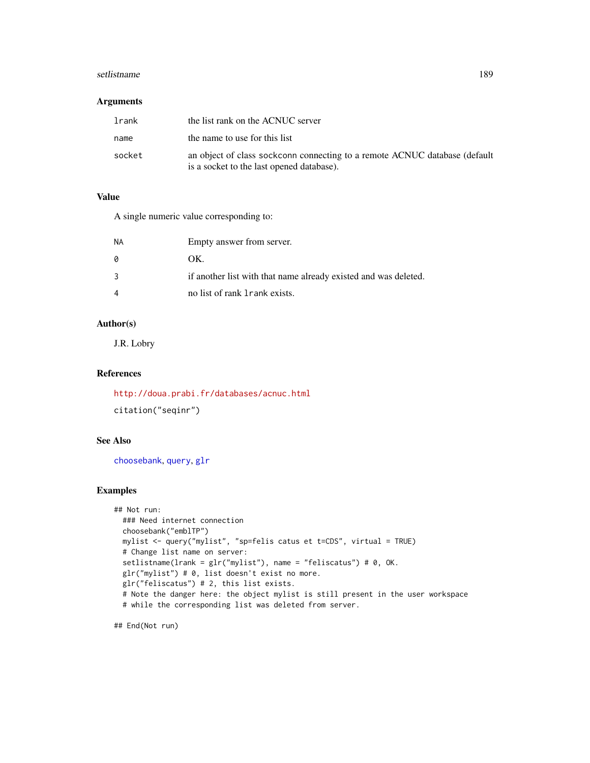## Arguments

| | |
|---|---|
| `lrank` | the list rank on the ACNUC server |
| `name` | the name to use for this list |
| `socket` | an object of class `sockconn` connecting to a remote ACNUC database (default is a socket to the last opened database). |

## Value

A single numeric value corresponding to:

| | |
|---|---|
| `NA` | Empty answer from server. |
| `0` | OK. |
| `3` | if another list with that name already existed and was deleted. |
| `4` | no list of rank `lrank` exists. |

## Author(s)

J.R. Lobry

## References

http://doua.prabi.fr/databases/acnuc.html

`citation("seqinr")`

## See Also

`choosebank`, `query`, `glr`

## Examples

```
## Not run:
  ### Need internet connection
  choosebank("emblTP")
  mylist <- query("mylist", "sp=felis catus et t=CDS", virtual = TRUE)
  # Change list name on server:
  setlistname(lrank = glr("mylist"), name = "feliscatus") # 0, OK.
  glr("mylist") # 0, list doesn't exist no more.
  glr("feliscatus") # 2, this list exists.
  # Note the danger here: the object mylist is still present in the user workspace
  # while the corresponding list was deleted from server.

## End(Not run)
```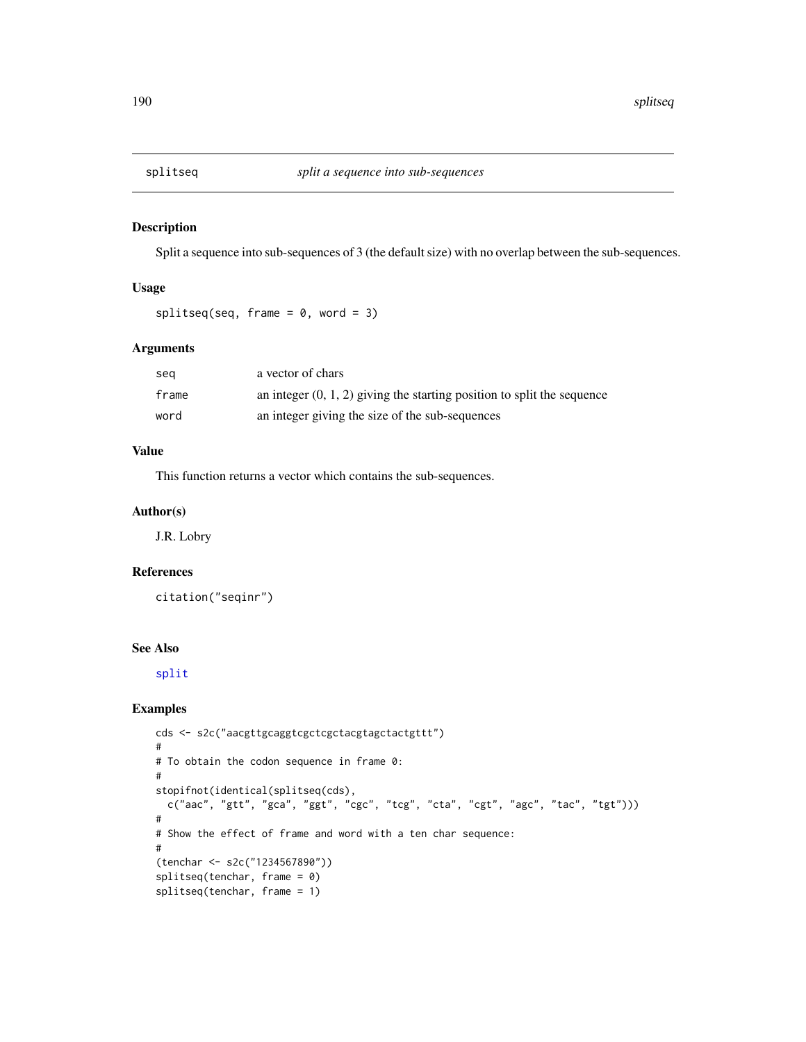## splitseq *split a sequence into sub-sequences*

### Description

Split a sequence into sub-sequences of 3 (the default size) with no overlap between the sub-sequences.

### Usage

```
splitseq(seq, frame = 0, word = 3)
```

### Arguments

| | |
|---|---|
| seq | a vector of chars |
| frame | an integer (0, 1, 2) giving the starting position to split the sequence |
| word | an integer giving the size of the sub-sequences |

### Value

This function returns a vector which contains the sub-sequences.

### Author(s)

J.R. Lobry

### References

```
citation("seqinr")
```

### See Also

split

### Examples

```
cds <- s2c("aacgttgcaggtcgctcgctacgtagctactgttt")
#
# To obtain the codon sequence in frame 0:
#
stopifnot(identical(splitseq(cds),
  c("aac", "gtt", "gca", "ggt", "cgc", "tcg", "cta", "cgt", "agc", "tac", "tgt")))
#
# Show the effect of frame and word with a ten char sequence:
#
(tenchar <- s2c("1234567890"))
splitseq(tenchar, frame = 0)
splitseq(tenchar, frame = 1)
```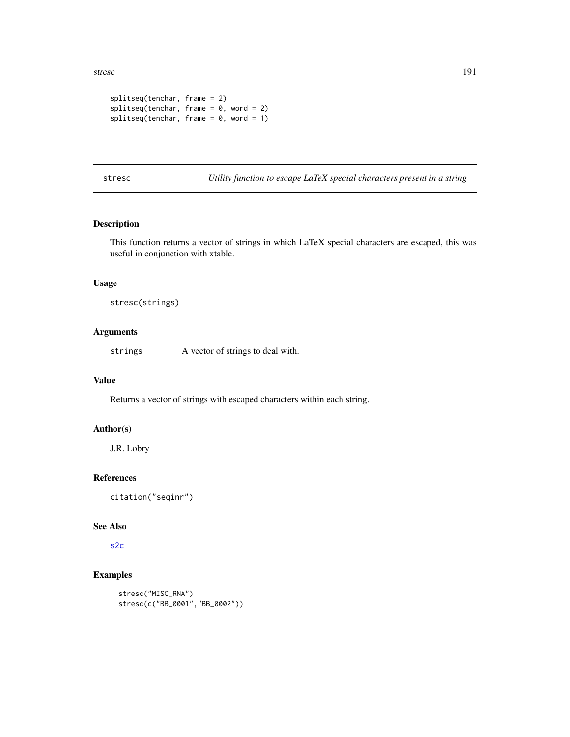```
splitseq(tenchar, frame = 2)
splitseq(tenchar, frame = 0, word = 2)
splitseq(tenchar, frame = 0, word = 1)
```

---

## stresc — *Utility function to escape LaTeX special characters present in a string*

---

### Description

This function returns a vector of strings in which LaTeX special characters are escaped, this was useful in conjunction with xtable.

### Usage

```
stresc(strings)
```

### Arguments

| | |
|---|---|
| strings | A vector of strings to deal with. |

### Value

Returns a vector of strings with escaped characters within each string.

### Author(s)

J.R. Lobry

### References

```
citation("seqinr")
```

### See Also

s2c

### Examples

```
stresc("MISC_RNA")
stresc(c("BB_0001","BB_0002"))
```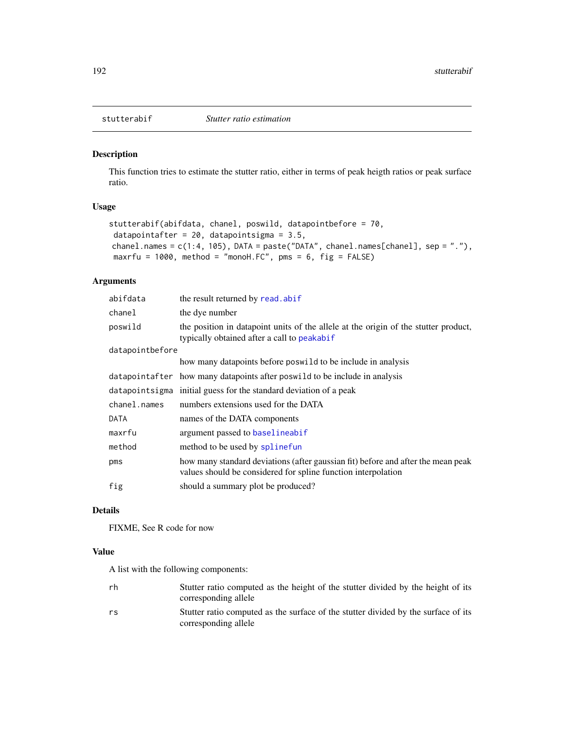stutterabif *Stutter ratio estimation*

## Description

This function tries to estimate the stutter ratio, either in terms of peak heigth ratios or peak surface ratio.

## Usage

```
stutterabif(abifdata, chanel, poswild, datapointbefore = 70,
 datapointafter = 20, datapointsigma = 3.5,
 chanel.names = c(1:4, 105), DATA = paste("DATA", chanel.names[chanel], sep = "."),
 maxrfu = 1000, method = "monoH.FC", pms = 6, fig = FALSE)
```

## Arguments

| | |
|---|---|
| abifdata | the result returned by read.abif |
| chanel | the dye number |
| poswild | the position in datapoint units of the allele at the origin of the stutter product, typically obtained after a call to peakabif |
| datapointbefore | how many datapoints before poswild to be include in analysis |
| datapointafter | how many datapoints after poswild to be include in analysis |
| datapointsigma | initial guess for the standard deviation of a peak |
| chanel.names | numbers extensions used for the DATA |
| DATA | names of the DATA components |
| maxrfu | argument passed to baselineabif |
| method | method to be used by splinefun |
| pms | how many standard deviations (after gaussian fit) before and after the mean peak values should be considered for spline function interpolation |
| fig | should a summary plot be produced? |

## Details

FIXME, See R code for now

## Value

A list with the following components:

| | |
|---|---|
| rh | Stutter ratio computed as the height of the stutter divided by the height of its corresponding allele |
| rs | Stutter ratio computed as the surface of the stutter divided by the surface of its corresponding allele |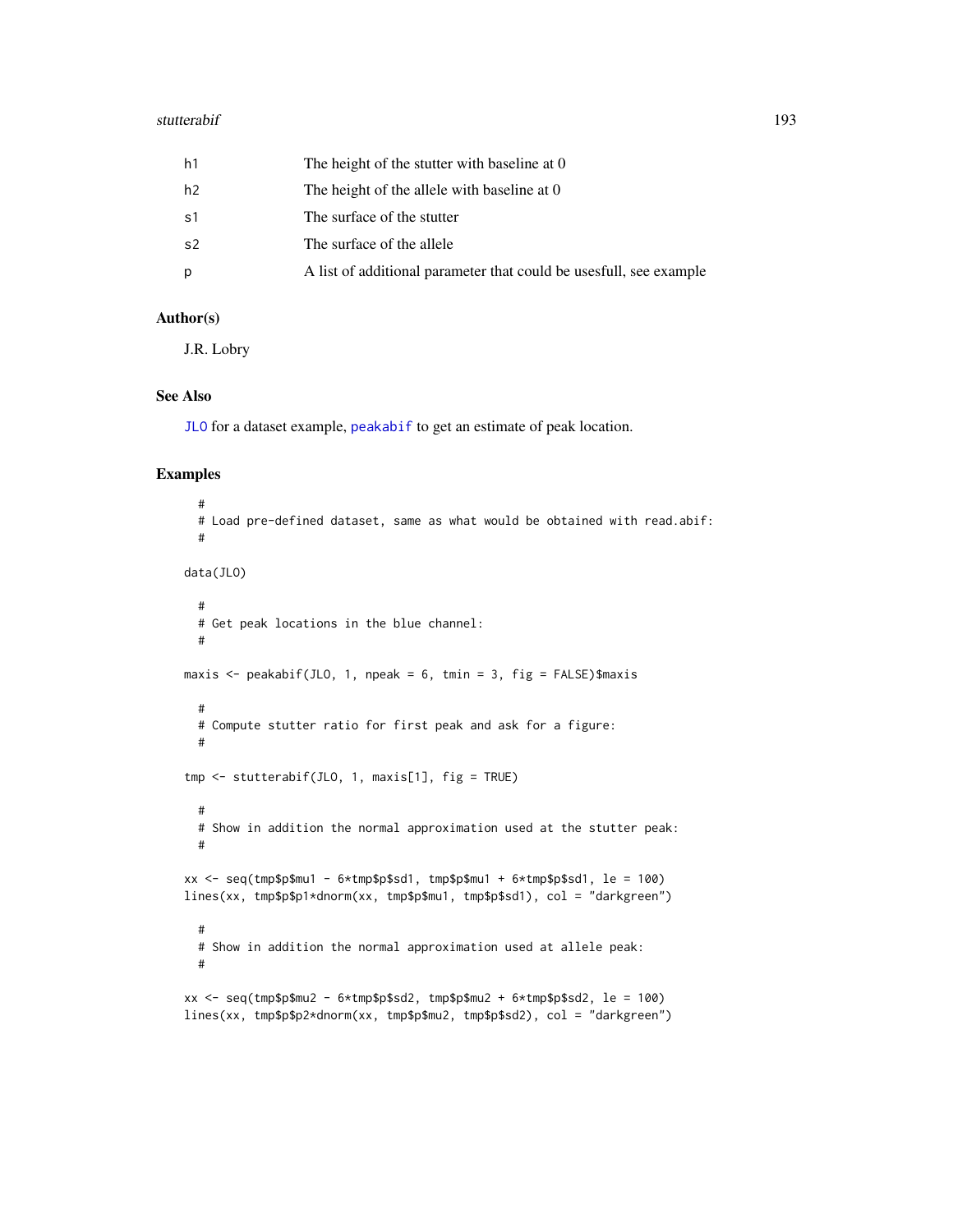| | |
|---|---|
| h1 | The height of the stutter with baseline at 0 |
| h2 | The height of the allele with baseline at 0 |
| s1 | The surface of the stutter |
| s2 | The surface of the allele |
| p | A list of additional parameter that could be usesfull, see example |

## Author(s)

J.R. Lobry

## See Also

JLO for a dataset example, peakabif to get an estimate of peak location.

## Examples

```
  #
  # Load pre-defined dataset, same as what would be obtained with read.abif:
  #

data(JLO)

  #
  # Get peak locations in the blue channel:
  #

maxis <- peakabif(JLO, 1, npeak = 6, tmin = 3, fig = FALSE)$maxis

  #
  # Compute stutter ratio for first peak and ask for a figure:
  #

tmp <- stutterabif(JLO, 1, maxis[1], fig = TRUE)

  #
  # Show in addition the normal approximation used at the stutter peak:
  #

xx <- seq(tmp$p$mu1 - 6*tmp$p$sd1, tmp$p$mu1 + 6*tmp$p$sd1, le = 100)
lines(xx, tmp$p$p1*dnorm(xx, tmp$p$mu1, tmp$p$sd1), col = "darkgreen")

  #
  # Show in addition the normal approximation used at allele peak:
  #

xx <- seq(tmp$p$mu2 - 6*tmp$p$sd2, tmp$p$mu2 + 6*tmp$p$sd2, le = 100)
lines(xx, tmp$p$p2*dnorm(xx, tmp$p$mu2, tmp$p$sd2), col = "darkgreen")
```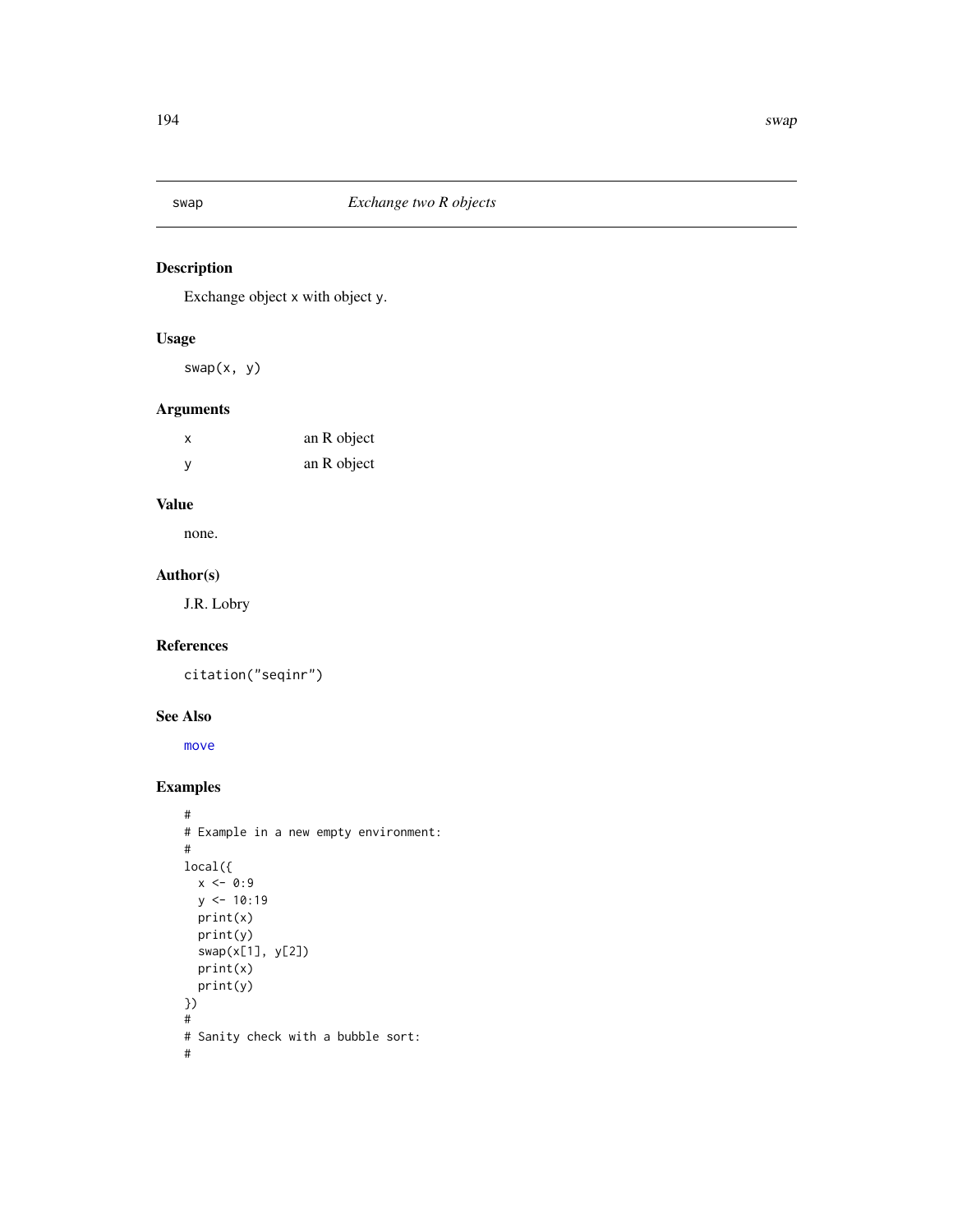## swap — *Exchange two R objects*

### Description

Exchange object x with object y.

### Usage

```
swap(x, y)
```

### Arguments

| | |
|---|---|
| x | an R object |
| y | an R object |

### Value

none.

### Author(s)

J.R. Lobry

### References

citation("seqinr")

### See Also

move

### Examples

```
#
# Example in a new empty environment:
#
local({
  x <- 0:9
  y <- 10:19
  print(x)
  print(y)
  swap(x[1], y[2])
  print(x)
  print(y)
})
#
# Sanity check with a bubble sort:
#
```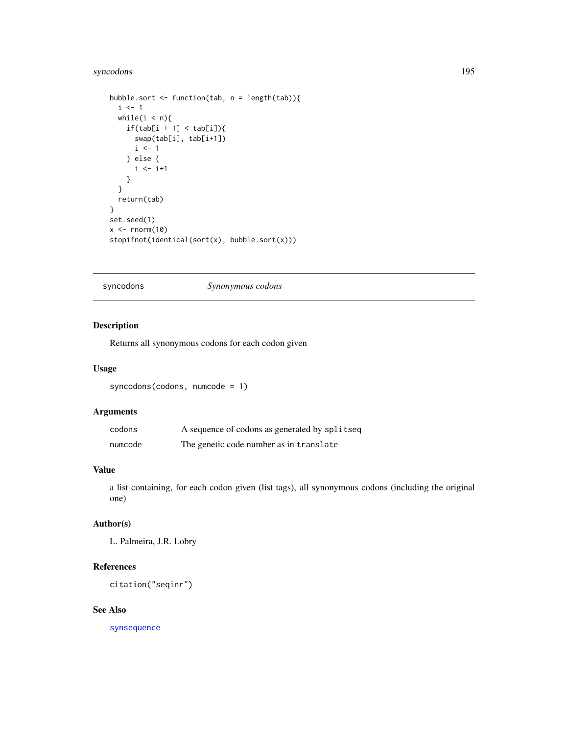```
bubble.sort <- function(tab, n = length(tab)){
  i <- 1
  while(i < n){
    if(tab[i + 1] < tab[i]){
      swap(tab[i], tab[i+1])
      i <- 1
    } else {
      i <- i+1
    }
  }
  return(tab)
}
set.seed(1)
x <- rnorm(10)
stopifnot(identical(sort(x), bubble.sort(x)))
```

---

syncodons &nbsp;&nbsp;&nbsp;&nbsp;&nbsp;&nbsp;&nbsp;&nbsp; *Synonymous codons*

---

## Description

Returns all synonymous codons for each codon given

## Usage

```
syncodons(codons, numcode = 1)
```

## Arguments

| | |
|---|---|
| `codons` | A sequence of codons as generated by `splitseq` |
| `numcode` | The genetic code number as in `translate` |

## Value

a list containing, for each codon given (list tags), all synonymous codons (including the original one)

## Author(s)

L. Palmeira, J.R. Lobry

## References

```
citation("seqinr")
```

## See Also

`synsequence`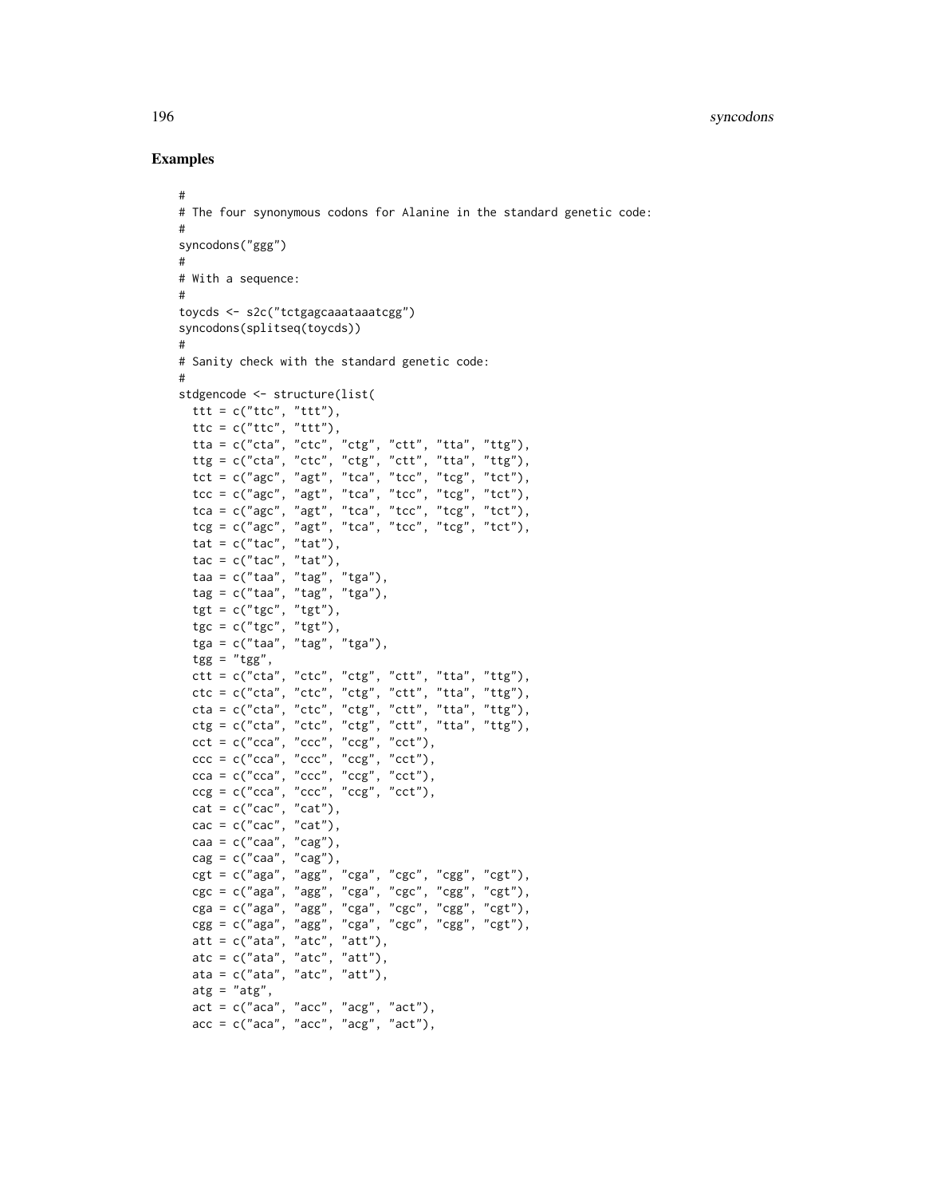## Examples

```
#
# The four synonymous codons for Alanine in the standard genetic code:
#
syncodons("ggg")
#
# With a sequence:
#
toycds <- s2c("tctgagcaaataaatcgg")
syncodons(splitseq(toycds))
#
# Sanity check with the standard genetic code:
#
stdgencode <- structure(list(
  ttt = c("ttc", "ttt"),
  ttc = c("ttc", "ttt"),
  tta = c("cta", "ctc", "ctg", "ctt", "tta", "ttg"),
  ttg = c("cta", "ctc", "ctg", "ctt", "tta", "ttg"),
  tct = c("agc", "agt", "tca", "tcc", "tcg", "tct"),
  tcc = c("agc", "agt", "tca", "tcc", "tcg", "tct"),
  tca = c("agc", "agt", "tca", "tcc", "tcg", "tct"),
  tcg = c("agc", "agt", "tca", "tcc", "tcg", "tct"),
  tat = c("tac", "tat"),
  tac = c("tac", "tat"),
  taa = c("taa", "tag", "tga"),
  tag = c("taa", "tag", "tga"),
  tgt = c("tgc", "tgt"),
  tgc = c("tgc", "tgt"),
  tga = c("taa", "tag", "tga"),
  tgg = "tgg",
  ctt = c("cta", "ctc", "ctg", "ctt", "tta", "ttg"),
  ctc = c("cta", "ctc", "ctg", "ctt", "tta", "ttg"),
  cta = c("cta", "ctc", "ctg", "ctt", "tta", "ttg"),
  ctg = c("cta", "ctc", "ctg", "ctt", "tta", "ttg"),
  cct = c("cca", "ccc", "ccg", "cct"),
  ccc = c("cca", "ccc", "ccg", "cct"),
  cca = c("cca", "ccc", "ccg", "cct"),
  ccg = c("cca", "ccc", "ccg", "cct"),
  cat = c("cac", "cat"),
  cac = c("cac", "cat"),
  caa = c("caa", "cag"),
  cag = c("caa", "cag"),
  cgt = c("aga", "agg", "cga", "cgc", "cgg", "cgt"),
  cgc = c("aga", "agg", "cga", "cgc", "cgg", "cgt"),
  cga = c("aga", "agg", "cga", "cgc", "cgg", "cgt"),
  cgg = c("aga", "agg", "cga", "cgc", "cgg", "cgt"),
  att = c("ata", "atc", "att"),
  atc = c("ata", "atc", "att"),
  ata = c("ata", "atc", "att"),
  atg = "atg",
  act = c("aca", "acc", "acg", "act"),
  acc = c("aca", "acc", "acg", "act"),
```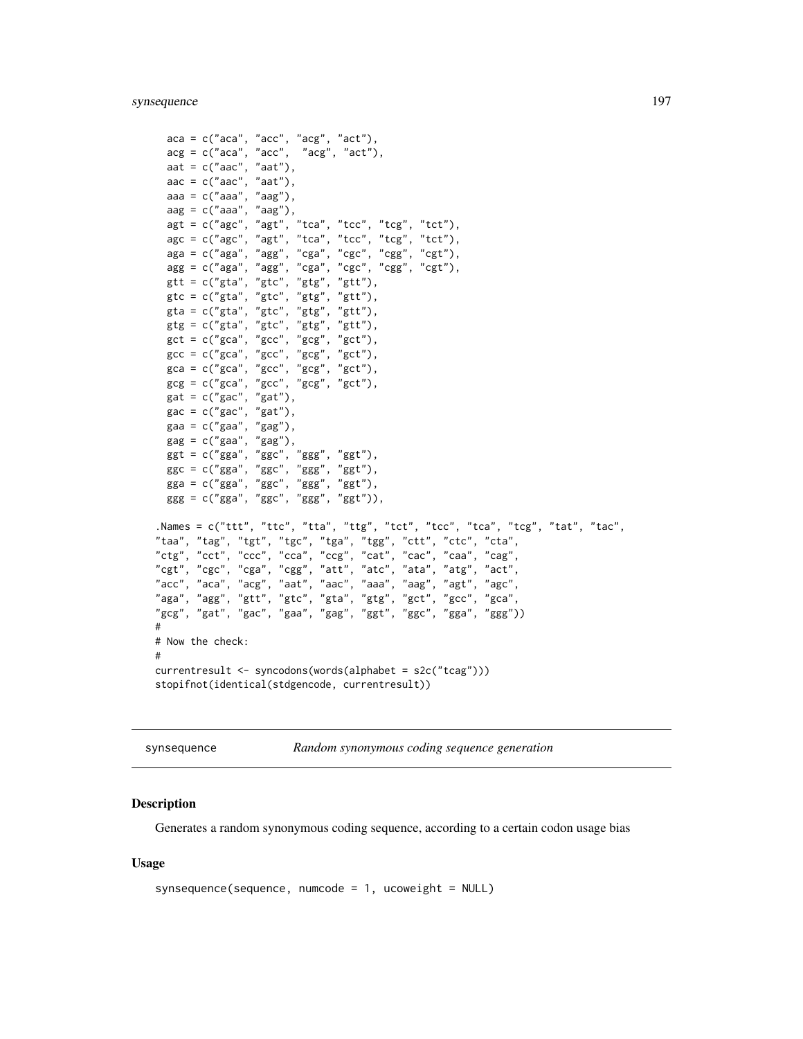```
  aca = c("aca", "acc", "acg", "act"),
  acg = c("aca", "acc",  "acg", "act"),
  aat = c("aac", "aat"),
  aac = c("aac", "aat"),
  aaa = c("aaa", "aag"),
  aag = c("aaa", "aag"),
  agt = c("agc", "agt", "tca", "tcc", "tcg", "tct"),
  agc = c("agc", "agt", "tca", "tcc", "tcg", "tct"),
  aga = c("aga", "agg", "cga", "cgc", "cgg", "cgt"),
  agg = c("aga", "agg", "cga", "cgc", "cgg", "cgt"),
  gtt = c("gta", "gtc", "gtg", "gtt"),
  gtc = c("gta", "gtc", "gtg", "gtt"),
  gta = c("gta", "gtc", "gtg", "gtt"),
  gtg = c("gta", "gtc", "gtg", "gtt"),
  gct = c("gca", "gcc", "gcg", "gct"),
  gcc = c("gca", "gcc", "gcg", "gct"),
  gca = c("gca", "gcc", "gcg", "gct"),
  gcg = c("gca", "gcc", "gcg", "gct"),
  gat = c("gac", "gat"),
  gac = c("gac", "gat"),
  gaa = c("gaa", "gag"),
  gag = c("gaa", "gag"),
  ggt = c("gga", "ggc", "ggg", "ggt"),
  ggc = c("gga", "ggc", "ggg", "ggt"),
  gga = c("gga", "ggc", "ggg", "ggt"),
  ggg = c("gga", "ggc", "ggg", "ggt")),
.Names = c("ttt", "ttc", "tta", "ttg", "tct", "tcc", "tca", "tcg", "tat", "tac",
"taa", "tag", "tgt", "tgc", "tga", "tgg", "ctt", "ctc", "cta",
"ctg", "cct", "ccc", "cca", "ccg", "cat", "cac", "caa", "cag",
"cgt", "cgc", "cga", "cgg", "att", "atc", "ata", "atg", "act",
"acc", "aca", "acg", "aat", "aac", "aaa", "aag", "agt", "agc",
"aga", "agg", "gtt", "gtc", "gta", "gtg", "gct", "gcc", "gca",
"gcg", "gat", "gac", "gaa", "gag", "ggt", "ggc", "gga", "ggg"))
#
# Now the check:
#
currentresult <- syncodons(words(alphabet = s2c("tcag")))
stopifnot(identical(stdgencode, currentresult))
```

---

## synsequence — *Random synonymous coding sequence generation*

### Description

Generates a random synonymous coding sequence, according to a certain codon usage bias

### Usage

```
synsequence(sequence, numcode = 1, ucoweight = NULL)
```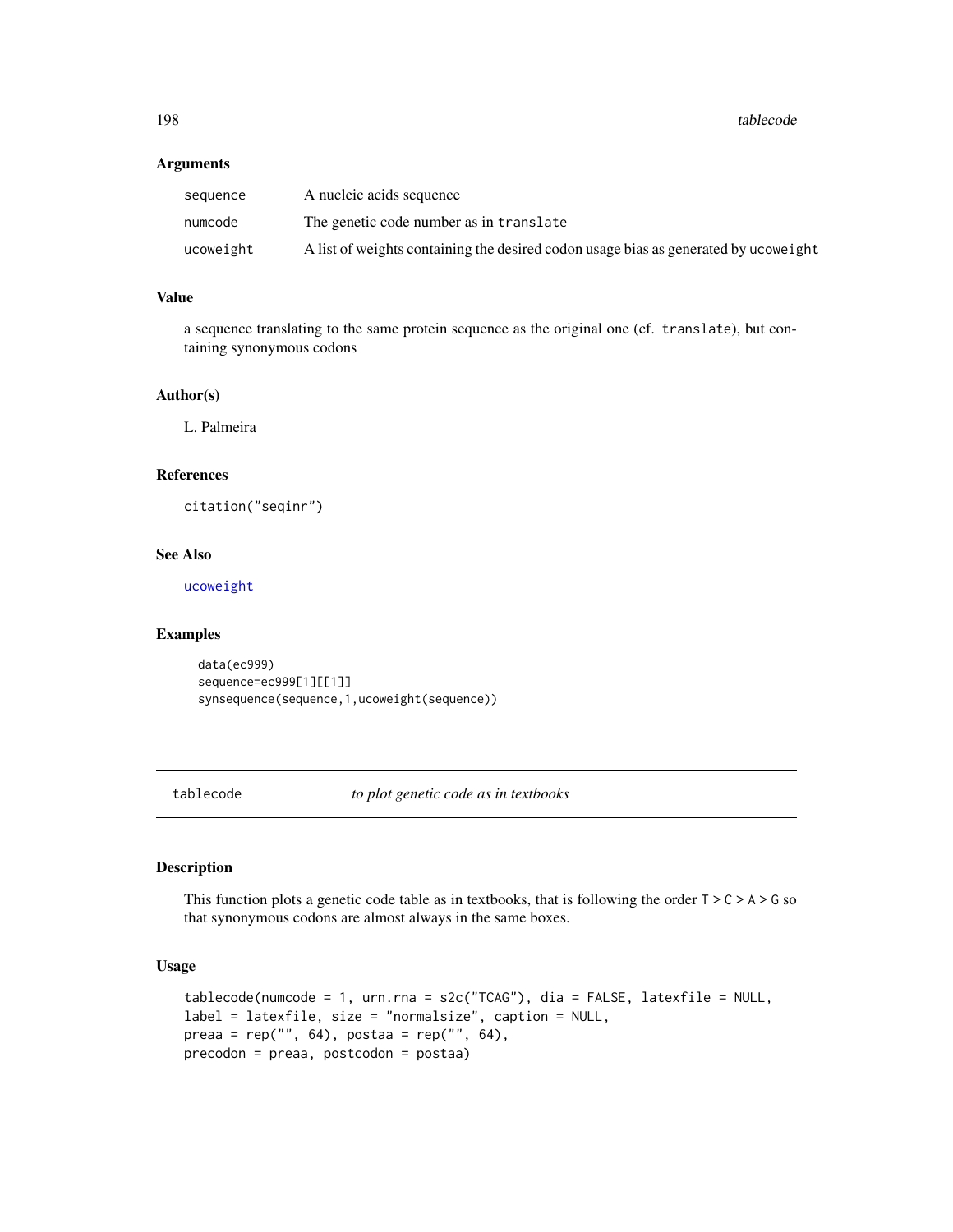### Arguments

| | |
|---|---|
| sequence | A nucleic acids sequence |
| numcode | The genetic code number as in `translate` |
| ucoweight | A list of weights containing the desired codon usage bias as generated by `ucoweight` |

### Value

a sequence translating to the same protein sequence as the original one (cf. `translate`), but containing synonymous codons

### Author(s)

L. Palmeira

### References

`citation("seqinr")`

### See Also

`ucoweight`

### Examples

```
data(ec999)
sequence=ec999[1][[1]]
synsequence(sequence,1,ucoweight(sequence))
```

---

## tablecode *to plot genetic code as in textbooks*

### Description

This function plots a genetic code table as in textbooks, that is following the order `T` > `C` > `A` > `G` so that synonymous codons are almost always in the same boxes.

### Usage

```
tablecode(numcode = 1, urn.rna = s2c("TCAG"), dia = FALSE, latexfile = NULL,
label = latexfile, size = "normalsize", caption = NULL,
preaa = rep("", 64), postaa = rep("", 64),
precodon = preaa, postcodon = postaa)
```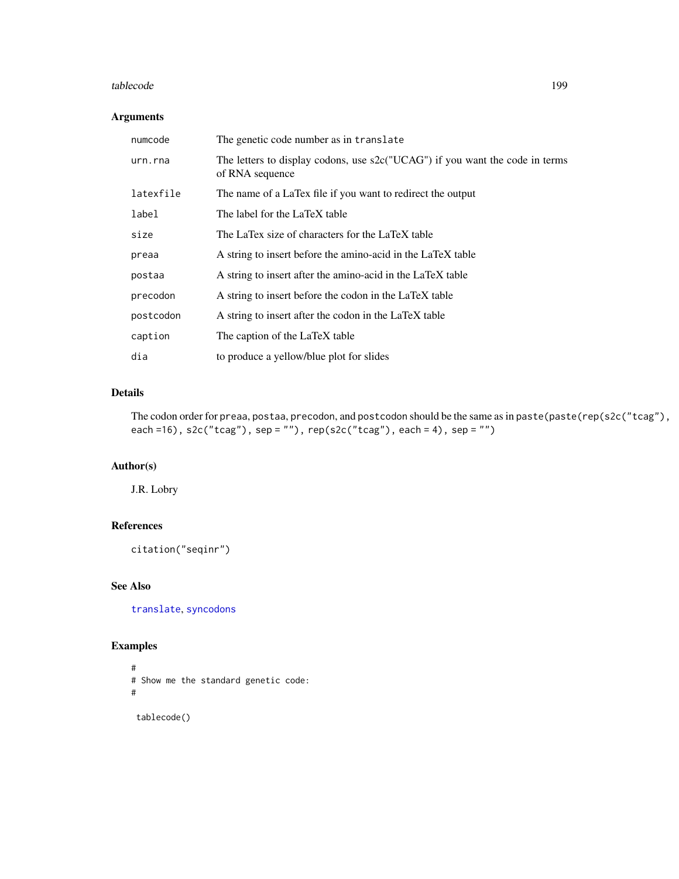### Arguments

| | |
|---|---|
| numcode | The genetic code number as in `translate` |
| urn.rna | The letters to display codons, use s2c("UCAG") if you want the code in terms of RNA sequence |
| latexfile | The name of a LaTex file if you want to redirect the output |
| label | The label for the LaTeX table |
| size | The LaTex size of characters for the LaTeX table |
| preaa | A string to insert before the amino-acid in the LaTeX table |
| postaa | A string to insert after the amino-acid in the LaTeX table |
| precodon | A string to insert before the codon in the LaTeX table |
| postcodon | A string to insert after the codon in the LaTeX table |
| caption | The caption of the LaTeX table |
| dia | to produce a yellow/blue plot for slides |

### Details

The codon order for `preaa`, `postaa`, `precodon`, and `postcodon` should be the same as in `paste(paste(rep(s2c("tcag"), each =16), s2c("tcag"), sep = ""), rep(s2c("tcag"), each = 4), sep = "")`

### Author(s)

J.R. Lobry

### References

`citation("seqinr")`

### See Also

`translate`, `syncodons`

### Examples

```
#
# Show me the standard genetic code:
#

 tablecode()
```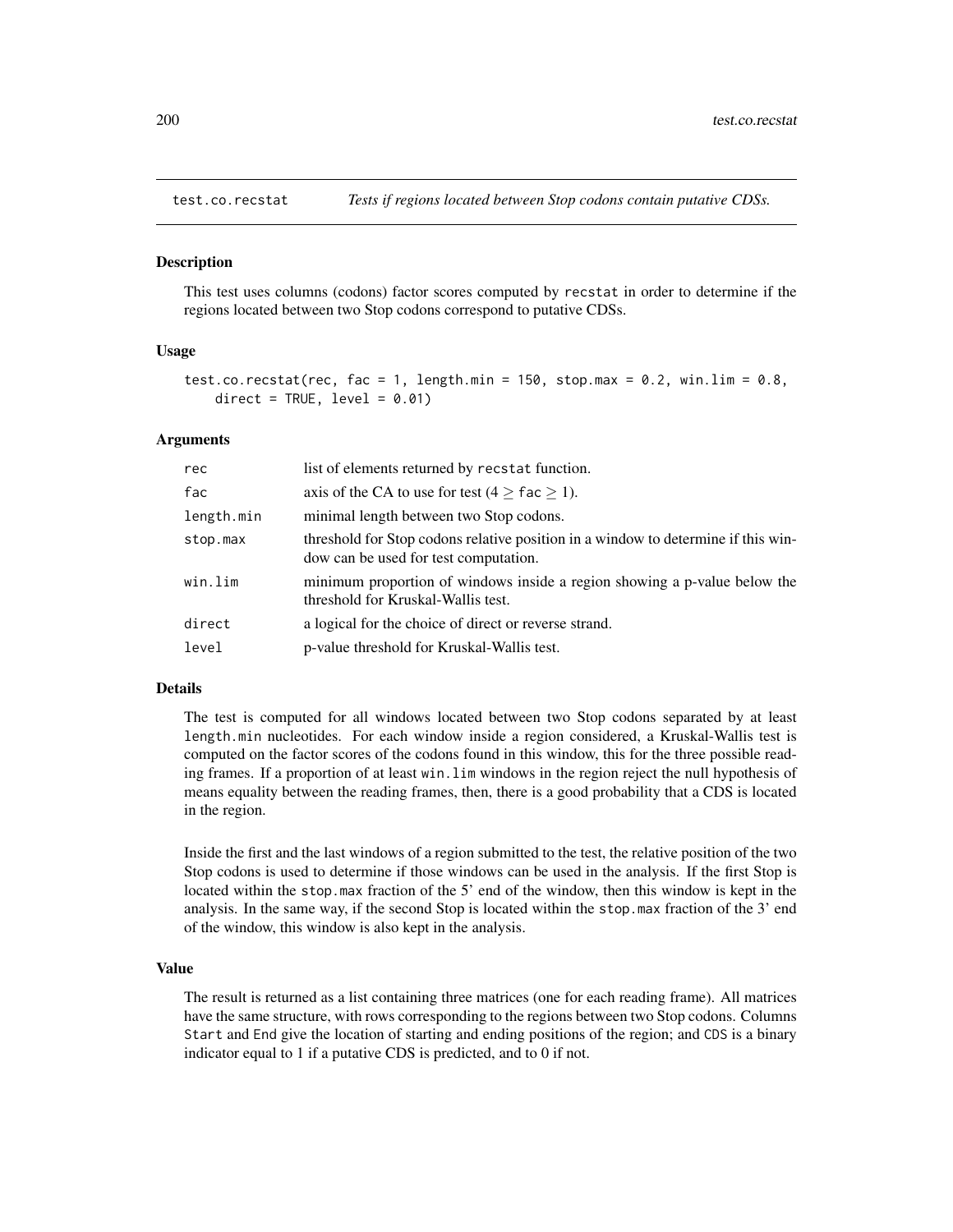# test.co.recstat

*Tests if regions located between Stop codons contain putative CDSs.*

## Description

This test uses columns (codons) factor scores computed by recstat in order to determine if the regions located between two Stop codons correspond to putative CDSs.

## Usage

```
test.co.recstat(rec, fac = 1, length.min = 150, stop.max = 0.2, win.lim = 0.8,
    direct = TRUE, level = 0.01)
```

## Arguments

| | |
|---|---|
| rec | list of elements returned by recstat function. |
| fac | axis of the CA to use for test ($4 \geq$ fac $\geq 1$). |
| length.min | minimal length between two Stop codons. |
| stop.max | threshold for Stop codons relative position in a window to determine if this window can be used for test computation. |
| win.lim | minimum proportion of windows inside a region showing a p-value below the threshold for Kruskal-Wallis test. |
| direct | a logical for the choice of direct or reverse strand. |
| level | p-value threshold for Kruskal-Wallis test. |

## Details

The test is computed for all windows located between two Stop codons separated by at least length.min nucleotides. For each window inside a region considered, a Kruskal-Wallis test is computed on the factor scores of the codons found in this window, this for the three possible reading frames. If a proportion of at least win.lim windows in the region reject the null hypothesis of means equality between the reading frames, then, there is a good probability that a CDS is located in the region.

Inside the first and the last windows of a region submitted to the test, the relative position of the two Stop codons is used to determine if those windows can be used in the analysis. If the first Stop is located within the stop.max fraction of the 5' end of the window, then this window is kept in the analysis. In the same way, if the second Stop is located within the stop.max fraction of the 3' end of the window, this window is also kept in the analysis.

## Value

The result is returned as a list containing three matrices (one for each reading frame). All matrices have the same structure, with rows corresponding to the regions between two Stop codons. Columns Start and End give the location of starting and ending positions of the region; and CDS is a binary indicator equal to 1 if a putative CDS is predicted, and to 0 if not.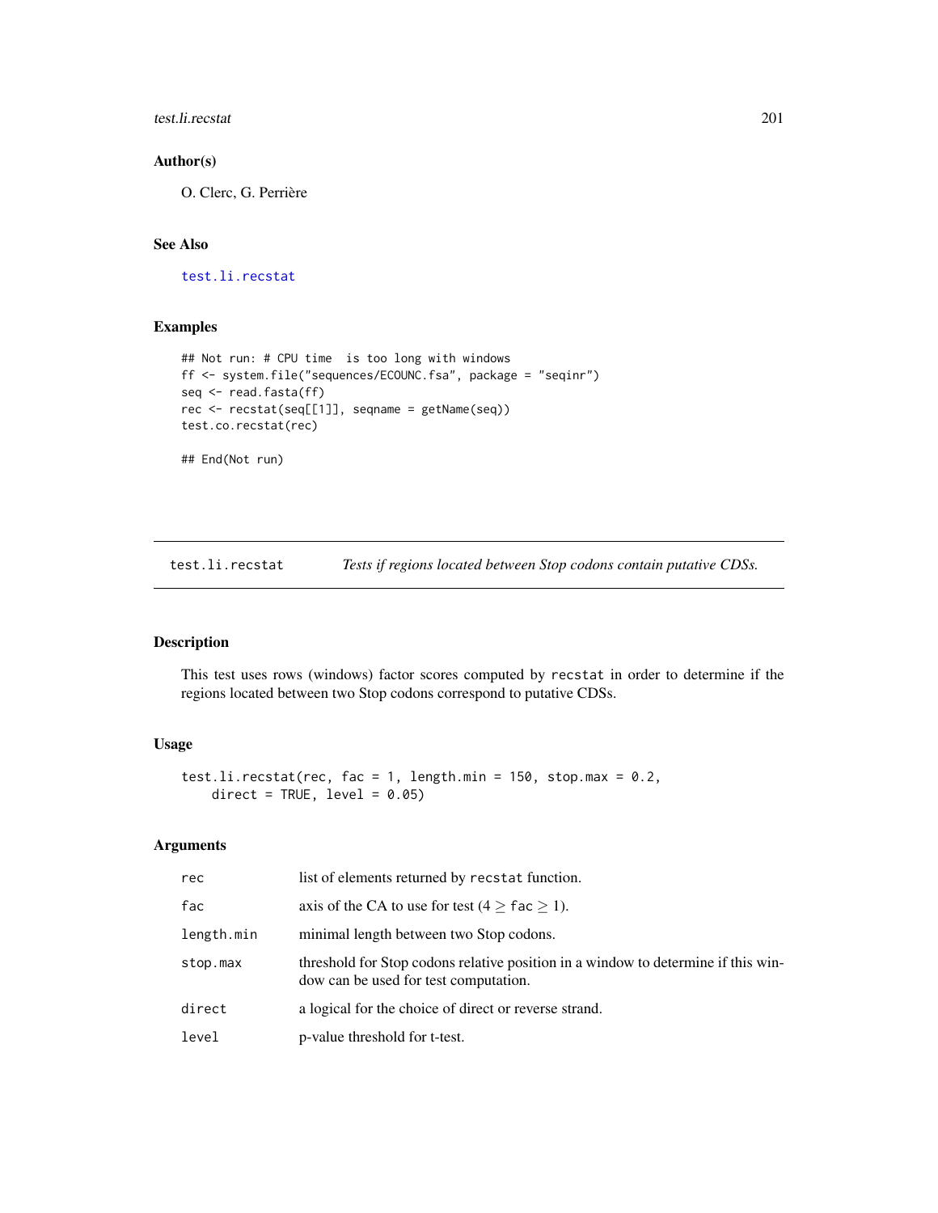### Author(s)

O. Clerc, G. Perrière

### See Also

`test.li.recstat`

### Examples

```
## Not run: # CPU time  is too long with windows
ff <- system.file("sequences/ECOUNC.fsa", package = "seqinr")
seq <- read.fasta(ff)
rec <- recstat(seq[[1]], seqname = getName(seq))
test.co.recstat(rec)

## End(Not run)
```

---

## test.li.recstat — *Tests if regions located between Stop codons contain putative CDSs.*

---

### Description

This test uses rows (windows) factor scores computed by `recstat` in order to determine if the regions located between two Stop codons correspond to putative CDSs.

### Usage

```
test.li.recstat(rec, fac = 1, length.min = 150, stop.max = 0.2,
    direct = TRUE, level = 0.05)
```

### Arguments

| | |
|---|---|
| `rec` | list of elements returned by `recstat` function. |
| `fac` | axis of the CA to use for test ($4 \geq$ `fac` $\geq 1$). |
| `length.min` | minimal length between two Stop codons. |
| `stop.max` | threshold for Stop codons relative position in a window to determine if this window can be used for test computation. |
| `direct` | a logical for the choice of direct or reverse strand. |
| `level` | p-value threshold for t-test. |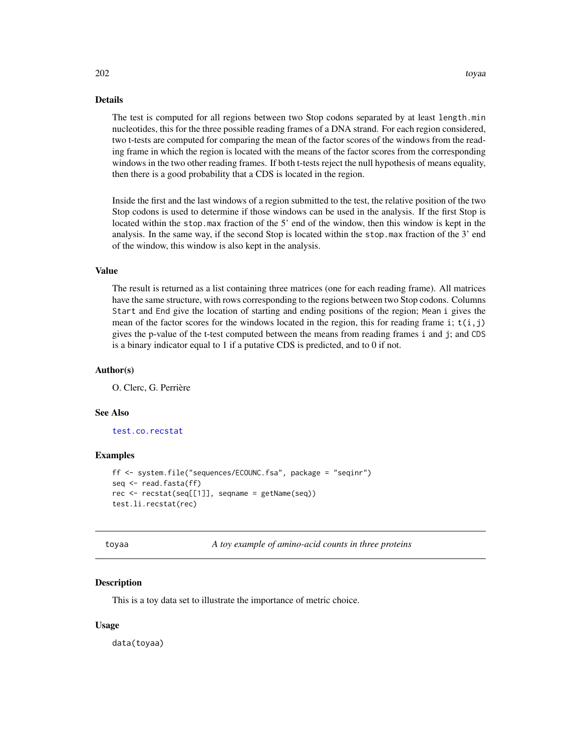## Details

The test is computed for all regions between two Stop codons separated by at least `length.min` nucleotides, this for the three possible reading frames of a DNA strand. For each region considered, two t-tests are computed for comparing the mean of the factor scores of the windows from the reading frame in which the region is located with the means of the factor scores from the corresponding windows in the two other reading frames. If both t-tests reject the null hypothesis of means equality, then there is a good probability that a CDS is located in the region.

Inside the first and the last windows of a region submitted to the test, the relative position of the two Stop codons is used to determine if those windows can be used in the analysis. If the first Stop is located within the `stop.max` fraction of the 5' end of the window, then this window is kept in the analysis. In the same way, if the second Stop is located within the `stop.max` fraction of the 3' end of the window, this window is also kept in the analysis.

## Value

The result is returned as a list containing three matrices (one for each reading frame). All matrices have the same structure, with rows corresponding to the regions between two Stop codons. Columns `Start` and `End` give the location of starting and ending positions of the region; `Mean i` gives the mean of the factor scores for the windows located in the region, this for reading frame `i`; `t(i,j)` gives the p-value of the t-test computed between the means from reading frames `i` and `j`; and `CDS` is a binary indicator equal to 1 if a putative CDS is predicted, and to 0 if not.

## Author(s)

O. Clerc, G. Perrière

## See Also

test.co.recstat

## Examples

```
ff <- system.file("sequences/ECOUNC.fsa", package = "seqinr")
seq <- read.fasta(ff)
rec <- recstat(seq[[1]], seqname = getName(seq))
test.li.recstat(rec)
```

---

# toyaa — *A toy example of amino-acid counts in three proteins*

## Description

This is a toy data set to illustrate the importance of metric choice.

## Usage

```
data(toyaa)
```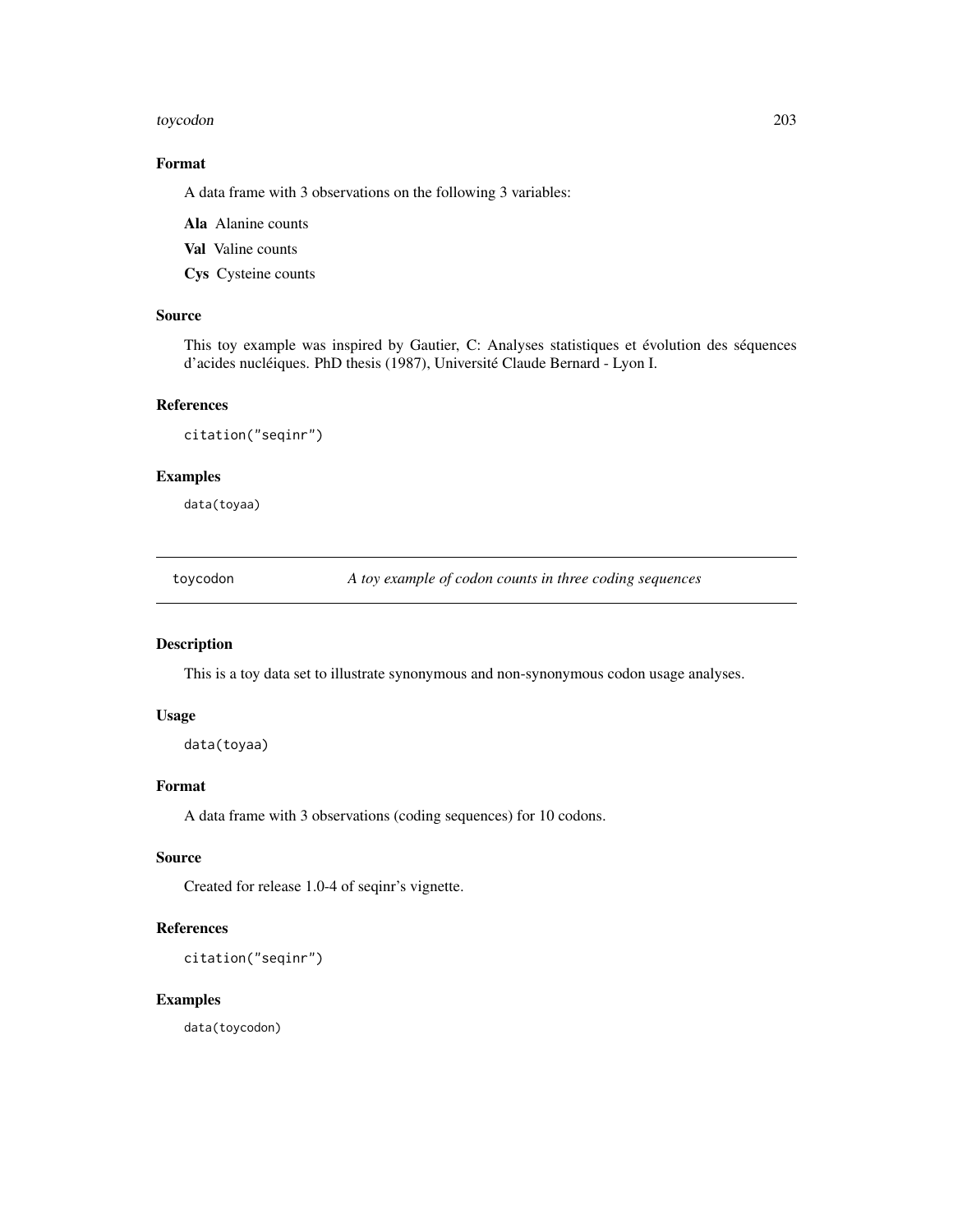### Format

A data frame with 3 observations on the following 3 variables:

**Ala** Alanine counts

**Val** Valine counts

**Cys** Cysteine counts

### Source

This toy example was inspired by Gautier, C: Analyses statistiques et évolution des séquences d'acides nucléiques. PhD thesis (1987), Université Claude Bernard - Lyon I.

### References

```
citation("seqinr")
```

### Examples

```
data(toyaa)
```

---

## toycodon — *A toy example of codon counts in three coding sequences*

---

### Description

This is a toy data set to illustrate synonymous and non-synonymous codon usage analyses.

### Usage

```
data(toyaa)
```

### Format

A data frame with 3 observations (coding sequences) for 10 codons.

### Source

Created for release 1.0-4 of seqinr's vignette.

### References

```
citation("seqinr")
```

### Examples

```
data(toycodon)
```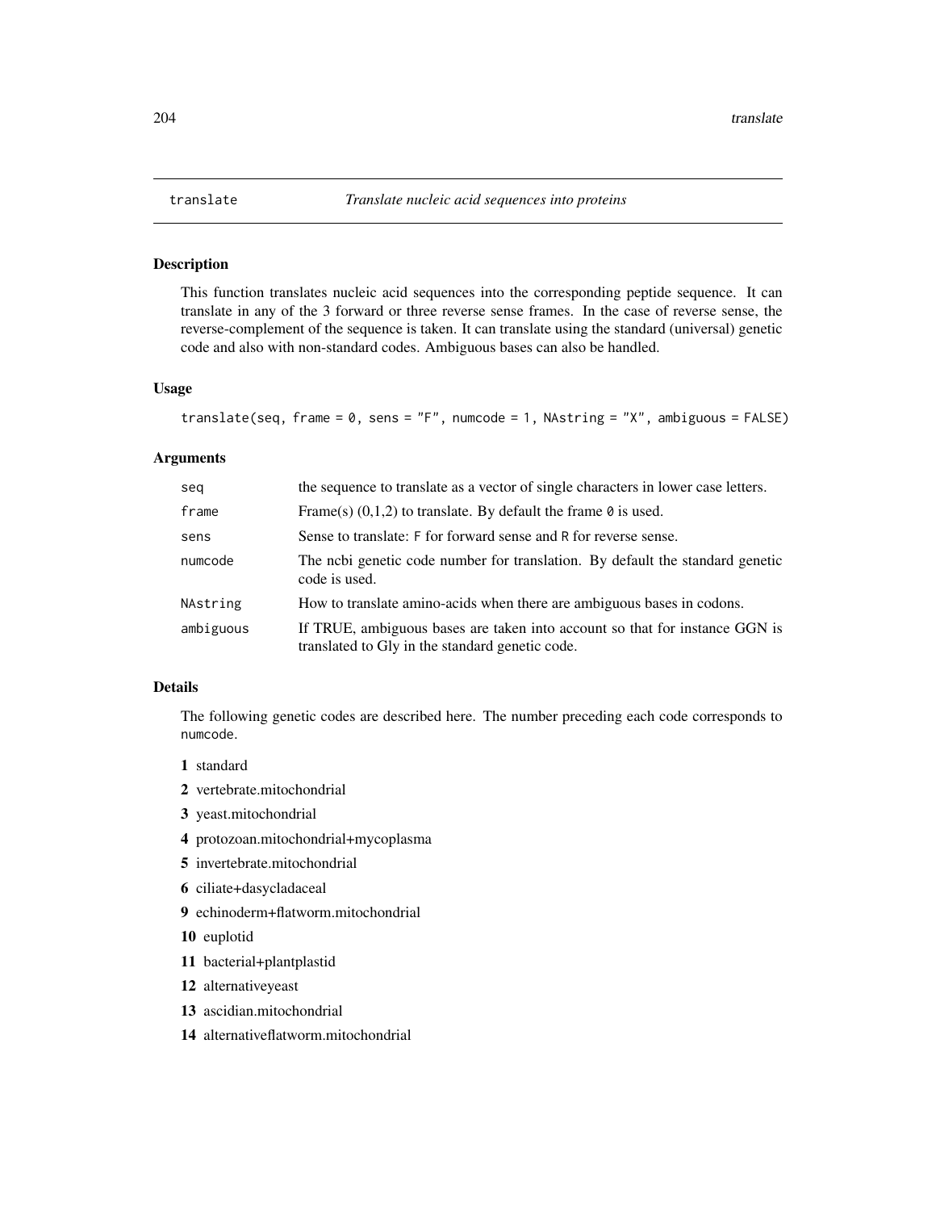# translate *Translate nucleic acid sequences into proteins*

## Description

This function translates nucleic acid sequences into the corresponding peptide sequence. It can translate in any of the 3 forward or three reverse sense frames. In the case of reverse sense, the reverse-complement of the sequence is taken. It can translate using the standard (universal) genetic code and also with non-standard codes. Ambiguous bases can also be handled.

## Usage

```
translate(seq, frame = 0, sens = "F", numcode = 1, NAstring = "X", ambiguous = FALSE)
```

## Arguments

| | |
|---|---|
| `seq` | the sequence to translate as a vector of single characters in lower case letters. |
| `frame` | Frame(s) (0,1,2) to translate. By default the frame `0` is used. |
| `sens` | Sense to translate: `F` for forward sense and `R` for reverse sense. |
| `numcode` | The ncbi genetic code number for translation. By default the standard genetic code is used. |
| `NAstring` | How to translate amino-acids when there are ambiguous bases in codons. |
| `ambiguous` | If TRUE, ambiguous bases are taken into account so that for instance GGN is translated to Gly in the standard genetic code. |

## Details

The following genetic codes are described here. The number preceding each code corresponds to `numcode`.

**1** standard

**2** vertebrate.mitochondrial

**3** yeast.mitochondrial

**4** protozoan.mitochondrial+mycoplasma

**5** invertebrate.mitochondrial

**6** ciliate+dasycladaceal

**9** echinoderm+flatworm.mitochondrial

**10** euplotid

**11** bacterial+plantplastid

**12** alternativeyeast

**13** ascidian.mitochondrial

**14** alternativeflatworm.mitochondrial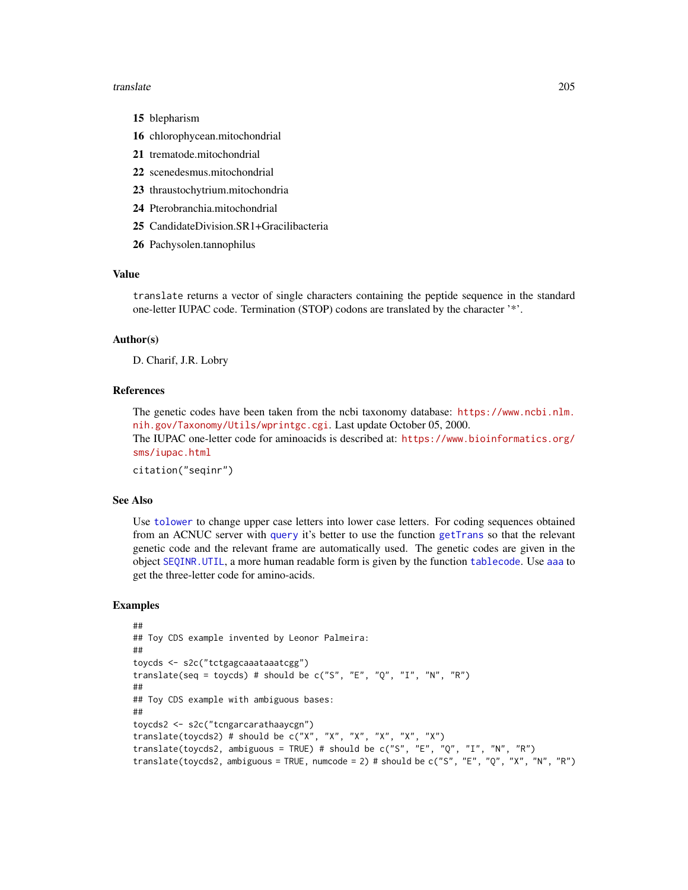**15** blepharism

**16** chlorophycean.mitochondrial

**21** trematode.mitochondrial

**22** scenedesmus.mitochondrial

**23** thraustochytrium.mitochondria

**24** Pterobranchia.mitochondrial

**25** CandidateDivision.SR1+Gracilibacteria

**26** Pachysolen.tannophilus

### Value

`translate` returns a vector of single characters containing the peptide sequence in the standard one-letter IUPAC code. Termination (STOP) codons are translated by the character '*'.

### Author(s)

D. Charif, J.R. Lobry

### References

The genetic codes have been taken from the ncbi taxonomy database: https://www.ncbi.nlm.nih.gov/Taxonomy/Utils/wprintgc.cgi. Last update October 05, 2000.
The IUPAC one-letter code for aminoacids is described at: https://www.bioinformatics.org/sms/iupac.html

`citation("seqinr")`

### See Also

Use `tolower` to change upper case letters into lower case letters. For coding sequences obtained from an ACNUC server with `query` it's better to use the function `getTrans` so that the relevant genetic code and the relevant frame are automatically used. The genetic codes are given in the object `SEQINR.UTIL`, a more human readable form is given by the function `tablecode`. Use `aaa` to get the three-letter code for amino-acids.

### Examples

```
##
## Toy CDS example invented by Leonor Palmeira:
##
toycds <- s2c("tctgagcaaataaatcgg")
translate(seq = toycds) # should be c("S", "E", "Q", "I", "N", "R")
##
## Toy CDS example with ambiguous bases:
##
toycds2 <- s2c("tcngarcarathaaycgn")
translate(toycds2) # should be c("X", "X", "X", "X", "X", "X")
translate(toycds2, ambiguous = TRUE) # should be c("S", "E", "Q", "I", "N", "R")
translate(toycds2, ambiguous = TRUE, numcode = 2) # should be c("S", "E", "Q", "X", "N", "R")
```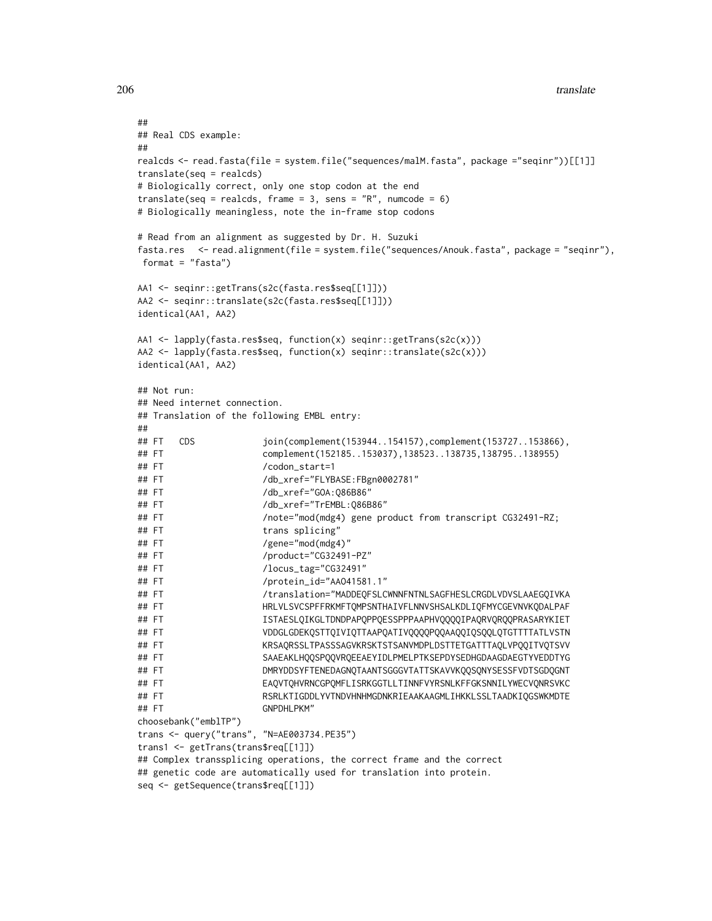```
##
## Real CDS example:
##
realcds <- read.fasta(file = system.file("sequences/malM.fasta", package ="seqinr"))[[1]]
translate(seq = realcds)
# Biologically correct, only one stop codon at the end
translate(seq = realcds, frame = 3, sens = "R", numcode = 6)
# Biologically meaningless, note the in-frame stop codons

# Read from an alignment as suggested by Dr. H. Suzuki
fasta.res   <- read.alignment(file = system.file("sequences/Anouk.fasta", package = "seqinr"),
 format = "fasta")

AA1 <- seqinr::getTrans(s2c(fasta.res$seq[[1]]))
AA2 <- seqinr::translate(s2c(fasta.res$seq[[1]]))
identical(AA1, AA2)

AA1 <- lapply(fasta.res$seq, function(x) seqinr::getTrans(s2c(x)))
AA2 <- lapply(fasta.res$seq, function(x) seqinr::translate(s2c(x)))
identical(AA1, AA2)

## Not run:
## Need internet connection.
## Translation of the following EMBL entry:
##
## FT   CDS             join(complement(153944..154157),complement(153727..153866),
## FT                   complement(152185..153037),138523..138735,138795..138955)
## FT                   /codon_start=1
## FT                   /db_xref="FLYBASE:FBgn0002781"
## FT                   /db_xref="GOA:Q86B86"
## FT                   /db_xref="TrEMBL:Q86B86"
## FT                   /note="mod(mdg4) gene product from transcript CG32491-RZ;
## FT                   trans splicing"
## FT                   /gene="mod(mdg4)"
## FT                   /product="CG32491-PZ"
## FT                   /locus_tag="CG32491"
## FT                   /protein_id="AAO41581.1"
## FT                   /translation="MADDEQFSLCWNNFNTNLSAGFHESLCRGDLVDVSLAAEGQIVKA
## FT                   HRLVLSVCSPFFRKMFTQMPSNTHAIVFLNNVSHSALKDLIQFMYCGEVNVKQDALPAF
## FT                   ISTAESLQIKGLTDNDPAPQPPQESSPPPAAPHVQQQQIPAQRVQRQQPRASARYKIET
## FT                   VDDGLGDEKQSTTQIVIQTTAAPQATIVQQQQPQQAAQQIQSQQLQTGTTTTATLVSTN
## FT                   KRSAQRSSLTPASSSAGVKRSKTSTSANVMDPLDSTTETGATTTAQLVPQQITVQTSVV
## FT                   SAAEAKLHQQSPQQVRQEEAEYIDLPMELPTKSEPDYSEDHGDAAGDAEGTYVEDDTYG
## FT                   DMRYDDSYFTENEDAGNQTAANTSGGGVTATTSKAVVKQQSQNYSESSFVDTSGDQGNT
## FT                   EAQVTQHVRNCGPQMFLISRKGGTLLTINNFVYRSNLKFFGKSNNILYWECVQNRSVKC
## FT                   RSRLKTIGDDLYVTNDVHNHMGDNKRIEAAKAAGMLIHKKLSSLTAADKIQGSWKMDTE
## FT                   GNPDHLPKM"
choosebank("emblTP")
trans <- query("trans", "N=AE003734.PE35")
trans1 <- getTrans(trans$req[[1]])
## Complex transsplicing operations, the correct frame and the correct
## genetic code are automatically used for translation into protein.
seq <- getSequence(trans$req[[1]])
```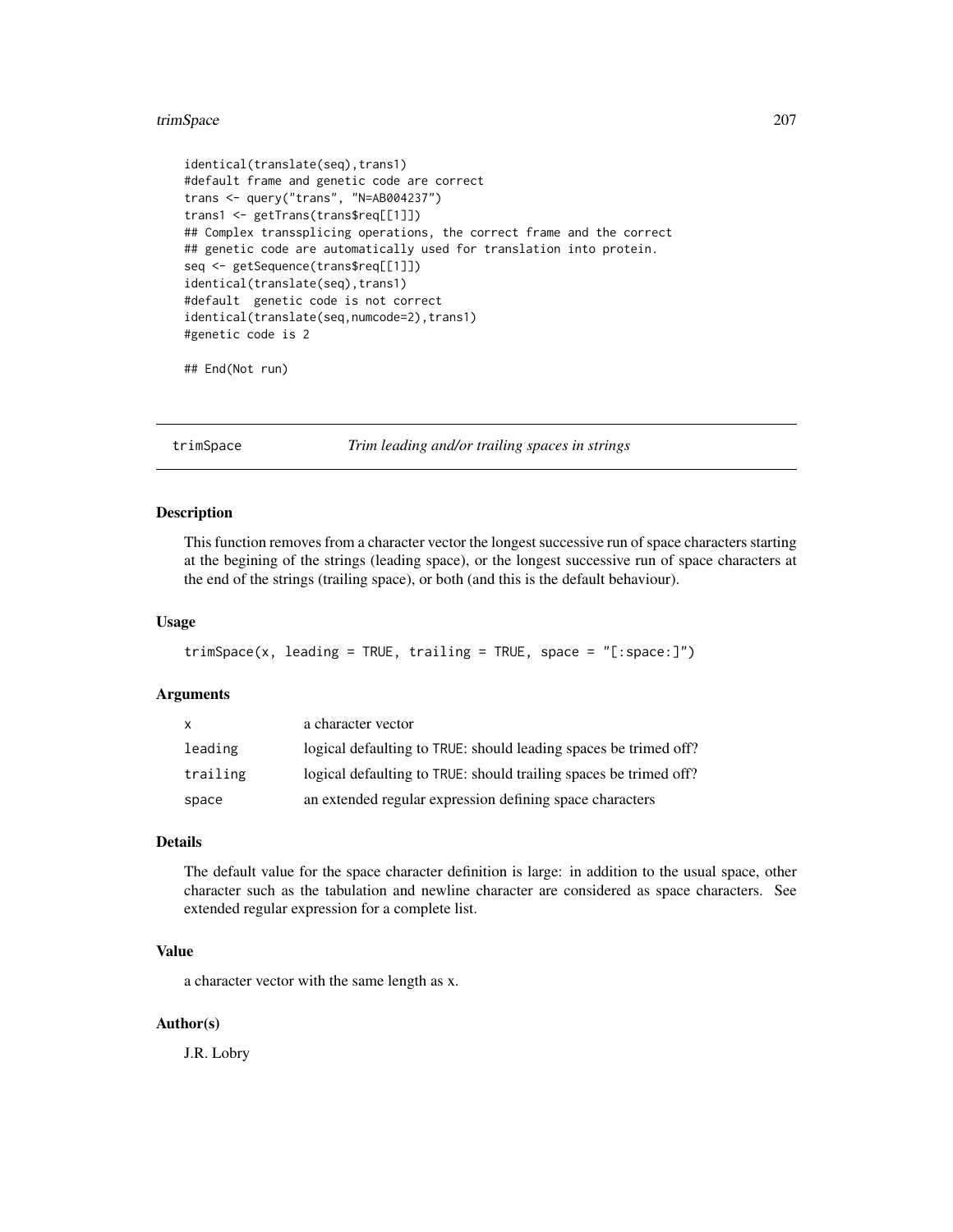```
identical(translate(seq),trans1)
#default frame and genetic code are correct
trans <- query("trans", "N=AB004237")
trans1 <- getTrans(trans$req[[1]])
## Complex transsplicing operations, the correct frame and the correct
## genetic code are automatically used for translation into protein.
seq <- getSequence(trans$req[[1]])
identical(translate(seq),trans1)
#default  genetic code is not correct
identical(translate(seq,numcode=2),trans1)
#genetic code is 2

## End(Not run)
```

---

## trimSpace — *Trim leading and/or trailing spaces in strings*

### Description

This function removes from a character vector the longest successive run of space characters starting at the begining of the strings (leading space), or the longest successive run of space characters at the end of the strings (trailing space), or both (and this is the default behaviour).

### Usage

```
trimSpace(x, leading = TRUE, trailing = TRUE, space = "[:space:]")
```

### Arguments

| | |
|---|---|
| `x` | a character vector |
| `leading` | logical defaulting to `TRUE`: should leading spaces be trimed off? |
| `trailing` | logical defaulting to `TRUE`: should trailing spaces be trimed off? |
| `space` | an extended regular expression defining space characters |

### Details

The default value for the space character definition is large: in addition to the usual space, other character such as the tabulation and newline character are considered as space characters. See extended regular expression for a complete list.

### Value

a character vector with the same length as x.

### Author(s)

J.R. Lobry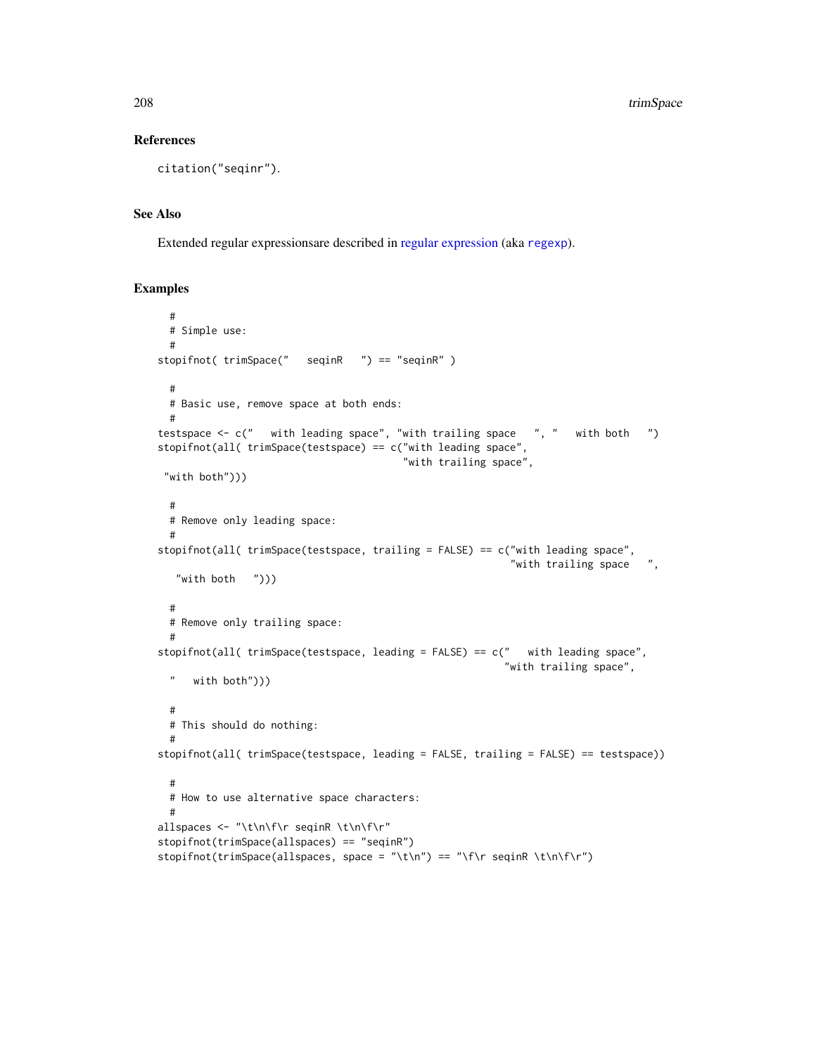## References

citation("seqinr").

## See Also

Extended regular expressionsare described in regular expression (aka `regexp`).

## Examples

```
  #
  # Simple use:
  #
stopifnot( trimSpace("   seqinR   ") == "seqinR" )

  #
  # Basic use, remove space at both ends:
  #
testspace <- c("   with leading space", "with trailing space   ", "   with both   ")
stopifnot(all( trimSpace(testspace) == c("with leading space",
                                          "with trailing space",
 "with both")))

  #
  # Remove only leading space:
  #
stopifnot(all( trimSpace(testspace, trailing = FALSE) == c("with leading space",
                                                           "with trailing space   ",
   "with both   ")))

  #
  # Remove only trailing space:
  #
stopifnot(all( trimSpace(testspace, leading = FALSE) == c("   with leading space",
                                                          "with trailing space",
  "   with both")))

  #
  # This should do nothing:
  #
stopifnot(all( trimSpace(testspace, leading = FALSE, trailing = FALSE) == testspace))

  #
  # How to use alternative space characters:
  #
allspaces <- "\t\n\f\r seqinR \t\n\f\r"
stopifnot(trimSpace(allspaces) == "seqinR")
stopifnot(trimSpace(allspaces, space = "\t\n") == "\f\r seqinR \t\n\f\r")
```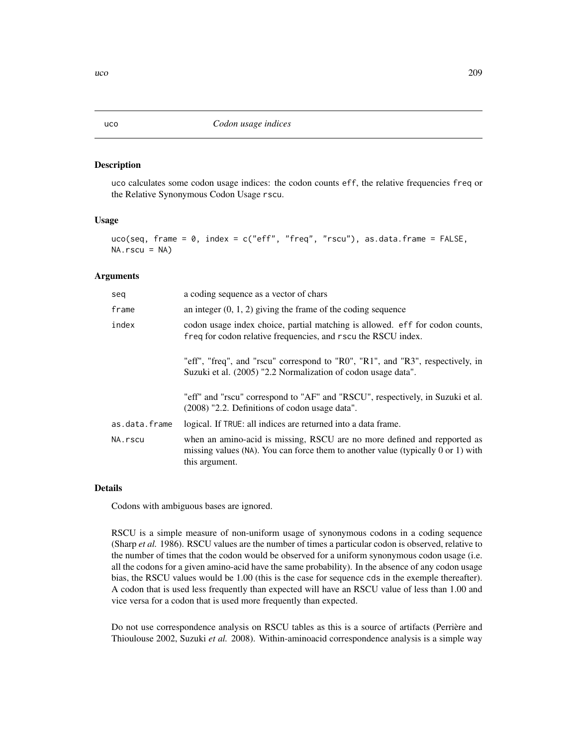uco *Codon usage indices*

## Description

uco calculates some codon usage indices: the codon counts eff, the relative frequencies freq or the Relative Synonymous Codon Usage rscu.

## Usage

```
uco(seq, frame = 0, index = c("eff", "freq", "rscu"), as.data.frame = FALSE,
NA.rscu = NA)
```

## Arguments

| | |
|---|---|
| seq | a coding sequence as a vector of chars |
| frame | an integer (0, 1, 2) giving the frame of the coding sequence |
| index | codon usage index choice, partial matching is allowed. eff for codon counts, freq for codon relative frequencies, and rscu the RSCU index.<br><br>"eff", "freq", and "rscu" correspond to "R0", "R1", and "R3", respectively, in Suzuki et al. (2005) "2.2 Normalization of codon usage data".<br><br>"eff" and "rscu" correspond to "AF" and "RSCU", respectively, in Suzuki et al. (2008) "2.2. Definitions of codon usage data". |
| as.data.frame | logical. If TRUE: all indices are returned into a data frame. |
| NA.rscu | when an amino-acid is missing, RSCU are no more defined and repported as missing values (NA). You can force them to another value (typically 0 or 1) with this argument. |

## Details

Codons with ambiguous bases are ignored.

RSCU is a simple measure of non-uniform usage of synonymous codons in a coding sequence (Sharp *et al.* 1986). RSCU values are the number of times a particular codon is observed, relative to the number of times that the codon would be observed for a uniform synonymous codon usage (i.e. all the codons for a given amino-acid have the same probability). In the absence of any codon usage bias, the RSCU values would be 1.00 (this is the case for sequence cds in the exemple thereafter). A codon that is used less frequently than expected will have an RSCU value of less than 1.00 and vice versa for a codon that is used more frequently than expected.

Do not use correspondence analysis on RSCU tables as this is a source of artifacts (Perrière and Thioulouse 2002, Suzuki *et al.* 2008). Within-aminoacid correspondence analysis is a simple way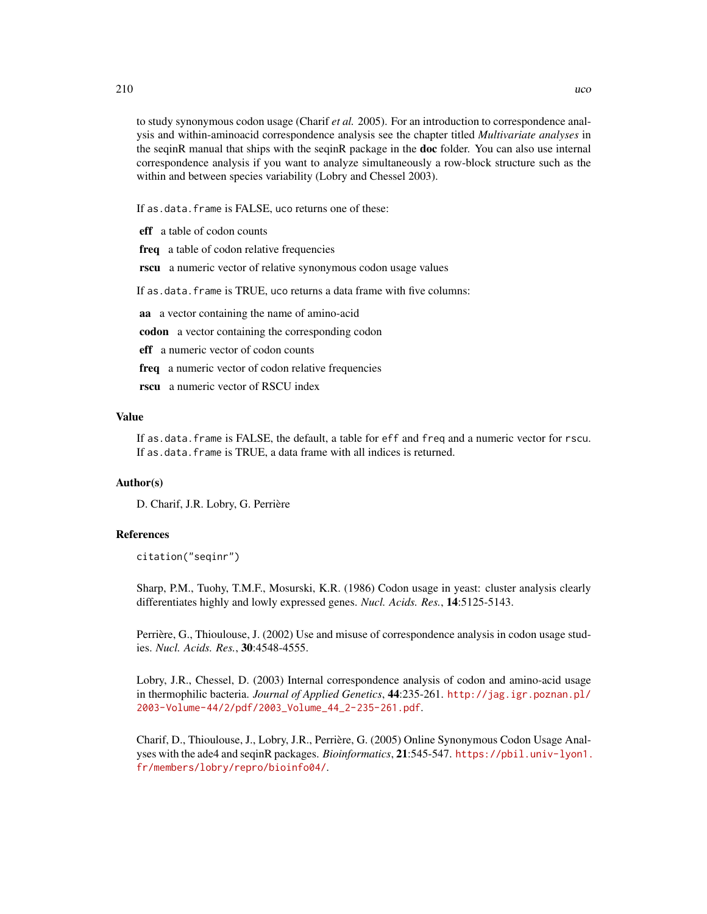to study synonymous codon usage (Charif *et al.* 2005). For an introduction to correspondence analysis and within-aminoacid correspondence analysis see the chapter titled *Multivariate analyses* in the seqinR manual that ships with the seqinR package in the **doc** folder. You can also use internal correspondence analysis if you want to analyze simultaneously a row-block structure such as the within and between species variability (Lobry and Chessel 2003).

If `as.data.frame` is FALSE, `uco` returns one of these:

**eff** a table of codon counts

**freq** a table of codon relative frequencies

**rscu** a numeric vector of relative synonymous codon usage values

If `as.data.frame` is TRUE, `uco` returns a data frame with five columns:

**aa** a vector containing the name of amino-acid

**codon** a vector containing the corresponding codon

**eff** a numeric vector of codon counts

**freq** a numeric vector of codon relative frequencies

**rscu** a numeric vector of RSCU index

## Value

If `as.data.frame` is FALSE, the default, a table for `eff` and `freq` and a numeric vector for `rscu`. If `as.data.frame` is TRUE, a data frame with all indices is returned.

## Author(s)

D. Charif, J.R. Lobry, G. Perrière

## References

`citation("seqinr")`

Sharp, P.M., Tuohy, T.M.F., Mosurski, K.R. (1986) Codon usage in yeast: cluster analysis clearly differentiates highly and lowly expressed genes. *Nucl. Acids. Res.*, **14**:5125-5143.

Perrière, G., Thioulouse, J. (2002) Use and misuse of correspondence analysis in codon usage studies. *Nucl. Acids. Res.*, **30**:4548-4555.

Lobry, J.R., Chessel, D. (2003) Internal correspondence analysis of codon and amino-acid usage in thermophilic bacteria. *Journal of Applied Genetics*, **44**:235-261. http://jag.igr.poznan.pl/2003-Volume-44/2/pdf/2003_Volume_44_2-235-261.pdf.

Charif, D., Thioulouse, J., Lobry, J.R., Perrière, G. (2005) Online Synonymous Codon Usage Analyses with the ade4 and seqinR packages. *Bioinformatics*, **21**:545-547. https://pbil.univ-lyon1.fr/members/lobry/repro/bioinfo04/.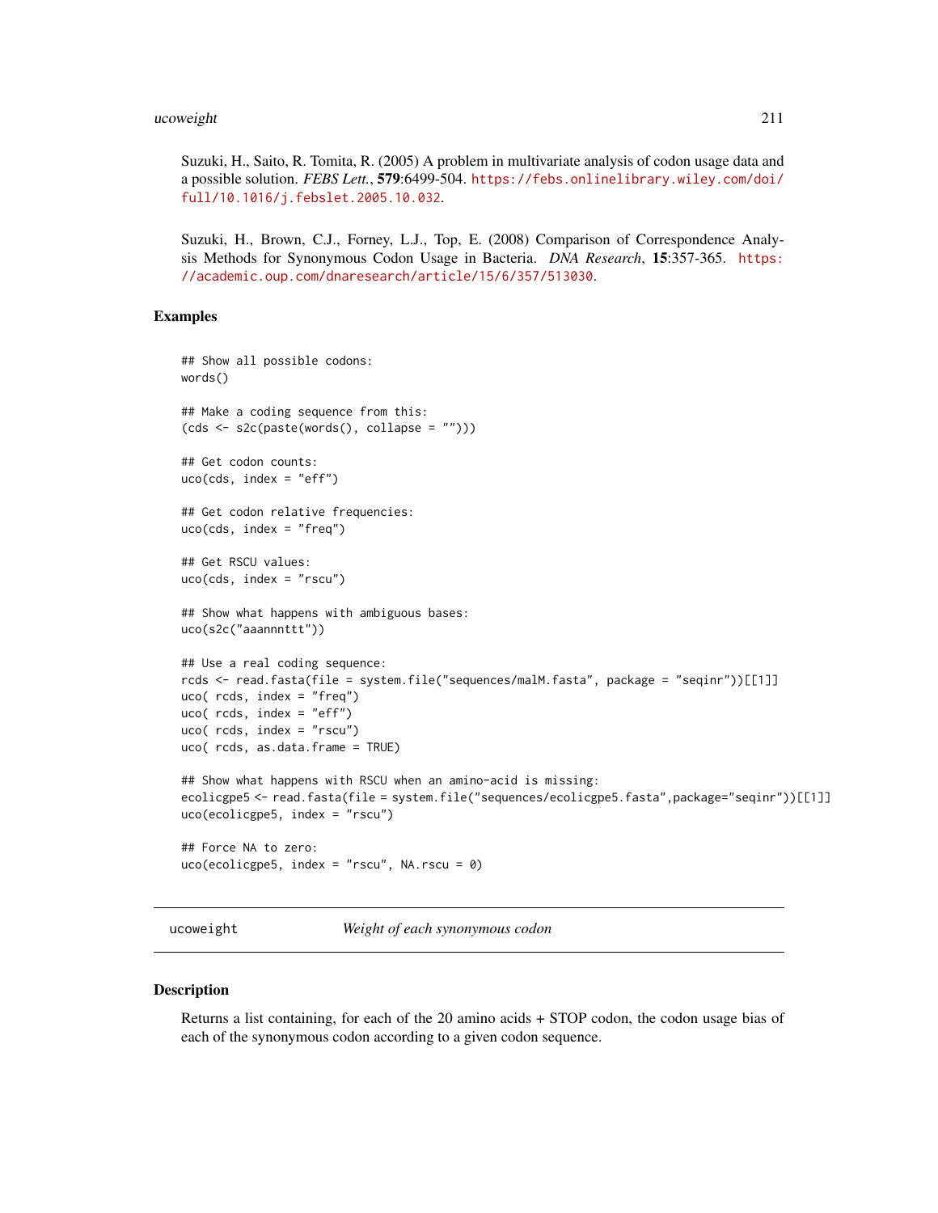Suzuki, H., Saito, R. Tomita, R. (2005) A problem in multivariate analysis of codon usage data and a possible solution. *FEBS Lett.*, **579**:6499-504. https://febs.onlinelibrary.wiley.com/doi/full/10.1016/j.febslet.2005.10.032.

Suzuki, H., Brown, C.J., Forney, L.J., Top, E. (2008) Comparison of Correspondence Analysis Methods for Synonymous Codon Usage in Bacteria. *DNA Research*, **15**:357-365. https://academic.oup.com/dnaresearch/article/15/6/357/513030.

## Examples

```
## Show all possible codons:
words()

## Make a coding sequence from this:
(cds <- s2c(paste(words(), collapse = "")))

## Get codon counts:
uco(cds, index = "eff")

## Get codon relative frequencies:
uco(cds, index = "freq")

## Get RSCU values:
uco(cds, index = "rscu")

## Show what happens with ambiguous bases:
uco(s2c("aaannnttt"))

## Use a real coding sequence:
rcds <- read.fasta(file = system.file("sequences/malM.fasta", package = "seqinr"))[[1]]
uco( rcds, index = "freq")
uco( rcds, index = "eff")
uco( rcds, index = "rscu")
uco( rcds, as.data.frame = TRUE)

## Show what happens with RSCU when an amino-acid is missing:
ecolicgpe5 <- read.fasta(file = system.file("sequences/ecolicgpe5.fasta",package="seqinr"))[[1]]
uco(ecolicgpe5, index = "rscu")

## Force NA to zero:
uco(ecolicgpe5, index = "rscu", NA.rscu = 0)
```

---

# ucoweight *Weight of each synonymous codon*

---

## Description

Returns a list containing, for each of the 20 amino acids + STOP codon, the codon usage bias of each of the synonymous codon according to a given codon sequence.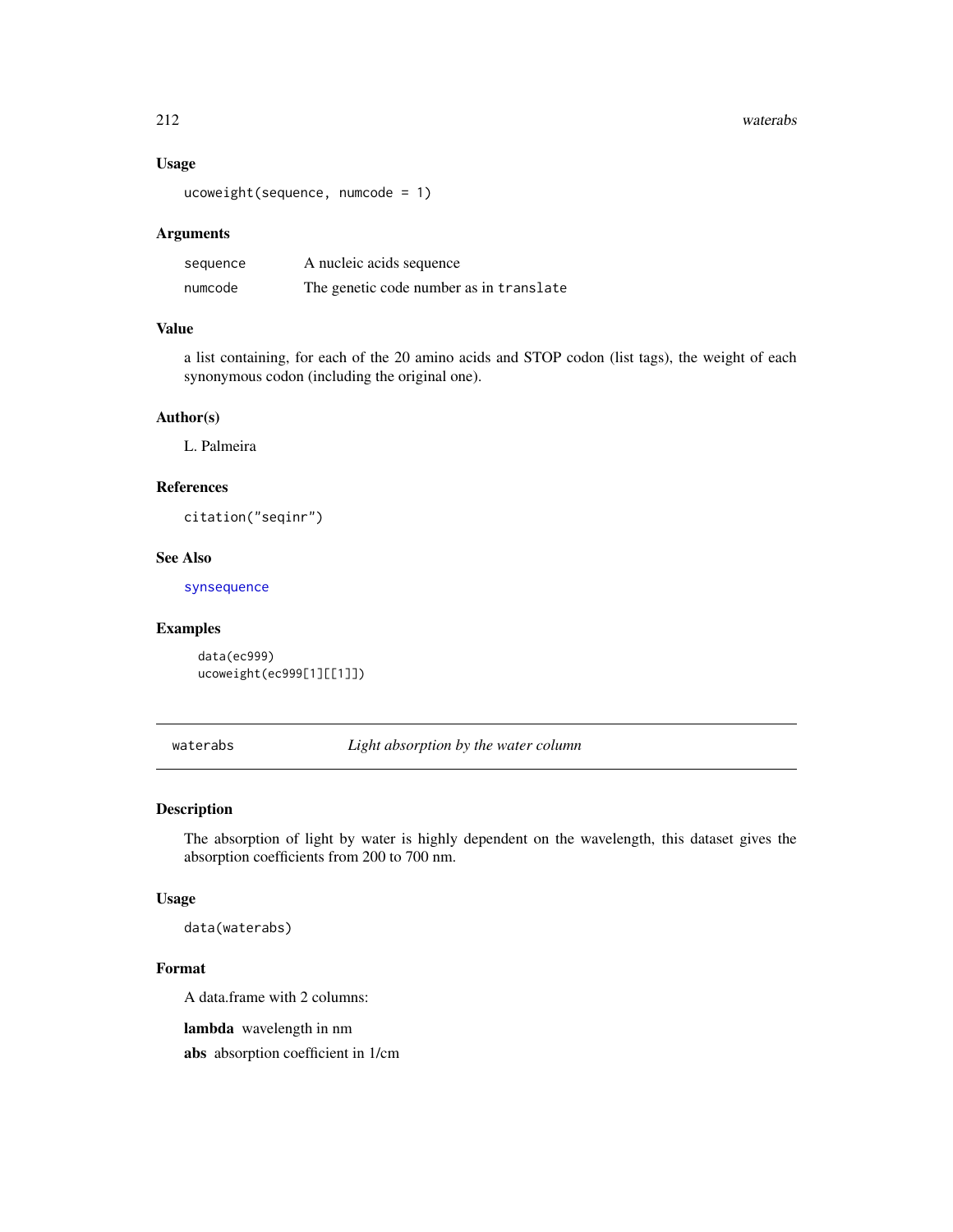### Usage

```
ucoweight(sequence, numcode = 1)
```

### Arguments

| | |
|---|---|
| sequence | A nucleic acids sequence |
| numcode | The genetic code number as in `translate` |

### Value

a list containing, for each of the 20 amino acids and STOP codon (list tags), the weight of each synonymous codon (including the original one).

### Author(s)

L. Palmeira

### References

`citation("seqinr")`

### See Also

`synsequence`

### Examples

```
data(ec999)
ucoweight(ec999[1][[1]])
```

---

## waterabs — *Light absorption by the water column*

---

### Description

The absorption of light by water is highly dependent on the wavelength, this dataset gives the absorption coefficients from 200 to 700 nm.

### Usage

```
data(waterabs)
```

### Format

A data.frame with 2 columns:

**lambda** wavelength in nm

**abs** absorption coefficient in 1/cm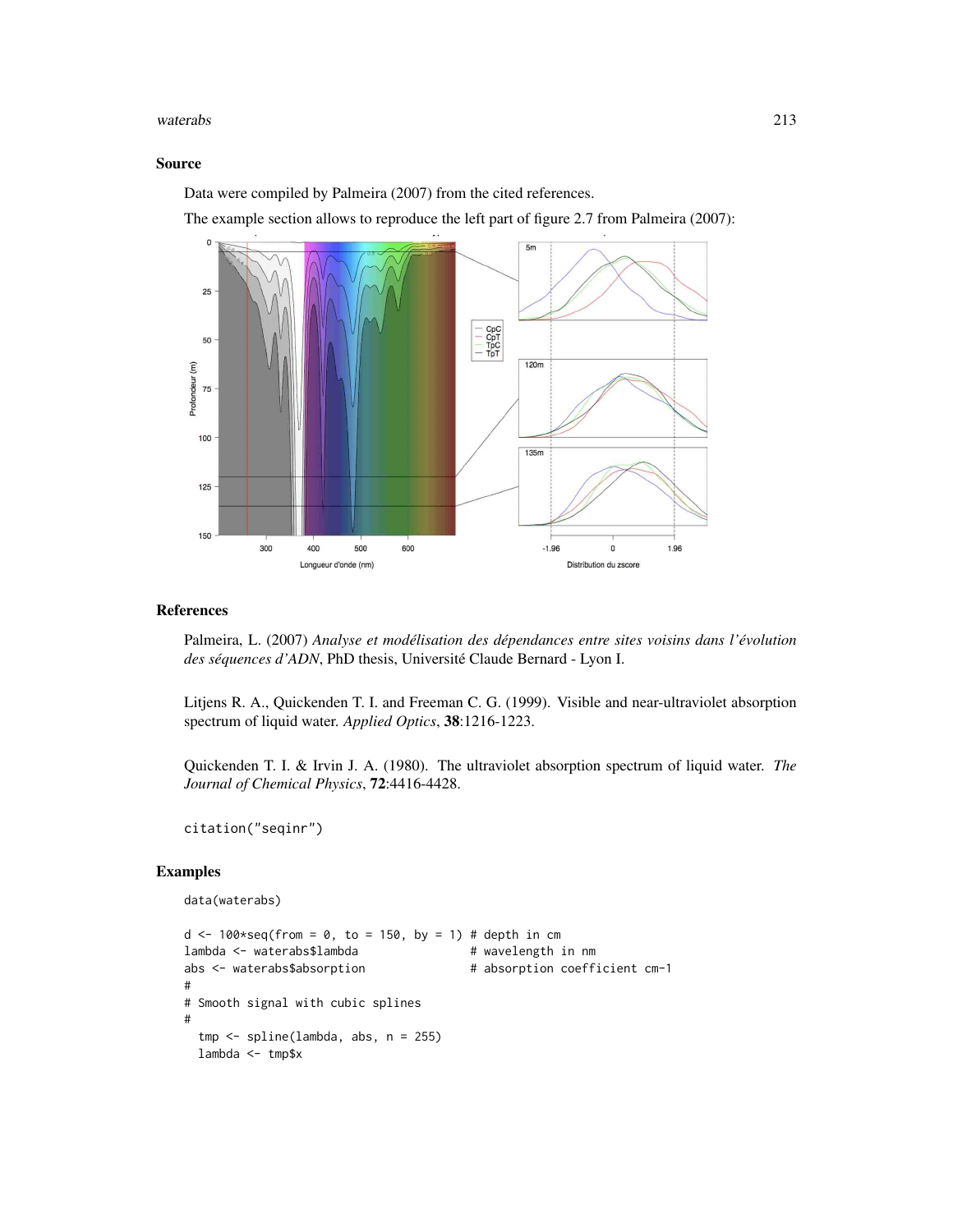## Source

Data were compiled by Palmeira (2007) from the cited references.

The example section allows to reproduce the left part of figure 2.7 from Palmeira (2007):

## References

Palmeira, L. (2007) *Analyse et modélisation des dépendances entre sites voisins dans l'évolution des séquences d'ADN*, PhD thesis, Université Claude Bernard - Lyon I.

Litjens R. A., Quickenden T. I. and Freeman C. G. (1999). Visible and near-ultraviolet absorption spectrum of liquid water. *Applied Optics*, **38**:1216-1223.

Quickenden T. I. & Irvin J. A. (1980). The ultraviolet absorption spectrum of liquid water. *The Journal of Chemical Physics*, **72**:4416-4428.

```
citation("seqinr")
```

## Examples

```
data(waterabs)

d <- 100*seq(from = 0, to = 150, by = 1) # depth in cm
lambda <- waterabs$lambda                # wavelength in nm
abs <- waterabs$absorption               # absorption coefficient cm-1
#
# Smooth signal with cubic splines
#
  tmp <- spline(lambda, abs, n = 255)
  lambda <- tmp$x
```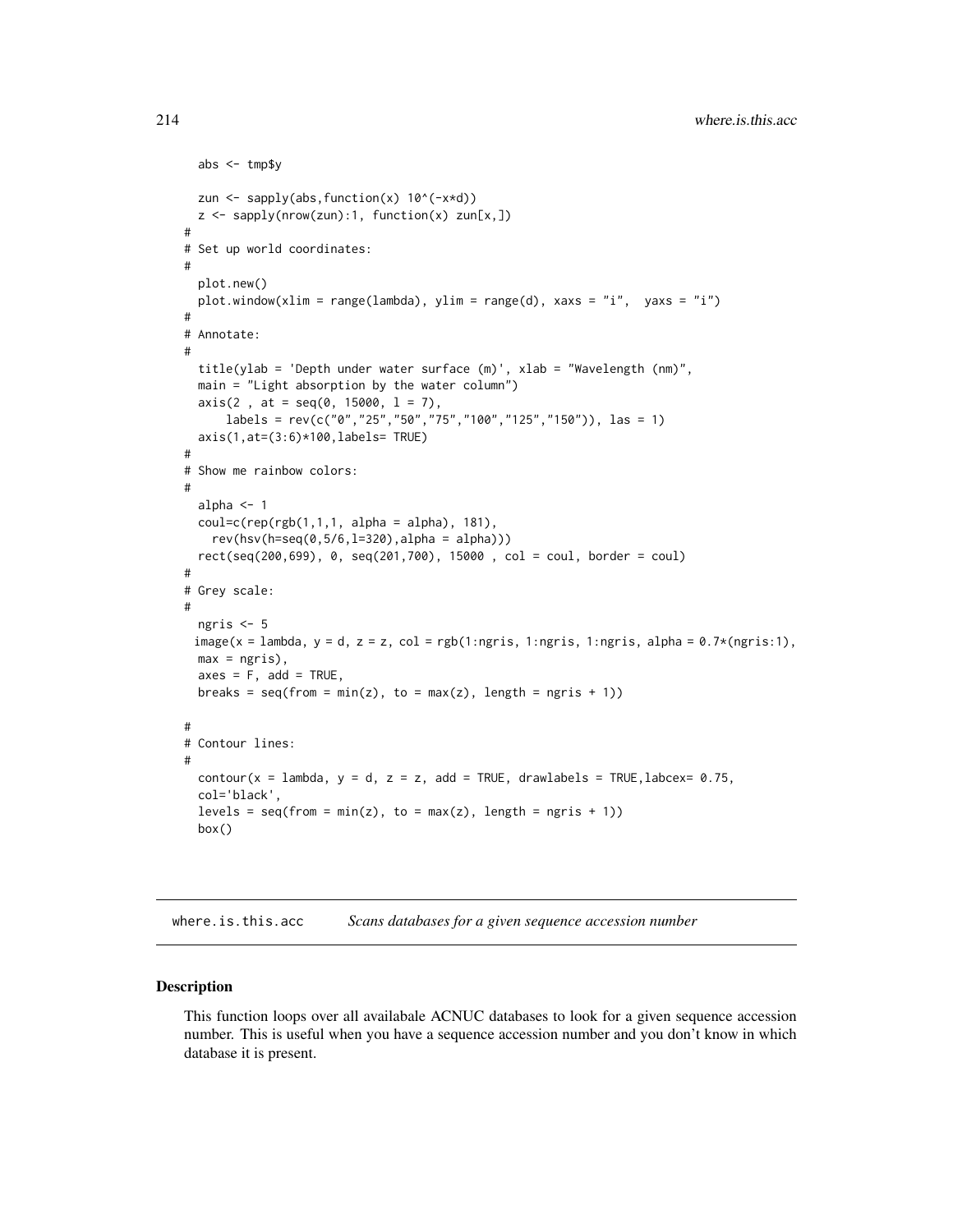```
  abs <- tmp$y

  zun <- sapply(abs,function(x) 10^(-x*d))
  z <- sapply(nrow(zun):1, function(x) zun[x,])
#
# Set up world coordinates:
#
  plot.new()
  plot.window(xlim = range(lambda), ylim = range(d), xaxs = "i",  yaxs = "i")
#
# Annotate:
#
  title(ylab = 'Depth under water surface (m)', xlab = "Wavelength (nm)",
  main = "Light absorption by the water column")
  axis(2 , at = seq(0, 15000, l = 7),
      labels = rev(c("0","25","50","75","100","125","150")), las = 1)
  axis(1,at=(3:6)*100,labels= TRUE)
#
# Show me rainbow colors:
#
  alpha <- 1
  coul=c(rep(rgb(1,1,1, alpha = alpha), 181),
    rev(hsv(h=seq(0,5/6,l=320),alpha = alpha)))
  rect(seq(200,699), 0, seq(201,700), 15000 , col = coul, border = coul)
#
# Grey scale:
#
  ngris <- 5
 image(x = lambda, y = d, z = z, col = rgb(1:ngris, 1:ngris, 1:ngris, alpha = 0.7*(ngris:1),
  max = ngris),
  axes = F, add = TRUE,
  breaks = seq(from = min(z), to = max(z), length = ngris + 1))

#
# Contour lines:
#
  contour(x = lambda, y = d, z = z, add = TRUE, drawlabels = TRUE,labcex= 0.75,
  col='black',
  levels = seq(from = min(z), to = max(z), length = ngris + 1))
  box()
```

---

## where.is.this.acc *Scans databases for a given sequence accession number*

---

### Description

This function loops over all availabale ACNUC databases to look for a given sequence accession number. This is useful when you have a sequence accession number and you don't know in which database it is present.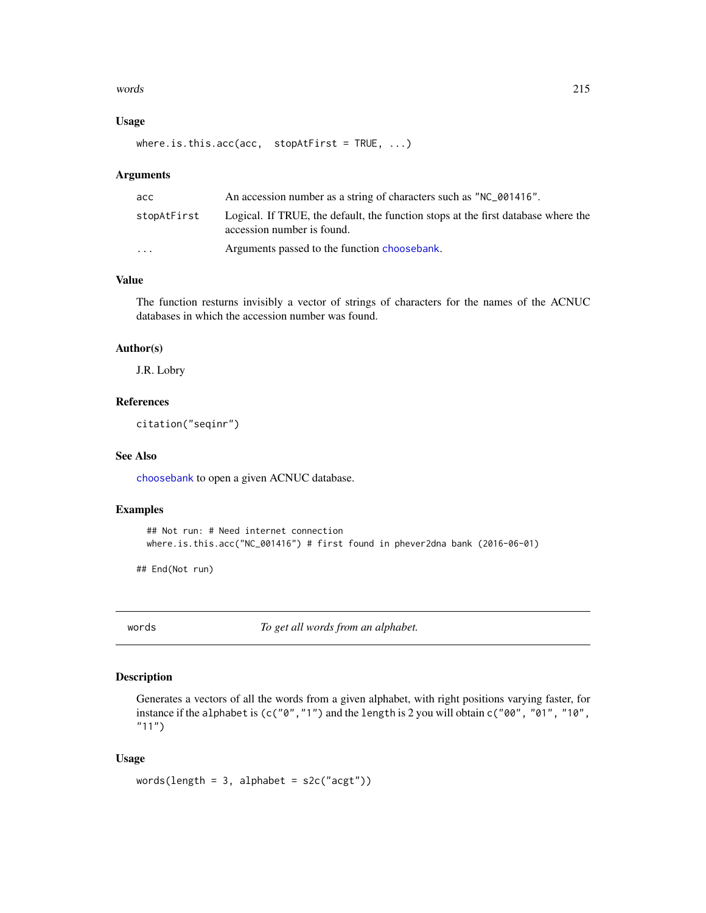### Usage

```
where.is.this.acc(acc,  stopAtFirst = TRUE, ...)
```

### Arguments

| | |
|---|---|
| acc | An accession number as a string of characters such as "NC_001416". |
| stopAtFirst | Logical. If TRUE, the default, the function stops at the first database where the accession number is found. |
| ... | Arguments passed to the function choosebank. |

### Value

The function resturns invisibly a vector of strings of characters for the names of the ACNUC databases in which the accession number was found.

### Author(s)

J.R. Lobry

### References

citation("seqinr")

### See Also

choosebank to open a given ACNUC database.

### Examples

```
## Not run: # Need internet connection
where.is.this.acc("NC_001416") # first found in phever2dna bank (2016-06-01)

## End(Not run)
```

---

## words — *To get all words from an alphabet.*

---

### Description

Generates a vectors of all the words from a given alphabet, with right positions varying faster, for instance if the `alphabet` is `(c("0","1")` and the `length` is 2 you will obtain `c("00", "01", "10", "11")`

### Usage

```
words(length = 3, alphabet = s2c("acgt"))
```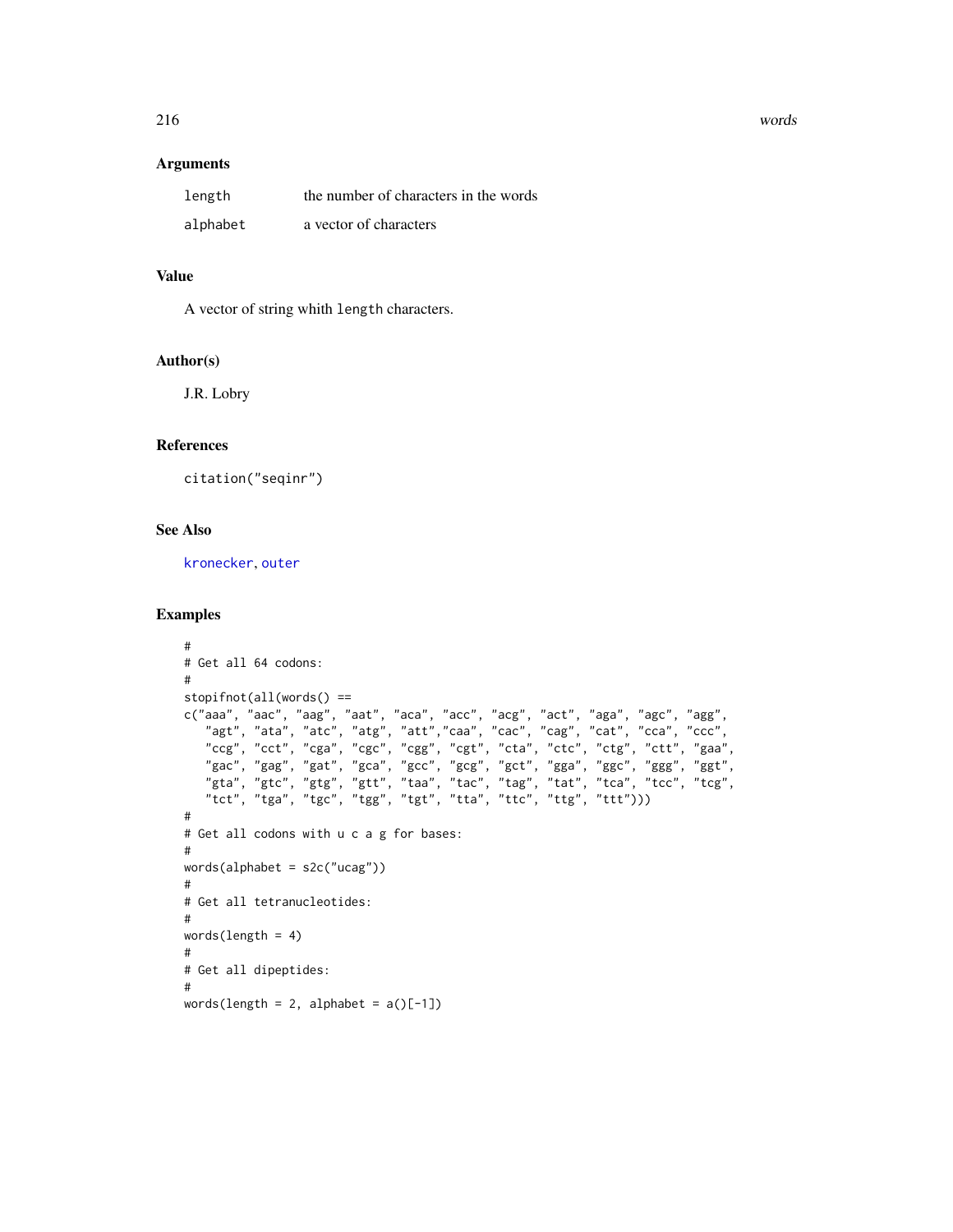## Arguments

| | |
|---|---|
| `length` | the number of characters in the words |
| `alphabet` | a vector of characters |

## Value

A vector of string whith `length` characters.

## Author(s)

J.R. Lobry

## References

`citation("seqinr")`

## See Also

`kronecker`, `outer`

## Examples

```
#
# Get all 64 codons:
#
stopifnot(all(words() ==
c("aaa", "aac", "aag", "aat", "aca", "acc", "acg", "act", "aga", "agc", "agg",
   "agt", "ata", "atc", "atg", "att","caa", "cac", "cag", "cat", "cca", "ccc",
   "ccg", "cct", "cga", "cgc", "cgg", "cgt", "cta", "ctc", "ctg", "ctt", "gaa",
   "gac", "gag", "gat", "gca", "gcc", "gcg", "gct", "gga", "ggc", "ggg", "ggt",
   "gta", "gtc", "gtg", "gtt", "taa", "tac", "tag", "tat", "tca", "tcc", "tcg",
   "tct", "tga", "tgc", "tgg", "tgt", "tta", "ttc", "ttg", "ttt")))
#
# Get all codons with u c a g for bases:
#
words(alphabet = s2c("ucag"))
#
# Get all tetranucleotides:
#
words(length = 4)
#
# Get all dipeptides:
#
words(length = 2, alphabet = a()[-1])
```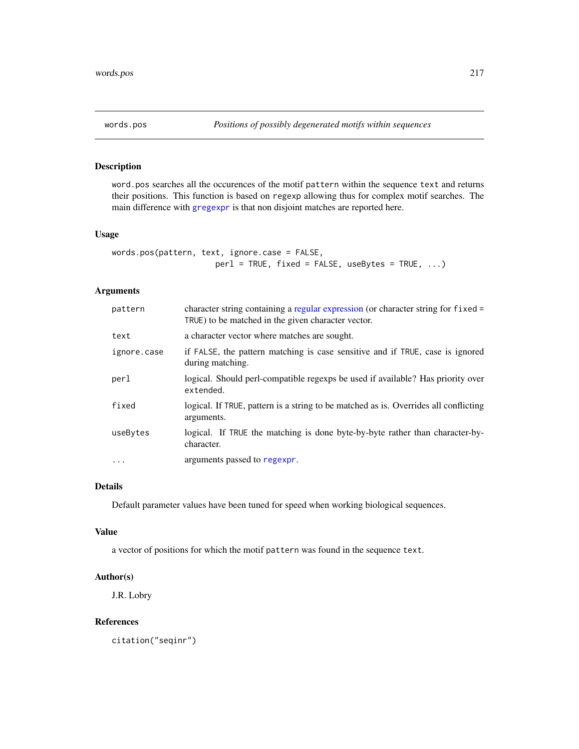## words.pos — *Positions of possibly degenerated motifs within sequences*

### Description

word.pos searches all the occurences of the motif pattern within the sequence text and returns their positions. This function is based on regexp allowing thus for complex motif searches. The main difference with gregexpr is that non disjoint matches are reported here.

### Usage

```
words.pos(pattern, text, ignore.case = FALSE,
                    perl = TRUE, fixed = FALSE, useBytes = TRUE, ...)
```

### Arguments

| | |
|---|---|
| pattern | character string containing a regular expression (or character string for fixed = TRUE) to be matched in the given character vector. |
| text | a character vector where matches are sought. |
| ignore.case | if FALSE, the pattern matching is case sensitive and if TRUE, case is ignored during matching. |
| perl | logical. Should perl-compatible regexps be used if available? Has priority over extended. |
| fixed | logical. If TRUE, pattern is a string to be matched as is. Overrides all conflicting arguments. |
| useBytes | logical. If TRUE the matching is done byte-by-byte rather than character-by-character. |
| ... | arguments passed to regexpr. |

### Details

Default parameter values have been tuned for speed when working biological sequences.

### Value

a vector of positions for which the motif pattern was found in the sequence text.

### Author(s)

J.R. Lobry

### References

citation("seqinr")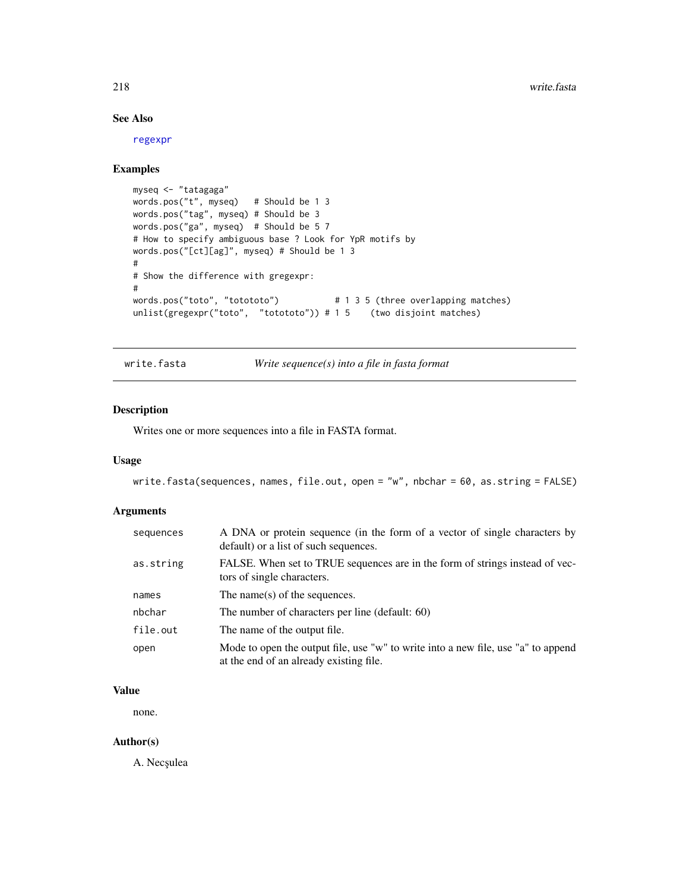## See Also

regexpr

## Examples

```
myseq <- "tatagaga"
words.pos("t", myseq)   # Should be 1 3
words.pos("tag", myseq) # Should be 3
words.pos("ga", myseq)  # Should be 5 7
# How to specify ambiguous base ? Look for YpR motifs by
words.pos("[ct][ag]", myseq) # Should be 1 3
#
# Show the difference with gregexpr:
#
words.pos("toto", "totototo")           # 1 3 5 (three overlapping matches)
unlist(gregexpr("toto",  "totototo")) # 1 5    (two disjoint matches)
```

---

# write.fasta *Write sequence(s) into a file in fasta format*

## Description

Writes one or more sequences into a file in FASTA format.

## Usage

```
write.fasta(sequences, names, file.out, open = "w", nbchar = 60, as.string = FALSE)
```

## Arguments

| | |
|---|---|
| sequences | A DNA or protein sequence (in the form of a vector of single characters by default) or a list of such sequences. |
| as.string | FALSE. When set to TRUE sequences are in the form of strings instead of vectors of single characters. |
| names | The name(s) of the sequences. |
| nbchar | The number of characters per line (default: 60) |
| file.out | The name of the output file. |
| open | Mode to open the output file, use "w" to write into a new file, use "a" to append at the end of an already existing file. |

## Value

none.

## Author(s)

A. Necşulea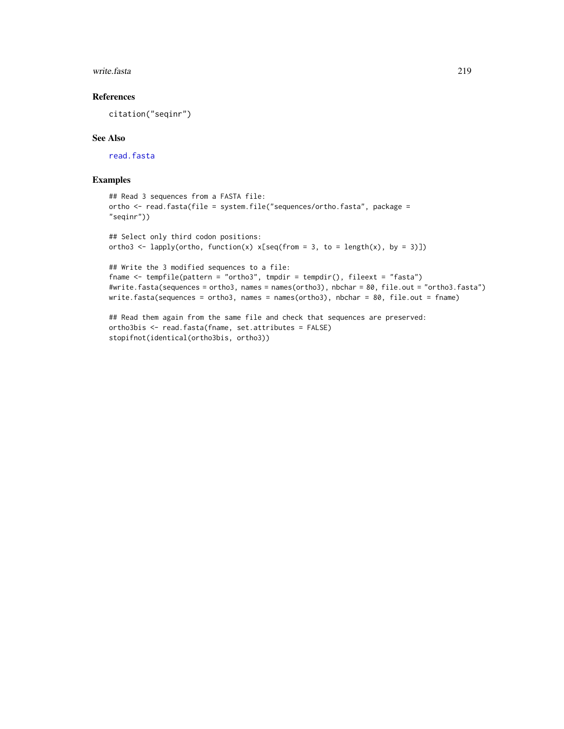### References

citation("seqinr")

### See Also

read.fasta

### Examples

```
## Read 3 sequences from a FASTA file:
ortho <- read.fasta(file = system.file("sequences/ortho.fasta", package =
"seqinr"))

## Select only third codon positions:
ortho3 <- lapply(ortho, function(x) x[seq(from = 3, to = length(x), by = 3)])

## Write the 3 modified sequences to a file:
fname <- tempfile(pattern = "ortho3", tmpdir = tempdir(), fileext = "fasta")
#write.fasta(sequences = ortho3, names = names(ortho3), nbchar = 80, file.out = "ortho3.fasta")
write.fasta(sequences = ortho3, names = names(ortho3), nbchar = 80, file.out = fname)

## Read them again from the same file and check that sequences are preserved:
ortho3bis <- read.fasta(fname, set.attributes = FALSE)
stopifnot(identical(ortho3bis, ortho3))
```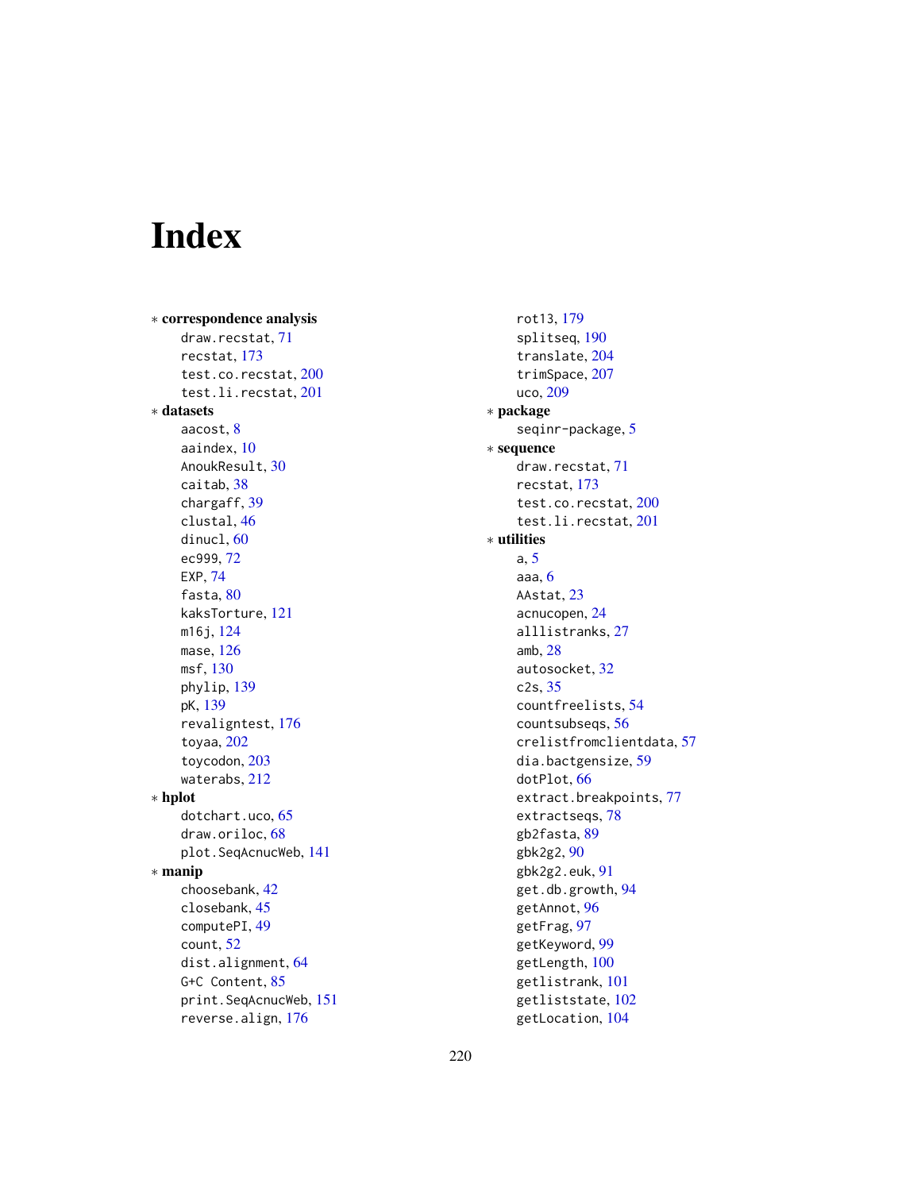# Index

∗ **correspondence analysis**
  draw.recstat, 71
  recstat, 173
  test.co.recstat, 200
  test.li.recstat, 201

∗ **datasets**
  aacost, 8
  aaindex, 10
  AnoukResult, 30
  caitab, 38
  chargaff, 39
  clustal, 46
  dinucl, 60
  ec999, 72
  EXP, 74
  fasta, 80
  kaksTorture, 121
  m16j, 124
  mase, 126
  msf, 130
  phylip, 139
  pK, 139
  revaligntest, 176
  toyaa, 202
  toycodon, 203
  waterabs, 212

∗ **hplot**
  dotchart.uco, 65
  draw.oriloc, 68
  plot.SeqAcnucWeb, 141

∗ **manip**
  choosebank, 42
  closebank, 45
  computePI, 49
  count, 52
  dist.alignment, 64
  G+C Content, 85
  print.SeqAcnucWeb, 151
  reverse.align, 176
  rot13, 179
  splitseq, 190
  translate, 204
  trimSpace, 207
  uco, 209

∗ **package**
  seqinr-package, 5

∗ **sequence**
  draw.recstat, 71
  recstat, 173
  test.co.recstat, 200
  test.li.recstat, 201

∗ **utilities**
  a, 5
  aaa, 6
  AAstat, 23
  acnucopen, 24
  alllistranks, 27
  amb, 28
  autosocket, 32
  c2s, 35
  countfreelists, 54
  countsubseqs, 56
  crelistfromclientdata, 57
  dia.bactgensize, 59
  dotPlot, 66
  extract.breakpoints, 77
  extractseqs, 78
  gb2fasta, 89
  gbk2g2, 90
  gbk2g2.euk, 91
  get.db.growth, 94
  getAnnot, 96
  getFrag, 97
  getKeyword, 99
  getLength, 100
  getlistrank, 101
  getliststate, 102
  getLocation, 104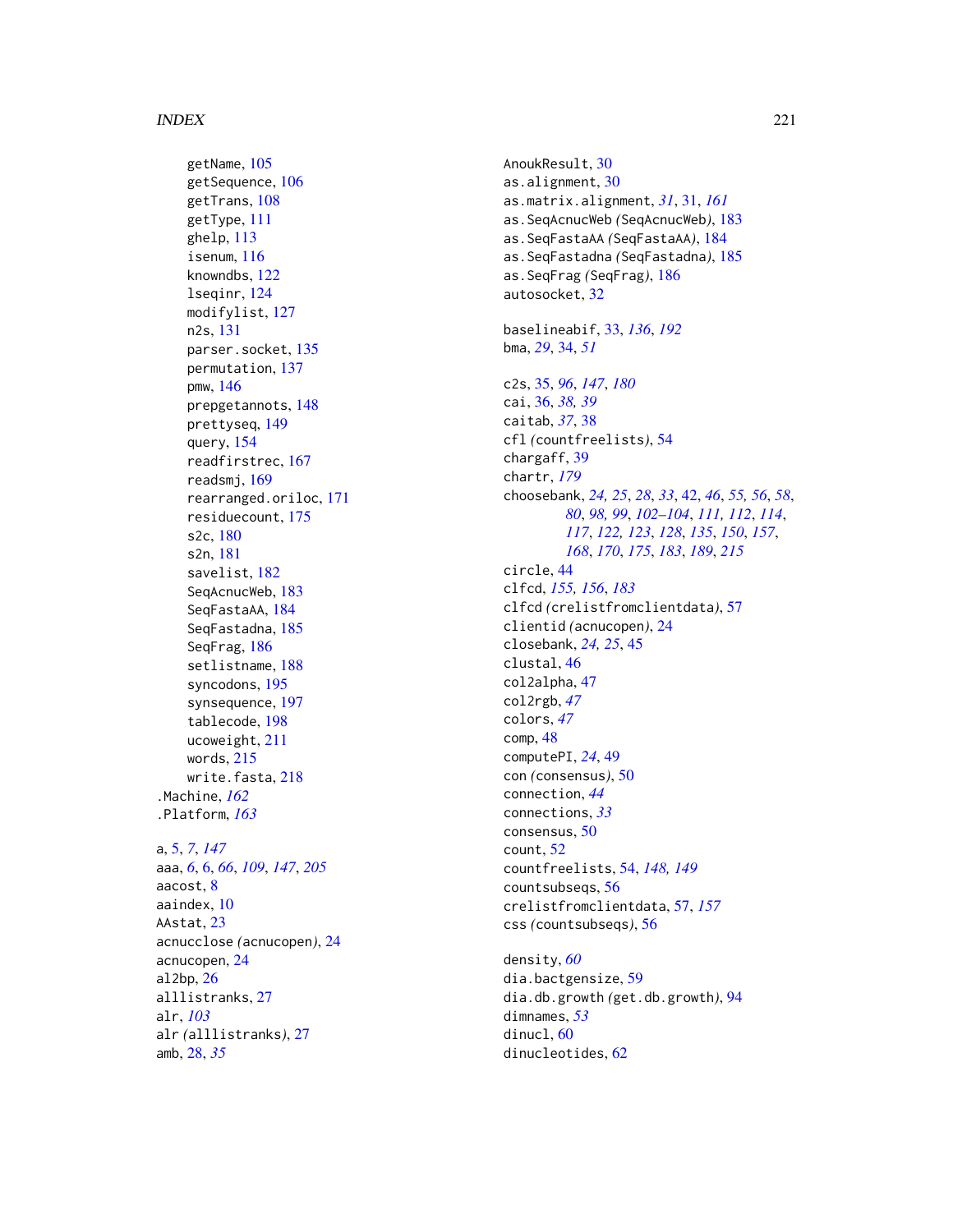getName, 105
getSequence, 106
getTrans, 108
getType, 111
ghelp, 113
isenum, 116
knowndbs, 122
lseqinr, 124
modifylist, 127
n2s, 131
parser.socket, 135
permutation, 137
pmw, 146
prepgetannots, 148
prettyseq, 149
query, 154
readfirstrec, 167
readsmj, 169
rearranged.oriloc, 171
residuecount, 175
s2c, 180
s2n, 181
savelist, 182
SeqAcnucWeb, 183
SeqFastaAA, 184
SeqFastadna, 185
SeqFrag, 186
setlistname, 188
syncodons, 195
synsequence, 197
tablecode, 198
ucoweight, 211
words, 215
write.fasta, 218

.Machine, *162*
.Platform, *163*

a, 5, *7*, *147*
aaa, *6*, 6, *66*, *109*, *147*, *205*
aacost, 8
aaindex, 10
AAstat, 23
acnucclose *(acnucopen)*, 24
acnucopen, 24
al2bp, 26
alllistranks, 27
alr, *103*
alr *(alllistranks)*, 27
amb, 28, *35*
AnoukResult, 30
as.alignment, 30
as.matrix.alignment, *31*, 31, *161*
as.SeqAcnucWeb *(SeqAcnucWeb)*, 183
as.SeqFastaAA *(SeqFastaAA)*, 184
as.SeqFastadna *(SeqFastadna)*, 185
as.SeqFrag *(SeqFrag)*, 186
autosocket, 32

baselineabif, 33, *136*, *192*
bma, *29*, 34, *51*

c2s, 35, *96*, *147*, *180*
cai, 36, *38, 39*
caitab, *37*, 38
cfl *(countfreelists)*, 54
chargaff, 39
chartr, *179*
choosebank, *24, 25*, *28*, *33*, 42, *46*, *55, 56*, *58*, *80*, *98, 99*, *102–104*, *111, 112*, *114*, *117*, *122, 123*, *128*, *135*, *150*, *157*, *168*, *170*, *175*, *183*, *189*, *215*
circle, 44
clfcd, *155, 156*, *183*
clfcd *(crelistfromclientdata)*, 57
clientid *(acnucopen)*, 24
closebank, *24, 25*, 45
clustal, 46
col2alpha, 47
col2rgb, *47*
colors, *47*
comp, 48
computePI, *24*, 49
con *(consensus)*, 50
connection, *44*
connections, *33*
consensus, 50
count, 52
countfreelists, 54, *148, 149*
countsubseqs, 56
crelistfromclientdata, 57, *157*
css *(countsubseqs)*, 56

density, *60*
dia.bactgensize, 59
dia.db.growth *(get.db.growth)*, 94
dimnames, *53*
dinucl, 60
dinucleotides, 62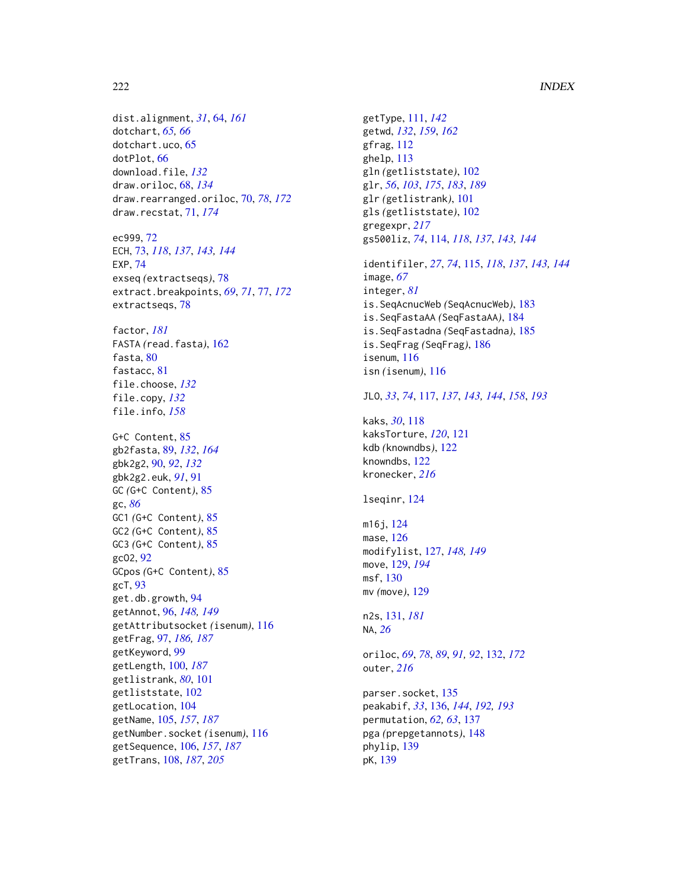dist.alignment, *31*, 64, *161*
dotchart, *65, 66*
dotchart.uco, 65
dotPlot, 66
download.file, *132*
draw.oriloc, 68, *134*
draw.rearranged.oriloc, 70, *78*, *172*
draw.recstat, 71, *174*

ec999, 72
ECH, 73, *118*, *137*, *143, 144*
EXP, 74
exseq *(*extractseqs*)*, 78
extract.breakpoints, *69*, *71*, 77, *172*
extractseqs, 78

factor, *181*
FASTA *(*read.fasta*)*, 162
fasta, 80
fastacc, 81
file.choose, *132*
file.copy, *132*
file.info, *158*

G+C Content, 85
gb2fasta, 89, *132*, *164*
gbk2g2, 90, *92*, *132*
gbk2g2.euk, *91*, 91
GC *(*G+C Content*)*, 85
gc, *86*
GC1 *(*G+C Content*)*, 85
GC2 *(*G+C Content*)*, 85
GC3 *(*G+C Content*)*, 85
gcO2, 92
GCpos *(*G+C Content*)*, 85
gcT, 93
get.db.growth, 94
getAnnot, 96, *148, 149*
getAttributsocket *(*isenum*)*, 116
getFrag, 97, *186, 187*
getKeyword, 99
getLength, 100, *187*
getlistrank, *80*, 101
getliststate, 102
getLocation, 104
getName, 105, *157*, *187*
getNumber.socket *(*isenum*)*, 116
getSequence, 106, *157*, *187*
getTrans, 108, *187*, *205*

getType, 111, *142*
getwd, *132*, *159*, *162*
gfrag, 112
ghelp, 113
gln *(*getliststate*)*, 102
glr, *56*, *103*, *175*, *183*, *189*
glr *(*getlistrank*)*, 101
gls *(*getliststate*)*, 102
gregexpr, *217*
gs500liz, *74*, 114, *118*, *137*, *143, 144*

identifiler, *27*, *74*, 115, *118*, *137*, *143, 144*
image, *67*
integer, *81*
is.SeqAcnucWeb *(*SeqAcnucWeb*)*, 183
is.SeqFastaAA *(*SeqFastaAA*)*, 184
is.SeqFastadna *(*SeqFastadna*)*, 185
is.SeqFrag *(*SeqFrag*)*, 186
isenum, 116
isn *(*isenum*)*, 116

JLO, *33*, *74*, 117, *137*, *143, 144*, *158*, *193*

kaks, *30*, 118
kaksTorture, *120*, 121
kdb *(*knowndbs*)*, 122
knowndbs, 122
kronecker, *216*

lseqinr, 124

m16j, 124
mase, 126
modifylist, 127, *148, 149*
move, 129, *194*
msf, 130
mv *(*move*)*, 129

n2s, 131, *181*
NA, *26*

oriloc, *69*, *78*, *89*, *91, 92*, 132, *172*
outer, *216*

parser.socket, 135
peakabif, *33*, 136, *144*, *192, 193*
permutation, *62, 63*, 137
pga *(*prepgetannots*)*, 148
phylip, 139
pK, 139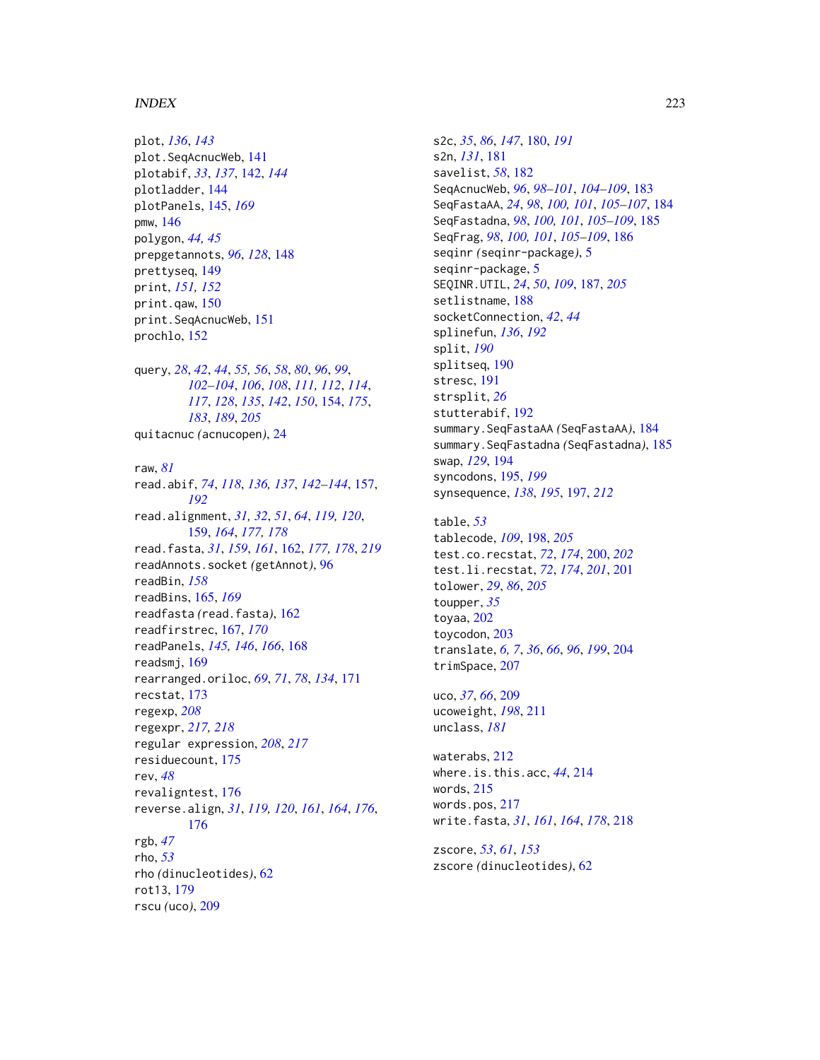plot, *136*, *143*
plot.SeqAcnucWeb, 141
plotabif, *33*, *137*, 142, *144*
plotladder, 144
plotPanels, 145, *169*
pmw, 146
polygon, *44, 45*
prepgetannots, *96*, *128*, 148
prettyseq, 149
print, *151, 152*
print.qaw, 150
print.SeqAcnucWeb, 151
prochlo, 152

query, *28*, *42*, *44*, *55, 56*, *58*, *80*, *96*, *99*, *102–104*, *106*, *108*, *111, 112*, *114*, *117*, *128*, *135*, *142*, *150*, 154, *175*, *183*, *189*, *205*
quitacnuc *(*acnucopen*)*, 24

raw, *81*
read.abif, *74*, *118*, *136, 137*, *142–144*, 157, *192*
read.alignment, *31, 32*, *51*, *64*, *119, 120*, 159, *164*, *177, 178*
read.fasta, *31*, *159*, *161*, 162, *177, 178*, *219*
readAnnots.socket *(*getAnnot*)*, 96
readBin, *158*
readBins, 165, *169*
readfasta *(*read.fasta*)*, 162
readfirstrec, 167, *170*
readPanels, *145, 146*, *166*, 168
readsmj, 169
rearranged.oriloc, *69*, *71*, *78*, *134*, 171
recstat, 173
regexp, *208*
regexpr, *217, 218*
regular expression, *208*, *217*
residuecount, 175
rev, *48*
revaligntest, 176
reverse.align, *31*, *119, 120*, *161*, *164*, *176*, 176
rgb, *47*
rho, *53*
rho *(*dinucleotides*)*, 62
rot13, 179
rscu *(*uco*)*, 209

s2c, *35*, *86*, *147*, 180, *191*
s2n, *131*, 181
savelist, *58*, 182
SeqAcnucWeb, *96*, *98–101*, *104–109*, 183
SeqFastaAA, *24*, *98*, *100, 101*, *105–107*, 184
SeqFastadna, *98*, *100, 101*, *105–109*, 185
SeqFrag, *98*, *100, 101*, *105–109*, 186
seqinr *(*seqinr-package*)*, 5
seqinr-package, 5
SEQINR.UTIL, *24*, *50*, *109*, 187, *205*
setlistname, 188
socketConnection, *42*, *44*
splinefun, *136*, *192*
split, *190*
splitseq, 190
stresc, 191
strsplit, *26*
stutterabif, 192
summary.SeqFastaAA *(*SeqFastaAA*)*, 184
summary.SeqFastadna *(*SeqFastadna*)*, 185
swap, *129*, 194
syncodons, 195, *199*
synsequence, *138*, *195*, 197, *212*

table, *53*
tablecode, *109*, 198, *205*
test.co.recstat, *72*, *174*, 200, *202*
test.li.recstat, *72*, *174*, *201*, 201
tolower, *29*, *86*, *205*
toupper, *35*
toyaa, 202
toycodon, 203
translate, *6, 7*, *36*, *66*, *96*, *199*, 204
trimSpace, 207

uco, *37*, *66*, 209
ucoweight, *198*, 211
unclass, *181*

waterabs, 212
where.is.this.acc, *44*, 214
words, 215
words.pos, 217
write.fasta, *31*, *161*, *164*, *178*, 218

zscore, *53*, *61*, *153*
zscore *(*dinucleotides*)*, 62